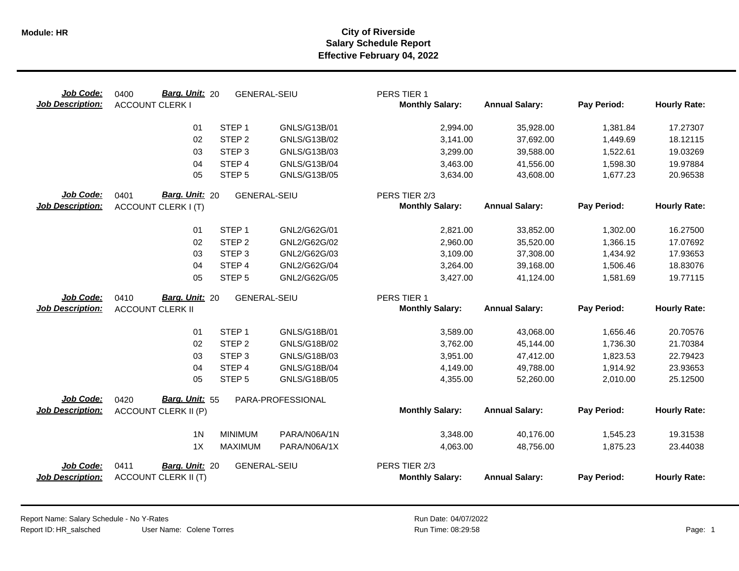# City of Riverside
## Salary Schedule Report
### Effective February 04, 2022

**Job Code:** 0400 **Barg. Unit:** 20 GENERAL-SEIU PERS TIER 1
**Job Description:** ACCOUNT CLERK I

| Step | | Code | Monthly Salary | Annual Salary | Pay Period | Hourly Rate |
|---|---|---|---|---|---|---|
| 01 | STEP 1 | GNLS/G13B/01 | 2,994.00 | 35,928.00 | 1,381.84 | 17.27307 |
| 02 | STEP 2 | GNLS/G13B/02 | 3,141.00 | 37,692.00 | 1,449.69 | 18.12115 |
| 03 | STEP 3 | GNLS/G13B/03 | 3,299.00 | 39,588.00 | 1,522.61 | 19.03269 |
| 04 | STEP 4 | GNLS/G13B/04 | 3,463.00 | 41,556.00 | 1,598.30 | 19.97884 |
| 05 | STEP 5 | GNLS/G13B/05 | 3,634.00 | 43,608.00 | 1,677.23 | 20.96538 |

**Job Code:** 0401 **Barg. Unit:** 20 GENERAL-SEIU PERS TIER 2/3
**Job Description:** ACCOUNT CLERK I (T)

| Step | | Code | Monthly Salary | Annual Salary | Pay Period | Hourly Rate |
|---|---|---|---|---|---|---|
| 01 | STEP 1 | GNL2/G62G/01 | 2,821.00 | 33,852.00 | 1,302.00 | 16.27500 |
| 02 | STEP 2 | GNL2/G62G/02 | 2,960.00 | 35,520.00 | 1,366.15 | 17.07692 |
| 03 | STEP 3 | GNL2/G62G/03 | 3,109.00 | 37,308.00 | 1,434.92 | 17.93653 |
| 04 | STEP 4 | GNL2/G62G/04 | 3,264.00 | 39,168.00 | 1,506.46 | 18.83076 |
| 05 | STEP 5 | GNL2/G62G/05 | 3,427.00 | 41,124.00 | 1,581.69 | 19.77115 |

**Job Code:** 0410 **Barg. Unit:** 20 GENERAL-SEIU PERS TIER 1
**Job Description:** ACCOUNT CLERK II

| Step | | Code | Monthly Salary | Annual Salary | Pay Period | Hourly Rate |
|---|---|---|---|---|---|---|
| 01 | STEP 1 | GNLS/G18B/01 | 3,589.00 | 43,068.00 | 1,656.46 | 20.70576 |
| 02 | STEP 2 | GNLS/G18B/02 | 3,762.00 | 45,144.00 | 1,736.30 | 21.70384 |
| 03 | STEP 3 | GNLS/G18B/03 | 3,951.00 | 47,412.00 | 1,823.53 | 22.79423 |
| 04 | STEP 4 | GNLS/G18B/04 | 4,149.00 | 49,788.00 | 1,914.92 | 23.93653 |
| 05 | STEP 5 | GNLS/G18B/05 | 4,355.00 | 52,260.00 | 2,010.00 | 25.12500 |

**Job Code:** 0420 **Barg. Unit:** 55 PARA-PROFESSIONAL
**Job Description:** ACCOUNT CLERK II (P)

| Step | | Code | Monthly Salary | Annual Salary | Pay Period | Hourly Rate |
|---|---|---|---|---|---|---|
| 1N | MINIMUM | PARA/N06A/1N | 3,348.00 | 40,176.00 | 1,545.23 | 19.31538 |
| 1X | MAXIMUM | PARA/N06A/1X | 4,063.00 | 48,756.00 | 1,875.23 | 23.44038 |

**Job Code:** 0411 **Barg. Unit:** 20 GENERAL-SEIU PERS TIER 2/3
**Job Description:** ACCOUNT CLERK II (T)

| Step | | Code | Monthly Salary | Annual Salary | Pay Period | Hourly Rate |
|---|---|---|---|---|---|---|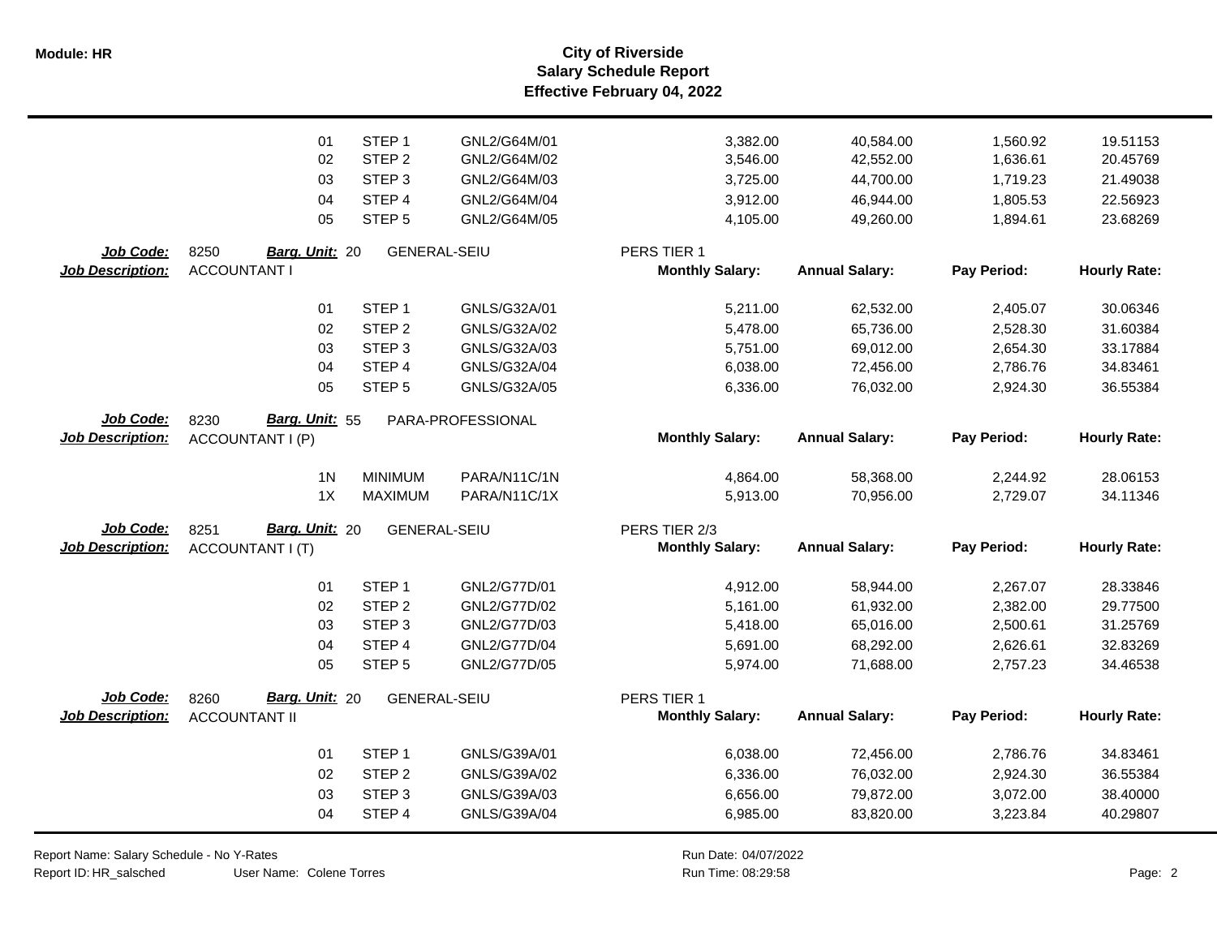# City of Riverside
## Salary Schedule Report
### Effective February 04, 2022

| Step | Step Name | Code | Monthly Salary | Annual Salary | Pay Period | Hourly Rate |
|---|---|---|---|---|---|---|
| 01 | STEP 1 | GNL2/G64M/01 | 3,382.00 | 40,584.00 | 1,560.92 | 19.51153 |
| 02 | STEP 2 | GNL2/G64M/02 | 3,546.00 | 42,552.00 | 1,636.61 | 20.45769 |
| 03 | STEP 3 | GNL2/G64M/03 | 3,725.00 | 44,700.00 | 1,719.23 | 21.49038 |
| 04 | STEP 4 | GNL2/G64M/04 | 3,912.00 | 46,944.00 | 1,805.53 | 22.56923 |
| 05 | STEP 5 | GNL2/G64M/05 | 4,105.00 | 49,260.00 | 1,894.61 | 23.68269 |

**Job Code:** 8250 **Barg. Unit:** 20 GENERAL-SEIU PERS TIER 1
**Job Description:** ACCOUNTANT I

| Step | Step Name | Code | Monthly Salary | Annual Salary | Pay Period | Hourly Rate |
|---|---|---|---|---|---|---|
| 01 | STEP 1 | GNLS/G32A/01 | 5,211.00 | 62,532.00 | 2,405.07 | 30.06346 |
| 02 | STEP 2 | GNLS/G32A/02 | 5,478.00 | 65,736.00 | 2,528.30 | 31.60384 |
| 03 | STEP 3 | GNLS/G32A/03 | 5,751.00 | 69,012.00 | 2,654.30 | 33.17884 |
| 04 | STEP 4 | GNLS/G32A/04 | 6,038.00 | 72,456.00 | 2,786.76 | 34.83461 |
| 05 | STEP 5 | GNLS/G32A/05 | 6,336.00 | 76,032.00 | 2,924.30 | 36.55384 |

**Job Code:** 8230 **Barg. Unit:** 55 PARA-PROFESSIONAL
**Job Description:** ACCOUNTANT I (P)

| Step | Step Name | Code | Monthly Salary | Annual Salary | Pay Period | Hourly Rate |
|---|---|---|---|---|---|---|
| 1N | MINIMUM | PARA/N11C/1N | 4,864.00 | 58,368.00 | 2,244.92 | 28.06153 |
| 1X | MAXIMUM | PARA/N11C/1X | 5,913.00 | 70,956.00 | 2,729.07 | 34.11346 |

**Job Code:** 8251 **Barg. Unit:** 20 GENERAL-SEIU PERS TIER 2/3
**Job Description:** ACCOUNTANT I (T)

| Step | Step Name | Code | Monthly Salary | Annual Salary | Pay Period | Hourly Rate |
|---|---|---|---|---|---|---|
| 01 | STEP 1 | GNL2/G77D/01 | 4,912.00 | 58,944.00 | 2,267.07 | 28.33846 |
| 02 | STEP 2 | GNL2/G77D/02 | 5,161.00 | 61,932.00 | 2,382.00 | 29.77500 |
| 03 | STEP 3 | GNL2/G77D/03 | 5,418.00 | 65,016.00 | 2,500.61 | 31.25769 |
| 04 | STEP 4 | GNL2/G77D/04 | 5,691.00 | 68,292.00 | 2,626.61 | 32.83269 |
| 05 | STEP 5 | GNL2/G77D/05 | 5,974.00 | 71,688.00 | 2,757.23 | 34.46538 |

**Job Code:** 8260 **Barg. Unit:** 20 GENERAL-SEIU PERS TIER 1
**Job Description:** ACCOUNTANT II

| Step | Step Name | Code | Monthly Salary | Annual Salary | Pay Period | Hourly Rate |
|---|---|---|---|---|---|---|
| 01 | STEP 1 | GNLS/G39A/01 | 6,038.00 | 72,456.00 | 2,786.76 | 34.83461 |
| 02 | STEP 2 | GNLS/G39A/02 | 6,336.00 | 76,032.00 | 2,924.30 | 36.55384 |
| 03 | STEP 3 | GNLS/G39A/03 | 6,656.00 | 79,872.00 | 3,072.00 | 38.40000 |
| 04 | STEP 4 | GNLS/G39A/04 | 6,985.00 | 83,820.00 | 3,223.84 | 40.29807 |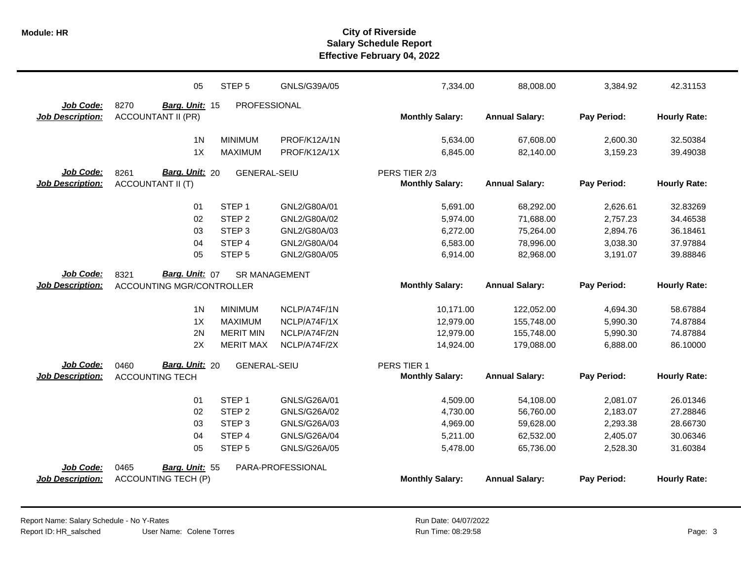# City of Riverside
## Salary Schedule Report
### Effective February 04, 2022

| | | | | Monthly Salary | Annual Salary | Pay Period | Hourly Rate |
|---|---|---|---|---|---|---|---|
| | 05 | STEP 5 | GNLS/G39A/05 | 7,334.00 | 88,008.00 | 3,384.92 | 42.31153 |

**Job Code:** 8270 **Barg. Unit:** 15 PROFESSIONAL
**Job Description:** ACCOUNTANT II (PR)

| | | | Monthly Salary: | Annual Salary: | Pay Period: | Hourly Rate: |
|---|---|---|---|---|---|---|
| 1N | MINIMUM | PROF/K12A/1N | 5,634.00 | 67,608.00 | 2,600.30 | 32.50384 |
| 1X | MAXIMUM | PROF/K12A/1X | 6,845.00 | 82,140.00 | 3,159.23 | 39.49038 |

**Job Code:** 8261 **Barg. Unit:** 20 GENERAL-SEIU — PERS TIER 2/3
**Job Description:** ACCOUNTANT II (T)

| | | | Monthly Salary: | Annual Salary: | Pay Period: | Hourly Rate: |
|---|---|---|---|---|---|---|
| 01 | STEP 1 | GNL2/G80A/01 | 5,691.00 | 68,292.00 | 2,626.61 | 32.83269 |
| 02 | STEP 2 | GNL2/G80A/02 | 5,974.00 | 71,688.00 | 2,757.23 | 34.46538 |
| 03 | STEP 3 | GNL2/G80A/03 | 6,272.00 | 75,264.00 | 2,894.76 | 36.18461 |
| 04 | STEP 4 | GNL2/G80A/04 | 6,583.00 | 78,996.00 | 3,038.30 | 37.97884 |
| 05 | STEP 5 | GNL2/G80A/05 | 6,914.00 | 82,968.00 | 3,191.07 | 39.88846 |

**Job Code:** 8321 **Barg. Unit:** 07 SR MANAGEMENT
**Job Description:** ACCOUNTING MGR/CONTROLLER

| | | | Monthly Salary: | Annual Salary: | Pay Period: | Hourly Rate: |
|---|---|---|---|---|---|---|
| 1N | MINIMUM | NCLP/A74F/1N | 10,171.00 | 122,052.00 | 4,694.30 | 58.67884 |
| 1X | MAXIMUM | NCLP/A74F/1X | 12,979.00 | 155,748.00 | 5,990.30 | 74.87884 |
| 2N | MERIT MIN | NCLP/A74F/2N | 12,979.00 | 155,748.00 | 5,990.30 | 74.87884 |
| 2X | MERIT MAX | NCLP/A74F/2X | 14,924.00 | 179,088.00 | 6,888.00 | 86.10000 |

**Job Code:** 0460 **Barg. Unit:** 20 GENERAL-SEIU — PERS TIER 1
**Job Description:** ACCOUNTING TECH

| | | | Monthly Salary: | Annual Salary: | Pay Period: | Hourly Rate: |
|---|---|---|---|---|---|---|
| 01 | STEP 1 | GNLS/G26A/01 | 4,509.00 | 54,108.00 | 2,081.07 | 26.01346 |
| 02 | STEP 2 | GNLS/G26A/02 | 4,730.00 | 56,760.00 | 2,183.07 | 27.28846 |
| 03 | STEP 3 | GNLS/G26A/03 | 4,969.00 | 59,628.00 | 2,293.38 | 28.66730 |
| 04 | STEP 4 | GNLS/G26A/04 | 5,211.00 | 62,532.00 | 2,405.07 | 30.06346 |
| 05 | STEP 5 | GNLS/G26A/05 | 5,478.00 | 65,736.00 | 2,528.30 | 31.60384 |

**Job Code:** 0465 **Barg. Unit:** 55 PARA-PROFESSIONAL
**Job Description:** ACCOUNTING TECH (P)

| Monthly Salary: | Annual Salary: | Pay Period: | Hourly Rate: |
|---|---|---|---|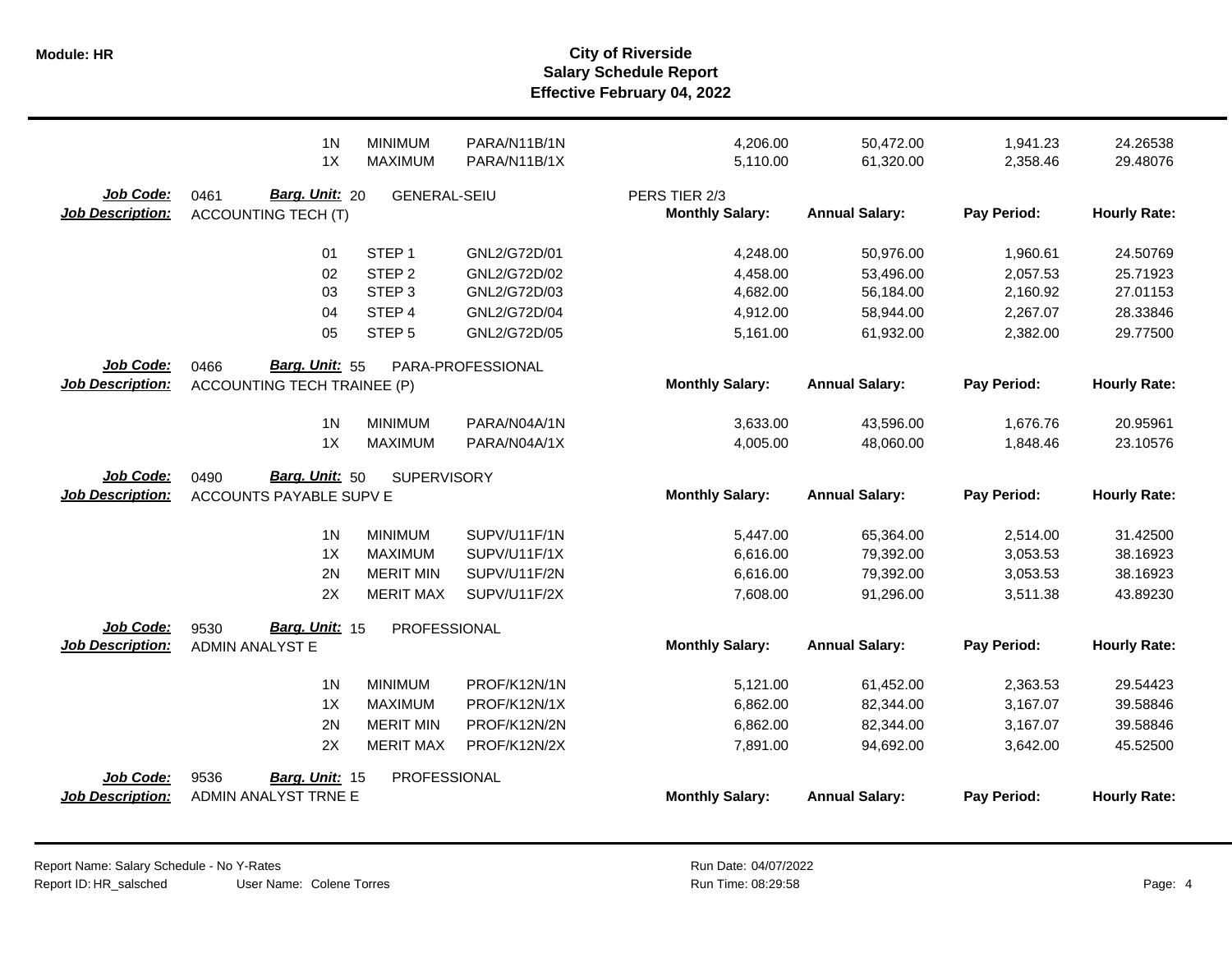| | | | | | | | |
|---|---|---|---|---|---|---|---|
| 1N | MINIMUM | PARA/N11B/1N | | 4,206.00 | 50,472.00 | 1,941.23 | 24.26538 |
| 1X | MAXIMUM | PARA/N11B/1X | | 5,110.00 | 61,320.00 | 2,358.46 | 29.48076 |

**Job Code:** 0461 **Barg. Unit:** 20 GENERAL-SEIU PERS TIER 2/3
**Job Description:** ACCOUNTING TECH (T)

| | | | Monthly Salary: | Annual Salary: | Pay Period: | Hourly Rate: |
|---|---|---|---|---|---|---|
| 01 | STEP 1 | GNL2/G72D/01 | 4,248.00 | 50,976.00 | 1,960.61 | 24.50769 |
| 02 | STEP 2 | GNL2/G72D/02 | 4,458.00 | 53,496.00 | 2,057.53 | 25.71923 |
| 03 | STEP 3 | GNL2/G72D/03 | 4,682.00 | 56,184.00 | 2,160.92 | 27.01153 |
| 04 | STEP 4 | GNL2/G72D/04 | 4,912.00 | 58,944.00 | 2,267.07 | 28.33846 |
| 05 | STEP 5 | GNL2/G72D/05 | 5,161.00 | 61,932.00 | 2,382.00 | 29.77500 |

**Job Code:** 0466 **Barg. Unit:** 55 PARA-PROFESSIONAL
**Job Description:** ACCOUNTING TECH TRAINEE (P)

| | | | Monthly Salary: | Annual Salary: | Pay Period: | Hourly Rate: |
|---|---|---|---|---|---|---|
| 1N | MINIMUM | PARA/N04A/1N | 3,633.00 | 43,596.00 | 1,676.76 | 20.95961 |
| 1X | MAXIMUM | PARA/N04A/1X | 4,005.00 | 48,060.00 | 1,848.46 | 23.10576 |

**Job Code:** 0490 **Barg. Unit:** 50 SUPERVISORY
**Job Description:** ACCOUNTS PAYABLE SUPV E

| | | | Monthly Salary: | Annual Salary: | Pay Period: | Hourly Rate: |
|---|---|---|---|---|---|---|
| 1N | MINIMUM | SUPV/U11F/1N | 5,447.00 | 65,364.00 | 2,514.00 | 31.42500 |
| 1X | MAXIMUM | SUPV/U11F/1X | 6,616.00 | 79,392.00 | 3,053.53 | 38.16923 |
| 2N | MERIT MIN | SUPV/U11F/2N | 6,616.00 | 79,392.00 | 3,053.53 | 38.16923 |
| 2X | MERIT MAX | SUPV/U11F/2X | 7,608.00 | 91,296.00 | 3,511.38 | 43.89230 |

**Job Code:** 9530 **Barg. Unit:** 15 PROFESSIONAL
**Job Description:** ADMIN ANALYST E

| | | | Monthly Salary: | Annual Salary: | Pay Period: | Hourly Rate: |
|---|---|---|---|---|---|---|
| 1N | MINIMUM | PROF/K12N/1N | 5,121.00 | 61,452.00 | 2,363.53 | 29.54423 |
| 1X | MAXIMUM | PROF/K12N/1X | 6,862.00 | 82,344.00 | 3,167.07 | 39.58846 |
| 2N | MERIT MIN | PROF/K12N/2N | 6,862.00 | 82,344.00 | 3,167.07 | 39.58846 |
| 2X | MERIT MAX | PROF/K12N/2X | 7,891.00 | 94,692.00 | 3,642.00 | 45.52500 |

**Job Code:** 9536 **Barg. Unit:** 15 PROFESSIONAL
**Job Description:** ADMIN ANALYST TRNE E

| | | | Monthly Salary: | Annual Salary: | Pay Period: | Hourly Rate: |
|---|---|---|---|---|---|---|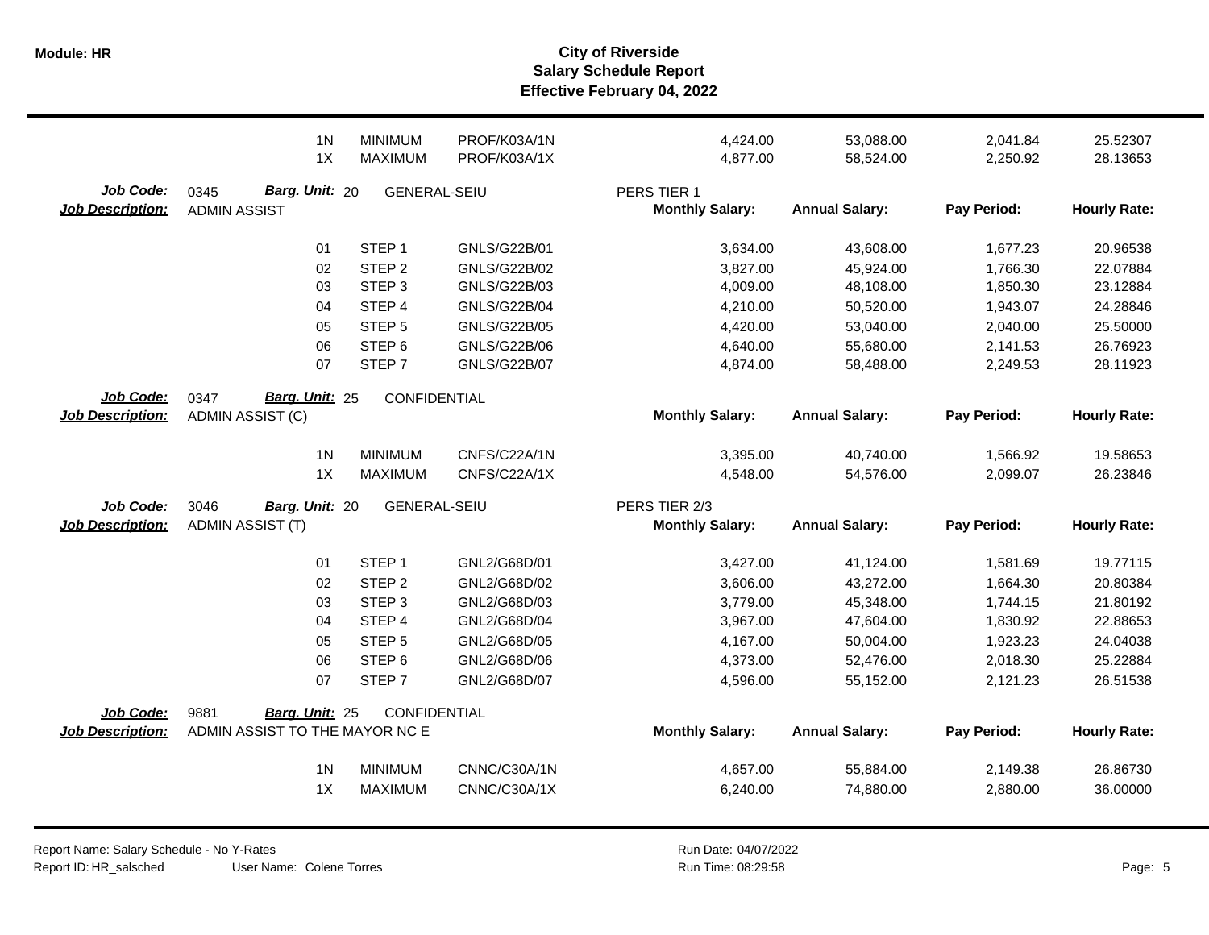| | | | | | | | | |
|---|---|---|---|---|---|---|---|---|
| | 1N | MINIMUM | PROF/K03A/1N | | 4,424.00 | 53,088.00 | 2,041.84 | 25.52307 |
| | 1X | MAXIMUM | PROF/K03A/1X | | 4,877.00 | 58,524.00 | 2,250.92 | 28.13653 |

**Job Code:** 0345 **Barg. Unit:** 20 GENERAL-SEIU PERS TIER 1
**Job Description:** ADMIN ASSIST

| | | | Monthly Salary: | Annual Salary: | Pay Period: | Hourly Rate: |
|---|---|---|---|---|---|---|
| 01 | STEP 1 | GNLS/G22B/01 | 3,634.00 | 43,608.00 | 1,677.23 | 20.96538 |
| 02 | STEP 2 | GNLS/G22B/02 | 3,827.00 | 45,924.00 | 1,766.30 | 22.07884 |
| 03 | STEP 3 | GNLS/G22B/03 | 4,009.00 | 48,108.00 | 1,850.30 | 23.12884 |
| 04 | STEP 4 | GNLS/G22B/04 | 4,210.00 | 50,520.00 | 1,943.07 | 24.28846 |
| 05 | STEP 5 | GNLS/G22B/05 | 4,420.00 | 53,040.00 | 2,040.00 | 25.50000 |
| 06 | STEP 6 | GNLS/G22B/06 | 4,640.00 | 55,680.00 | 2,141.53 | 26.76923 |
| 07 | STEP 7 | GNLS/G22B/07 | 4,874.00 | 58,488.00 | 2,249.53 | 28.11923 |

**Job Code:** 0347 **Barg. Unit:** 25 CONFIDENTIAL
**Job Description:** ADMIN ASSIST (C)

| | | | Monthly Salary: | Annual Salary: | Pay Period: | Hourly Rate: |
|---|---|---|---|---|---|---|
| 1N | MINIMUM | CNFS/C22A/1N | 3,395.00 | 40,740.00 | 1,566.92 | 19.58653 |
| 1X | MAXIMUM | CNFS/C22A/1X | 4,548.00 | 54,576.00 | 2,099.07 | 26.23846 |

**Job Code:** 3046 **Barg. Unit:** 20 GENERAL-SEIU PERS TIER 2/3
**Job Description:** ADMIN ASSIST (T)

| | | | Monthly Salary: | Annual Salary: | Pay Period: | Hourly Rate: |
|---|---|---|---|---|---|---|
| 01 | STEP 1 | GNL2/G68D/01 | 3,427.00 | 41,124.00 | 1,581.69 | 19.77115 |
| 02 | STEP 2 | GNL2/G68D/02 | 3,606.00 | 43,272.00 | 1,664.30 | 20.80384 |
| 03 | STEP 3 | GNL2/G68D/03 | 3,779.00 | 45,348.00 | 1,744.15 | 21.80192 |
| 04 | STEP 4 | GNL2/G68D/04 | 3,967.00 | 47,604.00 | 1,830.92 | 22.88653 |
| 05 | STEP 5 | GNL2/G68D/05 | 4,167.00 | 50,004.00 | 1,923.23 | 24.04038 |
| 06 | STEP 6 | GNL2/G68D/06 | 4,373.00 | 52,476.00 | 2,018.30 | 25.22884 |
| 07 | STEP 7 | GNL2/G68D/07 | 4,596.00 | 55,152.00 | 2,121.23 | 26.51538 |

**Job Code:** 9881 **Barg. Unit:** 25 CONFIDENTIAL
**Job Description:** ADMIN ASSIST TO THE MAYOR NC E

| | | | Monthly Salary: | Annual Salary: | Pay Period: | Hourly Rate: |
|---|---|---|---|---|---|---|
| 1N | MINIMUM | CNNC/C30A/1N | 4,657.00 | 55,884.00 | 2,149.38 | 26.86730 |
| 1X | MAXIMUM | CNNC/C30A/1X | 6,240.00 | 74,880.00 | 2,880.00 | 36.00000 |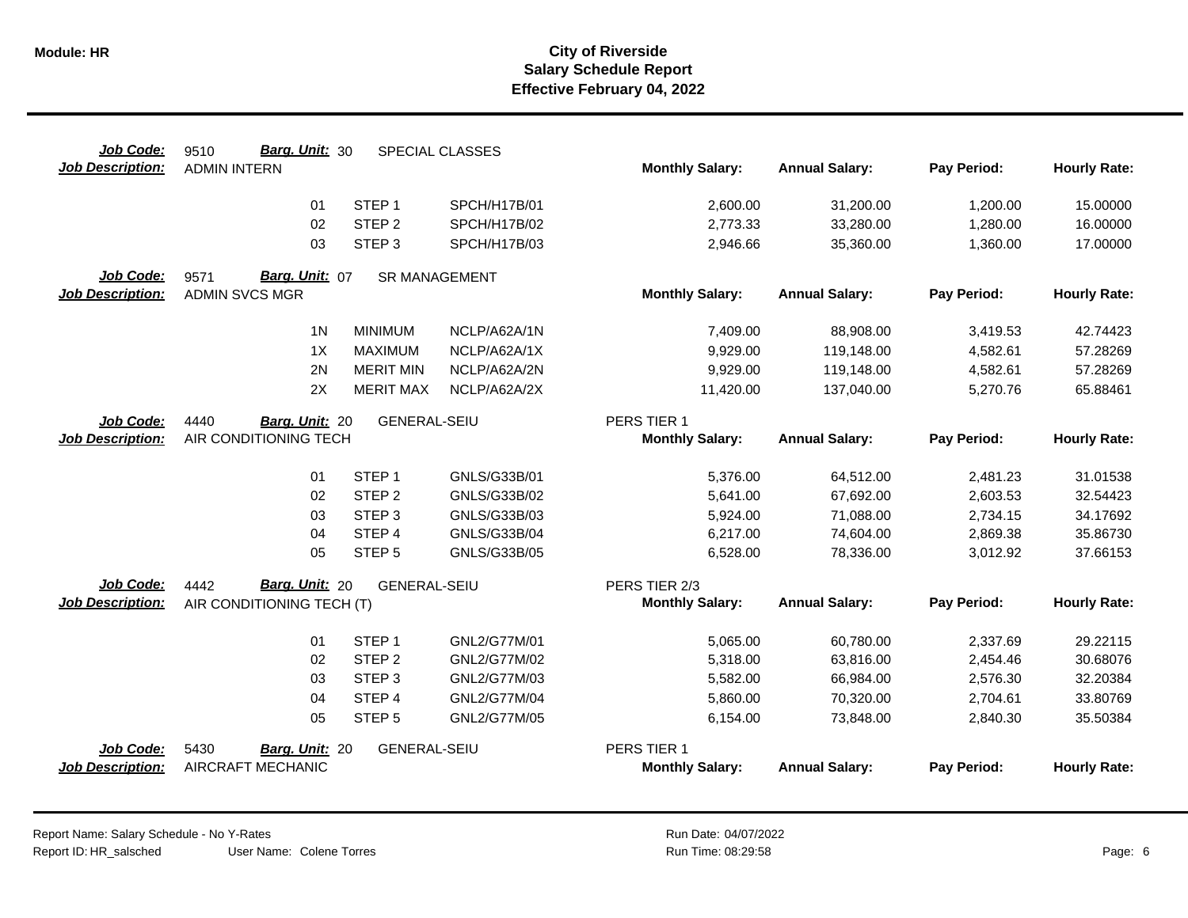**Module: HR**

# City of Riverside
## Salary Schedule Report
### Effective February 04, 2022

**Job Code:** 9510 **Barg. Unit:** 30 SPECIAL CLASSES
**Job Description:** ADMIN INTERN

| | | | Monthly Salary: | Annual Salary: | Pay Period: | Hourly Rate: |
|---|---|---|---|---|---|---|
| 01 | STEP 1 | SPCH/H17B/01 | 2,600.00 | 31,200.00 | 1,200.00 | 15.00000 |
| 02 | STEP 2 | SPCH/H17B/02 | 2,773.33 | 33,280.00 | 1,280.00 | 16.00000 |
| 03 | STEP 3 | SPCH/H17B/03 | 2,946.66 | 35,360.00 | 1,360.00 | 17.00000 |

**Job Code:** 9571 **Barg. Unit:** 07 SR MANAGEMENT
**Job Description:** ADMIN SVCS MGR

| | | | Monthly Salary: | Annual Salary: | Pay Period: | Hourly Rate: |
|---|---|---|---|---|---|---|
| 1N | MINIMUM | NCLP/A62A/1N | 7,409.00 | 88,908.00 | 3,419.53 | 42.74423 |
| 1X | MAXIMUM | NCLP/A62A/1X | 9,929.00 | 119,148.00 | 4,582.61 | 57.28269 |
| 2N | MERIT MIN | NCLP/A62A/2N | 9,929.00 | 119,148.00 | 4,582.61 | 57.28269 |
| 2X | MERIT MAX | NCLP/A62A/2X | 11,420.00 | 137,040.00 | 5,270.76 | 65.88461 |

**Job Code:** 4440 **Barg. Unit:** 20 GENERAL-SEIU PERS TIER 1
**Job Description:** AIR CONDITIONING TECH

| | | | Monthly Salary: | Annual Salary: | Pay Period: | Hourly Rate: |
|---|---|---|---|---|---|---|
| 01 | STEP 1 | GNLS/G33B/01 | 5,376.00 | 64,512.00 | 2,481.23 | 31.01538 |
| 02 | STEP 2 | GNLS/G33B/02 | 5,641.00 | 67,692.00 | 2,603.53 | 32.54423 |
| 03 | STEP 3 | GNLS/G33B/03 | 5,924.00 | 71,088.00 | 2,734.15 | 34.17692 |
| 04 | STEP 4 | GNLS/G33B/04 | 6,217.00 | 74,604.00 | 2,869.38 | 35.86730 |
| 05 | STEP 5 | GNLS/G33B/05 | 6,528.00 | 78,336.00 | 3,012.92 | 37.66153 |

**Job Code:** 4442 **Barg. Unit:** 20 GENERAL-SEIU PERS TIER 2/3
**Job Description:** AIR CONDITIONING TECH (T)

| | | | Monthly Salary: | Annual Salary: | Pay Period: | Hourly Rate: |
|---|---|---|---|---|---|---|
| 01 | STEP 1 | GNL2/G77M/01 | 5,065.00 | 60,780.00 | 2,337.69 | 29.22115 |
| 02 | STEP 2 | GNL2/G77M/02 | 5,318.00 | 63,816.00 | 2,454.46 | 30.68076 |
| 03 | STEP 3 | GNL2/G77M/03 | 5,582.00 | 66,984.00 | 2,576.30 | 32.20384 |
| 04 | STEP 4 | GNL2/G77M/04 | 5,860.00 | 70,320.00 | 2,704.61 | 33.80769 |
| 05 | STEP 5 | GNL2/G77M/05 | 6,154.00 | 73,848.00 | 2,840.30 | 35.50384 |

**Job Code:** 5430 **Barg. Unit:** 20 GENERAL-SEIU PERS TIER 1
**Job Description:** AIRCRAFT MECHANIC

| | | | Monthly Salary: | Annual Salary: | Pay Period: | Hourly Rate: |
|---|---|---|---|---|---|---|

Report Name: Salary Schedule - No Y-Rates
Report ID: HR_salsched User Name: Colene Torres
Run Date: 04/07/2022
Run Time: 08:29:58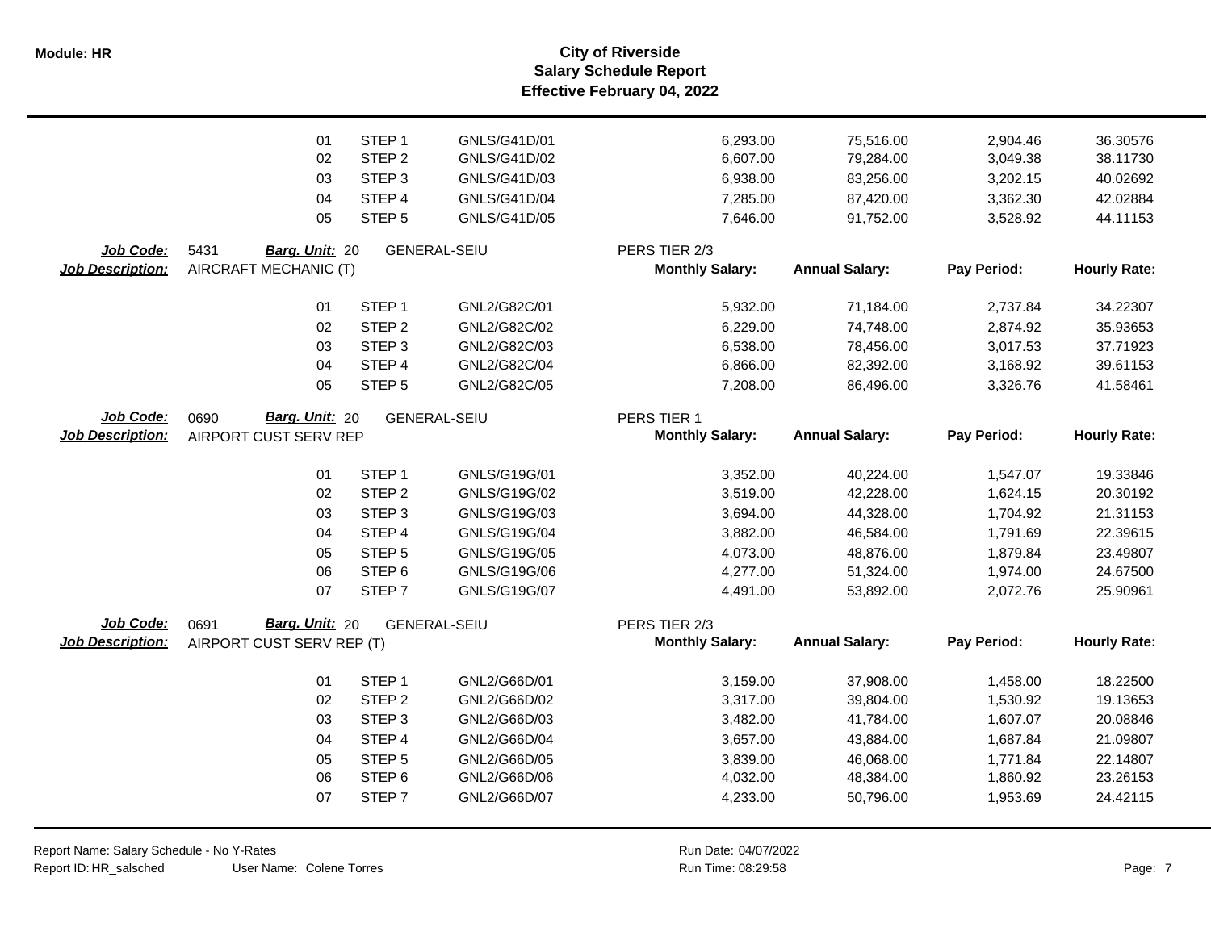| | | | | Monthly Salary: | Annual Salary: | Pay Period: | Hourly Rate: |
|---|---|---|---|---|---|---|---|
| | 01 | STEP 1 | GNLS/G41D/01 | 6,293.00 | 75,516.00 | 2,904.46 | 36.30576 |
| | 02 | STEP 2 | GNLS/G41D/02 | 6,607.00 | 79,284.00 | 3,049.38 | 38.11730 |
| | 03 | STEP 3 | GNLS/G41D/03 | 6,938.00 | 83,256.00 | 3,202.15 | 40.02692 |
| | 04 | STEP 4 | GNLS/G41D/04 | 7,285.00 | 87,420.00 | 3,362.30 | 42.02884 |
| | 05 | STEP 5 | GNLS/G41D/05 | 7,646.00 | 91,752.00 | 3,528.92 | 44.11153 |

**Job Code:** 5431 **Barg. Unit:** 20 GENERAL-SEIU PERS TIER 2/3
**Job Description:** AIRCRAFT MECHANIC (T)

| | | | Monthly Salary: | Annual Salary: | Pay Period: | Hourly Rate: |
|---|---|---|---|---|---|---|
| 01 | STEP 1 | GNL2/G82C/01 | 5,932.00 | 71,184.00 | 2,737.84 | 34.22307 |
| 02 | STEP 2 | GNL2/G82C/02 | 6,229.00 | 74,748.00 | 2,874.92 | 35.93653 |
| 03 | STEP 3 | GNL2/G82C/03 | 6,538.00 | 78,456.00 | 3,017.53 | 37.71923 |
| 04 | STEP 4 | GNL2/G82C/04 | 6,866.00 | 82,392.00 | 3,168.92 | 39.61153 |
| 05 | STEP 5 | GNL2/G82C/05 | 7,208.00 | 86,496.00 | 3,326.76 | 41.58461 |

**Job Code:** 0690 **Barg. Unit:** 20 GENERAL-SEIU PERS TIER 1
**Job Description:** AIRPORT CUST SERV REP

| | | | Monthly Salary: | Annual Salary: | Pay Period: | Hourly Rate: |
|---|---|---|---|---|---|---|
| 01 | STEP 1 | GNLS/G19G/01 | 3,352.00 | 40,224.00 | 1,547.07 | 19.33846 |
| 02 | STEP 2 | GNLS/G19G/02 | 3,519.00 | 42,228.00 | 1,624.15 | 20.30192 |
| 03 | STEP 3 | GNLS/G19G/03 | 3,694.00 | 44,328.00 | 1,704.92 | 21.31153 |
| 04 | STEP 4 | GNLS/G19G/04 | 3,882.00 | 46,584.00 | 1,791.69 | 22.39615 |
| 05 | STEP 5 | GNLS/G19G/05 | 4,073.00 | 48,876.00 | 1,879.84 | 23.49807 |
| 06 | STEP 6 | GNLS/G19G/06 | 4,277.00 | 51,324.00 | 1,974.00 | 24.67500 |
| 07 | STEP 7 | GNLS/G19G/07 | 4,491.00 | 53,892.00 | 2,072.76 | 25.90961 |

**Job Code:** 0691 **Barg. Unit:** 20 GENERAL-SEIU PERS TIER 2/3
**Job Description:** AIRPORT CUST SERV REP (T)

| | | | Monthly Salary: | Annual Salary: | Pay Period: | Hourly Rate: |
|---|---|---|---|---|---|---|
| 01 | STEP 1 | GNL2/G66D/01 | 3,159.00 | 37,908.00 | 1,458.00 | 18.22500 |
| 02 | STEP 2 | GNL2/G66D/02 | 3,317.00 | 39,804.00 | 1,530.92 | 19.13653 |
| 03 | STEP 3 | GNL2/G66D/03 | 3,482.00 | 41,784.00 | 1,607.07 | 20.08846 |
| 04 | STEP 4 | GNL2/G66D/04 | 3,657.00 | 43,884.00 | 1,687.84 | 21.09807 |
| 05 | STEP 5 | GNL2/G66D/05 | 3,839.00 | 46,068.00 | 1,771.84 | 22.14807 |
| 06 | STEP 6 | GNL2/G66D/06 | 4,032.00 | 48,384.00 | 1,860.92 | 23.26153 |
| 07 | STEP 7 | GNL2/G66D/07 | 4,233.00 | 50,796.00 | 1,953.69 | 24.42115 |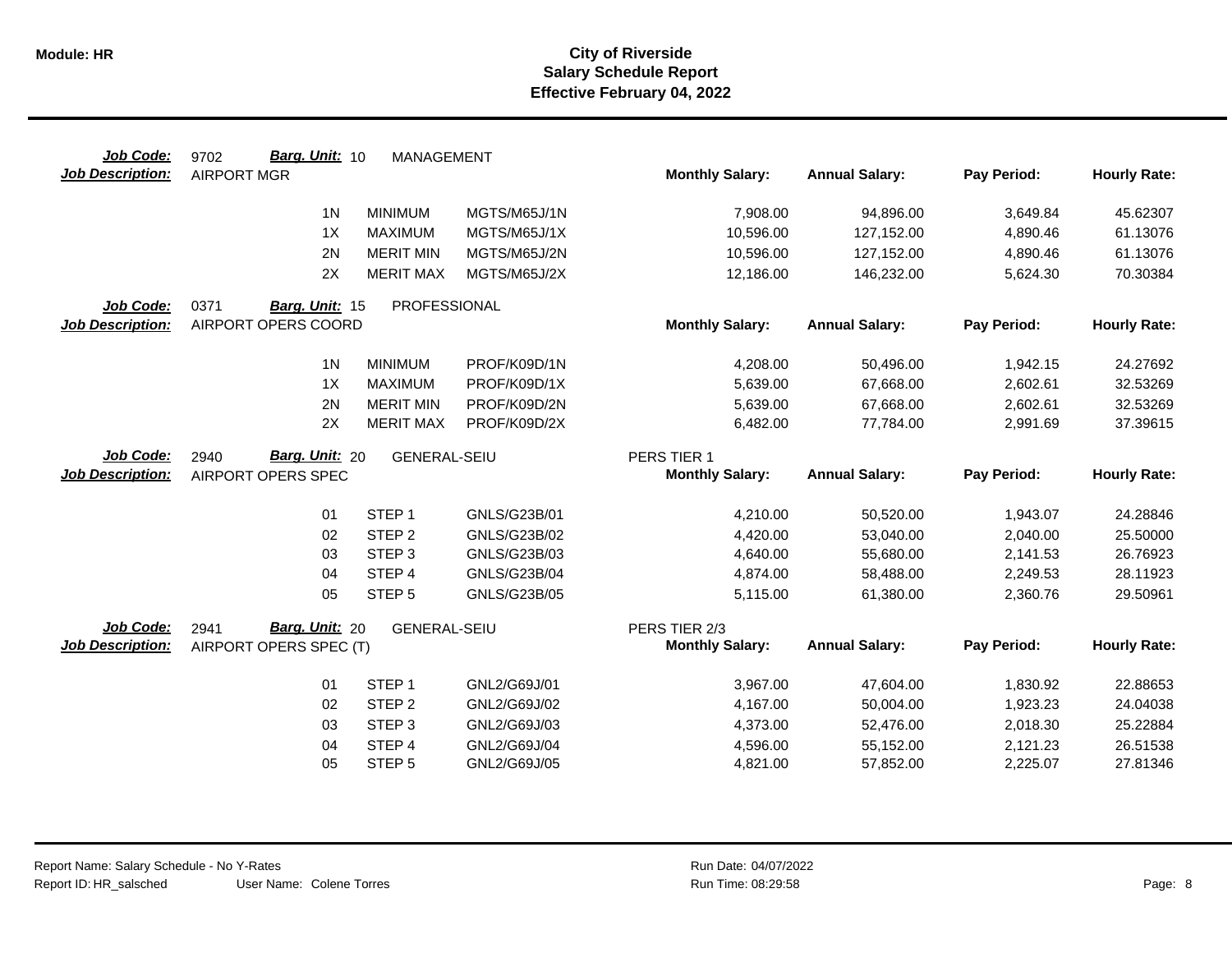# City of Riverside
## Salary Schedule Report
### Effective February 04, 2022

**Job Code:** 9702 **Barg. Unit:** 10 MANAGEMENT
**Job Description:** AIRPORT MGR

| | | | Monthly Salary: | Annual Salary: | Pay Period: | Hourly Rate: |
|---|---|---|---|---|---|---|
| 1N | MINIMUM | MGTS/M65J/1N | 7,908.00 | 94,896.00 | 3,649.84 | 45.62307 |
| 1X | MAXIMUM | MGTS/M65J/1X | 10,596.00 | 127,152.00 | 4,890.46 | 61.13076 |
| 2N | MERIT MIN | MGTS/M65J/2N | 10,596.00 | 127,152.00 | 4,890.46 | 61.13076 |
| 2X | MERIT MAX | MGTS/M65J/2X | 12,186.00 | 146,232.00 | 5,624.30 | 70.30384 |

**Job Code:** 0371 **Barg. Unit:** 15 PROFESSIONAL
**Job Description:** AIRPORT OPERS COORD

| | | | Monthly Salary: | Annual Salary: | Pay Period: | Hourly Rate: |
|---|---|---|---|---|---|---|
| 1N | MINIMUM | PROF/K09D/1N | 4,208.00 | 50,496.00 | 1,942.15 | 24.27692 |
| 1X | MAXIMUM | PROF/K09D/1X | 5,639.00 | 67,668.00 | 2,602.61 | 32.53269 |
| 2N | MERIT MIN | PROF/K09D/2N | 5,639.00 | 67,668.00 | 2,602.61 | 32.53269 |
| 2X | MERIT MAX | PROF/K09D/2X | 6,482.00 | 77,784.00 | 2,991.69 | 37.39615 |

**Job Code:** 2940 **Barg. Unit:** 20 GENERAL-SEIU PERS TIER 1
**Job Description:** AIRPORT OPERS SPEC

| | | | Monthly Salary: | Annual Salary: | Pay Period: | Hourly Rate: |
|---|---|---|---|---|---|---|
| 01 | STEP 1 | GNLS/G23B/01 | 4,210.00 | 50,520.00 | 1,943.07 | 24.28846 |
| 02 | STEP 2 | GNLS/G23B/02 | 4,420.00 | 53,040.00 | 2,040.00 | 25.50000 |
| 03 | STEP 3 | GNLS/G23B/03 | 4,640.00 | 55,680.00 | 2,141.53 | 26.76923 |
| 04 | STEP 4 | GNLS/G23B/04 | 4,874.00 | 58,488.00 | 2,249.53 | 28.11923 |
| 05 | STEP 5 | GNLS/G23B/05 | 5,115.00 | 61,380.00 | 2,360.76 | 29.50961 |

**Job Code:** 2941 **Barg. Unit:** 20 GENERAL-SEIU PERS TIER 2/3
**Job Description:** AIRPORT OPERS SPEC (T)

| | | | Monthly Salary: | Annual Salary: | Pay Period: | Hourly Rate: |
|---|---|---|---|---|---|---|
| 01 | STEP 1 | GNL2/G69J/01 | 3,967.00 | 47,604.00 | 1,830.92 | 22.88653 |
| 02 | STEP 2 | GNL2/G69J/02 | 4,167.00 | 50,004.00 | 1,923.23 | 24.04038 |
| 03 | STEP 3 | GNL2/G69J/03 | 4,373.00 | 52,476.00 | 2,018.30 | 25.22884 |
| 04 | STEP 4 | GNL2/G69J/04 | 4,596.00 | 55,152.00 | 2,121.23 | 26.51538 |
| 05 | STEP 5 | GNL2/G69J/05 | 4,821.00 | 57,852.00 | 2,225.07 | 27.81346 |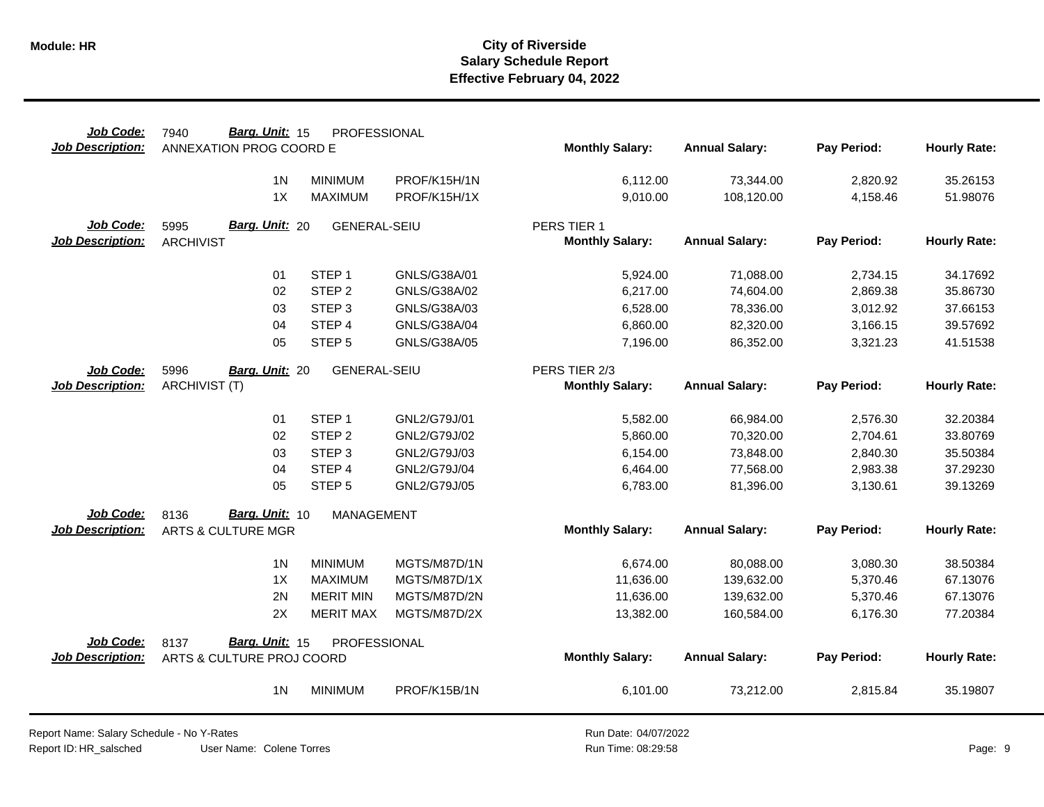# City of Riverside
## Salary Schedule Report
### Effective February 04, 2022

**Job Code:** 7940 **Barg. Unit:** 15 PROFESSIONAL
**Job Description:** ANNEXATION PROG COORD E

| | | | Monthly Salary: | Annual Salary: | Pay Period: | Hourly Rate: |
|---|---|---|---|---|---|---|
| 1N | MINIMUM | PROF/K15H/1N | 6,112.00 | 73,344.00 | 2,820.92 | 35.26153 |
| 1X | MAXIMUM | PROF/K15H/1X | 9,010.00 | 108,120.00 | 4,158.46 | 51.98076 |

**Job Code:** 5995 **Barg. Unit:** 20 GENERAL-SEIU
**Job Description:** ARCHIVIST
PERS TIER 1

| | | | Monthly Salary: | Annual Salary: | Pay Period: | Hourly Rate: |
|---|---|---|---|---|---|---|
| 01 | STEP 1 | GNLS/G38A/01 | 5,924.00 | 71,088.00 | 2,734.15 | 34.17692 |
| 02 | STEP 2 | GNLS/G38A/02 | 6,217.00 | 74,604.00 | 2,869.38 | 35.86730 |
| 03 | STEP 3 | GNLS/G38A/03 | 6,528.00 | 78,336.00 | 3,012.92 | 37.66153 |
| 04 | STEP 4 | GNLS/G38A/04 | 6,860.00 | 82,320.00 | 3,166.15 | 39.57692 |
| 05 | STEP 5 | GNLS/G38A/05 | 7,196.00 | 86,352.00 | 3,321.23 | 41.51538 |

**Job Code:** 5996 **Barg. Unit:** 20 GENERAL-SEIU
**Job Description:** ARCHIVIST (T)
PERS TIER 2/3

| | | | Monthly Salary: | Annual Salary: | Pay Period: | Hourly Rate: |
|---|---|---|---|---|---|---|
| 01 | STEP 1 | GNL2/G79J/01 | 5,582.00 | 66,984.00 | 2,576.30 | 32.20384 |
| 02 | STEP 2 | GNL2/G79J/02 | 5,860.00 | 70,320.00 | 2,704.61 | 33.80769 |
| 03 | STEP 3 | GNL2/G79J/03 | 6,154.00 | 73,848.00 | 2,840.30 | 35.50384 |
| 04 | STEP 4 | GNL2/G79J/04 | 6,464.00 | 77,568.00 | 2,983.38 | 37.29230 |
| 05 | STEP 5 | GNL2/G79J/05 | 6,783.00 | 81,396.00 | 3,130.61 | 39.13269 |

**Job Code:** 8136 **Barg. Unit:** 10 MANAGEMENT
**Job Description:** ARTS & CULTURE MGR

| | | | Monthly Salary: | Annual Salary: | Pay Period: | Hourly Rate: |
|---|---|---|---|---|---|---|
| 1N | MINIMUM | MGTS/M87D/1N | 6,674.00 | 80,088.00 | 3,080.30 | 38.50384 |
| 1X | MAXIMUM | MGTS/M87D/1X | 11,636.00 | 139,632.00 | 5,370.46 | 67.13076 |
| 2N | MERIT MIN | MGTS/M87D/2N | 11,636.00 | 139,632.00 | 5,370.46 | 67.13076 |
| 2X | MERIT MAX | MGTS/M87D/2X | 13,382.00 | 160,584.00 | 6,176.30 | 77.20384 |

**Job Code:** 8137 **Barg. Unit:** 15 PROFESSIONAL
**Job Description:** ARTS & CULTURE PROJ COORD

| | | | Monthly Salary: | Annual Salary: | Pay Period: | Hourly Rate: |
|---|---|---|---|---|---|---|
| 1N | MINIMUM | PROF/K15B/1N | 6,101.00 | 73,212.00 | 2,815.84 | 35.19807 |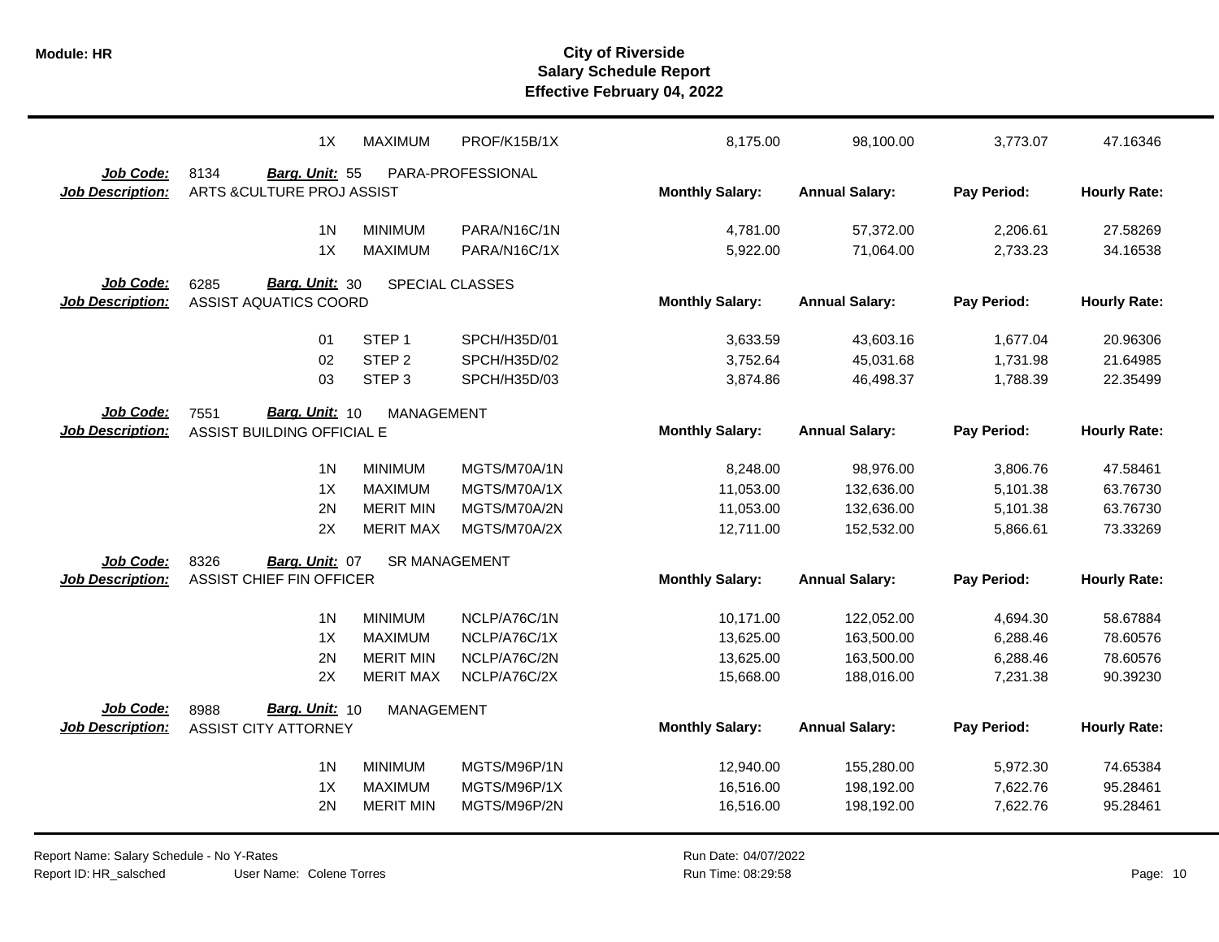| | | | | Monthly Salary | Annual Salary | Pay Period | Hourly Rate |
|---|---|---|---|---|---|---|---|
| | 1X | MAXIMUM | PROF/K15B/1X | 8,175.00 | 98,100.00 | 3,773.07 | 47.16346 |

**Job Code:** 8134 **Barg. Unit:** 55 PARA-PROFESSIONAL
**Job Description:** ARTS &CULTURE PROJ ASSIST

| | | | Monthly Salary: | Annual Salary: | Pay Period: | Hourly Rate: |
|---|---|---|---|---|---|---|
| 1N | MINIMUM | PARA/N16C/1N | 4,781.00 | 57,372.00 | 2,206.61 | 27.58269 |
| 1X | MAXIMUM | PARA/N16C/1X | 5,922.00 | 71,064.00 | 2,733.23 | 34.16538 |

**Job Code:** 6285 **Barg. Unit:** 30 SPECIAL CLASSES
**Job Description:** ASSIST AQUATICS COORD

| | | | Monthly Salary: | Annual Salary: | Pay Period: | Hourly Rate: |
|---|---|---|---|---|---|---|
| 01 | STEP 1 | SPCH/H35D/01 | 3,633.59 | 43,603.16 | 1,677.04 | 20.96306 |
| 02 | STEP 2 | SPCH/H35D/02 | 3,752.64 | 45,031.68 | 1,731.98 | 21.64985 |
| 03 | STEP 3 | SPCH/H35D/03 | 3,874.86 | 46,498.37 | 1,788.39 | 22.35499 |

**Job Code:** 7551 **Barg. Unit:** 10 MANAGEMENT
**Job Description:** ASSIST BUILDING OFFICIAL E

| | | | Monthly Salary: | Annual Salary: | Pay Period: | Hourly Rate: |
|---|---|---|---|---|---|---|
| 1N | MINIMUM | MGTS/M70A/1N | 8,248.00 | 98,976.00 | 3,806.76 | 47.58461 |
| 1X | MAXIMUM | MGTS/M70A/1X | 11,053.00 | 132,636.00 | 5,101.38 | 63.76730 |
| 2N | MERIT MIN | MGTS/M70A/2N | 11,053.00 | 132,636.00 | 5,101.38 | 63.76730 |
| 2X | MERIT MAX | MGTS/M70A/2X | 12,711.00 | 152,532.00 | 5,866.61 | 73.33269 |

**Job Code:** 8326 **Barg. Unit:** 07 SR MANAGEMENT
**Job Description:** ASSIST CHIEF FIN OFFICER

| | | | Monthly Salary: | Annual Salary: | Pay Period: | Hourly Rate: |
|---|---|---|---|---|---|---|
| 1N | MINIMUM | NCLP/A76C/1N | 10,171.00 | 122,052.00 | 4,694.30 | 58.67884 |
| 1X | MAXIMUM | NCLP/A76C/1X | 13,625.00 | 163,500.00 | 6,288.46 | 78.60576 |
| 2N | MERIT MIN | NCLP/A76C/2N | 13,625.00 | 163,500.00 | 6,288.46 | 78.60576 |
| 2X | MERIT MAX | NCLP/A76C/2X | 15,668.00 | 188,016.00 | 7,231.38 | 90.39230 |

**Job Code:** 8988 **Barg. Unit:** 10 MANAGEMENT
**Job Description:** ASSIST CITY ATTORNEY

| | | | Monthly Salary: | Annual Salary: | Pay Period: | Hourly Rate: |
|---|---|---|---|---|---|---|
| 1N | MINIMUM | MGTS/M96P/1N | 12,940.00 | 155,280.00 | 5,972.30 | 74.65384 |
| 1X | MAXIMUM | MGTS/M96P/1X | 16,516.00 | 198,192.00 | 7,622.76 | 95.28461 |
| 2N | MERIT MIN | MGTS/M96P/2N | 16,516.00 | 198,192.00 | 7,622.76 | 95.28461 |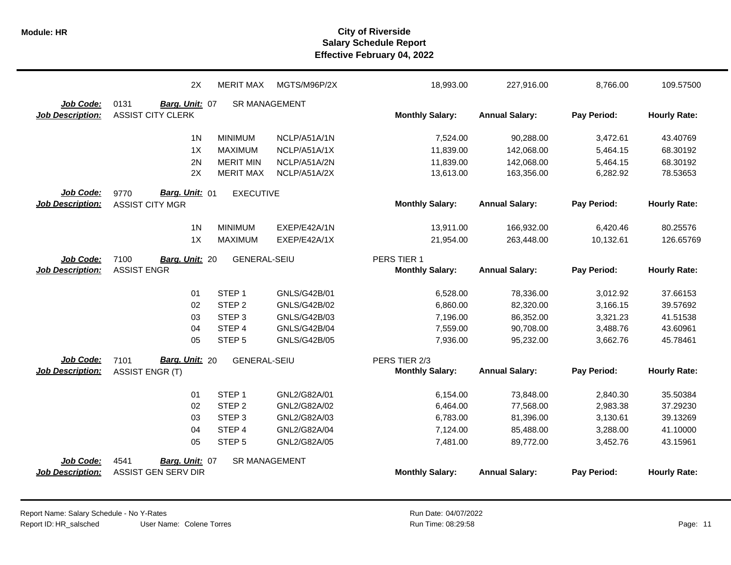| | | | | | | | |
|---|---|---|---|---|---|---|---|
| 2X | MERIT MAX | MGTS/M96P/2X | | 18,993.00 | 227,916.00 | 8,766.00 | 109.57500 |

**Job Code:** 0131 **Barg. Unit:** 07 SR MANAGEMENT
**Job Description:** ASSIST CITY CLERK

| Step | Description | Code | Monthly Salary | Annual Salary | Pay Period | Hourly Rate |
|---|---|---|---|---|---|---|
| 1N | MINIMUM | NCLP/A51A/1N | 7,524.00 | 90,288.00 | 3,472.61 | 43.40769 |
| 1X | MAXIMUM | NCLP/A51A/1X | 11,839.00 | 142,068.00 | 5,464.15 | 68.30192 |
| 2N | MERIT MIN | NCLP/A51A/2N | 11,839.00 | 142,068.00 | 5,464.15 | 68.30192 |
| 2X | MERIT MAX | NCLP/A51A/2X | 13,613.00 | 163,356.00 | 6,282.92 | 78.53653 |

**Job Code:** 9770 **Barg. Unit:** 01 EXECUTIVE
**Job Description:** ASSIST CITY MGR

| Step | Description | Code | Monthly Salary | Annual Salary | Pay Period | Hourly Rate |
|---|---|---|---|---|---|---|
| 1N | MINIMUM | EXEP/E42A/1N | 13,911.00 | 166,932.00 | 6,420.46 | 80.25576 |
| 1X | MAXIMUM | EXEP/E42A/1X | 21,954.00 | 263,448.00 | 10,132.61 | 126.65769 |

**Job Code:** 7100 **Barg. Unit:** 20 GENERAL-SEIU PERS TIER 1
**Job Description:** ASSIST ENGR

| Step | Description | Code | Monthly Salary | Annual Salary | Pay Period | Hourly Rate |
|---|---|---|---|---|---|---|
| 01 | STEP 1 | GNLS/G42B/01 | 6,528.00 | 78,336.00 | 3,012.92 | 37.66153 |
| 02 | STEP 2 | GNLS/G42B/02 | 6,860.00 | 82,320.00 | 3,166.15 | 39.57692 |
| 03 | STEP 3 | GNLS/G42B/03 | 7,196.00 | 86,352.00 | 3,321.23 | 41.51538 |
| 04 | STEP 4 | GNLS/G42B/04 | 7,559.00 | 90,708.00 | 3,488.76 | 43.60961 |
| 05 | STEP 5 | GNLS/G42B/05 | 7,936.00 | 95,232.00 | 3,662.76 | 45.78461 |

**Job Code:** 7101 **Barg. Unit:** 20 GENERAL-SEIU PERS TIER 2/3
**Job Description:** ASSIST ENGR (T)

| Step | Description | Code | Monthly Salary | Annual Salary | Pay Period | Hourly Rate |
|---|---|---|---|---|---|---|
| 01 | STEP 1 | GNL2/G82A/01 | 6,154.00 | 73,848.00 | 2,840.30 | 35.50384 |
| 02 | STEP 2 | GNL2/G82A/02 | 6,464.00 | 77,568.00 | 2,983.38 | 37.29230 |
| 03 | STEP 3 | GNL2/G82A/03 | 6,783.00 | 81,396.00 | 3,130.61 | 39.13269 |
| 04 | STEP 4 | GNL2/G82A/04 | 7,124.00 | 85,488.00 | 3,288.00 | 41.10000 |
| 05 | STEP 5 | GNL2/G82A/05 | 7,481.00 | 89,772.00 | 3,452.76 | 43.15961 |

**Job Code:** 4541 **Barg. Unit:** 07 SR MANAGEMENT
**Job Description:** ASSIST GEN SERV DIR

| Step | Description | Code | Monthly Salary | Annual Salary | Pay Period | Hourly Rate |
|---|---|---|---|---|---|---|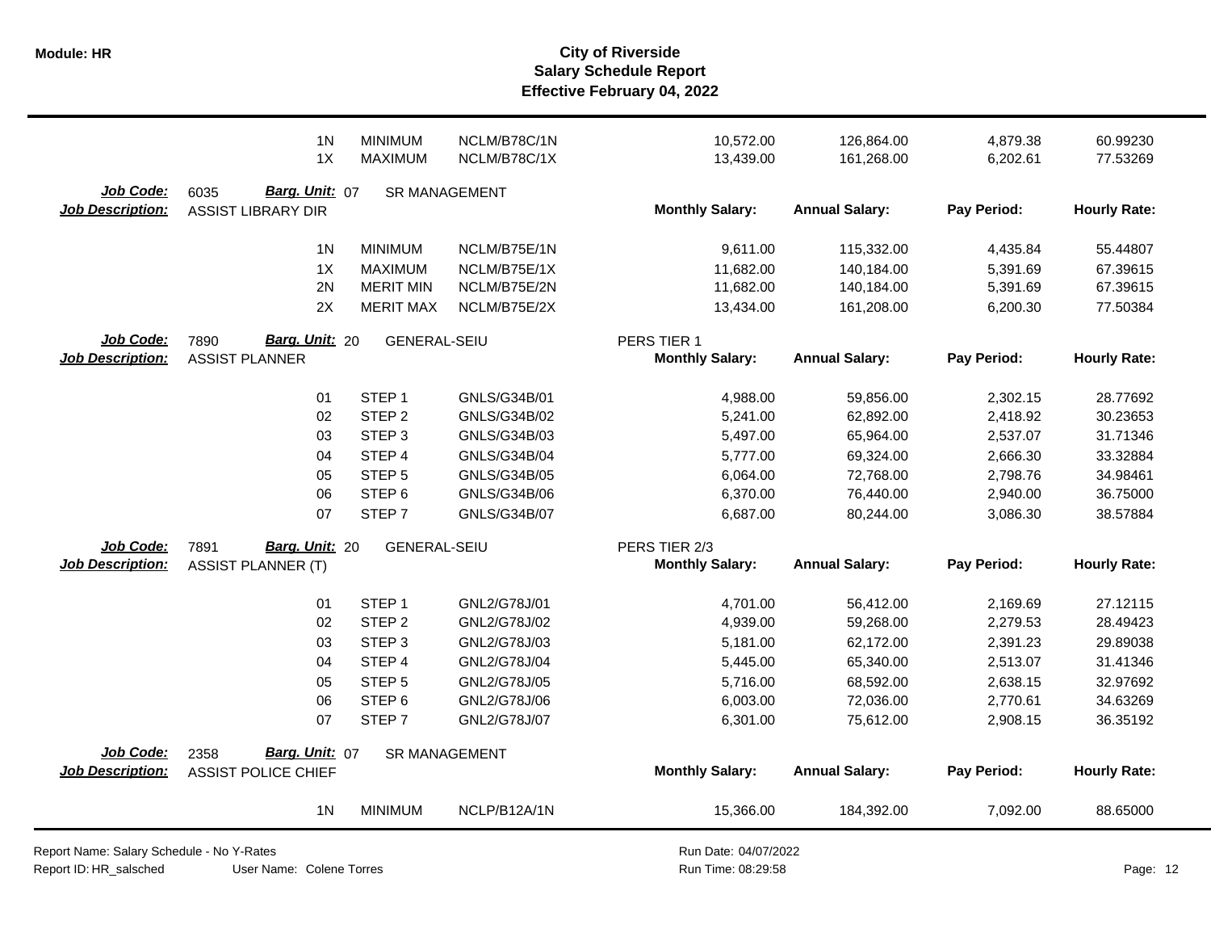| | | | | | | | |
|---|---|---|---|---|---|---|---|
| 1N | MINIMUM | NCLM/B78C/1N | | 10,572.00 | 126,864.00 | 4,879.38 | 60.99230 |
| 1X | MAXIMUM | NCLM/B78C/1X | | 13,439.00 | 161,268.00 | 6,202.61 | 77.53269 |

**Job Code:** 6035 **Barg. Unit:** 07 SR MANAGEMENT
**Job Description:** ASSIST LIBRARY DIR

| | | | Monthly Salary: | Annual Salary: | Pay Period: | Hourly Rate: |
|---|---|---|---|---|---|---|
| 1N | MINIMUM | NCLM/B75E/1N | 9,611.00 | 115,332.00 | 4,435.84 | 55.44807 |
| 1X | MAXIMUM | NCLM/B75E/1X | 11,682.00 | 140,184.00 | 5,391.69 | 67.39615 |
| 2N | MERIT MIN | NCLM/B75E/2N | 11,682.00 | 140,184.00 | 5,391.69 | 67.39615 |
| 2X | MERIT MAX | NCLM/B75E/2X | 13,434.00 | 161,208.00 | 6,200.30 | 77.50384 |

**Job Code:** 7890 **Barg. Unit:** 20 GENERAL-SEIU PERS TIER 1
**Job Description:** ASSIST PLANNER

| | | | Monthly Salary: | Annual Salary: | Pay Period: | Hourly Rate: |
|---|---|---|---|---|---|---|
| 01 | STEP 1 | GNLS/G34B/01 | 4,988.00 | 59,856.00 | 2,302.15 | 28.77692 |
| 02 | STEP 2 | GNLS/G34B/02 | 5,241.00 | 62,892.00 | 2,418.92 | 30.23653 |
| 03 | STEP 3 | GNLS/G34B/03 | 5,497.00 | 65,964.00 | 2,537.07 | 31.71346 |
| 04 | STEP 4 | GNLS/G34B/04 | 5,777.00 | 69,324.00 | 2,666.30 | 33.32884 |
| 05 | STEP 5 | GNLS/G34B/05 | 6,064.00 | 72,768.00 | 2,798.76 | 34.98461 |
| 06 | STEP 6 | GNLS/G34B/06 | 6,370.00 | 76,440.00 | 2,940.00 | 36.75000 |
| 07 | STEP 7 | GNLS/G34B/07 | 6,687.00 | 80,244.00 | 3,086.30 | 38.57884 |

**Job Code:** 7891 **Barg. Unit:** 20 GENERAL-SEIU PERS TIER 2/3
**Job Description:** ASSIST PLANNER (T)

| | | | Monthly Salary: | Annual Salary: | Pay Period: | Hourly Rate: |
|---|---|---|---|---|---|---|
| 01 | STEP 1 | GNL2/G78J/01 | 4,701.00 | 56,412.00 | 2,169.69 | 27.12115 |
| 02 | STEP 2 | GNL2/G78J/02 | 4,939.00 | 59,268.00 | 2,279.53 | 28.49423 |
| 03 | STEP 3 | GNL2/G78J/03 | 5,181.00 | 62,172.00 | 2,391.23 | 29.89038 |
| 04 | STEP 4 | GNL2/G78J/04 | 5,445.00 | 65,340.00 | 2,513.07 | 31.41346 |
| 05 | STEP 5 | GNL2/G78J/05 | 5,716.00 | 68,592.00 | 2,638.15 | 32.97692 |
| 06 | STEP 6 | GNL2/G78J/06 | 6,003.00 | 72,036.00 | 2,770.61 | 34.63269 |
| 07 | STEP 7 | GNL2/G78J/07 | 6,301.00 | 75,612.00 | 2,908.15 | 36.35192 |

**Job Code:** 2358 **Barg. Unit:** 07 SR MANAGEMENT
**Job Description:** ASSIST POLICE CHIEF

| | | | Monthly Salary: | Annual Salary: | Pay Period: | Hourly Rate: |
|---|---|---|---|---|---|---|
| 1N | MINIMUM | NCLP/B12A/1N | 15,366.00 | 184,392.00 | 7,092.00 | 88.65000 |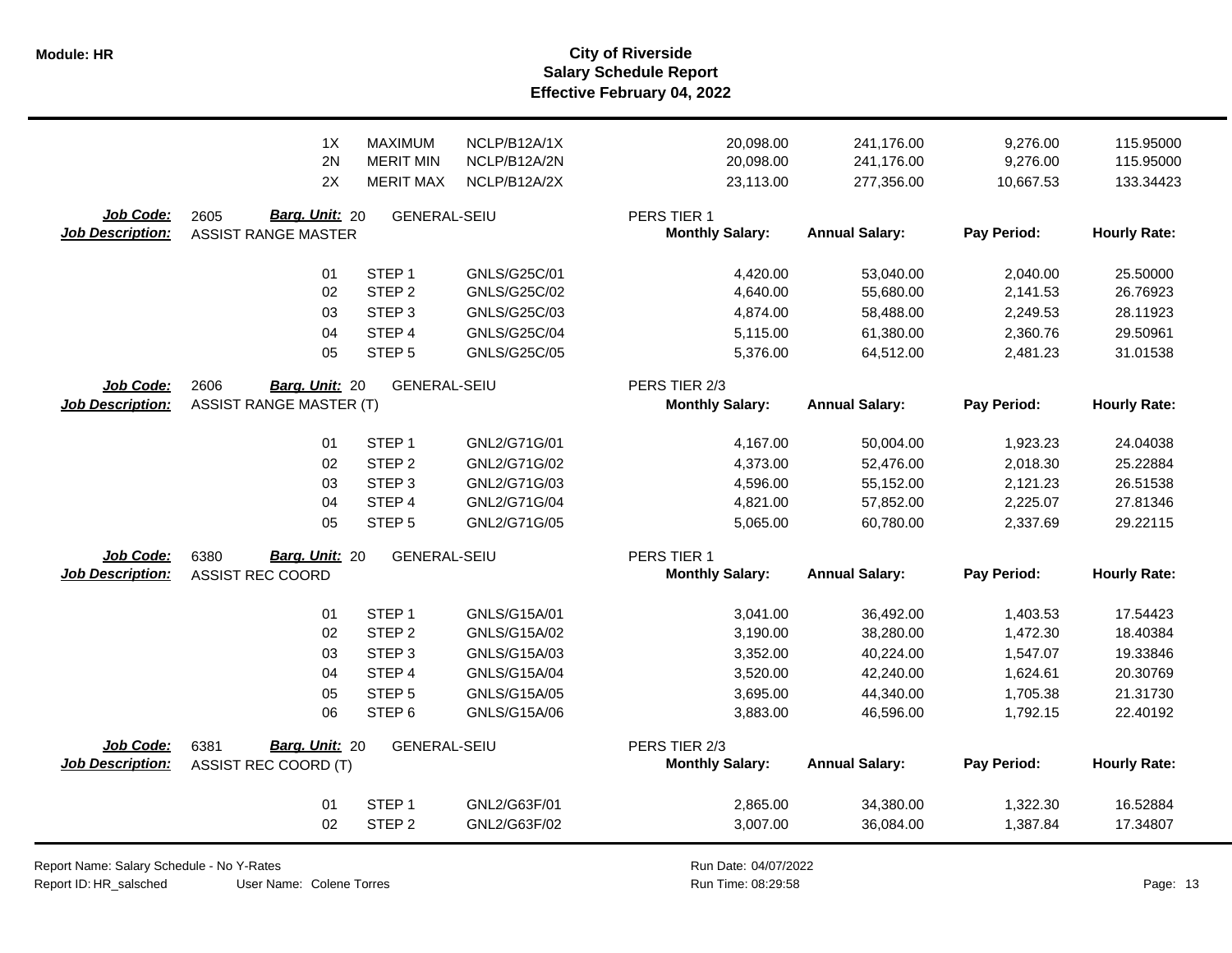| | | | | | | | |
|---|---|---|---|---|---|---|---|
| 1X | MAXIMUM | NCLP/B12A/1X | | 20,098.00 | 241,176.00 | 9,276.00 | 115.95000 |
| 2N | MERIT MIN | NCLP/B12A/2N | | 20,098.00 | 241,176.00 | 9,276.00 | 115.95000 |
| 2X | MERIT MAX | NCLP/B12A/2X | | 23,113.00 | 277,356.00 | 10,667.53 | 133.34423 |

**Job Code:** 2605 **Barg. Unit:** 20 GENERAL-SEIU PERS TIER 1
**Job Description:** ASSIST RANGE MASTER

| | | | Monthly Salary: | Annual Salary: | Pay Period: | Hourly Rate: |
|---|---|---|---|---|---|---|
| 01 | STEP 1 | GNLS/G25C/01 | 4,420.00 | 53,040.00 | 2,040.00 | 25.50000 |
| 02 | STEP 2 | GNLS/G25C/02 | 4,640.00 | 55,680.00 | 2,141.53 | 26.76923 |
| 03 | STEP 3 | GNLS/G25C/03 | 4,874.00 | 58,488.00 | 2,249.53 | 28.11923 |
| 04 | STEP 4 | GNLS/G25C/04 | 5,115.00 | 61,380.00 | 2,360.76 | 29.50961 |
| 05 | STEP 5 | GNLS/G25C/05 | 5,376.00 | 64,512.00 | 2,481.23 | 31.01538 |

**Job Code:** 2606 **Barg. Unit:** 20 GENERAL-SEIU PERS TIER 2/3
**Job Description:** ASSIST RANGE MASTER (T)

| | | | Monthly Salary: | Annual Salary: | Pay Period: | Hourly Rate: |
|---|---|---|---|---|---|---|
| 01 | STEP 1 | GNL2/G71G/01 | 4,167.00 | 50,004.00 | 1,923.23 | 24.04038 |
| 02 | STEP 2 | GNL2/G71G/02 | 4,373.00 | 52,476.00 | 2,018.30 | 25.22884 |
| 03 | STEP 3 | GNL2/G71G/03 | 4,596.00 | 55,152.00 | 2,121.23 | 26.51538 |
| 04 | STEP 4 | GNL2/G71G/04 | 4,821.00 | 57,852.00 | 2,225.07 | 27.81346 |
| 05 | STEP 5 | GNL2/G71G/05 | 5,065.00 | 60,780.00 | 2,337.69 | 29.22115 |

**Job Code:** 6380 **Barg. Unit:** 20 GENERAL-SEIU PERS TIER 1
**Job Description:** ASSIST REC COORD

| | | | Monthly Salary: | Annual Salary: | Pay Period: | Hourly Rate: |
|---|---|---|---|---|---|---|
| 01 | STEP 1 | GNLS/G15A/01 | 3,041.00 | 36,492.00 | 1,403.53 | 17.54423 |
| 02 | STEP 2 | GNLS/G15A/02 | 3,190.00 | 38,280.00 | 1,472.30 | 18.40384 |
| 03 | STEP 3 | GNLS/G15A/03 | 3,352.00 | 40,224.00 | 1,547.07 | 19.33846 |
| 04 | STEP 4 | GNLS/G15A/04 | 3,520.00 | 42,240.00 | 1,624.61 | 20.30769 |
| 05 | STEP 5 | GNLS/G15A/05 | 3,695.00 | 44,340.00 | 1,705.38 | 21.31730 |
| 06 | STEP 6 | GNLS/G15A/06 | 3,883.00 | 46,596.00 | 1,792.15 | 22.40192 |

**Job Code:** 6381 **Barg. Unit:** 20 GENERAL-SEIU PERS TIER 2/3
**Job Description:** ASSIST REC COORD (T)

| | | | Monthly Salary: | Annual Salary: | Pay Period: | Hourly Rate: |
|---|---|---|---|---|---|---|
| 01 | STEP 1 | GNL2/G63F/01 | 2,865.00 | 34,380.00 | 1,322.30 | 16.52884 |
| 02 | STEP 2 | GNL2/G63F/02 | 3,007.00 | 36,084.00 | 1,387.84 | 17.34807 |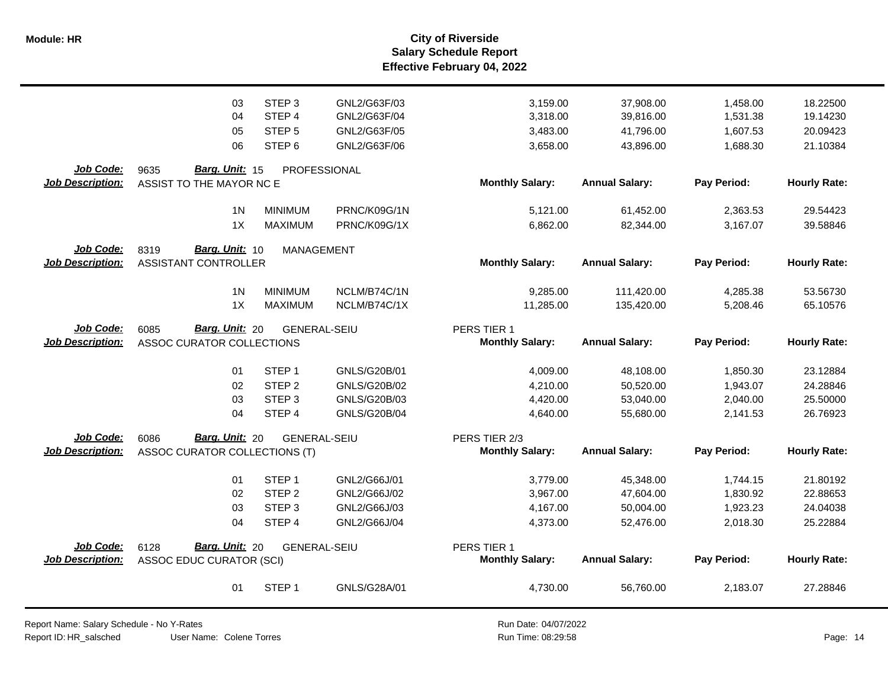# City of Riverside
## Salary Schedule Report
### Effective February 04, 2022

| | | | | | | | |
|---|---|---|---|---|---|---|---|
| 03 | STEP 3 | GNL2/G63F/03 | | 3,159.00 | 37,908.00 | 1,458.00 | 18.22500 |
| 04 | STEP 4 | GNL2/G63F/04 | | 3,318.00 | 39,816.00 | 1,531.38 | 19.14230 |
| 05 | STEP 5 | GNL2/G63F/05 | | 3,483.00 | 41,796.00 | 1,607.53 | 20.09423 |
| 06 | STEP 6 | GNL2/G63F/06 | | 3,658.00 | 43,896.00 | 1,688.30 | 21.10384 |

**Job Code:** 9635 **Barg. Unit:** 15 PROFESSIONAL
**Job Description:** ASSIST TO THE MAYOR NC E

| | | | Monthly Salary: | Annual Salary: | Pay Period: | Hourly Rate: |
|---|---|---|---|---|---|---|
| 1N | MINIMUM | PRNC/K09G/1N | 5,121.00 | 61,452.00 | 2,363.53 | 29.54423 |
| 1X | MAXIMUM | PRNC/K09G/1X | 6,862.00 | 82,344.00 | 3,167.07 | 39.58846 |

**Job Code:** 8319 **Barg. Unit:** 10 MANAGEMENT
**Job Description:** ASSISTANT CONTROLLER

| | | | Monthly Salary: | Annual Salary: | Pay Period: | Hourly Rate: |
|---|---|---|---|---|---|---|
| 1N | MINIMUM | NCLM/B74C/1N | 9,285.00 | 111,420.00 | 4,285.38 | 53.56730 |
| 1X | MAXIMUM | NCLM/B74C/1X | 11,285.00 | 135,420.00 | 5,208.46 | 65.10576 |

**Job Code:** 6085 **Barg. Unit:** 20 GENERAL-SEIU
**Job Description:** ASSOC CURATOR COLLECTIONS
PERS TIER 1

| | | | Monthly Salary: | Annual Salary: | Pay Period: | Hourly Rate: |
|---|---|---|---|---|---|---|
| 01 | STEP 1 | GNLS/G20B/01 | 4,009.00 | 48,108.00 | 1,850.30 | 23.12884 |
| 02 | STEP 2 | GNLS/G20B/02 | 4,210.00 | 50,520.00 | 1,943.07 | 24.28846 |
| 03 | STEP 3 | GNLS/G20B/03 | 4,420.00 | 53,040.00 | 2,040.00 | 25.50000 |
| 04 | STEP 4 | GNLS/G20B/04 | 4,640.00 | 55,680.00 | 2,141.53 | 26.76923 |

**Job Code:** 6086 **Barg. Unit:** 20 GENERAL-SEIU
**Job Description:** ASSOC CURATOR COLLECTIONS (T)
PERS TIER 2/3

| | | | Monthly Salary: | Annual Salary: | Pay Period: | Hourly Rate: |
|---|---|---|---|---|---|---|
| 01 | STEP 1 | GNL2/G66J/01 | 3,779.00 | 45,348.00 | 1,744.15 | 21.80192 |
| 02 | STEP 2 | GNL2/G66J/02 | 3,967.00 | 47,604.00 | 1,830.92 | 22.88653 |
| 03 | STEP 3 | GNL2/G66J/03 | 4,167.00 | 50,004.00 | 1,923.23 | 24.04038 |
| 04 | STEP 4 | GNL2/G66J/04 | 4,373.00 | 52,476.00 | 2,018.30 | 25.22884 |

**Job Code:** 6128 **Barg. Unit:** 20 GENERAL-SEIU
**Job Description:** ASSOC EDUC CURATOR (SCI)
PERS TIER 1

| | | | Monthly Salary: | Annual Salary: | Pay Period: | Hourly Rate: |
|---|---|---|---|---|---|---|
| 01 | STEP 1 | GNLS/G28A/01 | 4,730.00 | 56,760.00 | 2,183.07 | 27.28846 |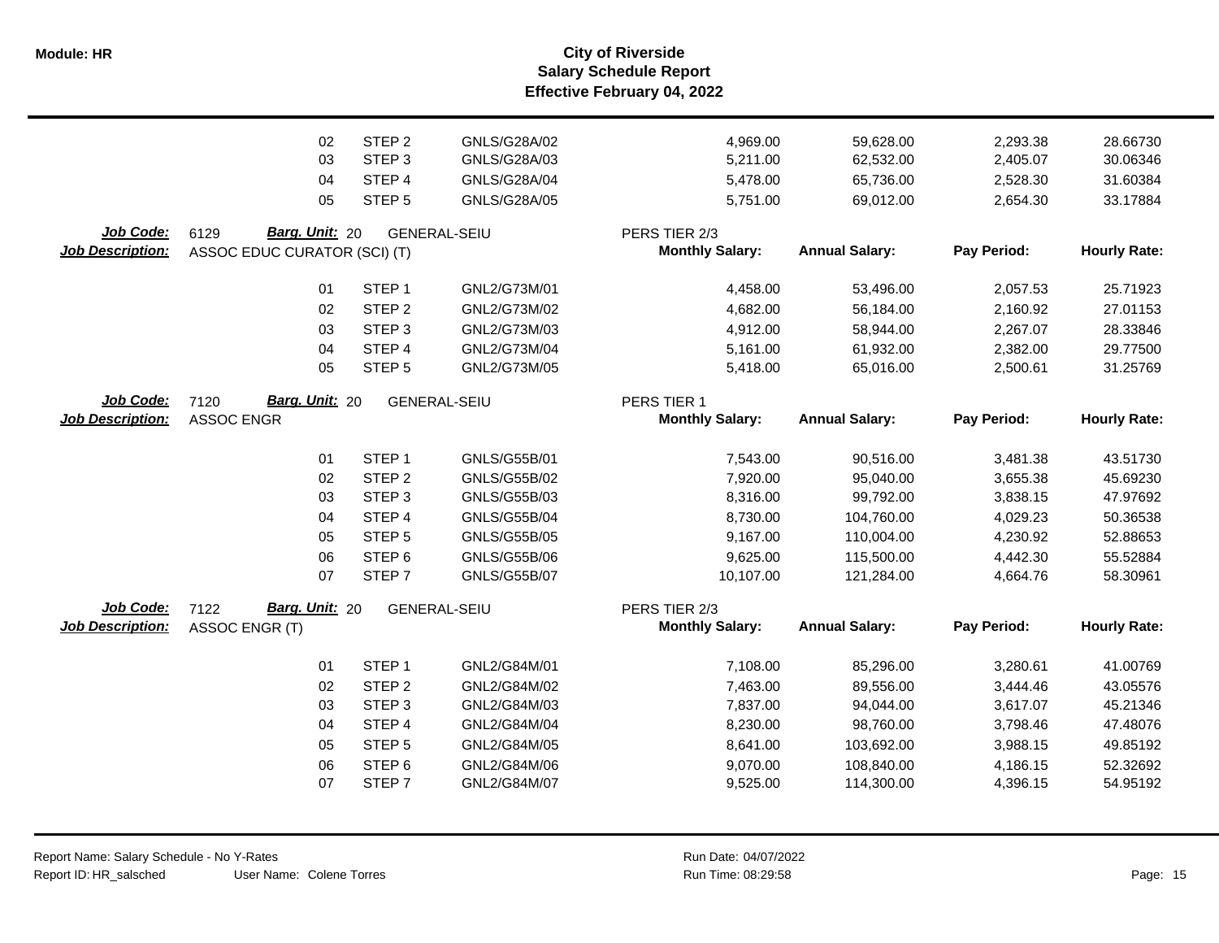# City of Riverside
## Salary Schedule Report
### Effective February 04, 2022

| | Step | | Grade | Monthly Salary | Annual Salary | Pay Period | Hourly Rate |
|---|---|---|---|---|---|---|---|
| | 02 | STEP 2 | GNLS/G28A/02 | 4,969.00 | 59,628.00 | 2,293.38 | 28.66730 |
| | 03 | STEP 3 | GNLS/G28A/03 | 5,211.00 | 62,532.00 | 2,405.07 | 30.06346 |
| | 04 | STEP 4 | GNLS/G28A/04 | 5,478.00 | 65,736.00 | 2,528.30 | 31.60384 |
| | 05 | STEP 5 | GNLS/G28A/05 | 5,751.00 | 69,012.00 | 2,654.30 | 33.17884 |

**Job Code:** 6129 **Barg. Unit:** 20 GENERAL-SEIU PERS TIER 2/3
**Job Description:** ASSOC EDUC CURATOR (SCI) (T)

| Step | | Grade | Monthly Salary: | Annual Salary: | Pay Period: | Hourly Rate: |
|---|---|---|---|---|---|---|
| 01 | STEP 1 | GNL2/G73M/01 | 4,458.00 | 53,496.00 | 2,057.53 | 25.71923 |
| 02 | STEP 2 | GNL2/G73M/02 | 4,682.00 | 56,184.00 | 2,160.92 | 27.01153 |
| 03 | STEP 3 | GNL2/G73M/03 | 4,912.00 | 58,944.00 | 2,267.07 | 28.33846 |
| 04 | STEP 4 | GNL2/G73M/04 | 5,161.00 | 61,932.00 | 2,382.00 | 29.77500 |
| 05 | STEP 5 | GNL2/G73M/05 | 5,418.00 | 65,016.00 | 2,500.61 | 31.25769 |

**Job Code:** 7120 **Barg. Unit:** 20 GENERAL-SEIU PERS TIER 1
**Job Description:** ASSOC ENGR

| Step | | Grade | Monthly Salary: | Annual Salary: | Pay Period: | Hourly Rate: |
|---|---|---|---|---|---|---|
| 01 | STEP 1 | GNLS/G55B/01 | 7,543.00 | 90,516.00 | 3,481.38 | 43.51730 |
| 02 | STEP 2 | GNLS/G55B/02 | 7,920.00 | 95,040.00 | 3,655.38 | 45.69230 |
| 03 | STEP 3 | GNLS/G55B/03 | 8,316.00 | 99,792.00 | 3,838.15 | 47.97692 |
| 04 | STEP 4 | GNLS/G55B/04 | 8,730.00 | 104,760.00 | 4,029.23 | 50.36538 |
| 05 | STEP 5 | GNLS/G55B/05 | 9,167.00 | 110,004.00 | 4,230.92 | 52.88653 |
| 06 | STEP 6 | GNLS/G55B/06 | 9,625.00 | 115,500.00 | 4,442.30 | 55.52884 |
| 07 | STEP 7 | GNLS/G55B/07 | 10,107.00 | 121,284.00 | 4,664.76 | 58.30961 |

**Job Code:** 7122 **Barg. Unit:** 20 GENERAL-SEIU PERS TIER 2/3
**Job Description:** ASSOC ENGR (T)

| Step | | Grade | Monthly Salary: | Annual Salary: | Pay Period: | Hourly Rate: |
|---|---|---|---|---|---|---|
| 01 | STEP 1 | GNL2/G84M/01 | 7,108.00 | 85,296.00 | 3,280.61 | 41.00769 |
| 02 | STEP 2 | GNL2/G84M/02 | 7,463.00 | 89,556.00 | 3,444.46 | 43.05576 |
| 03 | STEP 3 | GNL2/G84M/03 | 7,837.00 | 94,044.00 | 3,617.07 | 45.21346 |
| 04 | STEP 4 | GNL2/G84M/04 | 8,230.00 | 98,760.00 | 3,798.46 | 47.48076 |
| 05 | STEP 5 | GNL2/G84M/05 | 8,641.00 | 103,692.00 | 3,988.15 | 49.85192 |
| 06 | STEP 6 | GNL2/G84M/06 | 9,070.00 | 108,840.00 | 4,186.15 | 52.32692 |
| 07 | STEP 7 | GNL2/G84M/07 | 9,525.00 | 114,300.00 | 4,396.15 | 54.95192 |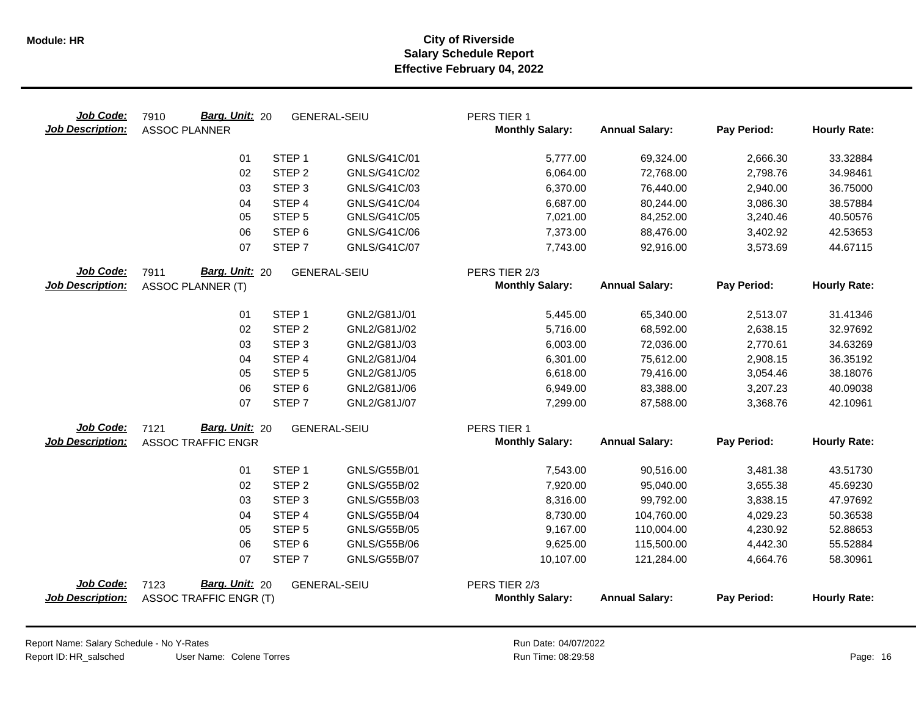**Module: HR**

# City of Riverside
## Salary Schedule Report
### Effective February 04, 2022

**Job Code:** 7910 **Barg. Unit:** 20 GENERAL-SEIU PERS TIER 1
**Job Description:** ASSOC PLANNER

| | | | Monthly Salary: | Annual Salary: | Pay Period: | Hourly Rate: |
|---|---|---|---|---|---|---|
| 01 | STEP 1 | GNLS/G41C/01 | 5,777.00 | 69,324.00 | 2,666.30 | 33.32884 |
| 02 | STEP 2 | GNLS/G41C/02 | 6,064.00 | 72,768.00 | 2,798.76 | 34.98461 |
| 03 | STEP 3 | GNLS/G41C/03 | 6,370.00 | 76,440.00 | 2,940.00 | 36.75000 |
| 04 | STEP 4 | GNLS/G41C/04 | 6,687.00 | 80,244.00 | 3,086.30 | 38.57884 |
| 05 | STEP 5 | GNLS/G41C/05 | 7,021.00 | 84,252.00 | 3,240.46 | 40.50576 |
| 06 | STEP 6 | GNLS/G41C/06 | 7,373.00 | 88,476.00 | 3,402.92 | 42.53653 |
| 07 | STEP 7 | GNLS/G41C/07 | 7,743.00 | 92,916.00 | 3,573.69 | 44.67115 |

**Job Code:** 7911 **Barg. Unit:** 20 GENERAL-SEIU PERS TIER 2/3
**Job Description:** ASSOC PLANNER (T)

| | | | Monthly Salary: | Annual Salary: | Pay Period: | Hourly Rate: |
|---|---|---|---|---|---|---|
| 01 | STEP 1 | GNL2/G81J/01 | 5,445.00 | 65,340.00 | 2,513.07 | 31.41346 |
| 02 | STEP 2 | GNL2/G81J/02 | 5,716.00 | 68,592.00 | 2,638.15 | 32.97692 |
| 03 | STEP 3 | GNL2/G81J/03 | 6,003.00 | 72,036.00 | 2,770.61 | 34.63269 |
| 04 | STEP 4 | GNL2/G81J/04 | 6,301.00 | 75,612.00 | 2,908.15 | 36.35192 |
| 05 | STEP 5 | GNL2/G81J/05 | 6,618.00 | 79,416.00 | 3,054.46 | 38.18076 |
| 06 | STEP 6 | GNL2/G81J/06 | 6,949.00 | 83,388.00 | 3,207.23 | 40.09038 |
| 07 | STEP 7 | GNL2/G81J/07 | 7,299.00 | 87,588.00 | 3,368.76 | 42.10961 |

**Job Code:** 7121 **Barg. Unit:** 20 GENERAL-SEIU PERS TIER 1
**Job Description:** ASSOC TRAFFIC ENGR

| | | | Monthly Salary: | Annual Salary: | Pay Period: | Hourly Rate: |
|---|---|---|---|---|---|---|
| 01 | STEP 1 | GNLS/G55B/01 | 7,543.00 | 90,516.00 | 3,481.38 | 43.51730 |
| 02 | STEP 2 | GNLS/G55B/02 | 7,920.00 | 95,040.00 | 3,655.38 | 45.69230 |
| 03 | STEP 3 | GNLS/G55B/03 | 8,316.00 | 99,792.00 | 3,838.15 | 47.97692 |
| 04 | STEP 4 | GNLS/G55B/04 | 8,730.00 | 104,760.00 | 4,029.23 | 50.36538 |
| 05 | STEP 5 | GNLS/G55B/05 | 9,167.00 | 110,004.00 | 4,230.92 | 52.88653 |
| 06 | STEP 6 | GNLS/G55B/06 | 9,625.00 | 115,500.00 | 4,442.30 | 55.52884 |
| 07 | STEP 7 | GNLS/G55B/07 | 10,107.00 | 121,284.00 | 4,664.76 | 58.30961 |

**Job Code:** 7123 **Barg. Unit:** 20 GENERAL-SEIU PERS TIER 2/3
**Job Description:** ASSOC TRAFFIC ENGR (T)

| Monthly Salary: | Annual Salary: | Pay Period: | Hourly Rate: |
|---|---|---|---|

Report Name: Salary Schedule - No Y-Rates
Report ID: HR_salsched User Name: Colene Torres
Run Date: 04/07/2022
Run Time: 08:29:58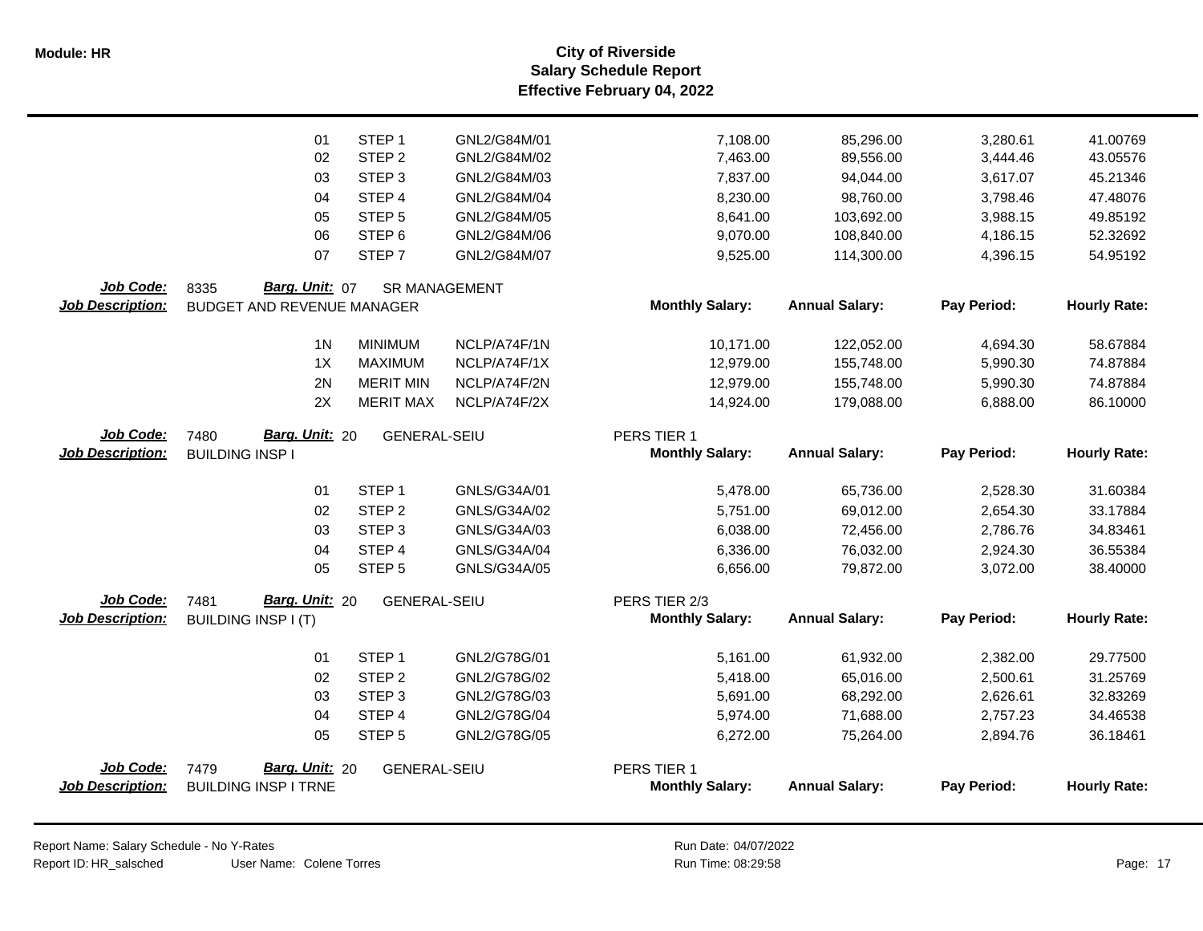# City of Riverside
## Salary Schedule Report
### Effective February 04, 2022

| | | | | Monthly Salary | Annual Salary | Pay Period | Hourly Rate |
|---|---|---|---|---|---|---|---|
| | 01 | STEP 1 | GNL2/G84M/01 | 7,108.00 | 85,296.00 | 3,280.61 | 41.00769 |
| | 02 | STEP 2 | GNL2/G84M/02 | 7,463.00 | 89,556.00 | 3,444.46 | 43.05576 |
| | 03 | STEP 3 | GNL2/G84M/03 | 7,837.00 | 94,044.00 | 3,617.07 | 45.21346 |
| | 04 | STEP 4 | GNL2/G84M/04 | 8,230.00 | 98,760.00 | 3,798.46 | 47.48076 |
| | 05 | STEP 5 | GNL2/G84M/05 | 8,641.00 | 103,692.00 | 3,988.15 | 49.85192 |
| | 06 | STEP 6 | GNL2/G84M/06 | 9,070.00 | 108,840.00 | 4,186.15 | 52.32692 |
| | 07 | STEP 7 | GNL2/G84M/07 | 9,525.00 | 114,300.00 | 4,396.15 | 54.95192 |

**Job Code:** 8335 **Barg. Unit:** 07 SR MANAGEMENT
**Job Description:** BUDGET AND REVENUE MANAGER

| | | | Monthly Salary | Annual Salary | Pay Period | Hourly Rate |
|---|---|---|---|---|---|---|
| 1N | MINIMUM | NCLP/A74F/1N | 10,171.00 | 122,052.00 | 4,694.30 | 58.67884 |
| 1X | MAXIMUM | NCLP/A74F/1X | 12,979.00 | 155,748.00 | 5,990.30 | 74.87884 |
| 2N | MERIT MIN | NCLP/A74F/2N | 12,979.00 | 155,748.00 | 5,990.30 | 74.87884 |
| 2X | MERIT MAX | NCLP/A74F/2X | 14,924.00 | 179,088.00 | 6,888.00 | 86.10000 |

**Job Code:** 7480 **Barg. Unit:** 20 GENERAL-SEIU — PERS TIER 1
**Job Description:** BUILDING INSP I

| | | | Monthly Salary | Annual Salary | Pay Period | Hourly Rate |
|---|---|---|---|---|---|---|
| 01 | STEP 1 | GNLS/G34A/01 | 5,478.00 | 65,736.00 | 2,528.30 | 31.60384 |
| 02 | STEP 2 | GNLS/G34A/02 | 5,751.00 | 69,012.00 | 2,654.30 | 33.17884 |
| 03 | STEP 3 | GNLS/G34A/03 | 6,038.00 | 72,456.00 | 2,786.76 | 34.83461 |
| 04 | STEP 4 | GNLS/G34A/04 | 6,336.00 | 76,032.00 | 2,924.30 | 36.55384 |
| 05 | STEP 5 | GNLS/G34A/05 | 6,656.00 | 79,872.00 | 3,072.00 | 38.40000 |

**Job Code:** 7481 **Barg. Unit:** 20 GENERAL-SEIU — PERS TIER 2/3
**Job Description:** BUILDING INSP I (T)

| | | | Monthly Salary | Annual Salary | Pay Period | Hourly Rate |
|---|---|---|---|---|---|---|
| 01 | STEP 1 | GNL2/G78G/01 | 5,161.00 | 61,932.00 | 2,382.00 | 29.77500 |
| 02 | STEP 2 | GNL2/G78G/02 | 5,418.00 | 65,016.00 | 2,500.61 | 31.25769 |
| 03 | STEP 3 | GNL2/G78G/03 | 5,691.00 | 68,292.00 | 2,626.61 | 32.83269 |
| 04 | STEP 4 | GNL2/G78G/04 | 5,974.00 | 71,688.00 | 2,757.23 | 34.46538 |
| 05 | STEP 5 | GNL2/G78G/05 | 6,272.00 | 75,264.00 | 2,894.76 | 36.18461 |

**Job Code:** 7479 **Barg. Unit:** 20 GENERAL-SEIU — PERS TIER 1
**Job Description:** BUILDING INSP I TRNE

| Monthly Salary | Annual Salary | Pay Period | Hourly Rate |
|---|---|---|---|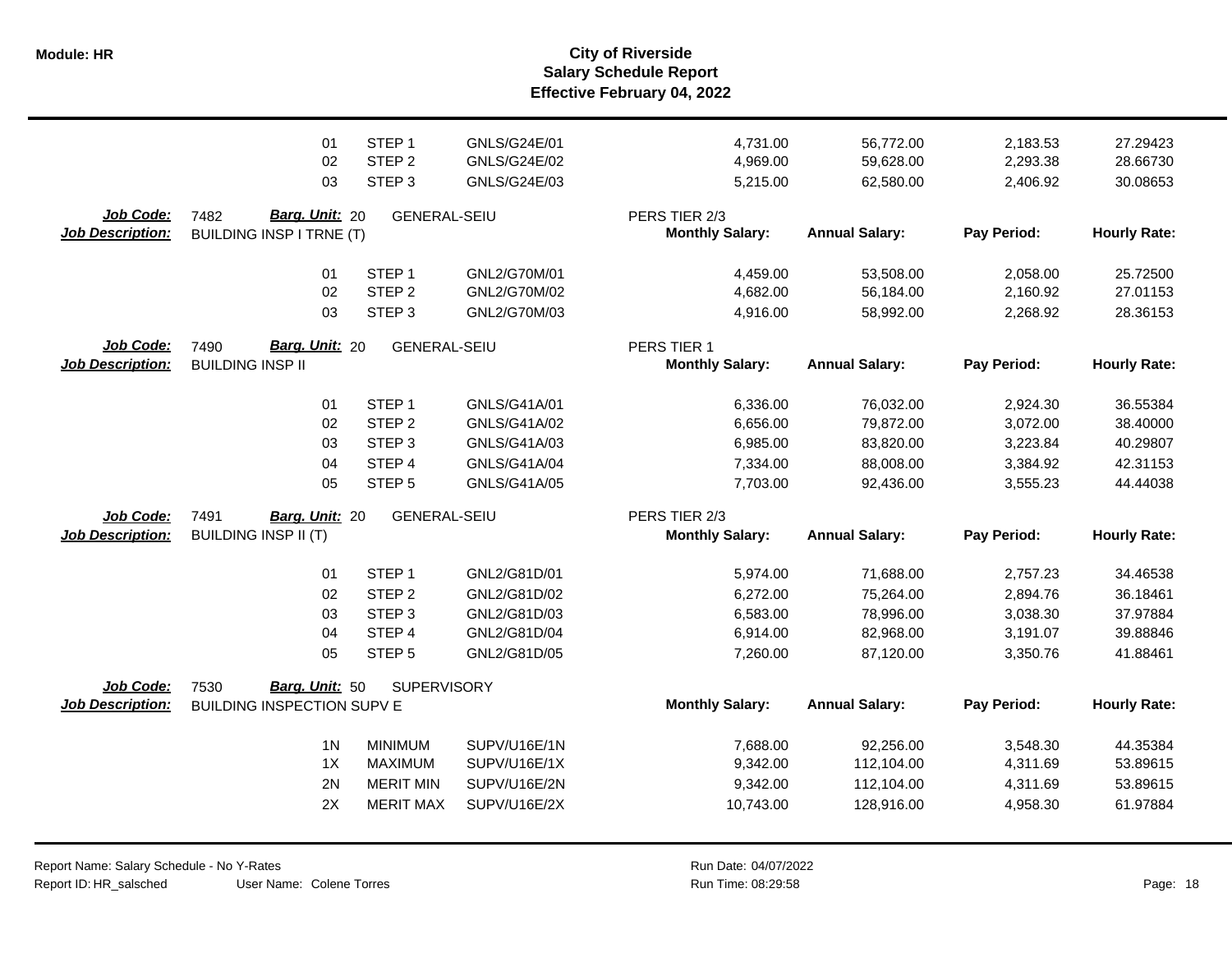# City of Riverside
## Salary Schedule Report
### Effective February 04, 2022

| | | | | Monthly Salary | Annual Salary | Pay Period | Hourly Rate |
|---|---|---|---|---|---|---|---|
| | 01 | STEP 1 | GNLS/G24E/01 | 4,731.00 | 56,772.00 | 2,183.53 | 27.29423 |
| | 02 | STEP 2 | GNLS/G24E/02 | 4,969.00 | 59,628.00 | 2,293.38 | 28.66730 |
| | 03 | STEP 3 | GNLS/G24E/03 | 5,215.00 | 62,580.00 | 2,406.92 | 30.08653 |

**Job Code:** 7482 **Barg. Unit:** 20 GENERAL-SEIU PERS TIER 2/3
**Job Description:** BUILDING INSP I TRNE (T)

| Step Code | Step | Grade/Step | Monthly Salary | Annual Salary | Pay Period | Hourly Rate |
|---|---|---|---|---|---|---|
| 01 | STEP 1 | GNL2/G70M/01 | 4,459.00 | 53,508.00 | 2,058.00 | 25.72500 |
| 02 | STEP 2 | GNL2/G70M/02 | 4,682.00 | 56,184.00 | 2,160.92 | 27.01153 |
| 03 | STEP 3 | GNL2/G70M/03 | 4,916.00 | 58,992.00 | 2,268.92 | 28.36153 |

**Job Code:** 7490 **Barg. Unit:** 20 GENERAL-SEIU PERS TIER 1
**Job Description:** BUILDING INSP II

| Step Code | Step | Grade/Step | Monthly Salary | Annual Salary | Pay Period | Hourly Rate |
|---|---|---|---|---|---|---|
| 01 | STEP 1 | GNLS/G41A/01 | 6,336.00 | 76,032.00 | 2,924.30 | 36.55384 |
| 02 | STEP 2 | GNLS/G41A/02 | 6,656.00 | 79,872.00 | 3,072.00 | 38.40000 |
| 03 | STEP 3 | GNLS/G41A/03 | 6,985.00 | 83,820.00 | 3,223.84 | 40.29807 |
| 04 | STEP 4 | GNLS/G41A/04 | 7,334.00 | 88,008.00 | 3,384.92 | 42.31153 |
| 05 | STEP 5 | GNLS/G41A/05 | 7,703.00 | 92,436.00 | 3,555.23 | 44.44038 |

**Job Code:** 7491 **Barg. Unit:** 20 GENERAL-SEIU PERS TIER 2/3
**Job Description:** BUILDING INSP II (T)

| Step Code | Step | Grade/Step | Monthly Salary | Annual Salary | Pay Period | Hourly Rate |
|---|---|---|---|---|---|---|
| 01 | STEP 1 | GNL2/G81D/01 | 5,974.00 | 71,688.00 | 2,757.23 | 34.46538 |
| 02 | STEP 2 | GNL2/G81D/02 | 6,272.00 | 75,264.00 | 2,894.76 | 36.18461 |
| 03 | STEP 3 | GNL2/G81D/03 | 6,583.00 | 78,996.00 | 3,038.30 | 37.97884 |
| 04 | STEP 4 | GNL2/G81D/04 | 6,914.00 | 82,968.00 | 3,191.07 | 39.88846 |
| 05 | STEP 5 | GNL2/G81D/05 | 7,260.00 | 87,120.00 | 3,350.76 | 41.88461 |

**Job Code:** 7530 **Barg. Unit:** 50 SUPERVISORY
**Job Description:** BUILDING INSPECTION SUPV E

| Step Code | Step | Grade/Step | Monthly Salary | Annual Salary | Pay Period | Hourly Rate |
|---|---|---|---|---|---|---|
| 1N | MINIMUM | SUPV/U16E/1N | 7,688.00 | 92,256.00 | 3,548.30 | 44.35384 |
| 1X | MAXIMUM | SUPV/U16E/1X | 9,342.00 | 112,104.00 | 4,311.69 | 53.89615 |
| 2N | MERIT MIN | SUPV/U16E/2N | 9,342.00 | 112,104.00 | 4,311.69 | 53.89615 |
| 2X | MERIT MAX | SUPV/U16E/2X | 10,743.00 | 128,916.00 | 4,958.30 | 61.97884 |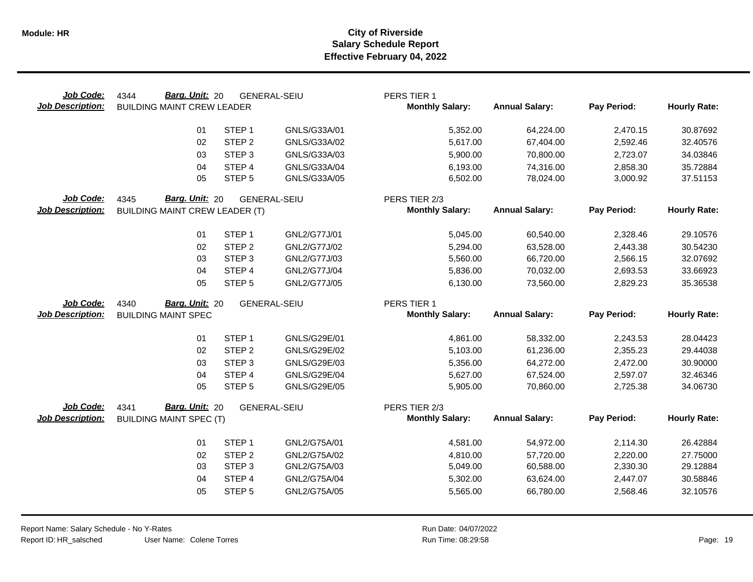# City of Riverside
## Salary Schedule Report
### Effective February 04, 2022

**Job Code:** 4344 **Barg. Unit:** 20 GENERAL-SEIU PERS TIER 1
**Job Description:** BUILDING MAINT CREW LEADER

| | Step | Code | Monthly Salary: | Annual Salary: | Pay Period: | Hourly Rate: |
|---|---|---|---|---|---|---|
| 01 | STEP 1 | GNLS/G33A/01 | 5,352.00 | 64,224.00 | 2,470.15 | 30.87692 |
| 02 | STEP 2 | GNLS/G33A/02 | 5,617.00 | 67,404.00 | 2,592.46 | 32.40576 |
| 03 | STEP 3 | GNLS/G33A/03 | 5,900.00 | 70,800.00 | 2,723.07 | 34.03846 |
| 04 | STEP 4 | GNLS/G33A/04 | 6,193.00 | 74,316.00 | 2,858.30 | 35.72884 |
| 05 | STEP 5 | GNLS/G33A/05 | 6,502.00 | 78,024.00 | 3,000.92 | 37.51153 |

**Job Code:** 4345 **Barg. Unit:** 20 GENERAL-SEIU PERS TIER 2/3
**Job Description:** BUILDING MAINT CREW LEADER (T)

| | Step | Code | Monthly Salary: | Annual Salary: | Pay Period: | Hourly Rate: |
|---|---|---|---|---|---|---|
| 01 | STEP 1 | GNL2/G77J/01 | 5,045.00 | 60,540.00 | 2,328.46 | 29.10576 |
| 02 | STEP 2 | GNL2/G77J/02 | 5,294.00 | 63,528.00 | 2,443.38 | 30.54230 |
| 03 | STEP 3 | GNL2/G77J/03 | 5,560.00 | 66,720.00 | 2,566.15 | 32.07692 |
| 04 | STEP 4 | GNL2/G77J/04 | 5,836.00 | 70,032.00 | 2,693.53 | 33.66923 |
| 05 | STEP 5 | GNL2/G77J/05 | 6,130.00 | 73,560.00 | 2,829.23 | 35.36538 |

**Job Code:** 4340 **Barg. Unit:** 20 GENERAL-SEIU PERS TIER 1
**Job Description:** BUILDING MAINT SPEC

| | Step | Code | Monthly Salary: | Annual Salary: | Pay Period: | Hourly Rate: |
|---|---|---|---|---|---|---|
| 01 | STEP 1 | GNLS/G29E/01 | 4,861.00 | 58,332.00 | 2,243.53 | 28.04423 |
| 02 | STEP 2 | GNLS/G29E/02 | 5,103.00 | 61,236.00 | 2,355.23 | 29.44038 |
| 03 | STEP 3 | GNLS/G29E/03 | 5,356.00 | 64,272.00 | 2,472.00 | 30.90000 |
| 04 | STEP 4 | GNLS/G29E/04 | 5,627.00 | 67,524.00 | 2,597.07 | 32.46346 |
| 05 | STEP 5 | GNLS/G29E/05 | 5,905.00 | 70,860.00 | 2,725.38 | 34.06730 |

**Job Code:** 4341 **Barg. Unit:** 20 GENERAL-SEIU PERS TIER 2/3
**Job Description:** BUILDING MAINT SPEC (T)

| | Step | Code | Monthly Salary: | Annual Salary: | Pay Period: | Hourly Rate: |
|---|---|---|---|---|---|---|
| 01 | STEP 1 | GNL2/G75A/01 | 4,581.00 | 54,972.00 | 2,114.30 | 26.42884 |
| 02 | STEP 2 | GNL2/G75A/02 | 4,810.00 | 57,720.00 | 2,220.00 | 27.75000 |
| 03 | STEP 3 | GNL2/G75A/03 | 5,049.00 | 60,588.00 | 2,330.30 | 29.12884 |
| 04 | STEP 4 | GNL2/G75A/04 | 5,302.00 | 63,624.00 | 2,447.07 | 30.58846 |
| 05 | STEP 5 | GNL2/G75A/05 | 5,565.00 | 66,780.00 | 2,568.46 | 32.10576 |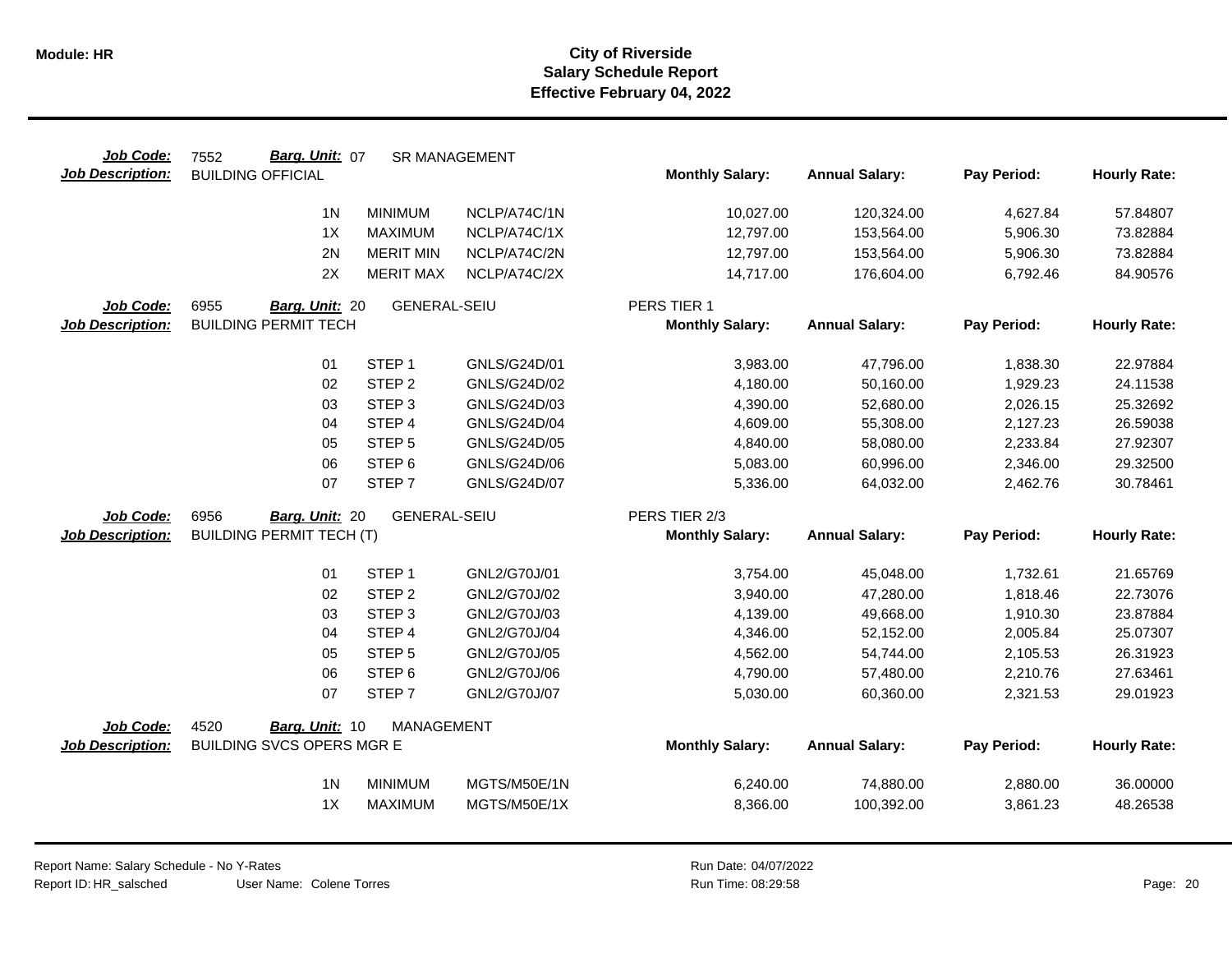# City of Riverside
## Salary Schedule Report
### Effective February 04, 2022

**Job Code:** 7552 **Barg. Unit:** 07 SR MANAGEMENT
**Job Description:** BUILDING OFFICIAL

| Step | Step Description | Code | Monthly Salary | Annual Salary | Pay Period | Hourly Rate |
|---|---|---|---|---|---|---|
| 1N | MINIMUM | NCLP/A74C/1N | 10,027.00 | 120,324.00 | 4,627.84 | 57.84807 |
| 1X | MAXIMUM | NCLP/A74C/1X | 12,797.00 | 153,564.00 | 5,906.30 | 73.82884 |
| 2N | MERIT MIN | NCLP/A74C/2N | 12,797.00 | 153,564.00 | 5,906.30 | 73.82884 |
| 2X | MERIT MAX | NCLP/A74C/2X | 14,717.00 | 176,604.00 | 6,792.46 | 84.90576 |

**Job Code:** 6955 **Barg. Unit:** 20 GENERAL-SEIU — PERS TIER 1
**Job Description:** BUILDING PERMIT TECH

| Step | Step Description | Code | Monthly Salary | Annual Salary | Pay Period | Hourly Rate |
|---|---|---|---|---|---|---|
| 01 | STEP 1 | GNLS/G24D/01 | 3,983.00 | 47,796.00 | 1,838.30 | 22.97884 |
| 02 | STEP 2 | GNLS/G24D/02 | 4,180.00 | 50,160.00 | 1,929.23 | 24.11538 |
| 03 | STEP 3 | GNLS/G24D/03 | 4,390.00 | 52,680.00 | 2,026.15 | 25.32692 |
| 04 | STEP 4 | GNLS/G24D/04 | 4,609.00 | 55,308.00 | 2,127.23 | 26.59038 |
| 05 | STEP 5 | GNLS/G24D/05 | 4,840.00 | 58,080.00 | 2,233.84 | 27.92307 |
| 06 | STEP 6 | GNLS/G24D/06 | 5,083.00 | 60,996.00 | 2,346.00 | 29.32500 |
| 07 | STEP 7 | GNLS/G24D/07 | 5,336.00 | 64,032.00 | 2,462.76 | 30.78461 |

**Job Code:** 6956 **Barg. Unit:** 20 GENERAL-SEIU — PERS TIER 2/3
**Job Description:** BUILDING PERMIT TECH (T)

| Step | Step Description | Code | Monthly Salary | Annual Salary | Pay Period | Hourly Rate |
|---|---|---|---|---|---|---|
| 01 | STEP 1 | GNL2/G70J/01 | 3,754.00 | 45,048.00 | 1,732.61 | 21.65769 |
| 02 | STEP 2 | GNL2/G70J/02 | 3,940.00 | 47,280.00 | 1,818.46 | 22.73076 |
| 03 | STEP 3 | GNL2/G70J/03 | 4,139.00 | 49,668.00 | 1,910.30 | 23.87884 |
| 04 | STEP 4 | GNL2/G70J/04 | 4,346.00 | 52,152.00 | 2,005.84 | 25.07307 |
| 05 | STEP 5 | GNL2/G70J/05 | 4,562.00 | 54,744.00 | 2,105.53 | 26.31923 |
| 06 | STEP 6 | GNL2/G70J/06 | 4,790.00 | 57,480.00 | 2,210.76 | 27.63461 |
| 07 | STEP 7 | GNL2/G70J/07 | 5,030.00 | 60,360.00 | 2,321.53 | 29.01923 |

**Job Code:** 4520 **Barg. Unit:** 10 MANAGEMENT
**Job Description:** BUILDING SVCS OPERS MGR E

| Step | Step Description | Code | Monthly Salary | Annual Salary | Pay Period | Hourly Rate |
|---|---|---|---|---|---|---|
| 1N | MINIMUM | MGTS/M50E/1N | 6,240.00 | 74,880.00 | 2,880.00 | 36.00000 |
| 1X | MAXIMUM | MGTS/M50E/1X | 8,366.00 | 100,392.00 | 3,861.23 | 48.26538 |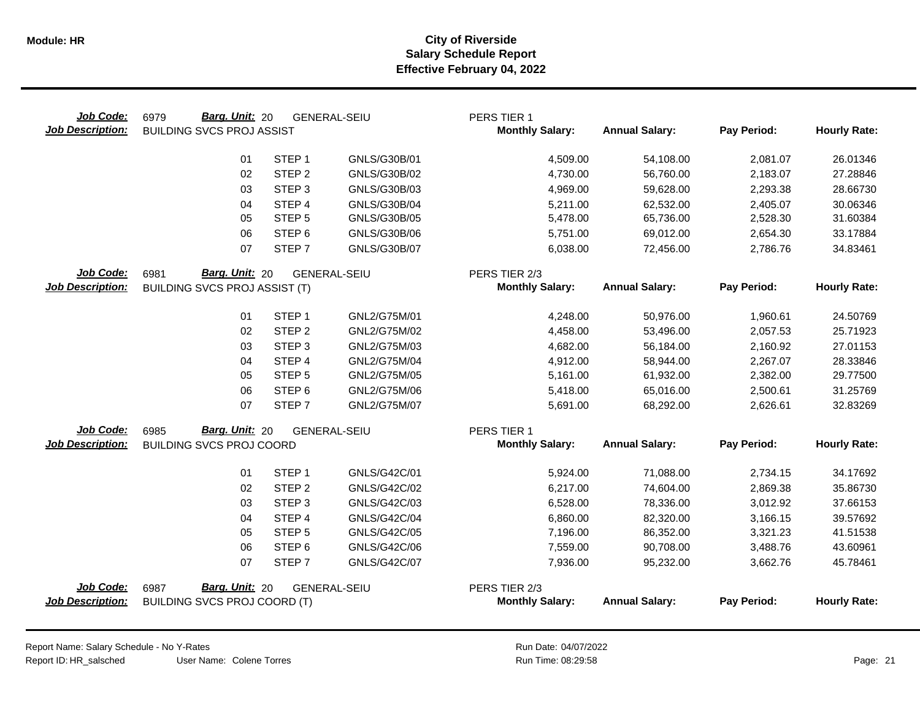**Module: HR**

# City of Riverside
## Salary Schedule Report
### Effective February 04, 2022

**Job Code:** 6979 **Barg. Unit:** 20 GENERAL-SEIU PERS TIER 1
**Job Description:** BUILDING SVCS PROJ ASSIST

| | | | Monthly Salary: | Annual Salary: | Pay Period: | Hourly Rate: |
|---|---|---|---|---|---|---|
| 01 | STEP 1 | GNLS/G30B/01 | 4,509.00 | 54,108.00 | 2,081.07 | 26.01346 |
| 02 | STEP 2 | GNLS/G30B/02 | 4,730.00 | 56,760.00 | 2,183.07 | 27.28846 |
| 03 | STEP 3 | GNLS/G30B/03 | 4,969.00 | 59,628.00 | 2,293.38 | 28.66730 |
| 04 | STEP 4 | GNLS/G30B/04 | 5,211.00 | 62,532.00 | 2,405.07 | 30.06346 |
| 05 | STEP 5 | GNLS/G30B/05 | 5,478.00 | 65,736.00 | 2,528.30 | 31.60384 |
| 06 | STEP 6 | GNLS/G30B/06 | 5,751.00 | 69,012.00 | 2,654.30 | 33.17884 |
| 07 | STEP 7 | GNLS/G30B/07 | 6,038.00 | 72,456.00 | 2,786.76 | 34.83461 |

**Job Code:** 6981 **Barg. Unit:** 20 GENERAL-SEIU PERS TIER 2/3
**Job Description:** BUILDING SVCS PROJ ASSIST (T)

| | | | Monthly Salary: | Annual Salary: | Pay Period: | Hourly Rate: |
|---|---|---|---|---|---|---|
| 01 | STEP 1 | GNL2/G75M/01 | 4,248.00 | 50,976.00 | 1,960.61 | 24.50769 |
| 02 | STEP 2 | GNL2/G75M/02 | 4,458.00 | 53,496.00 | 2,057.53 | 25.71923 |
| 03 | STEP 3 | GNL2/G75M/03 | 4,682.00 | 56,184.00 | 2,160.92 | 27.01153 |
| 04 | STEP 4 | GNL2/G75M/04 | 4,912.00 | 58,944.00 | 2,267.07 | 28.33846 |
| 05 | STEP 5 | GNL2/G75M/05 | 5,161.00 | 61,932.00 | 2,382.00 | 29.77500 |
| 06 | STEP 6 | GNL2/G75M/06 | 5,418.00 | 65,016.00 | 2,500.61 | 31.25769 |
| 07 | STEP 7 | GNL2/G75M/07 | 5,691.00 | 68,292.00 | 2,626.61 | 32.83269 |

**Job Code:** 6985 **Barg. Unit:** 20 GENERAL-SEIU PERS TIER 1
**Job Description:** BUILDING SVCS PROJ COORD

| | | | Monthly Salary: | Annual Salary: | Pay Period: | Hourly Rate: |
|---|---|---|---|---|---|---|
| 01 | STEP 1 | GNLS/G42C/01 | 5,924.00 | 71,088.00 | 2,734.15 | 34.17692 |
| 02 | STEP 2 | GNLS/G42C/02 | 6,217.00 | 74,604.00 | 2,869.38 | 35.86730 |
| 03 | STEP 3 | GNLS/G42C/03 | 6,528.00 | 78,336.00 | 3,012.92 | 37.66153 |
| 04 | STEP 4 | GNLS/G42C/04 | 6,860.00 | 82,320.00 | 3,166.15 | 39.57692 |
| 05 | STEP 5 | GNLS/G42C/05 | 7,196.00 | 86,352.00 | 3,321.23 | 41.51538 |
| 06 | STEP 6 | GNLS/G42C/06 | 7,559.00 | 90,708.00 | 3,488.76 | 43.60961 |
| 07 | STEP 7 | GNLS/G42C/07 | 7,936.00 | 95,232.00 | 3,662.76 | 45.78461 |

**Job Code:** 6987 **Barg. Unit:** 20 GENERAL-SEIU PERS TIER 2/3
**Job Description:** BUILDING SVCS PROJ COORD (T)

| | | | Monthly Salary: | Annual Salary: | Pay Period: | Hourly Rate: |
|---|---|---|---|---|---|---|

Report Name: Salary Schedule - No Y-Rates
Report ID: HR_salsched User Name: Colene Torres
Run Date: 04/07/2022
Run Time: 08:29:58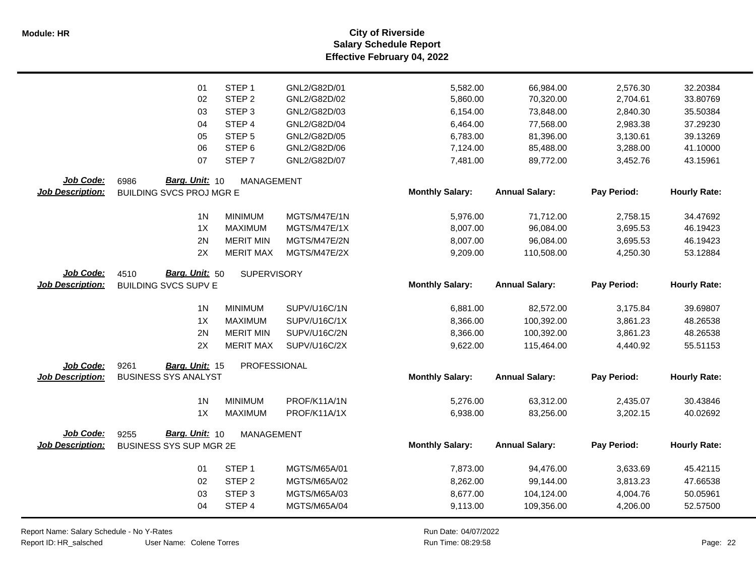| | | | | Monthly Salary | Annual Salary | Pay Period | Hourly Rate |
|---|---|---|---|---|---|---|---|
| | 01 | STEP 1 | GNL2/G82D/01 | 5,582.00 | 66,984.00 | 2,576.30 | 32.20384 |
| | 02 | STEP 2 | GNL2/G82D/02 | 5,860.00 | 70,320.00 | 2,704.61 | 33.80769 |
| | 03 | STEP 3 | GNL2/G82D/03 | 6,154.00 | 73,848.00 | 2,840.30 | 35.50384 |
| | 04 | STEP 4 | GNL2/G82D/04 | 6,464.00 | 77,568.00 | 2,983.38 | 37.29230 |
| | 05 | STEP 5 | GNL2/G82D/05 | 6,783.00 | 81,396.00 | 3,130.61 | 39.13269 |
| | 06 | STEP 6 | GNL2/G82D/06 | 7,124.00 | 85,488.00 | 3,288.00 | 41.10000 |
| | 07 | STEP 7 | GNL2/G82D/07 | 7,481.00 | 89,772.00 | 3,452.76 | 43.15961 |

**Job Code:** 6986 **Barg. Unit:** 10 MANAGEMENT
**Job Description:** BUILDING SVCS PROJ MGR E

| | | | Monthly Salary: | Annual Salary: | Pay Period: | Hourly Rate: |
|---|---|---|---|---|---|---|
| 1N | MINIMUM | MGTS/M47E/1N | 5,976.00 | 71,712.00 | 2,758.15 | 34.47692 |
| 1X | MAXIMUM | MGTS/M47E/1X | 8,007.00 | 96,084.00 | 3,695.53 | 46.19423 |
| 2N | MERIT MIN | MGTS/M47E/2N | 8,007.00 | 96,084.00 | 3,695.53 | 46.19423 |
| 2X | MERIT MAX | MGTS/M47E/2X | 9,209.00 | 110,508.00 | 4,250.30 | 53.12884 |

**Job Code:** 4510 **Barg. Unit:** 50 SUPERVISORY
**Job Description:** BUILDING SVCS SUPV E

| | | | Monthly Salary: | Annual Salary: | Pay Period: | Hourly Rate: |
|---|---|---|---|---|---|---|
| 1N | MINIMUM | SUPV/U16C/1N | 6,881.00 | 82,572.00 | 3,175.84 | 39.69807 |
| 1X | MAXIMUM | SUPV/U16C/1X | 8,366.00 | 100,392.00 | 3,861.23 | 48.26538 |
| 2N | MERIT MIN | SUPV/U16C/2N | 8,366.00 | 100,392.00 | 3,861.23 | 48.26538 |
| 2X | MERIT MAX | SUPV/U16C/2X | 9,622.00 | 115,464.00 | 4,440.92 | 55.51153 |

**Job Code:** 9261 **Barg. Unit:** 15 PROFESSIONAL
**Job Description:** BUSINESS SYS ANALYST

| | | | Monthly Salary: | Annual Salary: | Pay Period: | Hourly Rate: |
|---|---|---|---|---|---|---|
| 1N | MINIMUM | PROF/K11A/1N | 5,276.00 | 63,312.00 | 2,435.07 | 30.43846 |
| 1X | MAXIMUM | PROF/K11A/1X | 6,938.00 | 83,256.00 | 3,202.15 | 40.02692 |

**Job Code:** 9255 **Barg. Unit:** 10 MANAGEMENT
**Job Description:** BUSINESS SYS SUP MGR 2E

| | | | Monthly Salary: | Annual Salary: | Pay Period: | Hourly Rate: |
|---|---|---|---|---|---|---|
| 01 | STEP 1 | MGTS/M65A/01 | 7,873.00 | 94,476.00 | 3,633.69 | 45.42115 |
| 02 | STEP 2 | MGTS/M65A/02 | 8,262.00 | 99,144.00 | 3,813.23 | 47.66538 |
| 03 | STEP 3 | MGTS/M65A/03 | 8,677.00 | 104,124.00 | 4,004.76 | 50.05961 |
| 04 | STEP 4 | MGTS/M65A/04 | 9,113.00 | 109,356.00 | 4,206.00 | 52.57500 |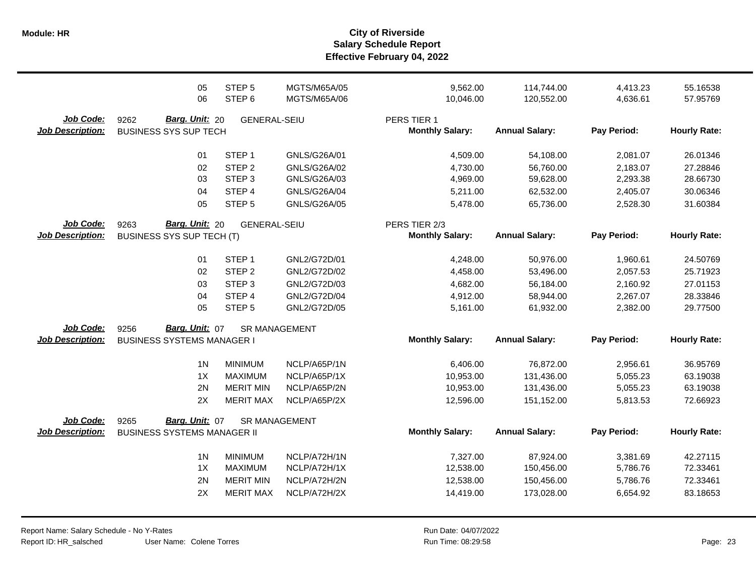# City of Riverside
## Salary Schedule Report
### Effective February 04, 2022

| | | | | Monthly Salary | Annual Salary | Pay Period | Hourly Rate |
|---|---|---|---|---|---|---|---|
| | 05 | STEP 5 | MGTS/M65A/05 | 9,562.00 | 114,744.00 | 4,413.23 | 55.16538 |
| | 06 | STEP 6 | MGTS/M65A/06 | 10,046.00 | 120,552.00 | 4,636.61 | 57.95769 |

**Job Code:** 9262 **Barg. Unit:** 20 GENERAL-SEIU PERS TIER 1
**Job Description:** BUSINESS SYS SUP TECH

| | | | Monthly Salary: | Annual Salary: | Pay Period: | Hourly Rate: |
|---|---|---|---|---|---|---|
| 01 | STEP 1 | GNLS/G26A/01 | 4,509.00 | 54,108.00 | 2,081.07 | 26.01346 |
| 02 | STEP 2 | GNLS/G26A/02 | 4,730.00 | 56,760.00 | 2,183.07 | 27.28846 |
| 03 | STEP 3 | GNLS/G26A/03 | 4,969.00 | 59,628.00 | 2,293.38 | 28.66730 |
| 04 | STEP 4 | GNLS/G26A/04 | 5,211.00 | 62,532.00 | 2,405.07 | 30.06346 |
| 05 | STEP 5 | GNLS/G26A/05 | 5,478.00 | 65,736.00 | 2,528.30 | 31.60384 |

**Job Code:** 9263 **Barg. Unit:** 20 GENERAL-SEIU PERS TIER 2/3
**Job Description:** BUSINESS SYS SUP TECH (T)

| | | | Monthly Salary: | Annual Salary: | Pay Period: | Hourly Rate: |
|---|---|---|---|---|---|---|
| 01 | STEP 1 | GNL2/G72D/01 | 4,248.00 | 50,976.00 | 1,960.61 | 24.50769 |
| 02 | STEP 2 | GNL2/G72D/02 | 4,458.00 | 53,496.00 | 2,057.53 | 25.71923 |
| 03 | STEP 3 | GNL2/G72D/03 | 4,682.00 | 56,184.00 | 2,160.92 | 27.01153 |
| 04 | STEP 4 | GNL2/G72D/04 | 4,912.00 | 58,944.00 | 2,267.07 | 28.33846 |
| 05 | STEP 5 | GNL2/G72D/05 | 5,161.00 | 61,932.00 | 2,382.00 | 29.77500 |

**Job Code:** 9256 **Barg. Unit:** 07 SR MANAGEMENT
**Job Description:** BUSINESS SYSTEMS MANAGER I

| | | | Monthly Salary: | Annual Salary: | Pay Period: | Hourly Rate: |
|---|---|---|---|---|---|---|
| 1N | MINIMUM | NCLP/A65P/1N | 6,406.00 | 76,872.00 | 2,956.61 | 36.95769 |
| 1X | MAXIMUM | NCLP/A65P/1X | 10,953.00 | 131,436.00 | 5,055.23 | 63.19038 |
| 2N | MERIT MIN | NCLP/A65P/2N | 10,953.00 | 131,436.00 | 5,055.23 | 63.19038 |
| 2X | MERIT MAX | NCLP/A65P/2X | 12,596.00 | 151,152.00 | 5,813.53 | 72.66923 |

**Job Code:** 9265 **Barg. Unit:** 07 SR MANAGEMENT
**Job Description:** BUSINESS SYSTEMS MANAGER II

| | | | Monthly Salary: | Annual Salary: | Pay Period: | Hourly Rate: |
|---|---|---|---|---|---|---|
| 1N | MINIMUM | NCLP/A72H/1N | 7,327.00 | 87,924.00 | 3,381.69 | 42.27115 |
| 1X | MAXIMUM | NCLP/A72H/1X | 12,538.00 | 150,456.00 | 5,786.76 | 72.33461 |
| 2N | MERIT MIN | NCLP/A72H/2N | 12,538.00 | 150,456.00 | 5,786.76 | 72.33461 |
| 2X | MERIT MAX | NCLP/A72H/2X | 14,419.00 | 173,028.00 | 6,654.92 | 83.18653 |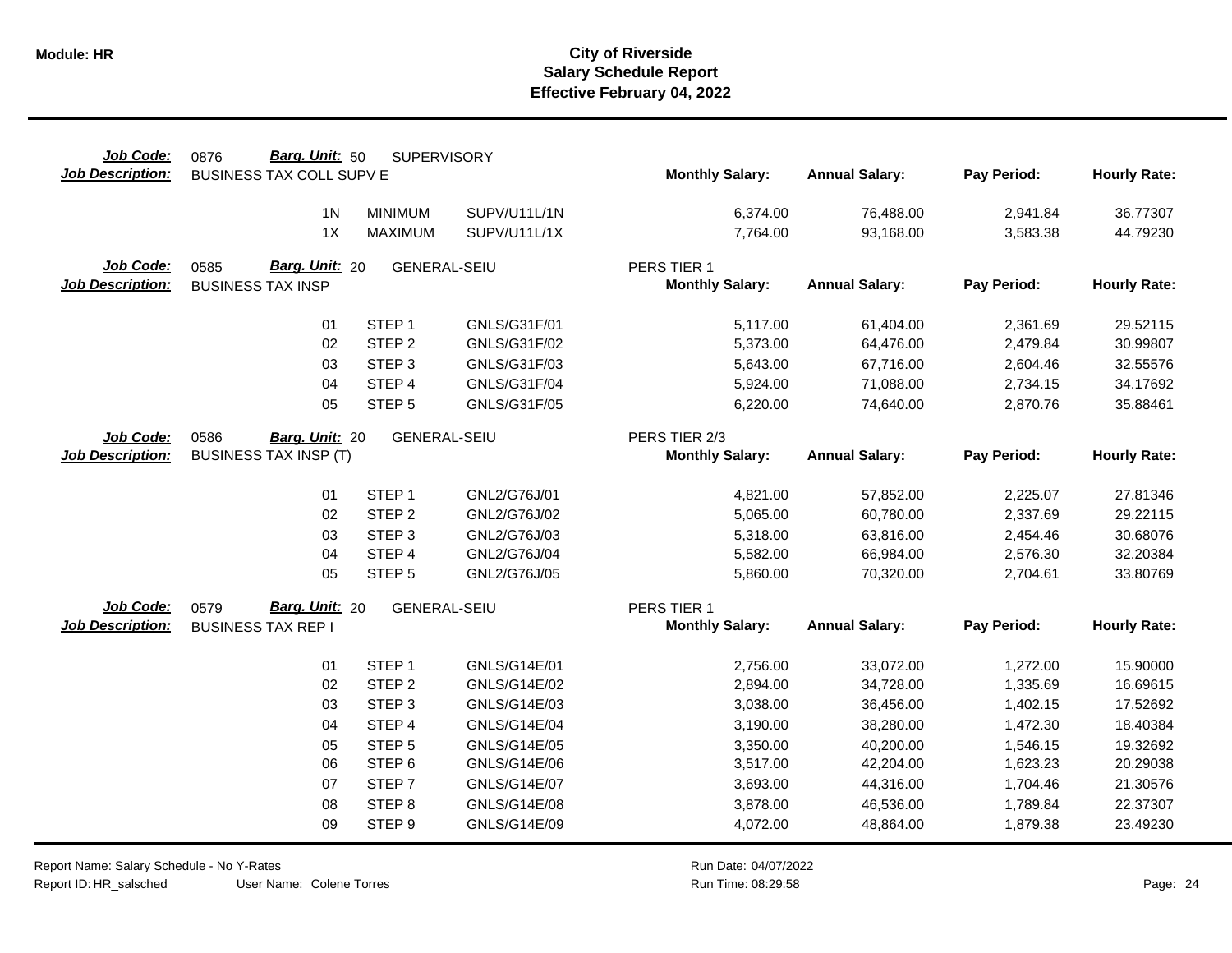**Module: HR**

# City of Riverside
## Salary Schedule Report
### Effective February 04, 2022

| Job Code: | 0876 | Barg. Unit: 50 | SUPERVISORY | | | | |
|---|---|---|---|---|---|---|---|
| **Job Description:** | BUSINESS TAX COLL SUPV E | | | **Monthly Salary:** | **Annual Salary:** | **Pay Period:** | **Hourly Rate:** |
| | 1N | MINIMUM | SUPV/U11L/1N | 6,374.00 | 76,488.00 | 2,941.84 | 36.77307 |
| | 1X | MAXIMUM | SUPV/U11L/1X | 7,764.00 | 93,168.00 | 3,583.38 | 44.79230 |

| Job Code: | 0585 | Barg. Unit: 20 | GENERAL-SEIU | PERS TIER 1 | | | |
|---|---|---|---|---|---|---|---|
| **Job Description:** | BUSINESS TAX INSP | | | **Monthly Salary:** | **Annual Salary:** | **Pay Period:** | **Hourly Rate:** |
| | 01 | STEP 1 | GNLS/G31F/01 | 5,117.00 | 61,404.00 | 2,361.69 | 29.52115 |
| | 02 | STEP 2 | GNLS/G31F/02 | 5,373.00 | 64,476.00 | 2,479.84 | 30.99807 |
| | 03 | STEP 3 | GNLS/G31F/03 | 5,643.00 | 67,716.00 | 2,604.46 | 32.55576 |
| | 04 | STEP 4 | GNLS/G31F/04 | 5,924.00 | 71,088.00 | 2,734.15 | 34.17692 |
| | 05 | STEP 5 | GNLS/G31F/05 | 6,220.00 | 74,640.00 | 2,870.76 | 35.88461 |

| Job Code: | 0586 | Barg. Unit: 20 | GENERAL-SEIU | PERS TIER 2/3 | | | |
|---|---|---|---|---|---|---|---|
| **Job Description:** | BUSINESS TAX INSP (T) | | | **Monthly Salary:** | **Annual Salary:** | **Pay Period:** | **Hourly Rate:** |
| | 01 | STEP 1 | GNL2/G76J/01 | 4,821.00 | 57,852.00 | 2,225.07 | 27.81346 |
| | 02 | STEP 2 | GNL2/G76J/02 | 5,065.00 | 60,780.00 | 2,337.69 | 29.22115 |
| | 03 | STEP 3 | GNL2/G76J/03 | 5,318.00 | 63,816.00 | 2,454.46 | 30.68076 |
| | 04 | STEP 4 | GNL2/G76J/04 | 5,582.00 | 66,984.00 | 2,576.30 | 32.20384 |
| | 05 | STEP 5 | GNL2/G76J/05 | 5,860.00 | 70,320.00 | 2,704.61 | 33.80769 |

| Job Code: | 0579 | Barg. Unit: 20 | GENERAL-SEIU | PERS TIER 1 | | | |
|---|---|---|---|---|---|---|---|
| **Job Description:** | BUSINESS TAX REP I | | | **Monthly Salary:** | **Annual Salary:** | **Pay Period:** | **Hourly Rate:** |
| | 01 | STEP 1 | GNLS/G14E/01 | 2,756.00 | 33,072.00 | 1,272.00 | 15.90000 |
| | 02 | STEP 2 | GNLS/G14E/02 | 2,894.00 | 34,728.00 | 1,335.69 | 16.69615 |
| | 03 | STEP 3 | GNLS/G14E/03 | 3,038.00 | 36,456.00 | 1,402.15 | 17.52692 |
| | 04 | STEP 4 | GNLS/G14E/04 | 3,190.00 | 38,280.00 | 1,472.30 | 18.40384 |
| | 05 | STEP 5 | GNLS/G14E/05 | 3,350.00 | 40,200.00 | 1,546.15 | 19.32692 |
| | 06 | STEP 6 | GNLS/G14E/06 | 3,517.00 | 42,204.00 | 1,623.23 | 20.29038 |
| | 07 | STEP 7 | GNLS/G14E/07 | 3,693.00 | 44,316.00 | 1,704.46 | 21.30576 |
| | 08 | STEP 8 | GNLS/G14E/08 | 3,878.00 | 46,536.00 | 1,789.84 | 22.37307 |
| | 09 | STEP 9 | GNLS/G14E/09 | 4,072.00 | 48,864.00 | 1,879.38 | 23.49230 |

Report Name: Salary Schedule - No Y-Rates
Report ID: HR_salsched
User Name: Colene Torres
Run Date: 04/07/2022
Run Time: 08:29:58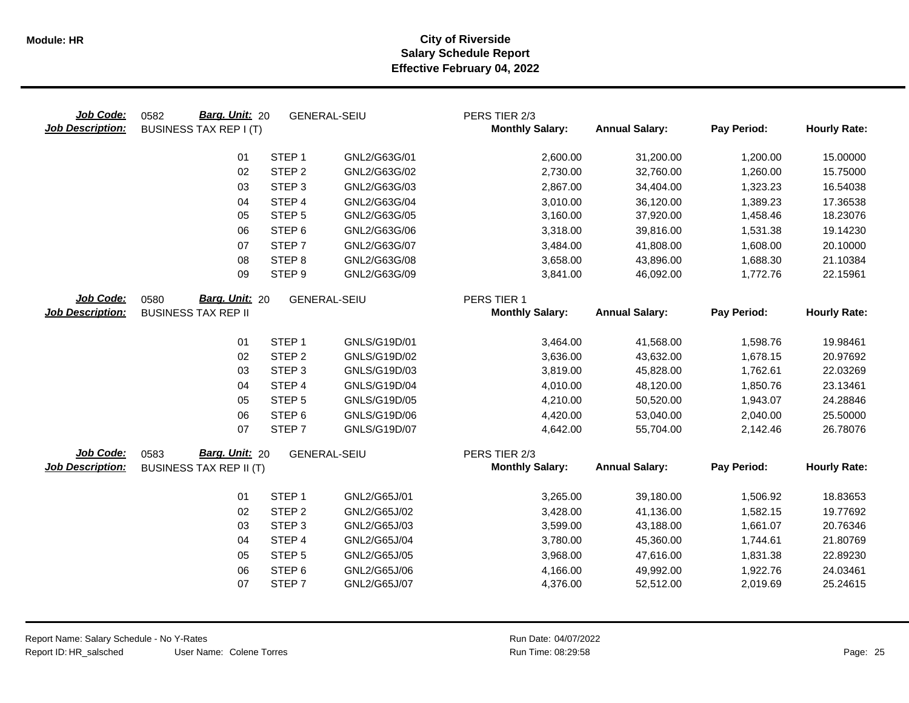**City of Riverside**
**Salary Schedule Report**
**Effective February 04, 2022**

**Job Code:** 0582 **Barg. Unit:** 20 GENERAL-SEIU PERS TIER 2/3
**Job Description:** BUSINESS TAX REP I (T)

| | Step | Code | Monthly Salary | Annual Salary | Pay Period | Hourly Rate |
|---|---|---|---|---|---|---|
| 01 | STEP 1 | GNL2/G63G/01 | 2,600.00 | 31,200.00 | 1,200.00 | 15.00000 |
| 02 | STEP 2 | GNL2/G63G/02 | 2,730.00 | 32,760.00 | 1,260.00 | 15.75000 |
| 03 | STEP 3 | GNL2/G63G/03 | 2,867.00 | 34,404.00 | 1,323.23 | 16.54038 |
| 04 | STEP 4 | GNL2/G63G/04 | 3,010.00 | 36,120.00 | 1,389.23 | 17.36538 |
| 05 | STEP 5 | GNL2/G63G/05 | 3,160.00 | 37,920.00 | 1,458.46 | 18.23076 |
| 06 | STEP 6 | GNL2/G63G/06 | 3,318.00 | 39,816.00 | 1,531.38 | 19.14230 |
| 07 | STEP 7 | GNL2/G63G/07 | 3,484.00 | 41,808.00 | 1,608.00 | 20.10000 |
| 08 | STEP 8 | GNL2/G63G/08 | 3,658.00 | 43,896.00 | 1,688.30 | 21.10384 |
| 09 | STEP 9 | GNL2/G63G/09 | 3,841.00 | 46,092.00 | 1,772.76 | 22.15961 |

**Job Code:** 0580 **Barg. Unit:** 20 GENERAL-SEIU PERS TIER 1
**Job Description:** BUSINESS TAX REP II

| | Step | Code | Monthly Salary | Annual Salary | Pay Period | Hourly Rate |
|---|---|---|---|---|---|---|
| 01 | STEP 1 | GNLS/G19D/01 | 3,464.00 | 41,568.00 | 1,598.76 | 19.98461 |
| 02 | STEP 2 | GNLS/G19D/02 | 3,636.00 | 43,632.00 | 1,678.15 | 20.97692 |
| 03 | STEP 3 | GNLS/G19D/03 | 3,819.00 | 45,828.00 | 1,762.61 | 22.03269 |
| 04 | STEP 4 | GNLS/G19D/04 | 4,010.00 | 48,120.00 | 1,850.76 | 23.13461 |
| 05 | STEP 5 | GNLS/G19D/05 | 4,210.00 | 50,520.00 | 1,943.07 | 24.28846 |
| 06 | STEP 6 | GNLS/G19D/06 | 4,420.00 | 53,040.00 | 2,040.00 | 25.50000 |
| 07 | STEP 7 | GNLS/G19D/07 | 4,642.00 | 55,704.00 | 2,142.46 | 26.78076 |

**Job Code:** 0583 **Barg. Unit:** 20 GENERAL-SEIU PERS TIER 2/3
**Job Description:** BUSINESS TAX REP II (T)

| | Step | Code | Monthly Salary | Annual Salary | Pay Period | Hourly Rate |
|---|---|---|---|---|---|---|
| 01 | STEP 1 | GNL2/G65J/01 | 3,265.00 | 39,180.00 | 1,506.92 | 18.83653 |
| 02 | STEP 2 | GNL2/G65J/02 | 3,428.00 | 41,136.00 | 1,582.15 | 19.77692 |
| 03 | STEP 3 | GNL2/G65J/03 | 3,599.00 | 43,188.00 | 1,661.07 | 20.76346 |
| 04 | STEP 4 | GNL2/G65J/04 | 3,780.00 | 45,360.00 | 1,744.61 | 21.80769 |
| 05 | STEP 5 | GNL2/G65J/05 | 3,968.00 | 47,616.00 | 1,831.38 | 22.89230 |
| 06 | STEP 6 | GNL2/G65J/06 | 4,166.00 | 49,992.00 | 1,922.76 | 24.03461 |
| 07 | STEP 7 | GNL2/G65J/07 | 4,376.00 | 52,512.00 | 2,019.69 | 25.24615 |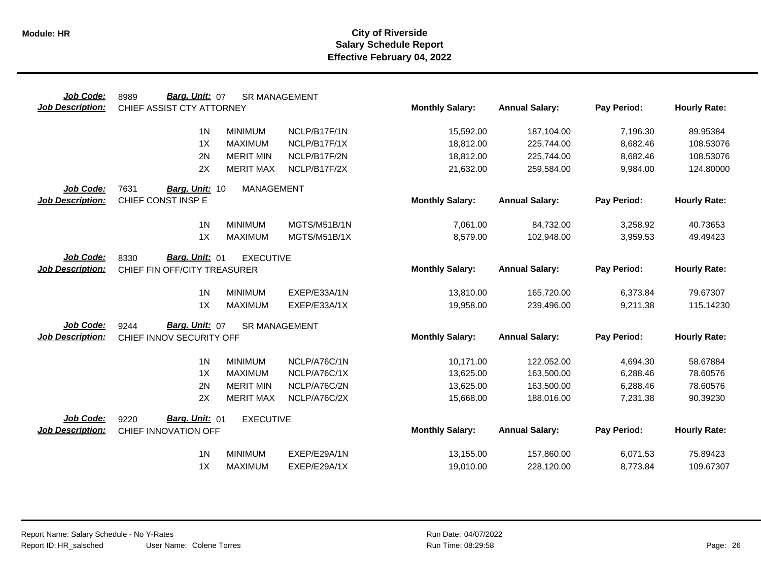**Module: HR**

# City of Riverside
## Salary Schedule Report
### Effective February 04, 2022

**Job Code:** 8989 **Barg. Unit:** 07 SR MANAGEMENT
**Job Description:** CHIEF ASSIST CTY ATTORNEY

| | | | Monthly Salary: | Annual Salary: | Pay Period: | Hourly Rate: |
|---|---|---|---|---|---|---|
| 1N | MINIMUM | NCLP/B17F/1N | 15,592.00 | 187,104.00 | 7,196.30 | 89.95384 |
| 1X | MAXIMUM | NCLP/B17F/1X | 18,812.00 | 225,744.00 | 8,682.46 | 108.53076 |
| 2N | MERIT MIN | NCLP/B17F/2N | 18,812.00 | 225,744.00 | 8,682.46 | 108.53076 |
| 2X | MERIT MAX | NCLP/B17F/2X | 21,632.00 | 259,584.00 | 9,984.00 | 124.80000 |

**Job Code:** 7631 **Barg. Unit:** 10 MANAGEMENT
**Job Description:** CHIEF CONST INSP E

| | | | Monthly Salary: | Annual Salary: | Pay Period: | Hourly Rate: |
|---|---|---|---|---|---|---|
| 1N | MINIMUM | MGTS/M51B/1N | 7,061.00 | 84,732.00 | 3,258.92 | 40.73653 |
| 1X | MAXIMUM | MGTS/M51B/1X | 8,579.00 | 102,948.00 | 3,959.53 | 49.49423 |

**Job Code:** 8330 **Barg. Unit:** 01 EXECUTIVE
**Job Description:** CHIEF FIN OFF/CITY TREASURER

| | | | Monthly Salary: | Annual Salary: | Pay Period: | Hourly Rate: |
|---|---|---|---|---|---|---|
| 1N | MINIMUM | EXEP/E33A/1N | 13,810.00 | 165,720.00 | 6,373.84 | 79.67307 |
| 1X | MAXIMUM | EXEP/E33A/1X | 19,958.00 | 239,496.00 | 9,211.38 | 115.14230 |

**Job Code:** 9244 **Barg. Unit:** 07 SR MANAGEMENT
**Job Description:** CHIEF INNOV SECURITY OFF

| | | | Monthly Salary: | Annual Salary: | Pay Period: | Hourly Rate: |
|---|---|---|---|---|---|---|
| 1N | MINIMUM | NCLP/A76C/1N | 10,171.00 | 122,052.00 | 4,694.30 | 58.67884 |
| 1X | MAXIMUM | NCLP/A76C/1X | 13,625.00 | 163,500.00 | 6,288.46 | 78.60576 |
| 2N | MERIT MIN | NCLP/A76C/2N | 13,625.00 | 163,500.00 | 6,288.46 | 78.60576 |
| 2X | MERIT MAX | NCLP/A76C/2X | 15,668.00 | 188,016.00 | 7,231.38 | 90.39230 |

**Job Code:** 9220 **Barg. Unit:** 01 EXECUTIVE
**Job Description:** CHIEF INNOVATION OFF

| | | | Monthly Salary: | Annual Salary: | Pay Period: | Hourly Rate: |
|---|---|---|---|---|---|---|
| 1N | MINIMUM | EXEP/E29A/1N | 13,155.00 | 157,860.00 | 6,071.53 | 75.89423 |
| 1X | MAXIMUM | EXEP/E29A/1X | 19,010.00 | 228,120.00 | 8,773.84 | 109.67307 |

Report Name: Salary Schedule - No Y-Rates
Report ID: HR_salsched User Name: Colene Torres
Run Date: 04/07/2022
Run Time: 08:29:58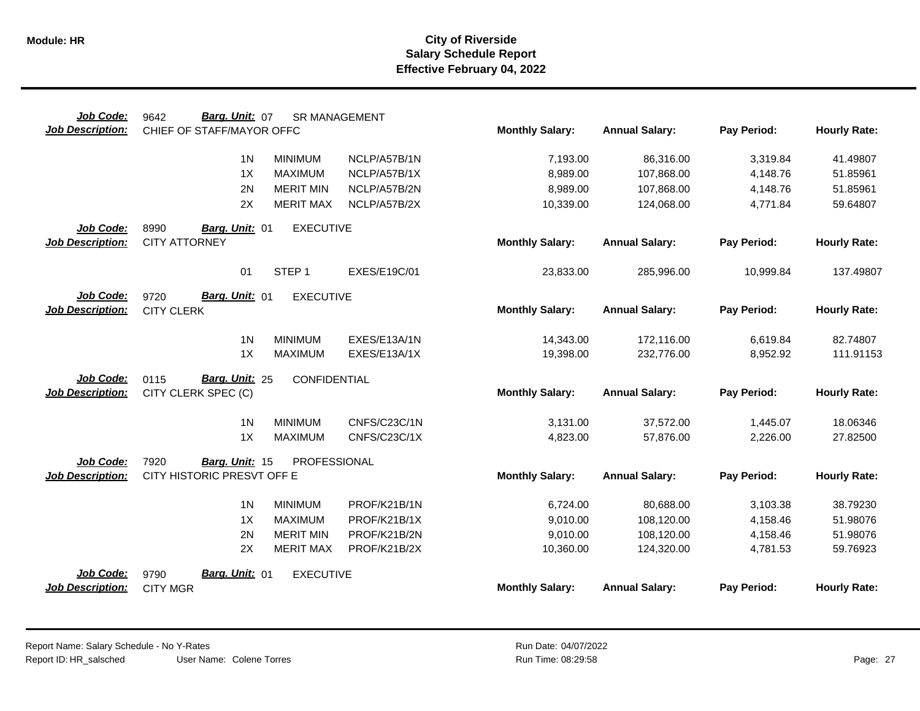| Job Code: | 9642 | Barg. Unit: 07 | SR MANAGEMENT | | | | |
|---|---|---|---|---|---|---|---|
| **Job Description:** | CHIEF OF STAFF/MAYOR OFFC | | | **Monthly Salary:** | **Annual Salary:** | **Pay Period:** | **Hourly Rate:** |
| | 1N | MINIMUM | NCLP/A57B/1N | 7,193.00 | 86,316.00 | 3,319.84 | 41.49807 |
| | 1X | MAXIMUM | NCLP/A57B/1X | 8,989.00 | 107,868.00 | 4,148.76 | 51.85961 |
| | 2N | MERIT MIN | NCLP/A57B/2N | 8,989.00 | 107,868.00 | 4,148.76 | 51.85961 |
| | 2X | MERIT MAX | NCLP/A57B/2X | 10,339.00 | 124,068.00 | 4,771.84 | 59.64807 |

| Job Code: | 8990 | Barg. Unit: 01 | EXECUTIVE | | | | |
|---|---|---|---|---|---|---|---|
| **Job Description:** | CITY ATTORNEY | | | **Monthly Salary:** | **Annual Salary:** | **Pay Period:** | **Hourly Rate:** |
| | 01 | STEP 1 | EXES/E19C/01 | 23,833.00 | 285,996.00 | 10,999.84 | 137.49807 |

| Job Code: | 9720 | Barg. Unit: 01 | EXECUTIVE | | | | |
|---|---|---|---|---|---|---|---|
| **Job Description:** | CITY CLERK | | | **Monthly Salary:** | **Annual Salary:** | **Pay Period:** | **Hourly Rate:** |
| | 1N | MINIMUM | EXES/E13A/1N | 14,343.00 | 172,116.00 | 6,619.84 | 82.74807 |
| | 1X | MAXIMUM | EXES/E13A/1X | 19,398.00 | 232,776.00 | 8,952.92 | 111.91153 |

| Job Code: | 0115 | Barg. Unit: 25 | CONFIDENTIAL | | | | |
|---|---|---|---|---|---|---|---|
| **Job Description:** | CITY CLERK SPEC (C) | | | **Monthly Salary:** | **Annual Salary:** | **Pay Period:** | **Hourly Rate:** |
| | 1N | MINIMUM | CNFS/C23C/1N | 3,131.00 | 37,572.00 | 1,445.07 | 18.06346 |
| | 1X | MAXIMUM | CNFS/C23C/1X | 4,823.00 | 57,876.00 | 2,226.00 | 27.82500 |

| Job Code: | 7920 | Barg. Unit: 15 | PROFESSIONAL | | | | |
|---|---|---|---|---|---|---|---|
| **Job Description:** | CITY HISTORIC PRESVT OFF E | | | **Monthly Salary:** | **Annual Salary:** | **Pay Period:** | **Hourly Rate:** |
| | 1N | MINIMUM | PROF/K21B/1N | 6,724.00 | 80,688.00 | 3,103.38 | 38.79230 |
| | 1X | MAXIMUM | PROF/K21B/1X | 9,010.00 | 108,120.00 | 4,158.46 | 51.98076 |
| | 2N | MERIT MIN | PROF/K21B/2N | 9,010.00 | 108,120.00 | 4,158.46 | 51.98076 |
| | 2X | MERIT MAX | PROF/K21B/2X | 10,360.00 | 124,320.00 | 4,781.53 | 59.76923 |

| Job Code: | 9790 | Barg. Unit: 01 | EXECUTIVE | | | | |
|---|---|---|---|---|---|---|---|
| **Job Description:** | CITY MGR | | | **Monthly Salary:** | **Annual Salary:** | **Pay Period:** | **Hourly Rate:** |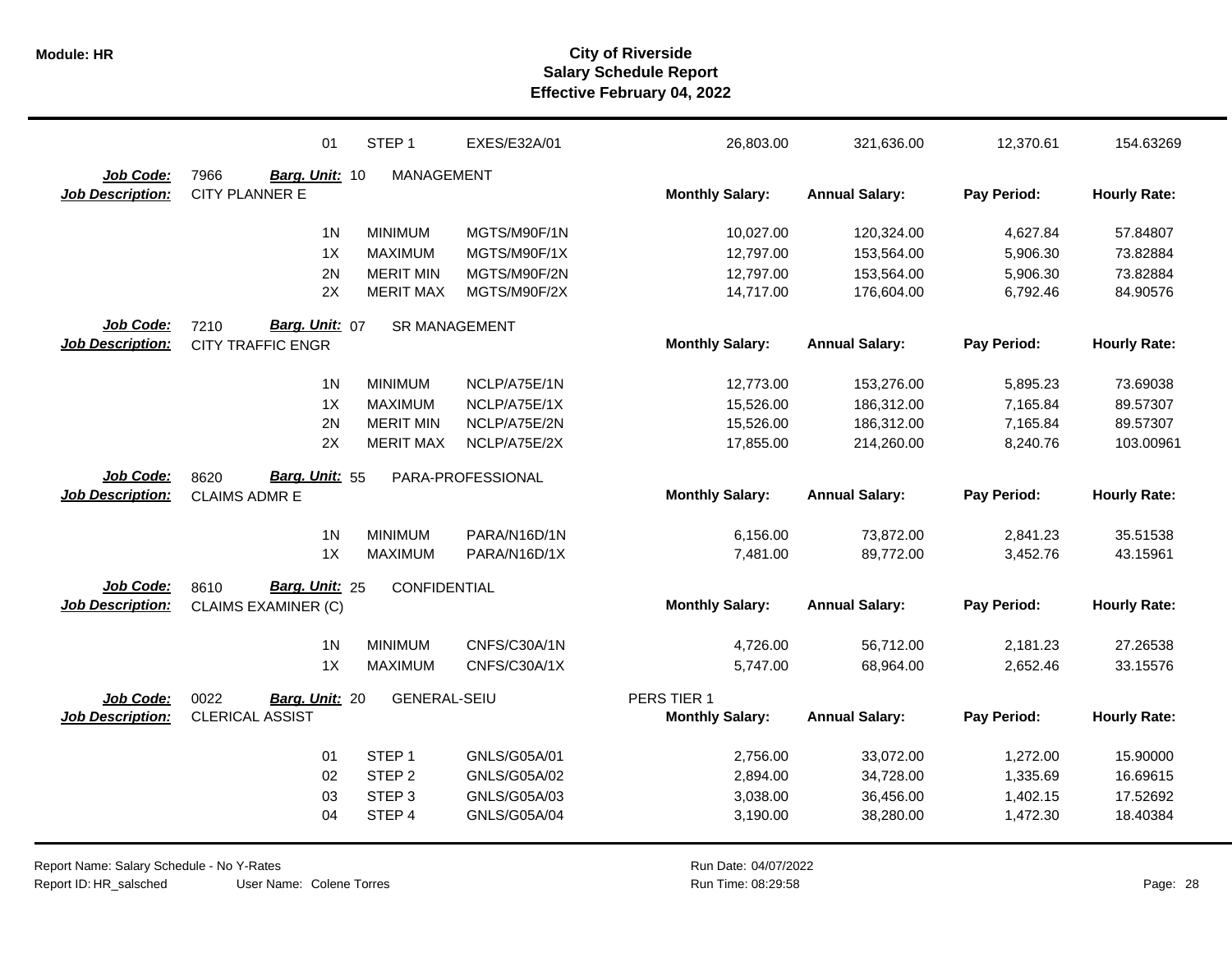# City of Riverside
## Salary Schedule Report
### Effective February 04, 2022

| | | | | Monthly Salary | Annual Salary | Pay Period | Hourly Rate |
|---|---|---|---|---|---|---|---|
| | 01 | STEP 1 | EXES/E32A/01 | 26,803.00 | 321,636.00 | 12,370.61 | 154.63269 |

**Job Code:** 7966 **Barg. Unit:** 10 MANAGEMENT
**Job Description:** CITY PLANNER E

| | | | Monthly Salary: | Annual Salary: | Pay Period: | Hourly Rate: |
|---|---|---|---|---|---|---|
| 1N | MINIMUM | MGTS/M90F/1N | 10,027.00 | 120,324.00 | 4,627.84 | 57.84807 |
| 1X | MAXIMUM | MGTS/M90F/1X | 12,797.00 | 153,564.00 | 5,906.30 | 73.82884 |
| 2N | MERIT MIN | MGTS/M90F/2N | 12,797.00 | 153,564.00 | 5,906.30 | 73.82884 |
| 2X | MERIT MAX | MGTS/M90F/2X | 14,717.00 | 176,604.00 | 6,792.46 | 84.90576 |

**Job Code:** 7210 **Barg. Unit:** 07 SR MANAGEMENT
**Job Description:** CITY TRAFFIC ENGR

| | | | Monthly Salary: | Annual Salary: | Pay Period: | Hourly Rate: |
|---|---|---|---|---|---|---|
| 1N | MINIMUM | NCLP/A75E/1N | 12,773.00 | 153,276.00 | 5,895.23 | 73.69038 |
| 1X | MAXIMUM | NCLP/A75E/1X | 15,526.00 | 186,312.00 | 7,165.84 | 89.57307 |
| 2N | MERIT MIN | NCLP/A75E/2N | 15,526.00 | 186,312.00 | 7,165.84 | 89.57307 |
| 2X | MERIT MAX | NCLP/A75E/2X | 17,855.00 | 214,260.00 | 8,240.76 | 103.00961 |

**Job Code:** 8620 **Barg. Unit:** 55 PARA-PROFESSIONAL
**Job Description:** CLAIMS ADMR E

| | | | Monthly Salary: | Annual Salary: | Pay Period: | Hourly Rate: |
|---|---|---|---|---|---|---|
| 1N | MINIMUM | PARA/N16D/1N | 6,156.00 | 73,872.00 | 2,841.23 | 35.51538 |
| 1X | MAXIMUM | PARA/N16D/1X | 7,481.00 | 89,772.00 | 3,452.76 | 43.15961 |

**Job Code:** 8610 **Barg. Unit:** 25 CONFIDENTIAL
**Job Description:** CLAIMS EXAMINER (C)

| | | | Monthly Salary: | Annual Salary: | Pay Period: | Hourly Rate: |
|---|---|---|---|---|---|---|
| 1N | MINIMUM | CNFS/C30A/1N | 4,726.00 | 56,712.00 | 2,181.23 | 27.26538 |
| 1X | MAXIMUM | CNFS/C30A/1X | 5,747.00 | 68,964.00 | 2,652.46 | 33.15576 |

**Job Code:** 0022 **Barg. Unit:** 20 GENERAL-SEIU PERS TIER 1
**Job Description:** CLERICAL ASSIST

| | | | Monthly Salary: | Annual Salary: | Pay Period: | Hourly Rate: |
|---|---|---|---|---|---|---|
| 01 | STEP 1 | GNLS/G05A/01 | 2,756.00 | 33,072.00 | 1,272.00 | 15.90000 |
| 02 | STEP 2 | GNLS/G05A/02 | 2,894.00 | 34,728.00 | 1,335.69 | 16.69615 |
| 03 | STEP 3 | GNLS/G05A/03 | 3,038.00 | 36,456.00 | 1,402.15 | 17.52692 |
| 04 | STEP 4 | GNLS/G05A/04 | 3,190.00 | 38,280.00 | 1,472.30 | 18.40384 |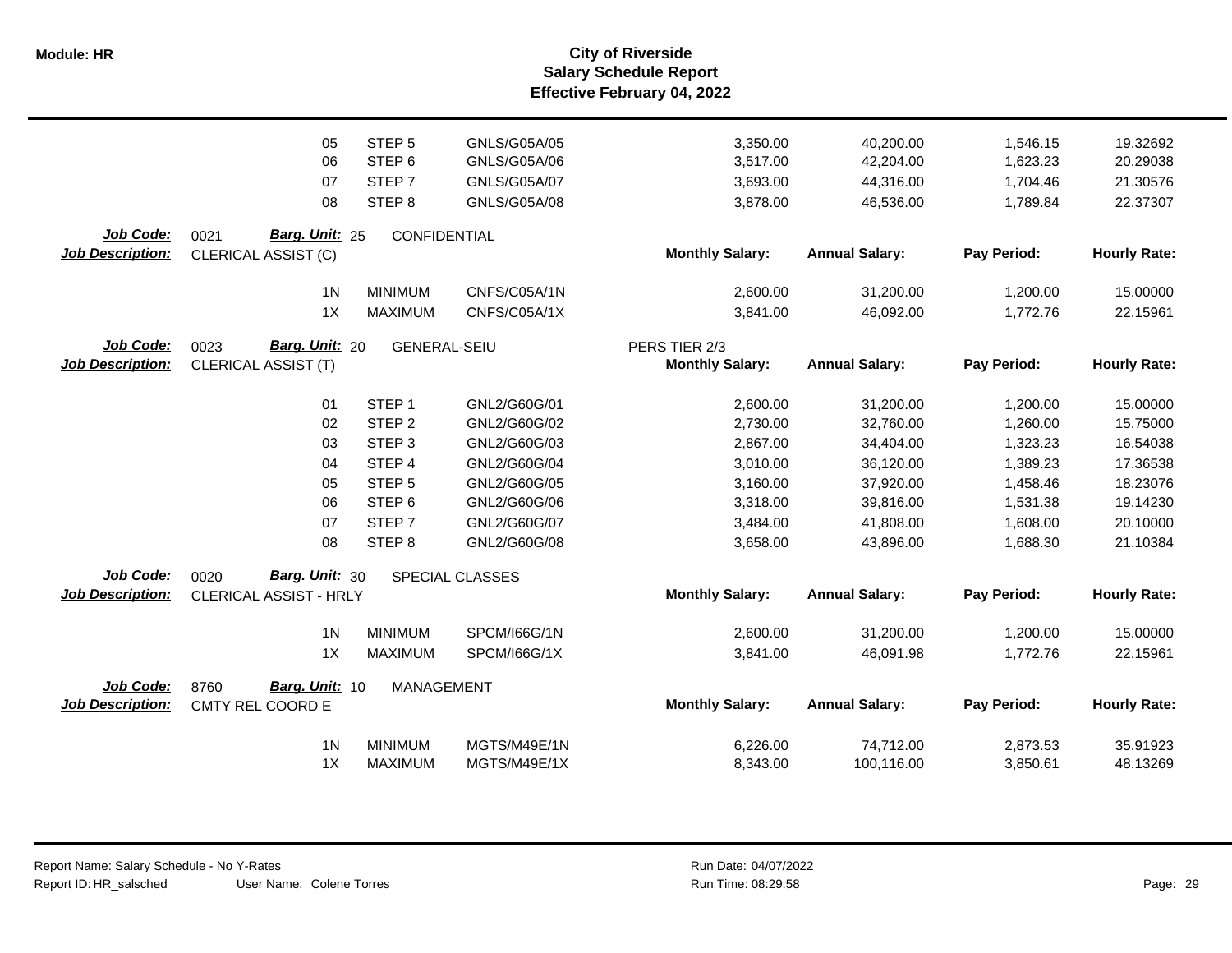| | | | | Monthly Salary | Annual Salary | Pay Period | Hourly Rate |
|---|---|---|---|---|---|---|---|
| | 05 | STEP 5 | GNLS/G05A/05 | 3,350.00 | 40,200.00 | 1,546.15 | 19.32692 |
| | 06 | STEP 6 | GNLS/G05A/06 | 3,517.00 | 42,204.00 | 1,623.23 | 20.29038 |
| | 07 | STEP 7 | GNLS/G05A/07 | 3,693.00 | 44,316.00 | 1,704.46 | 21.30576 |
| | 08 | STEP 8 | GNLS/G05A/08 | 3,878.00 | 46,536.00 | 1,789.84 | 22.37307 |

**Job Code:** 0021 **Barg. Unit:** 25 CONFIDENTIAL
**Job Description:** CLERICAL ASSIST (C)

| | | | Monthly Salary: | Annual Salary: | Pay Period: | Hourly Rate: |
|---|---|---|---|---|---|---|
| 1N | MINIMUM | CNFS/C05A/1N | 2,600.00 | 31,200.00 | 1,200.00 | 15.00000 |
| 1X | MAXIMUM | CNFS/C05A/1X | 3,841.00 | 46,092.00 | 1,772.76 | 22.15961 |

**Job Code:** 0023 **Barg. Unit:** 20 GENERAL-SEIU PERS TIER 2/3
**Job Description:** CLERICAL ASSIST (T)

| | | | Monthly Salary: | Annual Salary: | Pay Period: | Hourly Rate: |
|---|---|---|---|---|---|---|
| 01 | STEP 1 | GNL2/G60G/01 | 2,600.00 | 31,200.00 | 1,200.00 | 15.00000 |
| 02 | STEP 2 | GNL2/G60G/02 | 2,730.00 | 32,760.00 | 1,260.00 | 15.75000 |
| 03 | STEP 3 | GNL2/G60G/03 | 2,867.00 | 34,404.00 | 1,323.23 | 16.54038 |
| 04 | STEP 4 | GNL2/G60G/04 | 3,010.00 | 36,120.00 | 1,389.23 | 17.36538 |
| 05 | STEP 5 | GNL2/G60G/05 | 3,160.00 | 37,920.00 | 1,458.46 | 18.23076 |
| 06 | STEP 6 | GNL2/G60G/06 | 3,318.00 | 39,816.00 | 1,531.38 | 19.14230 |
| 07 | STEP 7 | GNL2/G60G/07 | 3,484.00 | 41,808.00 | 1,608.00 | 20.10000 |
| 08 | STEP 8 | GNL2/G60G/08 | 3,658.00 | 43,896.00 | 1,688.30 | 21.10384 |

**Job Code:** 0020 **Barg. Unit:** 30 SPECIAL CLASSES
**Job Description:** CLERICAL ASSIST - HRLY

| | | | Monthly Salary: | Annual Salary: | Pay Period: | Hourly Rate: |
|---|---|---|---|---|---|---|
| 1N | MINIMUM | SPCM/I66G/1N | 2,600.00 | 31,200.00 | 1,200.00 | 15.00000 |
| 1X | MAXIMUM | SPCM/I66G/1X | 3,841.00 | 46,091.98 | 1,772.76 | 22.15961 |

**Job Code:** 8760 **Barg. Unit:** 10 MANAGEMENT
**Job Description:** CMTY REL COORD E

| | | | Monthly Salary: | Annual Salary: | Pay Period: | Hourly Rate: |
|---|---|---|---|---|---|---|
| 1N | MINIMUM | MGTS/M49E/1N | 6,226.00 | 74,712.00 | 2,873.53 | 35.91923 |
| 1X | MAXIMUM | MGTS/M49E/1X | 8,343.00 | 100,116.00 | 3,850.61 | 48.13269 |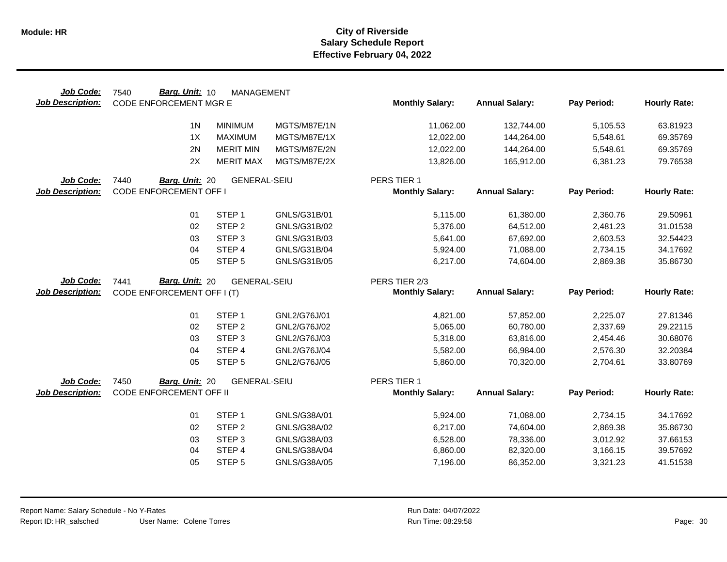# City of Riverside
## Salary Schedule Report
### Effective February 04, 2022

**Job Code:** 7540 **Barg. Unit:** 10 MANAGEMENT
**Job Description:** CODE ENFORCEMENT MGR E

| | | | Monthly Salary: | Annual Salary: | Pay Period: | Hourly Rate: |
|---|---|---|---|---|---|---|
| 1N | MINIMUM | MGTS/M87E/1N | 11,062.00 | 132,744.00 | 5,105.53 | 63.81923 |
| 1X | MAXIMUM | MGTS/M87E/1X | 12,022.00 | 144,264.00 | 5,548.61 | 69.35769 |
| 2N | MERIT MIN | MGTS/M87E/2N | 12,022.00 | 144,264.00 | 5,548.61 | 69.35769 |
| 2X | MERIT MAX | MGTS/M87E/2X | 13,826.00 | 165,912.00 | 6,381.23 | 79.76538 |

**Job Code:** 7440 **Barg. Unit:** 20 GENERAL-SEIU
**Job Description:** CODE ENFORCEMENT OFF I
PERS TIER 1

| | | | Monthly Salary: | Annual Salary: | Pay Period: | Hourly Rate: |
|---|---|---|---|---|---|---|
| 01 | STEP 1 | GNLS/G31B/01 | 5,115.00 | 61,380.00 | 2,360.76 | 29.50961 |
| 02 | STEP 2 | GNLS/G31B/02 | 5,376.00 | 64,512.00 | 2,481.23 | 31.01538 |
| 03 | STEP 3 | GNLS/G31B/03 | 5,641.00 | 67,692.00 | 2,603.53 | 32.54423 |
| 04 | STEP 4 | GNLS/G31B/04 | 5,924.00 | 71,088.00 | 2,734.15 | 34.17692 |
| 05 | STEP 5 | GNLS/G31B/05 | 6,217.00 | 74,604.00 | 2,869.38 | 35.86730 |

**Job Code:** 7441 **Barg. Unit:** 20 GENERAL-SEIU
**Job Description:** CODE ENFORCEMENT OFF I (T)
PERS TIER 2/3

| | | | Monthly Salary: | Annual Salary: | Pay Period: | Hourly Rate: |
|---|---|---|---|---|---|---|
| 01 | STEP 1 | GNL2/G76J/01 | 4,821.00 | 57,852.00 | 2,225.07 | 27.81346 |
| 02 | STEP 2 | GNL2/G76J/02 | 5,065.00 | 60,780.00 | 2,337.69 | 29.22115 |
| 03 | STEP 3 | GNL2/G76J/03 | 5,318.00 | 63,816.00 | 2,454.46 | 30.68076 |
| 04 | STEP 4 | GNL2/G76J/04 | 5,582.00 | 66,984.00 | 2,576.30 | 32.20384 |
| 05 | STEP 5 | GNL2/G76J/05 | 5,860.00 | 70,320.00 | 2,704.61 | 33.80769 |

**Job Code:** 7450 **Barg. Unit:** 20 GENERAL-SEIU
**Job Description:** CODE ENFORCEMENT OFF II
PERS TIER 1

| | | | Monthly Salary: | Annual Salary: | Pay Period: | Hourly Rate: |
|---|---|---|---|---|---|---|
| 01 | STEP 1 | GNLS/G38A/01 | 5,924.00 | 71,088.00 | 2,734.15 | 34.17692 |
| 02 | STEP 2 | GNLS/G38A/02 | 6,217.00 | 74,604.00 | 2,869.38 | 35.86730 |
| 03 | STEP 3 | GNLS/G38A/03 | 6,528.00 | 78,336.00 | 3,012.92 | 37.66153 |
| 04 | STEP 4 | GNLS/G38A/04 | 6,860.00 | 82,320.00 | 3,166.15 | 39.57692 |
| 05 | STEP 5 | GNLS/G38A/05 | 7,196.00 | 86,352.00 | 3,321.23 | 41.51538 |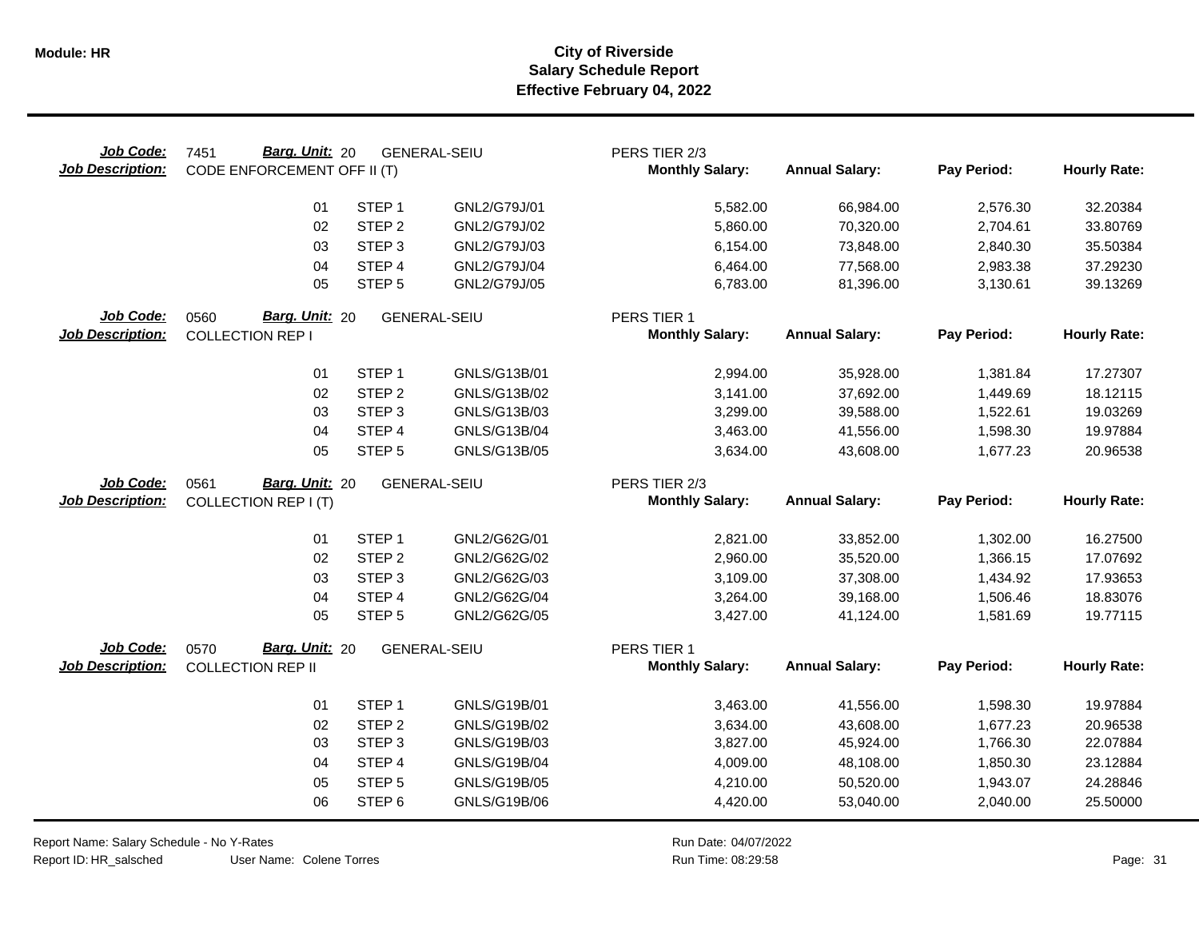**Module: HR**

# City of Riverside
## Salary Schedule Report
### Effective February 04, 2022

**Job Code:** 7451 **Barg. Unit:** 20 GENERAL-SEIU PERS TIER 2/3
**Job Description:** CODE ENFORCEMENT OFF II (T)

| | | | Monthly Salary: | Annual Salary: | Pay Period: | Hourly Rate: |
|---|---|---|---|---|---|---|
| 01 | STEP 1 | GNL2/G79J/01 | 5,582.00 | 66,984.00 | 2,576.30 | 32.20384 |
| 02 | STEP 2 | GNL2/G79J/02 | 5,860.00 | 70,320.00 | 2,704.61 | 33.80769 |
| 03 | STEP 3 | GNL2/G79J/03 | 6,154.00 | 73,848.00 | 2,840.30 | 35.50384 |
| 04 | STEP 4 | GNL2/G79J/04 | 6,464.00 | 77,568.00 | 2,983.38 | 37.29230 |
| 05 | STEP 5 | GNL2/G79J/05 | 6,783.00 | 81,396.00 | 3,130.61 | 39.13269 |

**Job Code:** 0560 **Barg. Unit:** 20 GENERAL-SEIU PERS TIER 1
**Job Description:** COLLECTION REP I

| | | | Monthly Salary: | Annual Salary: | Pay Period: | Hourly Rate: |
|---|---|---|---|---|---|---|
| 01 | STEP 1 | GNLS/G13B/01 | 2,994.00 | 35,928.00 | 1,381.84 | 17.27307 |
| 02 | STEP 2 | GNLS/G13B/02 | 3,141.00 | 37,692.00 | 1,449.69 | 18.12115 |
| 03 | STEP 3 | GNLS/G13B/03 | 3,299.00 | 39,588.00 | 1,522.61 | 19.03269 |
| 04 | STEP 4 | GNLS/G13B/04 | 3,463.00 | 41,556.00 | 1,598.30 | 19.97884 |
| 05 | STEP 5 | GNLS/G13B/05 | 3,634.00 | 43,608.00 | 1,677.23 | 20.96538 |

**Job Code:** 0561 **Barg. Unit:** 20 GENERAL-SEIU PERS TIER 2/3
**Job Description:** COLLECTION REP I (T)

| | | | Monthly Salary: | Annual Salary: | Pay Period: | Hourly Rate: |
|---|---|---|---|---|---|---|
| 01 | STEP 1 | GNL2/G62G/01 | 2,821.00 | 33,852.00 | 1,302.00 | 16.27500 |
| 02 | STEP 2 | GNL2/G62G/02 | 2,960.00 | 35,520.00 | 1,366.15 | 17.07692 |
| 03 | STEP 3 | GNL2/G62G/03 | 3,109.00 | 37,308.00 | 1,434.92 | 17.93653 |
| 04 | STEP 4 | GNL2/G62G/04 | 3,264.00 | 39,168.00 | 1,506.46 | 18.83076 |
| 05 | STEP 5 | GNL2/G62G/05 | 3,427.00 | 41,124.00 | 1,581.69 | 19.77115 |

**Job Code:** 0570 **Barg. Unit:** 20 GENERAL-SEIU PERS TIER 1
**Job Description:** COLLECTION REP II

| | | | Monthly Salary: | Annual Salary: | Pay Period: | Hourly Rate: |
|---|---|---|---|---|---|---|
| 01 | STEP 1 | GNLS/G19B/01 | 3,463.00 | 41,556.00 | 1,598.30 | 19.97884 |
| 02 | STEP 2 | GNLS/G19B/02 | 3,634.00 | 43,608.00 | 1,677.23 | 20.96538 |
| 03 | STEP 3 | GNLS/G19B/03 | 3,827.00 | 45,924.00 | 1,766.30 | 22.07884 |
| 04 | STEP 4 | GNLS/G19B/04 | 4,009.00 | 48,108.00 | 1,850.30 | 23.12884 |
| 05 | STEP 5 | GNLS/G19B/05 | 4,210.00 | 50,520.00 | 1,943.07 | 24.28846 |
| 06 | STEP 6 | GNLS/G19B/06 | 4,420.00 | 53,040.00 | 2,040.00 | 25.50000 |

Report Name: Salary Schedule - No Y-Rates
Report ID: HR_salsched User Name: Colene Torres
Run Date: 04/07/2022
Run Time: 08:29:58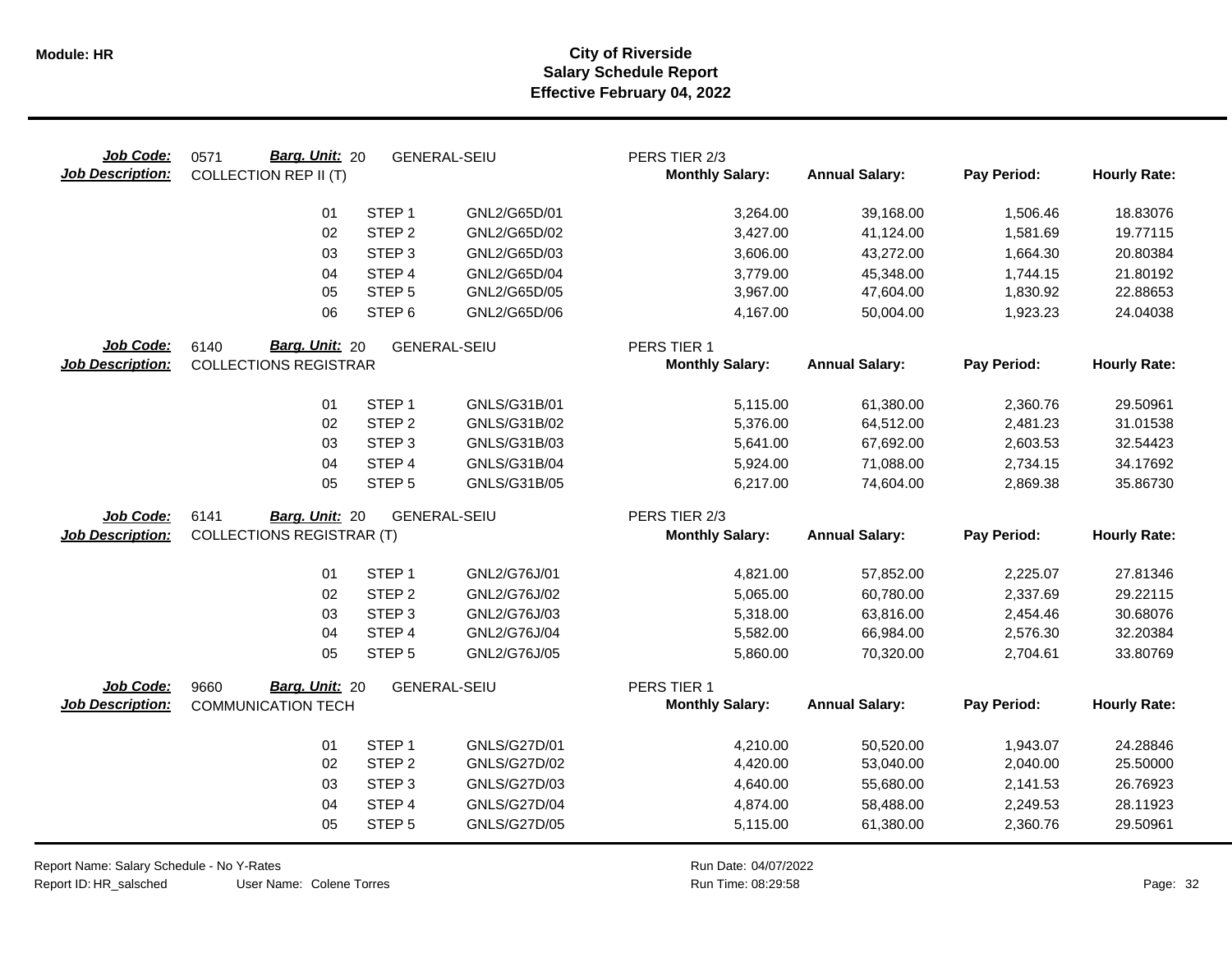# City of Riverside
## Salary Schedule Report
### Effective February 04, 2022

**Job Code:** 0571 **Barg. Unit:** 20 GENERAL-SEIU PERS TIER 2/3
**Job Description:** COLLECTION REP II (T)

| | | | Monthly Salary: | Annual Salary: | Pay Period: | Hourly Rate: |
|---|---|---|---|---|---|---|
| 01 | STEP 1 | GNL2/G65D/01 | 3,264.00 | 39,168.00 | 1,506.46 | 18.83076 |
| 02 | STEP 2 | GNL2/G65D/02 | 3,427.00 | 41,124.00 | 1,581.69 | 19.77115 |
| 03 | STEP 3 | GNL2/G65D/03 | 3,606.00 | 43,272.00 | 1,664.30 | 20.80384 |
| 04 | STEP 4 | GNL2/G65D/04 | 3,779.00 | 45,348.00 | 1,744.15 | 21.80192 |
| 05 | STEP 5 | GNL2/G65D/05 | 3,967.00 | 47,604.00 | 1,830.92 | 22.88653 |
| 06 | STEP 6 | GNL2/G65D/06 | 4,167.00 | 50,004.00 | 1,923.23 | 24.04038 |

**Job Code:** 6140 **Barg. Unit:** 20 GENERAL-SEIU PERS TIER 1
**Job Description:** COLLECTIONS REGISTRAR

| | | | Monthly Salary: | Annual Salary: | Pay Period: | Hourly Rate: |
|---|---|---|---|---|---|---|
| 01 | STEP 1 | GNLS/G31B/01 | 5,115.00 | 61,380.00 | 2,360.76 | 29.50961 |
| 02 | STEP 2 | GNLS/G31B/02 | 5,376.00 | 64,512.00 | 2,481.23 | 31.01538 |
| 03 | STEP 3 | GNLS/G31B/03 | 5,641.00 | 67,692.00 | 2,603.53 | 32.54423 |
| 04 | STEP 4 | GNLS/G31B/04 | 5,924.00 | 71,088.00 | 2,734.15 | 34.17692 |
| 05 | STEP 5 | GNLS/G31B/05 | 6,217.00 | 74,604.00 | 2,869.38 | 35.86730 |

**Job Code:** 6141 **Barg. Unit:** 20 GENERAL-SEIU PERS TIER 2/3
**Job Description:** COLLECTIONS REGISTRAR (T)

| | | | Monthly Salary: | Annual Salary: | Pay Period: | Hourly Rate: |
|---|---|---|---|---|---|---|
| 01 | STEP 1 | GNL2/G76J/01 | 4,821.00 | 57,852.00 | 2,225.07 | 27.81346 |
| 02 | STEP 2 | GNL2/G76J/02 | 5,065.00 | 60,780.00 | 2,337.69 | 29.22115 |
| 03 | STEP 3 | GNL2/G76J/03 | 5,318.00 | 63,816.00 | 2,454.46 | 30.68076 |
| 04 | STEP 4 | GNL2/G76J/04 | 5,582.00 | 66,984.00 | 2,576.30 | 32.20384 |
| 05 | STEP 5 | GNL2/G76J/05 | 5,860.00 | 70,320.00 | 2,704.61 | 33.80769 |

**Job Code:** 9660 **Barg. Unit:** 20 GENERAL-SEIU PERS TIER 1
**Job Description:** COMMUNICATION TECH

| | | | Monthly Salary: | Annual Salary: | Pay Period: | Hourly Rate: |
|---|---|---|---|---|---|---|
| 01 | STEP 1 | GNLS/G27D/01 | 4,210.00 | 50,520.00 | 1,943.07 | 24.28846 |
| 02 | STEP 2 | GNLS/G27D/02 | 4,420.00 | 53,040.00 | 2,040.00 | 25.50000 |
| 03 | STEP 3 | GNLS/G27D/03 | 4,640.00 | 55,680.00 | 2,141.53 | 26.76923 |
| 04 | STEP 4 | GNLS/G27D/04 | 4,874.00 | 58,488.00 | 2,249.53 | 28.11923 |
| 05 | STEP 5 | GNLS/G27D/05 | 5,115.00 | 61,380.00 | 2,360.76 | 29.50961 |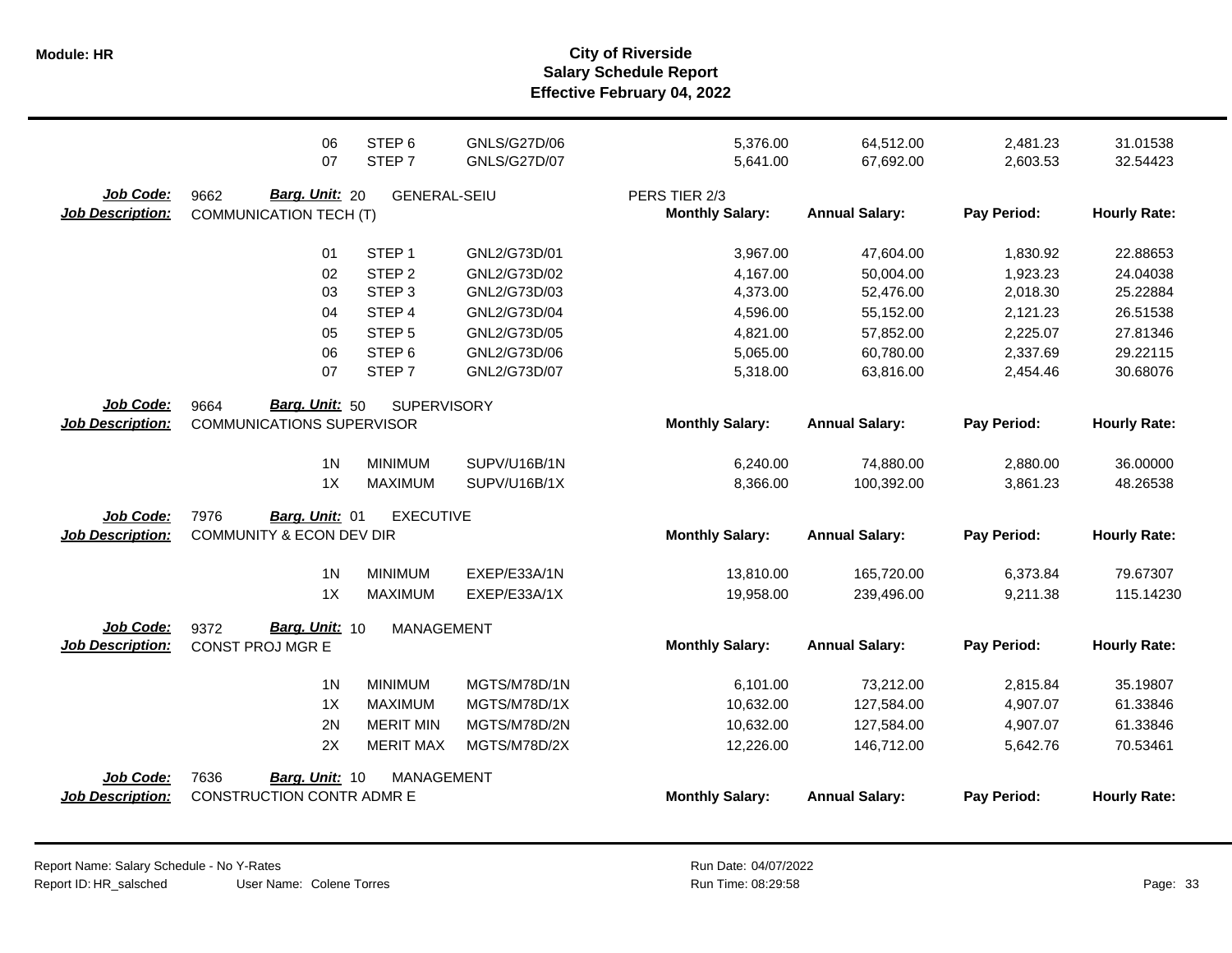| | | | | | | | |
|---|---|---|---|---|---|---|---|
| 06 | STEP 6 | GNLS/G27D/06 | | 5,376.00 | 64,512.00 | 2,481.23 | 31.01538 |
| 07 | STEP 7 | GNLS/G27D/07 | | 5,641.00 | 67,692.00 | 2,603.53 | 32.54423 |

**Job Code:** 9662 **Barg. Unit:** 20 GENERAL-SEIU PERS TIER 2/3
**Job Description:** COMMUNICATION TECH (T)

| | | | Monthly Salary: | Annual Salary: | Pay Period: | Hourly Rate: |
|---|---|---|---|---|---|---|
| 01 | STEP 1 | GNL2/G73D/01 | 3,967.00 | 47,604.00 | 1,830.92 | 22.88653 |
| 02 | STEP 2 | GNL2/G73D/02 | 4,167.00 | 50,004.00 | 1,923.23 | 24.04038 |
| 03 | STEP 3 | GNL2/G73D/03 | 4,373.00 | 52,476.00 | 2,018.30 | 25.22884 |
| 04 | STEP 4 | GNL2/G73D/04 | 4,596.00 | 55,152.00 | 2,121.23 | 26.51538 |
| 05 | STEP 5 | GNL2/G73D/05 | 4,821.00 | 57,852.00 | 2,225.07 | 27.81346 |
| 06 | STEP 6 | GNL2/G73D/06 | 5,065.00 | 60,780.00 | 2,337.69 | 29.22115 |
| 07 | STEP 7 | GNL2/G73D/07 | 5,318.00 | 63,816.00 | 2,454.46 | 30.68076 |

**Job Code:** 9664 **Barg. Unit:** 50 SUPERVISORY
**Job Description:** COMMUNICATIONS SUPERVISOR

| | | | Monthly Salary: | Annual Salary: | Pay Period: | Hourly Rate: |
|---|---|---|---|---|---|---|
| 1N | MINIMUM | SUPV/U16B/1N | 6,240.00 | 74,880.00 | 2,880.00 | 36.00000 |
| 1X | MAXIMUM | SUPV/U16B/1X | 8,366.00 | 100,392.00 | 3,861.23 | 48.26538 |

**Job Code:** 7976 **Barg. Unit:** 01 EXECUTIVE
**Job Description:** COMMUNITY & ECON DEV DIR

| | | | Monthly Salary: | Annual Salary: | Pay Period: | Hourly Rate: |
|---|---|---|---|---|---|---|
| 1N | MINIMUM | EXEP/E33A/1N | 13,810.00 | 165,720.00 | 6,373.84 | 79.67307 |
| 1X | MAXIMUM | EXEP/E33A/1X | 19,958.00 | 239,496.00 | 9,211.38 | 115.14230 |

**Job Code:** 9372 **Barg. Unit:** 10 MANAGEMENT
**Job Description:** CONST PROJ MGR E

| | | | Monthly Salary: | Annual Salary: | Pay Period: | Hourly Rate: |
|---|---|---|---|---|---|---|
| 1N | MINIMUM | MGTS/M78D/1N | 6,101.00 | 73,212.00 | 2,815.84 | 35.19807 |
| 1X | MAXIMUM | MGTS/M78D/1X | 10,632.00 | 127,584.00 | 4,907.07 | 61.33846 |
| 2N | MERIT MIN | MGTS/M78D/2N | 10,632.00 | 127,584.00 | 4,907.07 | 61.33846 |
| 2X | MERIT MAX | MGTS/M78D/2X | 12,226.00 | 146,712.00 | 5,642.76 | 70.53461 |

**Job Code:** 7636 **Barg. Unit:** 10 MANAGEMENT
**Job Description:** CONSTRUCTION CONTR ADMR E

| Monthly Salary: | Annual Salary: | Pay Period: | Hourly Rate: |
|---|---|---|---|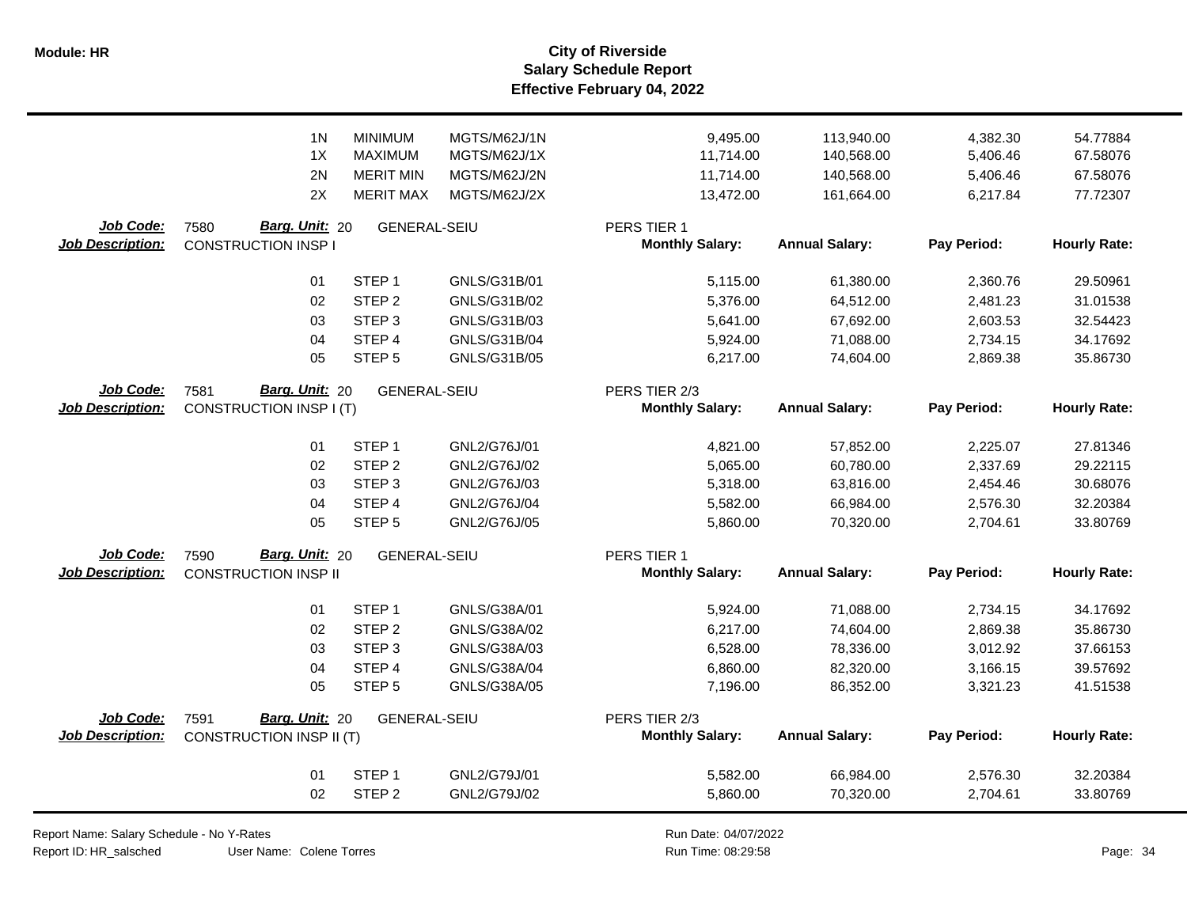# City of Riverside
## Salary Schedule Report
### Effective February 04, 2022

| | | | | Monthly Salary | Annual Salary | Pay Period | Hourly Rate |
|---|---|---|---|---|---|---|---|
| | 1N | MINIMUM | MGTS/M62J/1N | 9,495.00 | 113,940.00 | 4,382.30 | 54.77884 |
| | 1X | MAXIMUM | MGTS/M62J/1X | 11,714.00 | 140,568.00 | 5,406.46 | 67.58076 |
| | 2N | MERIT MIN | MGTS/M62J/2N | 11,714.00 | 140,568.00 | 5,406.46 | 67.58076 |
| | 2X | MERIT MAX | MGTS/M62J/2X | 13,472.00 | 161,664.00 | 6,217.84 | 77.72307 |

**Job Code:** 7580 **Barg. Unit:** 20 GENERAL-SEIU PERS TIER 1
**Job Description:** CONSTRUCTION INSP I

| | | | Monthly Salary: | Annual Salary: | Pay Period: | Hourly Rate: |
|---|---|---|---|---|---|---|
| 01 | STEP 1 | GNLS/G31B/01 | 5,115.00 | 61,380.00 | 2,360.76 | 29.50961 |
| 02 | STEP 2 | GNLS/G31B/02 | 5,376.00 | 64,512.00 | 2,481.23 | 31.01538 |
| 03 | STEP 3 | GNLS/G31B/03 | 5,641.00 | 67,692.00 | 2,603.53 | 32.54423 |
| 04 | STEP 4 | GNLS/G31B/04 | 5,924.00 | 71,088.00 | 2,734.15 | 34.17692 |
| 05 | STEP 5 | GNLS/G31B/05 | 6,217.00 | 74,604.00 | 2,869.38 | 35.86730 |

**Job Code:** 7581 **Barg. Unit:** 20 GENERAL-SEIU PERS TIER 2/3
**Job Description:** CONSTRUCTION INSP I (T)

| | | | Monthly Salary: | Annual Salary: | Pay Period: | Hourly Rate: |
|---|---|---|---|---|---|---|
| 01 | STEP 1 | GNL2/G76J/01 | 4,821.00 | 57,852.00 | 2,225.07 | 27.81346 |
| 02 | STEP 2 | GNL2/G76J/02 | 5,065.00 | 60,780.00 | 2,337.69 | 29.22115 |
| 03 | STEP 3 | GNL2/G76J/03 | 5,318.00 | 63,816.00 | 2,454.46 | 30.68076 |
| 04 | STEP 4 | GNL2/G76J/04 | 5,582.00 | 66,984.00 | 2,576.30 | 32.20384 |
| 05 | STEP 5 | GNL2/G76J/05 | 5,860.00 | 70,320.00 | 2,704.61 | 33.80769 |

**Job Code:** 7590 **Barg. Unit:** 20 GENERAL-SEIU PERS TIER 1
**Job Description:** CONSTRUCTION INSP II

| | | | Monthly Salary: | Annual Salary: | Pay Period: | Hourly Rate: |
|---|---|---|---|---|---|---|
| 01 | STEP 1 | GNLS/G38A/01 | 5,924.00 | 71,088.00 | 2,734.15 | 34.17692 |
| 02 | STEP 2 | GNLS/G38A/02 | 6,217.00 | 74,604.00 | 2,869.38 | 35.86730 |
| 03 | STEP 3 | GNLS/G38A/03 | 6,528.00 | 78,336.00 | 3,012.92 | 37.66153 |
| 04 | STEP 4 | GNLS/G38A/04 | 6,860.00 | 82,320.00 | 3,166.15 | 39.57692 |
| 05 | STEP 5 | GNLS/G38A/05 | 7,196.00 | 86,352.00 | 3,321.23 | 41.51538 |

**Job Code:** 7591 **Barg. Unit:** 20 GENERAL-SEIU PERS TIER 2/3
**Job Description:** CONSTRUCTION INSP II (T)

| | | | Monthly Salary: | Annual Salary: | Pay Period: | Hourly Rate: |
|---|---|---|---|---|---|---|
| 01 | STEP 1 | GNL2/G79J/01 | 5,582.00 | 66,984.00 | 2,576.30 | 32.20384 |
| 02 | STEP 2 | GNL2/G79J/02 | 5,860.00 | 70,320.00 | 2,704.61 | 33.80769 |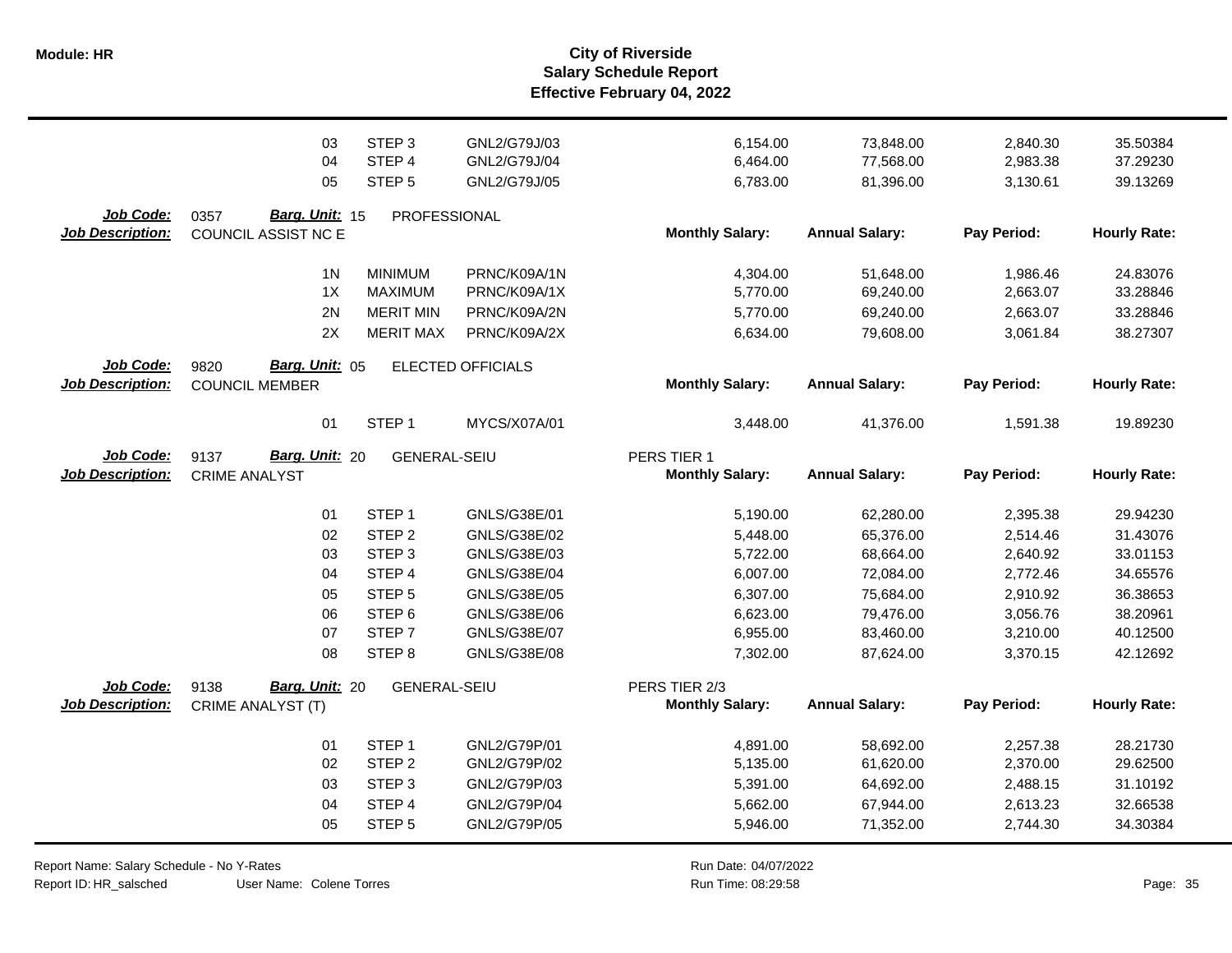| | | | | | | | |
|---|---|---|---|---|---|---|---|
| 03 | STEP 3 | GNL2/G79J/03 | | 6,154.00 | 73,848.00 | 2,840.30 | 35.50384 |
| 04 | STEP 4 | GNL2/G79J/04 | | 6,464.00 | 77,568.00 | 2,983.38 | 37.29230 |
| 05 | STEP 5 | GNL2/G79J/05 | | 6,783.00 | 81,396.00 | 3,130.61 | 39.13269 |

**Job Code:** 0357 **Barg. Unit:** 15 PROFESSIONAL
**Job Description:** COUNCIL ASSIST NC E

| | | | Monthly Salary: | Annual Salary: | Pay Period: | Hourly Rate: |
|---|---|---|---|---|---|---|
| 1N | MINIMUM | PRNC/K09A/1N | 4,304.00 | 51,648.00 | 1,986.46 | 24.83076 |
| 1X | MAXIMUM | PRNC/K09A/1X | 5,770.00 | 69,240.00 | 2,663.07 | 33.28846 |
| 2N | MERIT MIN | PRNC/K09A/2N | 5,770.00 | 69,240.00 | 2,663.07 | 33.28846 |
| 2X | MERIT MAX | PRNC/K09A/2X | 6,634.00 | 79,608.00 | 3,061.84 | 38.27307 |

**Job Code:** 9820 **Barg. Unit:** 05 ELECTED OFFICIALS
**Job Description:** COUNCIL MEMBER

| | | | Monthly Salary: | Annual Salary: | Pay Period: | Hourly Rate: |
|---|---|---|---|---|---|---|
| 01 | STEP 1 | MYCS/X07A/01 | 3,448.00 | 41,376.00 | 1,591.38 | 19.89230 |

**Job Code:** 9137 **Barg. Unit:** 20 GENERAL-SEIU
**Job Description:** CRIME ANALYST

PERS TIER 1

| | | | Monthly Salary: | Annual Salary: | Pay Period: | Hourly Rate: |
|---|---|---|---|---|---|---|
| 01 | STEP 1 | GNLS/G38E/01 | 5,190.00 | 62,280.00 | 2,395.38 | 29.94230 |
| 02 | STEP 2 | GNLS/G38E/02 | 5,448.00 | 65,376.00 | 2,514.46 | 31.43076 |
| 03 | STEP 3 | GNLS/G38E/03 | 5,722.00 | 68,664.00 | 2,640.92 | 33.01153 |
| 04 | STEP 4 | GNLS/G38E/04 | 6,007.00 | 72,084.00 | 2,772.46 | 34.65576 |
| 05 | STEP 5 | GNLS/G38E/05 | 6,307.00 | 75,684.00 | 2,910.92 | 36.38653 |
| 06 | STEP 6 | GNLS/G38E/06 | 6,623.00 | 79,476.00 | 3,056.76 | 38.20961 |
| 07 | STEP 7 | GNLS/G38E/07 | 6,955.00 | 83,460.00 | 3,210.00 | 40.12500 |
| 08 | STEP 8 | GNLS/G38E/08 | 7,302.00 | 87,624.00 | 3,370.15 | 42.12692 |

**Job Code:** 9138 **Barg. Unit:** 20 GENERAL-SEIU
**Job Description:** CRIME ANALYST (T)

PERS TIER 2/3

| | | | Monthly Salary: | Annual Salary: | Pay Period: | Hourly Rate: |
|---|---|---|---|---|---|---|
| 01 | STEP 1 | GNL2/G79P/01 | 4,891.00 | 58,692.00 | 2,257.38 | 28.21730 |
| 02 | STEP 2 | GNL2/G79P/02 | 5,135.00 | 61,620.00 | 2,370.00 | 29.62500 |
| 03 | STEP 3 | GNL2/G79P/03 | 5,391.00 | 64,692.00 | 2,488.15 | 31.10192 |
| 04 | STEP 4 | GNL2/G79P/04 | 5,662.00 | 67,944.00 | 2,613.23 | 32.66538 |
| 05 | STEP 5 | GNL2/G79P/05 | 5,946.00 | 71,352.00 | 2,744.30 | 34.30384 |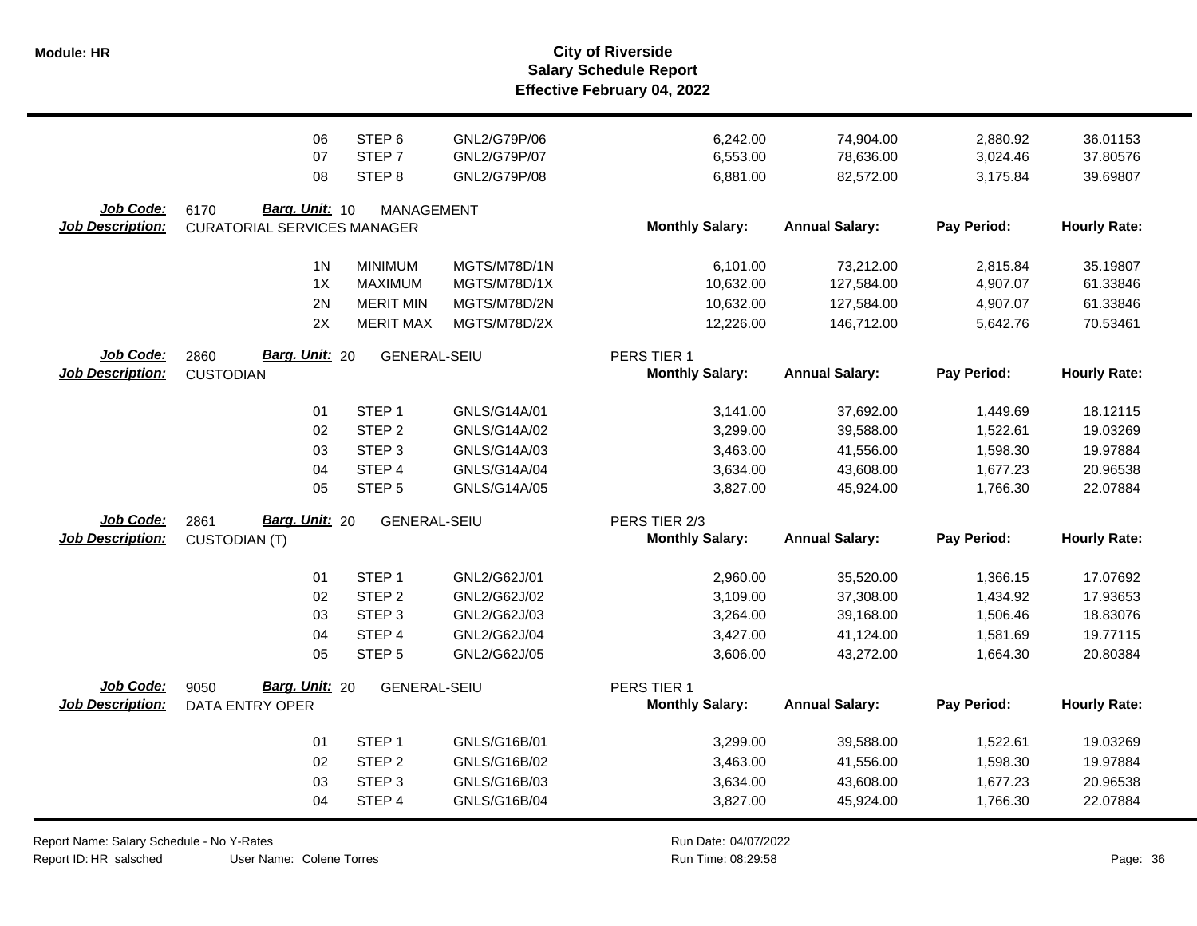# City of Riverside
## Salary Schedule Report
### Effective February 04, 2022

| | | | | Monthly Salary | Annual Salary | Pay Period | Hourly Rate |
|---|---|---|---|---|---|---|---|
| | 06 | STEP 6 | GNL2/G79P/06 | 6,242.00 | 74,904.00 | 2,880.92 | 36.01153 |
| | 07 | STEP 7 | GNL2/G79P/07 | 6,553.00 | 78,636.00 | 3,024.46 | 37.80576 |
| | 08 | STEP 8 | GNL2/G79P/08 | 6,881.00 | 82,572.00 | 3,175.84 | 39.69807 |

**Job Code:** 6170 **Barg. Unit:** 10 MANAGEMENT
**Job Description:** CURATORIAL SERVICES MANAGER

| | | | Monthly Salary: | Annual Salary: | Pay Period: | Hourly Rate: |
|---|---|---|---|---|---|---|
| 1N | MINIMUM | MGTS/M78D/1N | 6,101.00 | 73,212.00 | 2,815.84 | 35.19807 |
| 1X | MAXIMUM | MGTS/M78D/1X | 10,632.00 | 127,584.00 | 4,907.07 | 61.33846 |
| 2N | MERIT MIN | MGTS/M78D/2N | 10,632.00 | 127,584.00 | 4,907.07 | 61.33846 |
| 2X | MERIT MAX | MGTS/M78D/2X | 12,226.00 | 146,712.00 | 5,642.76 | 70.53461 |

**Job Code:** 2860 **Barg. Unit:** 20 GENERAL-SEIU PERS TIER 1
**Job Description:** CUSTODIAN

| | | | Monthly Salary: | Annual Salary: | Pay Period: | Hourly Rate: |
|---|---|---|---|---|---|---|
| 01 | STEP 1 | GNLS/G14A/01 | 3,141.00 | 37,692.00 | 1,449.69 | 18.12115 |
| 02 | STEP 2 | GNLS/G14A/02 | 3,299.00 | 39,588.00 | 1,522.61 | 19.03269 |
| 03 | STEP 3 | GNLS/G14A/03 | 3,463.00 | 41,556.00 | 1,598.30 | 19.97884 |
| 04 | STEP 4 | GNLS/G14A/04 | 3,634.00 | 43,608.00 | 1,677.23 | 20.96538 |
| 05 | STEP 5 | GNLS/G14A/05 | 3,827.00 | 45,924.00 | 1,766.30 | 22.07884 |

**Job Code:** 2861 **Barg. Unit:** 20 GENERAL-SEIU PERS TIER 2/3
**Job Description:** CUSTODIAN (T)

| | | | Monthly Salary: | Annual Salary: | Pay Period: | Hourly Rate: |
|---|---|---|---|---|---|---|
| 01 | STEP 1 | GNL2/G62J/01 | 2,960.00 | 35,520.00 | 1,366.15 | 17.07692 |
| 02 | STEP 2 | GNL2/G62J/02 | 3,109.00 | 37,308.00 | 1,434.92 | 17.93653 |
| 03 | STEP 3 | GNL2/G62J/03 | 3,264.00 | 39,168.00 | 1,506.46 | 18.83076 |
| 04 | STEP 4 | GNL2/G62J/04 | 3,427.00 | 41,124.00 | 1,581.69 | 19.77115 |
| 05 | STEP 5 | GNL2/G62J/05 | 3,606.00 | 43,272.00 | 1,664.30 | 20.80384 |

**Job Code:** 9050 **Barg. Unit:** 20 GENERAL-SEIU PERS TIER 1
**Job Description:** DATA ENTRY OPER

| | | | Monthly Salary: | Annual Salary: | Pay Period: | Hourly Rate: |
|---|---|---|---|---|---|---|
| 01 | STEP 1 | GNLS/G16B/01 | 3,299.00 | 39,588.00 | 1,522.61 | 19.03269 |
| 02 | STEP 2 | GNLS/G16B/02 | 3,463.00 | 41,556.00 | 1,598.30 | 19.97884 |
| 03 | STEP 3 | GNLS/G16B/03 | 3,634.00 | 43,608.00 | 1,677.23 | 20.96538 |
| 04 | STEP 4 | GNLS/G16B/04 | 3,827.00 | 45,924.00 | 1,766.30 | 22.07884 |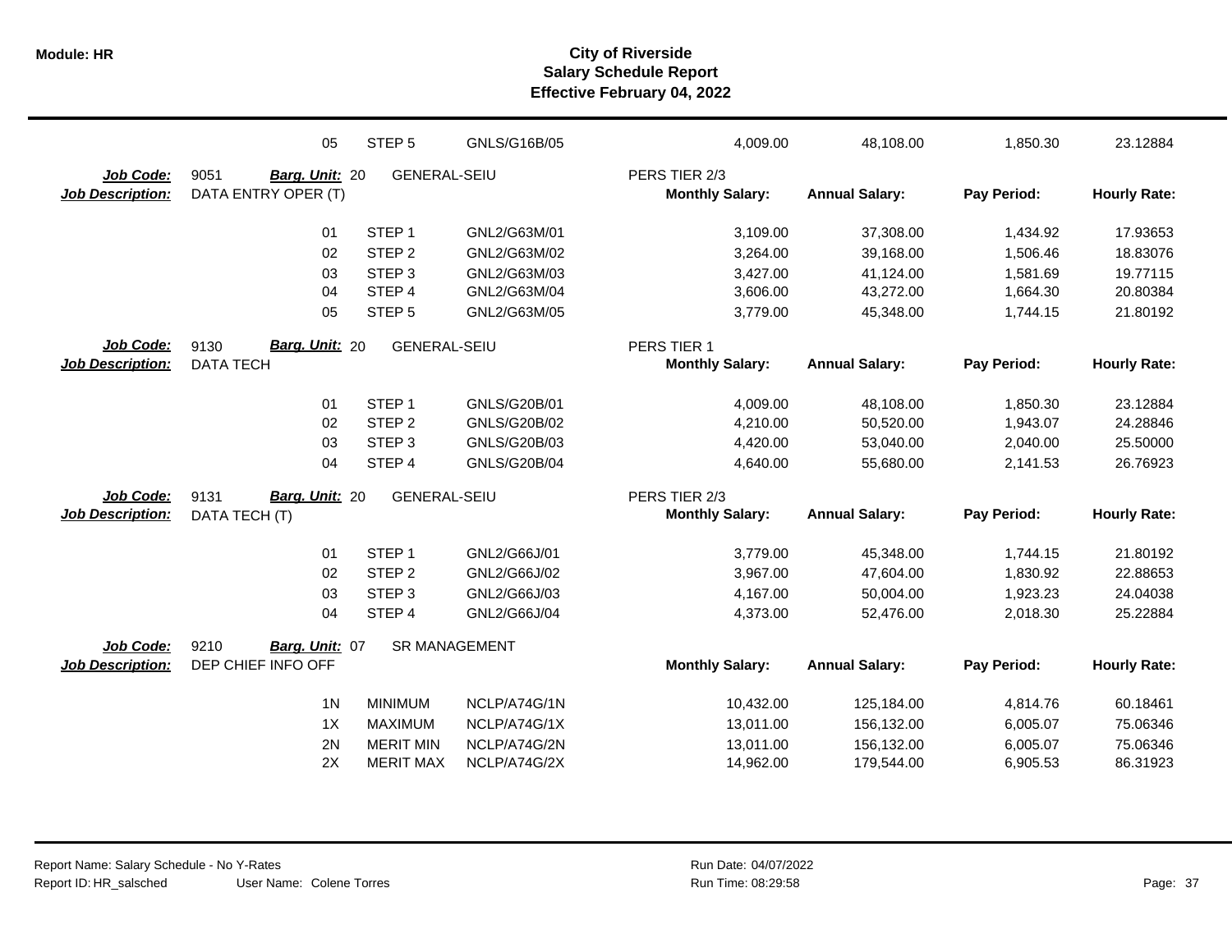| | | | | | | | |
|---|---|---|---|---|---|---|---|
| 05 | STEP 5 | GNLS/G16B/05 | | 4,009.00 | 48,108.00 | 1,850.30 | 23.12884 |

**Job Code:** 9051 **Barg. Unit:** 20 GENERAL-SEIU PERS TIER 2/3
**Job Description:** DATA ENTRY OPER (T)

| | | | Monthly Salary: | Annual Salary: | Pay Period: | Hourly Rate: |
|---|---|---|---|---|---|---|
| 01 | STEP 1 | GNL2/G63M/01 | 3,109.00 | 37,308.00 | 1,434.92 | 17.93653 |
| 02 | STEP 2 | GNL2/G63M/02 | 3,264.00 | 39,168.00 | 1,506.46 | 18.83076 |
| 03 | STEP 3 | GNL2/G63M/03 | 3,427.00 | 41,124.00 | 1,581.69 | 19.77115 |
| 04 | STEP 4 | GNL2/G63M/04 | 3,606.00 | 43,272.00 | 1,664.30 | 20.80384 |
| 05 | STEP 5 | GNL2/G63M/05 | 3,779.00 | 45,348.00 | 1,744.15 | 21.80192 |

**Job Code:** 9130 **Barg. Unit:** 20 GENERAL-SEIU PERS TIER 1
**Job Description:** DATA TECH

| | | | Monthly Salary: | Annual Salary: | Pay Period: | Hourly Rate: |
|---|---|---|---|---|---|---|
| 01 | STEP 1 | GNLS/G20B/01 | 4,009.00 | 48,108.00 | 1,850.30 | 23.12884 |
| 02 | STEP 2 | GNLS/G20B/02 | 4,210.00 | 50,520.00 | 1,943.07 | 24.28846 |
| 03 | STEP 3 | GNLS/G20B/03 | 4,420.00 | 53,040.00 | 2,040.00 | 25.50000 |
| 04 | STEP 4 | GNLS/G20B/04 | 4,640.00 | 55,680.00 | 2,141.53 | 26.76923 |

**Job Code:** 9131 **Barg. Unit:** 20 GENERAL-SEIU PERS TIER 2/3
**Job Description:** DATA TECH (T)

| | | | Monthly Salary: | Annual Salary: | Pay Period: | Hourly Rate: |
|---|---|---|---|---|---|---|
| 01 | STEP 1 | GNL2/G66J/01 | 3,779.00 | 45,348.00 | 1,744.15 | 21.80192 |
| 02 | STEP 2 | GNL2/G66J/02 | 3,967.00 | 47,604.00 | 1,830.92 | 22.88653 |
| 03 | STEP 3 | GNL2/G66J/03 | 4,167.00 | 50,004.00 | 1,923.23 | 24.04038 |
| 04 | STEP 4 | GNL2/G66J/04 | 4,373.00 | 52,476.00 | 2,018.30 | 25.22884 |

**Job Code:** 9210 **Barg. Unit:** 07 SR MANAGEMENT
**Job Description:** DEP CHIEF INFO OFF

| | | | Monthly Salary: | Annual Salary: | Pay Period: | Hourly Rate: |
|---|---|---|---|---|---|---|
| 1N | MINIMUM | NCLP/A74G/1N | 10,432.00 | 125,184.00 | 4,814.76 | 60.18461 |
| 1X | MAXIMUM | NCLP/A74G/1X | 13,011.00 | 156,132.00 | 6,005.07 | 75.06346 |
| 2N | MERIT MIN | NCLP/A74G/2N | 13,011.00 | 156,132.00 | 6,005.07 | 75.06346 |
| 2X | MERIT MAX | NCLP/A74G/2X | 14,962.00 | 179,544.00 | 6,905.53 | 86.31923 |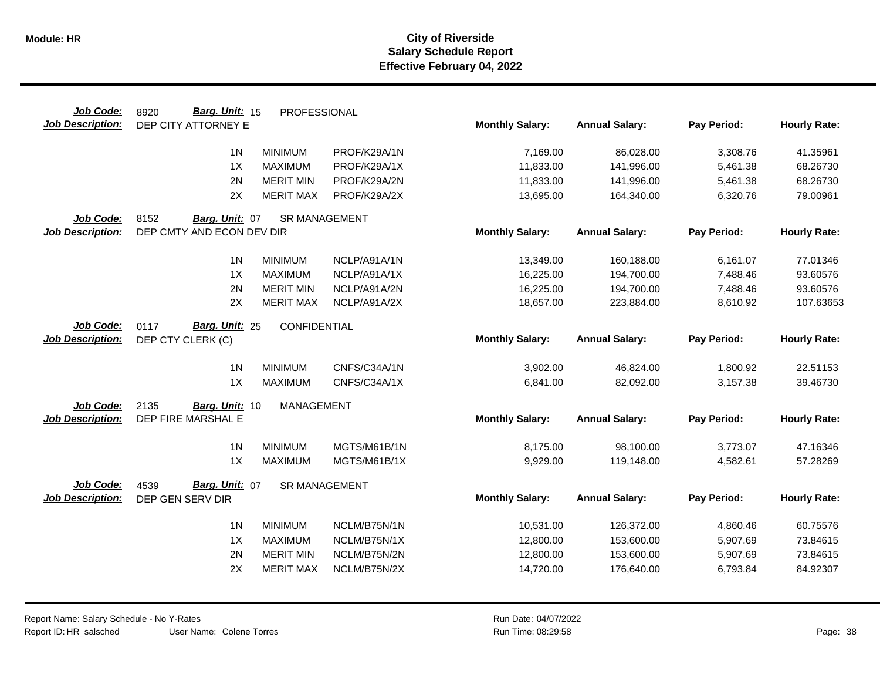**Module: HR**

# City of Riverside
## Salary Schedule Report
### Effective February 04, 2022

**Job Code:** 8920 **Barg. Unit:** 15 PROFESSIONAL
**Job Description:** DEP CITY ATTORNEY E

| | | | Monthly Salary: | Annual Salary: | Pay Period: | Hourly Rate: |
|---|---|---|---|---|---|---|
| 1N | MINIMUM | PROF/K29A/1N | 7,169.00 | 86,028.00 | 3,308.76 | 41.35961 |
| 1X | MAXIMUM | PROF/K29A/1X | 11,833.00 | 141,996.00 | 5,461.38 | 68.26730 |
| 2N | MERIT MIN | PROF/K29A/2N | 11,833.00 | 141,996.00 | 5,461.38 | 68.26730 |
| 2X | MERIT MAX | PROF/K29A/2X | 13,695.00 | 164,340.00 | 6,320.76 | 79.00961 |

**Job Code:** 8152 **Barg. Unit:** 07 SR MANAGEMENT
**Job Description:** DEP CMTY AND ECON DEV DIR

| | | | Monthly Salary: | Annual Salary: | Pay Period: | Hourly Rate: |
|---|---|---|---|---|---|---|
| 1N | MINIMUM | NCLP/A91A/1N | 13,349.00 | 160,188.00 | 6,161.07 | 77.01346 |
| 1X | MAXIMUM | NCLP/A91A/1X | 16,225.00 | 194,700.00 | 7,488.46 | 93.60576 |
| 2N | MERIT MIN | NCLP/A91A/2N | 16,225.00 | 194,700.00 | 7,488.46 | 93.60576 |
| 2X | MERIT MAX | NCLP/A91A/2X | 18,657.00 | 223,884.00 | 8,610.92 | 107.63653 |

**Job Code:** 0117 **Barg. Unit:** 25 CONFIDENTIAL
**Job Description:** DEP CTY CLERK (C)

| | | | Monthly Salary: | Annual Salary: | Pay Period: | Hourly Rate: |
|---|---|---|---|---|---|---|
| 1N | MINIMUM | CNFS/C34A/1N | 3,902.00 | 46,824.00 | 1,800.92 | 22.51153 |
| 1X | MAXIMUM | CNFS/C34A/1X | 6,841.00 | 82,092.00 | 3,157.38 | 39.46730 |

**Job Code:** 2135 **Barg. Unit:** 10 MANAGEMENT
**Job Description:** DEP FIRE MARSHAL E

| | | | Monthly Salary: | Annual Salary: | Pay Period: | Hourly Rate: |
|---|---|---|---|---|---|---|
| 1N | MINIMUM | MGTS/M61B/1N | 8,175.00 | 98,100.00 | 3,773.07 | 47.16346 |
| 1X | MAXIMUM | MGTS/M61B/1X | 9,929.00 | 119,148.00 | 4,582.61 | 57.28269 |

**Job Code:** 4539 **Barg. Unit:** 07 SR MANAGEMENT
**Job Description:** DEP GEN SERV DIR

| | | | Monthly Salary: | Annual Salary: | Pay Period: | Hourly Rate: |
|---|---|---|---|---|---|---|
| 1N | MINIMUM | NCLM/B75N/1N | 10,531.00 | 126,372.00 | 4,860.46 | 60.75576 |
| 1X | MAXIMUM | NCLM/B75N/1X | 12,800.00 | 153,600.00 | 5,907.69 | 73.84615 |
| 2N | MERIT MIN | NCLM/B75N/2N | 12,800.00 | 153,600.00 | 5,907.69 | 73.84615 |
| 2X | MERIT MAX | NCLM/B75N/2X | 14,720.00 | 176,640.00 | 6,793.84 | 84.92307 |

Report Name: Salary Schedule - No Y-Rates
Report ID: HR_salsched User Name: Colene Torres
Run Date: 04/07/2022
Run Time: 08:29:58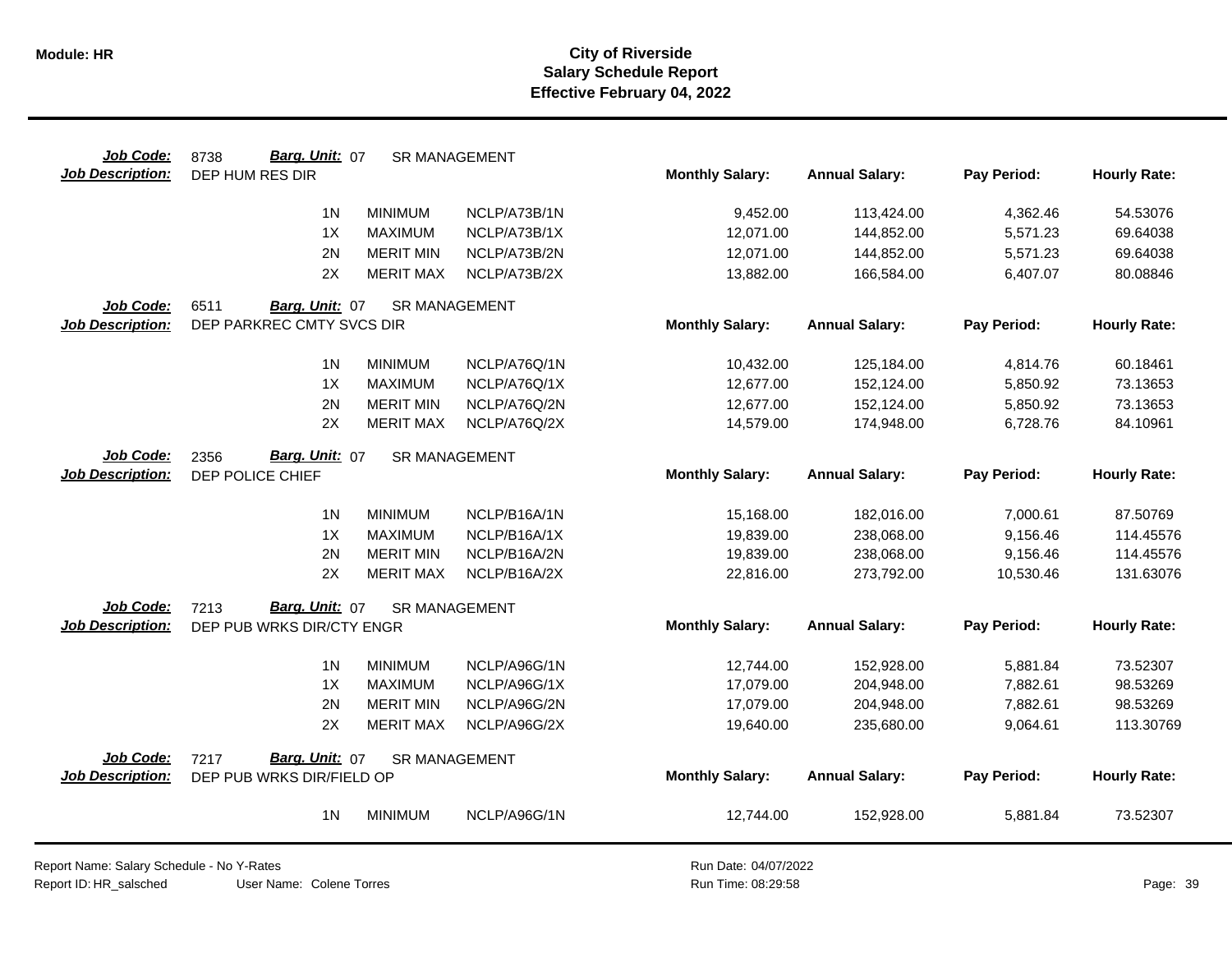**Module: HR**

# City of Riverside
## Salary Schedule Report
### Effective February 04, 2022

**Job Code:** 8738 **Barg. Unit:** 07 SR MANAGEMENT
**Job Description:** DEP HUM RES DIR

| | | | Monthly Salary: | Annual Salary: | Pay Period: | Hourly Rate: |
|---|---|---|---|---|---|---|
| 1N | MINIMUM | NCLP/A73B/1N | 9,452.00 | 113,424.00 | 4,362.46 | 54.53076 |
| 1X | MAXIMUM | NCLP/A73B/1X | 12,071.00 | 144,852.00 | 5,571.23 | 69.64038 |
| 2N | MERIT MIN | NCLP/A73B/2N | 12,071.00 | 144,852.00 | 5,571.23 | 69.64038 |
| 2X | MERIT MAX | NCLP/A73B/2X | 13,882.00 | 166,584.00 | 6,407.07 | 80.08846 |

**Job Code:** 6511 **Barg. Unit:** 07 SR MANAGEMENT
**Job Description:** DEP PARKREC CMTY SVCS DIR

| | | | Monthly Salary: | Annual Salary: | Pay Period: | Hourly Rate: |
|---|---|---|---|---|---|---|
| 1N | MINIMUM | NCLP/A76Q/1N | 10,432.00 | 125,184.00 | 4,814.76 | 60.18461 |
| 1X | MAXIMUM | NCLP/A76Q/1X | 12,677.00 | 152,124.00 | 5,850.92 | 73.13653 |
| 2N | MERIT MIN | NCLP/A76Q/2N | 12,677.00 | 152,124.00 | 5,850.92 | 73.13653 |
| 2X | MERIT MAX | NCLP/A76Q/2X | 14,579.00 | 174,948.00 | 6,728.76 | 84.10961 |

**Job Code:** 2356 **Barg. Unit:** 07 SR MANAGEMENT
**Job Description:** DEP POLICE CHIEF

| | | | Monthly Salary: | Annual Salary: | Pay Period: | Hourly Rate: |
|---|---|---|---|---|---|---|
| 1N | MINIMUM | NCLP/B16A/1N | 15,168.00 | 182,016.00 | 7,000.61 | 87.50769 |
| 1X | MAXIMUM | NCLP/B16A/1X | 19,839.00 | 238,068.00 | 9,156.46 | 114.45576 |
| 2N | MERIT MIN | NCLP/B16A/2N | 19,839.00 | 238,068.00 | 9,156.46 | 114.45576 |
| 2X | MERIT MAX | NCLP/B16A/2X | 22,816.00 | 273,792.00 | 10,530.46 | 131.63076 |

**Job Code:** 7213 **Barg. Unit:** 07 SR MANAGEMENT
**Job Description:** DEP PUB WRKS DIR/CTY ENGR

| | | | Monthly Salary: | Annual Salary: | Pay Period: | Hourly Rate: |
|---|---|---|---|---|---|---|
| 1N | MINIMUM | NCLP/A96G/1N | 12,744.00 | 152,928.00 | 5,881.84 | 73.52307 |
| 1X | MAXIMUM | NCLP/A96G/1X | 17,079.00 | 204,948.00 | 7,882.61 | 98.53269 |
| 2N | MERIT MIN | NCLP/A96G/2N | 17,079.00 | 204,948.00 | 7,882.61 | 98.53269 |
| 2X | MERIT MAX | NCLP/A96G/2X | 19,640.00 | 235,680.00 | 9,064.61 | 113.30769 |

**Job Code:** 7217 **Barg. Unit:** 07 SR MANAGEMENT
**Job Description:** DEP PUB WRKS DIR/FIELD OP

| | | | Monthly Salary: | Annual Salary: | Pay Period: | Hourly Rate: |
|---|---|---|---|---|---|---|
| 1N | MINIMUM | NCLP/A96G/1N | 12,744.00 | 152,928.00 | 5,881.84 | 73.52307 |

Report Name: Salary Schedule - No Y-Rates
Report ID: HR_salsched User Name: Colene Torres
Run Date: 04/07/2022
Run Time: 08:29:58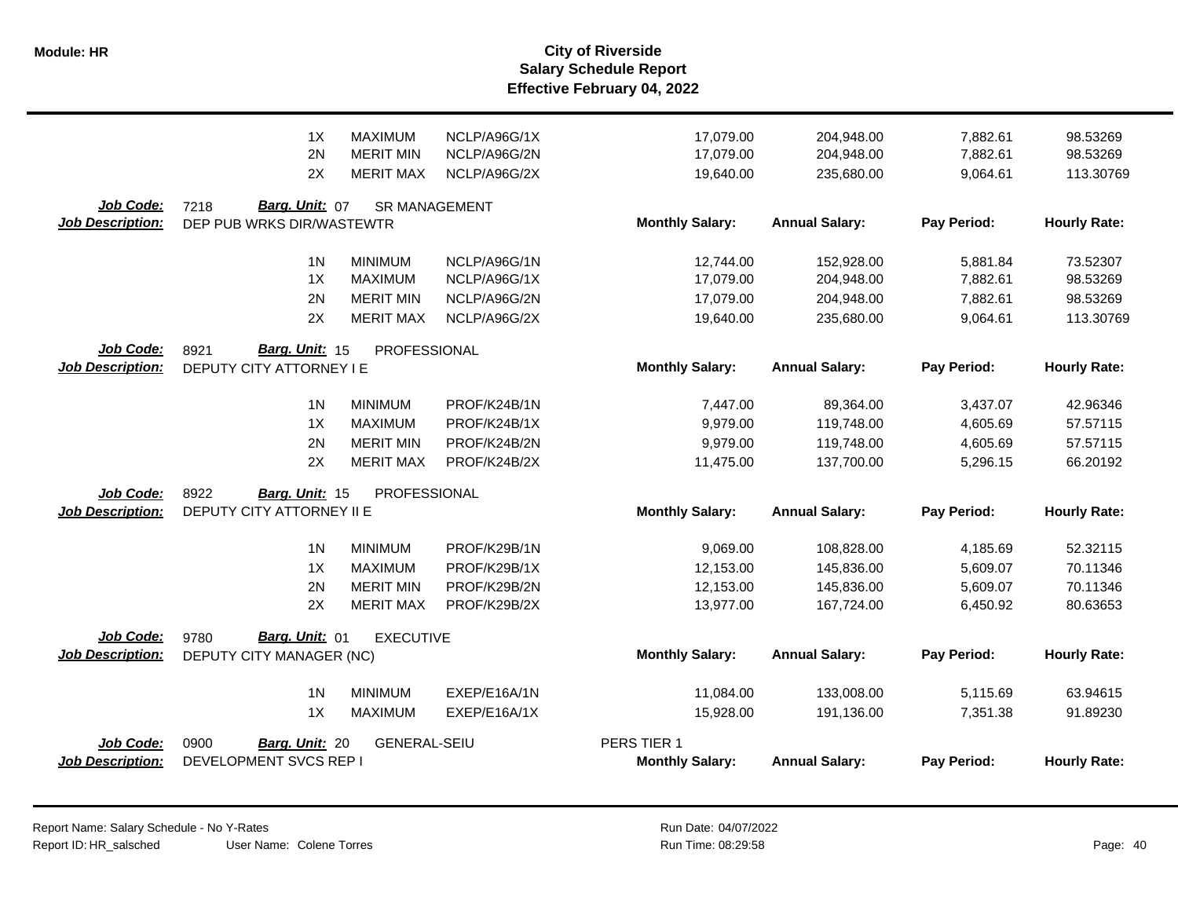# City of Riverside
## Salary Schedule Report
### Effective February 04, 2022

| | Step | Type | Code | Monthly Salary | Annual Salary | Pay Period | Hourly Rate |
|---|---|---|---|---|---|---|---|
| | 1X | MAXIMUM | NCLP/A96G/1X | 17,079.00 | 204,948.00 | 7,882.61 | 98.53269 |
| | 2N | MERIT MIN | NCLP/A96G/2N | 17,079.00 | 204,948.00 | 7,882.61 | 98.53269 |
| | 2X | MERIT MAX | NCLP/A96G/2X | 19,640.00 | 235,680.00 | 9,064.61 | 113.30769 |

**Job Code:** 7218 **Barg. Unit:** 07 SR MANAGEMENT
**Job Description:** DEP PUB WRKS DIR/WASTEWTR

| Step | Type | Code | Monthly Salary: | Annual Salary: | Pay Period: | Hourly Rate: |
|---|---|---|---|---|---|---|
| 1N | MINIMUM | NCLP/A96G/1N | 12,744.00 | 152,928.00 | 5,881.84 | 73.52307 |
| 1X | MAXIMUM | NCLP/A96G/1X | 17,079.00 | 204,948.00 | 7,882.61 | 98.53269 |
| 2N | MERIT MIN | NCLP/A96G/2N | 17,079.00 | 204,948.00 | 7,882.61 | 98.53269 |
| 2X | MERIT MAX | NCLP/A96G/2X | 19,640.00 | 235,680.00 | 9,064.61 | 113.30769 |

**Job Code:** 8921 **Barg. Unit:** 15 PROFESSIONAL
**Job Description:** DEPUTY CITY ATTORNEY I E

| Step | Type | Code | Monthly Salary: | Annual Salary: | Pay Period: | Hourly Rate: |
|---|---|---|---|---|---|---|
| 1N | MINIMUM | PROF/K24B/1N | 7,447.00 | 89,364.00 | 3,437.07 | 42.96346 |
| 1X | MAXIMUM | PROF/K24B/1X | 9,979.00 | 119,748.00 | 4,605.69 | 57.57115 |
| 2N | MERIT MIN | PROF/K24B/2N | 9,979.00 | 119,748.00 | 4,605.69 | 57.57115 |
| 2X | MERIT MAX | PROF/K24B/2X | 11,475.00 | 137,700.00 | 5,296.15 | 66.20192 |

**Job Code:** 8922 **Barg. Unit:** 15 PROFESSIONAL
**Job Description:** DEPUTY CITY ATTORNEY II E

| Step | Type | Code | Monthly Salary: | Annual Salary: | Pay Period: | Hourly Rate: |
|---|---|---|---|---|---|---|
| 1N | MINIMUM | PROF/K29B/1N | 9,069.00 | 108,828.00 | 4,185.69 | 52.32115 |
| 1X | MAXIMUM | PROF/K29B/1X | 12,153.00 | 145,836.00 | 5,609.07 | 70.11346 |
| 2N | MERIT MIN | PROF/K29B/2N | 12,153.00 | 145,836.00 | 5,609.07 | 70.11346 |
| 2X | MERIT MAX | PROF/K29B/2X | 13,977.00 | 167,724.00 | 6,450.92 | 80.63653 |

**Job Code:** 9780 **Barg. Unit:** 01 EXECUTIVE
**Job Description:** DEPUTY CITY MANAGER (NC)

| Step | Type | Code | Monthly Salary: | Annual Salary: | Pay Period: | Hourly Rate: |
|---|---|---|---|---|---|---|
| 1N | MINIMUM | EXEP/E16A/1N | 11,084.00 | 133,008.00 | 5,115.69 | 63.94615 |
| 1X | MAXIMUM | EXEP/E16A/1X | 15,928.00 | 191,136.00 | 7,351.38 | 91.89230 |

**Job Code:** 0900 **Barg. Unit:** 20 GENERAL-SEIU PERS TIER 1
**Job Description:** DEVELOPMENT SVCS REP I

| Monthly Salary: | Annual Salary: | Pay Period: | Hourly Rate: |
|---|---|---|---|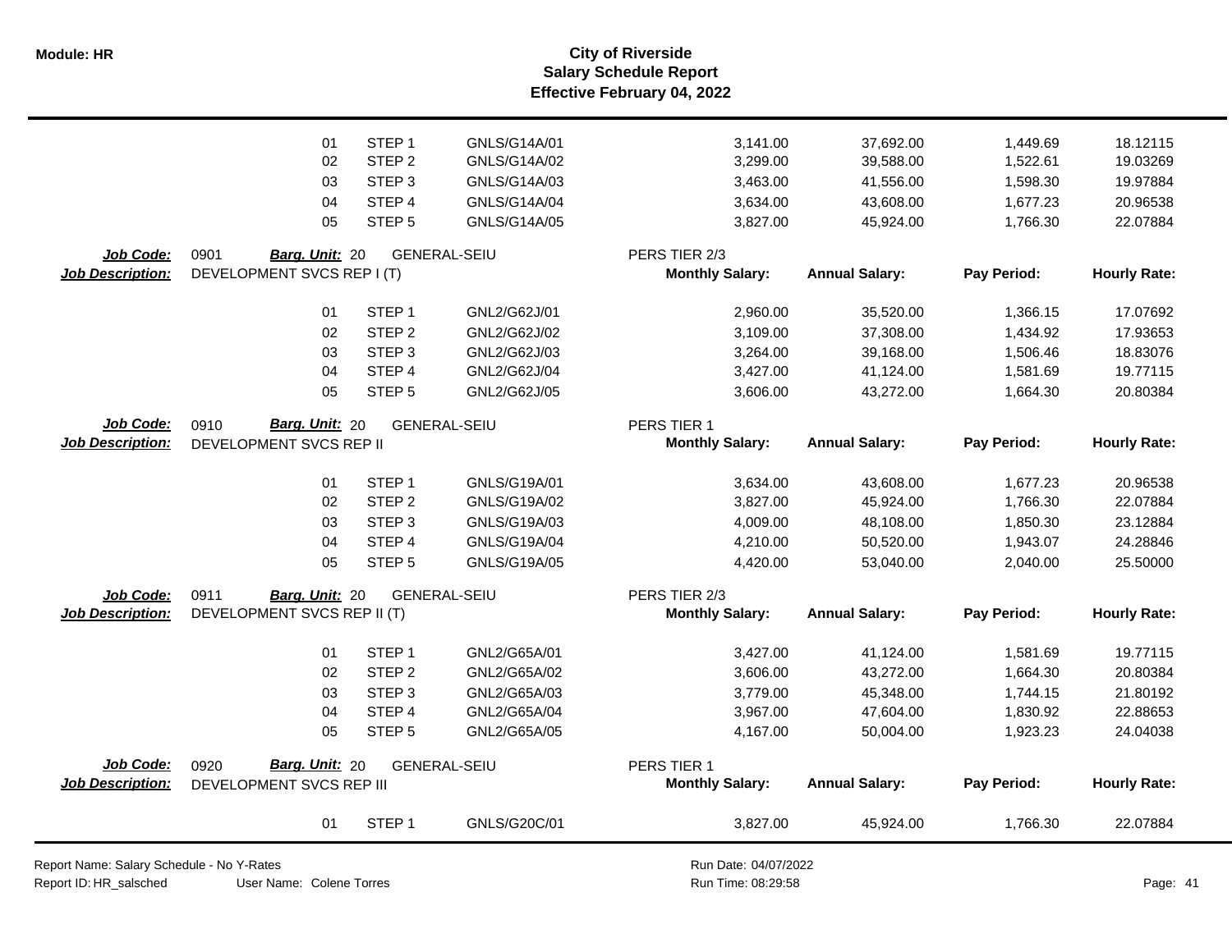| | | | | Monthly Salary | Annual Salary | Pay Period | Hourly Rate |
|---|---|---|---|---|---|---|---|
| | 01 | STEP 1 | GNLS/G14A/01 | 3,141.00 | 37,692.00 | 1,449.69 | 18.12115 |
| | 02 | STEP 2 | GNLS/G14A/02 | 3,299.00 | 39,588.00 | 1,522.61 | 19.03269 |
| | 03 | STEP 3 | GNLS/G14A/03 | 3,463.00 | 41,556.00 | 1,598.30 | 19.97884 |
| | 04 | STEP 4 | GNLS/G14A/04 | 3,634.00 | 43,608.00 | 1,677.23 | 20.96538 |
| | 05 | STEP 5 | GNLS/G14A/05 | 3,827.00 | 45,924.00 | 1,766.30 | 22.07884 |

**Job Code:** 0901 **Barg. Unit:** 20 GENERAL-SEIU PERS TIER 2/3
**Job Description:** DEVELOPMENT SVCS REP I (T)

| | | | Monthly Salary: | Annual Salary: | Pay Period: | Hourly Rate: |
|---|---|---|---|---|---|---|
| 01 | STEP 1 | GNL2/G62J/01 | 2,960.00 | 35,520.00 | 1,366.15 | 17.07692 |
| 02 | STEP 2 | GNL2/G62J/02 | 3,109.00 | 37,308.00 | 1,434.92 | 17.93653 |
| 03 | STEP 3 | GNL2/G62J/03 | 3,264.00 | 39,168.00 | 1,506.46 | 18.83076 |
| 04 | STEP 4 | GNL2/G62J/04 | 3,427.00 | 41,124.00 | 1,581.69 | 19.77115 |
| 05 | STEP 5 | GNL2/G62J/05 | 3,606.00 | 43,272.00 | 1,664.30 | 20.80384 |

**Job Code:** 0910 **Barg. Unit:** 20 GENERAL-SEIU PERS TIER 1
**Job Description:** DEVELOPMENT SVCS REP II

| | | | Monthly Salary: | Annual Salary: | Pay Period: | Hourly Rate: |
|---|---|---|---|---|---|---|
| 01 | STEP 1 | GNLS/G19A/01 | 3,634.00 | 43,608.00 | 1,677.23 | 20.96538 |
| 02 | STEP 2 | GNLS/G19A/02 | 3,827.00 | 45,924.00 | 1,766.30 | 22.07884 |
| 03 | STEP 3 | GNLS/G19A/03 | 4,009.00 | 48,108.00 | 1,850.30 | 23.12884 |
| 04 | STEP 4 | GNLS/G19A/04 | 4,210.00 | 50,520.00 | 1,943.07 | 24.28846 |
| 05 | STEP 5 | GNLS/G19A/05 | 4,420.00 | 53,040.00 | 2,040.00 | 25.50000 |

**Job Code:** 0911 **Barg. Unit:** 20 GENERAL-SEIU PERS TIER 2/3
**Job Description:** DEVELOPMENT SVCS REP II (T)

| | | | Monthly Salary: | Annual Salary: | Pay Period: | Hourly Rate: |
|---|---|---|---|---|---|---|
| 01 | STEP 1 | GNL2/G65A/01 | 3,427.00 | 41,124.00 | 1,581.69 | 19.77115 |
| 02 | STEP 2 | GNL2/G65A/02 | 3,606.00 | 43,272.00 | 1,664.30 | 20.80384 |
| 03 | STEP 3 | GNL2/G65A/03 | 3,779.00 | 45,348.00 | 1,744.15 | 21.80192 |
| 04 | STEP 4 | GNL2/G65A/04 | 3,967.00 | 47,604.00 | 1,830.92 | 22.88653 |
| 05 | STEP 5 | GNL2/G65A/05 | 4,167.00 | 50,004.00 | 1,923.23 | 24.04038 |

**Job Code:** 0920 **Barg. Unit:** 20 GENERAL-SEIU PERS TIER 1
**Job Description:** DEVELOPMENT SVCS REP III

| | | | Monthly Salary: | Annual Salary: | Pay Period: | Hourly Rate: |
|---|---|---|---|---|---|---|
| 01 | STEP 1 | GNLS/G20C/01 | 3,827.00 | 45,924.00 | 1,766.30 | 22.07884 |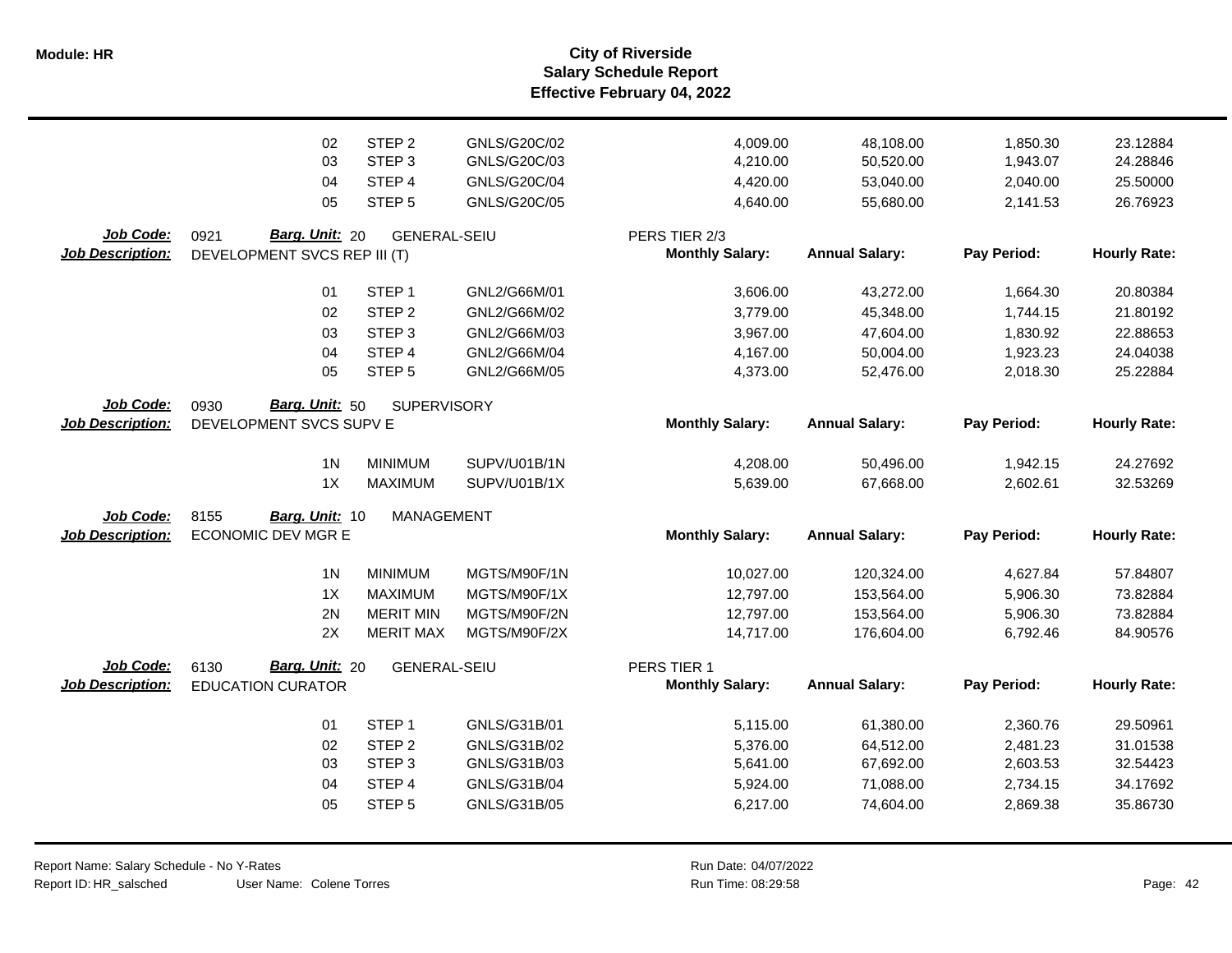| | | | | Monthly Salary: | Annual Salary: | Pay Period: | Hourly Rate: |
|---|---|---|---|---|---|---|---|
| | 02 | STEP 2 | GNLS/G20C/02 | 4,009.00 | 48,108.00 | 1,850.30 | 23.12884 |
| | 03 | STEP 3 | GNLS/G20C/03 | 4,210.00 | 50,520.00 | 1,943.07 | 24.28846 |
| | 04 | STEP 4 | GNLS/G20C/04 | 4,420.00 | 53,040.00 | 2,040.00 | 25.50000 |
| | 05 | STEP 5 | GNLS/G20C/05 | 4,640.00 | 55,680.00 | 2,141.53 | 26.76923 |

**Job Code:** 0921 **Barg. Unit:** 20 GENERAL-SEIU PERS TIER 2/3
**Job Description:** DEVELOPMENT SVCS REP III (T)

| | | | Monthly Salary: | Annual Salary: | Pay Period: | Hourly Rate: |
|---|---|---|---|---|---|---|
| 01 | STEP 1 | GNL2/G66M/01 | 3,606.00 | 43,272.00 | 1,664.30 | 20.80384 |
| 02 | STEP 2 | GNL2/G66M/02 | 3,779.00 | 45,348.00 | 1,744.15 | 21.80192 |
| 03 | STEP 3 | GNL2/G66M/03 | 3,967.00 | 47,604.00 | 1,830.92 | 22.88653 |
| 04 | STEP 4 | GNL2/G66M/04 | 4,167.00 | 50,004.00 | 1,923.23 | 24.04038 |
| 05 | STEP 5 | GNL2/G66M/05 | 4,373.00 | 52,476.00 | 2,018.30 | 25.22884 |

**Job Code:** 0930 **Barg. Unit:** 50 SUPERVISORY
**Job Description:** DEVELOPMENT SVCS SUPV E

| | | | Monthly Salary: | Annual Salary: | Pay Period: | Hourly Rate: |
|---|---|---|---|---|---|---|
| 1N | MINIMUM | SUPV/U01B/1N | 4,208.00 | 50,496.00 | 1,942.15 | 24.27692 |
| 1X | MAXIMUM | SUPV/U01B/1X | 5,639.00 | 67,668.00 | 2,602.61 | 32.53269 |

**Job Code:** 8155 **Barg. Unit:** 10 MANAGEMENT
**Job Description:** ECONOMIC DEV MGR E

| | | | Monthly Salary: | Annual Salary: | Pay Period: | Hourly Rate: |
|---|---|---|---|---|---|---|
| 1N | MINIMUM | MGTS/M90F/1N | 10,027.00 | 120,324.00 | 4,627.84 | 57.84807 |
| 1X | MAXIMUM | MGTS/M90F/1X | 12,797.00 | 153,564.00 | 5,906.30 | 73.82884 |
| 2N | MERIT MIN | MGTS/M90F/2N | 12,797.00 | 153,564.00 | 5,906.30 | 73.82884 |
| 2X | MERIT MAX | MGTS/M90F/2X | 14,717.00 | 176,604.00 | 6,792.46 | 84.90576 |

**Job Code:** 6130 **Barg. Unit:** 20 GENERAL-SEIU PERS TIER 1
**Job Description:** EDUCATION CURATOR

| | | | Monthly Salary: | Annual Salary: | Pay Period: | Hourly Rate: |
|---|---|---|---|---|---|---|
| 01 | STEP 1 | GNLS/G31B/01 | 5,115.00 | 61,380.00 | 2,360.76 | 29.50961 |
| 02 | STEP 2 | GNLS/G31B/02 | 5,376.00 | 64,512.00 | 2,481.23 | 31.01538 |
| 03 | STEP 3 | GNLS/G31B/03 | 5,641.00 | 67,692.00 | 2,603.53 | 32.54423 |
| 04 | STEP 4 | GNLS/G31B/04 | 5,924.00 | 71,088.00 | 2,734.15 | 34.17692 |
| 05 | STEP 5 | GNLS/G31B/05 | 6,217.00 | 74,604.00 | 2,869.38 | 35.86730 |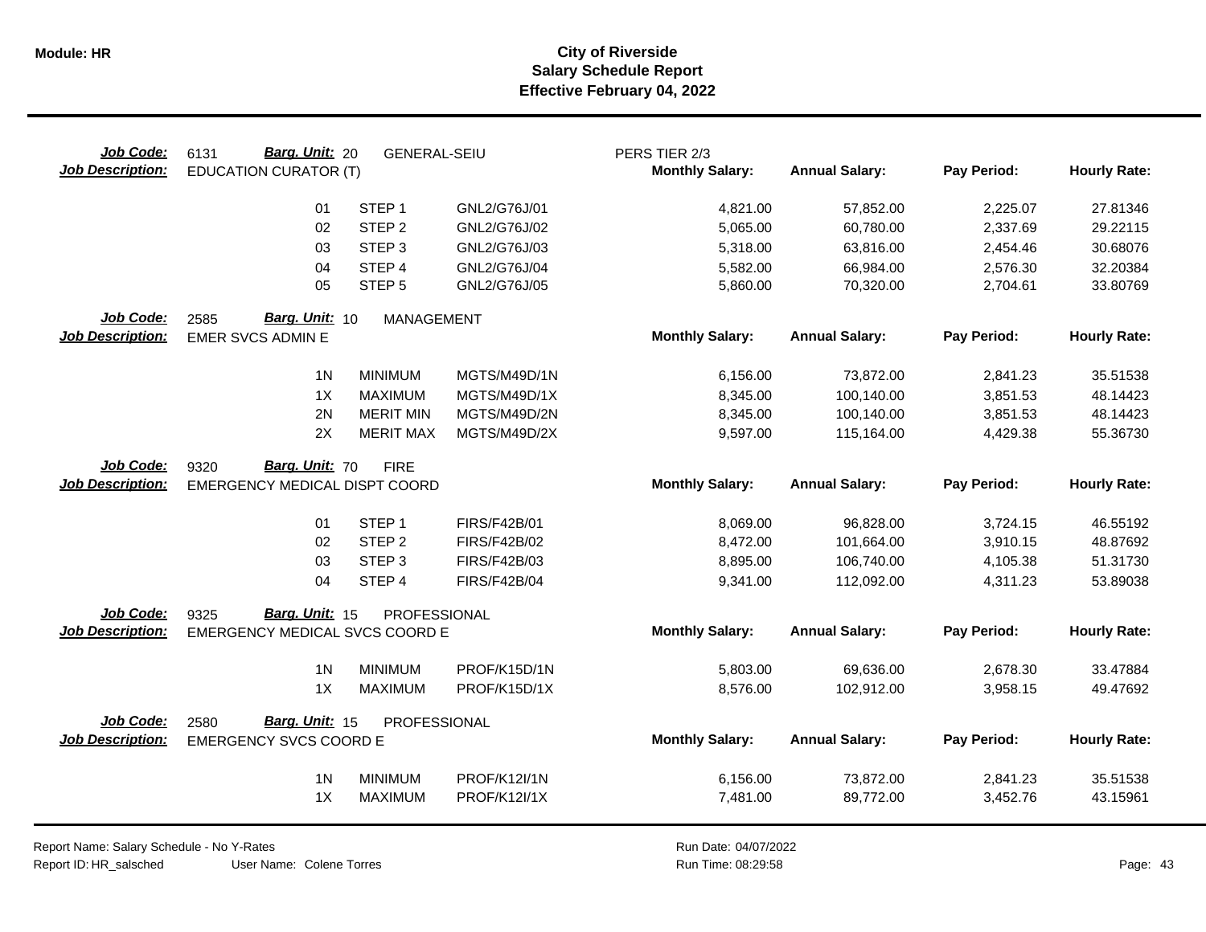**Module: HR**

# City of Riverside
## Salary Schedule Report
### Effective February 04, 2022

**Job Code:** 6131 **Barg. Unit:** 20 GENERAL-SEIU PERS TIER 2/3
**Job Description:** EDUCATION CURATOR (T)

| | | | Monthly Salary: | Annual Salary: | Pay Period: | Hourly Rate: |
|---|---|---|---|---|---|---|
| 01 | STEP 1 | GNL2/G76J/01 | 4,821.00 | 57,852.00 | 2,225.07 | 27.81346 |
| 02 | STEP 2 | GNL2/G76J/02 | 5,065.00 | 60,780.00 | 2,337.69 | 29.22115 |
| 03 | STEP 3 | GNL2/G76J/03 | 5,318.00 | 63,816.00 | 2,454.46 | 30.68076 |
| 04 | STEP 4 | GNL2/G76J/04 | 5,582.00 | 66,984.00 | 2,576.30 | 32.20384 |
| 05 | STEP 5 | GNL2/G76J/05 | 5,860.00 | 70,320.00 | 2,704.61 | 33.80769 |

**Job Code:** 2585 **Barg. Unit:** 10 MANAGEMENT
**Job Description:** EMER SVCS ADMIN E

| | | | Monthly Salary: | Annual Salary: | Pay Period: | Hourly Rate: |
|---|---|---|---|---|---|---|
| 1N | MINIMUM | MGTS/M49D/1N | 6,156.00 | 73,872.00 | 2,841.23 | 35.51538 |
| 1X | MAXIMUM | MGTS/M49D/1X | 8,345.00 | 100,140.00 | 3,851.53 | 48.14423 |
| 2N | MERIT MIN | MGTS/M49D/2N | 8,345.00 | 100,140.00 | 3,851.53 | 48.14423 |
| 2X | MERIT MAX | MGTS/M49D/2X | 9,597.00 | 115,164.00 | 4,429.38 | 55.36730 |

**Job Code:** 9320 **Barg. Unit:** 70 FIRE
**Job Description:** EMERGENCY MEDICAL DISPT COORD

| | | | Monthly Salary: | Annual Salary: | Pay Period: | Hourly Rate: |
|---|---|---|---|---|---|---|
| 01 | STEP 1 | FIRS/F42B/01 | 8,069.00 | 96,828.00 | 3,724.15 | 46.55192 |
| 02 | STEP 2 | FIRS/F42B/02 | 8,472.00 | 101,664.00 | 3,910.15 | 48.87692 |
| 03 | STEP 3 | FIRS/F42B/03 | 8,895.00 | 106,740.00 | 4,105.38 | 51.31730 |
| 04 | STEP 4 | FIRS/F42B/04 | 9,341.00 | 112,092.00 | 4,311.23 | 53.89038 |

**Job Code:** 9325 **Barg. Unit:** 15 PROFESSIONAL
**Job Description:** EMERGENCY MEDICAL SVCS COORD E

| | | | Monthly Salary: | Annual Salary: | Pay Period: | Hourly Rate: |
|---|---|---|---|---|---|---|
| 1N | MINIMUM | PROF/K15D/1N | 5,803.00 | 69,636.00 | 2,678.30 | 33.47884 |
| 1X | MAXIMUM | PROF/K15D/1X | 8,576.00 | 102,912.00 | 3,958.15 | 49.47692 |

**Job Code:** 2580 **Barg. Unit:** 15 PROFESSIONAL
**Job Description:** EMERGENCY SVCS COORD E

| | | | Monthly Salary: | Annual Salary: | Pay Period: | Hourly Rate: |
|---|---|---|---|---|---|---|
| 1N | MINIMUM | PROF/K12I/1N | 6,156.00 | 73,872.00 | 2,841.23 | 35.51538 |
| 1X | MAXIMUM | PROF/K12I/1X | 7,481.00 | 89,772.00 | 3,452.76 | 43.15961 |

Report Name: Salary Schedule - No Y-Rates
Report ID: HR_salsched User Name: Colene Torres
Run Date: 04/07/2022
Run Time: 08:29:58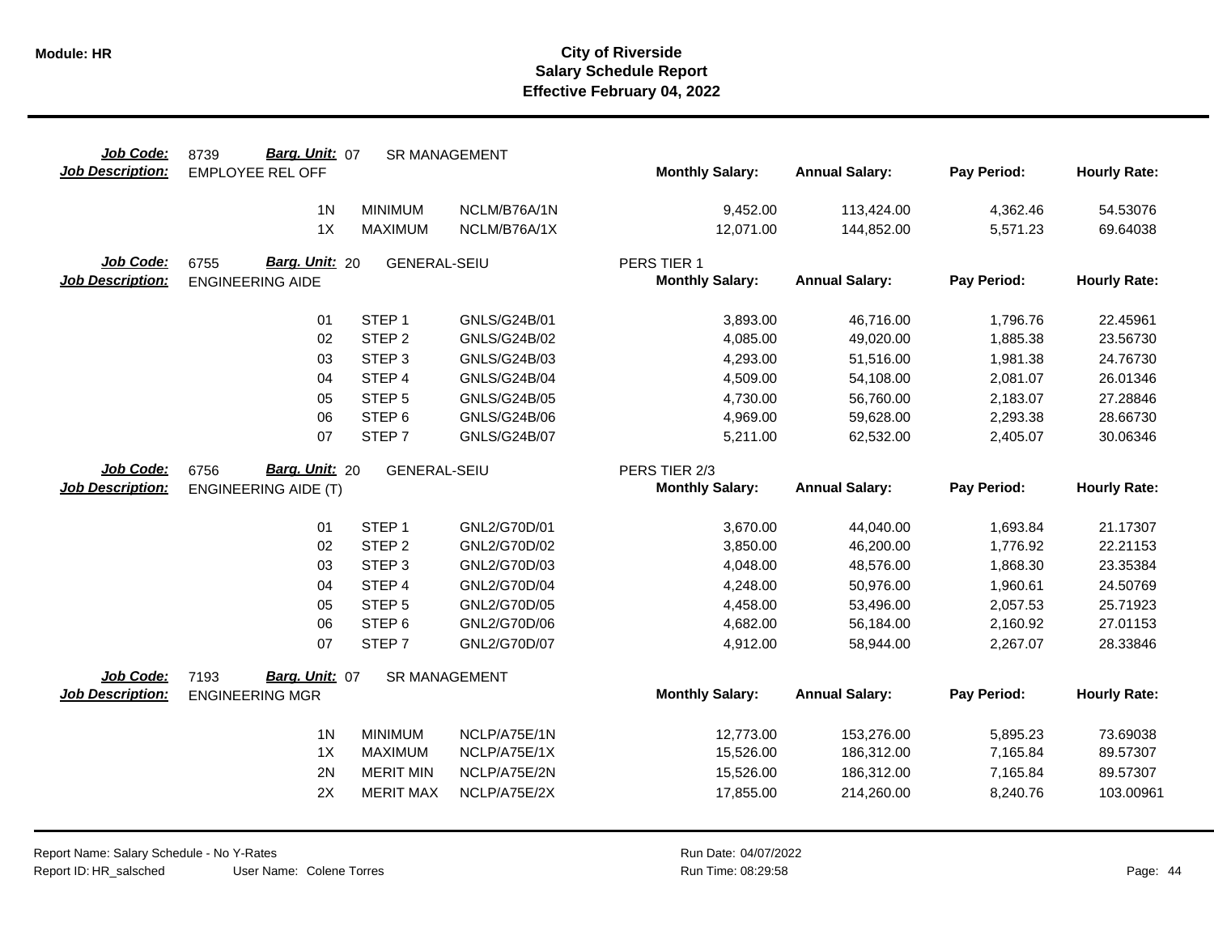# City of Riverside
## Salary Schedule Report
### Effective February 04, 2022

**Job Code:** 8739 **Barg. Unit:** 07 SR MANAGEMENT
**Job Description:** EMPLOYEE REL OFF

| Step | Description | Code | Monthly Salary | Annual Salary | Pay Period | Hourly Rate |
|---|---|---|---|---|---|---|
| 1N | MINIMUM | NCLM/B76A/1N | 9,452.00 | 113,424.00 | 4,362.46 | 54.53076 |
| 1X | MAXIMUM | NCLM/B76A/1X | 12,071.00 | 144,852.00 | 5,571.23 | 69.64038 |

**Job Code:** 6755 **Barg. Unit:** 20 GENERAL-SEIU — PERS TIER 1
**Job Description:** ENGINEERING AIDE

| Step | Description | Code | Monthly Salary | Annual Salary | Pay Period | Hourly Rate |
|---|---|---|---|---|---|---|
| 01 | STEP 1 | GNLS/G24B/01 | 3,893.00 | 46,716.00 | 1,796.76 | 22.45961 |
| 02 | STEP 2 | GNLS/G24B/02 | 4,085.00 | 49,020.00 | 1,885.38 | 23.56730 |
| 03 | STEP 3 | GNLS/G24B/03 | 4,293.00 | 51,516.00 | 1,981.38 | 24.76730 |
| 04 | STEP 4 | GNLS/G24B/04 | 4,509.00 | 54,108.00 | 2,081.07 | 26.01346 |
| 05 | STEP 5 | GNLS/G24B/05 | 4,730.00 | 56,760.00 | 2,183.07 | 27.28846 |
| 06 | STEP 6 | GNLS/G24B/06 | 4,969.00 | 59,628.00 | 2,293.38 | 28.66730 |
| 07 | STEP 7 | GNLS/G24B/07 | 5,211.00 | 62,532.00 | 2,405.07 | 30.06346 |

**Job Code:** 6756 **Barg. Unit:** 20 GENERAL-SEIU — PERS TIER 2/3
**Job Description:** ENGINEERING AIDE (T)

| Step | Description | Code | Monthly Salary | Annual Salary | Pay Period | Hourly Rate |
|---|---|---|---|---|---|---|
| 01 | STEP 1 | GNL2/G70D/01 | 3,670.00 | 44,040.00 | 1,693.84 | 21.17307 |
| 02 | STEP 2 | GNL2/G70D/02 | 3,850.00 | 46,200.00 | 1,776.92 | 22.21153 |
| 03 | STEP 3 | GNL2/G70D/03 | 4,048.00 | 48,576.00 | 1,868.30 | 23.35384 |
| 04 | STEP 4 | GNL2/G70D/04 | 4,248.00 | 50,976.00 | 1,960.61 | 24.50769 |
| 05 | STEP 5 | GNL2/G70D/05 | 4,458.00 | 53,496.00 | 2,057.53 | 25.71923 |
| 06 | STEP 6 | GNL2/G70D/06 | 4,682.00 | 56,184.00 | 2,160.92 | 27.01153 |
| 07 | STEP 7 | GNL2/G70D/07 | 4,912.00 | 58,944.00 | 2,267.07 | 28.33846 |

**Job Code:** 7193 **Barg. Unit:** 07 SR MANAGEMENT
**Job Description:** ENGINEERING MGR

| Step | Description | Code | Monthly Salary | Annual Salary | Pay Period | Hourly Rate |
|---|---|---|---|---|---|---|
| 1N | MINIMUM | NCLP/A75E/1N | 12,773.00 | 153,276.00 | 5,895.23 | 73.69038 |
| 1X | MAXIMUM | NCLP/A75E/1X | 15,526.00 | 186,312.00 | 7,165.84 | 89.57307 |
| 2N | MERIT MIN | NCLP/A75E/2N | 15,526.00 | 186,312.00 | 7,165.84 | 89.57307 |
| 2X | MERIT MAX | NCLP/A75E/2X | 17,855.00 | 214,260.00 | 8,240.76 | 103.00961 |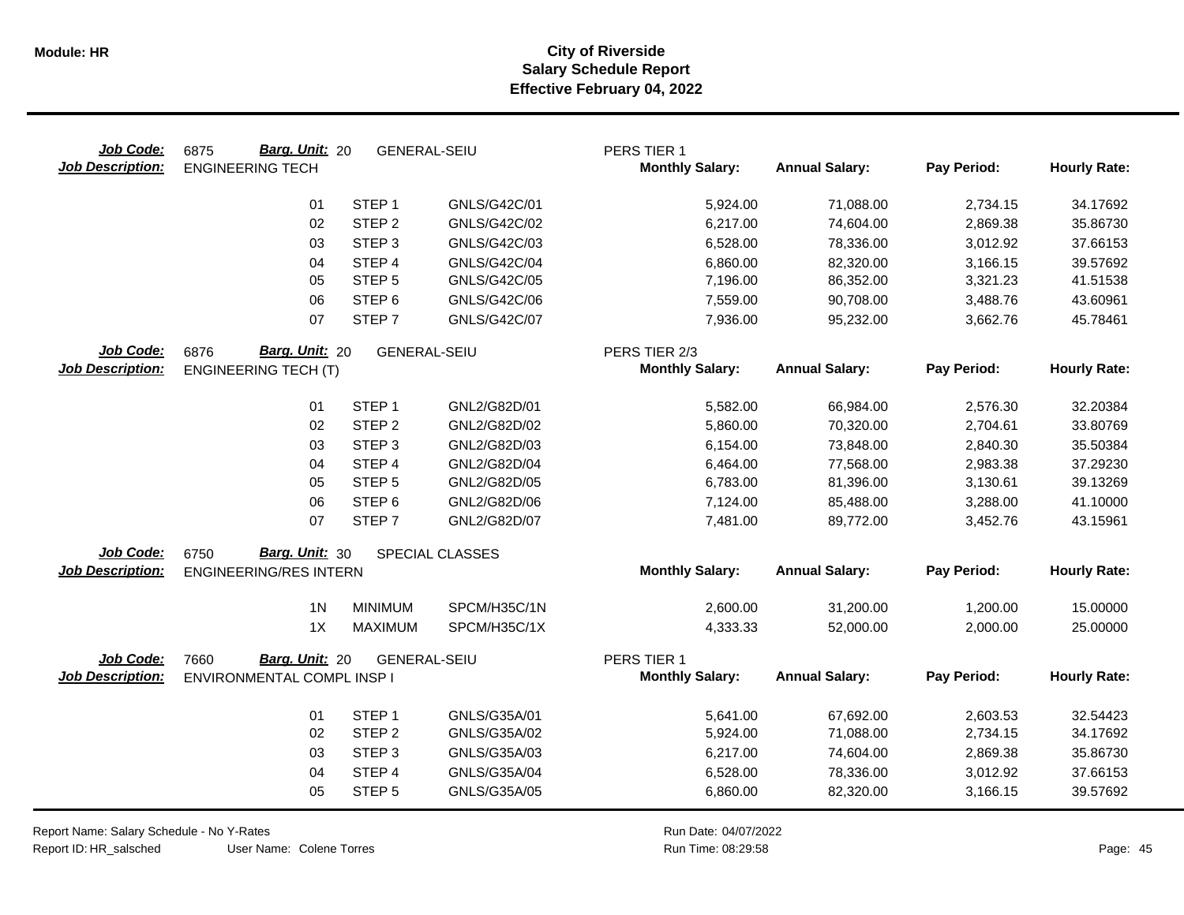# City of Riverside
## Salary Schedule Report
### Effective February 04, 2022

**Job Code:** 6875 **Barg. Unit:** 20 GENERAL-SEIU PERS TIER 1
**Job Description:** ENGINEERING TECH

| | | | Monthly Salary: | Annual Salary: | Pay Period: | Hourly Rate: |
|---|---|---|---|---|---|---|
| 01 | STEP 1 | GNLS/G42C/01 | 5,924.00 | 71,088.00 | 2,734.15 | 34.17692 |
| 02 | STEP 2 | GNLS/G42C/02 | 6,217.00 | 74,604.00 | 2,869.38 | 35.86730 |
| 03 | STEP 3 | GNLS/G42C/03 | 6,528.00 | 78,336.00 | 3,012.92 | 37.66153 |
| 04 | STEP 4 | GNLS/G42C/04 | 6,860.00 | 82,320.00 | 3,166.15 | 39.57692 |
| 05 | STEP 5 | GNLS/G42C/05 | 7,196.00 | 86,352.00 | 3,321.23 | 41.51538 |
| 06 | STEP 6 | GNLS/G42C/06 | 7,559.00 | 90,708.00 | 3,488.76 | 43.60961 |
| 07 | STEP 7 | GNLS/G42C/07 | 7,936.00 | 95,232.00 | 3,662.76 | 45.78461 |

**Job Code:** 6876 **Barg. Unit:** 20 GENERAL-SEIU PERS TIER 2/3
**Job Description:** ENGINEERING TECH (T)

| | | | Monthly Salary: | Annual Salary: | Pay Period: | Hourly Rate: |
|---|---|---|---|---|---|---|
| 01 | STEP 1 | GNL2/G82D/01 | 5,582.00 | 66,984.00 | 2,576.30 | 32.20384 |
| 02 | STEP 2 | GNL2/G82D/02 | 5,860.00 | 70,320.00 | 2,704.61 | 33.80769 |
| 03 | STEP 3 | GNL2/G82D/03 | 6,154.00 | 73,848.00 | 2,840.30 | 35.50384 |
| 04 | STEP 4 | GNL2/G82D/04 | 6,464.00 | 77,568.00 | 2,983.38 | 37.29230 |
| 05 | STEP 5 | GNL2/G82D/05 | 6,783.00 | 81,396.00 | 3,130.61 | 39.13269 |
| 06 | STEP 6 | GNL2/G82D/06 | 7,124.00 | 85,488.00 | 3,288.00 | 41.10000 |
| 07 | STEP 7 | GNL2/G82D/07 | 7,481.00 | 89,772.00 | 3,452.76 | 43.15961 |

**Job Code:** 6750 **Barg. Unit:** 30 SPECIAL CLASSES
**Job Description:** ENGINEERING/RES INTERN

| | | | Monthly Salary: | Annual Salary: | Pay Period: | Hourly Rate: |
|---|---|---|---|---|---|---|
| 1N | MINIMUM | SPCM/H35C/1N | 2,600.00 | 31,200.00 | 1,200.00 | 15.00000 |
| 1X | MAXIMUM | SPCM/H35C/1X | 4,333.33 | 52,000.00 | 2,000.00 | 25.00000 |

**Job Code:** 7660 **Barg. Unit:** 20 GENERAL-SEIU PERS TIER 1
**Job Description:** ENVIRONMENTAL COMPL INSP I

| | | | Monthly Salary: | Annual Salary: | Pay Period: | Hourly Rate: |
|---|---|---|---|---|---|---|
| 01 | STEP 1 | GNLS/G35A/01 | 5,641.00 | 67,692.00 | 2,603.53 | 32.54423 |
| 02 | STEP 2 | GNLS/G35A/02 | 5,924.00 | 71,088.00 | 2,734.15 | 34.17692 |
| 03 | STEP 3 | GNLS/G35A/03 | 6,217.00 | 74,604.00 | 2,869.38 | 35.86730 |
| 04 | STEP 4 | GNLS/G35A/04 | 6,528.00 | 78,336.00 | 3,012.92 | 37.66153 |
| 05 | STEP 5 | GNLS/G35A/05 | 6,860.00 | 82,320.00 | 3,166.15 | 39.57692 |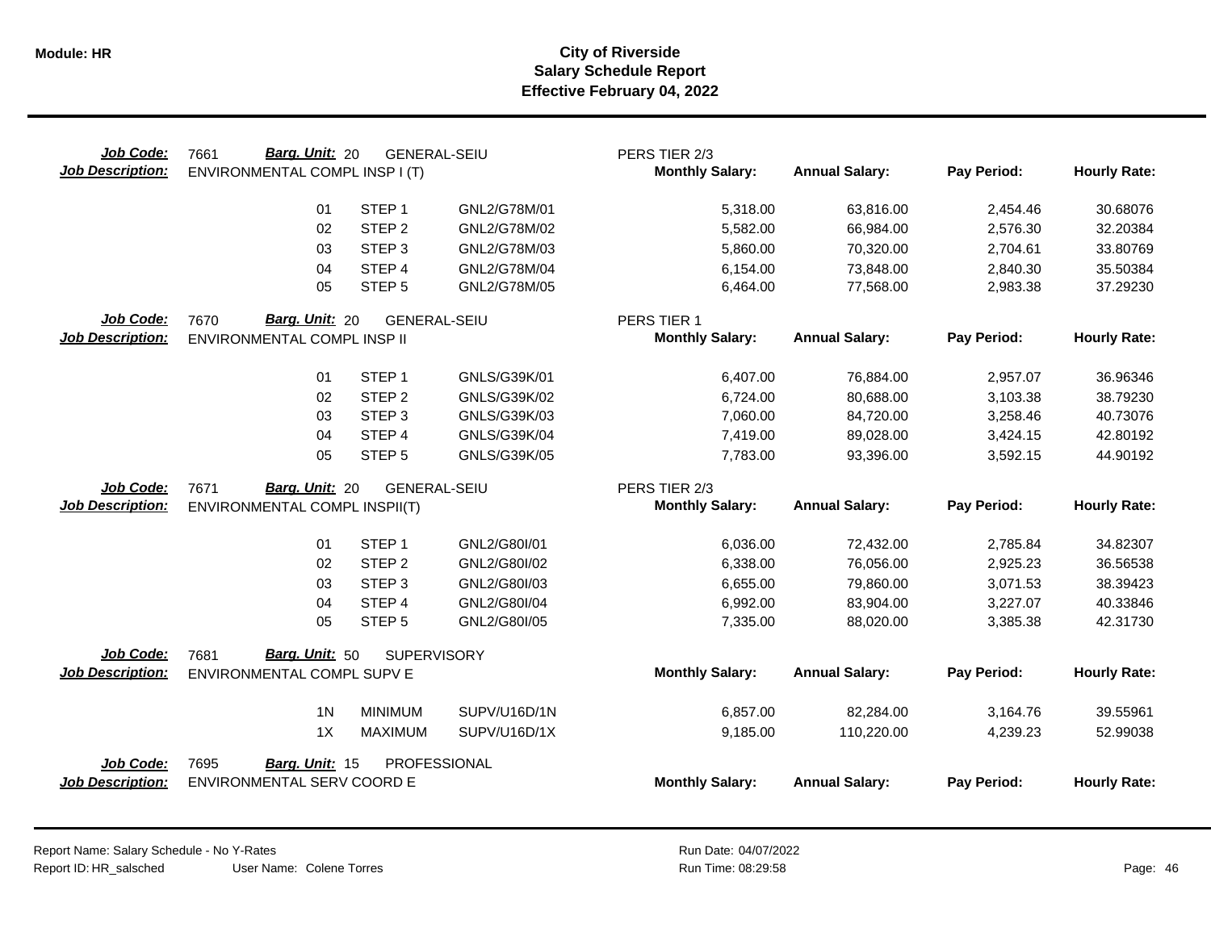# City of Riverside
## Salary Schedule Report
### Effective February 04, 2022

**Job Code:** 7661 **Barg. Unit:** 20 GENERAL-SEIU — PERS TIER 2/3
**Job Description:** ENVIRONMENTAL COMPL INSP I (T)

| Step | | Code | Monthly Salary | Annual Salary | Pay Period | Hourly Rate |
|---|---|---|---|---|---|---|
| 01 | STEP 1 | GNL2/G78M/01 | 5,318.00 | 63,816.00 | 2,454.46 | 30.68076 |
| 02 | STEP 2 | GNL2/G78M/02 | 5,582.00 | 66,984.00 | 2,576.30 | 32.20384 |
| 03 | STEP 3 | GNL2/G78M/03 | 5,860.00 | 70,320.00 | 2,704.61 | 33.80769 |
| 04 | STEP 4 | GNL2/G78M/04 | 6,154.00 | 73,848.00 | 2,840.30 | 35.50384 |
| 05 | STEP 5 | GNL2/G78M/05 | 6,464.00 | 77,568.00 | 2,983.38 | 37.29230 |

**Job Code:** 7670 **Barg. Unit:** 20 GENERAL-SEIU — PERS TIER 1
**Job Description:** ENVIRONMENTAL COMPL INSP II

| Step | | Code | Monthly Salary | Annual Salary | Pay Period | Hourly Rate |
|---|---|---|---|---|---|---|
| 01 | STEP 1 | GNLS/G39K/01 | 6,407.00 | 76,884.00 | 2,957.07 | 36.96346 |
| 02 | STEP 2 | GNLS/G39K/02 | 6,724.00 | 80,688.00 | 3,103.38 | 38.79230 |
| 03 | STEP 3 | GNLS/G39K/03 | 7,060.00 | 84,720.00 | 3,258.46 | 40.73076 |
| 04 | STEP 4 | GNLS/G39K/04 | 7,419.00 | 89,028.00 | 3,424.15 | 42.80192 |
| 05 | STEP 5 | GNLS/G39K/05 | 7,783.00 | 93,396.00 | 3,592.15 | 44.90192 |

**Job Code:** 7671 **Barg. Unit:** 20 GENERAL-SEIU — PERS TIER 2/3
**Job Description:** ENVIRONMENTAL COMPL INSPII(T)

| Step | | Code | Monthly Salary | Annual Salary | Pay Period | Hourly Rate |
|---|---|---|---|---|---|---|
| 01 | STEP 1 | GNL2/G80I/01 | 6,036.00 | 72,432.00 | 2,785.84 | 34.82307 |
| 02 | STEP 2 | GNL2/G80I/02 | 6,338.00 | 76,056.00 | 2,925.23 | 36.56538 |
| 03 | STEP 3 | GNL2/G80I/03 | 6,655.00 | 79,860.00 | 3,071.53 | 38.39423 |
| 04 | STEP 4 | GNL2/G80I/04 | 6,992.00 | 83,904.00 | 3,227.07 | 40.33846 |
| 05 | STEP 5 | GNL2/G80I/05 | 7,335.00 | 88,020.00 | 3,385.38 | 42.31730 |

**Job Code:** 7681 **Barg. Unit:** 50 SUPERVISORY
**Job Description:** ENVIRONMENTAL COMPL SUPV E

| Step | | Code | Monthly Salary | Annual Salary | Pay Period | Hourly Rate |
|---|---|---|---|---|---|---|
| 1N | MINIMUM | SUPV/U16D/1N | 6,857.00 | 82,284.00 | 3,164.76 | 39.55961 |
| 1X | MAXIMUM | SUPV/U16D/1X | 9,185.00 | 110,220.00 | 4,239.23 | 52.99038 |

**Job Code:** 7695 **Barg. Unit:** 15 PROFESSIONAL
**Job Description:** ENVIRONMENTAL SERV COORD E

| Step | | Code | Monthly Salary | Annual Salary | Pay Period | Hourly Rate |
|---|---|---|---|---|---|---|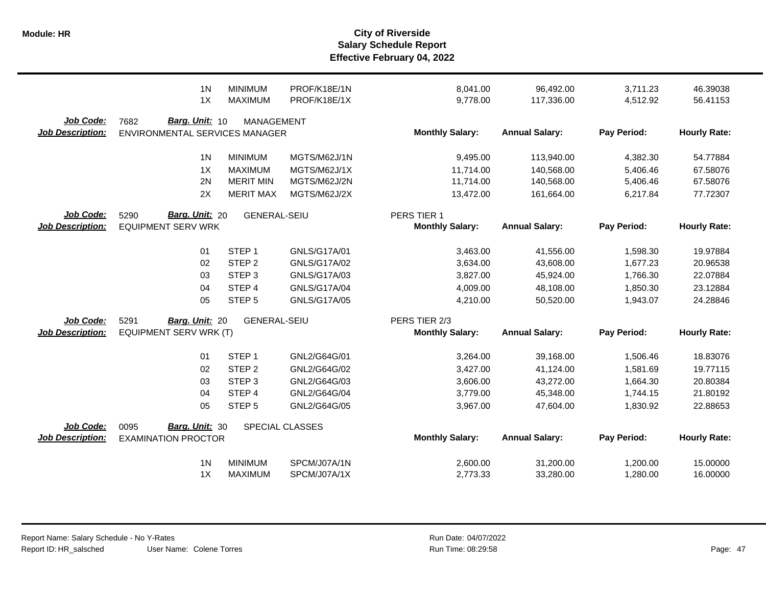| | | | | | | | |
|---|---|---|---|---|---|---|---|
| 1N | MINIMUM | PROF/K18E/1N | | 8,041.00 | 96,492.00 | 3,711.23 | 46.39038 |
| 1X | MAXIMUM | PROF/K18E/1X | | 9,778.00 | 117,336.00 | 4,512.92 | 56.41153 |

**Job Code:** 7682 **Barg. Unit:** 10 MANAGEMENT
**Job Description:** ENVIRONMENTAL SERVICES MANAGER

| | | | Monthly Salary: | Annual Salary: | Pay Period: | Hourly Rate: |
|---|---|---|---|---|---|---|
| 1N | MINIMUM | MGTS/M62J/1N | 9,495.00 | 113,940.00 | 4,382.30 | 54.77884 |
| 1X | MAXIMUM | MGTS/M62J/1X | 11,714.00 | 140,568.00 | 5,406.46 | 67.58076 |
| 2N | MERIT MIN | MGTS/M62J/2N | 11,714.00 | 140,568.00 | 5,406.46 | 67.58076 |
| 2X | MERIT MAX | MGTS/M62J/2X | 13,472.00 | 161,664.00 | 6,217.84 | 77.72307 |

**Job Code:** 5290 **Barg. Unit:** 20 GENERAL-SEIU PERS TIER 1
**Job Description:** EQUIPMENT SERV WRK

| | | | Monthly Salary: | Annual Salary: | Pay Period: | Hourly Rate: |
|---|---|---|---|---|---|---|
| 01 | STEP 1 | GNLS/G17A/01 | 3,463.00 | 41,556.00 | 1,598.30 | 19.97884 |
| 02 | STEP 2 | GNLS/G17A/02 | 3,634.00 | 43,608.00 | 1,677.23 | 20.96538 |
| 03 | STEP 3 | GNLS/G17A/03 | 3,827.00 | 45,924.00 | 1,766.30 | 22.07884 |
| 04 | STEP 4 | GNLS/G17A/04 | 4,009.00 | 48,108.00 | 1,850.30 | 23.12884 |
| 05 | STEP 5 | GNLS/G17A/05 | 4,210.00 | 50,520.00 | 1,943.07 | 24.28846 |

**Job Code:** 5291 **Barg. Unit:** 20 GENERAL-SEIU PERS TIER 2/3
**Job Description:** EQUIPMENT SERV WRK (T)

| | | | Monthly Salary: | Annual Salary: | Pay Period: | Hourly Rate: |
|---|---|---|---|---|---|---|
| 01 | STEP 1 | GNL2/G64G/01 | 3,264.00 | 39,168.00 | 1,506.46 | 18.83076 |
| 02 | STEP 2 | GNL2/G64G/02 | 3,427.00 | 41,124.00 | 1,581.69 | 19.77115 |
| 03 | STEP 3 | GNL2/G64G/03 | 3,606.00 | 43,272.00 | 1,664.30 | 20.80384 |
| 04 | STEP 4 | GNL2/G64G/04 | 3,779.00 | 45,348.00 | 1,744.15 | 21.80192 |
| 05 | STEP 5 | GNL2/G64G/05 | 3,967.00 | 47,604.00 | 1,830.92 | 22.88653 |

**Job Code:** 0095 **Barg. Unit:** 30 SPECIAL CLASSES
**Job Description:** EXAMINATION PROCTOR

| | | | Monthly Salary: | Annual Salary: | Pay Period: | Hourly Rate: |
|---|---|---|---|---|---|---|
| 1N | MINIMUM | SPCM/J07A/1N | 2,600.00 | 31,200.00 | 1,200.00 | 15.00000 |
| 1X | MAXIMUM | SPCM/J07A/1X | 2,773.33 | 33,280.00 | 1,280.00 | 16.00000 |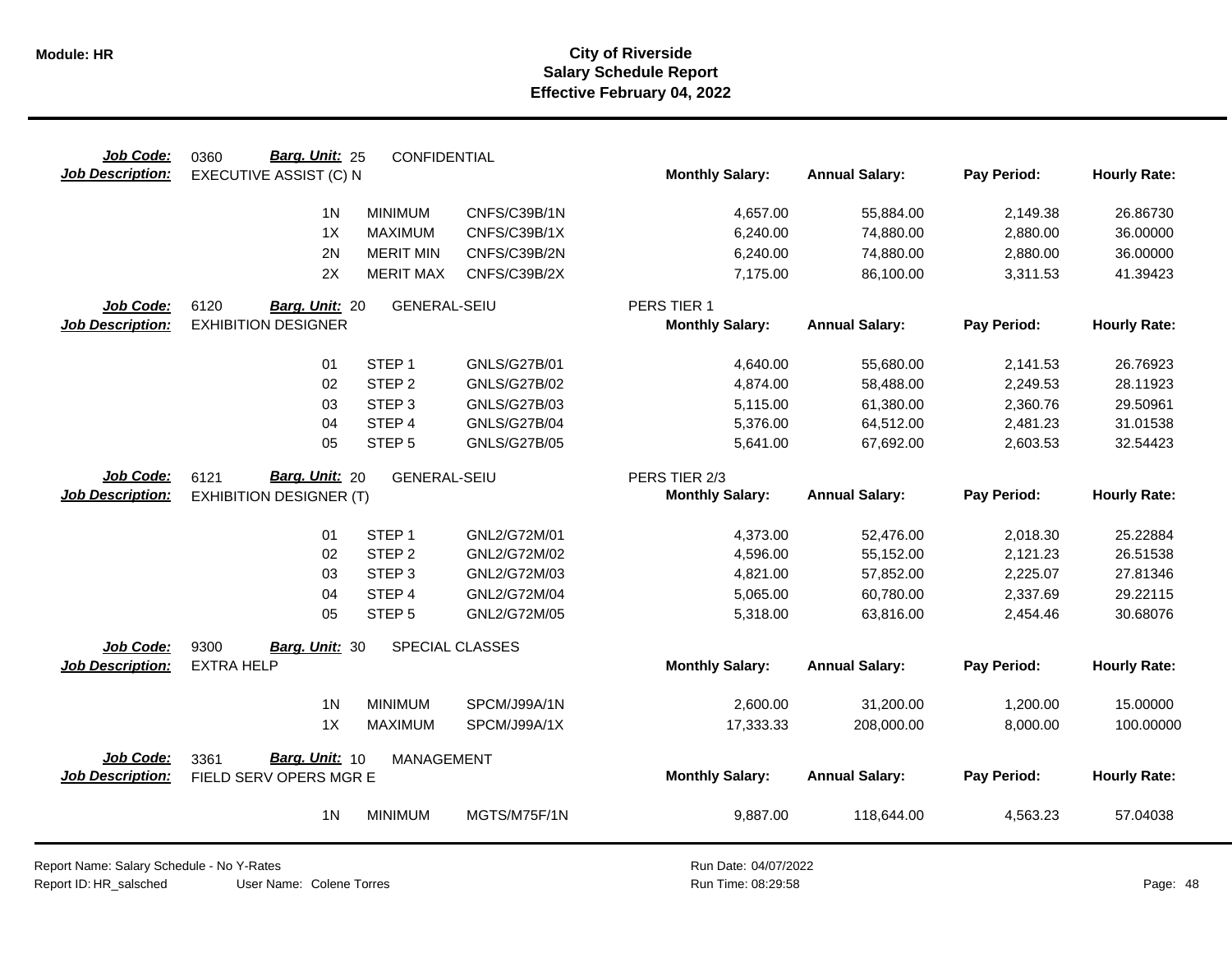# City of Riverside
## Salary Schedule Report
### Effective February 04, 2022

**Job Code:** 0360 **Barg. Unit:** 25 CONFIDENTIAL
**Job Description:** EXECUTIVE ASSIST (C) N

| Step | Description | Code | Monthly Salary | Annual Salary | Pay Period | Hourly Rate |
|---|---|---|---|---|---|---|
| 1N | MINIMUM | CNFS/C39B/1N | 4,657.00 | 55,884.00 | 2,149.38 | 26.86730 |
| 1X | MAXIMUM | CNFS/C39B/1X | 6,240.00 | 74,880.00 | 2,880.00 | 36.00000 |
| 2N | MERIT MIN | CNFS/C39B/2N | 6,240.00 | 74,880.00 | 2,880.00 | 36.00000 |
| 2X | MERIT MAX | CNFS/C39B/2X | 7,175.00 | 86,100.00 | 3,311.53 | 41.39423 |

**Job Code:** 6120 **Barg. Unit:** 20 GENERAL-SEIU — PERS TIER 1
**Job Description:** EXHIBITION DESIGNER

| Step | Description | Code | Monthly Salary | Annual Salary | Pay Period | Hourly Rate |
|---|---|---|---|---|---|---|
| 01 | STEP 1 | GNLS/G27B/01 | 4,640.00 | 55,680.00 | 2,141.53 | 26.76923 |
| 02 | STEP 2 | GNLS/G27B/02 | 4,874.00 | 58,488.00 | 2,249.53 | 28.11923 |
| 03 | STEP 3 | GNLS/G27B/03 | 5,115.00 | 61,380.00 | 2,360.76 | 29.50961 |
| 04 | STEP 4 | GNLS/G27B/04 | 5,376.00 | 64,512.00 | 2,481.23 | 31.01538 |
| 05 | STEP 5 | GNLS/G27B/05 | 5,641.00 | 67,692.00 | 2,603.53 | 32.54423 |

**Job Code:** 6121 **Barg. Unit:** 20 GENERAL-SEIU — PERS TIER 2/3
**Job Description:** EXHIBITION DESIGNER (T)

| Step | Description | Code | Monthly Salary | Annual Salary | Pay Period | Hourly Rate |
|---|---|---|---|---|---|---|
| 01 | STEP 1 | GNL2/G72M/01 | 4,373.00 | 52,476.00 | 2,018.30 | 25.22884 |
| 02 | STEP 2 | GNL2/G72M/02 | 4,596.00 | 55,152.00 | 2,121.23 | 26.51538 |
| 03 | STEP 3 | GNL2/G72M/03 | 4,821.00 | 57,852.00 | 2,225.07 | 27.81346 |
| 04 | STEP 4 | GNL2/G72M/04 | 5,065.00 | 60,780.00 | 2,337.69 | 29.22115 |
| 05 | STEP 5 | GNL2/G72M/05 | 5,318.00 | 63,816.00 | 2,454.46 | 30.68076 |

**Job Code:** 9300 **Barg. Unit:** 30 SPECIAL CLASSES
**Job Description:** EXTRA HELP

| Step | Description | Code | Monthly Salary | Annual Salary | Pay Period | Hourly Rate |
|---|---|---|---|---|---|---|
| 1N | MINIMUM | SPCM/J99A/1N | 2,600.00 | 31,200.00 | 1,200.00 | 15.00000 |
| 1X | MAXIMUM | SPCM/J99A/1X | 17,333.33 | 208,000.00 | 8,000.00 | 100.00000 |

**Job Code:** 3361 **Barg. Unit:** 10 MANAGEMENT
**Job Description:** FIELD SERV OPERS MGR E

| Step | Description | Code | Monthly Salary | Annual Salary | Pay Period | Hourly Rate |
|---|---|---|---|---|---|---|
| 1N | MINIMUM | MGTS/M75F/1N | 9,887.00 | 118,644.00 | 4,563.23 | 57.04038 |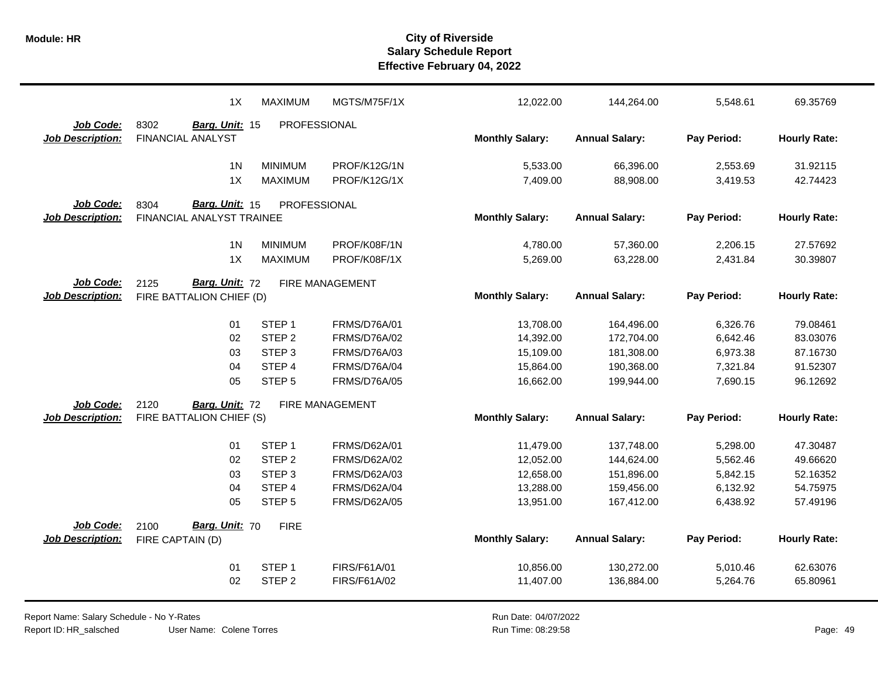# City of Riverside
## Salary Schedule Report
### Effective February 04, 2022

| | | | | Monthly Salary | Annual Salary | Pay Period | Hourly Rate |
|---|---|---|---|---|---|---|---|
| | 1X | MAXIMUM | MGTS/M75F/1X | 12,022.00 | 144,264.00 | 5,548.61 | 69.35769 |

**Job Code:** 8302 **Barg. Unit:** 15 PROFESSIONAL
**Job Description:** FINANCIAL ANALYST

| | | | Monthly Salary: | Annual Salary: | Pay Period: | Hourly Rate: |
|---|---|---|---|---|---|---|
| 1N | MINIMUM | PROF/K12G/1N | 5,533.00 | 66,396.00 | 2,553.69 | 31.92115 |
| 1X | MAXIMUM | PROF/K12G/1X | 7,409.00 | 88,908.00 | 3,419.53 | 42.74423 |

**Job Code:** 8304 **Barg. Unit:** 15 PROFESSIONAL
**Job Description:** FINANCIAL ANALYST TRAINEE

| | | | Monthly Salary: | Annual Salary: | Pay Period: | Hourly Rate: |
|---|---|---|---|---|---|---|
| 1N | MINIMUM | PROF/K08F/1N | 4,780.00 | 57,360.00 | 2,206.15 | 27.57692 |
| 1X | MAXIMUM | PROF/K08F/1X | 5,269.00 | 63,228.00 | 2,431.84 | 30.39807 |

**Job Code:** 2125 **Barg. Unit:** 72 FIRE MANAGEMENT
**Job Description:** FIRE BATTALION CHIEF (D)

| | | | Monthly Salary: | Annual Salary: | Pay Period: | Hourly Rate: |
|---|---|---|---|---|---|---|
| 01 | STEP 1 | FRMS/D76A/01 | 13,708.00 | 164,496.00 | 6,326.76 | 79.08461 |
| 02 | STEP 2 | FRMS/D76A/02 | 14,392.00 | 172,704.00 | 6,642.46 | 83.03076 |
| 03 | STEP 3 | FRMS/D76A/03 | 15,109.00 | 181,308.00 | 6,973.38 | 87.16730 |
| 04 | STEP 4 | FRMS/D76A/04 | 15,864.00 | 190,368.00 | 7,321.84 | 91.52307 |
| 05 | STEP 5 | FRMS/D76A/05 | 16,662.00 | 199,944.00 | 7,690.15 | 96.12692 |

**Job Code:** 2120 **Barg. Unit:** 72 FIRE MANAGEMENT
**Job Description:** FIRE BATTALION CHIEF (S)

| | | | Monthly Salary: | Annual Salary: | Pay Period: | Hourly Rate: |
|---|---|---|---|---|---|---|
| 01 | STEP 1 | FRMS/D62A/01 | 11,479.00 | 137,748.00 | 5,298.00 | 47.30487 |
| 02 | STEP 2 | FRMS/D62A/02 | 12,052.00 | 144,624.00 | 5,562.46 | 49.66620 |
| 03 | STEP 3 | FRMS/D62A/03 | 12,658.00 | 151,896.00 | 5,842.15 | 52.16352 |
| 04 | STEP 4 | FRMS/D62A/04 | 13,288.00 | 159,456.00 | 6,132.92 | 54.75975 |
| 05 | STEP 5 | FRMS/D62A/05 | 13,951.00 | 167,412.00 | 6,438.92 | 57.49196 |

**Job Code:** 2100 **Barg. Unit:** 70 FIRE
**Job Description:** FIRE CAPTAIN (D)

| | | | Monthly Salary: | Annual Salary: | Pay Period: | Hourly Rate: |
|---|---|---|---|---|---|---|
| 01 | STEP 1 | FIRS/F61A/01 | 10,856.00 | 130,272.00 | 5,010.46 | 62.63076 |
| 02 | STEP 2 | FIRS/F61A/02 | 11,407.00 | 136,884.00 | 5,264.76 | 65.80961 |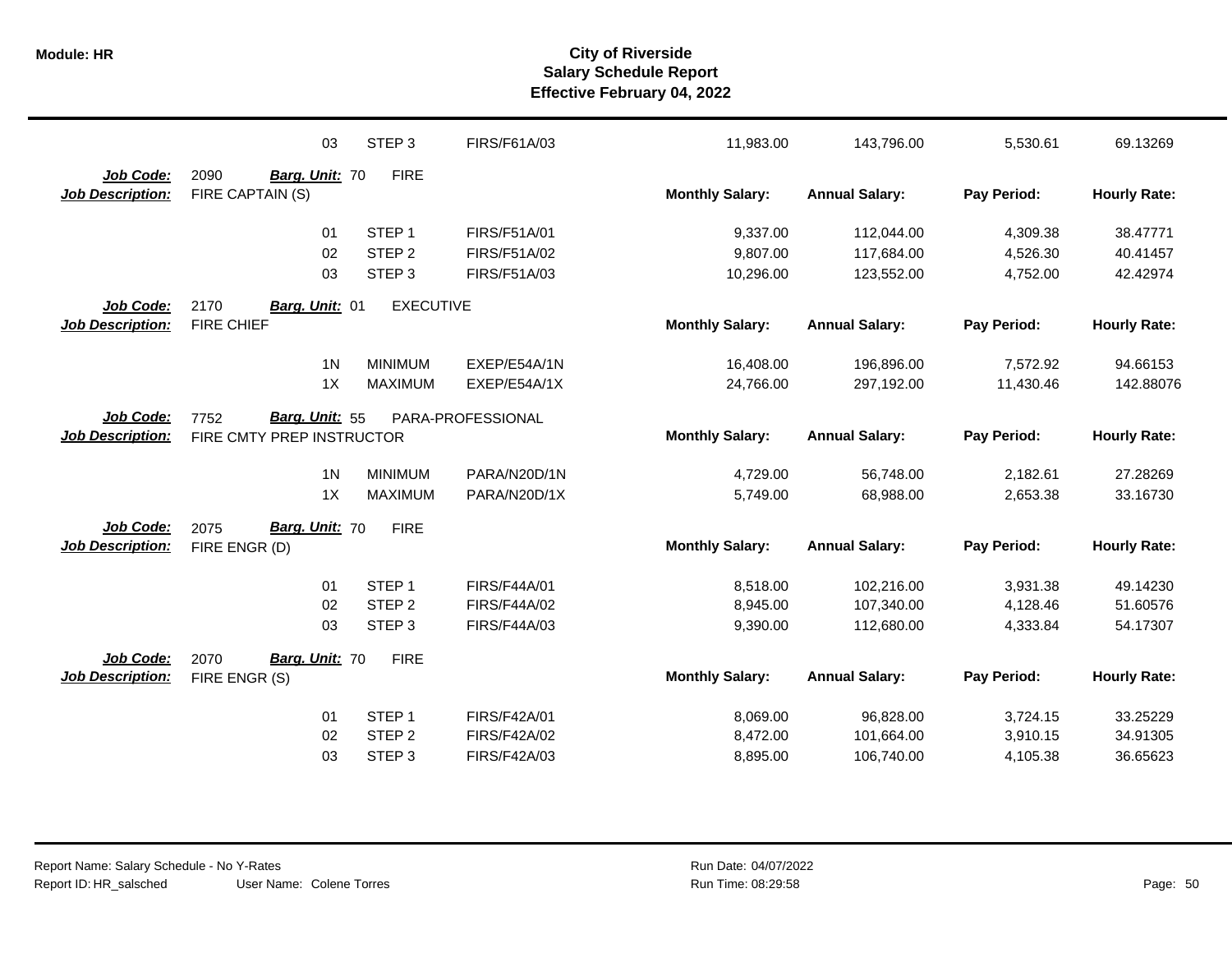| | | | | Monthly Salary: | Annual Salary: | Pay Period: | Hourly Rate: |
|---|---|---|---|---|---|---|---|
| | 03 | STEP 3 | FIRS/F61A/03 | 11,983.00 | 143,796.00 | 5,530.61 | 69.13269 |

**Job Code:** 2090 **Barg. Unit:** 70 FIRE
**Job Description:** FIRE CAPTAIN (S)

| | | | Monthly Salary: | Annual Salary: | Pay Period: | Hourly Rate: |
|---|---|---|---|---|---|---|
| 01 | STEP 1 | FIRS/F51A/01 | 9,337.00 | 112,044.00 | 4,309.38 | 38.47771 |
| 02 | STEP 2 | FIRS/F51A/02 | 9,807.00 | 117,684.00 | 4,526.30 | 40.41457 |
| 03 | STEP 3 | FIRS/F51A/03 | 10,296.00 | 123,552.00 | 4,752.00 | 42.42974 |

**Job Code:** 2170 **Barg. Unit:** 01 EXECUTIVE
**Job Description:** FIRE CHIEF

| | | | Monthly Salary: | Annual Salary: | Pay Period: | Hourly Rate: |
|---|---|---|---|---|---|---|
| 1N | MINIMUM | EXEP/E54A/1N | 16,408.00 | 196,896.00 | 7,572.92 | 94.66153 |
| 1X | MAXIMUM | EXEP/E54A/1X | 24,766.00 | 297,192.00 | 11,430.46 | 142.88076 |

**Job Code:** 7752 **Barg. Unit:** 55 PARA-PROFESSIONAL
**Job Description:** FIRE CMTY PREP INSTRUCTOR

| | | | Monthly Salary: | Annual Salary: | Pay Period: | Hourly Rate: |
|---|---|---|---|---|---|---|
| 1N | MINIMUM | PARA/N20D/1N | 4,729.00 | 56,748.00 | 2,182.61 | 27.28269 |
| 1X | MAXIMUM | PARA/N20D/1X | 5,749.00 | 68,988.00 | 2,653.38 | 33.16730 |

**Job Code:** 2075 **Barg. Unit:** 70 FIRE
**Job Description:** FIRE ENGR (D)

| | | | Monthly Salary: | Annual Salary: | Pay Period: | Hourly Rate: |
|---|---|---|---|---|---|---|
| 01 | STEP 1 | FIRS/F44A/01 | 8,518.00 | 102,216.00 | 3,931.38 | 49.14230 |
| 02 | STEP 2 | FIRS/F44A/02 | 8,945.00 | 107,340.00 | 4,128.46 | 51.60576 |
| 03 | STEP 3 | FIRS/F44A/03 | 9,390.00 | 112,680.00 | 4,333.84 | 54.17307 |

**Job Code:** 2070 **Barg. Unit:** 70 FIRE
**Job Description:** FIRE ENGR (S)

| | | | Monthly Salary: | Annual Salary: | Pay Period: | Hourly Rate: |
|---|---|---|---|---|---|---|
| 01 | STEP 1 | FIRS/F42A/01 | 8,069.00 | 96,828.00 | 3,724.15 | 33.25229 |
| 02 | STEP 2 | FIRS/F42A/02 | 8,472.00 | 101,664.00 | 3,910.15 | 34.91305 |
| 03 | STEP 3 | FIRS/F42A/03 | 8,895.00 | 106,740.00 | 4,105.38 | 36.65623 |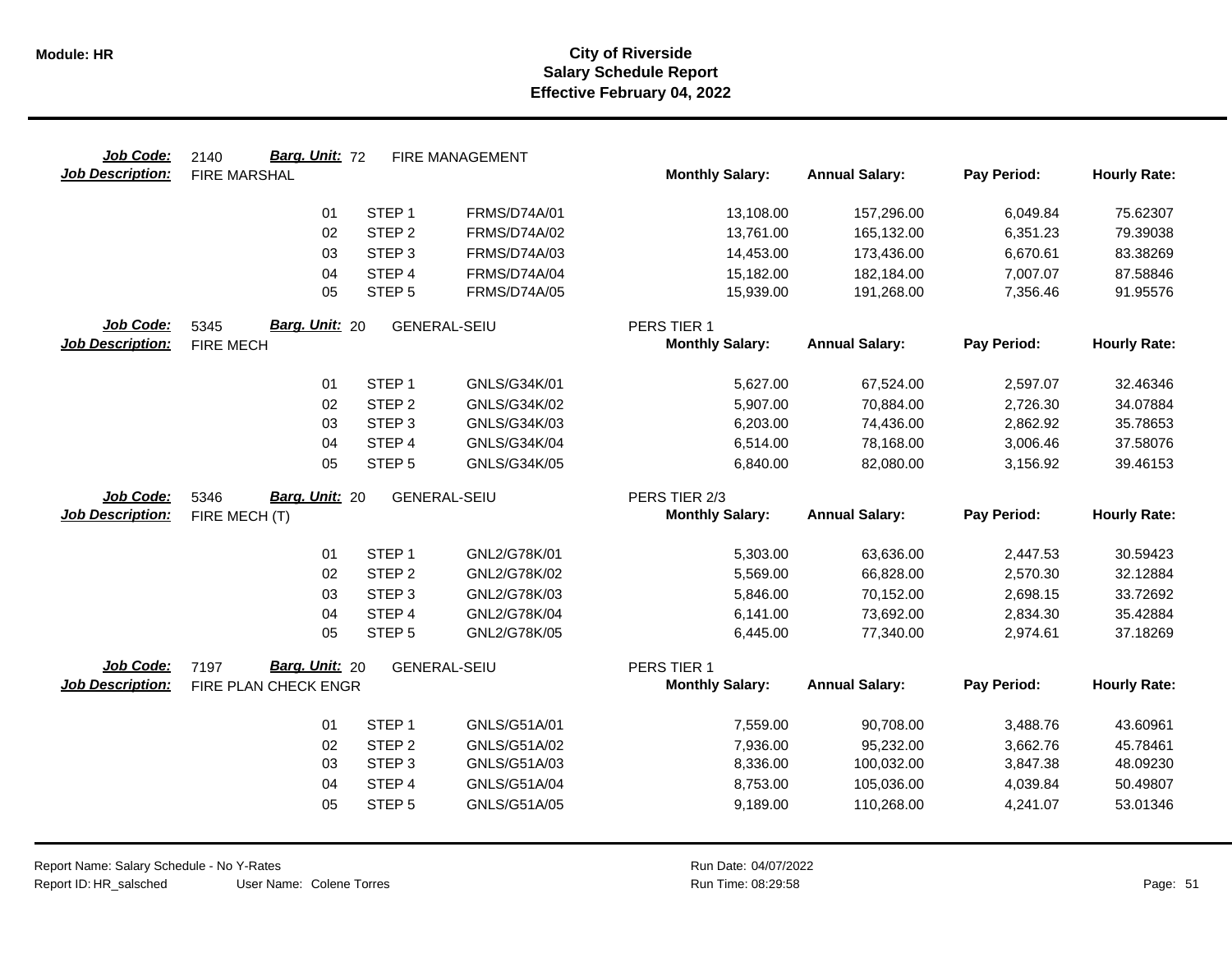**Module: HR**

# City of Riverside
## Salary Schedule Report
### Effective February 04, 2022

**Job Code:** 2140 **Barg. Unit:** 72 FIRE MANAGEMENT
**Job Description:** FIRE MARSHAL

| | | | Monthly Salary: | Annual Salary: | Pay Period: | Hourly Rate: |
|---|---|---|---|---|---|---|
| 01 | STEP 1 | FRMS/D74A/01 | 13,108.00 | 157,296.00 | 6,049.84 | 75.62307 |
| 02 | STEP 2 | FRMS/D74A/02 | 13,761.00 | 165,132.00 | 6,351.23 | 79.39038 |
| 03 | STEP 3 | FRMS/D74A/03 | 14,453.00 | 173,436.00 | 6,670.61 | 83.38269 |
| 04 | STEP 4 | FRMS/D74A/04 | 15,182.00 | 182,184.00 | 7,007.07 | 87.58846 |
| 05 | STEP 5 | FRMS/D74A/05 | 15,939.00 | 191,268.00 | 7,356.46 | 91.95576 |

**Job Code:** 5345 **Barg. Unit:** 20 GENERAL-SEIU PERS TIER 1
**Job Description:** FIRE MECH

| | | | Monthly Salary: | Annual Salary: | Pay Period: | Hourly Rate: |
|---|---|---|---|---|---|---|
| 01 | STEP 1 | GNLS/G34K/01 | 5,627.00 | 67,524.00 | 2,597.07 | 32.46346 |
| 02 | STEP 2 | GNLS/G34K/02 | 5,907.00 | 70,884.00 | 2,726.30 | 34.07884 |
| 03 | STEP 3 | GNLS/G34K/03 | 6,203.00 | 74,436.00 | 2,862.92 | 35.78653 |
| 04 | STEP 4 | GNLS/G34K/04 | 6,514.00 | 78,168.00 | 3,006.46 | 37.58076 |
| 05 | STEP 5 | GNLS/G34K/05 | 6,840.00 | 82,080.00 | 3,156.92 | 39.46153 |

**Job Code:** 5346 **Barg. Unit:** 20 GENERAL-SEIU PERS TIER 2/3
**Job Description:** FIRE MECH (T)

| | | | Monthly Salary: | Annual Salary: | Pay Period: | Hourly Rate: |
|---|---|---|---|---|---|---|
| 01 | STEP 1 | GNL2/G78K/01 | 5,303.00 | 63,636.00 | 2,447.53 | 30.59423 |
| 02 | STEP 2 | GNL2/G78K/02 | 5,569.00 | 66,828.00 | 2,570.30 | 32.12884 |
| 03 | STEP 3 | GNL2/G78K/03 | 5,846.00 | 70,152.00 | 2,698.15 | 33.72692 |
| 04 | STEP 4 | GNL2/G78K/04 | 6,141.00 | 73,692.00 | 2,834.30 | 35.42884 |
| 05 | STEP 5 | GNL2/G78K/05 | 6,445.00 | 77,340.00 | 2,974.61 | 37.18269 |

**Job Code:** 7197 **Barg. Unit:** 20 GENERAL-SEIU PERS TIER 1
**Job Description:** FIRE PLAN CHECK ENGR

| | | | Monthly Salary: | Annual Salary: | Pay Period: | Hourly Rate: |
|---|---|---|---|---|---|---|
| 01 | STEP 1 | GNLS/G51A/01 | 7,559.00 | 90,708.00 | 3,488.76 | 43.60961 |
| 02 | STEP 2 | GNLS/G51A/02 | 7,936.00 | 95,232.00 | 3,662.76 | 45.78461 |
| 03 | STEP 3 | GNLS/G51A/03 | 8,336.00 | 100,032.00 | 3,847.38 | 48.09230 |
| 04 | STEP 4 | GNLS/G51A/04 | 8,753.00 | 105,036.00 | 4,039.84 | 50.49807 |
| 05 | STEP 5 | GNLS/G51A/05 | 9,189.00 | 110,268.00 | 4,241.07 | 53.01346 |

Report Name: Salary Schedule - No Y-Rates
Report ID: HR_salsched User Name: Colene Torres
Run Date: 04/07/2022
Run Time: 08:29:58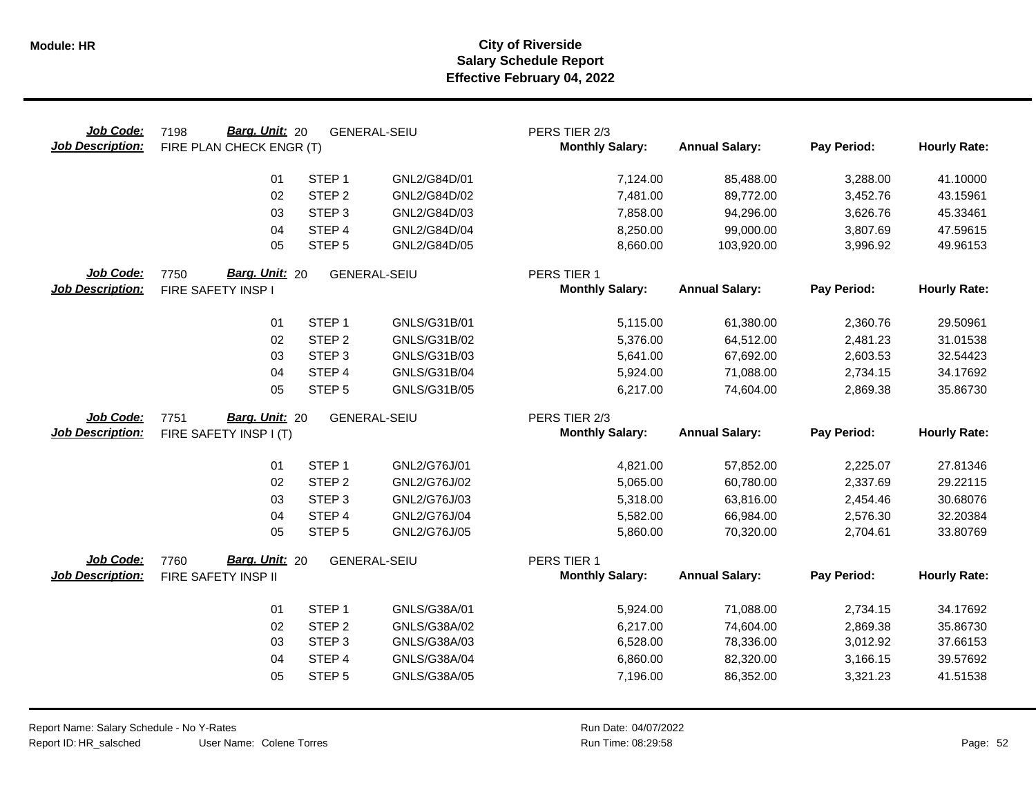# City of Riverside
## Salary Schedule Report
### Effective February 04, 2022

**Module: HR**

**Job Code:** 7198 **Barg. Unit:** 20 GENERAL-SEIU PERS TIER 2/3
**Job Description:** FIRE PLAN CHECK ENGR (T)

| | Step | Code | Monthly Salary: | Annual Salary: | Pay Period: | Hourly Rate: |
|---|---|---|---|---|---|---|
| 01 | STEP 1 | GNL2/G84D/01 | 7,124.00 | 85,488.00 | 3,288.00 | 41.10000 |
| 02 | STEP 2 | GNL2/G84D/02 | 7,481.00 | 89,772.00 | 3,452.76 | 43.15961 |
| 03 | STEP 3 | GNL2/G84D/03 | 7,858.00 | 94,296.00 | 3,626.76 | 45.33461 |
| 04 | STEP 4 | GNL2/G84D/04 | 8,250.00 | 99,000.00 | 3,807.69 | 47.59615 |
| 05 | STEP 5 | GNL2/G84D/05 | 8,660.00 | 103,920.00 | 3,996.92 | 49.96153 |

**Job Code:** 7750 **Barg. Unit:** 20 GENERAL-SEIU PERS TIER 1
**Job Description:** FIRE SAFETY INSP I

| | Step | Code | Monthly Salary: | Annual Salary: | Pay Period: | Hourly Rate: |
|---|---|---|---|---|---|---|
| 01 | STEP 1 | GNLS/G31B/01 | 5,115.00 | 61,380.00 | 2,360.76 | 29.50961 |
| 02 | STEP 2 | GNLS/G31B/02 | 5,376.00 | 64,512.00 | 2,481.23 | 31.01538 |
| 03 | STEP 3 | GNLS/G31B/03 | 5,641.00 | 67,692.00 | 2,603.53 | 32.54423 |
| 04 | STEP 4 | GNLS/G31B/04 | 5,924.00 | 71,088.00 | 2,734.15 | 34.17692 |
| 05 | STEP 5 | GNLS/G31B/05 | 6,217.00 | 74,604.00 | 2,869.38 | 35.86730 |

**Job Code:** 7751 **Barg. Unit:** 20 GENERAL-SEIU PERS TIER 2/3
**Job Description:** FIRE SAFETY INSP I (T)

| | Step | Code | Monthly Salary: | Annual Salary: | Pay Period: | Hourly Rate: |
|---|---|---|---|---|---|---|
| 01 | STEP 1 | GNL2/G76J/01 | 4,821.00 | 57,852.00 | 2,225.07 | 27.81346 |
| 02 | STEP 2 | GNL2/G76J/02 | 5,065.00 | 60,780.00 | 2,337.69 | 29.22115 |
| 03 | STEP 3 | GNL2/G76J/03 | 5,318.00 | 63,816.00 | 2,454.46 | 30.68076 |
| 04 | STEP 4 | GNL2/G76J/04 | 5,582.00 | 66,984.00 | 2,576.30 | 32.20384 |
| 05 | STEP 5 | GNL2/G76J/05 | 5,860.00 | 70,320.00 | 2,704.61 | 33.80769 |

**Job Code:** 7760 **Barg. Unit:** 20 GENERAL-SEIU PERS TIER 1
**Job Description:** FIRE SAFETY INSP II

| | Step | Code | Monthly Salary: | Annual Salary: | Pay Period: | Hourly Rate: |
|---|---|---|---|---|---|---|
| 01 | STEP 1 | GNLS/G38A/01 | 5,924.00 | 71,088.00 | 2,734.15 | 34.17692 |
| 02 | STEP 2 | GNLS/G38A/02 | 6,217.00 | 74,604.00 | 2,869.38 | 35.86730 |
| 03 | STEP 3 | GNLS/G38A/03 | 6,528.00 | 78,336.00 | 3,012.92 | 37.66153 |
| 04 | STEP 4 | GNLS/G38A/04 | 6,860.00 | 82,320.00 | 3,166.15 | 39.57692 |
| 05 | STEP 5 | GNLS/G38A/05 | 7,196.00 | 86,352.00 | 3,321.23 | 41.51538 |

Report Name: Salary Schedule - No Y-Rates
Report ID: HR_salsched User Name: Colene Torres
Run Date: 04/07/2022
Run Time: 08:29:58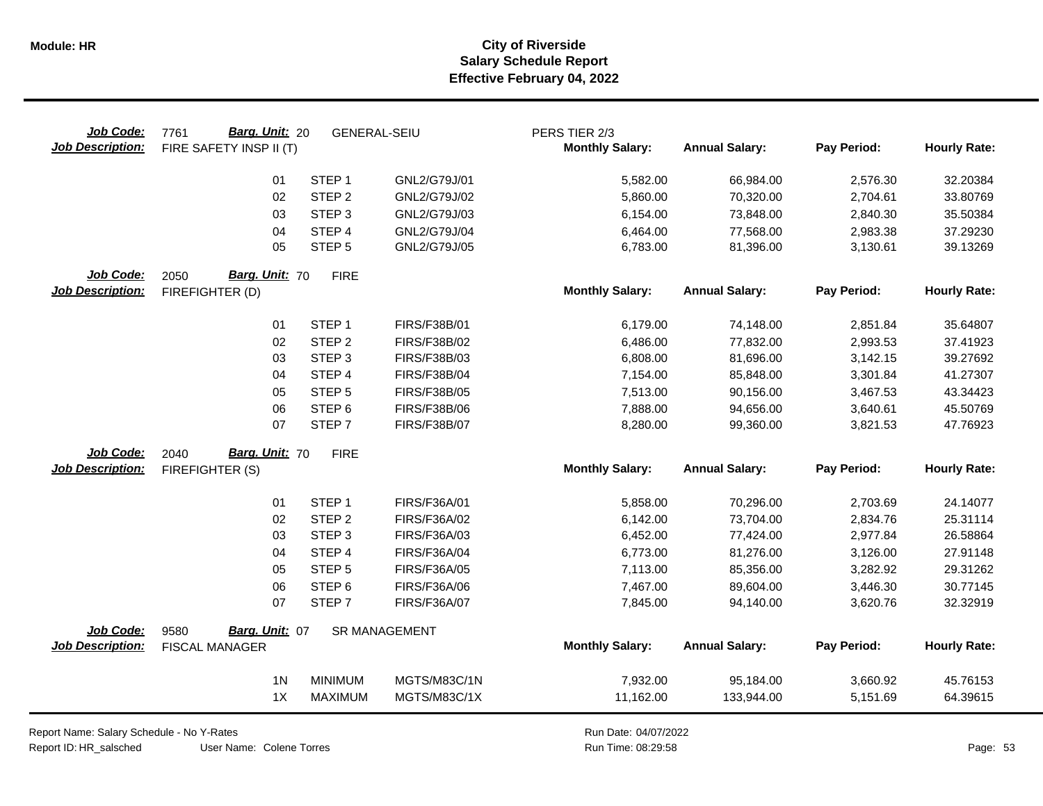# City of Riverside
## Salary Schedule Report
### Effective February 04, 2022

**Job Code:** 7761 **Barg. Unit:** 20 GENERAL-SEIU PERS TIER 2/3
**Job Description:** FIRE SAFETY INSP II (T)

| | | | Monthly Salary: | Annual Salary: | Pay Period: | Hourly Rate: |
|---|---|---|---|---|---|---|
| 01 | STEP 1 | GNL2/G79J/01 | 5,582.00 | 66,984.00 | 2,576.30 | 32.20384 |
| 02 | STEP 2 | GNL2/G79J/02 | 5,860.00 | 70,320.00 | 2,704.61 | 33.80769 |
| 03 | STEP 3 | GNL2/G79J/03 | 6,154.00 | 73,848.00 | 2,840.30 | 35.50384 |
| 04 | STEP 4 | GNL2/G79J/04 | 6,464.00 | 77,568.00 | 2,983.38 | 37.29230 |
| 05 | STEP 5 | GNL2/G79J/05 | 6,783.00 | 81,396.00 | 3,130.61 | 39.13269 |

**Job Code:** 2050 **Barg. Unit:** 70 FIRE
**Job Description:** FIREFIGHTER (D)

| | | | Monthly Salary: | Annual Salary: | Pay Period: | Hourly Rate: |
|---|---|---|---|---|---|---|
| 01 | STEP 1 | FIRS/F38B/01 | 6,179.00 | 74,148.00 | 2,851.84 | 35.64807 |
| 02 | STEP 2 | FIRS/F38B/02 | 6,486.00 | 77,832.00 | 2,993.53 | 37.41923 |
| 03 | STEP 3 | FIRS/F38B/03 | 6,808.00 | 81,696.00 | 3,142.15 | 39.27692 |
| 04 | STEP 4 | FIRS/F38B/04 | 7,154.00 | 85,848.00 | 3,301.84 | 41.27307 |
| 05 | STEP 5 | FIRS/F38B/05 | 7,513.00 | 90,156.00 | 3,467.53 | 43.34423 |
| 06 | STEP 6 | FIRS/F38B/06 | 7,888.00 | 94,656.00 | 3,640.61 | 45.50769 |
| 07 | STEP 7 | FIRS/F38B/07 | 8,280.00 | 99,360.00 | 3,821.53 | 47.76923 |

**Job Code:** 2040 **Barg. Unit:** 70 FIRE
**Job Description:** FIREFIGHTER (S)

| | | | Monthly Salary: | Annual Salary: | Pay Period: | Hourly Rate: |
|---|---|---|---|---|---|---|
| 01 | STEP 1 | FIRS/F36A/01 | 5,858.00 | 70,296.00 | 2,703.69 | 24.14077 |
| 02 | STEP 2 | FIRS/F36A/02 | 6,142.00 | 73,704.00 | 2,834.76 | 25.31114 |
| 03 | STEP 3 | FIRS/F36A/03 | 6,452.00 | 77,424.00 | 2,977.84 | 26.58864 |
| 04 | STEP 4 | FIRS/F36A/04 | 6,773.00 | 81,276.00 | 3,126.00 | 27.91148 |
| 05 | STEP 5 | FIRS/F36A/05 | 7,113.00 | 85,356.00 | 3,282.92 | 29.31262 |
| 06 | STEP 6 | FIRS/F36A/06 | 7,467.00 | 89,604.00 | 3,446.30 | 30.77145 |
| 07 | STEP 7 | FIRS/F36A/07 | 7,845.00 | 94,140.00 | 3,620.76 | 32.32919 |

**Job Code:** 9580 **Barg. Unit:** 07 SR MANAGEMENT
**Job Description:** FISCAL MANAGER

| | | | Monthly Salary: | Annual Salary: | Pay Period: | Hourly Rate: |
|---|---|---|---|---|---|---|
| 1N | MINIMUM | MGTS/M83C/1N | 7,932.00 | 95,184.00 | 3,660.92 | 45.76153 |
| 1X | MAXIMUM | MGTS/M83C/1X | 11,162.00 | 133,944.00 | 5,151.69 | 64.39615 |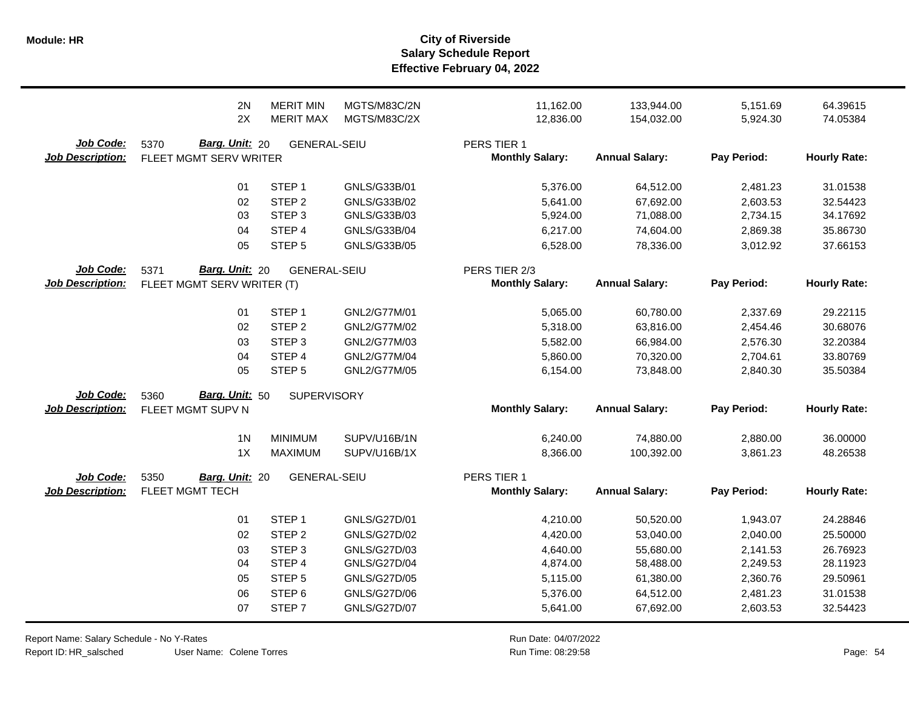# City of Riverside
## Salary Schedule Report
### Effective February 04, 2022

| | | | | | Monthly Salary | Annual Salary | Pay Period | Hourly Rate |
|---|---|---|---|---|---|---|---|---|
| | 2N | MERIT MIN | MGTS/M83C/2N | | 11,162.00 | 133,944.00 | 5,151.69 | 64.39615 |
| | 2X | MERIT MAX | MGTS/M83C/2X | | 12,836.00 | 154,032.00 | 5,924.30 | 74.05384 |

**Job Code:** 5370 **Barg. Unit:** 20 GENERAL-SEIU PERS TIER 1
**Job Description:** FLEET MGMT SERV WRITER

| Step Code | Step | Grade | Monthly Salary | Annual Salary | Pay Period | Hourly Rate |
|---|---|---|---|---|---|---|
| 01 | STEP 1 | GNLS/G33B/01 | 5,376.00 | 64,512.00 | 2,481.23 | 31.01538 |
| 02 | STEP 2 | GNLS/G33B/02 | 5,641.00 | 67,692.00 | 2,603.53 | 32.54423 |
| 03 | STEP 3 | GNLS/G33B/03 | 5,924.00 | 71,088.00 | 2,734.15 | 34.17692 |
| 04 | STEP 4 | GNLS/G33B/04 | 6,217.00 | 74,604.00 | 2,869.38 | 35.86730 |
| 05 | STEP 5 | GNLS/G33B/05 | 6,528.00 | 78,336.00 | 3,012.92 | 37.66153 |

**Job Code:** 5371 **Barg. Unit:** 20 GENERAL-SEIU PERS TIER 2/3
**Job Description:** FLEET MGMT SERV WRITER (T)

| Step Code | Step | Grade | Monthly Salary | Annual Salary | Pay Period | Hourly Rate |
|---|---|---|---|---|---|---|
| 01 | STEP 1 | GNL2/G77M/01 | 5,065.00 | 60,780.00 | 2,337.69 | 29.22115 |
| 02 | STEP 2 | GNL2/G77M/02 | 5,318.00 | 63,816.00 | 2,454.46 | 30.68076 |
| 03 | STEP 3 | GNL2/G77M/03 | 5,582.00 | 66,984.00 | 2,576.30 | 32.20384 |
| 04 | STEP 4 | GNL2/G77M/04 | 5,860.00 | 70,320.00 | 2,704.61 | 33.80769 |
| 05 | STEP 5 | GNL2/G77M/05 | 6,154.00 | 73,848.00 | 2,840.30 | 35.50384 |

**Job Code:** 5360 **Barg. Unit:** 50 SUPERVISORY
**Job Description:** FLEET MGMT SUPV N

| Step Code | Step | Grade | Monthly Salary | Annual Salary | Pay Period | Hourly Rate |
|---|---|---|---|---|---|---|
| 1N | MINIMUM | SUPV/U16B/1N | 6,240.00 | 74,880.00 | 2,880.00 | 36.00000 |
| 1X | MAXIMUM | SUPV/U16B/1X | 8,366.00 | 100,392.00 | 3,861.23 | 48.26538 |

**Job Code:** 5350 **Barg. Unit:** 20 GENERAL-SEIU PERS TIER 1
**Job Description:** FLEET MGMT TECH

| Step Code | Step | Grade | Monthly Salary | Annual Salary | Pay Period | Hourly Rate |
|---|---|---|---|---|---|---|
| 01 | STEP 1 | GNLS/G27D/01 | 4,210.00 | 50,520.00 | 1,943.07 | 24.28846 |
| 02 | STEP 2 | GNLS/G27D/02 | 4,420.00 | 53,040.00 | 2,040.00 | 25.50000 |
| 03 | STEP 3 | GNLS/G27D/03 | 4,640.00 | 55,680.00 | 2,141.53 | 26.76923 |
| 04 | STEP 4 | GNLS/G27D/04 | 4,874.00 | 58,488.00 | 2,249.53 | 28.11923 |
| 05 | STEP 5 | GNLS/G27D/05 | 5,115.00 | 61,380.00 | 2,360.76 | 29.50961 |
| 06 | STEP 6 | GNLS/G27D/06 | 5,376.00 | 64,512.00 | 2,481.23 | 31.01538 |
| 07 | STEP 7 | GNLS/G27D/07 | 5,641.00 | 67,692.00 | 2,603.53 | 32.54423 |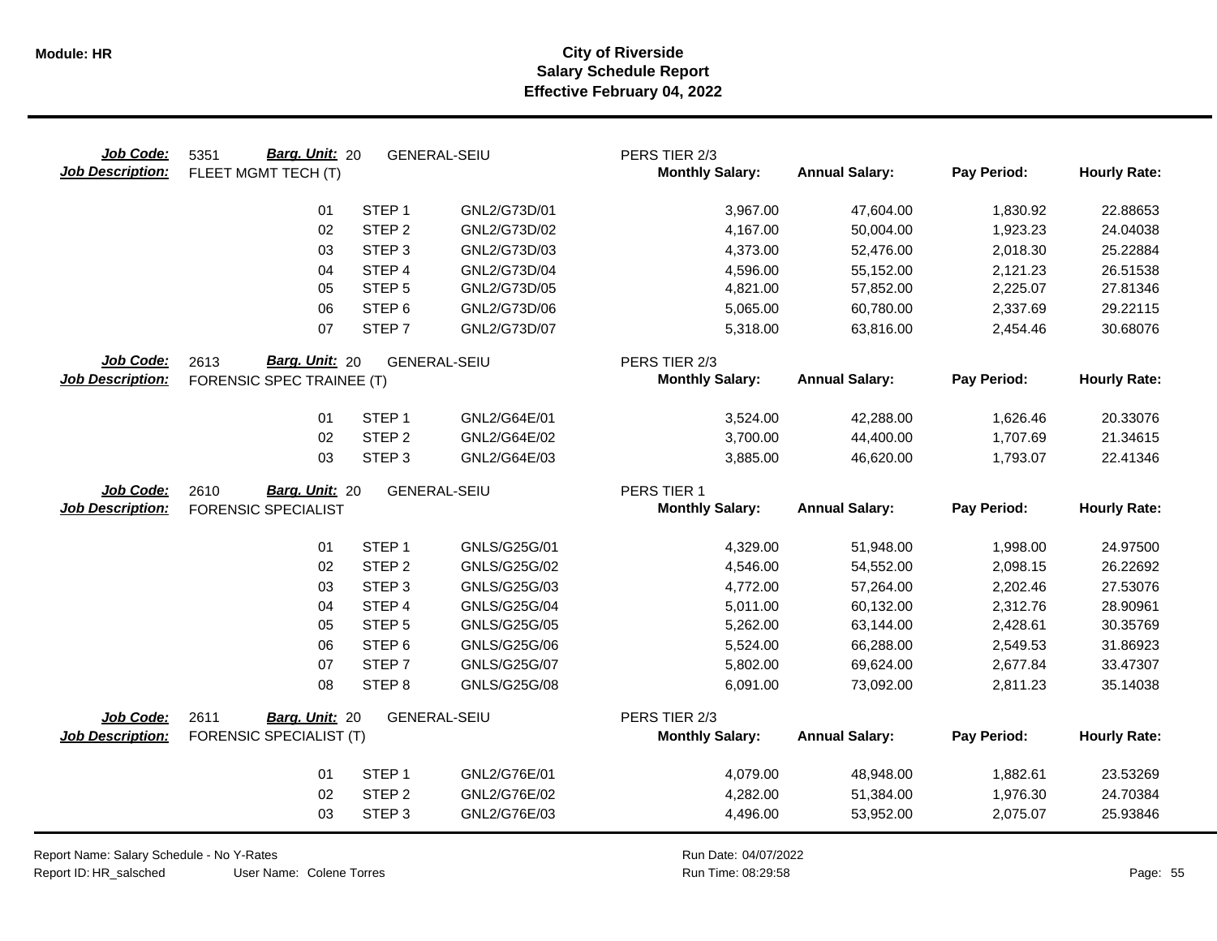# City of Riverside
## Salary Schedule Report
### Effective February 04, 2022

**Job Code:** 5351 **Barg. Unit:** 20 GENERAL-SEIU PERS TIER 2/3
**Job Description:** FLEET MGMT TECH (T)

| | | | Monthly Salary | Annual Salary | Pay Period | Hourly Rate |
|---|---|---|---|---|---|---|
| 01 | STEP 1 | GNL2/G73D/01 | 3,967.00 | 47,604.00 | 1,830.92 | 22.88653 |
| 02 | STEP 2 | GNL2/G73D/02 | 4,167.00 | 50,004.00 | 1,923.23 | 24.04038 |
| 03 | STEP 3 | GNL2/G73D/03 | 4,373.00 | 52,476.00 | 2,018.30 | 25.22884 |
| 04 | STEP 4 | GNL2/G73D/04 | 4,596.00 | 55,152.00 | 2,121.23 | 26.51538 |
| 05 | STEP 5 | GNL2/G73D/05 | 4,821.00 | 57,852.00 | 2,225.07 | 27.81346 |
| 06 | STEP 6 | GNL2/G73D/06 | 5,065.00 | 60,780.00 | 2,337.69 | 29.22115 |
| 07 | STEP 7 | GNL2/G73D/07 | 5,318.00 | 63,816.00 | 2,454.46 | 30.68076 |

**Job Code:** 2613 **Barg. Unit:** 20 GENERAL-SEIU PERS TIER 2/3
**Job Description:** FORENSIC SPEC TRAINEE (T)

| | | | Monthly Salary | Annual Salary | Pay Period | Hourly Rate |
|---|---|---|---|---|---|---|
| 01 | STEP 1 | GNL2/G64E/01 | 3,524.00 | 42,288.00 | 1,626.46 | 20.33076 |
| 02 | STEP 2 | GNL2/G64E/02 | 3,700.00 | 44,400.00 | 1,707.69 | 21.34615 |
| 03 | STEP 3 | GNL2/G64E/03 | 3,885.00 | 46,620.00 | 1,793.07 | 22.41346 |

**Job Code:** 2610 **Barg. Unit:** 20 GENERAL-SEIU PERS TIER 1
**Job Description:** FORENSIC SPECIALIST

| | | | Monthly Salary | Annual Salary | Pay Period | Hourly Rate |
|---|---|---|---|---|---|---|
| 01 | STEP 1 | GNLS/G25G/01 | 4,329.00 | 51,948.00 | 1,998.00 | 24.97500 |
| 02 | STEP 2 | GNLS/G25G/02 | 4,546.00 | 54,552.00 | 2,098.15 | 26.22692 |
| 03 | STEP 3 | GNLS/G25G/03 | 4,772.00 | 57,264.00 | 2,202.46 | 27.53076 |
| 04 | STEP 4 | GNLS/G25G/04 | 5,011.00 | 60,132.00 | 2,312.76 | 28.90961 |
| 05 | STEP 5 | GNLS/G25G/05 | 5,262.00 | 63,144.00 | 2,428.61 | 30.35769 |
| 06 | STEP 6 | GNLS/G25G/06 | 5,524.00 | 66,288.00 | 2,549.53 | 31.86923 |
| 07 | STEP 7 | GNLS/G25G/07 | 5,802.00 | 69,624.00 | 2,677.84 | 33.47307 |
| 08 | STEP 8 | GNLS/G25G/08 | 6,091.00 | 73,092.00 | 2,811.23 | 35.14038 |

**Job Code:** 2611 **Barg. Unit:** 20 GENERAL-SEIU PERS TIER 2/3
**Job Description:** FORENSIC SPECIALIST (T)

| | | | Monthly Salary | Annual Salary | Pay Period | Hourly Rate |
|---|---|---|---|---|---|---|
| 01 | STEP 1 | GNL2/G76E/01 | 4,079.00 | 48,948.00 | 1,882.61 | 23.53269 |
| 02 | STEP 2 | GNL2/G76E/02 | 4,282.00 | 51,384.00 | 1,976.30 | 24.70384 |
| 03 | STEP 3 | GNL2/G76E/03 | 4,496.00 | 53,952.00 | 2,075.07 | 25.93846 |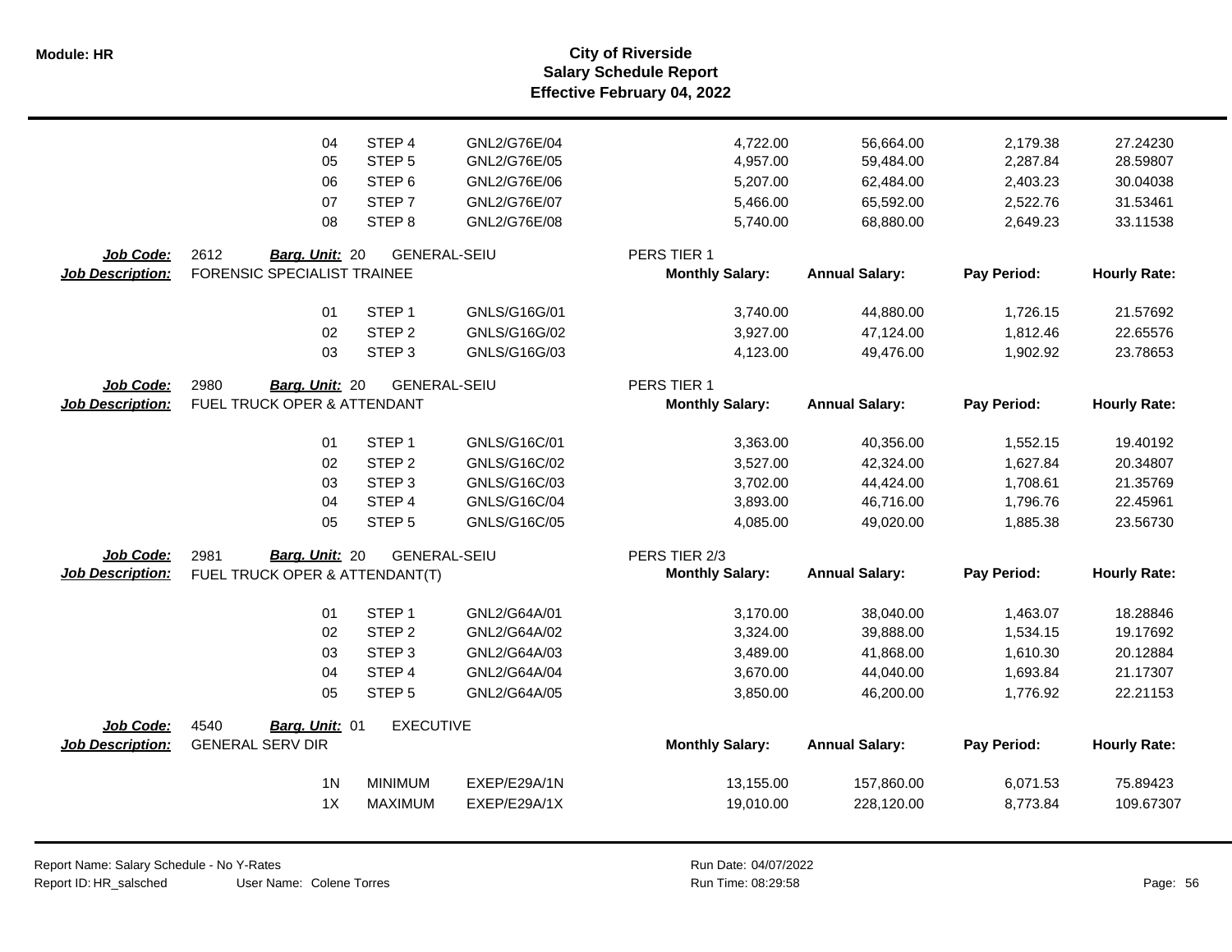# City of Riverside
## Salary Schedule Report
### Effective February 04, 2022

| | | | | | | | |
|---|---|---|---|---|---|---|---|
| 04 | STEP 4 | GNL2/G76E/04 | | 4,722.00 | 56,664.00 | 2,179.38 | 27.24230 |
| 05 | STEP 5 | GNL2/G76E/05 | | 4,957.00 | 59,484.00 | 2,287.84 | 28.59807 |
| 06 | STEP 6 | GNL2/G76E/06 | | 5,207.00 | 62,484.00 | 2,403.23 | 30.04038 |
| 07 | STEP 7 | GNL2/G76E/07 | | 5,466.00 | 65,592.00 | 2,522.76 | 31.53461 |
| 08 | STEP 8 | GNL2/G76E/08 | | 5,740.00 | 68,880.00 | 2,649.23 | 33.11538 |

**Job Code:** 2612 **Barg. Unit:** 20 GENERAL-SEIU PERS TIER 1
**Job Description:** FORENSIC SPECIALIST TRAINEE

| Step | Step Name | Code | Monthly Salary: | Annual Salary: | Pay Period: | Hourly Rate: |
|---|---|---|---|---|---|---|
| 01 | STEP 1 | GNLS/G16G/01 | 3,740.00 | 44,880.00 | 1,726.15 | 21.57692 |
| 02 | STEP 2 | GNLS/G16G/02 | 3,927.00 | 47,124.00 | 1,812.46 | 22.65576 |
| 03 | STEP 3 | GNLS/G16G/03 | 4,123.00 | 49,476.00 | 1,902.92 | 23.78653 |

**Job Code:** 2980 **Barg. Unit:** 20 GENERAL-SEIU PERS TIER 1
**Job Description:** FUEL TRUCK OPER & ATTENDANT

| Step | Step Name | Code | Monthly Salary: | Annual Salary: | Pay Period: | Hourly Rate: |
|---|---|---|---|---|---|---|
| 01 | STEP 1 | GNLS/G16C/01 | 3,363.00 | 40,356.00 | 1,552.15 | 19.40192 |
| 02 | STEP 2 | GNLS/G16C/02 | 3,527.00 | 42,324.00 | 1,627.84 | 20.34807 |
| 03 | STEP 3 | GNLS/G16C/03 | 3,702.00 | 44,424.00 | 1,708.61 | 21.35769 |
| 04 | STEP 4 | GNLS/G16C/04 | 3,893.00 | 46,716.00 | 1,796.76 | 22.45961 |
| 05 | STEP 5 | GNLS/G16C/05 | 4,085.00 | 49,020.00 | 1,885.38 | 23.56730 |

**Job Code:** 2981 **Barg. Unit:** 20 GENERAL-SEIU PERS TIER 2/3
**Job Description:** FUEL TRUCK OPER & ATTENDANT(T)

| Step | Step Name | Code | Monthly Salary: | Annual Salary: | Pay Period: | Hourly Rate: |
|---|---|---|---|---|---|---|
| 01 | STEP 1 | GNL2/G64A/01 | 3,170.00 | 38,040.00 | 1,463.07 | 18.28846 |
| 02 | STEP 2 | GNL2/G64A/02 | 3,324.00 | 39,888.00 | 1,534.15 | 19.17692 |
| 03 | STEP 3 | GNL2/G64A/03 | 3,489.00 | 41,868.00 | 1,610.30 | 20.12884 |
| 04 | STEP 4 | GNL2/G64A/04 | 3,670.00 | 44,040.00 | 1,693.84 | 21.17307 |
| 05 | STEP 5 | GNL2/G64A/05 | 3,850.00 | 46,200.00 | 1,776.92 | 22.21153 |

**Job Code:** 4540 **Barg. Unit:** 01 EXECUTIVE
**Job Description:** GENERAL SERV DIR

| Step | Step Name | Code | Monthly Salary: | Annual Salary: | Pay Period: | Hourly Rate: |
|---|---|---|---|---|---|---|
| 1N | MINIMUM | EXEP/E29A/1N | 13,155.00 | 157,860.00 | 6,071.53 | 75.89423 |
| 1X | MAXIMUM | EXEP/E29A/1X | 19,010.00 | 228,120.00 | 8,773.84 | 109.67307 |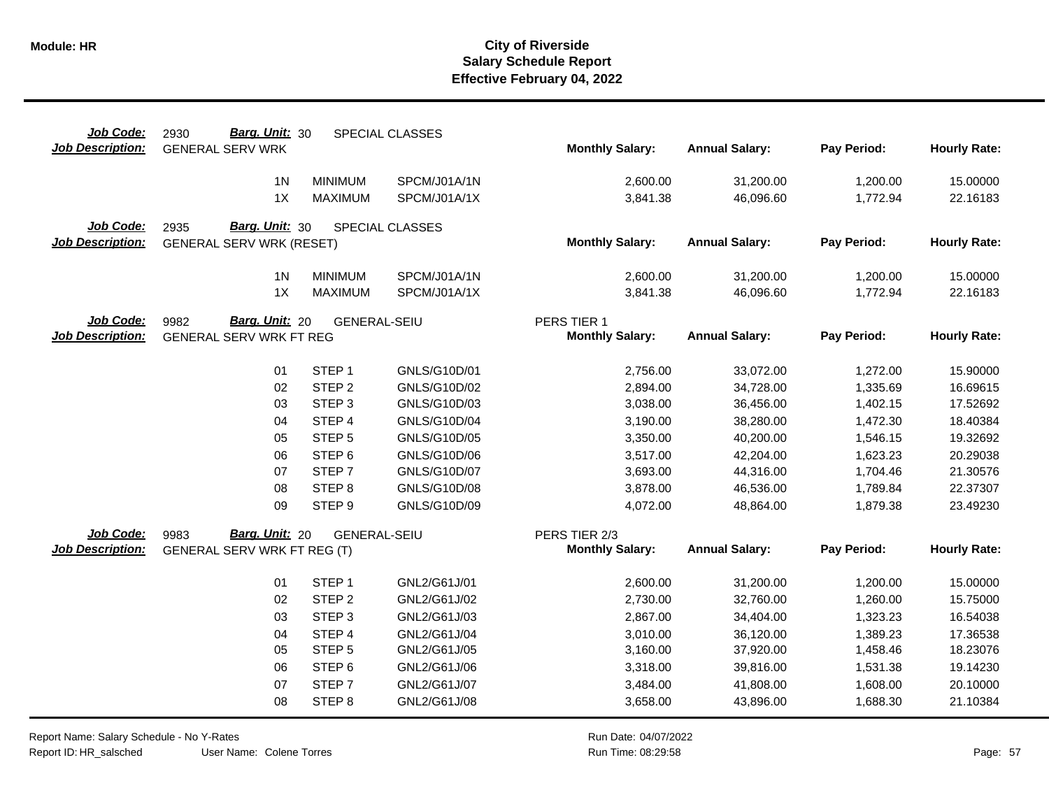**Module: HR**

# City of Riverside
## Salary Schedule Report
### Effective February 04, 2022

**Job Code:** 2930 **Barg. Unit:** 30 SPECIAL CLASSES
**Job Description:** GENERAL SERV WRK

| Step | Description | Code | Monthly Salary | Annual Salary | Pay Period | Hourly Rate |
|---|---|---|---|---|---|---|
| 1N | MINIMUM | SPCM/J01A/1N | 2,600.00 | 31,200.00 | 1,200.00 | 15.00000 |
| 1X | MAXIMUM | SPCM/J01A/1X | 3,841.38 | 46,096.60 | 1,772.94 | 22.16183 |

**Job Code:** 2935 **Barg. Unit:** 30 SPECIAL CLASSES
**Job Description:** GENERAL SERV WRK (RESET)

| Step | Description | Code | Monthly Salary | Annual Salary | Pay Period | Hourly Rate |
|---|---|---|---|---|---|---|
| 1N | MINIMUM | SPCM/J01A/1N | 2,600.00 | 31,200.00 | 1,200.00 | 15.00000 |
| 1X | MAXIMUM | SPCM/J01A/1X | 3,841.38 | 46,096.60 | 1,772.94 | 22.16183 |

**Job Code:** 9982 **Barg. Unit:** 20 GENERAL-SEIU — PERS TIER 1
**Job Description:** GENERAL SERV WRK FT REG

| Step | Description | Code | Monthly Salary | Annual Salary | Pay Period | Hourly Rate |
|---|---|---|---|---|---|---|
| 01 | STEP 1 | GNLS/G10D/01 | 2,756.00 | 33,072.00 | 1,272.00 | 15.90000 |
| 02 | STEP 2 | GNLS/G10D/02 | 2,894.00 | 34,728.00 | 1,335.69 | 16.69615 |
| 03 | STEP 3 | GNLS/G10D/03 | 3,038.00 | 36,456.00 | 1,402.15 | 17.52692 |
| 04 | STEP 4 | GNLS/G10D/04 | 3,190.00 | 38,280.00 | 1,472.30 | 18.40384 |
| 05 | STEP 5 | GNLS/G10D/05 | 3,350.00 | 40,200.00 | 1,546.15 | 19.32692 |
| 06 | STEP 6 | GNLS/G10D/06 | 3,517.00 | 42,204.00 | 1,623.23 | 20.29038 |
| 07 | STEP 7 | GNLS/G10D/07 | 3,693.00 | 44,316.00 | 1,704.46 | 21.30576 |
| 08 | STEP 8 | GNLS/G10D/08 | 3,878.00 | 46,536.00 | 1,789.84 | 22.37307 |
| 09 | STEP 9 | GNLS/G10D/09 | 4,072.00 | 48,864.00 | 1,879.38 | 23.49230 |

**Job Code:** 9983 **Barg. Unit:** 20 GENERAL-SEIU — PERS TIER 2/3
**Job Description:** GENERAL SERV WRK FT REG (T)

| Step | Description | Code | Monthly Salary | Annual Salary | Pay Period | Hourly Rate |
|---|---|---|---|---|---|---|
| 01 | STEP 1 | GNL2/G61J/01 | 2,600.00 | 31,200.00 | 1,200.00 | 15.00000 |
| 02 | STEP 2 | GNL2/G61J/02 | 2,730.00 | 32,760.00 | 1,260.00 | 15.75000 |
| 03 | STEP 3 | GNL2/G61J/03 | 2,867.00 | 34,404.00 | 1,323.23 | 16.54038 |
| 04 | STEP 4 | GNL2/G61J/04 | 3,010.00 | 36,120.00 | 1,389.23 | 17.36538 |
| 05 | STEP 5 | GNL2/G61J/05 | 3,160.00 | 37,920.00 | 1,458.46 | 18.23076 |
| 06 | STEP 6 | GNL2/G61J/06 | 3,318.00 | 39,816.00 | 1,531.38 | 19.14230 |
| 07 | STEP 7 | GNL2/G61J/07 | 3,484.00 | 41,808.00 | 1,608.00 | 20.10000 |
| 08 | STEP 8 | GNL2/G61J/08 | 3,658.00 | 43,896.00 | 1,688.30 | 21.10384 |

Report Name: Salary Schedule - No Y-Rates
Report ID: HR_salsched User Name: Colene Torres
Run Date: 04/07/2022
Run Time: 08:29:58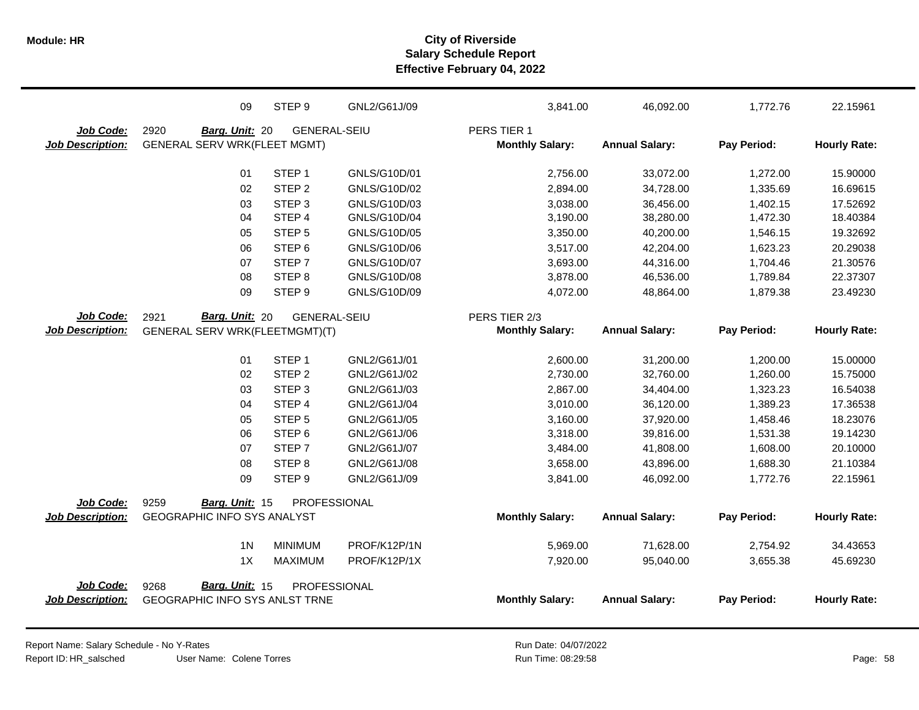| | | | | | | | |
|---|---|---|---|---|---|---|---|
| 09 | STEP 9 | GNL2/G61J/09 | | 3,841.00 | 46,092.00 | 1,772.76 | 22.15961 |

**Job Code:** 2920 **Barg. Unit:** 20 GENERAL-SEIU PERS TIER 1
**Job Description:** GENERAL SERV WRK(FLEET MGMT)

| | | | Monthly Salary: | Annual Salary: | Pay Period: | Hourly Rate: |
|---|---|---|---|---|---|---|
| 01 | STEP 1 | GNLS/G10D/01 | 2,756.00 | 33,072.00 | 1,272.00 | 15.90000 |
| 02 | STEP 2 | GNLS/G10D/02 | 2,894.00 | 34,728.00 | 1,335.69 | 16.69615 |
| 03 | STEP 3 | GNLS/G10D/03 | 3,038.00 | 36,456.00 | 1,402.15 | 17.52692 |
| 04 | STEP 4 | GNLS/G10D/04 | 3,190.00 | 38,280.00 | 1,472.30 | 18.40384 |
| 05 | STEP 5 | GNLS/G10D/05 | 3,350.00 | 40,200.00 | 1,546.15 | 19.32692 |
| 06 | STEP 6 | GNLS/G10D/06 | 3,517.00 | 42,204.00 | 1,623.23 | 20.29038 |
| 07 | STEP 7 | GNLS/G10D/07 | 3,693.00 | 44,316.00 | 1,704.46 | 21.30576 |
| 08 | STEP 8 | GNLS/G10D/08 | 3,878.00 | 46,536.00 | 1,789.84 | 22.37307 |
| 09 | STEP 9 | GNLS/G10D/09 | 4,072.00 | 48,864.00 | 1,879.38 | 23.49230 |

**Job Code:** 2921 **Barg. Unit:** 20 GENERAL-SEIU PERS TIER 2/3
**Job Description:** GENERAL SERV WRK(FLEETMGMT)(T)

| | | | Monthly Salary: | Annual Salary: | Pay Period: | Hourly Rate: |
|---|---|---|---|---|---|---|
| 01 | STEP 1 | GNL2/G61J/01 | 2,600.00 | 31,200.00 | 1,200.00 | 15.00000 |
| 02 | STEP 2 | GNL2/G61J/02 | 2,730.00 | 32,760.00 | 1,260.00 | 15.75000 |
| 03 | STEP 3 | GNL2/G61J/03 | 2,867.00 | 34,404.00 | 1,323.23 | 16.54038 |
| 04 | STEP 4 | GNL2/G61J/04 | 3,010.00 | 36,120.00 | 1,389.23 | 17.36538 |
| 05 | STEP 5 | GNL2/G61J/05 | 3,160.00 | 37,920.00 | 1,458.46 | 18.23076 |
| 06 | STEP 6 | GNL2/G61J/06 | 3,318.00 | 39,816.00 | 1,531.38 | 19.14230 |
| 07 | STEP 7 | GNL2/G61J/07 | 3,484.00 | 41,808.00 | 1,608.00 | 20.10000 |
| 08 | STEP 8 | GNL2/G61J/08 | 3,658.00 | 43,896.00 | 1,688.30 | 21.10384 |
| 09 | STEP 9 | GNL2/G61J/09 | 3,841.00 | 46,092.00 | 1,772.76 | 22.15961 |

**Job Code:** 9259 **Barg. Unit:** 15 PROFESSIONAL
**Job Description:** GEOGRAPHIC INFO SYS ANALYST

| | | | Monthly Salary: | Annual Salary: | Pay Period: | Hourly Rate: |
|---|---|---|---|---|---|---|
| 1N | MINIMUM | PROF/K12P/1N | 5,969.00 | 71,628.00 | 2,754.92 | 34.43653 |
| 1X | MAXIMUM | PROF/K12P/1X | 7,920.00 | 95,040.00 | 3,655.38 | 45.69230 |

**Job Code:** 9268 **Barg. Unit:** 15 PROFESSIONAL
**Job Description:** GEOGRAPHIC INFO SYS ANLST TRNE

| | | | Monthly Salary: | Annual Salary: | Pay Period: | Hourly Rate: |
|---|---|---|---|---|---|---|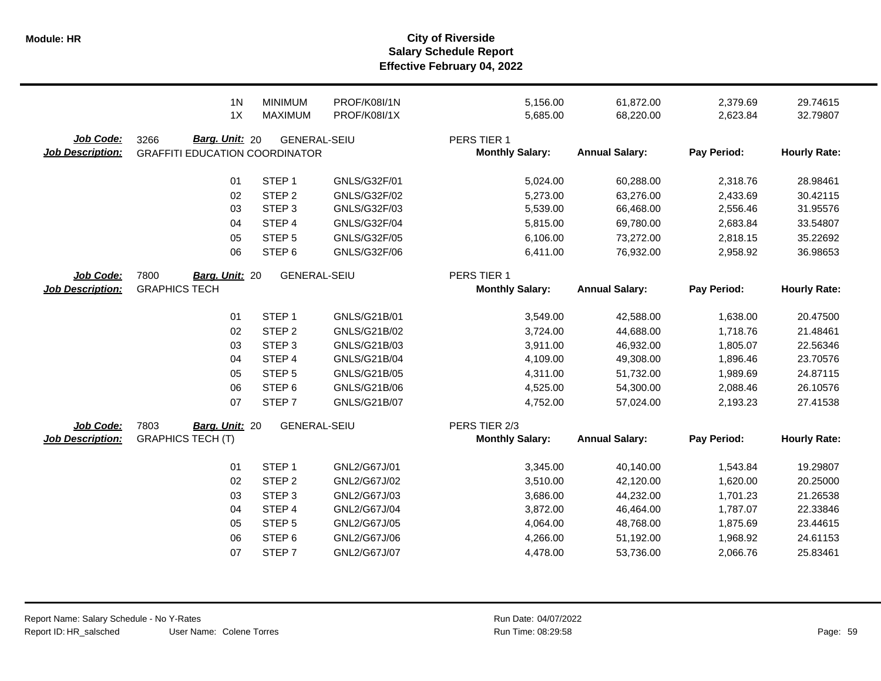# City of Riverside
## Salary Schedule Report
### Effective February 04, 2022

| | | | | | | | |
|---|---|---|---|---|---|---|---|
| 1N | MINIMUM | PROF/K08I/1N | | 5,156.00 | 61,872.00 | 2,379.69 | 29.74615 |
| 1X | MAXIMUM | PROF/K08I/1X | | 5,685.00 | 68,220.00 | 2,623.84 | 32.79807 |

**Job Code:** 3266 **Barg. Unit:** 20 GENERAL-SEIU PERS TIER 1
**Job Description:** GRAFFITI EDUCATION COORDINATOR

| | | | Monthly Salary: | Annual Salary: | Pay Period: | Hourly Rate: |
|---|---|---|---|---|---|---|
| 01 | STEP 1 | GNLS/G32F/01 | 5,024.00 | 60,288.00 | 2,318.76 | 28.98461 |
| 02 | STEP 2 | GNLS/G32F/02 | 5,273.00 | 63,276.00 | 2,433.69 | 30.42115 |
| 03 | STEP 3 | GNLS/G32F/03 | 5,539.00 | 66,468.00 | 2,556.46 | 31.95576 |
| 04 | STEP 4 | GNLS/G32F/04 | 5,815.00 | 69,780.00 | 2,683.84 | 33.54807 |
| 05 | STEP 5 | GNLS/G32F/05 | 6,106.00 | 73,272.00 | 2,818.15 | 35.22692 |
| 06 | STEP 6 | GNLS/G32F/06 | 6,411.00 | 76,932.00 | 2,958.92 | 36.98653 |

**Job Code:** 7800 **Barg. Unit:** 20 GENERAL-SEIU PERS TIER 1
**Job Description:** GRAPHICS TECH

| | | | Monthly Salary: | Annual Salary: | Pay Period: | Hourly Rate: |
|---|---|---|---|---|---|---|
| 01 | STEP 1 | GNLS/G21B/01 | 3,549.00 | 42,588.00 | 1,638.00 | 20.47500 |
| 02 | STEP 2 | GNLS/G21B/02 | 3,724.00 | 44,688.00 | 1,718.76 | 21.48461 |
| 03 | STEP 3 | GNLS/G21B/03 | 3,911.00 | 46,932.00 | 1,805.07 | 22.56346 |
| 04 | STEP 4 | GNLS/G21B/04 | 4,109.00 | 49,308.00 | 1,896.46 | 23.70576 |
| 05 | STEP 5 | GNLS/G21B/05 | 4,311.00 | 51,732.00 | 1,989.69 | 24.87115 |
| 06 | STEP 6 | GNLS/G21B/06 | 4,525.00 | 54,300.00 | 2,088.46 | 26.10576 |
| 07 | STEP 7 | GNLS/G21B/07 | 4,752.00 | 57,024.00 | 2,193.23 | 27.41538 |

**Job Code:** 7803 **Barg. Unit:** 20 GENERAL-SEIU PERS TIER 2/3
**Job Description:** GRAPHICS TECH (T)

| | | | Monthly Salary: | Annual Salary: | Pay Period: | Hourly Rate: |
|---|---|---|---|---|---|---|
| 01 | STEP 1 | GNL2/G67J/01 | 3,345.00 | 40,140.00 | 1,543.84 | 19.29807 |
| 02 | STEP 2 | GNL2/G67J/02 | 3,510.00 | 42,120.00 | 1,620.00 | 20.25000 |
| 03 | STEP 3 | GNL2/G67J/03 | 3,686.00 | 44,232.00 | 1,701.23 | 21.26538 |
| 04 | STEP 4 | GNL2/G67J/04 | 3,872.00 | 46,464.00 | 1,787.07 | 22.33846 |
| 05 | STEP 5 | GNL2/G67J/05 | 4,064.00 | 48,768.00 | 1,875.69 | 23.44615 |
| 06 | STEP 6 | GNL2/G67J/06 | 4,266.00 | 51,192.00 | 1,968.92 | 24.61153 |
| 07 | STEP 7 | GNL2/G67J/07 | 4,478.00 | 53,736.00 | 2,066.76 | 25.83461 |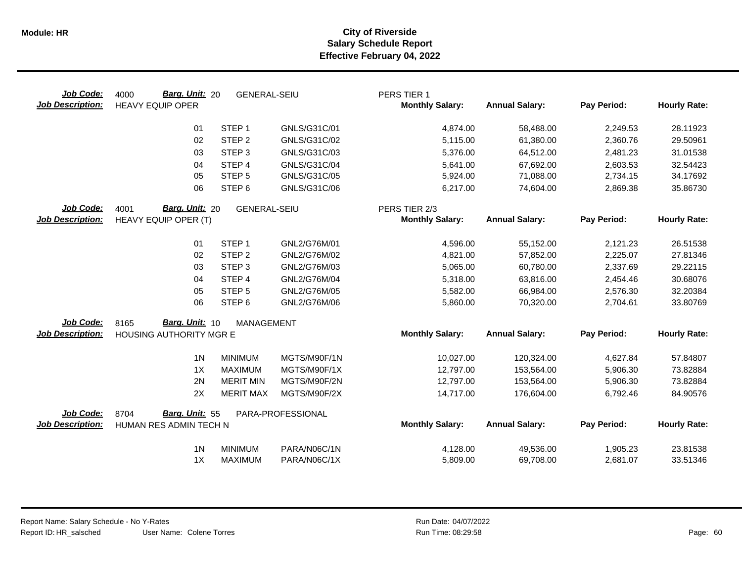# City of Riverside
## Salary Schedule Report
### Effective February 04, 2022

**Job Code:** 4000 **Barg. Unit:** 20 GENERAL-SEIU PERS TIER 1
**Job Description:** HEAVY EQUIP OPER

| | | | Monthly Salary: | Annual Salary: | Pay Period: | Hourly Rate: |
|---|---|---|---|---|---|---|
| 01 | STEP 1 | GNLS/G31C/01 | 4,874.00 | 58,488.00 | 2,249.53 | 28.11923 |
| 02 | STEP 2 | GNLS/G31C/02 | 5,115.00 | 61,380.00 | 2,360.76 | 29.50961 |
| 03 | STEP 3 | GNLS/G31C/03 | 5,376.00 | 64,512.00 | 2,481.23 | 31.01538 |
| 04 | STEP 4 | GNLS/G31C/04 | 5,641.00 | 67,692.00 | 2,603.53 | 32.54423 |
| 05 | STEP 5 | GNLS/G31C/05 | 5,924.00 | 71,088.00 | 2,734.15 | 34.17692 |
| 06 | STEP 6 | GNLS/G31C/06 | 6,217.00 | 74,604.00 | 2,869.38 | 35.86730 |

**Job Code:** 4001 **Barg. Unit:** 20 GENERAL-SEIU PERS TIER 2/3
**Job Description:** HEAVY EQUIP OPER (T)

| | | | Monthly Salary: | Annual Salary: | Pay Period: | Hourly Rate: |
|---|---|---|---|---|---|---|
| 01 | STEP 1 | GNL2/G76M/01 | 4,596.00 | 55,152.00 | 2,121.23 | 26.51538 |
| 02 | STEP 2 | GNL2/G76M/02 | 4,821.00 | 57,852.00 | 2,225.07 | 27.81346 |
| 03 | STEP 3 | GNL2/G76M/03 | 5,065.00 | 60,780.00 | 2,337.69 | 29.22115 |
| 04 | STEP 4 | GNL2/G76M/04 | 5,318.00 | 63,816.00 | 2,454.46 | 30.68076 |
| 05 | STEP 5 | GNL2/G76M/05 | 5,582.00 | 66,984.00 | 2,576.30 | 32.20384 |
| 06 | STEP 6 | GNL2/G76M/06 | 5,860.00 | 70,320.00 | 2,704.61 | 33.80769 |

**Job Code:** 8165 **Barg. Unit:** 10 MANAGEMENT
**Job Description:** HOUSING AUTHORITY MGR E

| | | | Monthly Salary: | Annual Salary: | Pay Period: | Hourly Rate: |
|---|---|---|---|---|---|---|
| 1N | MINIMUM | MGTS/M90F/1N | 10,027.00 | 120,324.00 | 4,627.84 | 57.84807 |
| 1X | MAXIMUM | MGTS/M90F/1X | 12,797.00 | 153,564.00 | 5,906.30 | 73.82884 |
| 2N | MERIT MIN | MGTS/M90F/2N | 12,797.00 | 153,564.00 | 5,906.30 | 73.82884 |
| 2X | MERIT MAX | MGTS/M90F/2X | 14,717.00 | 176,604.00 | 6,792.46 | 84.90576 |

**Job Code:** 8704 **Barg. Unit:** 55 PARA-PROFESSIONAL
**Job Description:** HUMAN RES ADMIN TECH N

| | | | Monthly Salary: | Annual Salary: | Pay Period: | Hourly Rate: |
|---|---|---|---|---|---|---|
| 1N | MINIMUM | PARA/N06C/1N | 4,128.00 | 49,536.00 | 1,905.23 | 23.81538 |
| 1X | MAXIMUM | PARA/N06C/1X | 5,809.00 | 69,708.00 | 2,681.07 | 33.51346 |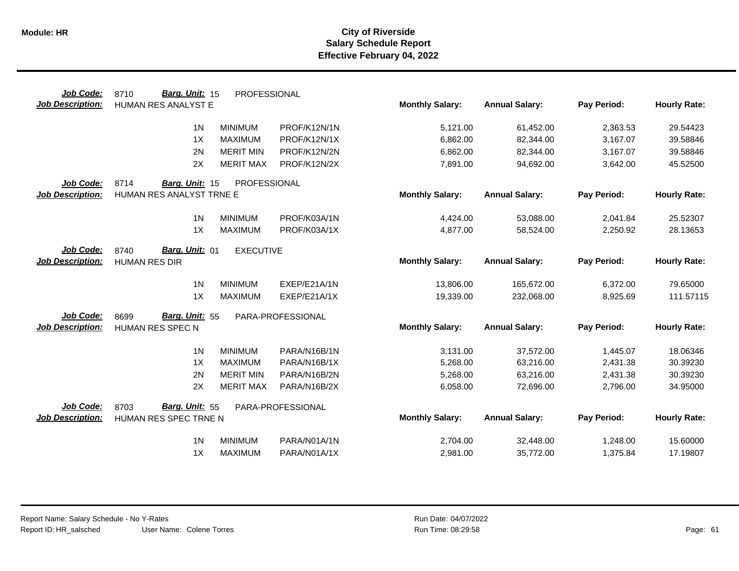**Module: HR**

# City of Riverside
## Salary Schedule Report
### Effective February 04, 2022

**Job Code:** 8710 **Barg. Unit:** 15 PROFESSIONAL
**Job Description:** HUMAN RES ANALYST E

| | | | Monthly Salary: | Annual Salary: | Pay Period: | Hourly Rate: |
|---|---|---|---|---|---|---|
| 1N | MINIMUM | PROF/K12N/1N | 5,121.00 | 61,452.00 | 2,363.53 | 29.54423 |
| 1X | MAXIMUM | PROF/K12N/1X | 6,862.00 | 82,344.00 | 3,167.07 | 39.58846 |
| 2N | MERIT MIN | PROF/K12N/2N | 6,862.00 | 82,344.00 | 3,167.07 | 39.58846 |
| 2X | MERIT MAX | PROF/K12N/2X | 7,891.00 | 94,692.00 | 3,642.00 | 45.52500 |

**Job Code:** 8714 **Barg. Unit:** 15 PROFESSIONAL
**Job Description:** HUMAN RES ANALYST TRNE E

| | | | Monthly Salary: | Annual Salary: | Pay Period: | Hourly Rate: |
|---|---|---|---|---|---|---|
| 1N | MINIMUM | PROF/K03A/1N | 4,424.00 | 53,088.00 | 2,041.84 | 25.52307 |
| 1X | MAXIMUM | PROF/K03A/1X | 4,877.00 | 58,524.00 | 2,250.92 | 28.13653 |

**Job Code:** 8740 **Barg. Unit:** 01 EXECUTIVE
**Job Description:** HUMAN RES DIR

| | | | Monthly Salary: | Annual Salary: | Pay Period: | Hourly Rate: |
|---|---|---|---|---|---|---|
| 1N | MINIMUM | EXEP/E21A/1N | 13,806.00 | 165,672.00 | 6,372.00 | 79.65000 |
| 1X | MAXIMUM | EXEP/E21A/1X | 19,339.00 | 232,068.00 | 8,925.69 | 111.57115 |

**Job Code:** 8699 **Barg. Unit:** 55 PARA-PROFESSIONAL
**Job Description:** HUMAN RES SPEC N

| | | | Monthly Salary: | Annual Salary: | Pay Period: | Hourly Rate: |
|---|---|---|---|---|---|---|
| 1N | MINIMUM | PARA/N16B/1N | 3,131.00 | 37,572.00 | 1,445.07 | 18.06346 |
| 1X | MAXIMUM | PARA/N16B/1X | 5,268.00 | 63,216.00 | 2,431.38 | 30.39230 |
| 2N | MERIT MIN | PARA/N16B/2N | 5,268.00 | 63,216.00 | 2,431.38 | 30.39230 |
| 2X | MERIT MAX | PARA/N16B/2X | 6,058.00 | 72,696.00 | 2,796.00 | 34.95000 |

**Job Code:** 8703 **Barg. Unit:** 55 PARA-PROFESSIONAL
**Job Description:** HUMAN RES SPEC TRNE N

| | | | Monthly Salary: | Annual Salary: | Pay Period: | Hourly Rate: |
|---|---|---|---|---|---|---|
| 1N | MINIMUM | PARA/N01A/1N | 2,704.00 | 32,448.00 | 1,248.00 | 15.60000 |
| 1X | MAXIMUM | PARA/N01A/1X | 2,981.00 | 35,772.00 | 1,375.84 | 17.19807 |

Report Name: Salary Schedule - No Y-Rates
Report ID: HR_salsched User Name: Colene Torres
Run Date: 04/07/2022
Run Time: 08:29:58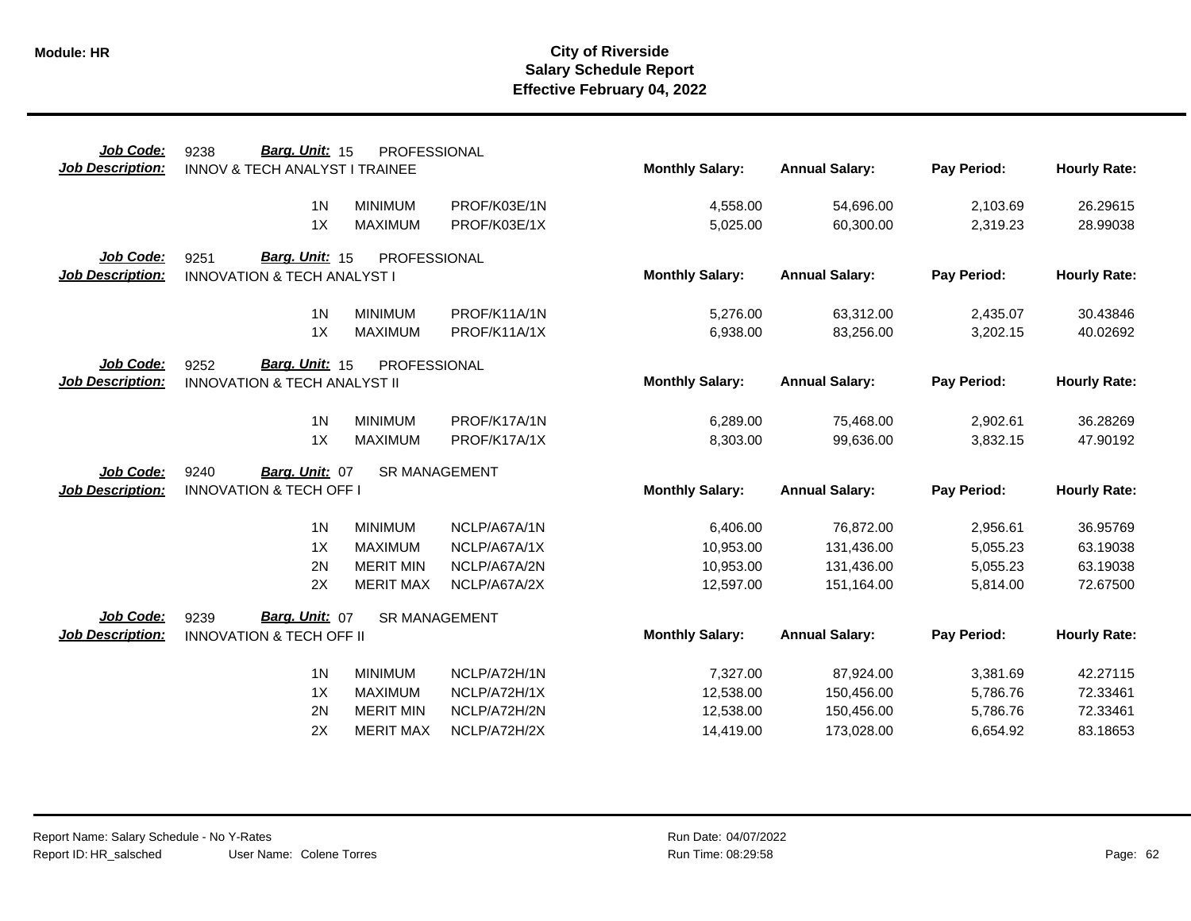**Module: HR**

# City of Riverside
## Salary Schedule Report
### Effective February 04, 2022

**Job Code:** 9238 **Barg. Unit:** 15 PROFESSIONAL
**Job Description:** INNOV & TECH ANALYST I TRAINEE

| | | | Monthly Salary: | Annual Salary: | Pay Period: | Hourly Rate: |
|---|---|---|---|---|---|---|
| 1N | MINIMUM | PROF/K03E/1N | 4,558.00 | 54,696.00 | 2,103.69 | 26.29615 |
| 1X | MAXIMUM | PROF/K03E/1X | 5,025.00 | 60,300.00 | 2,319.23 | 28.99038 |

**Job Code:** 9251 **Barg. Unit:** 15 PROFESSIONAL
**Job Description:** INNOVATION & TECH ANALYST I

| | | | Monthly Salary: | Annual Salary: | Pay Period: | Hourly Rate: |
|---|---|---|---|---|---|---|
| 1N | MINIMUM | PROF/K11A/1N | 5,276.00 | 63,312.00 | 2,435.07 | 30.43846 |
| 1X | MAXIMUM | PROF/K11A/1X | 6,938.00 | 83,256.00 | 3,202.15 | 40.02692 |

**Job Code:** 9252 **Barg. Unit:** 15 PROFESSIONAL
**Job Description:** INNOVATION & TECH ANALYST II

| | | | Monthly Salary: | Annual Salary: | Pay Period: | Hourly Rate: |
|---|---|---|---|---|---|---|
| 1N | MINIMUM | PROF/K17A/1N | 6,289.00 | 75,468.00 | 2,902.61 | 36.28269 |
| 1X | MAXIMUM | PROF/K17A/1X | 8,303.00 | 99,636.00 | 3,832.15 | 47.90192 |

**Job Code:** 9240 **Barg. Unit:** 07 SR MANAGEMENT
**Job Description:** INNOVATION & TECH OFF I

| | | | Monthly Salary: | Annual Salary: | Pay Period: | Hourly Rate: |
|---|---|---|---|---|---|---|
| 1N | MINIMUM | NCLP/A67A/1N | 6,406.00 | 76,872.00 | 2,956.61 | 36.95769 |
| 1X | MAXIMUM | NCLP/A67A/1X | 10,953.00 | 131,436.00 | 5,055.23 | 63.19038 |
| 2N | MERIT MIN | NCLP/A67A/2N | 10,953.00 | 131,436.00 | 5,055.23 | 63.19038 |
| 2X | MERIT MAX | NCLP/A67A/2X | 12,597.00 | 151,164.00 | 5,814.00 | 72.67500 |

**Job Code:** 9239 **Barg. Unit:** 07 SR MANAGEMENT
**Job Description:** INNOVATION & TECH OFF II

| | | | Monthly Salary: | Annual Salary: | Pay Period: | Hourly Rate: |
|---|---|---|---|---|---|---|
| 1N | MINIMUM | NCLP/A72H/1N | 7,327.00 | 87,924.00 | 3,381.69 | 42.27115 |
| 1X | MAXIMUM | NCLP/A72H/1X | 12,538.00 | 150,456.00 | 5,786.76 | 72.33461 |
| 2N | MERIT MIN | NCLP/A72H/2N | 12,538.00 | 150,456.00 | 5,786.76 | 72.33461 |
| 2X | MERIT MAX | NCLP/A72H/2X | 14,419.00 | 173,028.00 | 6,654.92 | 83.18653 |

Report Name: Salary Schedule - No Y-Rates
Report ID: HR_salsched User Name: Colene Torres
Run Date: 04/07/2022
Run Time: 08:29:58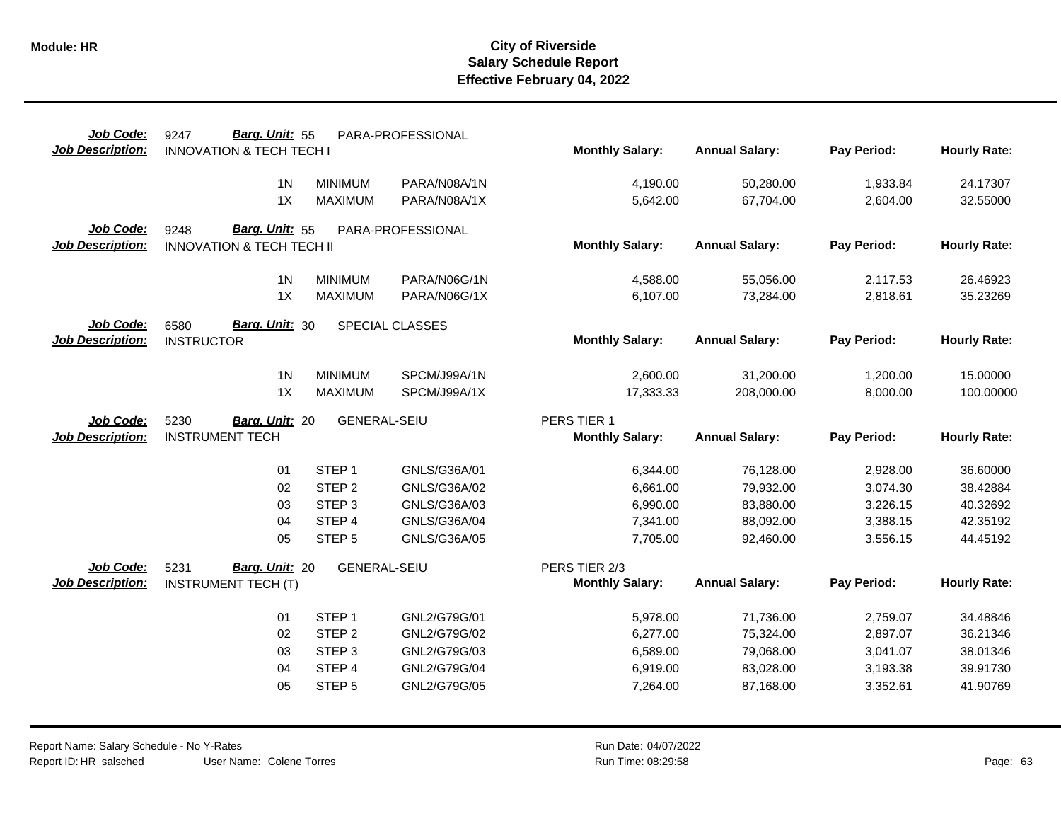# City of Riverside
## Salary Schedule Report
### Effective February 04, 2022

| Job Code: | 9247 | Barg. Unit: 55 | PARA-PROFESSIONAL | | | | |
|---|---|---|---|---|---|---|---|
| **Job Description:** | INNOVATION & TECH TECH I | | | **Monthly Salary:** | **Annual Salary:** | **Pay Period:** | **Hourly Rate:** |
| | 1N | MINIMUM | PARA/N08A/1N | 4,190.00 | 50,280.00 | 1,933.84 | 24.17307 |
| | 1X | MAXIMUM | PARA/N08A/1X | 5,642.00 | 67,704.00 | 2,604.00 | 32.55000 |

| Job Code: | 9248 | Barg. Unit: 55 | PARA-PROFESSIONAL | | | | |
|---|---|---|---|---|---|---|---|
| **Job Description:** | INNOVATION & TECH TECH II | | | **Monthly Salary:** | **Annual Salary:** | **Pay Period:** | **Hourly Rate:** |
| | 1N | MINIMUM | PARA/N06G/1N | 4,588.00 | 55,056.00 | 2,117.53 | 26.46923 |
| | 1X | MAXIMUM | PARA/N06G/1X | 6,107.00 | 73,284.00 | 2,818.61 | 35.23269 |

| Job Code: | 6580 | Barg. Unit: 30 | SPECIAL CLASSES | | | | |
|---|---|---|---|---|---|---|---|
| **Job Description:** | INSTRUCTOR | | | **Monthly Salary:** | **Annual Salary:** | **Pay Period:** | **Hourly Rate:** |
| | 1N | MINIMUM | SPCM/J99A/1N | 2,600.00 | 31,200.00 | 1,200.00 | 15.00000 |
| | 1X | MAXIMUM | SPCM/J99A/1X | 17,333.33 | 208,000.00 | 8,000.00 | 100.00000 |

| Job Code: | 5230 | Barg. Unit: 20 | GENERAL-SEIU | PERS TIER 1 | | | |
|---|---|---|---|---|---|---|---|
| **Job Description:** | INSTRUMENT TECH | | | **Monthly Salary:** | **Annual Salary:** | **Pay Period:** | **Hourly Rate:** |
| | 01 | STEP 1 | GNLS/G36A/01 | 6,344.00 | 76,128.00 | 2,928.00 | 36.60000 |
| | 02 | STEP 2 | GNLS/G36A/02 | 6,661.00 | 79,932.00 | 3,074.30 | 38.42884 |
| | 03 | STEP 3 | GNLS/G36A/03 | 6,990.00 | 83,880.00 | 3,226.15 | 40.32692 |
| | 04 | STEP 4 | GNLS/G36A/04 | 7,341.00 | 88,092.00 | 3,388.15 | 42.35192 |
| | 05 | STEP 5 | GNLS/G36A/05 | 7,705.00 | 92,460.00 | 3,556.15 | 44.45192 |

| Job Code: | 5231 | Barg. Unit: 20 | GENERAL-SEIU | PERS TIER 2/3 | | | |
|---|---|---|---|---|---|---|---|
| **Job Description:** | INSTRUMENT TECH (T) | | | **Monthly Salary:** | **Annual Salary:** | **Pay Period:** | **Hourly Rate:** |
| | 01 | STEP 1 | GNL2/G79G/01 | 5,978.00 | 71,736.00 | 2,759.07 | 34.48846 |
| | 02 | STEP 2 | GNL2/G79G/02 | 6,277.00 | 75,324.00 | 2,897.07 | 36.21346 |
| | 03 | STEP 3 | GNL2/G79G/03 | 6,589.00 | 79,068.00 | 3,041.07 | 38.01346 |
| | 04 | STEP 4 | GNL2/G79G/04 | 6,919.00 | 83,028.00 | 3,193.38 | 39.91730 |
| | 05 | STEP 5 | GNL2/G79G/05 | 7,264.00 | 87,168.00 | 3,352.61 | 41.90769 |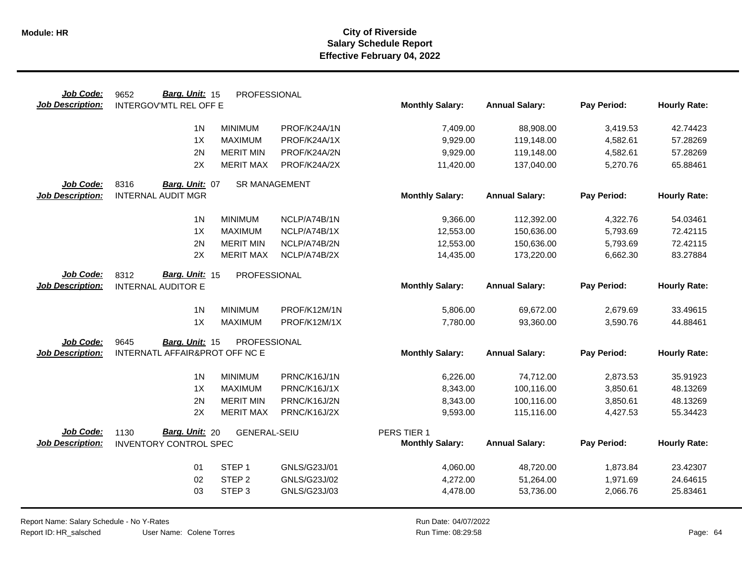**Module: HR**

# City of Riverside
## Salary Schedule Report
### Effective February 04, 2022

| Job Code: | 9652 | Barg. Unit: 15 | PROFESSIONAL | | | | |
|---|---|---|---|---|---|---|---|
| **Job Description:** | INTERGOV'MTL REL OFF E | | | **Monthly Salary:** | **Annual Salary:** | **Pay Period:** | **Hourly Rate:** |
| | 1N | MINIMUM | PROF/K24A/1N | 7,409.00 | 88,908.00 | 3,419.53 | 42.74423 |
| | 1X | MAXIMUM | PROF/K24A/1X | 9,929.00 | 119,148.00 | 4,582.61 | 57.28269 |
| | 2N | MERIT MIN | PROF/K24A/2N | 9,929.00 | 119,148.00 | 4,582.61 | 57.28269 |
| | 2X | MERIT MAX | PROF/K24A/2X | 11,420.00 | 137,040.00 | 5,270.76 | 65.88461 |

| Job Code: | 8316 | Barg. Unit: 07 | SR MANAGEMENT | | | | |
|---|---|---|---|---|---|---|---|
| **Job Description:** | INTERNAL AUDIT MGR | | | **Monthly Salary:** | **Annual Salary:** | **Pay Period:** | **Hourly Rate:** |
| | 1N | MINIMUM | NCLP/A74B/1N | 9,366.00 | 112,392.00 | 4,322.76 | 54.03461 |
| | 1X | MAXIMUM | NCLP/A74B/1X | 12,553.00 | 150,636.00 | 5,793.69 | 72.42115 |
| | 2N | MERIT MIN | NCLP/A74B/2N | 12,553.00 | 150,636.00 | 5,793.69 | 72.42115 |
| | 2X | MERIT MAX | NCLP/A74B/2X | 14,435.00 | 173,220.00 | 6,662.30 | 83.27884 |

| Job Code: | 8312 | Barg. Unit: 15 | PROFESSIONAL | | | | |
|---|---|---|---|---|---|---|---|
| **Job Description:** | INTERNAL AUDITOR E | | | **Monthly Salary:** | **Annual Salary:** | **Pay Period:** | **Hourly Rate:** |
| | 1N | MINIMUM | PROF/K12M/1N | 5,806.00 | 69,672.00 | 2,679.69 | 33.49615 |
| | 1X | MAXIMUM | PROF/K12M/1X | 7,780.00 | 93,360.00 | 3,590.76 | 44.88461 |

| Job Code: | 9645 | Barg. Unit: 15 | PROFESSIONAL | | | | |
|---|---|---|---|---|---|---|---|
| **Job Description:** | INTERNATL AFFAIR&PROT OFF NC E | | | **Monthly Salary:** | **Annual Salary:** | **Pay Period:** | **Hourly Rate:** |
| | 1N | MINIMUM | PRNC/K16J/1N | 6,226.00 | 74,712.00 | 2,873.53 | 35.91923 |
| | 1X | MAXIMUM | PRNC/K16J/1X | 8,343.00 | 100,116.00 | 3,850.61 | 48.13269 |
| | 2N | MERIT MIN | PRNC/K16J/2N | 8,343.00 | 100,116.00 | 3,850.61 | 48.13269 |
| | 2X | MERIT MAX | PRNC/K16J/2X | 9,593.00 | 115,116.00 | 4,427.53 | 55.34423 |

| Job Code: | 1130 | Barg. Unit: 20 | GENERAL-SEIU | PERS TIER 1 | | | |
|---|---|---|---|---|---|---|---|
| **Job Description:** | INVENTORY CONTROL SPEC | | | **Monthly Salary:** | **Annual Salary:** | **Pay Period:** | **Hourly Rate:** |
| | 01 | STEP 1 | GNLS/G23J/01 | 4,060.00 | 48,720.00 | 1,873.84 | 23.42307 |
| | 02 | STEP 2 | GNLS/G23J/02 | 4,272.00 | 51,264.00 | 1,971.69 | 24.64615 |
| | 03 | STEP 3 | GNLS/G23J/03 | 4,478.00 | 53,736.00 | 2,066.76 | 25.83461 |

Report Name: Salary Schedule - No Y-Rates
Report ID: HR_salsched
User Name: Colene Torres
Run Date: 04/07/2022
Run Time: 08:29:58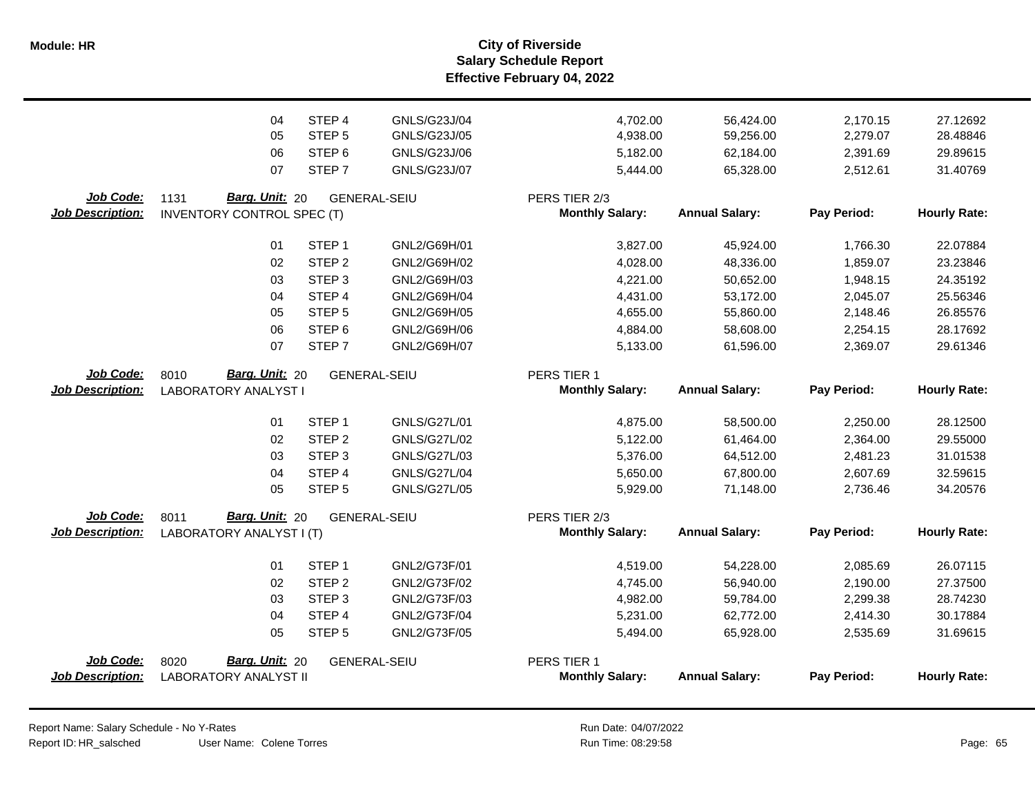| | | | | | | | |
|---|---|---|---|---|---|---|---|
| 04 | STEP 4 | GNLS/G23J/04 | | 4,702.00 | 56,424.00 | 2,170.15 | 27.12692 |
| 05 | STEP 5 | GNLS/G23J/05 | | 4,938.00 | 59,256.00 | 2,279.07 | 28.48846 |
| 06 | STEP 6 | GNLS/G23J/06 | | 5,182.00 | 62,184.00 | 2,391.69 | 29.89615 |
| 07 | STEP 7 | GNLS/G23J/07 | | 5,444.00 | 65,328.00 | 2,512.61 | 31.40769 |

**Job Code:** 1131 **Barg. Unit:** 20 GENERAL-SEIU PERS TIER 2/3
**Job Description:** INVENTORY CONTROL SPEC (T)

| | | | Monthly Salary: | Annual Salary: | Pay Period: | Hourly Rate: |
|---|---|---|---|---|---|---|
| 01 | STEP 1 | GNL2/G69H/01 | 3,827.00 | 45,924.00 | 1,766.30 | 22.07884 |
| 02 | STEP 2 | GNL2/G69H/02 | 4,028.00 | 48,336.00 | 1,859.07 | 23.23846 |
| 03 | STEP 3 | GNL2/G69H/03 | 4,221.00 | 50,652.00 | 1,948.15 | 24.35192 |
| 04 | STEP 4 | GNL2/G69H/04 | 4,431.00 | 53,172.00 | 2,045.07 | 25.56346 |
| 05 | STEP 5 | GNL2/G69H/05 | 4,655.00 | 55,860.00 | 2,148.46 | 26.85576 |
| 06 | STEP 6 | GNL2/G69H/06 | 4,884.00 | 58,608.00 | 2,254.15 | 28.17692 |
| 07 | STEP 7 | GNL2/G69H/07 | 5,133.00 | 61,596.00 | 2,369.07 | 29.61346 |

**Job Code:** 8010 **Barg. Unit:** 20 GENERAL-SEIU PERS TIER 1
**Job Description:** LABORATORY ANALYST I

| | | | Monthly Salary: | Annual Salary: | Pay Period: | Hourly Rate: |
|---|---|---|---|---|---|---|
| 01 | STEP 1 | GNLS/G27L/01 | 4,875.00 | 58,500.00 | 2,250.00 | 28.12500 |
| 02 | STEP 2 | GNLS/G27L/02 | 5,122.00 | 61,464.00 | 2,364.00 | 29.55000 |
| 03 | STEP 3 | GNLS/G27L/03 | 5,376.00 | 64,512.00 | 2,481.23 | 31.01538 |
| 04 | STEP 4 | GNLS/G27L/04 | 5,650.00 | 67,800.00 | 2,607.69 | 32.59615 |
| 05 | STEP 5 | GNLS/G27L/05 | 5,929.00 | 71,148.00 | 2,736.46 | 34.20576 |

**Job Code:** 8011 **Barg. Unit:** 20 GENERAL-SEIU PERS TIER 2/3
**Job Description:** LABORATORY ANALYST I (T)

| | | | Monthly Salary: | Annual Salary: | Pay Period: | Hourly Rate: |
|---|---|---|---|---|---|---|
| 01 | STEP 1 | GNL2/G73F/01 | 4,519.00 | 54,228.00 | 2,085.69 | 26.07115 |
| 02 | STEP 2 | GNL2/G73F/02 | 4,745.00 | 56,940.00 | 2,190.00 | 27.37500 |
| 03 | STEP 3 | GNL2/G73F/03 | 4,982.00 | 59,784.00 | 2,299.38 | 28.74230 |
| 04 | STEP 4 | GNL2/G73F/04 | 5,231.00 | 62,772.00 | 2,414.30 | 30.17884 |
| 05 | STEP 5 | GNL2/G73F/05 | 5,494.00 | 65,928.00 | 2,535.69 | 31.69615 |

**Job Code:** 8020 **Barg. Unit:** 20 GENERAL-SEIU PERS TIER 1
**Job Description:** LABORATORY ANALYST II

| Monthly Salary: | Annual Salary: | Pay Period: | Hourly Rate: |
|---|---|---|---|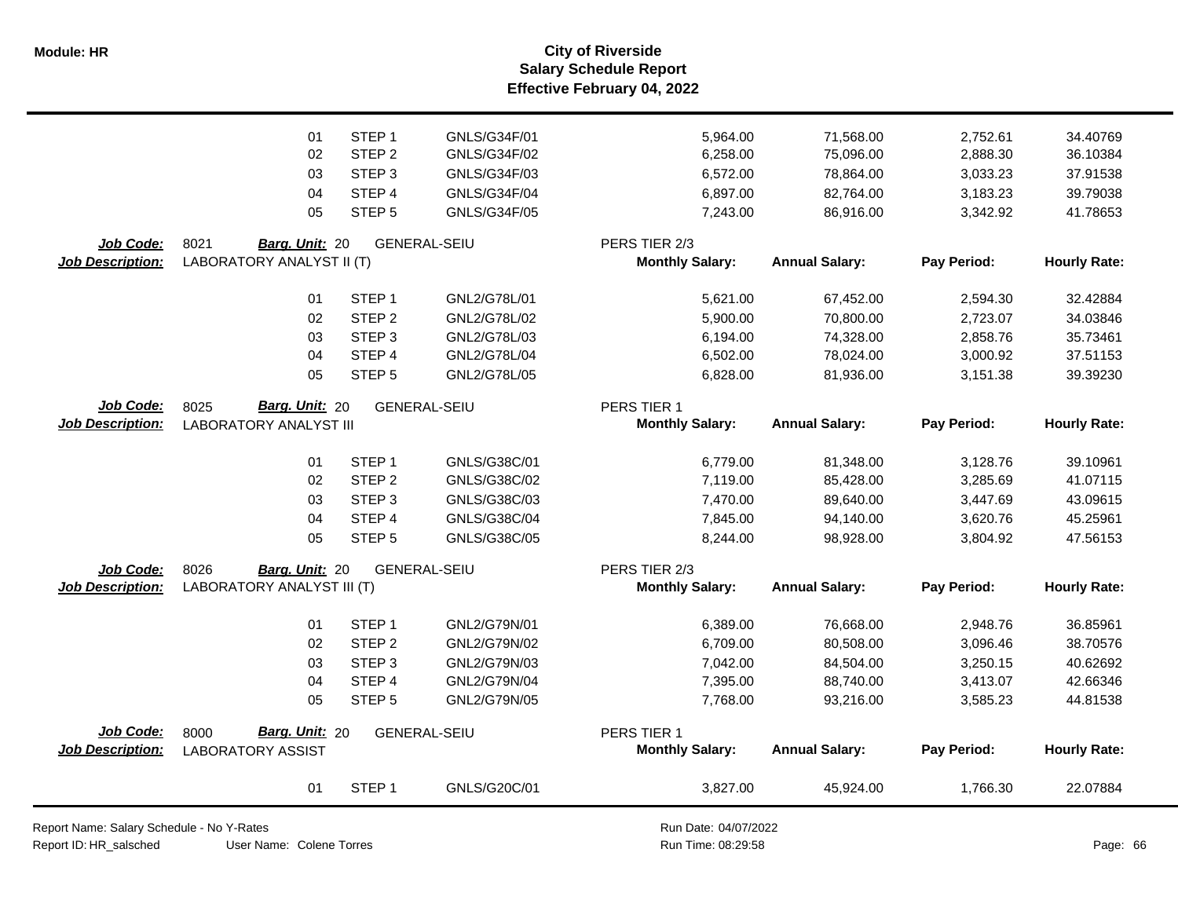# City of Riverside
## Salary Schedule Report
### Effective February 04, 2022

| | | | | Monthly Salary | Annual Salary | Pay Period | Hourly Rate |
|---|---|---|---|---|---|---|---|
| | 01 | STEP 1 | GNLS/G34F/01 | 5,964.00 | 71,568.00 | 2,752.61 | 34.40769 |
| | 02 | STEP 2 | GNLS/G34F/02 | 6,258.00 | 75,096.00 | 2,888.30 | 36.10384 |
| | 03 | STEP 3 | GNLS/G34F/03 | 6,572.00 | 78,864.00 | 3,033.23 | 37.91538 |
| | 04 | STEP 4 | GNLS/G34F/04 | 6,897.00 | 82,764.00 | 3,183.23 | 39.79038 |
| | 05 | STEP 5 | GNLS/G34F/05 | 7,243.00 | 86,916.00 | 3,342.92 | 41.78653 |

**Job Code:** 8021 **Barg. Unit:** 20 GENERAL-SEIU PERS TIER 2/3
**Job Description:** LABORATORY ANALYST II (T)

| | Step | Code | Monthly Salary: | Annual Salary: | Pay Period: | Hourly Rate: |
|---|---|---|---|---|---|---|
| 01 | STEP 1 | GNL2/G78L/01 | 5,621.00 | 67,452.00 | 2,594.30 | 32.42884 |
| 02 | STEP 2 | GNL2/G78L/02 | 5,900.00 | 70,800.00 | 2,723.07 | 34.03846 |
| 03 | STEP 3 | GNL2/G78L/03 | 6,194.00 | 74,328.00 | 2,858.76 | 35.73461 |
| 04 | STEP 4 | GNL2/G78L/04 | 6,502.00 | 78,024.00 | 3,000.92 | 37.51153 |
| 05 | STEP 5 | GNL2/G78L/05 | 6,828.00 | 81,936.00 | 3,151.38 | 39.39230 |

**Job Code:** 8025 **Barg. Unit:** 20 GENERAL-SEIU PERS TIER 1
**Job Description:** LABORATORY ANALYST III

| | Step | Code | Monthly Salary: | Annual Salary: | Pay Period: | Hourly Rate: |
|---|---|---|---|---|---|---|
| 01 | STEP 1 | GNLS/G38C/01 | 6,779.00 | 81,348.00 | 3,128.76 | 39.10961 |
| 02 | STEP 2 | GNLS/G38C/02 | 7,119.00 | 85,428.00 | 3,285.69 | 41.07115 |
| 03 | STEP 3 | GNLS/G38C/03 | 7,470.00 | 89,640.00 | 3,447.69 | 43.09615 |
| 04 | STEP 4 | GNLS/G38C/04 | 7,845.00 | 94,140.00 | 3,620.76 | 45.25961 |
| 05 | STEP 5 | GNLS/G38C/05 | 8,244.00 | 98,928.00 | 3,804.92 | 47.56153 |

**Job Code:** 8026 **Barg. Unit:** 20 GENERAL-SEIU PERS TIER 2/3
**Job Description:** LABORATORY ANALYST III (T)

| | Step | Code | Monthly Salary: | Annual Salary: | Pay Period: | Hourly Rate: |
|---|---|---|---|---|---|---|
| 01 | STEP 1 | GNL2/G79N/01 | 6,389.00 | 76,668.00 | 2,948.76 | 36.85961 |
| 02 | STEP 2 | GNL2/G79N/02 | 6,709.00 | 80,508.00 | 3,096.46 | 38.70576 |
| 03 | STEP 3 | GNL2/G79N/03 | 7,042.00 | 84,504.00 | 3,250.15 | 40.62692 |
| 04 | STEP 4 | GNL2/G79N/04 | 7,395.00 | 88,740.00 | 3,413.07 | 42.66346 |
| 05 | STEP 5 | GNL2/G79N/05 | 7,768.00 | 93,216.00 | 3,585.23 | 44.81538 |

**Job Code:** 8000 **Barg. Unit:** 20 GENERAL-SEIU PERS TIER 1
**Job Description:** LABORATORY ASSIST

| | Step | Code | Monthly Salary: | Annual Salary: | Pay Period: | Hourly Rate: |
|---|---|---|---|---|---|---|
| 01 | STEP 1 | GNLS/G20C/01 | 3,827.00 | 45,924.00 | 1,766.30 | 22.07884 |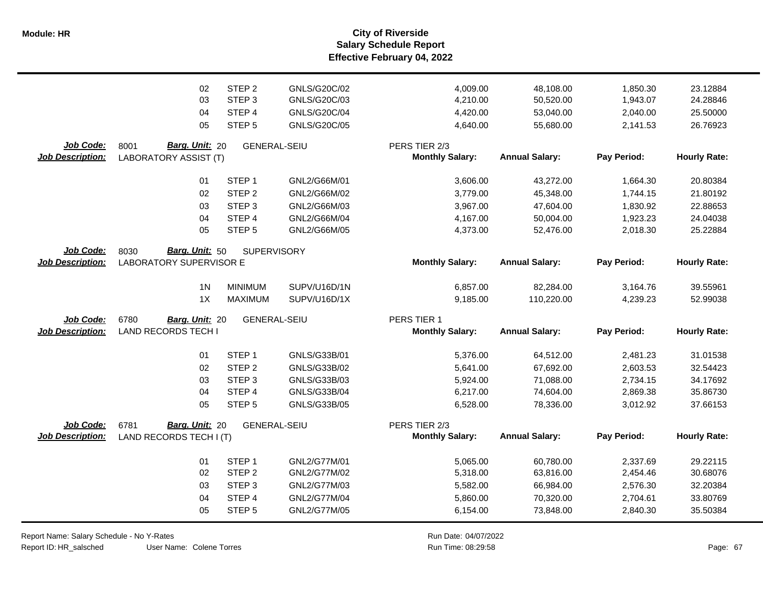| | | | | | | | |
|---|---|---|---|---|---|---|---|
| 02 | STEP 2 | GNLS/G20C/02 | | 4,009.00 | 48,108.00 | 1,850.30 | 23.12884 |
| 03 | STEP 3 | GNLS/G20C/03 | | 4,210.00 | 50,520.00 | 1,943.07 | 24.28846 |
| 04 | STEP 4 | GNLS/G20C/04 | | 4,420.00 | 53,040.00 | 2,040.00 | 25.50000 |
| 05 | STEP 5 | GNLS/G20C/05 | | 4,640.00 | 55,680.00 | 2,141.53 | 26.76923 |

**Job Code:** 8001 **Barg. Unit:** 20 GENERAL-SEIU PERS TIER 2/3
**Job Description:** LABORATORY ASSIST (T)

| | | | Monthly Salary: | Annual Salary: | Pay Period: | Hourly Rate: |
|---|---|---|---|---|---|---|
| 01 | STEP 1 | GNL2/G66M/01 | 3,606.00 | 43,272.00 | 1,664.30 | 20.80384 |
| 02 | STEP 2 | GNL2/G66M/02 | 3,779.00 | 45,348.00 | 1,744.15 | 21.80192 |
| 03 | STEP 3 | GNL2/G66M/03 | 3,967.00 | 47,604.00 | 1,830.92 | 22.88653 |
| 04 | STEP 4 | GNL2/G66M/04 | 4,167.00 | 50,004.00 | 1,923.23 | 24.04038 |
| 05 | STEP 5 | GNL2/G66M/05 | 4,373.00 | 52,476.00 | 2,018.30 | 25.22884 |

**Job Code:** 8030 **Barg. Unit:** 50 SUPERVISORY
**Job Description:** LABORATORY SUPERVISOR E

| | | | Monthly Salary: | Annual Salary: | Pay Period: | Hourly Rate: |
|---|---|---|---|---|---|---|
| 1N | MINIMUM | SUPV/U16D/1N | 6,857.00 | 82,284.00 | 3,164.76 | 39.55961 |
| 1X | MAXIMUM | SUPV/U16D/1X | 9,185.00 | 110,220.00 | 4,239.23 | 52.99038 |

**Job Code:** 6780 **Barg. Unit:** 20 GENERAL-SEIU PERS TIER 1
**Job Description:** LAND RECORDS TECH I

| | | | Monthly Salary: | Annual Salary: | Pay Period: | Hourly Rate: |
|---|---|---|---|---|---|---|
| 01 | STEP 1 | GNLS/G33B/01 | 5,376.00 | 64,512.00 | 2,481.23 | 31.01538 |
| 02 | STEP 2 | GNLS/G33B/02 | 5,641.00 | 67,692.00 | 2,603.53 | 32.54423 |
| 03 | STEP 3 | GNLS/G33B/03 | 5,924.00 | 71,088.00 | 2,734.15 | 34.17692 |
| 04 | STEP 4 | GNLS/G33B/04 | 6,217.00 | 74,604.00 | 2,869.38 | 35.86730 |
| 05 | STEP 5 | GNLS/G33B/05 | 6,528.00 | 78,336.00 | 3,012.92 | 37.66153 |

**Job Code:** 6781 **Barg. Unit:** 20 GENERAL-SEIU PERS TIER 2/3
**Job Description:** LAND RECORDS TECH I (T)

| | | | Monthly Salary: | Annual Salary: | Pay Period: | Hourly Rate: |
|---|---|---|---|---|---|---|
| 01 | STEP 1 | GNL2/G77M/01 | 5,065.00 | 60,780.00 | 2,337.69 | 29.22115 |
| 02 | STEP 2 | GNL2/G77M/02 | 5,318.00 | 63,816.00 | 2,454.46 | 30.68076 |
| 03 | STEP 3 | GNL2/G77M/03 | 5,582.00 | 66,984.00 | 2,576.30 | 32.20384 |
| 04 | STEP 4 | GNL2/G77M/04 | 5,860.00 | 70,320.00 | 2,704.61 | 33.80769 |
| 05 | STEP 5 | GNL2/G77M/05 | 6,154.00 | 73,848.00 | 2,840.30 | 35.50384 |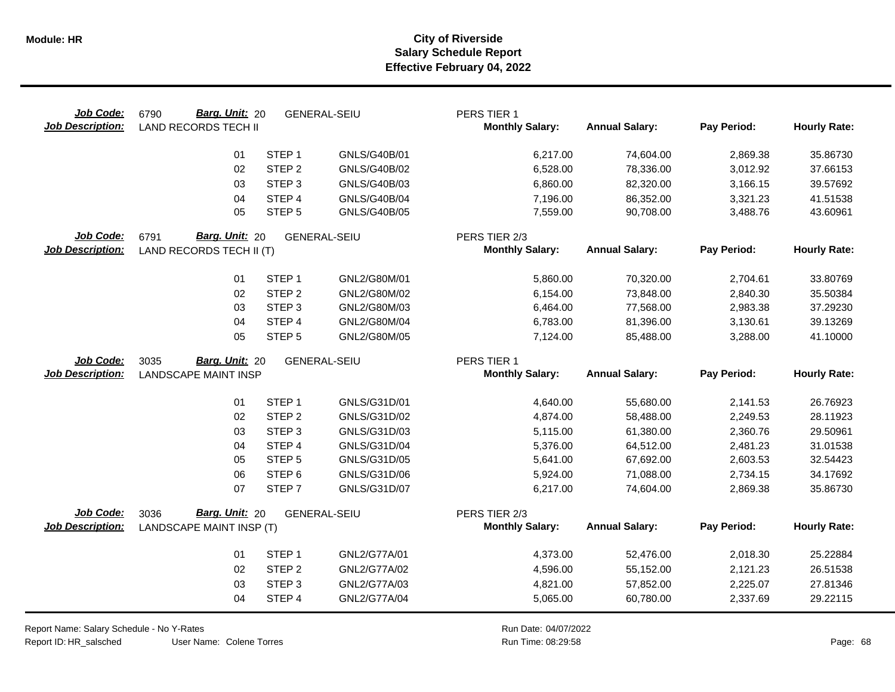# City of Riverside
## Salary Schedule Report
### Effective February 04, 2022

**Module: HR**

| Job Code: | 6790 | Barg. Unit: 20 | GENERAL-SEIU | PERS TIER 1 | | | |
|---|---|---|---|---|---|---|---|
| **Job Description:** | LAND RECORDS TECH II | | | **Monthly Salary:** | **Annual Salary:** | **Pay Period:** | **Hourly Rate:** |
| | 01 | STEP 1 | GNLS/G40B/01 | 6,217.00 | 74,604.00 | 2,869.38 | 35.86730 |
| | 02 | STEP 2 | GNLS/G40B/02 | 6,528.00 | 78,336.00 | 3,012.92 | 37.66153 |
| | 03 | STEP 3 | GNLS/G40B/03 | 6,860.00 | 82,320.00 | 3,166.15 | 39.57692 |
| | 04 | STEP 4 | GNLS/G40B/04 | 7,196.00 | 86,352.00 | 3,321.23 | 41.51538 |
| | 05 | STEP 5 | GNLS/G40B/05 | 7,559.00 | 90,708.00 | 3,488.76 | 43.60961 |

| Job Code: | 6791 | Barg. Unit: 20 | GENERAL-SEIU | PERS TIER 2/3 | | | |
|---|---|---|---|---|---|---|---|
| **Job Description:** | LAND RECORDS TECH II (T) | | | **Monthly Salary:** | **Annual Salary:** | **Pay Period:** | **Hourly Rate:** |
| | 01 | STEP 1 | GNL2/G80M/01 | 5,860.00 | 70,320.00 | 2,704.61 | 33.80769 |
| | 02 | STEP 2 | GNL2/G80M/02 | 6,154.00 | 73,848.00 | 2,840.30 | 35.50384 |
| | 03 | STEP 3 | GNL2/G80M/03 | 6,464.00 | 77,568.00 | 2,983.38 | 37.29230 |
| | 04 | STEP 4 | GNL2/G80M/04 | 6,783.00 | 81,396.00 | 3,130.61 | 39.13269 |
| | 05 | STEP 5 | GNL2/G80M/05 | 7,124.00 | 85,488.00 | 3,288.00 | 41.10000 |

| Job Code: | 3035 | Barg. Unit: 20 | GENERAL-SEIU | PERS TIER 1 | | | |
|---|---|---|---|---|---|---|---|
| **Job Description:** | LANDSCAPE MAINT INSP | | | **Monthly Salary:** | **Annual Salary:** | **Pay Period:** | **Hourly Rate:** |
| | 01 | STEP 1 | GNLS/G31D/01 | 4,640.00 | 55,680.00 | 2,141.53 | 26.76923 |
| | 02 | STEP 2 | GNLS/G31D/02 | 4,874.00 | 58,488.00 | 2,249.53 | 28.11923 |
| | 03 | STEP 3 | GNLS/G31D/03 | 5,115.00 | 61,380.00 | 2,360.76 | 29.50961 |
| | 04 | STEP 4 | GNLS/G31D/04 | 5,376.00 | 64,512.00 | 2,481.23 | 31.01538 |
| | 05 | STEP 5 | GNLS/G31D/05 | 5,641.00 | 67,692.00 | 2,603.53 | 32.54423 |
| | 06 | STEP 6 | GNLS/G31D/06 | 5,924.00 | 71,088.00 | 2,734.15 | 34.17692 |
| | 07 | STEP 7 | GNLS/G31D/07 | 6,217.00 | 74,604.00 | 2,869.38 | 35.86730 |

| Job Code: | 3036 | Barg. Unit: 20 | GENERAL-SEIU | PERS TIER 2/3 | | | |
|---|---|---|---|---|---|---|---|
| **Job Description:** | LANDSCAPE MAINT INSP (T) | | | **Monthly Salary:** | **Annual Salary:** | **Pay Period:** | **Hourly Rate:** |
| | 01 | STEP 1 | GNL2/G77A/01 | 4,373.00 | 52,476.00 | 2,018.30 | 25.22884 |
| | 02 | STEP 2 | GNL2/G77A/02 | 4,596.00 | 55,152.00 | 2,121.23 | 26.51538 |
| | 03 | STEP 3 | GNL2/G77A/03 | 4,821.00 | 57,852.00 | 2,225.07 | 27.81346 |
| | 04 | STEP 4 | GNL2/G77A/04 | 5,065.00 | 60,780.00 | 2,337.69 | 29.22115 |

Report Name: Salary Schedule - No Y-Rates
Report ID: HR_salsched
User Name: Colene Torres
Run Date: 04/07/2022
Run Time: 08:29:58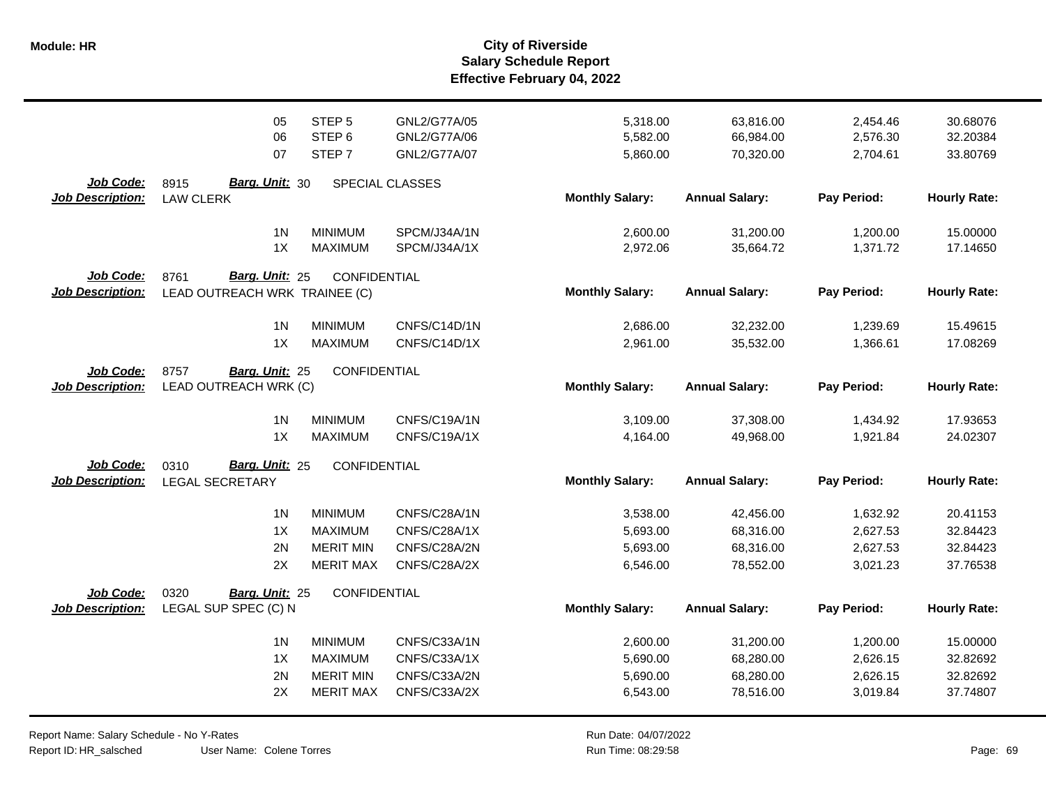| | | | | Monthly Salary: | Annual Salary: | Pay Period: | Hourly Rate: |
|---|---|---|---|---|---|---|---|
| | 05 | STEP 5 | GNL2/G77A/05 | 5,318.00 | 63,816.00 | 2,454.46 | 30.68076 |
| | 06 | STEP 6 | GNL2/G77A/06 | 5,582.00 | 66,984.00 | 2,576.30 | 32.20384 |
| | 07 | STEP 7 | GNL2/G77A/07 | 5,860.00 | 70,320.00 | 2,704.61 | 33.80769 |

**Job Code:** 8915 **Barg. Unit:** 30 SPECIAL CLASSES
**Job Description:** LAW CLERK

| | | | Monthly Salary: | Annual Salary: | Pay Period: | Hourly Rate: |
|---|---|---|---|---|---|---|
| 1N | MINIMUM | SPCM/J34A/1N | 2,600.00 | 31,200.00 | 1,200.00 | 15.00000 |
| 1X | MAXIMUM | SPCM/J34A/1X | 2,972.06 | 35,664.72 | 1,371.72 | 17.14650 |

**Job Code:** 8761 **Barg. Unit:** 25 CONFIDENTIAL
**Job Description:** LEAD OUTREACH WRK TRAINEE (C)

| | | | Monthly Salary: | Annual Salary: | Pay Period: | Hourly Rate: |
|---|---|---|---|---|---|---|
| 1N | MINIMUM | CNFS/C14D/1N | 2,686.00 | 32,232.00 | 1,239.69 | 15.49615 |
| 1X | MAXIMUM | CNFS/C14D/1X | 2,961.00 | 35,532.00 | 1,366.61 | 17.08269 |

**Job Code:** 8757 **Barg. Unit:** 25 CONFIDENTIAL
**Job Description:** LEAD OUTREACH WRK (C)

| | | | Monthly Salary: | Annual Salary: | Pay Period: | Hourly Rate: |
|---|---|---|---|---|---|---|
| 1N | MINIMUM | CNFS/C19A/1N | 3,109.00 | 37,308.00 | 1,434.92 | 17.93653 |
| 1X | MAXIMUM | CNFS/C19A/1X | 4,164.00 | 49,968.00 | 1,921.84 | 24.02307 |

**Job Code:** 0310 **Barg. Unit:** 25 CONFIDENTIAL
**Job Description:** LEGAL SECRETARY

| | | | Monthly Salary: | Annual Salary: | Pay Period: | Hourly Rate: |
|---|---|---|---|---|---|---|
| 1N | MINIMUM | CNFS/C28A/1N | 3,538.00 | 42,456.00 | 1,632.92 | 20.41153 |
| 1X | MAXIMUM | CNFS/C28A/1X | 5,693.00 | 68,316.00 | 2,627.53 | 32.84423 |
| 2N | MERIT MIN | CNFS/C28A/2N | 5,693.00 | 68,316.00 | 2,627.53 | 32.84423 |
| 2X | MERIT MAX | CNFS/C28A/2X | 6,546.00 | 78,552.00 | 3,021.23 | 37.76538 |

**Job Code:** 0320 **Barg. Unit:** 25 CONFIDENTIAL
**Job Description:** LEGAL SUP SPEC (C) N

| | | | Monthly Salary: | Annual Salary: | Pay Period: | Hourly Rate: |
|---|---|---|---|---|---|---|
| 1N | MINIMUM | CNFS/C33A/1N | 2,600.00 | 31,200.00 | 1,200.00 | 15.00000 |
| 1X | MAXIMUM | CNFS/C33A/1X | 5,690.00 | 68,280.00 | 2,626.15 | 32.82692 |
| 2N | MERIT MIN | CNFS/C33A/2N | 5,690.00 | 68,280.00 | 2,626.15 | 32.82692 |
| 2X | MERIT MAX | CNFS/C33A/2X | 6,543.00 | 78,516.00 | 3,019.84 | 37.74807 |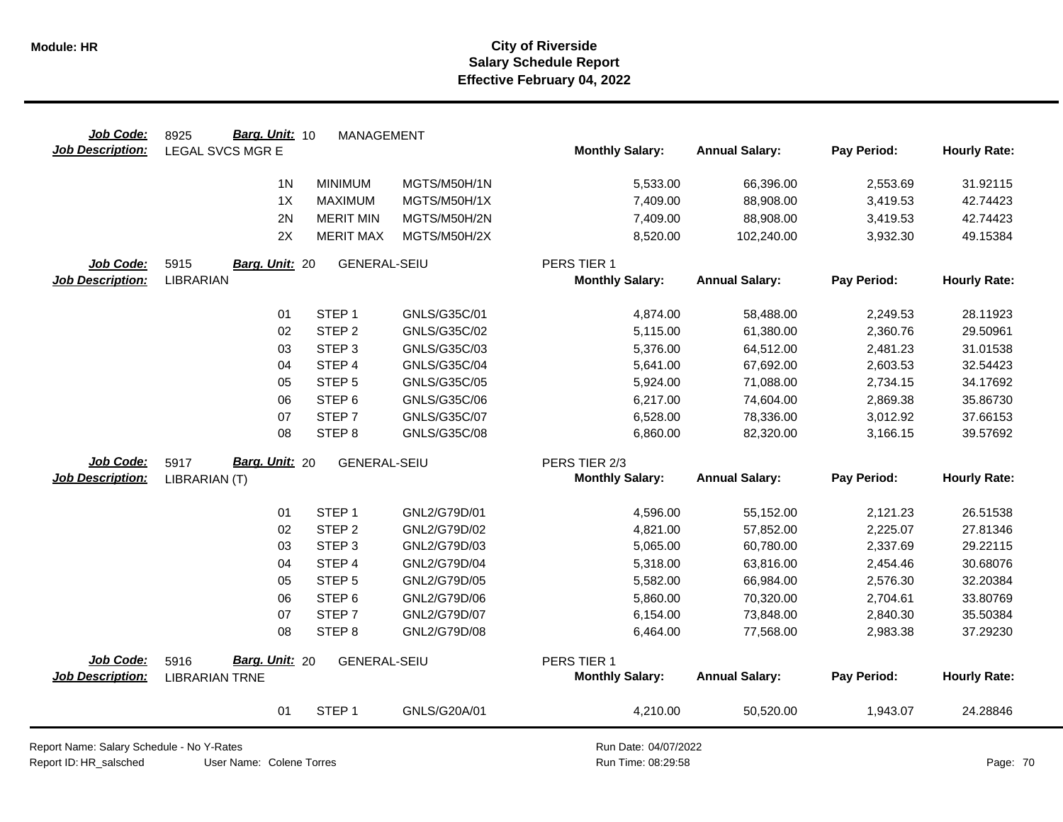**Module: HR**

# City of Riverside
## Salary Schedule Report
### Effective February 04, 2022

| Job Code: | 8925 | Barg. Unit: 10 | MANAGEMENT | | | | | |
|---|---|---|---|---|---|---|---|---|
| **Job Description:** | LEGAL SVCS MGR E | | | | **Monthly Salary:** | **Annual Salary:** | **Pay Period:** | **Hourly Rate:** |
| | | 1N | MINIMUM | MGTS/M50H/1N | 5,533.00 | 66,396.00 | 2,553.69 | 31.92115 |
| | | 1X | MAXIMUM | MGTS/M50H/1X | 7,409.00 | 88,908.00 | 3,419.53 | 42.74423 |
| | | 2N | MERIT MIN | MGTS/M50H/2N | 7,409.00 | 88,908.00 | 3,419.53 | 42.74423 |
| | | 2X | MERIT MAX | MGTS/M50H/2X | 8,520.00 | 102,240.00 | 3,932.30 | 49.15384 |

| Job Code: | 5915 | Barg. Unit: 20 | GENERAL-SEIU | | PERS TIER 1 | | | |
|---|---|---|---|---|---|---|---|---|
| **Job Description:** | LIBRARIAN | | | | **Monthly Salary:** | **Annual Salary:** | **Pay Period:** | **Hourly Rate:** |
| | | 01 | STEP 1 | GNLS/G35C/01 | 4,874.00 | 58,488.00 | 2,249.53 | 28.11923 |
| | | 02 | STEP 2 | GNLS/G35C/02 | 5,115.00 | 61,380.00 | 2,360.76 | 29.50961 |
| | | 03 | STEP 3 | GNLS/G35C/03 | 5,376.00 | 64,512.00 | 2,481.23 | 31.01538 |
| | | 04 | STEP 4 | GNLS/G35C/04 | 5,641.00 | 67,692.00 | 2,603.53 | 32.54423 |
| | | 05 | STEP 5 | GNLS/G35C/05 | 5,924.00 | 71,088.00 | 2,734.15 | 34.17692 |
| | | 06 | STEP 6 | GNLS/G35C/06 | 6,217.00 | 74,604.00 | 2,869.38 | 35.86730 |
| | | 07 | STEP 7 | GNLS/G35C/07 | 6,528.00 | 78,336.00 | 3,012.92 | 37.66153 |
| | | 08 | STEP 8 | GNLS/G35C/08 | 6,860.00 | 82,320.00 | 3,166.15 | 39.57692 |

| Job Code: | 5917 | Barg. Unit: 20 | GENERAL-SEIU | | PERS TIER 2/3 | | | |
|---|---|---|---|---|---|---|---|---|
| **Job Description:** | LIBRARIAN (T) | | | | **Monthly Salary:** | **Annual Salary:** | **Pay Period:** | **Hourly Rate:** |
| | | 01 | STEP 1 | GNL2/G79D/01 | 4,596.00 | 55,152.00 | 2,121.23 | 26.51538 |
| | | 02 | STEP 2 | GNL2/G79D/02 | 4,821.00 | 57,852.00 | 2,225.07 | 27.81346 |
| | | 03 | STEP 3 | GNL2/G79D/03 | 5,065.00 | 60,780.00 | 2,337.69 | 29.22115 |
| | | 04 | STEP 4 | GNL2/G79D/04 | 5,318.00 | 63,816.00 | 2,454.46 | 30.68076 |
| | | 05 | STEP 5 | GNL2/G79D/05 | 5,582.00 | 66,984.00 | 2,576.30 | 32.20384 |
| | | 06 | STEP 6 | GNL2/G79D/06 | 5,860.00 | 70,320.00 | 2,704.61 | 33.80769 |
| | | 07 | STEP 7 | GNL2/G79D/07 | 6,154.00 | 73,848.00 | 2,840.30 | 35.50384 |
| | | 08 | STEP 8 | GNL2/G79D/08 | 6,464.00 | 77,568.00 | 2,983.38 | 37.29230 |

| Job Code: | 5916 | Barg. Unit: 20 | GENERAL-SEIU | | PERS TIER 1 | | | |
|---|---|---|---|---|---|---|---|---|
| **Job Description:** | LIBRARIAN TRNE | | | | **Monthly Salary:** | **Annual Salary:** | **Pay Period:** | **Hourly Rate:** |
| | | 01 | STEP 1 | GNLS/G20A/01 | 4,210.00 | 50,520.00 | 1,943.07 | 24.28846 |

Report Name: Salary Schedule - No Y-Rates
Report ID: HR_salsched    User Name: Colene Torres
Run Date: 04/07/2022
Run Time: 08:29:58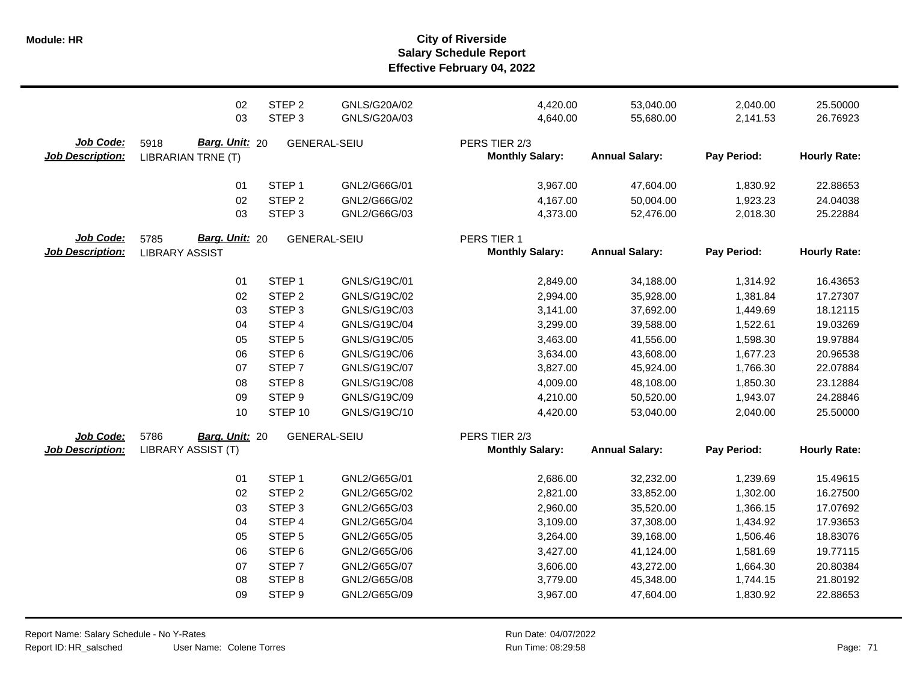# City of Riverside
## Salary Schedule Report
### Effective February 04, 2022

| | Step | | Code | Monthly Salary | Annual Salary | Pay Period | Hourly Rate |
|---|---|---|---|---|---|---|---|
| | 02 | STEP 2 | GNLS/G20A/02 | 4,420.00 | 53,040.00 | 2,040.00 | 25.50000 |
| | 03 | STEP 3 | GNLS/G20A/03 | 4,640.00 | 55,680.00 | 2,141.53 | 26.76923 |

**Job Code:** 5918 **Barg. Unit:** 20 GENERAL-SEIU PERS TIER 2/3
**Job Description:** LIBRARIAN TRNE (T)

| Step | | Code | Monthly Salary | Annual Salary | Pay Period | Hourly Rate |
|---|---|---|---|---|---|---|
| 01 | STEP 1 | GNL2/G66G/01 | 3,967.00 | 47,604.00 | 1,830.92 | 22.88653 |
| 02 | STEP 2 | GNL2/G66G/02 | 4,167.00 | 50,004.00 | 1,923.23 | 24.04038 |
| 03 | STEP 3 | GNL2/G66G/03 | 4,373.00 | 52,476.00 | 2,018.30 | 25.22884 |

**Job Code:** 5785 **Barg. Unit:** 20 GENERAL-SEIU PERS TIER 1
**Job Description:** LIBRARY ASSIST

| Step | | Code | Monthly Salary | Annual Salary | Pay Period | Hourly Rate |
|---|---|---|---|---|---|---|
| 01 | STEP 1 | GNLS/G19C/01 | 2,849.00 | 34,188.00 | 1,314.92 | 16.43653 |
| 02 | STEP 2 | GNLS/G19C/02 | 2,994.00 | 35,928.00 | 1,381.84 | 17.27307 |
| 03 | STEP 3 | GNLS/G19C/03 | 3,141.00 | 37,692.00 | 1,449.69 | 18.12115 |
| 04 | STEP 4 | GNLS/G19C/04 | 3,299.00 | 39,588.00 | 1,522.61 | 19.03269 |
| 05 | STEP 5 | GNLS/G19C/05 | 3,463.00 | 41,556.00 | 1,598.30 | 19.97884 |
| 06 | STEP 6 | GNLS/G19C/06 | 3,634.00 | 43,608.00 | 1,677.23 | 20.96538 |
| 07 | STEP 7 | GNLS/G19C/07 | 3,827.00 | 45,924.00 | 1,766.30 | 22.07884 |
| 08 | STEP 8 | GNLS/G19C/08 | 4,009.00 | 48,108.00 | 1,850.30 | 23.12884 |
| 09 | STEP 9 | GNLS/G19C/09 | 4,210.00 | 50,520.00 | 1,943.07 | 24.28846 |
| 10 | STEP 10 | GNLS/G19C/10 | 4,420.00 | 53,040.00 | 2,040.00 | 25.50000 |

**Job Code:** 5786 **Barg. Unit:** 20 GENERAL-SEIU PERS TIER 2/3
**Job Description:** LIBRARY ASSIST (T)

| Step | | Code | Monthly Salary | Annual Salary | Pay Period | Hourly Rate |
|---|---|---|---|---|---|---|
| 01 | STEP 1 | GNL2/G65G/01 | 2,686.00 | 32,232.00 | 1,239.69 | 15.49615 |
| 02 | STEP 2 | GNL2/G65G/02 | 2,821.00 | 33,852.00 | 1,302.00 | 16.27500 |
| 03 | STEP 3 | GNL2/G65G/03 | 2,960.00 | 35,520.00 | 1,366.15 | 17.07692 |
| 04 | STEP 4 | GNL2/G65G/04 | 3,109.00 | 37,308.00 | 1,434.92 | 17.93653 |
| 05 | STEP 5 | GNL2/G65G/05 | 3,264.00 | 39,168.00 | 1,506.46 | 18.83076 |
| 06 | STEP 6 | GNL2/G65G/06 | 3,427.00 | 41,124.00 | 1,581.69 | 19.77115 |
| 07 | STEP 7 | GNL2/G65G/07 | 3,606.00 | 43,272.00 | 1,664.30 | 20.80384 |
| 08 | STEP 8 | GNL2/G65G/08 | 3,779.00 | 45,348.00 | 1,744.15 | 21.80192 |
| 09 | STEP 9 | GNL2/G65G/09 | 3,967.00 | 47,604.00 | 1,830.92 | 22.88653 |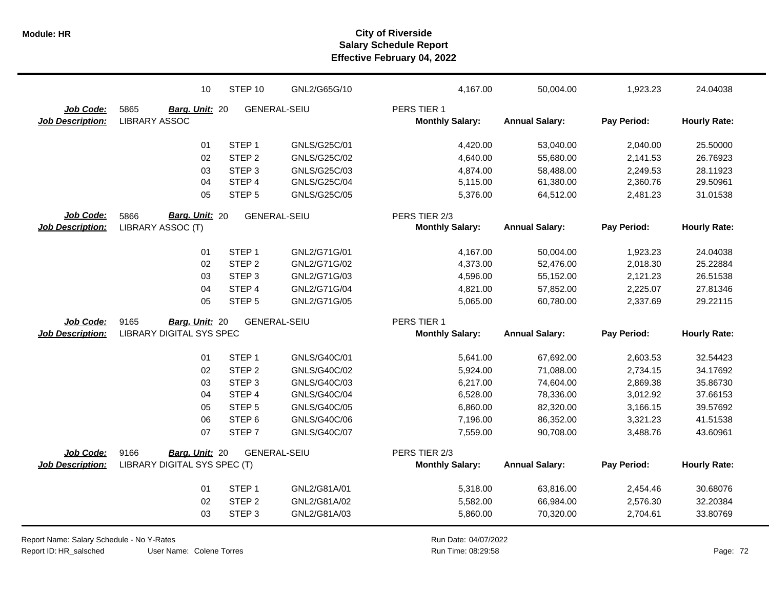| | | | | | | | |
|---|---|---|---|---|---|---|---|
| | 10 | STEP 10 | GNL2/G65G/10 | 4,167.00 | 50,004.00 | 1,923.23 | 24.04038 |

**Job Code:** 5865 **Barg. Unit:** 20 GENERAL-SEIU PERS TIER 1
**Job Description:** LIBRARY ASSOC

| | Step | Code | Monthly Salary: | Annual Salary: | Pay Period: | Hourly Rate: |
|---|---|---|---|---|---|---|
| 01 | STEP 1 | GNLS/G25C/01 | 4,420.00 | 53,040.00 | 2,040.00 | 25.50000 |
| 02 | STEP 2 | GNLS/G25C/02 | 4,640.00 | 55,680.00 | 2,141.53 | 26.76923 |
| 03 | STEP 3 | GNLS/G25C/03 | 4,874.00 | 58,488.00 | 2,249.53 | 28.11923 |
| 04 | STEP 4 | GNLS/G25C/04 | 5,115.00 | 61,380.00 | 2,360.76 | 29.50961 |
| 05 | STEP 5 | GNLS/G25C/05 | 5,376.00 | 64,512.00 | 2,481.23 | 31.01538 |

**Job Code:** 5866 **Barg. Unit:** 20 GENERAL-SEIU PERS TIER 2/3
**Job Description:** LIBRARY ASSOC (T)

| | Step | Code | Monthly Salary: | Annual Salary: | Pay Period: | Hourly Rate: |
|---|---|---|---|---|---|---|
| 01 | STEP 1 | GNL2/G71G/01 | 4,167.00 | 50,004.00 | 1,923.23 | 24.04038 |
| 02 | STEP 2 | GNL2/G71G/02 | 4,373.00 | 52,476.00 | 2,018.30 | 25.22884 |
| 03 | STEP 3 | GNL2/G71G/03 | 4,596.00 | 55,152.00 | 2,121.23 | 26.51538 |
| 04 | STEP 4 | GNL2/G71G/04 | 4,821.00 | 57,852.00 | 2,225.07 | 27.81346 |
| 05 | STEP 5 | GNL2/G71G/05 | 5,065.00 | 60,780.00 | 2,337.69 | 29.22115 |

**Job Code:** 9165 **Barg. Unit:** 20 GENERAL-SEIU PERS TIER 1
**Job Description:** LIBRARY DIGITAL SYS SPEC

| | Step | Code | Monthly Salary: | Annual Salary: | Pay Period: | Hourly Rate: |
|---|---|---|---|---|---|---|
| 01 | STEP 1 | GNLS/G40C/01 | 5,641.00 | 67,692.00 | 2,603.53 | 32.54423 |
| 02 | STEP 2 | GNLS/G40C/02 | 5,924.00 | 71,088.00 | 2,734.15 | 34.17692 |
| 03 | STEP 3 | GNLS/G40C/03 | 6,217.00 | 74,604.00 | 2,869.38 | 35.86730 |
| 04 | STEP 4 | GNLS/G40C/04 | 6,528.00 | 78,336.00 | 3,012.92 | 37.66153 |
| 05 | STEP 5 | GNLS/G40C/05 | 6,860.00 | 82,320.00 | 3,166.15 | 39.57692 |
| 06 | STEP 6 | GNLS/G40C/06 | 7,196.00 | 86,352.00 | 3,321.23 | 41.51538 |
| 07 | STEP 7 | GNLS/G40C/07 | 7,559.00 | 90,708.00 | 3,488.76 | 43.60961 |

**Job Code:** 9166 **Barg. Unit:** 20 GENERAL-SEIU PERS TIER 2/3
**Job Description:** LIBRARY DIGITAL SYS SPEC (T)

| | Step | Code | Monthly Salary: | Annual Salary: | Pay Period: | Hourly Rate: |
|---|---|---|---|---|---|---|
| 01 | STEP 1 | GNL2/G81A/01 | 5,318.00 | 63,816.00 | 2,454.46 | 30.68076 |
| 02 | STEP 2 | GNL2/G81A/02 | 5,582.00 | 66,984.00 | 2,576.30 | 32.20384 |
| 03 | STEP 3 | GNL2/G81A/03 | 5,860.00 | 70,320.00 | 2,704.61 | 33.80769 |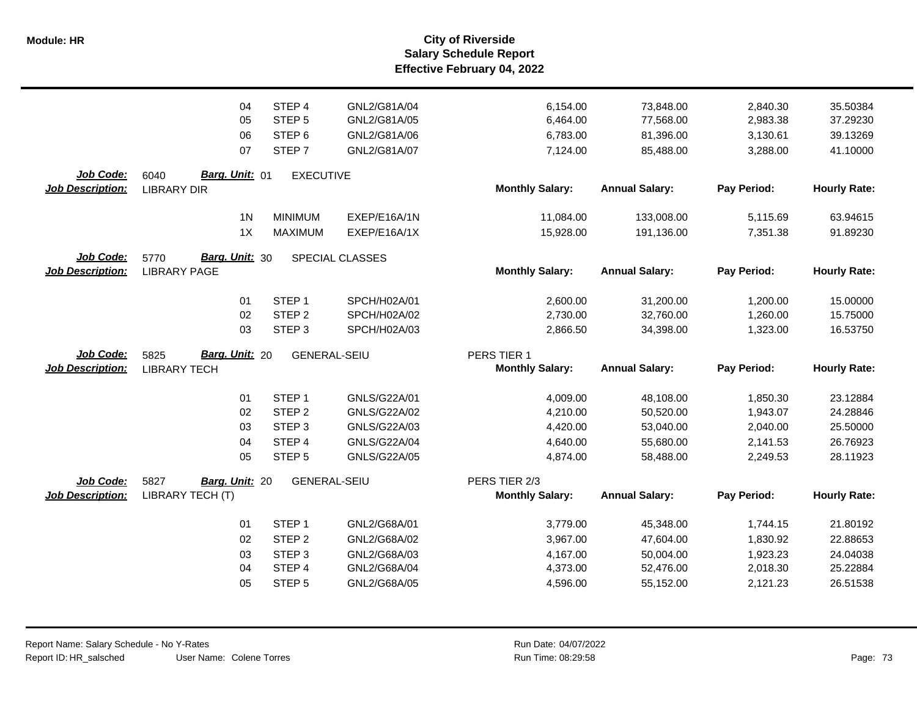# City of Riverside
## Salary Schedule Report
### Effective February 04, 2022

| | | | | Monthly Salary | Annual Salary | Pay Period | Hourly Rate |
|---|---|---|---|---|---|---|---|
| | 04 | STEP 4 | GNL2/G81A/04 | 6,154.00 | 73,848.00 | 2,840.30 | 35.50384 |
| | 05 | STEP 5 | GNL2/G81A/05 | 6,464.00 | 77,568.00 | 2,983.38 | 37.29230 |
| | 06 | STEP 6 | GNL2/G81A/06 | 6,783.00 | 81,396.00 | 3,130.61 | 39.13269 |
| | 07 | STEP 7 | GNL2/G81A/07 | 7,124.00 | 85,488.00 | 3,288.00 | 41.10000 |

**Job Code:** 6040 **Barg. Unit:** 01 EXECUTIVE
**Job Description:** LIBRARY DIR

| | | | Monthly Salary: | Annual Salary: | Pay Period: | Hourly Rate: |
|---|---|---|---|---|---|---|
| 1N | MINIMUM | EXEP/E16A/1N | 11,084.00 | 133,008.00 | 5,115.69 | 63.94615 |
| 1X | MAXIMUM | EXEP/E16A/1X | 15,928.00 | 191,136.00 | 7,351.38 | 91.89230 |

**Job Code:** 5770 **Barg. Unit:** 30 SPECIAL CLASSES
**Job Description:** LIBRARY PAGE

| | | | Monthly Salary: | Annual Salary: | Pay Period: | Hourly Rate: |
|---|---|---|---|---|---|---|
| 01 | STEP 1 | SPCH/H02A/01 | 2,600.00 | 31,200.00 | 1,200.00 | 15.00000 |
| 02 | STEP 2 | SPCH/H02A/02 | 2,730.00 | 32,760.00 | 1,260.00 | 15.75000 |
| 03 | STEP 3 | SPCH/H02A/03 | 2,866.50 | 34,398.00 | 1,323.00 | 16.53750 |

**Job Code:** 5825 **Barg. Unit:** 20 GENERAL-SEIU PERS TIER 1
**Job Description:** LIBRARY TECH

| | | | Monthly Salary: | Annual Salary: | Pay Period: | Hourly Rate: |
|---|---|---|---|---|---|---|
| 01 | STEP 1 | GNLS/G22A/01 | 4,009.00 | 48,108.00 | 1,850.30 | 23.12884 |
| 02 | STEP 2 | GNLS/G22A/02 | 4,210.00 | 50,520.00 | 1,943.07 | 24.28846 |
| 03 | STEP 3 | GNLS/G22A/03 | 4,420.00 | 53,040.00 | 2,040.00 | 25.50000 |
| 04 | STEP 4 | GNLS/G22A/04 | 4,640.00 | 55,680.00 | 2,141.53 | 26.76923 |
| 05 | STEP 5 | GNLS/G22A/05 | 4,874.00 | 58,488.00 | 2,249.53 | 28.11923 |

**Job Code:** 5827 **Barg. Unit:** 20 GENERAL-SEIU PERS TIER 2/3
**Job Description:** LIBRARY TECH (T)

| | | | Monthly Salary: | Annual Salary: | Pay Period: | Hourly Rate: |
|---|---|---|---|---|---|---|
| 01 | STEP 1 | GNL2/G68A/01 | 3,779.00 | 45,348.00 | 1,744.15 | 21.80192 |
| 02 | STEP 2 | GNL2/G68A/02 | 3,967.00 | 47,604.00 | 1,830.92 | 22.88653 |
| 03 | STEP 3 | GNL2/G68A/03 | 4,167.00 | 50,004.00 | 1,923.23 | 24.04038 |
| 04 | STEP 4 | GNL2/G68A/04 | 4,373.00 | 52,476.00 | 2,018.30 | 25.22884 |
| 05 | STEP 5 | GNL2/G68A/05 | 4,596.00 | 55,152.00 | 2,121.23 | 26.51538 |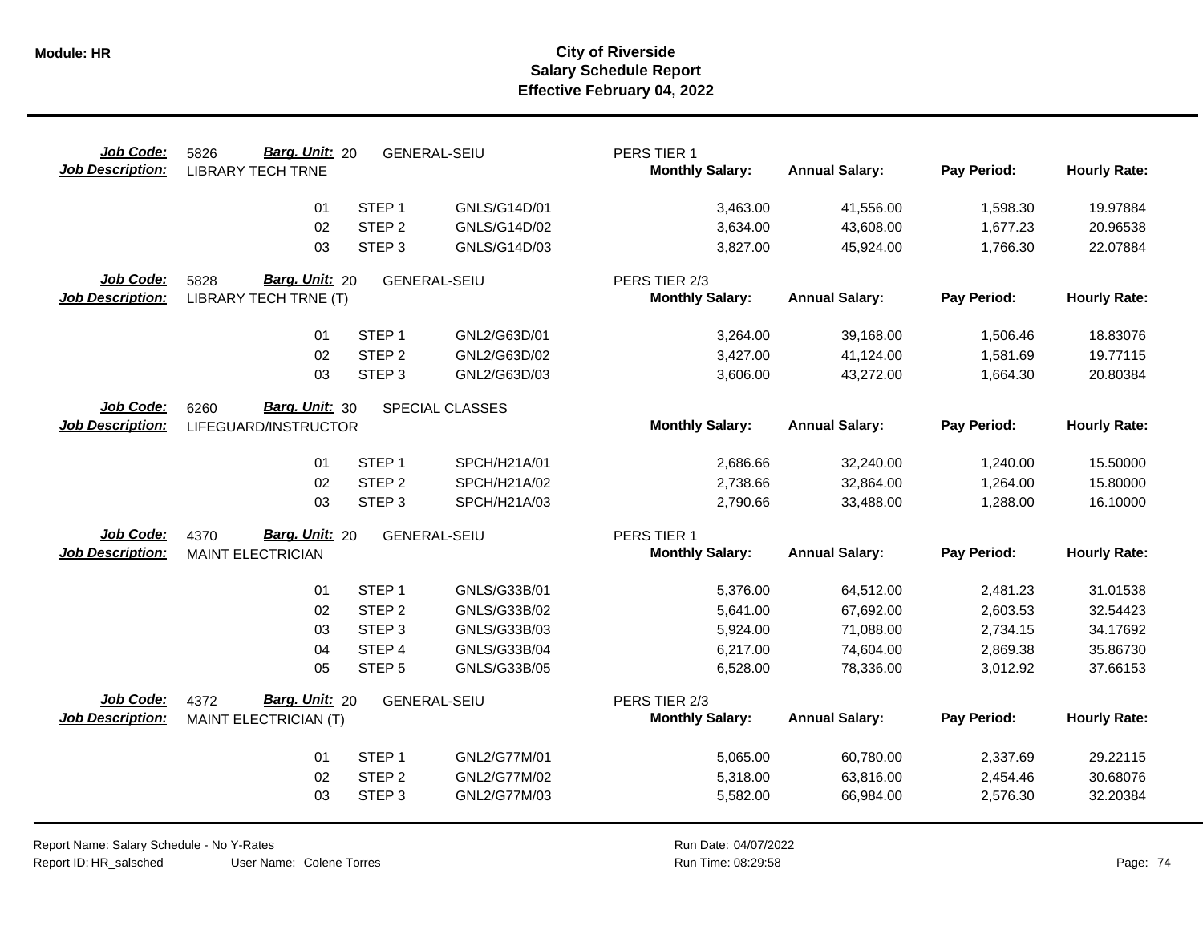**Module: HR**

# City of Riverside
## Salary Schedule Report
### Effective February 04, 2022

**Job Code:** 5826 **Barg. Unit:** 20 GENERAL-SEIU PERS TIER 1
**Job Description:** LIBRARY TECH TRNE

| | Step | Code | Monthly Salary | Annual Salary | Pay Period | Hourly Rate |
|---|---|---|---|---|---|---|
| 01 | STEP 1 | GNLS/G14D/01 | 3,463.00 | 41,556.00 | 1,598.30 | 19.97884 |
| 02 | STEP 2 | GNLS/G14D/02 | 3,634.00 | 43,608.00 | 1,677.23 | 20.96538 |
| 03 | STEP 3 | GNLS/G14D/03 | 3,827.00 | 45,924.00 | 1,766.30 | 22.07884 |

**Job Code:** 5828 **Barg. Unit:** 20 GENERAL-SEIU PERS TIER 2/3
**Job Description:** LIBRARY TECH TRNE (T)

| | Step | Code | Monthly Salary | Annual Salary | Pay Period | Hourly Rate |
|---|---|---|---|---|---|---|
| 01 | STEP 1 | GNL2/G63D/01 | 3,264.00 | 39,168.00 | 1,506.46 | 18.83076 |
| 02 | STEP 2 | GNL2/G63D/02 | 3,427.00 | 41,124.00 | 1,581.69 | 19.77115 |
| 03 | STEP 3 | GNL2/G63D/03 | 3,606.00 | 43,272.00 | 1,664.30 | 20.80384 |

**Job Code:** 6260 **Barg. Unit:** 30 SPECIAL CLASSES
**Job Description:** LIFEGUARD/INSTRUCTOR

| | Step | Code | Monthly Salary | Annual Salary | Pay Period | Hourly Rate |
|---|---|---|---|---|---|---|
| 01 | STEP 1 | SPCH/H21A/01 | 2,686.66 | 32,240.00 | 1,240.00 | 15.50000 |
| 02 | STEP 2 | SPCH/H21A/02 | 2,738.66 | 32,864.00 | 1,264.00 | 15.80000 |
| 03 | STEP 3 | SPCH/H21A/03 | 2,790.66 | 33,488.00 | 1,288.00 | 16.10000 |

**Job Code:** 4370 **Barg. Unit:** 20 GENERAL-SEIU PERS TIER 1
**Job Description:** MAINT ELECTRICIAN

| | Step | Code | Monthly Salary | Annual Salary | Pay Period | Hourly Rate |
|---|---|---|---|---|---|---|
| 01 | STEP 1 | GNLS/G33B/01 | 5,376.00 | 64,512.00 | 2,481.23 | 31.01538 |
| 02 | STEP 2 | GNLS/G33B/02 | 5,641.00 | 67,692.00 | 2,603.53 | 32.54423 |
| 03 | STEP 3 | GNLS/G33B/03 | 5,924.00 | 71,088.00 | 2,734.15 | 34.17692 |
| 04 | STEP 4 | GNLS/G33B/04 | 6,217.00 | 74,604.00 | 2,869.38 | 35.86730 |
| 05 | STEP 5 | GNLS/G33B/05 | 6,528.00 | 78,336.00 | 3,012.92 | 37.66153 |

**Job Code:** 4372 **Barg. Unit:** 20 GENERAL-SEIU PERS TIER 2/3
**Job Description:** MAINT ELECTRICIAN (T)

| | Step | Code | Monthly Salary | Annual Salary | Pay Period | Hourly Rate |
|---|---|---|---|---|---|---|
| 01 | STEP 1 | GNL2/G77M/01 | 5,065.00 | 60,780.00 | 2,337.69 | 29.22115 |
| 02 | STEP 2 | GNL2/G77M/02 | 5,318.00 | 63,816.00 | 2,454.46 | 30.68076 |
| 03 | STEP 3 | GNL2/G77M/03 | 5,582.00 | 66,984.00 | 2,576.30 | 32.20384 |

Report Name: Salary Schedule - No Y-Rates
Report ID: HR_salsched User Name: Colene Torres
Run Date: 04/07/2022
Run Time: 08:29:58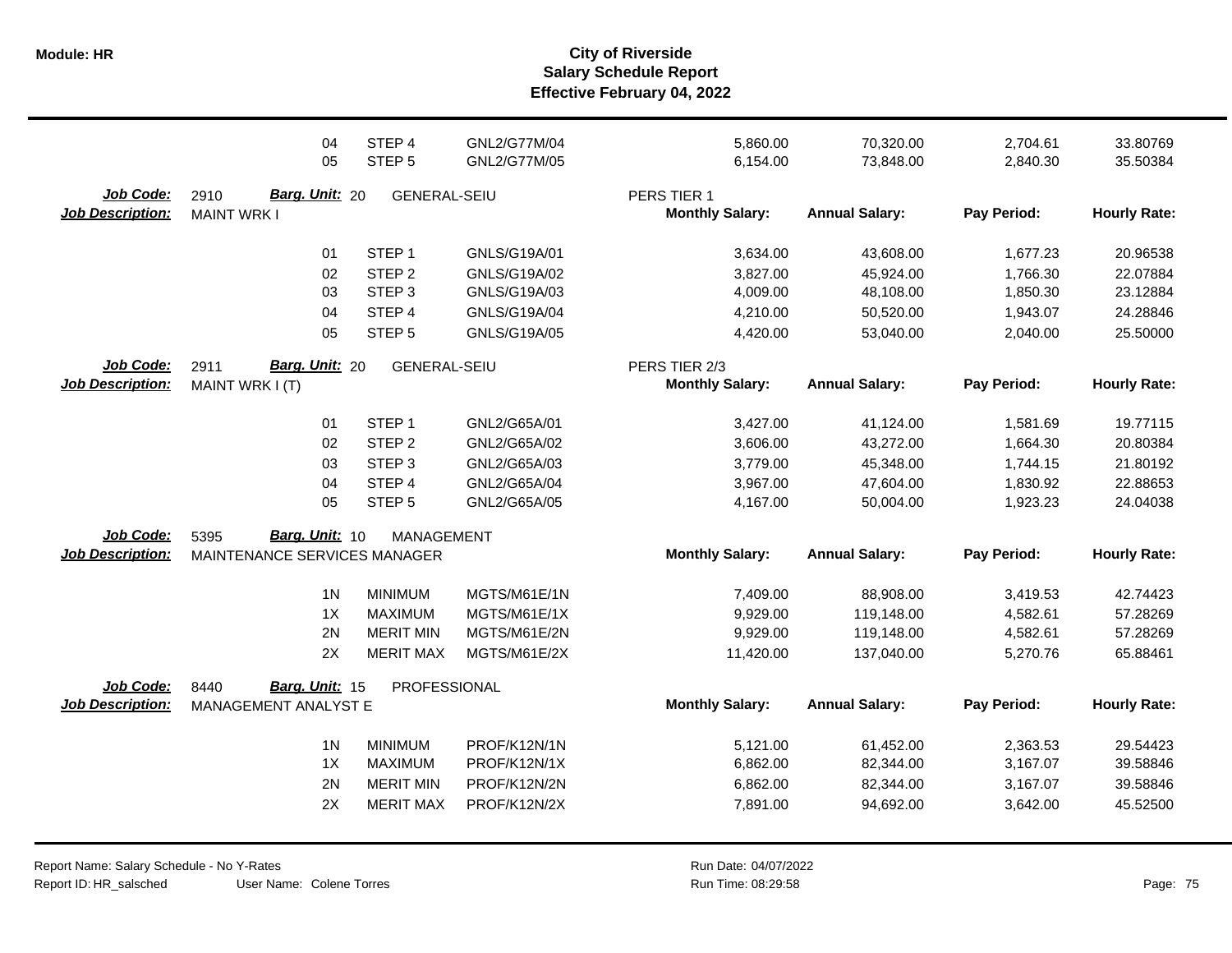| | | | | | | | |
|---|---|---|---|---|---|---|---|
| 04 | STEP 4 | GNL2/G77M/04 | | 5,860.00 | 70,320.00 | 2,704.61 | 33.80769 |
| 05 | STEP 5 | GNL2/G77M/05 | | 6,154.00 | 73,848.00 | 2,840.30 | 35.50384 |

**Job Code:** 2910 **Barg. Unit:** 20 GENERAL-SEIU PERS TIER 1
**Job Description:** MAINT WRK I

| | | | Monthly Salary: | Annual Salary: | Pay Period: | Hourly Rate: |
|---|---|---|---|---|---|---|
| 01 | STEP 1 | GNLS/G19A/01 | 3,634.00 | 43,608.00 | 1,677.23 | 20.96538 |
| 02 | STEP 2 | GNLS/G19A/02 | 3,827.00 | 45,924.00 | 1,766.30 | 22.07884 |
| 03 | STEP 3 | GNLS/G19A/03 | 4,009.00 | 48,108.00 | 1,850.30 | 23.12884 |
| 04 | STEP 4 | GNLS/G19A/04 | 4,210.00 | 50,520.00 | 1,943.07 | 24.28846 |
| 05 | STEP 5 | GNLS/G19A/05 | 4,420.00 | 53,040.00 | 2,040.00 | 25.50000 |

**Job Code:** 2911 **Barg. Unit:** 20 GENERAL-SEIU PERS TIER 2/3
**Job Description:** MAINT WRK I (T)

| | | | Monthly Salary: | Annual Salary: | Pay Period: | Hourly Rate: |
|---|---|---|---|---|---|---|
| 01 | STEP 1 | GNL2/G65A/01 | 3,427.00 | 41,124.00 | 1,581.69 | 19.77115 |
| 02 | STEP 2 | GNL2/G65A/02 | 3,606.00 | 43,272.00 | 1,664.30 | 20.80384 |
| 03 | STEP 3 | GNL2/G65A/03 | 3,779.00 | 45,348.00 | 1,744.15 | 21.80192 |
| 04 | STEP 4 | GNL2/G65A/04 | 3,967.00 | 47,604.00 | 1,830.92 | 22.88653 |
| 05 | STEP 5 | GNL2/G65A/05 | 4,167.00 | 50,004.00 | 1,923.23 | 24.04038 |

**Job Code:** 5395 **Barg. Unit:** 10 MANAGEMENT
**Job Description:** MAINTENANCE SERVICES MANAGER

| | | | Monthly Salary: | Annual Salary: | Pay Period: | Hourly Rate: |
|---|---|---|---|---|---|---|
| 1N | MINIMUM | MGTS/M61E/1N | 7,409.00 | 88,908.00 | 3,419.53 | 42.74423 |
| 1X | MAXIMUM | MGTS/M61E/1X | 9,929.00 | 119,148.00 | 4,582.61 | 57.28269 |
| 2N | MERIT MIN | MGTS/M61E/2N | 9,929.00 | 119,148.00 | 4,582.61 | 57.28269 |
| 2X | MERIT MAX | MGTS/M61E/2X | 11,420.00 | 137,040.00 | 5,270.76 | 65.88461 |

**Job Code:** 8440 **Barg. Unit:** 15 PROFESSIONAL
**Job Description:** MANAGEMENT ANALYST E

| | | | Monthly Salary: | Annual Salary: | Pay Period: | Hourly Rate: |
|---|---|---|---|---|---|---|
| 1N | MINIMUM | PROF/K12N/1N | 5,121.00 | 61,452.00 | 2,363.53 | 29.54423 |
| 1X | MAXIMUM | PROF/K12N/1X | 6,862.00 | 82,344.00 | 3,167.07 | 39.58846 |
| 2N | MERIT MIN | PROF/K12N/2N | 6,862.00 | 82,344.00 | 3,167.07 | 39.58846 |
| 2X | MERIT MAX | PROF/K12N/2X | 7,891.00 | 94,692.00 | 3,642.00 | 45.52500 |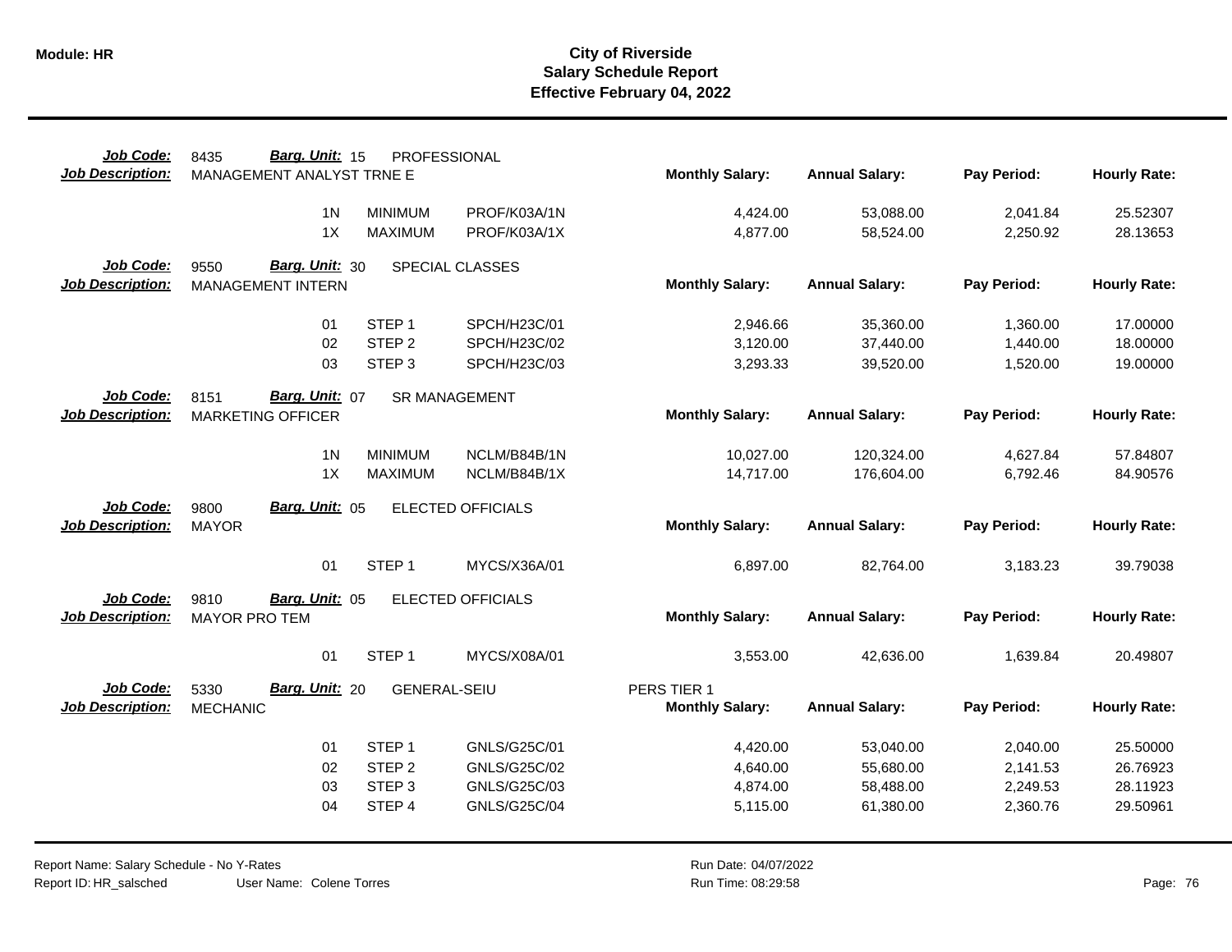**Module: HR**

# City of Riverside
## Salary Schedule Report
### Effective February 04, 2022

| | | | | Monthly Salary: | Annual Salary: | Pay Period: | Hourly Rate: |
|---|---|---|---|---|---|---|---|
| **Job Code:** 8435 **Barg. Unit:** 15 PROFESSIONAL | | | | | | | |
| **Job Description:** MANAGEMENT ANALYST TRNE E | | | | | | | |
| | 1N | MINIMUM | PROF/K03A/1N | 4,424.00 | 53,088.00 | 2,041.84 | 25.52307 |
| | 1X | MAXIMUM | PROF/K03A/1X | 4,877.00 | 58,524.00 | 2,250.92 | 28.13653 |
| **Job Code:** 9550 **Barg. Unit:** 30 SPECIAL CLASSES | | | | | | | |
| **Job Description:** MANAGEMENT INTERN | | | | | | | |
| | 01 | STEP 1 | SPCH/H23C/01 | 2,946.66 | 35,360.00 | 1,360.00 | 17.00000 |
| | 02 | STEP 2 | SPCH/H23C/02 | 3,120.00 | 37,440.00 | 1,440.00 | 18.00000 |
| | 03 | STEP 3 | SPCH/H23C/03 | 3,293.33 | 39,520.00 | 1,520.00 | 19.00000 |
| **Job Code:** 8151 **Barg. Unit:** 07 SR MANAGEMENT | | | | | | | |
| **Job Description:** MARKETING OFFICER | | | | | | | |
| | 1N | MINIMUM | NCLM/B84B/1N | 10,027.00 | 120,324.00 | 4,627.84 | 57.84807 |
| | 1X | MAXIMUM | NCLM/B84B/1X | 14,717.00 | 176,604.00 | 6,792.46 | 84.90576 |
| **Job Code:** 9800 **Barg. Unit:** 05 ELECTED OFFICIALS | | | | | | | |
| **Job Description:** MAYOR | | | | | | | |
| | 01 | STEP 1 | MYCS/X36A/01 | 6,897.00 | 82,764.00 | 3,183.23 | 39.79038 |
| **Job Code:** 9810 **Barg. Unit:** 05 ELECTED OFFICIALS | | | | | | | |
| **Job Description:** MAYOR PRO TEM | | | | | | | |
| | 01 | STEP 1 | MYCS/X08A/01 | 3,553.00 | 42,636.00 | 1,639.84 | 20.49807 |
| **Job Code:** 5330 **Barg. Unit:** 20 GENERAL-SEIU | | | | PERS TIER 1 | | | |
| **Job Description:** MECHANIC | | | | | | | |
| | 01 | STEP 1 | GNLS/G25C/01 | 4,420.00 | 53,040.00 | 2,040.00 | 25.50000 |
| | 02 | STEP 2 | GNLS/G25C/02 | 4,640.00 | 55,680.00 | 2,141.53 | 26.76923 |
| | 03 | STEP 3 | GNLS/G25C/03 | 4,874.00 | 58,488.00 | 2,249.53 | 28.11923 |
| | 04 | STEP 4 | GNLS/G25C/04 | 5,115.00 | 61,380.00 | 2,360.76 | 29.50961 |

Report Name: Salary Schedule - No Y-Rates
Report ID: HR_salsched User Name: Colene Torres
Run Date: 04/07/2022
Run Time: 08:29:58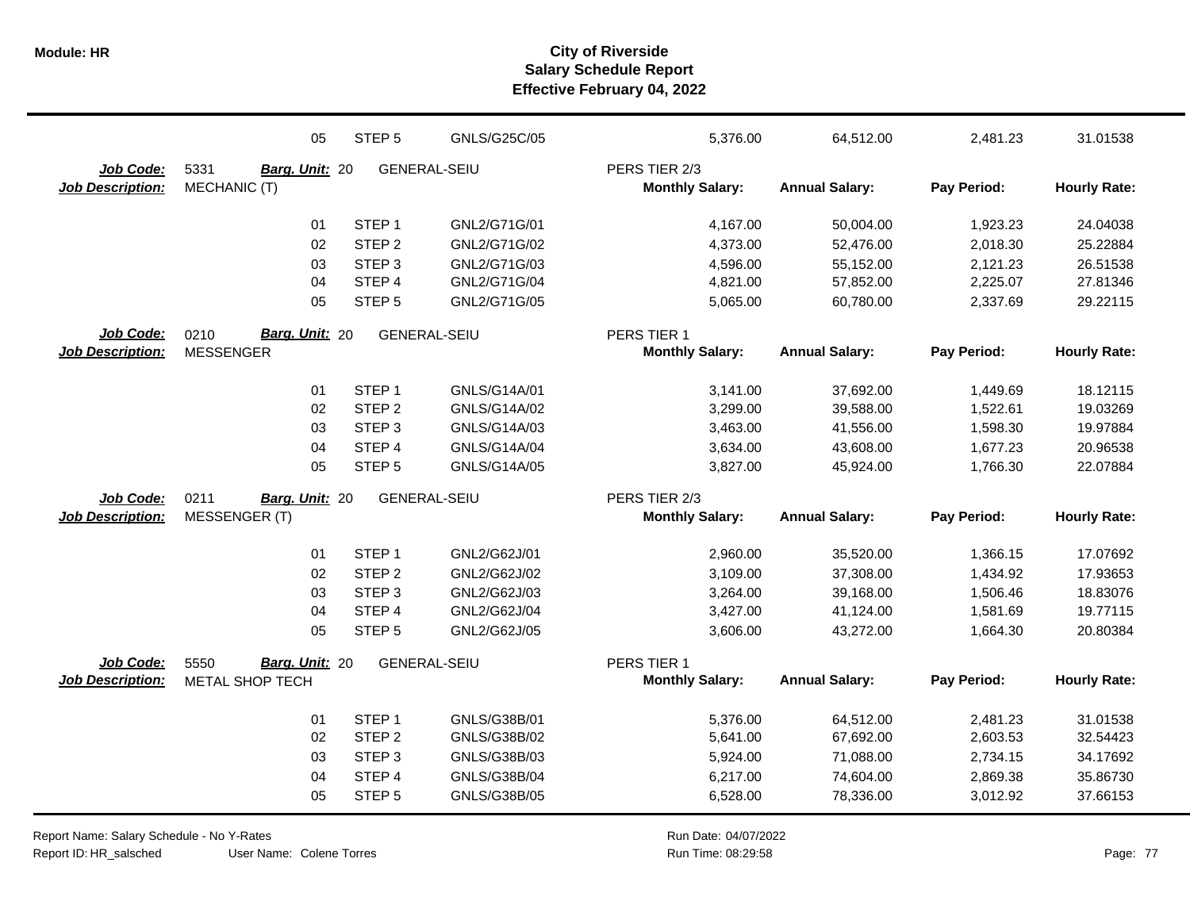| | | | | | | | | |
|---|---|---|---|---|---|---|---|---|
| | | 05 | STEP 5 | GNLS/G25C/05 | 5,376.00 | 64,512.00 | 2,481.23 | 31.01538 |
| **Job Code:** | 5331 | **Barg. Unit:** 20 | GENERAL-SEIU | | PERS TIER 2/3 | | | |
| **Job Description:** | MECHANIC (T) | | | | **Monthly Salary:** | **Annual Salary:** | **Pay Period:** | **Hourly Rate:** |
| | | 01 | STEP 1 | GNL2/G71G/01 | 4,167.00 | 50,004.00 | 1,923.23 | 24.04038 |
| | | 02 | STEP 2 | GNL2/G71G/02 | 4,373.00 | 52,476.00 | 2,018.30 | 25.22884 |
| | | 03 | STEP 3 | GNL2/G71G/03 | 4,596.00 | 55,152.00 | 2,121.23 | 26.51538 |
| | | 04 | STEP 4 | GNL2/G71G/04 | 4,821.00 | 57,852.00 | 2,225.07 | 27.81346 |
| | | 05 | STEP 5 | GNL2/G71G/05 | 5,065.00 | 60,780.00 | 2,337.69 | 29.22115 |
| **Job Code:** | 0210 | **Barg. Unit:** 20 | GENERAL-SEIU | | PERS TIER 1 | | | |
| **Job Description:** | MESSENGER | | | | **Monthly Salary:** | **Annual Salary:** | **Pay Period:** | **Hourly Rate:** |
| | | 01 | STEP 1 | GNLS/G14A/01 | 3,141.00 | 37,692.00 | 1,449.69 | 18.12115 |
| | | 02 | STEP 2 | GNLS/G14A/02 | 3,299.00 | 39,588.00 | 1,522.61 | 19.03269 |
| | | 03 | STEP 3 | GNLS/G14A/03 | 3,463.00 | 41,556.00 | 1,598.30 | 19.97884 |
| | | 04 | STEP 4 | GNLS/G14A/04 | 3,634.00 | 43,608.00 | 1,677.23 | 20.96538 |
| | | 05 | STEP 5 | GNLS/G14A/05 | 3,827.00 | 45,924.00 | 1,766.30 | 22.07884 |
| **Job Code:** | 0211 | **Barg. Unit:** 20 | GENERAL-SEIU | | PERS TIER 2/3 | | | |
| **Job Description:** | MESSENGER (T) | | | | **Monthly Salary:** | **Annual Salary:** | **Pay Period:** | **Hourly Rate:** |
| | | 01 | STEP 1 | GNL2/G62J/01 | 2,960.00 | 35,520.00 | 1,366.15 | 17.07692 |
| | | 02 | STEP 2 | GNL2/G62J/02 | 3,109.00 | 37,308.00 | 1,434.92 | 17.93653 |
| | | 03 | STEP 3 | GNL2/G62J/03 | 3,264.00 | 39,168.00 | 1,506.46 | 18.83076 |
| | | 04 | STEP 4 | GNL2/G62J/04 | 3,427.00 | 41,124.00 | 1,581.69 | 19.77115 |
| | | 05 | STEP 5 | GNL2/G62J/05 | 3,606.00 | 43,272.00 | 1,664.30 | 20.80384 |
| **Job Code:** | 5550 | **Barg. Unit:** 20 | GENERAL-SEIU | | PERS TIER 1 | | | |
| **Job Description:** | METAL SHOP TECH | | | | **Monthly Salary:** | **Annual Salary:** | **Pay Period:** | **Hourly Rate:** |
| | | 01 | STEP 1 | GNLS/G38B/01 | 5,376.00 | 64,512.00 | 2,481.23 | 31.01538 |
| | | 02 | STEP 2 | GNLS/G38B/02 | 5,641.00 | 67,692.00 | 2,603.53 | 32.54423 |
| | | 03 | STEP 3 | GNLS/G38B/03 | 5,924.00 | 71,088.00 | 2,734.15 | 34.17692 |
| | | 04 | STEP 4 | GNLS/G38B/04 | 6,217.00 | 74,604.00 | 2,869.38 | 35.86730 |
| | | 05 | STEP 5 | GNLS/G38B/05 | 6,528.00 | 78,336.00 | 3,012.92 | 37.66153 |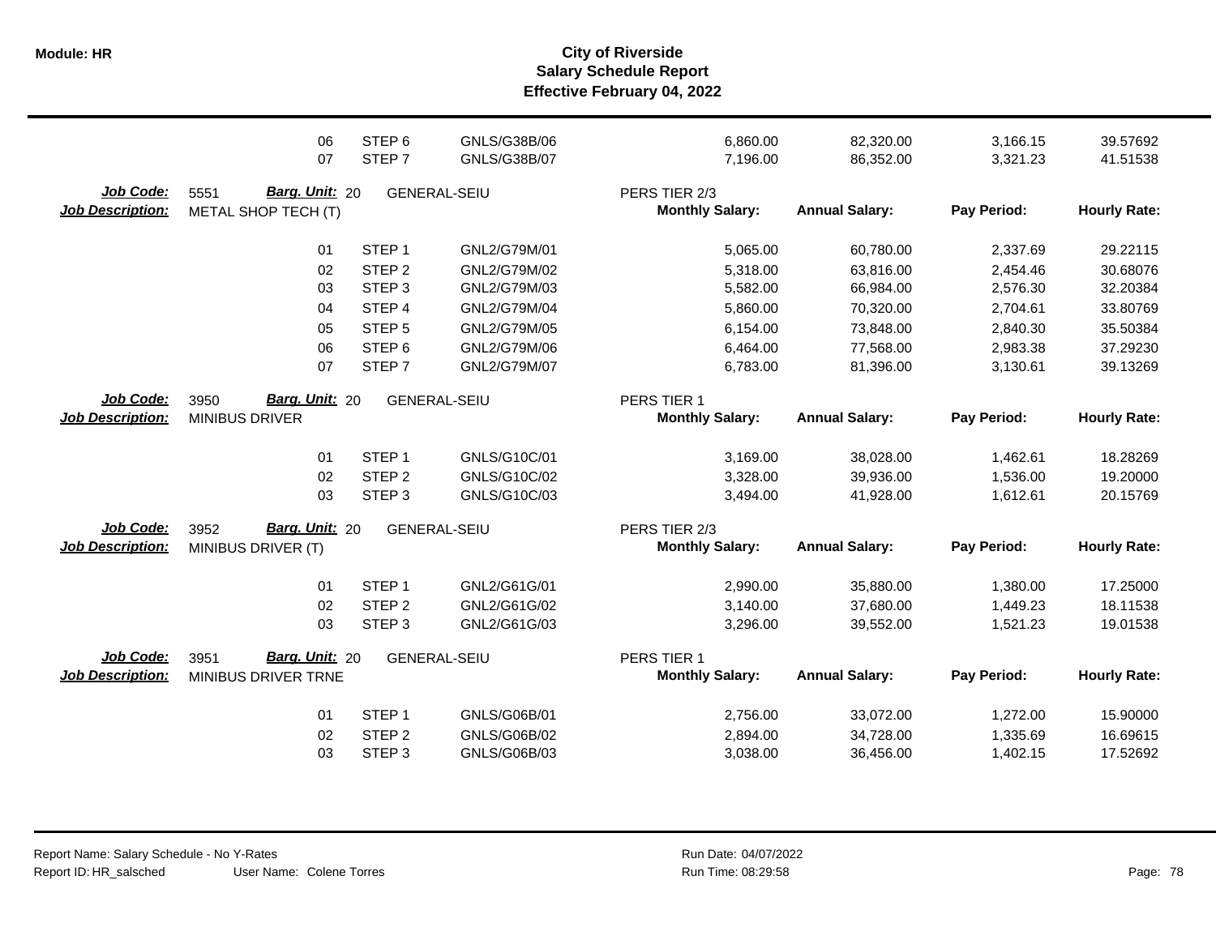# City of Riverside
## Salary Schedule Report
### Effective February 04, 2022

| | | | | | | | |
|---|---|---|---|---|---|---|---|
| 06 | STEP 6 | GNLS/G38B/06 | 6,860.00 | 82,320.00 | 3,166.15 | 39.57692 |
| 07 | STEP 7 | GNLS/G38B/07 | 7,196.00 | 86,352.00 | 3,321.23 | 41.51538 |

**Job Code:** 5551 **Barg. Unit:** 20 GENERAL-SEIU PERS TIER 2/3
**Job Description:** METAL SHOP TECH (T)

| | | | Monthly Salary: | Annual Salary: | Pay Period: | Hourly Rate: |
|---|---|---|---|---|---|---|
| 01 | STEP 1 | GNL2/G79M/01 | 5,065.00 | 60,780.00 | 2,337.69 | 29.22115 |
| 02 | STEP 2 | GNL2/G79M/02 | 5,318.00 | 63,816.00 | 2,454.46 | 30.68076 |
| 03 | STEP 3 | GNL2/G79M/03 | 5,582.00 | 66,984.00 | 2,576.30 | 32.20384 |
| 04 | STEP 4 | GNL2/G79M/04 | 5,860.00 | 70,320.00 | 2,704.61 | 33.80769 |
| 05 | STEP 5 | GNL2/G79M/05 | 6,154.00 | 73,848.00 | 2,840.30 | 35.50384 |
| 06 | STEP 6 | GNL2/G79M/06 | 6,464.00 | 77,568.00 | 2,983.38 | 37.29230 |
| 07 | STEP 7 | GNL2/G79M/07 | 6,783.00 | 81,396.00 | 3,130.61 | 39.13269 |

**Job Code:** 3950 **Barg. Unit:** 20 GENERAL-SEIU PERS TIER 1
**Job Description:** MINIBUS DRIVER

| | | | Monthly Salary: | Annual Salary: | Pay Period: | Hourly Rate: |
|---|---|---|---|---|---|---|
| 01 | STEP 1 | GNLS/G10C/01 | 3,169.00 | 38,028.00 | 1,462.61 | 18.28269 |
| 02 | STEP 2 | GNLS/G10C/02 | 3,328.00 | 39,936.00 | 1,536.00 | 19.20000 |
| 03 | STEP 3 | GNLS/G10C/03 | 3,494.00 | 41,928.00 | 1,612.61 | 20.15769 |

**Job Code:** 3952 **Barg. Unit:** 20 GENERAL-SEIU PERS TIER 2/3
**Job Description:** MINIBUS DRIVER (T)

| | | | Monthly Salary: | Annual Salary: | Pay Period: | Hourly Rate: |
|---|---|---|---|---|---|---|
| 01 | STEP 1 | GNL2/G61G/01 | 2,990.00 | 35,880.00 | 1,380.00 | 17.25000 |
| 02 | STEP 2 | GNL2/G61G/02 | 3,140.00 | 37,680.00 | 1,449.23 | 18.11538 |
| 03 | STEP 3 | GNL2/G61G/03 | 3,296.00 | 39,552.00 | 1,521.23 | 19.01538 |

**Job Code:** 3951 **Barg. Unit:** 20 GENERAL-SEIU PERS TIER 1
**Job Description:** MINIBUS DRIVER TRNE

| | | | Monthly Salary: | Annual Salary: | Pay Period: | Hourly Rate: |
|---|---|---|---|---|---|---|
| 01 | STEP 1 | GNLS/G06B/01 | 2,756.00 | 33,072.00 | 1,272.00 | 15.90000 |
| 02 | STEP 2 | GNLS/G06B/02 | 2,894.00 | 34,728.00 | 1,335.69 | 16.69615 |
| 03 | STEP 3 | GNLS/G06B/03 | 3,038.00 | 36,456.00 | 1,402.15 | 17.52692 |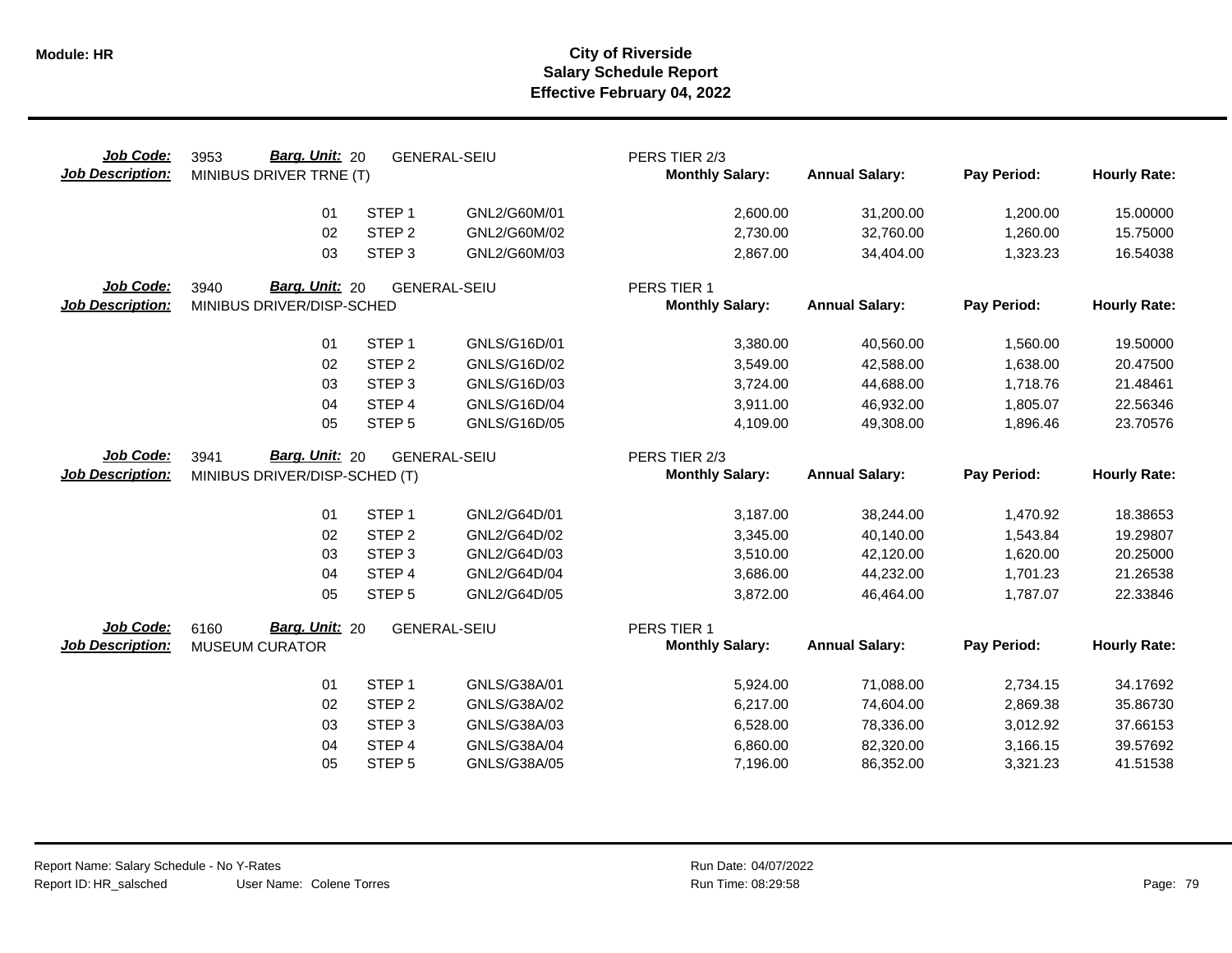# City of Riverside
## Salary Schedule Report
### Effective February 04, 2022

**Job Code:** 3953 **Barg. Unit:** 20 GENERAL-SEIU PERS TIER 2/3
**Job Description:** MINIBUS DRIVER TRNE (T)

| | | | Monthly Salary: | Annual Salary: | Pay Period: | Hourly Rate: |
|---|---|---|---|---|---|---|
| 01 | STEP 1 | GNL2/G60M/01 | 2,600.00 | 31,200.00 | 1,200.00 | 15.00000 |
| 02 | STEP 2 | GNL2/G60M/02 | 2,730.00 | 32,760.00 | 1,260.00 | 15.75000 |
| 03 | STEP 3 | GNL2/G60M/03 | 2,867.00 | 34,404.00 | 1,323.23 | 16.54038 |

**Job Code:** 3940 **Barg. Unit:** 20 GENERAL-SEIU PERS TIER 1
**Job Description:** MINIBUS DRIVER/DISP-SCHED

| | | | Monthly Salary: | Annual Salary: | Pay Period: | Hourly Rate: |
|---|---|---|---|---|---|---|
| 01 | STEP 1 | GNLS/G16D/01 | 3,380.00 | 40,560.00 | 1,560.00 | 19.50000 |
| 02 | STEP 2 | GNLS/G16D/02 | 3,549.00 | 42,588.00 | 1,638.00 | 20.47500 |
| 03 | STEP 3 | GNLS/G16D/03 | 3,724.00 | 44,688.00 | 1,718.76 | 21.48461 |
| 04 | STEP 4 | GNLS/G16D/04 | 3,911.00 | 46,932.00 | 1,805.07 | 22.56346 |
| 05 | STEP 5 | GNLS/G16D/05 | 4,109.00 | 49,308.00 | 1,896.46 | 23.70576 |

**Job Code:** 3941 **Barg. Unit:** 20 GENERAL-SEIU PERS TIER 2/3
**Job Description:** MINIBUS DRIVER/DISP-SCHED (T)

| | | | Monthly Salary: | Annual Salary: | Pay Period: | Hourly Rate: |
|---|---|---|---|---|---|---|
| 01 | STEP 1 | GNL2/G64D/01 | 3,187.00 | 38,244.00 | 1,470.92 | 18.38653 |
| 02 | STEP 2 | GNL2/G64D/02 | 3,345.00 | 40,140.00 | 1,543.84 | 19.29807 |
| 03 | STEP 3 | GNL2/G64D/03 | 3,510.00 | 42,120.00 | 1,620.00 | 20.25000 |
| 04 | STEP 4 | GNL2/G64D/04 | 3,686.00 | 44,232.00 | 1,701.23 | 21.26538 |
| 05 | STEP 5 | GNL2/G64D/05 | 3,872.00 | 46,464.00 | 1,787.07 | 22.33846 |

**Job Code:** 6160 **Barg. Unit:** 20 GENERAL-SEIU PERS TIER 1
**Job Description:** MUSEUM CURATOR

| | | | Monthly Salary: | Annual Salary: | Pay Period: | Hourly Rate: |
|---|---|---|---|---|---|---|
| 01 | STEP 1 | GNLS/G38A/01 | 5,924.00 | 71,088.00 | 2,734.15 | 34.17692 |
| 02 | STEP 2 | GNLS/G38A/02 | 6,217.00 | 74,604.00 | 2,869.38 | 35.86730 |
| 03 | STEP 3 | GNLS/G38A/03 | 6,528.00 | 78,336.00 | 3,012.92 | 37.66153 |
| 04 | STEP 4 | GNLS/G38A/04 | 6,860.00 | 82,320.00 | 3,166.15 | 39.57692 |
| 05 | STEP 5 | GNLS/G38A/05 | 7,196.00 | 86,352.00 | 3,321.23 | 41.51538 |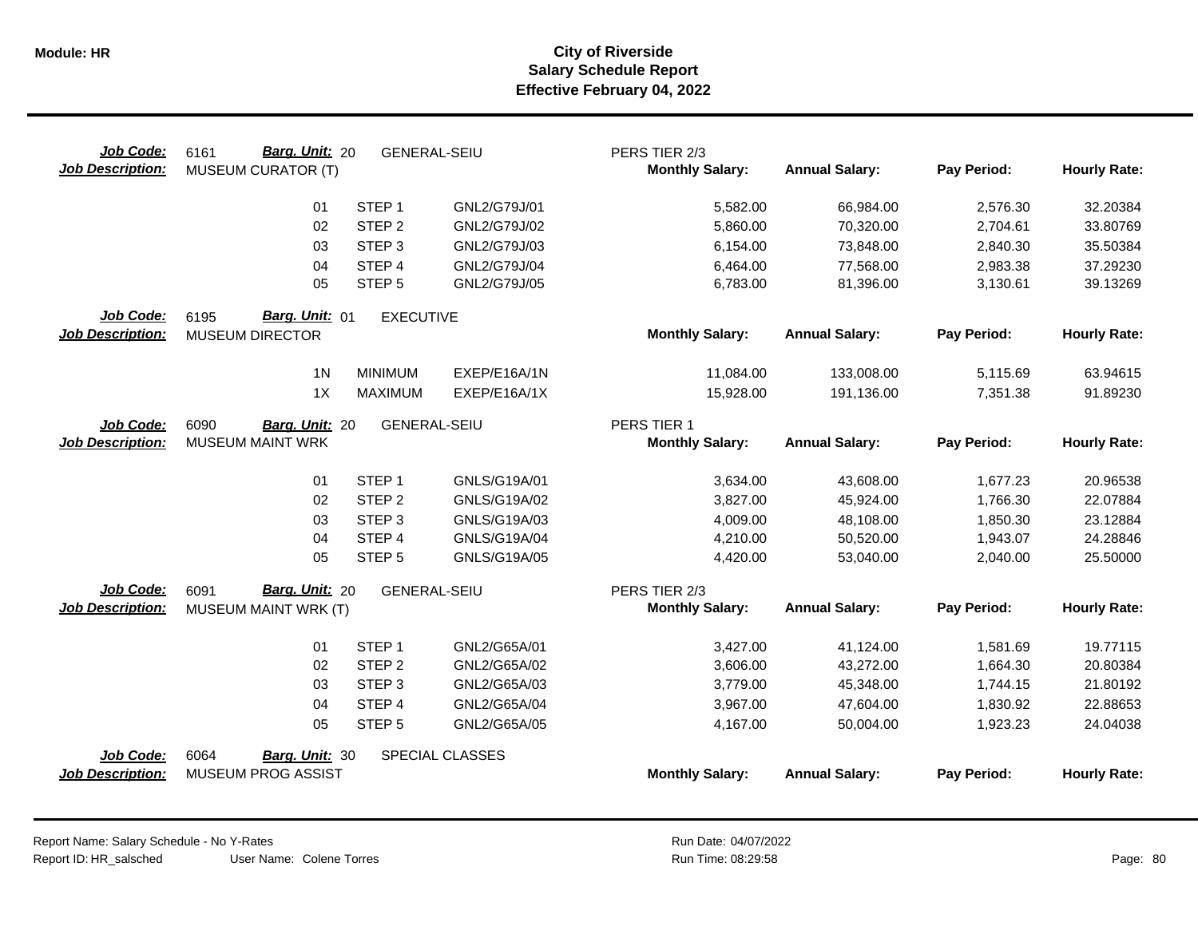| Job Code: | 6161 | Barg. Unit: 20 | GENERAL-SEIU | PERS TIER 2/3 | | | |
|---|---|---|---|---|---|---|---|
| **Job Description:** | MUSEUM CURATOR (T) | | | **Monthly Salary:** | **Annual Salary:** | **Pay Period:** | **Hourly Rate:** |
| | 01 | STEP 1 | GNL2/G79J/01 | 5,582.00 | 66,984.00 | 2,576.30 | 32.20384 |
| | 02 | STEP 2 | GNL2/G79J/02 | 5,860.00 | 70,320.00 | 2,704.61 | 33.80769 |
| | 03 | STEP 3 | GNL2/G79J/03 | 6,154.00 | 73,848.00 | 2,840.30 | 35.50384 |
| | 04 | STEP 4 | GNL2/G79J/04 | 6,464.00 | 77,568.00 | 2,983.38 | 37.29230 |
| | 05 | STEP 5 | GNL2/G79J/05 | 6,783.00 | 81,396.00 | 3,130.61 | 39.13269 |

| Job Code: | 6195 | Barg. Unit: 01 | EXECUTIVE | | | | |
|---|---|---|---|---|---|---|---|
| **Job Description:** | MUSEUM DIRECTOR | | | **Monthly Salary:** | **Annual Salary:** | **Pay Period:** | **Hourly Rate:** |
| | 1N | MINIMUM | EXEP/E16A/1N | 11,084.00 | 133,008.00 | 5,115.69 | 63.94615 |
| | 1X | MAXIMUM | EXEP/E16A/1X | 15,928.00 | 191,136.00 | 7,351.38 | 91.89230 |

| Job Code: | 6090 | Barg. Unit: 20 | GENERAL-SEIU | PERS TIER 1 | | | |
|---|---|---|---|---|---|---|---|
| **Job Description:** | MUSEUM MAINT WRK | | | **Monthly Salary:** | **Annual Salary:** | **Pay Period:** | **Hourly Rate:** |
| | 01 | STEP 1 | GNLS/G19A/01 | 3,634.00 | 43,608.00 | 1,677.23 | 20.96538 |
| | 02 | STEP 2 | GNLS/G19A/02 | 3,827.00 | 45,924.00 | 1,766.30 | 22.07884 |
| | 03 | STEP 3 | GNLS/G19A/03 | 4,009.00 | 48,108.00 | 1,850.30 | 23.12884 |
| | 04 | STEP 4 | GNLS/G19A/04 | 4,210.00 | 50,520.00 | 1,943.07 | 24.28846 |
| | 05 | STEP 5 | GNLS/G19A/05 | 4,420.00 | 53,040.00 | 2,040.00 | 25.50000 |

| Job Code: | 6091 | Barg. Unit: 20 | GENERAL-SEIU | PERS TIER 2/3 | | | |
|---|---|---|---|---|---|---|---|
| **Job Description:** | MUSEUM MAINT WRK (T) | | | **Monthly Salary:** | **Annual Salary:** | **Pay Period:** | **Hourly Rate:** |
| | 01 | STEP 1 | GNL2/G65A/01 | 3,427.00 | 41,124.00 | 1,581.69 | 19.77115 |
| | 02 | STEP 2 | GNL2/G65A/02 | 3,606.00 | 43,272.00 | 1,664.30 | 20.80384 |
| | 03 | STEP 3 | GNL2/G65A/03 | 3,779.00 | 45,348.00 | 1,744.15 | 21.80192 |
| | 04 | STEP 4 | GNL2/G65A/04 | 3,967.00 | 47,604.00 | 1,830.92 | 22.88653 |
| | 05 | STEP 5 | GNL2/G65A/05 | 4,167.00 | 50,004.00 | 1,923.23 | 24.04038 |

| Job Code: | 6064 | Barg. Unit: 30 | SPECIAL CLASSES | | | | |
|---|---|---|---|---|---|---|---|
| **Job Description:** | MUSEUM PROG ASSIST | | | **Monthly Salary:** | **Annual Salary:** | **Pay Period:** | **Hourly Rate:** |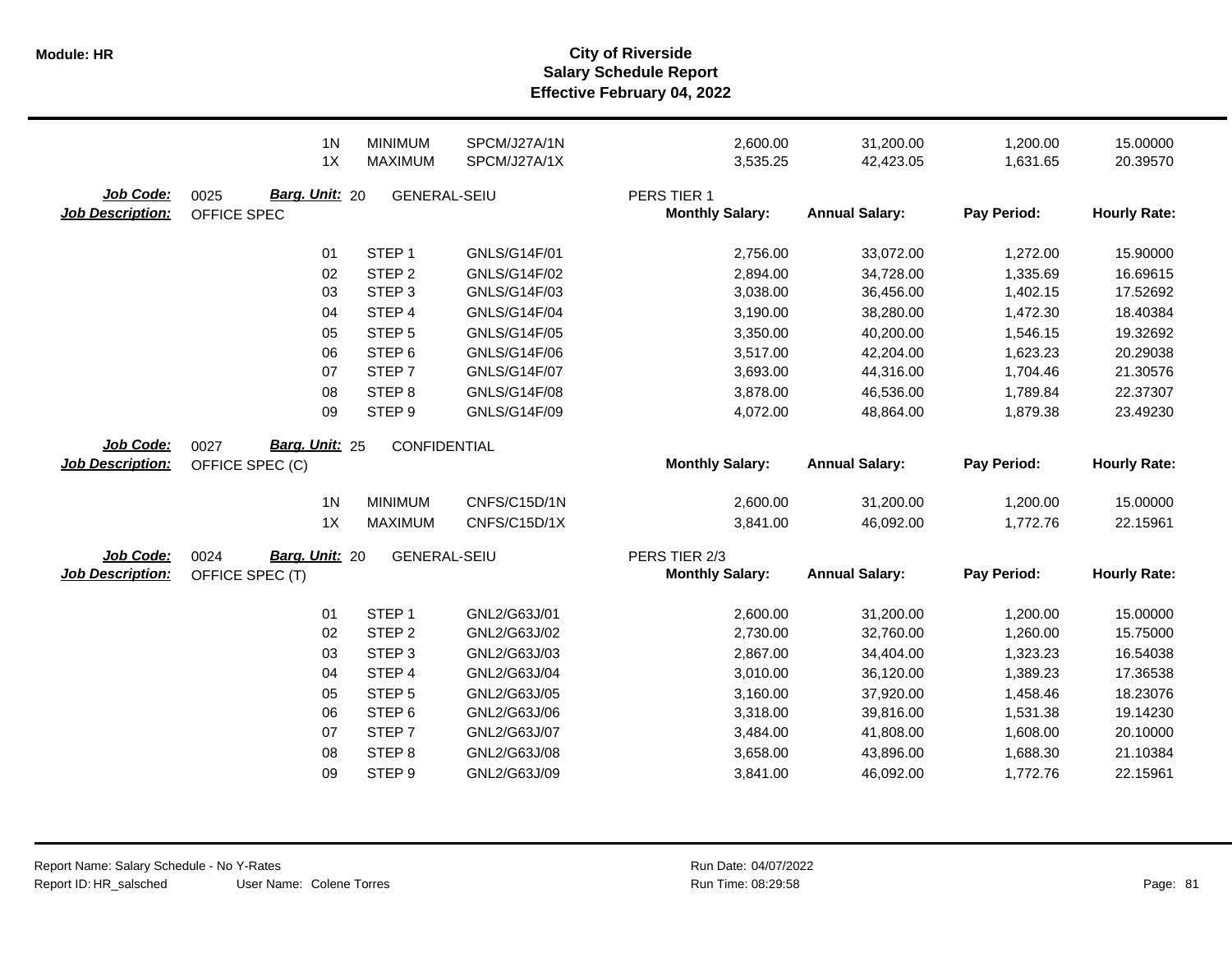| | | | | Monthly Salary | Annual Salary | Pay Period | Hourly Rate |
|---|---|---|---|---|---|---|---|
| | 1N | MINIMUM | SPCM/J27A/1N | 2,600.00 | 31,200.00 | 1,200.00 | 15.00000 |
| | 1X | MAXIMUM | SPCM/J27A/1X | 3,535.25 | 42,423.05 | 1,631.65 | 20.39570 |

**Job Code:** 0025 **Barg. Unit:** 20 GENERAL-SEIU PERS TIER 1
**Job Description:** OFFICE SPEC

| | | | Monthly Salary: | Annual Salary: | Pay Period: | Hourly Rate: |
|---|---|---|---|---|---|---|
| 01 | STEP 1 | GNLS/G14F/01 | 2,756.00 | 33,072.00 | 1,272.00 | 15.90000 |
| 02 | STEP 2 | GNLS/G14F/02 | 2,894.00 | 34,728.00 | 1,335.69 | 16.69615 |
| 03 | STEP 3 | GNLS/G14F/03 | 3,038.00 | 36,456.00 | 1,402.15 | 17.52692 |
| 04 | STEP 4 | GNLS/G14F/04 | 3,190.00 | 38,280.00 | 1,472.30 | 18.40384 |
| 05 | STEP 5 | GNLS/G14F/05 | 3,350.00 | 40,200.00 | 1,546.15 | 19.32692 |
| 06 | STEP 6 | GNLS/G14F/06 | 3,517.00 | 42,204.00 | 1,623.23 | 20.29038 |
| 07 | STEP 7 | GNLS/G14F/07 | 3,693.00 | 44,316.00 | 1,704.46 | 21.30576 |
| 08 | STEP 8 | GNLS/G14F/08 | 3,878.00 | 46,536.00 | 1,789.84 | 22.37307 |
| 09 | STEP 9 | GNLS/G14F/09 | 4,072.00 | 48,864.00 | 1,879.38 | 23.49230 |

**Job Code:** 0027 **Barg. Unit:** 25 CONFIDENTIAL
**Job Description:** OFFICE SPEC (C)

| | | | Monthly Salary: | Annual Salary: | Pay Period: | Hourly Rate: |
|---|---|---|---|---|---|---|
| 1N | MINIMUM | CNFS/C15D/1N | 2,600.00 | 31,200.00 | 1,200.00 | 15.00000 |
| 1X | MAXIMUM | CNFS/C15D/1X | 3,841.00 | 46,092.00 | 1,772.76 | 22.15961 |

**Job Code:** 0024 **Barg. Unit:** 20 GENERAL-SEIU PERS TIER 2/3
**Job Description:** OFFICE SPEC (T)

| | | | Monthly Salary: | Annual Salary: | Pay Period: | Hourly Rate: |
|---|---|---|---|---|---|---|
| 01 | STEP 1 | GNL2/G63J/01 | 2,600.00 | 31,200.00 | 1,200.00 | 15.00000 |
| 02 | STEP 2 | GNL2/G63J/02 | 2,730.00 | 32,760.00 | 1,260.00 | 15.75000 |
| 03 | STEP 3 | GNL2/G63J/03 | 2,867.00 | 34,404.00 | 1,323.23 | 16.54038 |
| 04 | STEP 4 | GNL2/G63J/04 | 3,010.00 | 36,120.00 | 1,389.23 | 17.36538 |
| 05 | STEP 5 | GNL2/G63J/05 | 3,160.00 | 37,920.00 | 1,458.46 | 18.23076 |
| 06 | STEP 6 | GNL2/G63J/06 | 3,318.00 | 39,816.00 | 1,531.38 | 19.14230 |
| 07 | STEP 7 | GNL2/G63J/07 | 3,484.00 | 41,808.00 | 1,608.00 | 20.10000 |
| 08 | STEP 8 | GNL2/G63J/08 | 3,658.00 | 43,896.00 | 1,688.30 | 21.10384 |
| 09 | STEP 9 | GNL2/G63J/09 | 3,841.00 | 46,092.00 | 1,772.76 | 22.15961 |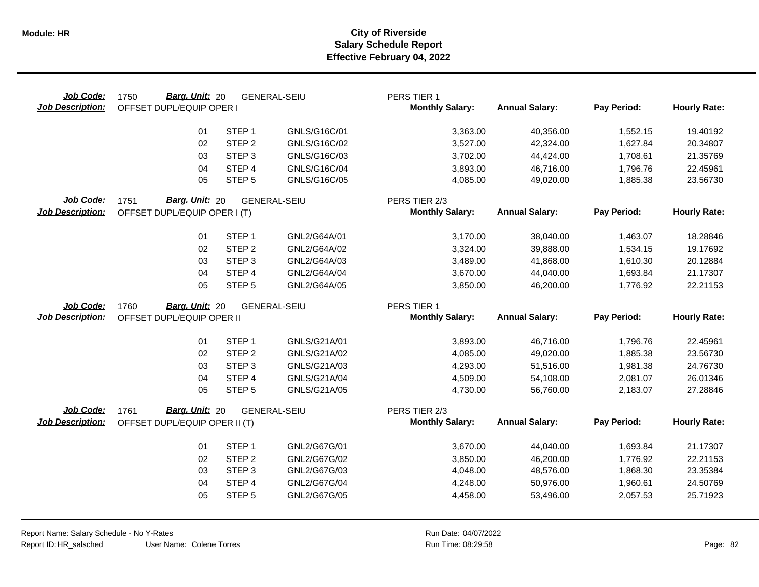# City of Riverside
## Salary Schedule Report
### Effective February 04, 2022

**Job Code:** 1750 **Barg. Unit:** 20 GENERAL-SEIU PERS TIER 1
**Job Description:** OFFSET DUPL/EQUIP OPER I

| | | | Monthly Salary: | Annual Salary: | Pay Period: | Hourly Rate: |
|---|---|---|---|---|---|---|
| 01 | STEP 1 | GNLS/G16C/01 | 3,363.00 | 40,356.00 | 1,552.15 | 19.40192 |
| 02 | STEP 2 | GNLS/G16C/02 | 3,527.00 | 42,324.00 | 1,627.84 | 20.34807 |
| 03 | STEP 3 | GNLS/G16C/03 | 3,702.00 | 44,424.00 | 1,708.61 | 21.35769 |
| 04 | STEP 4 | GNLS/G16C/04 | 3,893.00 | 46,716.00 | 1,796.76 | 22.45961 |
| 05 | STEP 5 | GNLS/G16C/05 | 4,085.00 | 49,020.00 | 1,885.38 | 23.56730 |

**Job Code:** 1751 **Barg. Unit:** 20 GENERAL-SEIU PERS TIER 2/3
**Job Description:** OFFSET DUPL/EQUIP OPER I (T)

| | | | Monthly Salary: | Annual Salary: | Pay Period: | Hourly Rate: |
|---|---|---|---|---|---|---|
| 01 | STEP 1 | GNL2/G64A/01 | 3,170.00 | 38,040.00 | 1,463.07 | 18.28846 |
| 02 | STEP 2 | GNL2/G64A/02 | 3,324.00 | 39,888.00 | 1,534.15 | 19.17692 |
| 03 | STEP 3 | GNL2/G64A/03 | 3,489.00 | 41,868.00 | 1,610.30 | 20.12884 |
| 04 | STEP 4 | GNL2/G64A/04 | 3,670.00 | 44,040.00 | 1,693.84 | 21.17307 |
| 05 | STEP 5 | GNL2/G64A/05 | 3,850.00 | 46,200.00 | 1,776.92 | 22.21153 |

**Job Code:** 1760 **Barg. Unit:** 20 GENERAL-SEIU PERS TIER 1
**Job Description:** OFFSET DUPL/EQUIP OPER II

| | | | Monthly Salary: | Annual Salary: | Pay Period: | Hourly Rate: |
|---|---|---|---|---|---|---|
| 01 | STEP 1 | GNLS/G21A/01 | 3,893.00 | 46,716.00 | 1,796.76 | 22.45961 |
| 02 | STEP 2 | GNLS/G21A/02 | 4,085.00 | 49,020.00 | 1,885.38 | 23.56730 |
| 03 | STEP 3 | GNLS/G21A/03 | 4,293.00 | 51,516.00 | 1,981.38 | 24.76730 |
| 04 | STEP 4 | GNLS/G21A/04 | 4,509.00 | 54,108.00 | 2,081.07 | 26.01346 |
| 05 | STEP 5 | GNLS/G21A/05 | 4,730.00 | 56,760.00 | 2,183.07 | 27.28846 |

**Job Code:** 1761 **Barg. Unit:** 20 GENERAL-SEIU PERS TIER 2/3
**Job Description:** OFFSET DUPL/EQUIP OPER II (T)

| | | | Monthly Salary: | Annual Salary: | Pay Period: | Hourly Rate: |
|---|---|---|---|---|---|---|
| 01 | STEP 1 | GNL2/G67G/01 | 3,670.00 | 44,040.00 | 1,693.84 | 21.17307 |
| 02 | STEP 2 | GNL2/G67G/02 | 3,850.00 | 46,200.00 | 1,776.92 | 22.21153 |
| 03 | STEP 3 | GNL2/G67G/03 | 4,048.00 | 48,576.00 | 1,868.30 | 23.35384 |
| 04 | STEP 4 | GNL2/G67G/04 | 4,248.00 | 50,976.00 | 1,960.61 | 24.50769 |
| 05 | STEP 5 | GNL2/G67G/05 | 4,458.00 | 53,496.00 | 2,057.53 | 25.71923 |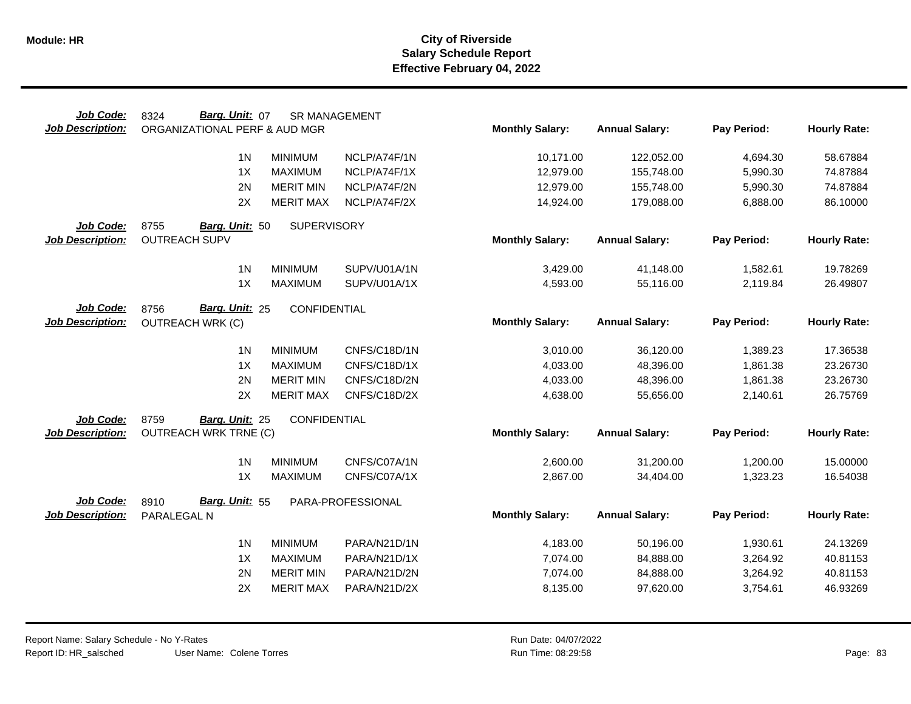**Module: HR**

# City of Riverside
## Salary Schedule Report
### Effective February 04, 2022

**Job Code:** 8324 **Barg. Unit:** 07 SR MANAGEMENT
**Job Description:** ORGANIZATIONAL PERF & AUD MGR

| | | | Monthly Salary: | Annual Salary: | Pay Period: | Hourly Rate: |
|---|---|---|---|---|---|---|
| 1N | MINIMUM | NCLP/A74F/1N | 10,171.00 | 122,052.00 | 4,694.30 | 58.67884 |
| 1X | MAXIMUM | NCLP/A74F/1X | 12,979.00 | 155,748.00 | 5,990.30 | 74.87884 |
| 2N | MERIT MIN | NCLP/A74F/2N | 12,979.00 | 155,748.00 | 5,990.30 | 74.87884 |
| 2X | MERIT MAX | NCLP/A74F/2X | 14,924.00 | 179,088.00 | 6,888.00 | 86.10000 |

**Job Code:** 8755 **Barg. Unit:** 50 SUPERVISORY
**Job Description:** OUTREACH SUPV

| | | | Monthly Salary: | Annual Salary: | Pay Period: | Hourly Rate: |
|---|---|---|---|---|---|---|
| 1N | MINIMUM | SUPV/U01A/1N | 3,429.00 | 41,148.00 | 1,582.61 | 19.78269 |
| 1X | MAXIMUM | SUPV/U01A/1X | 4,593.00 | 55,116.00 | 2,119.84 | 26.49807 |

**Job Code:** 8756 **Barg. Unit:** 25 CONFIDENTIAL
**Job Description:** OUTREACH WRK (C)

| | | | Monthly Salary: | Annual Salary: | Pay Period: | Hourly Rate: |
|---|---|---|---|---|---|---|
| 1N | MINIMUM | CNFS/C18D/1N | 3,010.00 | 36,120.00 | 1,389.23 | 17.36538 |
| 1X | MAXIMUM | CNFS/C18D/1X | 4,033.00 | 48,396.00 | 1,861.38 | 23.26730 |
| 2N | MERIT MIN | CNFS/C18D/2N | 4,033.00 | 48,396.00 | 1,861.38 | 23.26730 |
| 2X | MERIT MAX | CNFS/C18D/2X | 4,638.00 | 55,656.00 | 2,140.61 | 26.75769 |

**Job Code:** 8759 **Barg. Unit:** 25 CONFIDENTIAL
**Job Description:** OUTREACH WRK TRNE (C)

| | | | Monthly Salary: | Annual Salary: | Pay Period: | Hourly Rate: |
|---|---|---|---|---|---|---|
| 1N | MINIMUM | CNFS/C07A/1N | 2,600.00 | 31,200.00 | 1,200.00 | 15.00000 |
| 1X | MAXIMUM | CNFS/C07A/1X | 2,867.00 | 34,404.00 | 1,323.23 | 16.54038 |

**Job Code:** 8910 **Barg. Unit:** 55 PARA-PROFESSIONAL
**Job Description:** PARALEGAL N

| | | | Monthly Salary: | Annual Salary: | Pay Period: | Hourly Rate: |
|---|---|---|---|---|---|---|
| 1N | MINIMUM | PARA/N21D/1N | 4,183.00 | 50,196.00 | 1,930.61 | 24.13269 |
| 1X | MAXIMUM | PARA/N21D/1X | 7,074.00 | 84,888.00 | 3,264.92 | 40.81153 |
| 2N | MERIT MIN | PARA/N21D/2N | 7,074.00 | 84,888.00 | 3,264.92 | 40.81153 |
| 2X | MERIT MAX | PARA/N21D/2X | 8,135.00 | 97,620.00 | 3,754.61 | 46.93269 |

Report Name: Salary Schedule - No Y-Rates
Report ID: HR_salsched User Name: Colene Torres
Run Date: 04/07/2022
Run Time: 08:29:58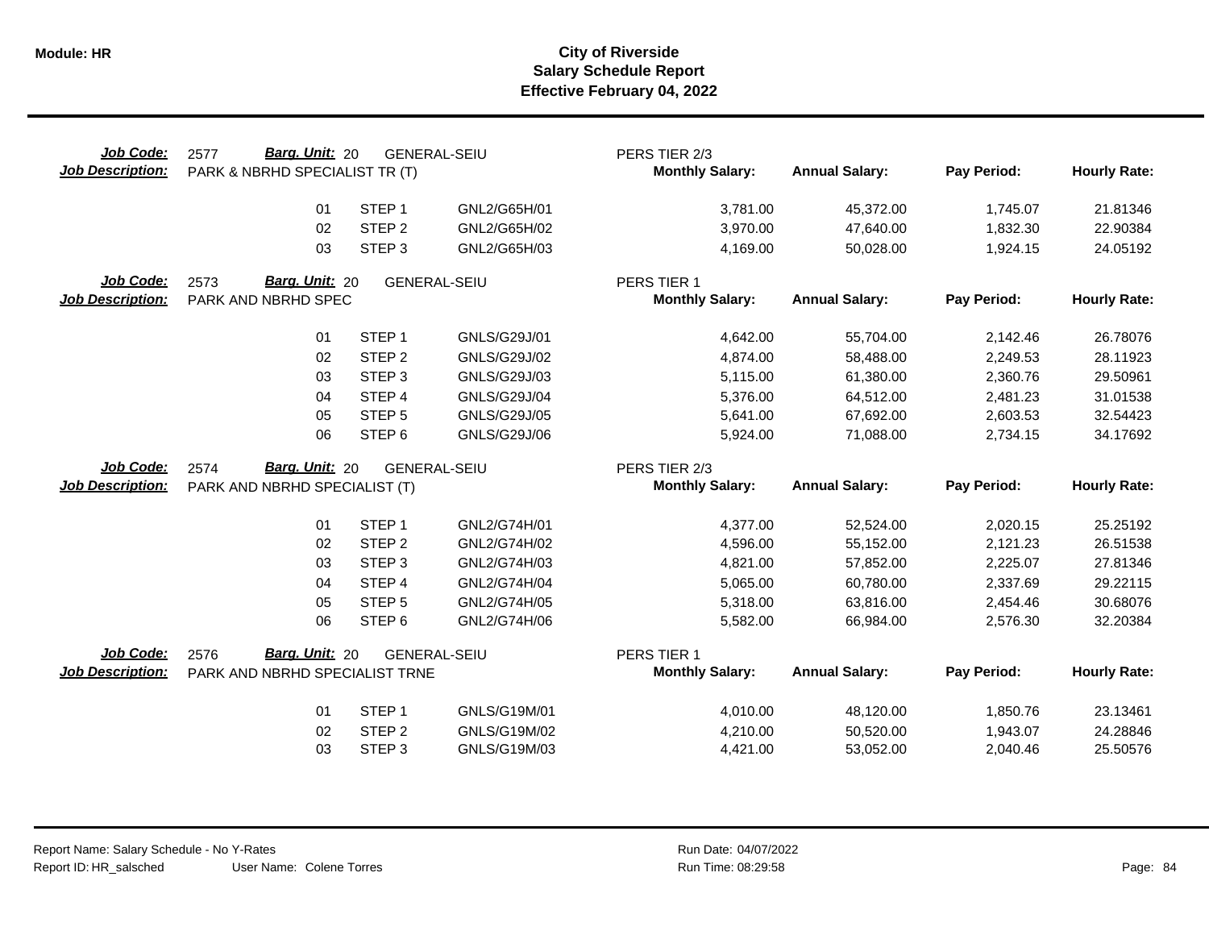**Module: HR**

# City of Riverside
## Salary Schedule Report
### Effective February 04, 2022

**Job Code:** 2577 **Barg. Unit:** 20 GENERAL-SEIU PERS TIER 2/3
**Job Description:** PARK & NBRHD SPECIALIST TR (T)

| | Step | Code | Monthly Salary | Annual Salary | Pay Period | Hourly Rate |
|---|---|---|---|---|---|---|
| 01 | STEP 1 | GNL2/G65H/01 | 3,781.00 | 45,372.00 | 1,745.07 | 21.81346 |
| 02 | STEP 2 | GNL2/G65H/02 | 3,970.00 | 47,640.00 | 1,832.30 | 22.90384 |
| 03 | STEP 3 | GNL2/G65H/03 | 4,169.00 | 50,028.00 | 1,924.15 | 24.05192 |

**Job Code:** 2573 **Barg. Unit:** 20 GENERAL-SEIU PERS TIER 1
**Job Description:** PARK AND NBRHD SPEC

| | Step | Code | Monthly Salary | Annual Salary | Pay Period | Hourly Rate |
|---|---|---|---|---|---|---|
| 01 | STEP 1 | GNLS/G29J/01 | 4,642.00 | 55,704.00 | 2,142.46 | 26.78076 |
| 02 | STEP 2 | GNLS/G29J/02 | 4,874.00 | 58,488.00 | 2,249.53 | 28.11923 |
| 03 | STEP 3 | GNLS/G29J/03 | 5,115.00 | 61,380.00 | 2,360.76 | 29.50961 |
| 04 | STEP 4 | GNLS/G29J/04 | 5,376.00 | 64,512.00 | 2,481.23 | 31.01538 |
| 05 | STEP 5 | GNLS/G29J/05 | 5,641.00 | 67,692.00 | 2,603.53 | 32.54423 |
| 06 | STEP 6 | GNLS/G29J/06 | 5,924.00 | 71,088.00 | 2,734.15 | 34.17692 |

**Job Code:** 2574 **Barg. Unit:** 20 GENERAL-SEIU PERS TIER 2/3
**Job Description:** PARK AND NBRHD SPECIALIST (T)

| | Step | Code | Monthly Salary | Annual Salary | Pay Period | Hourly Rate |
|---|---|---|---|---|---|---|
| 01 | STEP 1 | GNL2/G74H/01 | 4,377.00 | 52,524.00 | 2,020.15 | 25.25192 |
| 02 | STEP 2 | GNL2/G74H/02 | 4,596.00 | 55,152.00 | 2,121.23 | 26.51538 |
| 03 | STEP 3 | GNL2/G74H/03 | 4,821.00 | 57,852.00 | 2,225.07 | 27.81346 |
| 04 | STEP 4 | GNL2/G74H/04 | 5,065.00 | 60,780.00 | 2,337.69 | 29.22115 |
| 05 | STEP 5 | GNL2/G74H/05 | 5,318.00 | 63,816.00 | 2,454.46 | 30.68076 |
| 06 | STEP 6 | GNL2/G74H/06 | 5,582.00 | 66,984.00 | 2,576.30 | 32.20384 |

**Job Code:** 2576 **Barg. Unit:** 20 GENERAL-SEIU PERS TIER 1
**Job Description:** PARK AND NBRHD SPECIALIST TRNE

| | Step | Code | Monthly Salary | Annual Salary | Pay Period | Hourly Rate |
|---|---|---|---|---|---|---|
| 01 | STEP 1 | GNLS/G19M/01 | 4,010.00 | 48,120.00 | 1,850.76 | 23.13461 |
| 02 | STEP 2 | GNLS/G19M/02 | 4,210.00 | 50,520.00 | 1,943.07 | 24.28846 |
| 03 | STEP 3 | GNLS/G19M/03 | 4,421.00 | 53,052.00 | 2,040.46 | 25.50576 |

Report Name: Salary Schedule - No Y-Rates
Report ID: HR_salsched User Name: Colene Torres
Run Date: 04/07/2022
Run Time: 08:29:58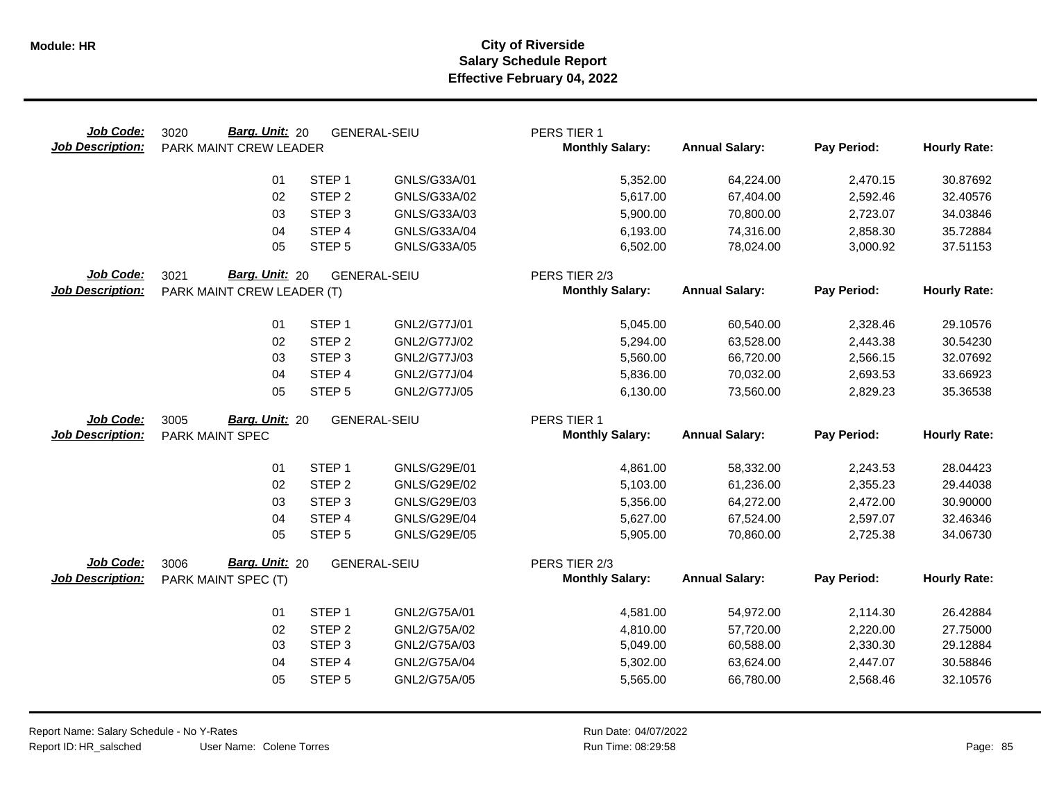**Module: HR**

# City of Riverside
## Salary Schedule Report
### Effective February 04, 2022

**Job Code:** 3020 **Barg. Unit:** 20 GENERAL-SEIU PERS TIER 1
**Job Description:** PARK MAINT CREW LEADER

| | | | Monthly Salary: | Annual Salary: | Pay Period: | Hourly Rate: |
|---|---|---|---|---|---|---|
| 01 | STEP 1 | GNLS/G33A/01 | 5,352.00 | 64,224.00 | 2,470.15 | 30.87692 |
| 02 | STEP 2 | GNLS/G33A/02 | 5,617.00 | 67,404.00 | 2,592.46 | 32.40576 |
| 03 | STEP 3 | GNLS/G33A/03 | 5,900.00 | 70,800.00 | 2,723.07 | 34.03846 |
| 04 | STEP 4 | GNLS/G33A/04 | 6,193.00 | 74,316.00 | 2,858.30 | 35.72884 |
| 05 | STEP 5 | GNLS/G33A/05 | 6,502.00 | 78,024.00 | 3,000.92 | 37.51153 |

**Job Code:** 3021 **Barg. Unit:** 20 GENERAL-SEIU PERS TIER 2/3
**Job Description:** PARK MAINT CREW LEADER (T)

| | | | Monthly Salary: | Annual Salary: | Pay Period: | Hourly Rate: |
|---|---|---|---|---|---|---|
| 01 | STEP 1 | GNL2/G77J/01 | 5,045.00 | 60,540.00 | 2,328.46 | 29.10576 |
| 02 | STEP 2 | GNL2/G77J/02 | 5,294.00 | 63,528.00 | 2,443.38 | 30.54230 |
| 03 | STEP 3 | GNL2/G77J/03 | 5,560.00 | 66,720.00 | 2,566.15 | 32.07692 |
| 04 | STEP 4 | GNL2/G77J/04 | 5,836.00 | 70,032.00 | 2,693.53 | 33.66923 |
| 05 | STEP 5 | GNL2/G77J/05 | 6,130.00 | 73,560.00 | 2,829.23 | 35.36538 |

**Job Code:** 3005 **Barg. Unit:** 20 GENERAL-SEIU PERS TIER 1
**Job Description:** PARK MAINT SPEC

| | | | Monthly Salary: | Annual Salary: | Pay Period: | Hourly Rate: |
|---|---|---|---|---|---|---|
| 01 | STEP 1 | GNLS/G29E/01 | 4,861.00 | 58,332.00 | 2,243.53 | 28.04423 |
| 02 | STEP 2 | GNLS/G29E/02 | 5,103.00 | 61,236.00 | 2,355.23 | 29.44038 |
| 03 | STEP 3 | GNLS/G29E/03 | 5,356.00 | 64,272.00 | 2,472.00 | 30.90000 |
| 04 | STEP 4 | GNLS/G29E/04 | 5,627.00 | 67,524.00 | 2,597.07 | 32.46346 |
| 05 | STEP 5 | GNLS/G29E/05 | 5,905.00 | 70,860.00 | 2,725.38 | 34.06730 |

**Job Code:** 3006 **Barg. Unit:** 20 GENERAL-SEIU PERS TIER 2/3
**Job Description:** PARK MAINT SPEC (T)

| | | | Monthly Salary: | Annual Salary: | Pay Period: | Hourly Rate: |
|---|---|---|---|---|---|---|
| 01 | STEP 1 | GNL2/G75A/01 | 4,581.00 | 54,972.00 | 2,114.30 | 26.42884 |
| 02 | STEP 2 | GNL2/G75A/02 | 4,810.00 | 57,720.00 | 2,220.00 | 27.75000 |
| 03 | STEP 3 | GNL2/G75A/03 | 5,049.00 | 60,588.00 | 2,330.30 | 29.12884 |
| 04 | STEP 4 | GNL2/G75A/04 | 5,302.00 | 63,624.00 | 2,447.07 | 30.58846 |
| 05 | STEP 5 | GNL2/G75A/05 | 5,565.00 | 66,780.00 | 2,568.46 | 32.10576 |

Report Name: Salary Schedule - No Y-Rates
Report ID: HR_salsched User Name: Colene Torres
Run Date: 04/07/2022
Run Time: 08:29:58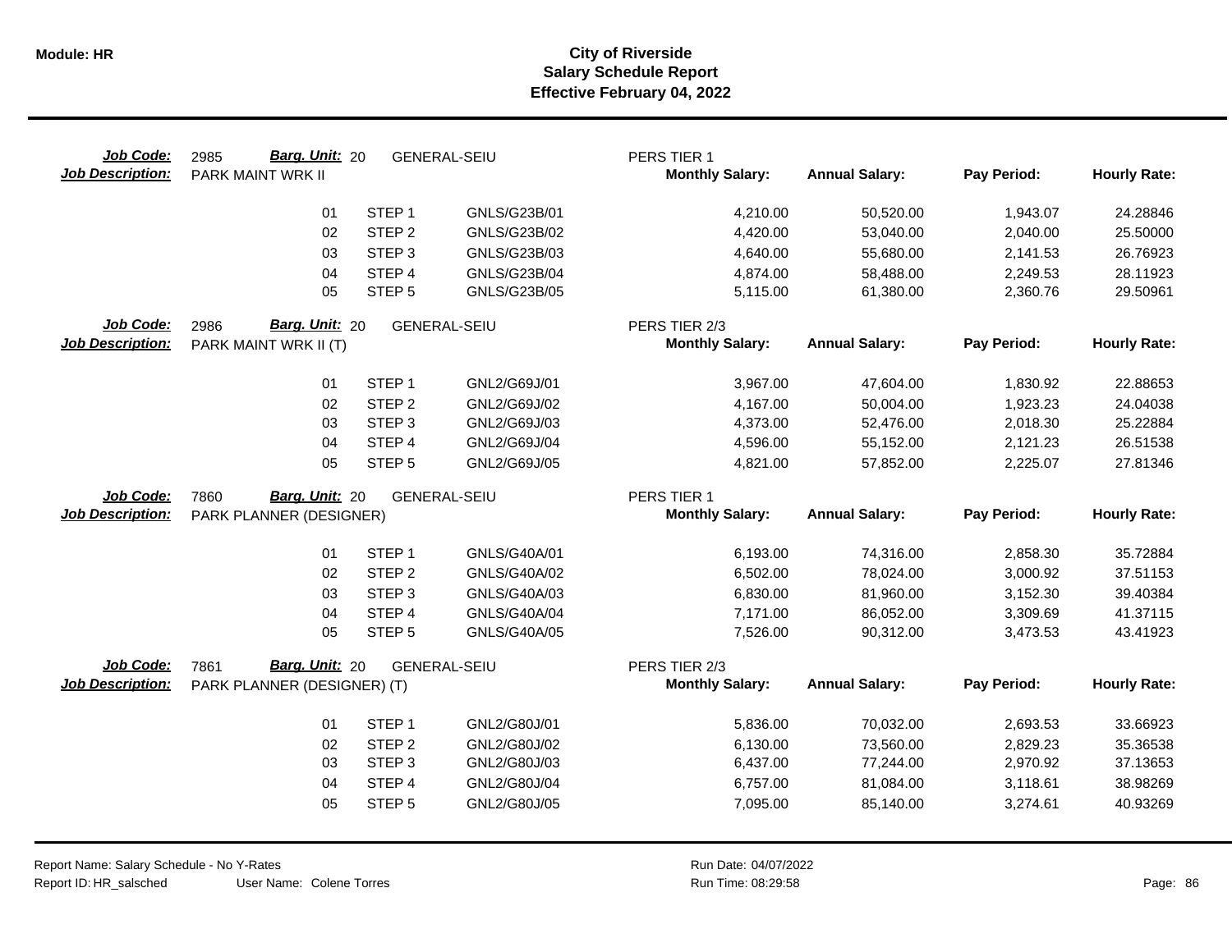**City of Riverside**
**Salary Schedule Report**
**Effective February 04, 2022**

Module: HR

| Job Code: | 2985 | Barg. Unit: 20 | GENERAL-SEIU | PERS TIER 1 | | | |
|---|---|---|---|---|---|---|---|
| **Job Description:** | PARK MAINT WRK II | | | **Monthly Salary:** | **Annual Salary:** | **Pay Period:** | **Hourly Rate:** |
| | 01 | STEP 1 | GNLS/G23B/01 | 4,210.00 | 50,520.00 | 1,943.07 | 24.28846 |
| | 02 | STEP 2 | GNLS/G23B/02 | 4,420.00 | 53,040.00 | 2,040.00 | 25.50000 |
| | 03 | STEP 3 | GNLS/G23B/03 | 4,640.00 | 55,680.00 | 2,141.53 | 26.76923 |
| | 04 | STEP 4 | GNLS/G23B/04 | 4,874.00 | 58,488.00 | 2,249.53 | 28.11923 |
| | 05 | STEP 5 | GNLS/G23B/05 | 5,115.00 | 61,380.00 | 2,360.76 | 29.50961 |

| Job Code: | 2986 | Barg. Unit: 20 | GENERAL-SEIU | PERS TIER 2/3 | | | |
|---|---|---|---|---|---|---|---|
| **Job Description:** | PARK MAINT WRK II (T) | | | **Monthly Salary:** | **Annual Salary:** | **Pay Period:** | **Hourly Rate:** |
| | 01 | STEP 1 | GNL2/G69J/01 | 3,967.00 | 47,604.00 | 1,830.92 | 22.88653 |
| | 02 | STEP 2 | GNL2/G69J/02 | 4,167.00 | 50,004.00 | 1,923.23 | 24.04038 |
| | 03 | STEP 3 | GNL2/G69J/03 | 4,373.00 | 52,476.00 | 2,018.30 | 25.22884 |
| | 04 | STEP 4 | GNL2/G69J/04 | 4,596.00 | 55,152.00 | 2,121.23 | 26.51538 |
| | 05 | STEP 5 | GNL2/G69J/05 | 4,821.00 | 57,852.00 | 2,225.07 | 27.81346 |

| Job Code: | 7860 | Barg. Unit: 20 | GENERAL-SEIU | PERS TIER 1 | | | |
|---|---|---|---|---|---|---|---|
| **Job Description:** | PARK PLANNER (DESIGNER) | | | **Monthly Salary:** | **Annual Salary:** | **Pay Period:** | **Hourly Rate:** |
| | 01 | STEP 1 | GNLS/G40A/01 | 6,193.00 | 74,316.00 | 2,858.30 | 35.72884 |
| | 02 | STEP 2 | GNLS/G40A/02 | 6,502.00 | 78,024.00 | 3,000.92 | 37.51153 |
| | 03 | STEP 3 | GNLS/G40A/03 | 6,830.00 | 81,960.00 | 3,152.30 | 39.40384 |
| | 04 | STEP 4 | GNLS/G40A/04 | 7,171.00 | 86,052.00 | 3,309.69 | 41.37115 |
| | 05 | STEP 5 | GNLS/G40A/05 | 7,526.00 | 90,312.00 | 3,473.53 | 43.41923 |

| Job Code: | 7861 | Barg. Unit: 20 | GENERAL-SEIU | PERS TIER 2/3 | | | |
|---|---|---|---|---|---|---|---|
| **Job Description:** | PARK PLANNER (DESIGNER) (T) | | | **Monthly Salary:** | **Annual Salary:** | **Pay Period:** | **Hourly Rate:** |
| | 01 | STEP 1 | GNL2/G80J/01 | 5,836.00 | 70,032.00 | 2,693.53 | 33.66923 |
| | 02 | STEP 2 | GNL2/G80J/02 | 6,130.00 | 73,560.00 | 2,829.23 | 35.36538 |
| | 03 | STEP 3 | GNL2/G80J/03 | 6,437.00 | 77,244.00 | 2,970.92 | 37.13653 |
| | 04 | STEP 4 | GNL2/G80J/04 | 6,757.00 | 81,084.00 | 3,118.61 | 38.98269 |
| | 05 | STEP 5 | GNL2/G80J/05 | 7,095.00 | 85,140.00 | 3,274.61 | 40.93269 |

Report Name: Salary Schedule - No Y-Rates
Report ID: HR_salsched
User Name: Colene Torres
Run Date: 04/07/2022
Run Time: 08:29:58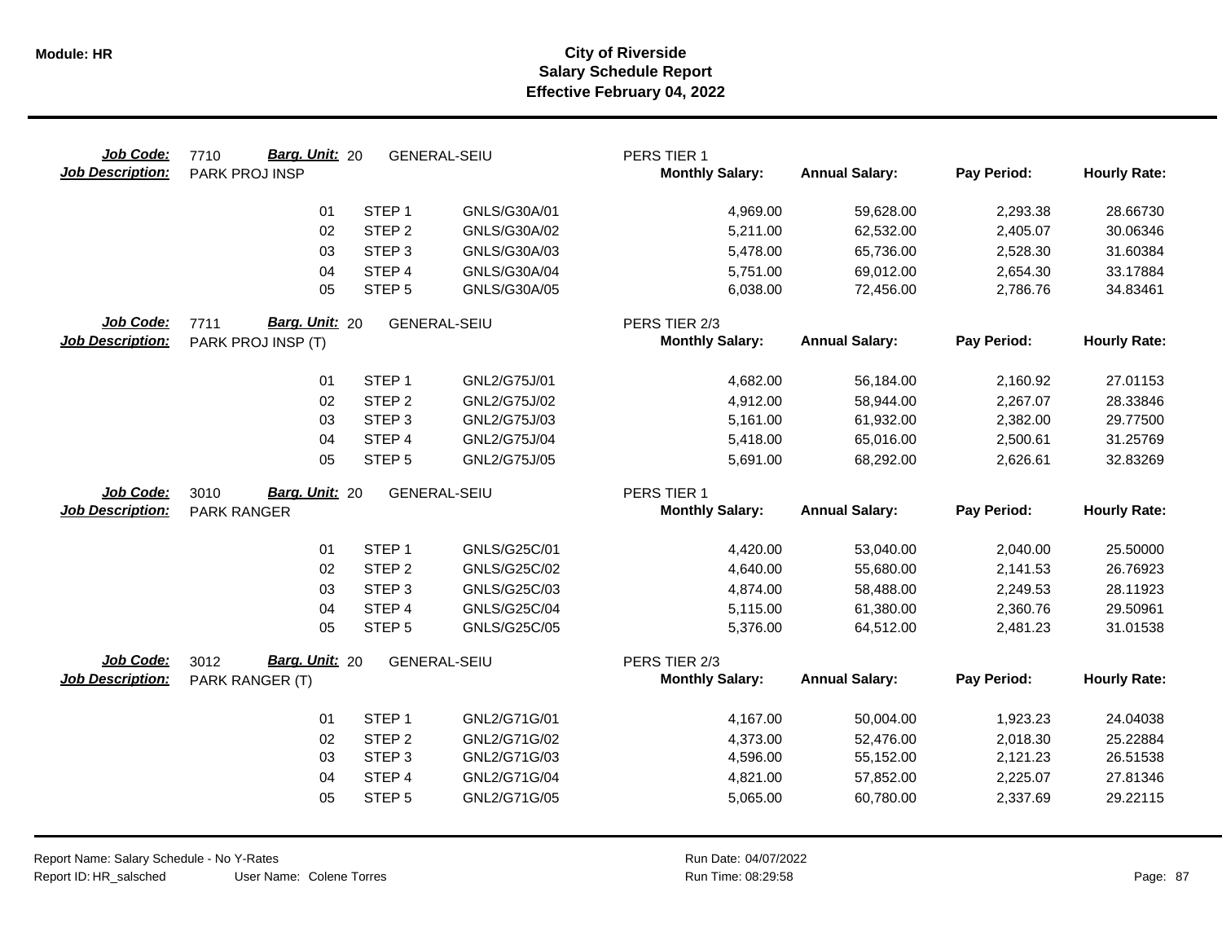# City of Riverside
## Salary Schedule Report
### Effective February 04, 2022

**Job Code:** 7710 **Barg. Unit:** 20 GENERAL-SEIU PERS TIER 1
**Job Description:** PARK PROJ INSP

| | | | Monthly Salary: | Annual Salary: | Pay Period: | Hourly Rate: |
|---|---|---|---|---|---|---|
| 01 | STEP 1 | GNLS/G30A/01 | 4,969.00 | 59,628.00 | 2,293.38 | 28.66730 |
| 02 | STEP 2 | GNLS/G30A/02 | 5,211.00 | 62,532.00 | 2,405.07 | 30.06346 |
| 03 | STEP 3 | GNLS/G30A/03 | 5,478.00 | 65,736.00 | 2,528.30 | 31.60384 |
| 04 | STEP 4 | GNLS/G30A/04 | 5,751.00 | 69,012.00 | 2,654.30 | 33.17884 |
| 05 | STEP 5 | GNLS/G30A/05 | 6,038.00 | 72,456.00 | 2,786.76 | 34.83461 |

**Job Code:** 7711 **Barg. Unit:** 20 GENERAL-SEIU PERS TIER 2/3
**Job Description:** PARK PROJ INSP (T)

| | | | Monthly Salary: | Annual Salary: | Pay Period: | Hourly Rate: |
|---|---|---|---|---|---|---|
| 01 | STEP 1 | GNL2/G75J/01 | 4,682.00 | 56,184.00 | 2,160.92 | 27.01153 |
| 02 | STEP 2 | GNL2/G75J/02 | 4,912.00 | 58,944.00 | 2,267.07 | 28.33846 |
| 03 | STEP 3 | GNL2/G75J/03 | 5,161.00 | 61,932.00 | 2,382.00 | 29.77500 |
| 04 | STEP 4 | GNL2/G75J/04 | 5,418.00 | 65,016.00 | 2,500.61 | 31.25769 |
| 05 | STEP 5 | GNL2/G75J/05 | 5,691.00 | 68,292.00 | 2,626.61 | 32.83269 |

**Job Code:** 3010 **Barg. Unit:** 20 GENERAL-SEIU PERS TIER 1
**Job Description:** PARK RANGER

| | | | Monthly Salary: | Annual Salary: | Pay Period: | Hourly Rate: |
|---|---|---|---|---|---|---|
| 01 | STEP 1 | GNLS/G25C/01 | 4,420.00 | 53,040.00 | 2,040.00 | 25.50000 |
| 02 | STEP 2 | GNLS/G25C/02 | 4,640.00 | 55,680.00 | 2,141.53 | 26.76923 |
| 03 | STEP 3 | GNLS/G25C/03 | 4,874.00 | 58,488.00 | 2,249.53 | 28.11923 |
| 04 | STEP 4 | GNLS/G25C/04 | 5,115.00 | 61,380.00 | 2,360.76 | 29.50961 |
| 05 | STEP 5 | GNLS/G25C/05 | 5,376.00 | 64,512.00 | 2,481.23 | 31.01538 |

**Job Code:** 3012 **Barg. Unit:** 20 GENERAL-SEIU PERS TIER 2/3
**Job Description:** PARK RANGER (T)

| | | | Monthly Salary: | Annual Salary: | Pay Period: | Hourly Rate: |
|---|---|---|---|---|---|---|
| 01 | STEP 1 | GNL2/G71G/01 | 4,167.00 | 50,004.00 | 1,923.23 | 24.04038 |
| 02 | STEP 2 | GNL2/G71G/02 | 4,373.00 | 52,476.00 | 2,018.30 | 25.22884 |
| 03 | STEP 3 | GNL2/G71G/03 | 4,596.00 | 55,152.00 | 2,121.23 | 26.51538 |
| 04 | STEP 4 | GNL2/G71G/04 | 4,821.00 | 57,852.00 | 2,225.07 | 27.81346 |
| 05 | STEP 5 | GNL2/G71G/05 | 5,065.00 | 60,780.00 | 2,337.69 | 29.22115 |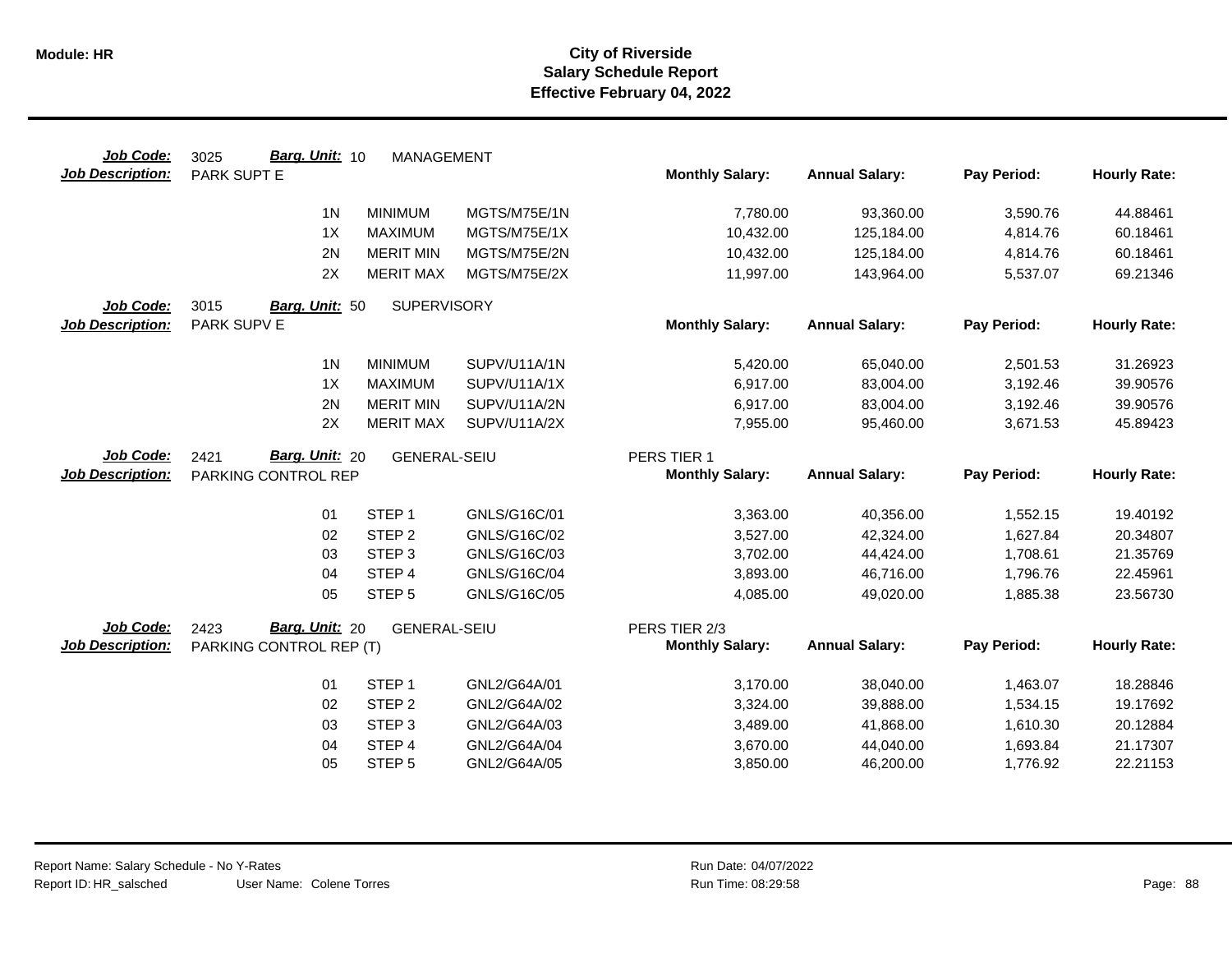# City of Riverside
## Salary Schedule Report
### Effective February 04, 2022

**Job Code:** 3025 **Barg. Unit:** 10 MANAGEMENT
**Job Description:** PARK SUPT E

| Step | Description | Code | Monthly Salary | Annual Salary | Pay Period | Hourly Rate |
|---|---|---|---|---|---|---|
| 1N | MINIMUM | MGTS/M75E/1N | 7,780.00 | 93,360.00 | 3,590.76 | 44.88461 |
| 1X | MAXIMUM | MGTS/M75E/1X | 10,432.00 | 125,184.00 | 4,814.76 | 60.18461 |
| 2N | MERIT MIN | MGTS/M75E/2N | 10,432.00 | 125,184.00 | 4,814.76 | 60.18461 |
| 2X | MERIT MAX | MGTS/M75E/2X | 11,997.00 | 143,964.00 | 5,537.07 | 69.21346 |

**Job Code:** 3015 **Barg. Unit:** 50 SUPERVISORY
**Job Description:** PARK SUPV E

| Step | Description | Code | Monthly Salary | Annual Salary | Pay Period | Hourly Rate |
|---|---|---|---|---|---|---|
| 1N | MINIMUM | SUPV/U11A/1N | 5,420.00 | 65,040.00 | 2,501.53 | 31.26923 |
| 1X | MAXIMUM | SUPV/U11A/1X | 6,917.00 | 83,004.00 | 3,192.46 | 39.90576 |
| 2N | MERIT MIN | SUPV/U11A/2N | 6,917.00 | 83,004.00 | 3,192.46 | 39.90576 |
| 2X | MERIT MAX | SUPV/U11A/2X | 7,955.00 | 95,460.00 | 3,671.53 | 45.89423 |

**Job Code:** 2421 **Barg. Unit:** 20 GENERAL-SEIU PERS TIER 1
**Job Description:** PARKING CONTROL REP

| Step | Description | Code | Monthly Salary | Annual Salary | Pay Period | Hourly Rate |
|---|---|---|---|---|---|---|
| 01 | STEP 1 | GNLS/G16C/01 | 3,363.00 | 40,356.00 | 1,552.15 | 19.40192 |
| 02 | STEP 2 | GNLS/G16C/02 | 3,527.00 | 42,324.00 | 1,627.84 | 20.34807 |
| 03 | STEP 3 | GNLS/G16C/03 | 3,702.00 | 44,424.00 | 1,708.61 | 21.35769 |
| 04 | STEP 4 | GNLS/G16C/04 | 3,893.00 | 46,716.00 | 1,796.76 | 22.45961 |
| 05 | STEP 5 | GNLS/G16C/05 | 4,085.00 | 49,020.00 | 1,885.38 | 23.56730 |

**Job Code:** 2423 **Barg. Unit:** 20 GENERAL-SEIU PERS TIER 2/3
**Job Description:** PARKING CONTROL REP (T)

| Step | Description | Code | Monthly Salary | Annual Salary | Pay Period | Hourly Rate |
|---|---|---|---|---|---|---|
| 01 | STEP 1 | GNL2/G64A/01 | 3,170.00 | 38,040.00 | 1,463.07 | 18.28846 |
| 02 | STEP 2 | GNL2/G64A/02 | 3,324.00 | 39,888.00 | 1,534.15 | 19.17692 |
| 03 | STEP 3 | GNL2/G64A/03 | 3,489.00 | 41,868.00 | 1,610.30 | 20.12884 |
| 04 | STEP 4 | GNL2/G64A/04 | 3,670.00 | 44,040.00 | 1,693.84 | 21.17307 |
| 05 | STEP 5 | GNL2/G64A/05 | 3,850.00 | 46,200.00 | 1,776.92 | 22.21153 |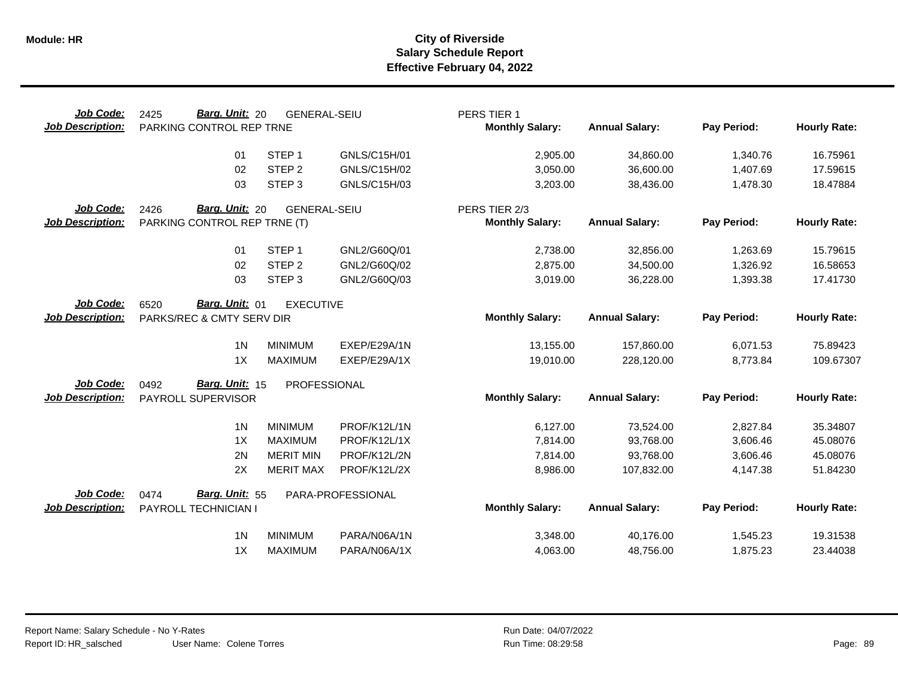**Module: HR**

# City of Riverside
## Salary Schedule Report
### Effective February 04, 2022

**Job Code:** 2425 **Barg. Unit:** 20 GENERAL-SEIU PERS TIER 1
**Job Description:** PARKING CONTROL REP TRNE

| | | | Monthly Salary: | Annual Salary: | Pay Period: | Hourly Rate: |
|---|---|---|---|---|---|---|
| 01 | STEP 1 | GNLS/C15H/01 | 2,905.00 | 34,860.00 | 1,340.76 | 16.75961 |
| 02 | STEP 2 | GNLS/C15H/02 | 3,050.00 | 36,600.00 | 1,407.69 | 17.59615 |
| 03 | STEP 3 | GNLS/C15H/03 | 3,203.00 | 38,436.00 | 1,478.30 | 18.47884 |

**Job Code:** 2426 **Barg. Unit:** 20 GENERAL-SEIU PERS TIER 2/3
**Job Description:** PARKING CONTROL REP TRNE (T)

| | | | Monthly Salary: | Annual Salary: | Pay Period: | Hourly Rate: |
|---|---|---|---|---|---|---|
| 01 | STEP 1 | GNL2/G60Q/01 | 2,738.00 | 32,856.00 | 1,263.69 | 15.79615 |
| 02 | STEP 2 | GNL2/G60Q/02 | 2,875.00 | 34,500.00 | 1,326.92 | 16.58653 |
| 03 | STEP 3 | GNL2/G60Q/03 | 3,019.00 | 36,228.00 | 1,393.38 | 17.41730 |

**Job Code:** 6520 **Barg. Unit:** 01 EXECUTIVE
**Job Description:** PARKS/REC & CMTY SERV DIR

| | | | Monthly Salary: | Annual Salary: | Pay Period: | Hourly Rate: |
|---|---|---|---|---|---|---|
| 1N | MINIMUM | EXEP/E29A/1N | 13,155.00 | 157,860.00 | 6,071.53 | 75.89423 |
| 1X | MAXIMUM | EXEP/E29A/1X | 19,010.00 | 228,120.00 | 8,773.84 | 109.67307 |

**Job Code:** 0492 **Barg. Unit:** 15 PROFESSIONAL
**Job Description:** PAYROLL SUPERVISOR

| | | | Monthly Salary: | Annual Salary: | Pay Period: | Hourly Rate: |
|---|---|---|---|---|---|---|
| 1N | MINIMUM | PROF/K12L/1N | 6,127.00 | 73,524.00 | 2,827.84 | 35.34807 |
| 1X | MAXIMUM | PROF/K12L/1X | 7,814.00 | 93,768.00 | 3,606.46 | 45.08076 |
| 2N | MERIT MIN | PROF/K12L/2N | 7,814.00 | 93,768.00 | 3,606.46 | 45.08076 |
| 2X | MERIT MAX | PROF/K12L/2X | 8,986.00 | 107,832.00 | 4,147.38 | 51.84230 |

**Job Code:** 0474 **Barg. Unit:** 55 PARA-PROFESSIONAL
**Job Description:** PAYROLL TECHNICIAN I

| | | | Monthly Salary: | Annual Salary: | Pay Period: | Hourly Rate: |
|---|---|---|---|---|---|---|
| 1N | MINIMUM | PARA/N06A/1N | 3,348.00 | 40,176.00 | 1,545.23 | 19.31538 |
| 1X | MAXIMUM | PARA/N06A/1X | 4,063.00 | 48,756.00 | 1,875.23 | 23.44038 |

Report Name: Salary Schedule - No Y-Rates
Report ID: HR_salsched User Name: Colene Torres
Run Date: 04/07/2022
Run Time: 08:29:58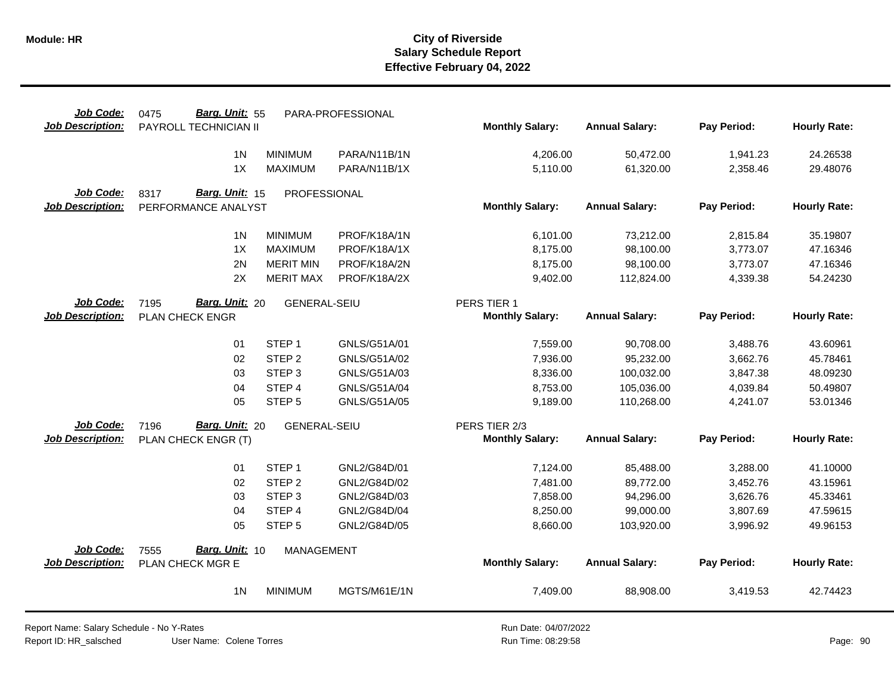# City of Riverside
## Salary Schedule Report
### Effective February 04, 2022

**Job Code:** 0475 **Barg. Unit:** 55 PARA-PROFESSIONAL
**Job Description:** PAYROLL TECHNICIAN II

| | | | Monthly Salary: | Annual Salary: | Pay Period: | Hourly Rate: |
|---|---|---|---|---|---|---|
| 1N | MINIMUM | PARA/N11B/1N | 4,206.00 | 50,472.00 | 1,941.23 | 24.26538 |
| 1X | MAXIMUM | PARA/N11B/1X | 5,110.00 | 61,320.00 | 2,358.46 | 29.48076 |

**Job Code:** 8317 **Barg. Unit:** 15 PROFESSIONAL
**Job Description:** PERFORMANCE ANALYST

| | | | Monthly Salary: | Annual Salary: | Pay Period: | Hourly Rate: |
|---|---|---|---|---|---|---|
| 1N | MINIMUM | PROF/K18A/1N | 6,101.00 | 73,212.00 | 2,815.84 | 35.19807 |
| 1X | MAXIMUM | PROF/K18A/1X | 8,175.00 | 98,100.00 | 3,773.07 | 47.16346 |
| 2N | MERIT MIN | PROF/K18A/2N | 8,175.00 | 98,100.00 | 3,773.07 | 47.16346 |
| 2X | MERIT MAX | PROF/K18A/2X | 9,402.00 | 112,824.00 | 4,339.38 | 54.24230 |

**Job Code:** 7195 **Barg. Unit:** 20 GENERAL-SEIU
**Job Description:** PLAN CHECK ENGR

PERS TIER 1

| | | | Monthly Salary: | Annual Salary: | Pay Period: | Hourly Rate: |
|---|---|---|---|---|---|---|
| 01 | STEP 1 | GNLS/G51A/01 | 7,559.00 | 90,708.00 | 3,488.76 | 43.60961 |
| 02 | STEP 2 | GNLS/G51A/02 | 7,936.00 | 95,232.00 | 3,662.76 | 45.78461 |
| 03 | STEP 3 | GNLS/G51A/03 | 8,336.00 | 100,032.00 | 3,847.38 | 48.09230 |
| 04 | STEP 4 | GNLS/G51A/04 | 8,753.00 | 105,036.00 | 4,039.84 | 50.49807 |
| 05 | STEP 5 | GNLS/G51A/05 | 9,189.00 | 110,268.00 | 4,241.07 | 53.01346 |

**Job Code:** 7196 **Barg. Unit:** 20 GENERAL-SEIU
**Job Description:** PLAN CHECK ENGR (T)

PERS TIER 2/3

| | | | Monthly Salary: | Annual Salary: | Pay Period: | Hourly Rate: |
|---|---|---|---|---|---|---|
| 01 | STEP 1 | GNL2/G84D/01 | 7,124.00 | 85,488.00 | 3,288.00 | 41.10000 |
| 02 | STEP 2 | GNL2/G84D/02 | 7,481.00 | 89,772.00 | 3,452.76 | 43.15961 |
| 03 | STEP 3 | GNL2/G84D/03 | 7,858.00 | 94,296.00 | 3,626.76 | 45.33461 |
| 04 | STEP 4 | GNL2/G84D/04 | 8,250.00 | 99,000.00 | 3,807.69 | 47.59615 |
| 05 | STEP 5 | GNL2/G84D/05 | 8,660.00 | 103,920.00 | 3,996.92 | 49.96153 |

**Job Code:** 7555 **Barg. Unit:** 10 MANAGEMENT
**Job Description:** PLAN CHECK MGR E

| | | | Monthly Salary: | Annual Salary: | Pay Period: | Hourly Rate: |
|---|---|---|---|---|---|---|
| 1N | MINIMUM | MGTS/M61E/1N | 7,409.00 | 88,908.00 | 3,419.53 | 42.74423 |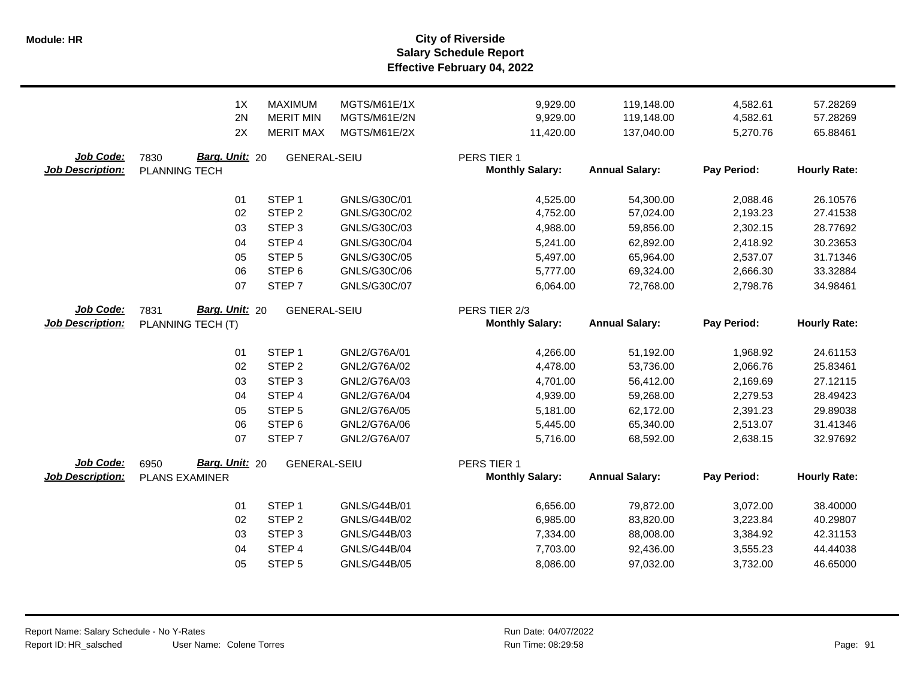| | | | | | | | |
|---|---|---|---|---|---|---|---|
| 1X | MAXIMUM | MGTS/M61E/1X | 9,929.00 | 119,148.00 | 4,582.61 | 57.28269 |
| 2N | MERIT MIN | MGTS/M61E/2N | 9,929.00 | 119,148.00 | 4,582.61 | 57.28269 |
| 2X | MERIT MAX | MGTS/M61E/2X | 11,420.00 | 137,040.00 | 5,270.76 | 65.88461 |

**Job Code:** 7830 **Barg. Unit:** 20 GENERAL-SEIU PERS TIER 1
**Job Description:** PLANNING TECH

| | | | Monthly Salary: | Annual Salary: | Pay Period: | Hourly Rate: |
|---|---|---|---|---|---|---|
| 01 | STEP 1 | GNLS/G30C/01 | 4,525.00 | 54,300.00 | 2,088.46 | 26.10576 |
| 02 | STEP 2 | GNLS/G30C/02 | 4,752.00 | 57,024.00 | 2,193.23 | 27.41538 |
| 03 | STEP 3 | GNLS/G30C/03 | 4,988.00 | 59,856.00 | 2,302.15 | 28.77692 |
| 04 | STEP 4 | GNLS/G30C/04 | 5,241.00 | 62,892.00 | 2,418.92 | 30.23653 |
| 05 | STEP 5 | GNLS/G30C/05 | 5,497.00 | 65,964.00 | 2,537.07 | 31.71346 |
| 06 | STEP 6 | GNLS/G30C/06 | 5,777.00 | 69,324.00 | 2,666.30 | 33.32884 |
| 07 | STEP 7 | GNLS/G30C/07 | 6,064.00 | 72,768.00 | 2,798.76 | 34.98461 |

**Job Code:** 7831 **Barg. Unit:** 20 GENERAL-SEIU PERS TIER 2/3
**Job Description:** PLANNING TECH (T)

| | | | Monthly Salary: | Annual Salary: | Pay Period: | Hourly Rate: |
|---|---|---|---|---|---|---|
| 01 | STEP 1 | GNL2/G76A/01 | 4,266.00 | 51,192.00 | 1,968.92 | 24.61153 |
| 02 | STEP 2 | GNL2/G76A/02 | 4,478.00 | 53,736.00 | 2,066.76 | 25.83461 |
| 03 | STEP 3 | GNL2/G76A/03 | 4,701.00 | 56,412.00 | 2,169.69 | 27.12115 |
| 04 | STEP 4 | GNL2/G76A/04 | 4,939.00 | 59,268.00 | 2,279.53 | 28.49423 |
| 05 | STEP 5 | GNL2/G76A/05 | 5,181.00 | 62,172.00 | 2,391.23 | 29.89038 |
| 06 | STEP 6 | GNL2/G76A/06 | 5,445.00 | 65,340.00 | 2,513.07 | 31.41346 |
| 07 | STEP 7 | GNL2/G76A/07 | 5,716.00 | 68,592.00 | 2,638.15 | 32.97692 |

**Job Code:** 6950 **Barg. Unit:** 20 GENERAL-SEIU PERS TIER 1
**Job Description:** PLANS EXAMINER

| | | | Monthly Salary: | Annual Salary: | Pay Period: | Hourly Rate: |
|---|---|---|---|---|---|---|
| 01 | STEP 1 | GNLS/G44B/01 | 6,656.00 | 79,872.00 | 3,072.00 | 38.40000 |
| 02 | STEP 2 | GNLS/G44B/02 | 6,985.00 | 83,820.00 | 3,223.84 | 40.29807 |
| 03 | STEP 3 | GNLS/G44B/03 | 7,334.00 | 88,008.00 | 3,384.92 | 42.31153 |
| 04 | STEP 4 | GNLS/G44B/04 | 7,703.00 | 92,436.00 | 3,555.23 | 44.44038 |
| 05 | STEP 5 | GNLS/G44B/05 | 8,086.00 | 97,032.00 | 3,732.00 | 46.65000 |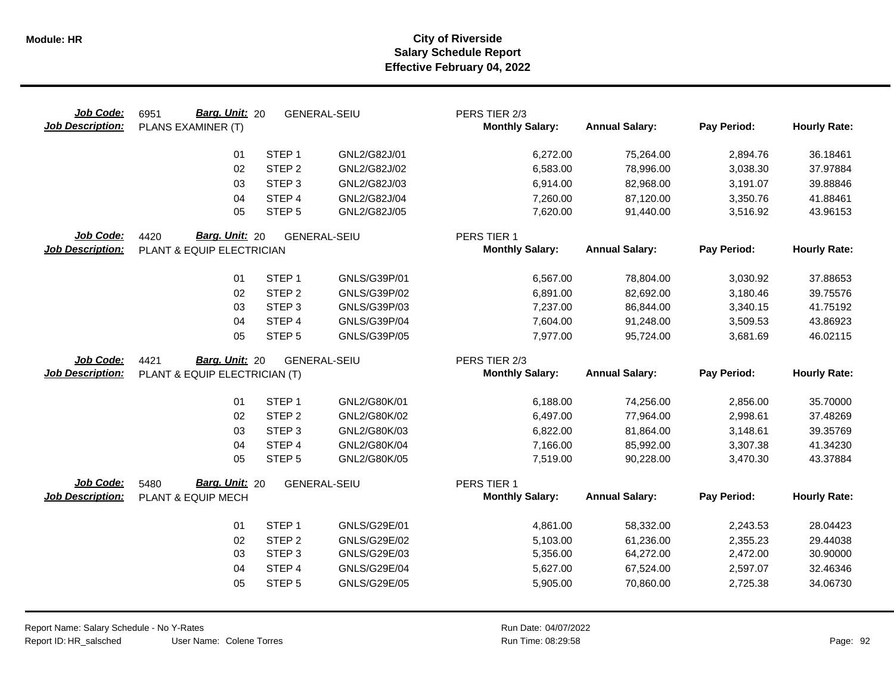# City of Riverside
## Salary Schedule Report
### Effective February 04, 2022

**Job Code:** 6951 **Barg. Unit:** 20 GENERAL-SEIU PERS TIER 2/3
**Job Description:** PLANS EXAMINER (T)

| | | | Monthly Salary: | Annual Salary: | Pay Period: | Hourly Rate: |
|---|---|---|---|---|---|---|
| 01 | STEP 1 | GNL2/G82J/01 | 6,272.00 | 75,264.00 | 2,894.76 | 36.18461 |
| 02 | STEP 2 | GNL2/G82J/02 | 6,583.00 | 78,996.00 | 3,038.30 | 37.97884 |
| 03 | STEP 3 | GNL2/G82J/03 | 6,914.00 | 82,968.00 | 3,191.07 | 39.88846 |
| 04 | STEP 4 | GNL2/G82J/04 | 7,260.00 | 87,120.00 | 3,350.76 | 41.88461 |
| 05 | STEP 5 | GNL2/G82J/05 | 7,620.00 | 91,440.00 | 3,516.92 | 43.96153 |

**Job Code:** 4420 **Barg. Unit:** 20 GENERAL-SEIU PERS TIER 1
**Job Description:** PLANT & EQUIP ELECTRICIAN

| | | | Monthly Salary: | Annual Salary: | Pay Period: | Hourly Rate: |
|---|---|---|---|---|---|---|
| 01 | STEP 1 | GNLS/G39P/01 | 6,567.00 | 78,804.00 | 3,030.92 | 37.88653 |
| 02 | STEP 2 | GNLS/G39P/02 | 6,891.00 | 82,692.00 | 3,180.46 | 39.75576 |
| 03 | STEP 3 | GNLS/G39P/03 | 7,237.00 | 86,844.00 | 3,340.15 | 41.75192 |
| 04 | STEP 4 | GNLS/G39P/04 | 7,604.00 | 91,248.00 | 3,509.53 | 43.86923 |
| 05 | STEP 5 | GNLS/G39P/05 | 7,977.00 | 95,724.00 | 3,681.69 | 46.02115 |

**Job Code:** 4421 **Barg. Unit:** 20 GENERAL-SEIU PERS TIER 2/3
**Job Description:** PLANT & EQUIP ELECTRICIAN (T)

| | | | Monthly Salary: | Annual Salary: | Pay Period: | Hourly Rate: |
|---|---|---|---|---|---|---|
| 01 | STEP 1 | GNL2/G80K/01 | 6,188.00 | 74,256.00 | 2,856.00 | 35.70000 |
| 02 | STEP 2 | GNL2/G80K/02 | 6,497.00 | 77,964.00 | 2,998.61 | 37.48269 |
| 03 | STEP 3 | GNL2/G80K/03 | 6,822.00 | 81,864.00 | 3,148.61 | 39.35769 |
| 04 | STEP 4 | GNL2/G80K/04 | 7,166.00 | 85,992.00 | 3,307.38 | 41.34230 |
| 05 | STEP 5 | GNL2/G80K/05 | 7,519.00 | 90,228.00 | 3,470.30 | 43.37884 |

**Job Code:** 5480 **Barg. Unit:** 20 GENERAL-SEIU PERS TIER 1
**Job Description:** PLANT & EQUIP MECH

| | | | Monthly Salary: | Annual Salary: | Pay Period: | Hourly Rate: |
|---|---|---|---|---|---|---|
| 01 | STEP 1 | GNLS/G29E/01 | 4,861.00 | 58,332.00 | 2,243.53 | 28.04423 |
| 02 | STEP 2 | GNLS/G29E/02 | 5,103.00 | 61,236.00 | 2,355.23 | 29.44038 |
| 03 | STEP 3 | GNLS/G29E/03 | 5,356.00 | 64,272.00 | 2,472.00 | 30.90000 |
| 04 | STEP 4 | GNLS/G29E/04 | 5,627.00 | 67,524.00 | 2,597.07 | 32.46346 |
| 05 | STEP 5 | GNLS/G29E/05 | 5,905.00 | 70,860.00 | 2,725.38 | 34.06730 |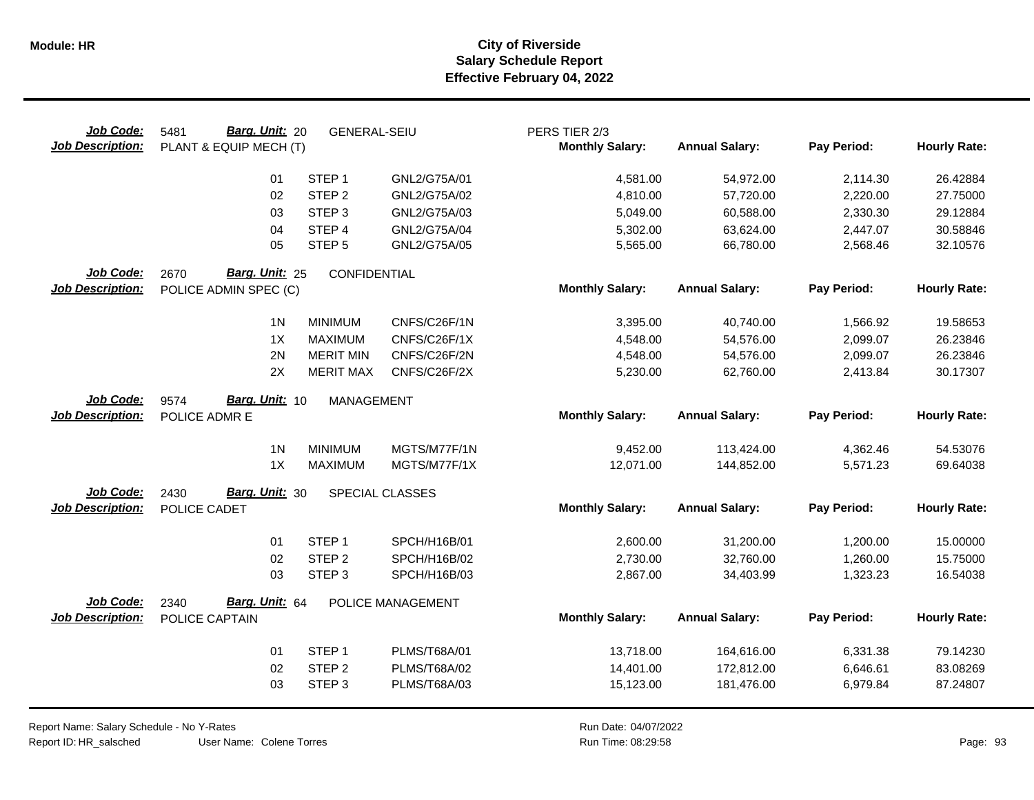**Module: HR**

# City of Riverside
## Salary Schedule Report
### Effective February 04, 2022

| Job Code: | 5481 | Barg. Unit: 20 | GENERAL-SEIU | PERS TIER 2/3 | | | |
|---|---|---|---|---|---|---|---|
| **Job Description:** | PLANT & EQUIP MECH (T) | | | **Monthly Salary:** | **Annual Salary:** | **Pay Period:** | **Hourly Rate:** |
| | 01 | STEP 1 | GNL2/G75A/01 | 4,581.00 | 54,972.00 | 2,114.30 | 26.42884 |
| | 02 | STEP 2 | GNL2/G75A/02 | 4,810.00 | 57,720.00 | 2,220.00 | 27.75000 |
| | 03 | STEP 3 | GNL2/G75A/03 | 5,049.00 | 60,588.00 | 2,330.30 | 29.12884 |
| | 04 | STEP 4 | GNL2/G75A/04 | 5,302.00 | 63,624.00 | 2,447.07 | 30.58846 |
| | 05 | STEP 5 | GNL2/G75A/05 | 5,565.00 | 66,780.00 | 2,568.46 | 32.10576 |

| Job Code: | 2670 | Barg. Unit: 25 | CONFIDENTIAL | | | | |
|---|---|---|---|---|---|---|---|
| **Job Description:** | POLICE ADMIN SPEC (C) | | | **Monthly Salary:** | **Annual Salary:** | **Pay Period:** | **Hourly Rate:** |
| | 1N | MINIMUM | CNFS/C26F/1N | 3,395.00 | 40,740.00 | 1,566.92 | 19.58653 |
| | 1X | MAXIMUM | CNFS/C26F/1X | 4,548.00 | 54,576.00 | 2,099.07 | 26.23846 |
| | 2N | MERIT MIN | CNFS/C26F/2N | 4,548.00 | 54,576.00 | 2,099.07 | 26.23846 |
| | 2X | MERIT MAX | CNFS/C26F/2X | 5,230.00 | 62,760.00 | 2,413.84 | 30.17307 |

| Job Code: | 9574 | Barg. Unit: 10 | MANAGEMENT | | | | |
|---|---|---|---|---|---|---|---|
| **Job Description:** | POLICE ADMR E | | | **Monthly Salary:** | **Annual Salary:** | **Pay Period:** | **Hourly Rate:** |
| | 1N | MINIMUM | MGTS/M77F/1N | 9,452.00 | 113,424.00 | 4,362.46 | 54.53076 |
| | 1X | MAXIMUM | MGTS/M77F/1X | 12,071.00 | 144,852.00 | 5,571.23 | 69.64038 |

| Job Code: | 2430 | Barg. Unit: 30 | SPECIAL CLASSES | | | | |
|---|---|---|---|---|---|---|---|
| **Job Description:** | POLICE CADET | | | **Monthly Salary:** | **Annual Salary:** | **Pay Period:** | **Hourly Rate:** |
| | 01 | STEP 1 | SPCH/H16B/01 | 2,600.00 | 31,200.00 | 1,200.00 | 15.00000 |
| | 02 | STEP 2 | SPCH/H16B/02 | 2,730.00 | 32,760.00 | 1,260.00 | 15.75000 |
| | 03 | STEP 3 | SPCH/H16B/03 | 2,867.00 | 34,403.99 | 1,323.23 | 16.54038 |

| Job Code: | 2340 | Barg. Unit: 64 | POLICE MANAGEMENT | | | | |
|---|---|---|---|---|---|---|---|
| **Job Description:** | POLICE CAPTAIN | | | **Monthly Salary:** | **Annual Salary:** | **Pay Period:** | **Hourly Rate:** |
| | 01 | STEP 1 | PLMS/T68A/01 | 13,718.00 | 164,616.00 | 6,331.38 | 79.14230 |
| | 02 | STEP 2 | PLMS/T68A/02 | 14,401.00 | 172,812.00 | 6,646.61 | 83.08269 |
| | 03 | STEP 3 | PLMS/T68A/03 | 15,123.00 | 181,476.00 | 6,979.84 | 87.24807 |

Report Name: Salary Schedule - No Y-Rates
Report ID: HR_salsched User Name: Colene Torres
Run Date: 04/07/2022
Run Time: 08:29:58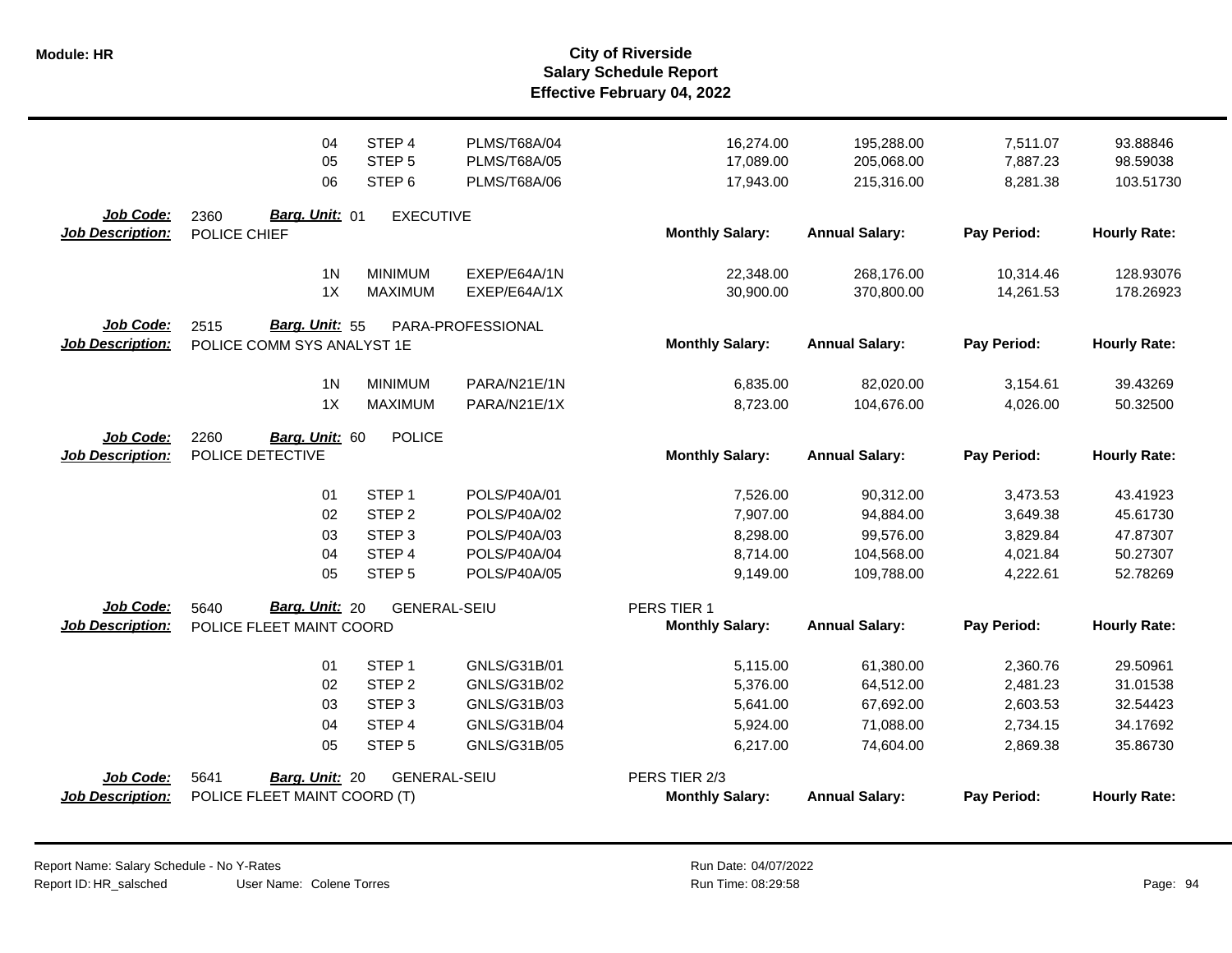| | | | | | | | |
|---|---|---|---|---|---|---|---|
| 04 | STEP 4 | PLMS/T68A/04 | | 16,274.00 | 195,288.00 | 7,511.07 | 93.88846 |
| 05 | STEP 5 | PLMS/T68A/05 | | 17,089.00 | 205,068.00 | 7,887.23 | 98.59038 |
| 06 | STEP 6 | PLMS/T68A/06 | | 17,943.00 | 215,316.00 | 8,281.38 | 103.51730 |

**Job Code:** 2360 **Barg. Unit:** 01 EXECUTIVE
**Job Description:** POLICE CHIEF

| | | | | Monthly Salary: | Annual Salary: | Pay Period: | Hourly Rate: |
|---|---|---|---|---|---|---|---|
| 1N | MINIMUM | EXEP/E64A/1N | | 22,348.00 | 268,176.00 | 10,314.46 | 128.93076 |
| 1X | MAXIMUM | EXEP/E64A/1X | | 30,900.00 | 370,800.00 | 14,261.53 | 178.26923 |

**Job Code:** 2515 **Barg. Unit:** 55 PARA-PROFESSIONAL
**Job Description:** POLICE COMM SYS ANALYST 1E

| | | | | Monthly Salary: | Annual Salary: | Pay Period: | Hourly Rate: |
|---|---|---|---|---|---|---|---|
| 1N | MINIMUM | PARA/N21E/1N | | 6,835.00 | 82,020.00 | 3,154.61 | 39.43269 |
| 1X | MAXIMUM | PARA/N21E/1X | | 8,723.00 | 104,676.00 | 4,026.00 | 50.32500 |

**Job Code:** 2260 **Barg. Unit:** 60 POLICE
**Job Description:** POLICE DETECTIVE

| | | | | Monthly Salary: | Annual Salary: | Pay Period: | Hourly Rate: |
|---|---|---|---|---|---|---|---|
| 01 | STEP 1 | POLS/P40A/01 | | 7,526.00 | 90,312.00 | 3,473.53 | 43.41923 |
| 02 | STEP 2 | POLS/P40A/02 | | 7,907.00 | 94,884.00 | 3,649.38 | 45.61730 |
| 03 | STEP 3 | POLS/P40A/03 | | 8,298.00 | 99,576.00 | 3,829.84 | 47.87307 |
| 04 | STEP 4 | POLS/P40A/04 | | 8,714.00 | 104,568.00 | 4,021.84 | 50.27307 |
| 05 | STEP 5 | POLS/P40A/05 | | 9,149.00 | 109,788.00 | 4,222.61 | 52.78269 |

**Job Code:** 5640 **Barg. Unit:** 20 GENERAL-SEIU
**Job Description:** POLICE FLEET MAINT COORD

| | | | PERS TIER 1 | Monthly Salary: | Annual Salary: | Pay Period: | Hourly Rate: |
|---|---|---|---|---|---|---|---|
| 01 | STEP 1 | GNLS/G31B/01 | | 5,115.00 | 61,380.00 | 2,360.76 | 29.50961 |
| 02 | STEP 2 | GNLS/G31B/02 | | 5,376.00 | 64,512.00 | 2,481.23 | 31.01538 |
| 03 | STEP 3 | GNLS/G31B/03 | | 5,641.00 | 67,692.00 | 2,603.53 | 32.54423 |
| 04 | STEP 4 | GNLS/G31B/04 | | 5,924.00 | 71,088.00 | 2,734.15 | 34.17692 |
| 05 | STEP 5 | GNLS/G31B/05 | | 6,217.00 | 74,604.00 | 2,869.38 | 35.86730 |

**Job Code:** 5641 **Barg. Unit:** 20 GENERAL-SEIU
**Job Description:** POLICE FLEET MAINT COORD (T)

| | | | PERS TIER 2/3 | Monthly Salary: | Annual Salary: | Pay Period: | Hourly Rate: |
|---|---|---|---|---|---|---|---|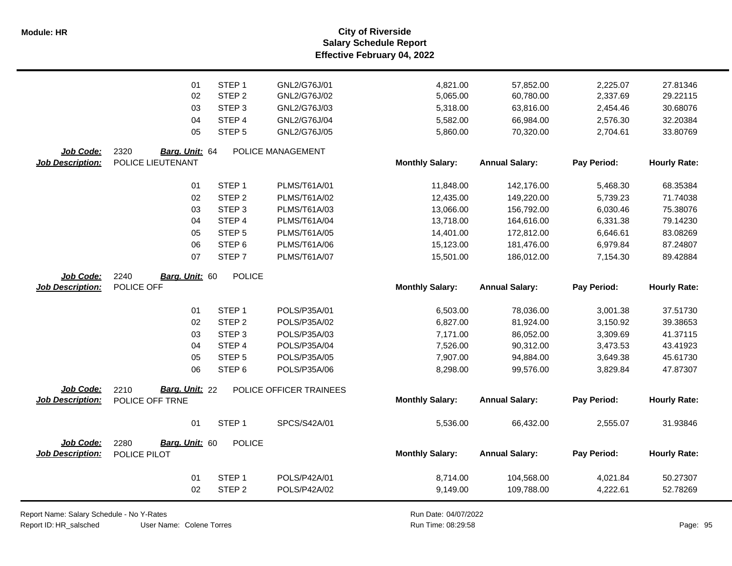# City of Riverside
## Salary Schedule Report
### Effective February 04, 2022

| | | | Monthly Salary | Annual Salary | Pay Period | Hourly Rate |
|---|---|---|---|---|---|---|
| 01 | STEP 1 | GNL2/G76J/01 | 4,821.00 | 57,852.00 | 2,225.07 | 27.81346 |
| 02 | STEP 2 | GNL2/G76J/02 | 5,065.00 | 60,780.00 | 2,337.69 | 29.22115 |
| 03 | STEP 3 | GNL2/G76J/03 | 5,318.00 | 63,816.00 | 2,454.46 | 30.68076 |
| 04 | STEP 4 | GNL2/G76J/04 | 5,582.00 | 66,984.00 | 2,576.30 | 32.20384 |
| 05 | STEP 5 | GNL2/G76J/05 | 5,860.00 | 70,320.00 | 2,704.61 | 33.80769 |

**Job Code:** 2320 **Barg. Unit:** 64 POLICE MANAGEMENT
**Job Description:** POLICE LIEUTENANT

| | | | Monthly Salary: | Annual Salary: | Pay Period: | Hourly Rate: |
|---|---|---|---|---|---|---|
| 01 | STEP 1 | PLMS/T61A/01 | 11,848.00 | 142,176.00 | 5,468.30 | 68.35384 |
| 02 | STEP 2 | PLMS/T61A/02 | 12,435.00 | 149,220.00 | 5,739.23 | 71.74038 |
| 03 | STEP 3 | PLMS/T61A/03 | 13,066.00 | 156,792.00 | 6,030.46 | 75.38076 |
| 04 | STEP 4 | PLMS/T61A/04 | 13,718.00 | 164,616.00 | 6,331.38 | 79.14230 |
| 05 | STEP 5 | PLMS/T61A/05 | 14,401.00 | 172,812.00 | 6,646.61 | 83.08269 |
| 06 | STEP 6 | PLMS/T61A/06 | 15,123.00 | 181,476.00 | 6,979.84 | 87.24807 |
| 07 | STEP 7 | PLMS/T61A/07 | 15,501.00 | 186,012.00 | 7,154.30 | 89.42884 |

**Job Code:** 2240 **Barg. Unit:** 60 POLICE
**Job Description:** POLICE OFF

| | | | Monthly Salary: | Annual Salary: | Pay Period: | Hourly Rate: |
|---|---|---|---|---|---|---|
| 01 | STEP 1 | POLS/P35A/01 | 6,503.00 | 78,036.00 | 3,001.38 | 37.51730 |
| 02 | STEP 2 | POLS/P35A/02 | 6,827.00 | 81,924.00 | 3,150.92 | 39.38653 |
| 03 | STEP 3 | POLS/P35A/03 | 7,171.00 | 86,052.00 | 3,309.69 | 41.37115 |
| 04 | STEP 4 | POLS/P35A/04 | 7,526.00 | 90,312.00 | 3,473.53 | 43.41923 |
| 05 | STEP 5 | POLS/P35A/05 | 7,907.00 | 94,884.00 | 3,649.38 | 45.61730 |
| 06 | STEP 6 | POLS/P35A/06 | 8,298.00 | 99,576.00 | 3,829.84 | 47.87307 |

**Job Code:** 2210 **Barg. Unit:** 22 POLICE OFFICER TRAINEES
**Job Description:** POLICE OFF TRNE

| | | | Monthly Salary: | Annual Salary: | Pay Period: | Hourly Rate: |
|---|---|---|---|---|---|---|
| 01 | STEP 1 | SPCS/S42A/01 | 5,536.00 | 66,432.00 | 2,555.07 | 31.93846 |

**Job Code:** 2280 **Barg. Unit:** 60 POLICE
**Job Description:** POLICE PILOT

| | | | Monthly Salary: | Annual Salary: | Pay Period: | Hourly Rate: |
|---|---|---|---|---|---|---|
| 01 | STEP 1 | POLS/P42A/01 | 8,714.00 | 104,568.00 | 4,021.84 | 50.27307 |
| 02 | STEP 2 | POLS/P42A/02 | 9,149.00 | 109,788.00 | 4,222.61 | 52.78269 |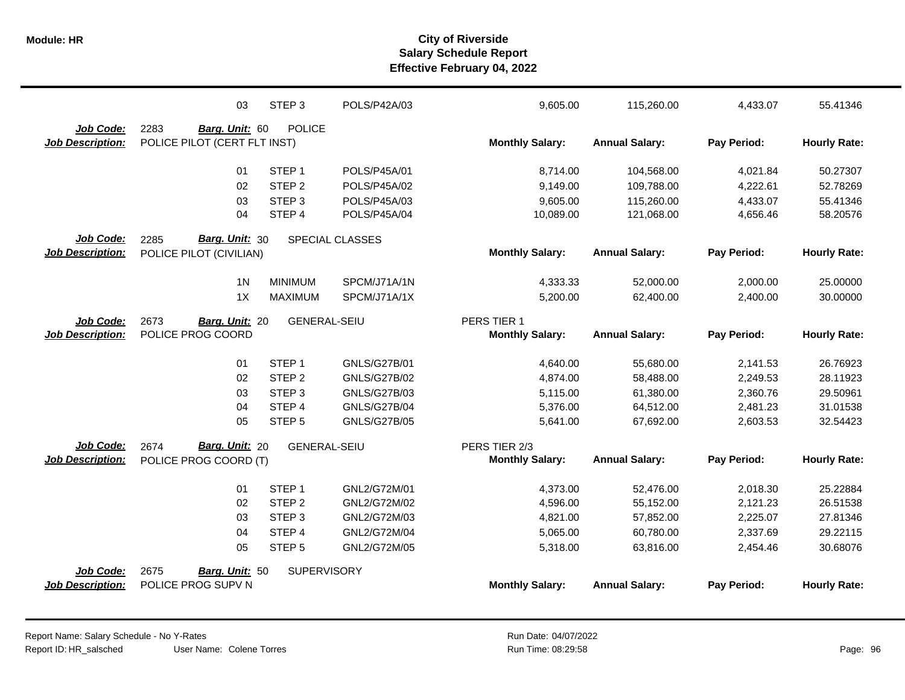# City of Riverside
## Salary Schedule Report
### Effective February 04, 2022

| | | | | | | | |
|---|---|---|---|---|---|---|---|
| 03 | STEP 3 | POLS/P42A/03 | | 9,605.00 | 115,260.00 | 4,433.07 | 55.41346 |

**Job Code:** 2283 **Barg. Unit:** 60 POLICE
**Job Description:** POLICE PILOT (CERT FLT INST)

| | | | Monthly Salary: | Annual Salary: | Pay Period: | Hourly Rate: |
|---|---|---|---|---|---|---|
| 01 | STEP 1 | POLS/P45A/01 | 8,714.00 | 104,568.00 | 4,021.84 | 50.27307 |
| 02 | STEP 2 | POLS/P45A/02 | 9,149.00 | 109,788.00 | 4,222.61 | 52.78269 |
| 03 | STEP 3 | POLS/P45A/03 | 9,605.00 | 115,260.00 | 4,433.07 | 55.41346 |
| 04 | STEP 4 | POLS/P45A/04 | 10,089.00 | 121,068.00 | 4,656.46 | 58.20576 |

**Job Code:** 2285 **Barg. Unit:** 30 SPECIAL CLASSES
**Job Description:** POLICE PILOT (CIVILIAN)

| | | | Monthly Salary: | Annual Salary: | Pay Period: | Hourly Rate: |
|---|---|---|---|---|---|---|
| 1N | MINIMUM | SPCM/J71A/1N | 4,333.33 | 52,000.00 | 2,000.00 | 25.00000 |
| 1X | MAXIMUM | SPCM/J71A/1X | 5,200.00 | 62,400.00 | 2,400.00 | 30.00000 |

**Job Code:** 2673 **Barg. Unit:** 20 GENERAL-SEIU PERS TIER 1
**Job Description:** POLICE PROG COORD

| | | | Monthly Salary: | Annual Salary: | Pay Period: | Hourly Rate: |
|---|---|---|---|---|---|---|
| 01 | STEP 1 | GNLS/G27B/01 | 4,640.00 | 55,680.00 | 2,141.53 | 26.76923 |
| 02 | STEP 2 | GNLS/G27B/02 | 4,874.00 | 58,488.00 | 2,249.53 | 28.11923 |
| 03 | STEP 3 | GNLS/G27B/03 | 5,115.00 | 61,380.00 | 2,360.76 | 29.50961 |
| 04 | STEP 4 | GNLS/G27B/04 | 5,376.00 | 64,512.00 | 2,481.23 | 31.01538 |
| 05 | STEP 5 | GNLS/G27B/05 | 5,641.00 | 67,692.00 | 2,603.53 | 32.54423 |

**Job Code:** 2674 **Barg. Unit:** 20 GENERAL-SEIU PERS TIER 2/3
**Job Description:** POLICE PROG COORD (T)

| | | | Monthly Salary: | Annual Salary: | Pay Period: | Hourly Rate: |
|---|---|---|---|---|---|---|
| 01 | STEP 1 | GNL2/G72M/01 | 4,373.00 | 52,476.00 | 2,018.30 | 25.22884 |
| 02 | STEP 2 | GNL2/G72M/02 | 4,596.00 | 55,152.00 | 2,121.23 | 26.51538 |
| 03 | STEP 3 | GNL2/G72M/03 | 4,821.00 | 57,852.00 | 2,225.07 | 27.81346 |
| 04 | STEP 4 | GNL2/G72M/04 | 5,065.00 | 60,780.00 | 2,337.69 | 29.22115 |
| 05 | STEP 5 | GNL2/G72M/05 | 5,318.00 | 63,816.00 | 2,454.46 | 30.68076 |

**Job Code:** 2675 **Barg. Unit:** 50 SUPERVISORY
**Job Description:** POLICE PROG SUPV N

| | | | Monthly Salary: | Annual Salary: | Pay Period: | Hourly Rate: |
|---|---|---|---|---|---|---|

Report Name: Salary Schedule - No Y-Rates
Report ID: HR_salsched User Name: Colene Torres
Run Date: 04/07/2022
Run Time: 08:29:58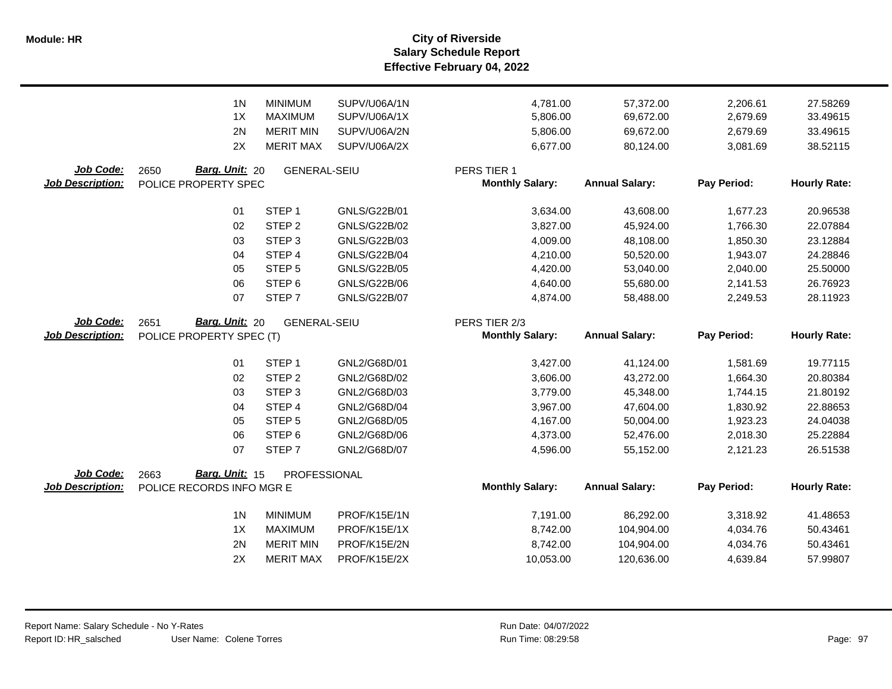# City of Riverside
## Salary Schedule Report
### Effective February 04, 2022

| | | | | | | | |
|---|---|---|---|---|---|---|---|
| 1N | MINIMUM | SUPV/U06A/1N | 4,781.00 | 57,372.00 | 2,206.61 | 27.58269 |
| 1X | MAXIMUM | SUPV/U06A/1X | 5,806.00 | 69,672.00 | 2,679.69 | 33.49615 |
| 2N | MERIT MIN | SUPV/U06A/2N | 5,806.00 | 69,672.00 | 2,679.69 | 33.49615 |
| 2X | MERIT MAX | SUPV/U06A/2X | 6,677.00 | 80,124.00 | 3,081.69 | 38.52115 |

**Job Code:** 2650 **Barg. Unit:** 20 GENERAL-SEIU PERS TIER 1
**Job Description:** POLICE PROPERTY SPEC

| Step | Description | Code | Monthly Salary: | Annual Salary: | Pay Period: | Hourly Rate: |
|---|---|---|---|---|---|---|
| 01 | STEP 1 | GNLS/G22B/01 | 3,634.00 | 43,608.00 | 1,677.23 | 20.96538 |
| 02 | STEP 2 | GNLS/G22B/02 | 3,827.00 | 45,924.00 | 1,766.30 | 22.07884 |
| 03 | STEP 3 | GNLS/G22B/03 | 4,009.00 | 48,108.00 | 1,850.30 | 23.12884 |
| 04 | STEP 4 | GNLS/G22B/04 | 4,210.00 | 50,520.00 | 1,943.07 | 24.28846 |
| 05 | STEP 5 | GNLS/G22B/05 | 4,420.00 | 53,040.00 | 2,040.00 | 25.50000 |
| 06 | STEP 6 | GNLS/G22B/06 | 4,640.00 | 55,680.00 | 2,141.53 | 26.76923 |
| 07 | STEP 7 | GNLS/G22B/07 | 4,874.00 | 58,488.00 | 2,249.53 | 28.11923 |

**Job Code:** 2651 **Barg. Unit:** 20 GENERAL-SEIU PERS TIER 2/3
**Job Description:** POLICE PROPERTY SPEC (T)

| Step | Description | Code | Monthly Salary: | Annual Salary: | Pay Period: | Hourly Rate: |
|---|---|---|---|---|---|---|
| 01 | STEP 1 | GNL2/G68D/01 | 3,427.00 | 41,124.00 | 1,581.69 | 19.77115 |
| 02 | STEP 2 | GNL2/G68D/02 | 3,606.00 | 43,272.00 | 1,664.30 | 20.80384 |
| 03 | STEP 3 | GNL2/G68D/03 | 3,779.00 | 45,348.00 | 1,744.15 | 21.80192 |
| 04 | STEP 4 | GNL2/G68D/04 | 3,967.00 | 47,604.00 | 1,830.92 | 22.88653 |
| 05 | STEP 5 | GNL2/G68D/05 | 4,167.00 | 50,004.00 | 1,923.23 | 24.04038 |
| 06 | STEP 6 | GNL2/G68D/06 | 4,373.00 | 52,476.00 | 2,018.30 | 25.22884 |
| 07 | STEP 7 | GNL2/G68D/07 | 4,596.00 | 55,152.00 | 2,121.23 | 26.51538 |

**Job Code:** 2663 **Barg. Unit:** 15 PROFESSIONAL
**Job Description:** POLICE RECORDS INFO MGR E

| Step | Description | Code | Monthly Salary: | Annual Salary: | Pay Period: | Hourly Rate: |
|---|---|---|---|---|---|---|
| 1N | MINIMUM | PROF/K15E/1N | 7,191.00 | 86,292.00 | 3,318.92 | 41.48653 |
| 1X | MAXIMUM | PROF/K15E/1X | 8,742.00 | 104,904.00 | 4,034.76 | 50.43461 |
| 2N | MERIT MIN | PROF/K15E/2N | 8,742.00 | 104,904.00 | 4,034.76 | 50.43461 |
| 2X | MERIT MAX | PROF/K15E/2X | 10,053.00 | 120,636.00 | 4,639.84 | 57.99807 |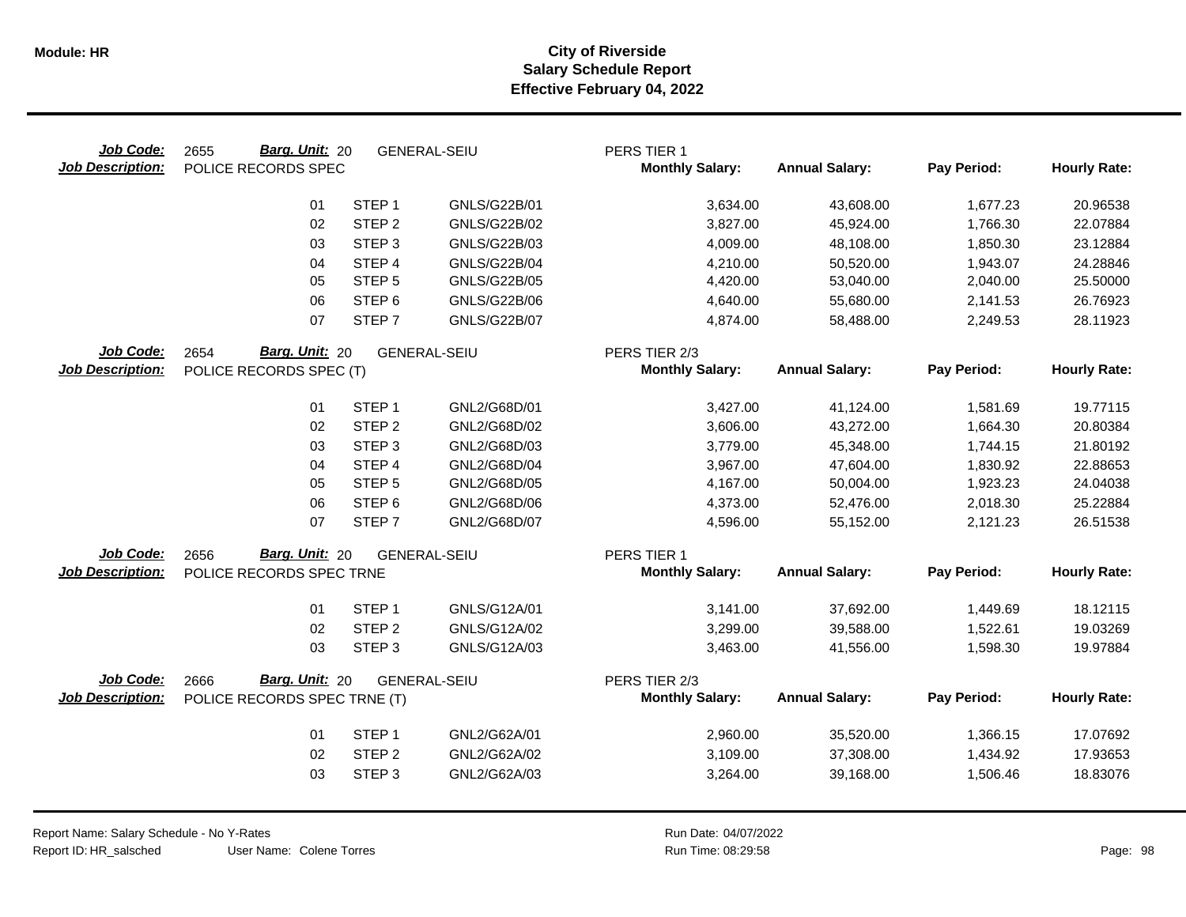# City of Riverside
## Salary Schedule Report
### Effective February 04, 2022

**Job Code:** 2655 **Barg. Unit:** 20 GENERAL-SEIU PERS TIER 1
**Job Description:** POLICE RECORDS SPEC

| | | | Monthly Salary: | Annual Salary: | Pay Period: | Hourly Rate: |
|---|---|---|---|---|---|---|
| 01 | STEP 1 | GNLS/G22B/01 | 3,634.00 | 43,608.00 | 1,677.23 | 20.96538 |
| 02 | STEP 2 | GNLS/G22B/02 | 3,827.00 | 45,924.00 | 1,766.30 | 22.07884 |
| 03 | STEP 3 | GNLS/G22B/03 | 4,009.00 | 48,108.00 | 1,850.30 | 23.12884 |
| 04 | STEP 4 | GNLS/G22B/04 | 4,210.00 | 50,520.00 | 1,943.07 | 24.28846 |
| 05 | STEP 5 | GNLS/G22B/05 | 4,420.00 | 53,040.00 | 2,040.00 | 25.50000 |
| 06 | STEP 6 | GNLS/G22B/06 | 4,640.00 | 55,680.00 | 2,141.53 | 26.76923 |
| 07 | STEP 7 | GNLS/G22B/07 | 4,874.00 | 58,488.00 | 2,249.53 | 28.11923 |

**Job Code:** 2654 **Barg. Unit:** 20 GENERAL-SEIU PERS TIER 2/3
**Job Description:** POLICE RECORDS SPEC (T)

| | | | Monthly Salary: | Annual Salary: | Pay Period: | Hourly Rate: |
|---|---|---|---|---|---|---|
| 01 | STEP 1 | GNL2/G68D/01 | 3,427.00 | 41,124.00 | 1,581.69 | 19.77115 |
| 02 | STEP 2 | GNL2/G68D/02 | 3,606.00 | 43,272.00 | 1,664.30 | 20.80384 |
| 03 | STEP 3 | GNL2/G68D/03 | 3,779.00 | 45,348.00 | 1,744.15 | 21.80192 |
| 04 | STEP 4 | GNL2/G68D/04 | 3,967.00 | 47,604.00 | 1,830.92 | 22.88653 |
| 05 | STEP 5 | GNL2/G68D/05 | 4,167.00 | 50,004.00 | 1,923.23 | 24.04038 |
| 06 | STEP 6 | GNL2/G68D/06 | 4,373.00 | 52,476.00 | 2,018.30 | 25.22884 |
| 07 | STEP 7 | GNL2/G68D/07 | 4,596.00 | 55,152.00 | 2,121.23 | 26.51538 |

**Job Code:** 2656 **Barg. Unit:** 20 GENERAL-SEIU PERS TIER 1
**Job Description:** POLICE RECORDS SPEC TRNE

| | | | Monthly Salary: | Annual Salary: | Pay Period: | Hourly Rate: |
|---|---|---|---|---|---|---|
| 01 | STEP 1 | GNLS/G12A/01 | 3,141.00 | 37,692.00 | 1,449.69 | 18.12115 |
| 02 | STEP 2 | GNLS/G12A/02 | 3,299.00 | 39,588.00 | 1,522.61 | 19.03269 |
| 03 | STEP 3 | GNLS/G12A/03 | 3,463.00 | 41,556.00 | 1,598.30 | 19.97884 |

**Job Code:** 2666 **Barg. Unit:** 20 GENERAL-SEIU PERS TIER 2/3
**Job Description:** POLICE RECORDS SPEC TRNE (T)

| | | | Monthly Salary: | Annual Salary: | Pay Period: | Hourly Rate: |
|---|---|---|---|---|---|---|
| 01 | STEP 1 | GNL2/G62A/01 | 2,960.00 | 35,520.00 | 1,366.15 | 17.07692 |
| 02 | STEP 2 | GNL2/G62A/02 | 3,109.00 | 37,308.00 | 1,434.92 | 17.93653 |
| 03 | STEP 3 | GNL2/G62A/03 | 3,264.00 | 39,168.00 | 1,506.46 | 18.83076 |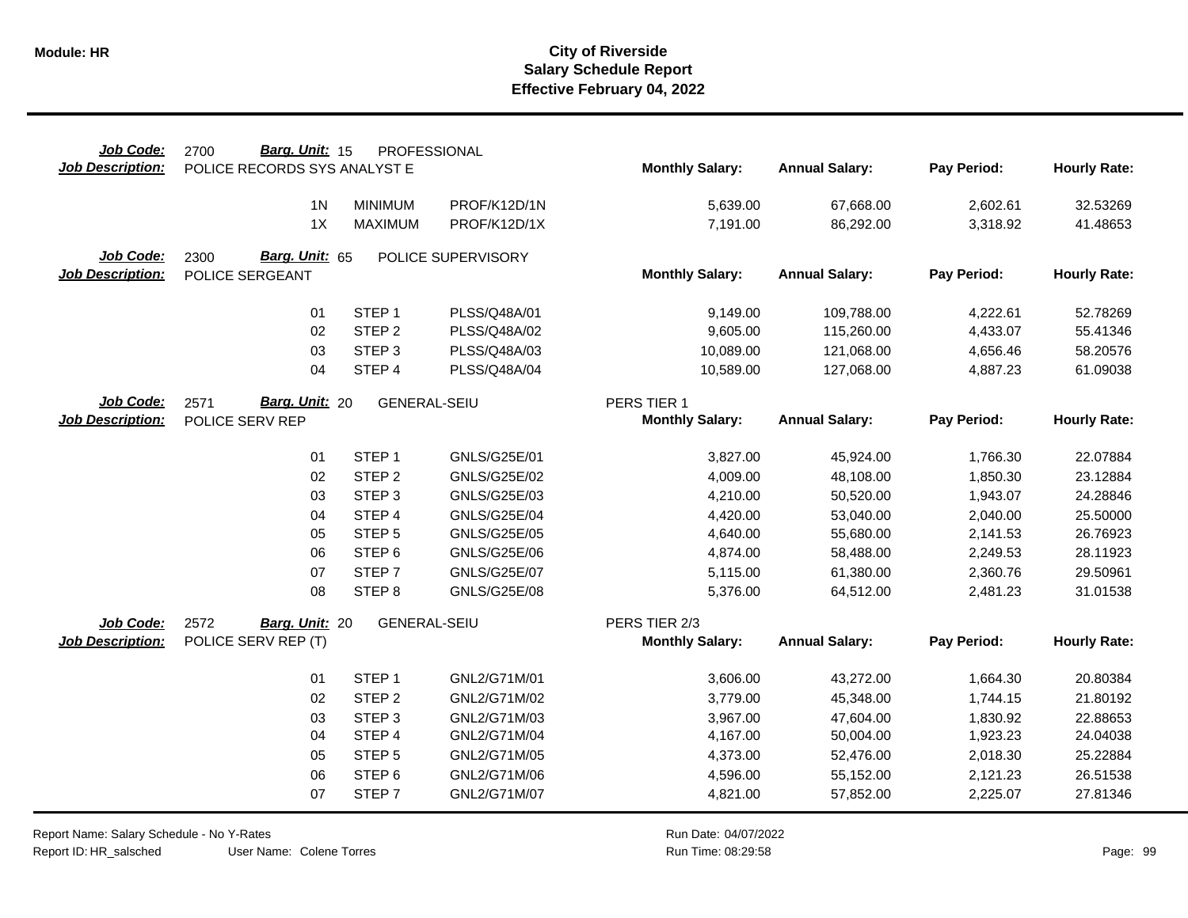**Module: HR**

# City of Riverside
## Salary Schedule Report
### Effective February 04, 2022

**Job Code:** 2700 **Barg. Unit:** 15 PROFESSIONAL
**Job Description:** POLICE RECORDS SYS ANALYST E

| | | | Monthly Salary: | Annual Salary: | Pay Period: | Hourly Rate: |
|---|---|---|---|---|---|---|
| 1N | MINIMUM | PROF/K12D/1N | 5,639.00 | 67,668.00 | 2,602.61 | 32.53269 |
| 1X | MAXIMUM | PROF/K12D/1X | 7,191.00 | 86,292.00 | 3,318.92 | 41.48653 |

**Job Code:** 2300 **Barg. Unit:** 65 POLICE SUPERVISORY
**Job Description:** POLICE SERGEANT

| | | | Monthly Salary: | Annual Salary: | Pay Period: | Hourly Rate: |
|---|---|---|---|---|---|---|
| 01 | STEP 1 | PLSS/Q48A/01 | 9,149.00 | 109,788.00 | 4,222.61 | 52.78269 |
| 02 | STEP 2 | PLSS/Q48A/02 | 9,605.00 | 115,260.00 | 4,433.07 | 55.41346 |
| 03 | STEP 3 | PLSS/Q48A/03 | 10,089.00 | 121,068.00 | 4,656.46 | 58.20576 |
| 04 | STEP 4 | PLSS/Q48A/04 | 10,589.00 | 127,068.00 | 4,887.23 | 61.09038 |

**Job Code:** 2571 **Barg. Unit:** 20 GENERAL-SEIU PERS TIER 1
**Job Description:** POLICE SERV REP

| | | | Monthly Salary: | Annual Salary: | Pay Period: | Hourly Rate: |
|---|---|---|---|---|---|---|
| 01 | STEP 1 | GNLS/G25E/01 | 3,827.00 | 45,924.00 | 1,766.30 | 22.07884 |
| 02 | STEP 2 | GNLS/G25E/02 | 4,009.00 | 48,108.00 | 1,850.30 | 23.12884 |
| 03 | STEP 3 | GNLS/G25E/03 | 4,210.00 | 50,520.00 | 1,943.07 | 24.28846 |
| 04 | STEP 4 | GNLS/G25E/04 | 4,420.00 | 53,040.00 | 2,040.00 | 25.50000 |
| 05 | STEP 5 | GNLS/G25E/05 | 4,640.00 | 55,680.00 | 2,141.53 | 26.76923 |
| 06 | STEP 6 | GNLS/G25E/06 | 4,874.00 | 58,488.00 | 2,249.53 | 28.11923 |
| 07 | STEP 7 | GNLS/G25E/07 | 5,115.00 | 61,380.00 | 2,360.76 | 29.50961 |
| 08 | STEP 8 | GNLS/G25E/08 | 5,376.00 | 64,512.00 | 2,481.23 | 31.01538 |

**Job Code:** 2572 **Barg. Unit:** 20 GENERAL-SEIU PERS TIER 2/3
**Job Description:** POLICE SERV REP (T)

| | | | Monthly Salary: | Annual Salary: | Pay Period: | Hourly Rate: |
|---|---|---|---|---|---|---|
| 01 | STEP 1 | GNL2/G71M/01 | 3,606.00 | 43,272.00 | 1,664.30 | 20.80384 |
| 02 | STEP 2 | GNL2/G71M/02 | 3,779.00 | 45,348.00 | 1,744.15 | 21.80192 |
| 03 | STEP 3 | GNL2/G71M/03 | 3,967.00 | 47,604.00 | 1,830.92 | 22.88653 |
| 04 | STEP 4 | GNL2/G71M/04 | 4,167.00 | 50,004.00 | 1,923.23 | 24.04038 |
| 05 | STEP 5 | GNL2/G71M/05 | 4,373.00 | 52,476.00 | 2,018.30 | 25.22884 |
| 06 | STEP 6 | GNL2/G71M/06 | 4,596.00 | 55,152.00 | 2,121.23 | 26.51538 |
| 07 | STEP 7 | GNL2/G71M/07 | 4,821.00 | 57,852.00 | 2,225.07 | 27.81346 |

Report Name: Salary Schedule - No Y-Rates
Report ID: HR_salsched User Name: Colene Torres
Run Date: 04/07/2022
Run Time: 08:29:58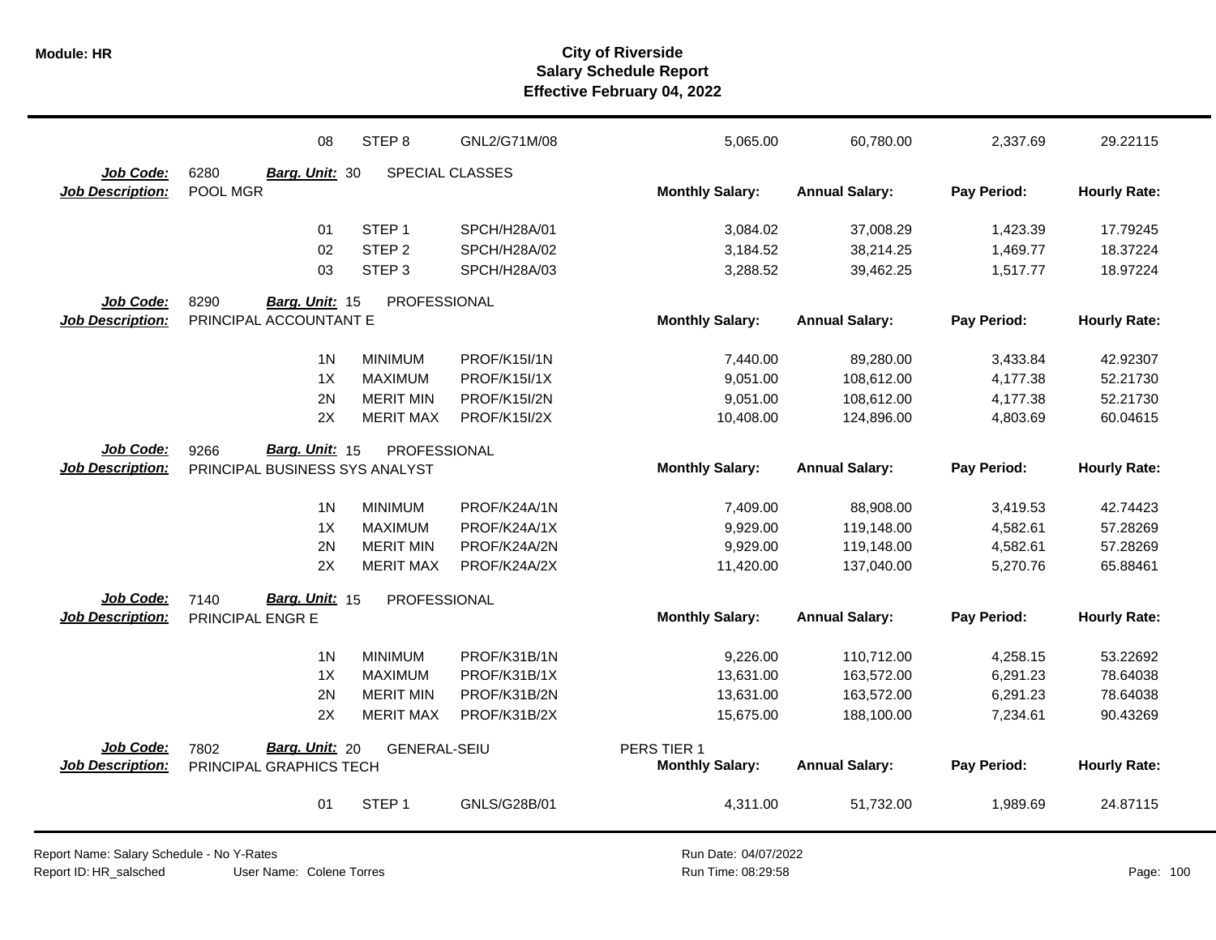| | | | | Monthly Salary | Annual Salary | Pay Period | Hourly Rate |
|---|---|---|---|---|---|---|---|
| | 08 | STEP 8 | GNL2/G71M/08 | 5,065.00 | 60,780.00 | 2,337.69 | 29.22115 |

**Job Code:** 6280 **Barg. Unit:** 30 SPECIAL CLASSES
**Job Description:** POOL MGR

| | | | Monthly Salary: | Annual Salary: | Pay Period: | Hourly Rate: |
|---|---|---|---|---|---|---|
| 01 | STEP 1 | SPCH/H28A/01 | 3,084.02 | 37,008.29 | 1,423.39 | 17.79245 |
| 02 | STEP 2 | SPCH/H28A/02 | 3,184.52 | 38,214.25 | 1,469.77 | 18.37224 |
| 03 | STEP 3 | SPCH/H28A/03 | 3,288.52 | 39,462.25 | 1,517.77 | 18.97224 |

**Job Code:** 8290 **Barg. Unit:** 15 PROFESSIONAL
**Job Description:** PRINCIPAL ACCOUNTANT E

| | | | Monthly Salary: | Annual Salary: | Pay Period: | Hourly Rate: |
|---|---|---|---|---|---|---|
| 1N | MINIMUM | PROF/K15I/1N | 7,440.00 | 89,280.00 | 3,433.84 | 42.92307 |
| 1X | MAXIMUM | PROF/K15I/1X | 9,051.00 | 108,612.00 | 4,177.38 | 52.21730 |
| 2N | MERIT MIN | PROF/K15I/2N | 9,051.00 | 108,612.00 | 4,177.38 | 52.21730 |
| 2X | MERIT MAX | PROF/K15I/2X | 10,408.00 | 124,896.00 | 4,803.69 | 60.04615 |

**Job Code:** 9266 **Barg. Unit:** 15 PROFESSIONAL
**Job Description:** PRINCIPAL BUSINESS SYS ANALYST

| | | | Monthly Salary: | Annual Salary: | Pay Period: | Hourly Rate: |
|---|---|---|---|---|---|---|
| 1N | MINIMUM | PROF/K24A/1N | 7,409.00 | 88,908.00 | 3,419.53 | 42.74423 |
| 1X | MAXIMUM | PROF/K24A/1X | 9,929.00 | 119,148.00 | 4,582.61 | 57.28269 |
| 2N | MERIT MIN | PROF/K24A/2N | 9,929.00 | 119,148.00 | 4,582.61 | 57.28269 |
| 2X | MERIT MAX | PROF/K24A/2X | 11,420.00 | 137,040.00 | 5,270.76 | 65.88461 |

**Job Code:** 7140 **Barg. Unit:** 15 PROFESSIONAL
**Job Description:** PRINCIPAL ENGR E

| | | | Monthly Salary: | Annual Salary: | Pay Period: | Hourly Rate: |
|---|---|---|---|---|---|---|
| 1N | MINIMUM | PROF/K31B/1N | 9,226.00 | 110,712.00 | 4,258.15 | 53.22692 |
| 1X | MAXIMUM | PROF/K31B/1X | 13,631.00 | 163,572.00 | 6,291.23 | 78.64038 |
| 2N | MERIT MIN | PROF/K31B/2N | 13,631.00 | 163,572.00 | 6,291.23 | 78.64038 |
| 2X | MERIT MAX | PROF/K31B/2X | 15,675.00 | 188,100.00 | 7,234.61 | 90.43269 |

**Job Code:** 7802 **Barg. Unit:** 20 GENERAL-SEIU PERS TIER 1
**Job Description:** PRINCIPAL GRAPHICS TECH

| | | | Monthly Salary: | Annual Salary: | Pay Period: | Hourly Rate: |
|---|---|---|---|---|---|---|
| 01 | STEP 1 | GNLS/G28B/01 | 4,311.00 | 51,732.00 | 1,989.69 | 24.87115 |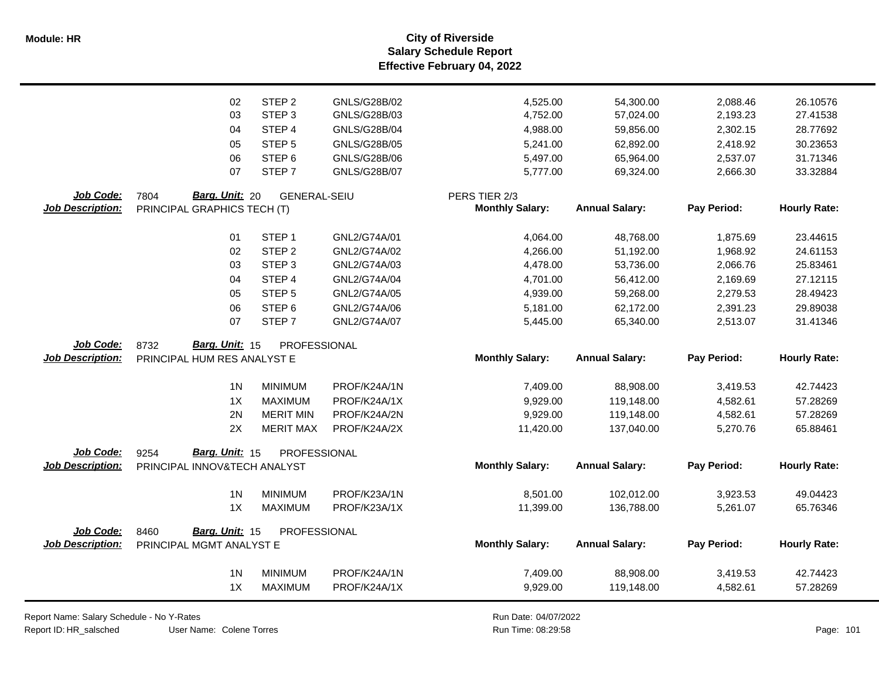# City of Riverside
## Salary Schedule Report
### Effective February 04, 2022

| | | | | Monthly Salary | Annual Salary | Pay Period | Hourly Rate |
|---|---|---|---|---|---|---|---|
| | 02 | STEP 2 | GNLS/G28B/02 | 4,525.00 | 54,300.00 | 2,088.46 | 26.10576 |
| | 03 | STEP 3 | GNLS/G28B/03 | 4,752.00 | 57,024.00 | 2,193.23 | 27.41538 |
| | 04 | STEP 4 | GNLS/G28B/04 | 4,988.00 | 59,856.00 | 2,302.15 | 28.77692 |
| | 05 | STEP 5 | GNLS/G28B/05 | 5,241.00 | 62,892.00 | 2,418.92 | 30.23653 |
| | 06 | STEP 6 | GNLS/G28B/06 | 5,497.00 | 65,964.00 | 2,537.07 | 31.71346 |
| | 07 | STEP 7 | GNLS/G28B/07 | 5,777.00 | 69,324.00 | 2,666.30 | 33.32884 |

**Job Code:** 7804 **Barg. Unit:** 20 GENERAL-SEIU PERS TIER 2/3
**Job Description:** PRINCIPAL GRAPHICS TECH (T)

| | | | Monthly Salary: | Annual Salary: | Pay Period: | Hourly Rate: |
|---|---|---|---|---|---|---|
| 01 | STEP 1 | GNL2/G74A/01 | 4,064.00 | 48,768.00 | 1,875.69 | 23.44615 |
| 02 | STEP 2 | GNL2/G74A/02 | 4,266.00 | 51,192.00 | 1,968.92 | 24.61153 |
| 03 | STEP 3 | GNL2/G74A/03 | 4,478.00 | 53,736.00 | 2,066.76 | 25.83461 |
| 04 | STEP 4 | GNL2/G74A/04 | 4,701.00 | 56,412.00 | 2,169.69 | 27.12115 |
| 05 | STEP 5 | GNL2/G74A/05 | 4,939.00 | 59,268.00 | 2,279.53 | 28.49423 |
| 06 | STEP 6 | GNL2/G74A/06 | 5,181.00 | 62,172.00 | 2,391.23 | 29.89038 |
| 07 | STEP 7 | GNL2/G74A/07 | 5,445.00 | 65,340.00 | 2,513.07 | 31.41346 |

**Job Code:** 8732 **Barg. Unit:** 15 PROFESSIONAL
**Job Description:** PRINCIPAL HUM RES ANALYST E

| | | | Monthly Salary: | Annual Salary: | Pay Period: | Hourly Rate: |
|---|---|---|---|---|---|---|
| 1N | MINIMUM | PROF/K24A/1N | 7,409.00 | 88,908.00 | 3,419.53 | 42.74423 |
| 1X | MAXIMUM | PROF/K24A/1X | 9,929.00 | 119,148.00 | 4,582.61 | 57.28269 |
| 2N | MERIT MIN | PROF/K24A/2N | 9,929.00 | 119,148.00 | 4,582.61 | 57.28269 |
| 2X | MERIT MAX | PROF/K24A/2X | 11,420.00 | 137,040.00 | 5,270.76 | 65.88461 |

**Job Code:** 9254 **Barg. Unit:** 15 PROFESSIONAL
**Job Description:** PRINCIPAL INNOV&TECH ANALYST

| | | | Monthly Salary: | Annual Salary: | Pay Period: | Hourly Rate: |
|---|---|---|---|---|---|---|
| 1N | MINIMUM | PROF/K23A/1N | 8,501.00 | 102,012.00 | 3,923.53 | 49.04423 |
| 1X | MAXIMUM | PROF/K23A/1X | 11,399.00 | 136,788.00 | 5,261.07 | 65.76346 |

**Job Code:** 8460 **Barg. Unit:** 15 PROFESSIONAL
**Job Description:** PRINCIPAL MGMT ANALYST E

| | | | Monthly Salary: | Annual Salary: | Pay Period: | Hourly Rate: |
|---|---|---|---|---|---|---|
| 1N | MINIMUM | PROF/K24A/1N | 7,409.00 | 88,908.00 | 3,419.53 | 42.74423 |
| 1X | MAXIMUM | PROF/K24A/1X | 9,929.00 | 119,148.00 | 4,582.61 | 57.28269 |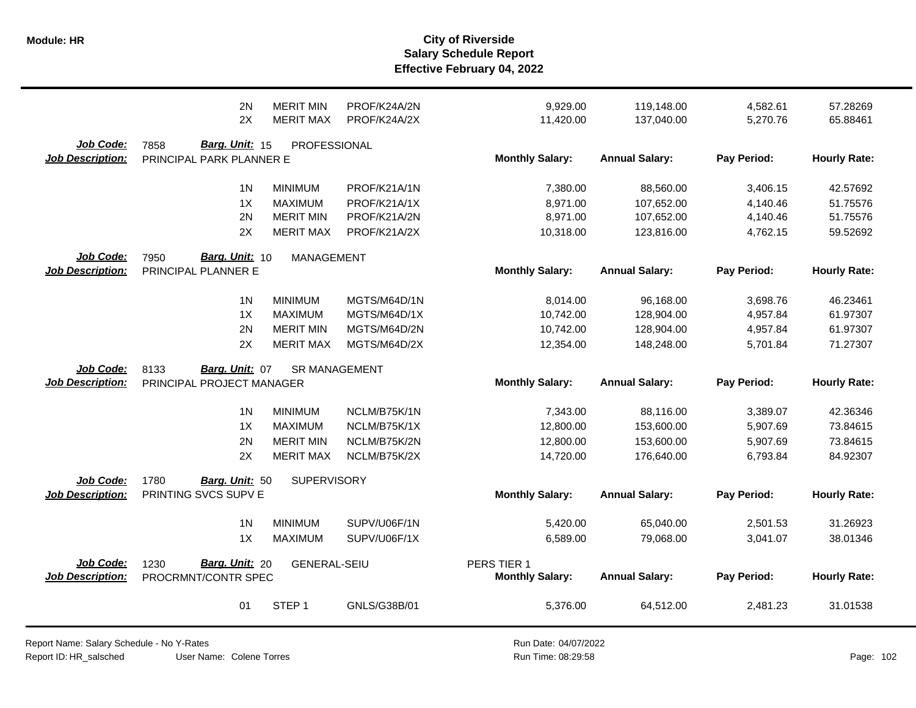| | | | | Monthly Salary: | Annual Salary: | Pay Period: | Hourly Rate: |
|---|---|---|---|---|---|---|---|
| | 2N | MERIT MIN | PROF/K24A/2N | 9,929.00 | 119,148.00 | 4,582.61 | 57.28269 |
| | 2X | MERIT MAX | PROF/K24A/2X | 11,420.00 | 137,040.00 | 5,270.76 | 65.88461 |

**Job Code:** 7858 **Barg. Unit:** 15 PROFESSIONAL
**Job Description:** PRINCIPAL PARK PLANNER E

| | | | Monthly Salary: | Annual Salary: | Pay Period: | Hourly Rate: |
|---|---|---|---|---|---|---|
| 1N | MINIMUM | PROF/K21A/1N | 7,380.00 | 88,560.00 | 3,406.15 | 42.57692 |
| 1X | MAXIMUM | PROF/K21A/1X | 8,971.00 | 107,652.00 | 4,140.46 | 51.75576 |
| 2N | MERIT MIN | PROF/K21A/2N | 8,971.00 | 107,652.00 | 4,140.46 | 51.75576 |
| 2X | MERIT MAX | PROF/K21A/2X | 10,318.00 | 123,816.00 | 4,762.15 | 59.52692 |

**Job Code:** 7950 **Barg. Unit:** 10 MANAGEMENT
**Job Description:** PRINCIPAL PLANNER E

| | | | Monthly Salary: | Annual Salary: | Pay Period: | Hourly Rate: |
|---|---|---|---|---|---|---|
| 1N | MINIMUM | MGTS/M64D/1N | 8,014.00 | 96,168.00 | 3,698.76 | 46.23461 |
| 1X | MAXIMUM | MGTS/M64D/1X | 10,742.00 | 128,904.00 | 4,957.84 | 61.97307 |
| 2N | MERIT MIN | MGTS/M64D/2N | 10,742.00 | 128,904.00 | 4,957.84 | 61.97307 |
| 2X | MERIT MAX | MGTS/M64D/2X | 12,354.00 | 148,248.00 | 5,701.84 | 71.27307 |

**Job Code:** 8133 **Barg. Unit:** 07 SR MANAGEMENT
**Job Description:** PRINCIPAL PROJECT MANAGER

| | | | Monthly Salary: | Annual Salary: | Pay Period: | Hourly Rate: |
|---|---|---|---|---|---|---|
| 1N | MINIMUM | NCLM/B75K/1N | 7,343.00 | 88,116.00 | 3,389.07 | 42.36346 |
| 1X | MAXIMUM | NCLM/B75K/1X | 12,800.00 | 153,600.00 | 5,907.69 | 73.84615 |
| 2N | MERIT MIN | NCLM/B75K/2N | 12,800.00 | 153,600.00 | 5,907.69 | 73.84615 |
| 2X | MERIT MAX | NCLM/B75K/2X | 14,720.00 | 176,640.00 | 6,793.84 | 84.92307 |

**Job Code:** 1780 **Barg. Unit:** 50 SUPERVISORY
**Job Description:** PRINTING SVCS SUPV E

| | | | Monthly Salary: | Annual Salary: | Pay Period: | Hourly Rate: |
|---|---|---|---|---|---|---|
| 1N | MINIMUM | SUPV/U06F/1N | 5,420.00 | 65,040.00 | 2,501.53 | 31.26923 |
| 1X | MAXIMUM | SUPV/U06F/1X | 6,589.00 | 79,068.00 | 3,041.07 | 38.01346 |

**Job Code:** 1230 **Barg. Unit:** 20 GENERAL-SEIU PERS TIER 1
**Job Description:** PROCRMNT/CONTR SPEC

| | | | Monthly Salary: | Annual Salary: | Pay Period: | Hourly Rate: |
|---|---|---|---|---|---|---|
| 01 | STEP 1 | GNLS/G38B/01 | 5,376.00 | 64,512.00 | 2,481.23 | 31.01538 |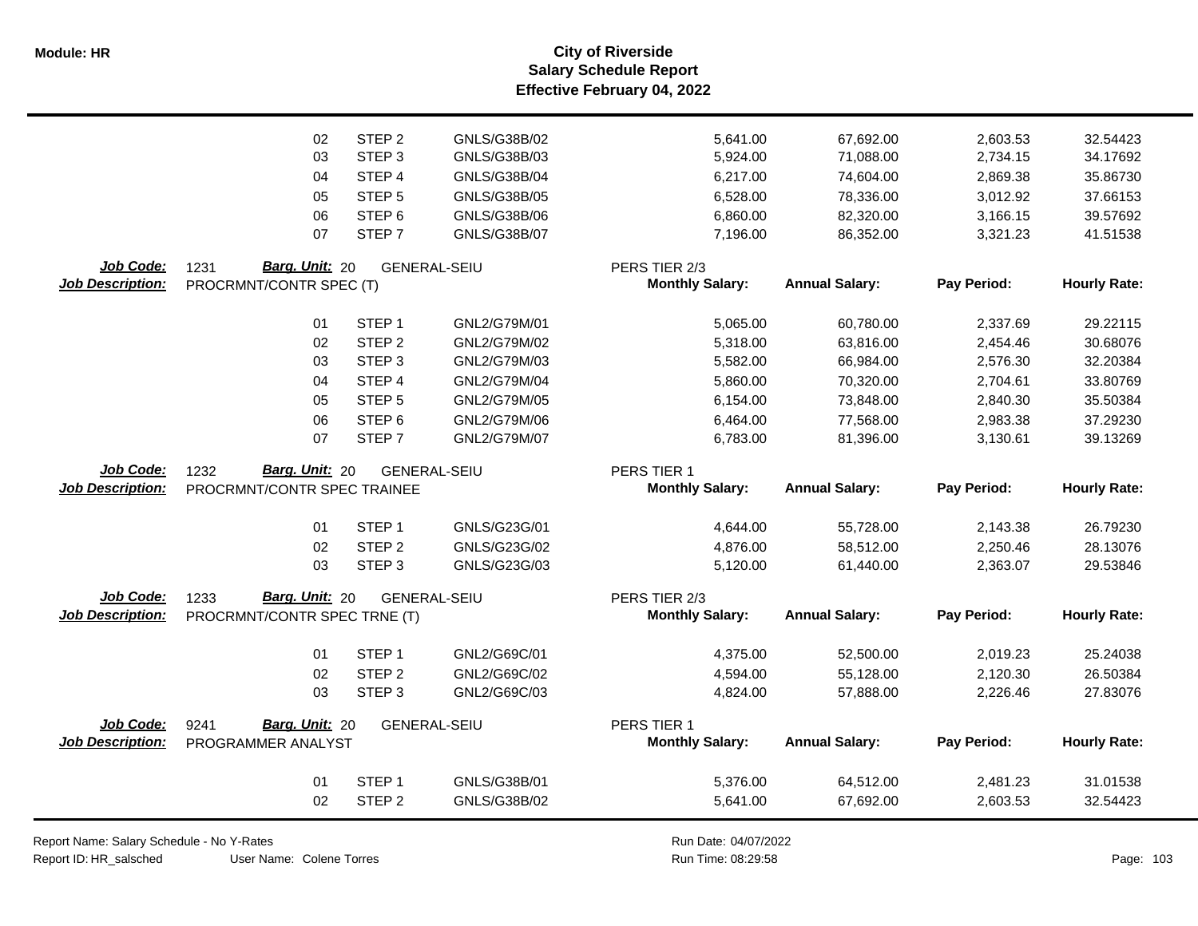| | | | | | | | |
|---|---|---|---|---|---|---|---|
| 02 | STEP 2 | GNLS/G38B/02 | | 5,641.00 | 67,692.00 | 2,603.53 | 32.54423 |
| 03 | STEP 3 | GNLS/G38B/03 | | 5,924.00 | 71,088.00 | 2,734.15 | 34.17692 |
| 04 | STEP 4 | GNLS/G38B/04 | | 6,217.00 | 74,604.00 | 2,869.38 | 35.86730 |
| 05 | STEP 5 | GNLS/G38B/05 | | 6,528.00 | 78,336.00 | 3,012.92 | 37.66153 |
| 06 | STEP 6 | GNLS/G38B/06 | | 6,860.00 | 82,320.00 | 3,166.15 | 39.57692 |
| 07 | STEP 7 | GNLS/G38B/07 | | 7,196.00 | 86,352.00 | 3,321.23 | 41.51538 |

**Job Code:** 1231 **Barg. Unit:** 20 GENERAL-SEIU PERS TIER 2/3
**Job Description:** PROCRMNT/CONTR SPEC (T)

| | | | Monthly Salary: | Annual Salary: | Pay Period: | Hourly Rate: |
|---|---|---|---|---|---|---|
| 01 | STEP 1 | GNL2/G79M/01 | 5,065.00 | 60,780.00 | 2,337.69 | 29.22115 |
| 02 | STEP 2 | GNL2/G79M/02 | 5,318.00 | 63,816.00 | 2,454.46 | 30.68076 |
| 03 | STEP 3 | GNL2/G79M/03 | 5,582.00 | 66,984.00 | 2,576.30 | 32.20384 |
| 04 | STEP 4 | GNL2/G79M/04 | 5,860.00 | 70,320.00 | 2,704.61 | 33.80769 |
| 05 | STEP 5 | GNL2/G79M/05 | 6,154.00 | 73,848.00 | 2,840.30 | 35.50384 |
| 06 | STEP 6 | GNL2/G79M/06 | 6,464.00 | 77,568.00 | 2,983.38 | 37.29230 |
| 07 | STEP 7 | GNL2/G79M/07 | 6,783.00 | 81,396.00 | 3,130.61 | 39.13269 |

**Job Code:** 1232 **Barg. Unit:** 20 GENERAL-SEIU PERS TIER 1
**Job Description:** PROCRMNT/CONTR SPEC TRAINEE

| | | | Monthly Salary: | Annual Salary: | Pay Period: | Hourly Rate: |
|---|---|---|---|---|---|---|
| 01 | STEP 1 | GNLS/G23G/01 | 4,644.00 | 55,728.00 | 2,143.38 | 26.79230 |
| 02 | STEP 2 | GNLS/G23G/02 | 4,876.00 | 58,512.00 | 2,250.46 | 28.13076 |
| 03 | STEP 3 | GNLS/G23G/03 | 5,120.00 | 61,440.00 | 2,363.07 | 29.53846 |

**Job Code:** 1233 **Barg. Unit:** 20 GENERAL-SEIU PERS TIER 2/3
**Job Description:** PROCRMNT/CONTR SPEC TRNE (T)

| | | | Monthly Salary: | Annual Salary: | Pay Period: | Hourly Rate: |
|---|---|---|---|---|---|---|
| 01 | STEP 1 | GNL2/G69C/01 | 4,375.00 | 52,500.00 | 2,019.23 | 25.24038 |
| 02 | STEP 2 | GNL2/G69C/02 | 4,594.00 | 55,128.00 | 2,120.30 | 26.50384 |
| 03 | STEP 3 | GNL2/G69C/03 | 4,824.00 | 57,888.00 | 2,226.46 | 27.83076 |

**Job Code:** 9241 **Barg. Unit:** 20 GENERAL-SEIU PERS TIER 1
**Job Description:** PROGRAMMER ANALYST

| | | | Monthly Salary: | Annual Salary: | Pay Period: | Hourly Rate: |
|---|---|---|---|---|---|---|
| 01 | STEP 1 | GNLS/G38B/01 | 5,376.00 | 64,512.00 | 2,481.23 | 31.01538 |
| 02 | STEP 2 | GNLS/G38B/02 | 5,641.00 | 67,692.00 | 2,603.53 | 32.54423 |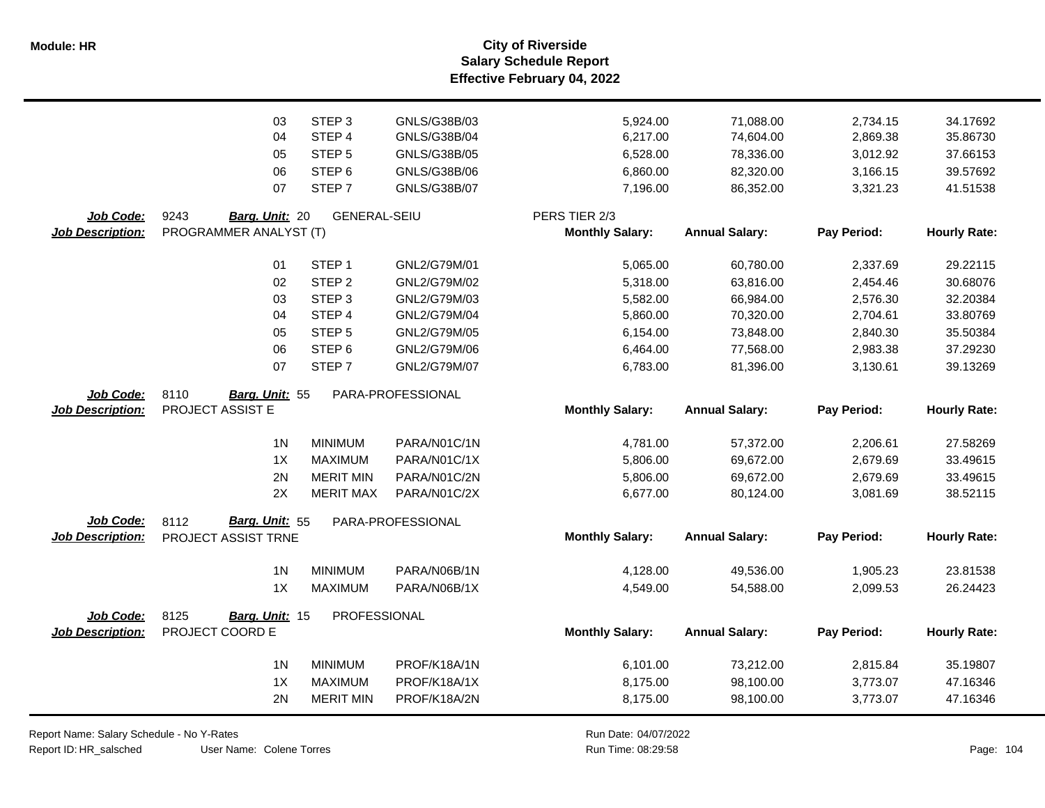# City of Riverside
## Salary Schedule Report
### Effective February 04, 2022

| | | | | Monthly Salary | Annual Salary | Pay Period | Hourly Rate |
|---|---|---|---|---|---|---|---|
| | 03 | STEP 3 | GNLS/G38B/03 | 5,924.00 | 71,088.00 | 2,734.15 | 34.17692 |
| | 04 | STEP 4 | GNLS/G38B/04 | 6,217.00 | 74,604.00 | 2,869.38 | 35.86730 |
| | 05 | STEP 5 | GNLS/G38B/05 | 6,528.00 | 78,336.00 | 3,012.92 | 37.66153 |
| | 06 | STEP 6 | GNLS/G38B/06 | 6,860.00 | 82,320.00 | 3,166.15 | 39.57692 |
| | 07 | STEP 7 | GNLS/G38B/07 | 7,196.00 | 86,352.00 | 3,321.23 | 41.51538 |

**Job Code:** 9243 **Barg. Unit:** 20 GENERAL-SEIU PERS TIER 2/3
**Job Description:** PROGRAMMER ANALYST (T)

| | | | Monthly Salary: | Annual Salary: | Pay Period: | Hourly Rate: |
|---|---|---|---|---|---|---|
| 01 | STEP 1 | GNL2/G79M/01 | 5,065.00 | 60,780.00 | 2,337.69 | 29.22115 |
| 02 | STEP 2 | GNL2/G79M/02 | 5,318.00 | 63,816.00 | 2,454.46 | 30.68076 |
| 03 | STEP 3 | GNL2/G79M/03 | 5,582.00 | 66,984.00 | 2,576.30 | 32.20384 |
| 04 | STEP 4 | GNL2/G79M/04 | 5,860.00 | 70,320.00 | 2,704.61 | 33.80769 |
| 05 | STEP 5 | GNL2/G79M/05 | 6,154.00 | 73,848.00 | 2,840.30 | 35.50384 |
| 06 | STEP 6 | GNL2/G79M/06 | 6,464.00 | 77,568.00 | 2,983.38 | 37.29230 |
| 07 | STEP 7 | GNL2/G79M/07 | 6,783.00 | 81,396.00 | 3,130.61 | 39.13269 |

**Job Code:** 8110 **Barg. Unit:** 55 PARA-PROFESSIONAL
**Job Description:** PROJECT ASSIST E

| | | | Monthly Salary: | Annual Salary: | Pay Period: | Hourly Rate: |
|---|---|---|---|---|---|---|
| 1N | MINIMUM | PARA/N01C/1N | 4,781.00 | 57,372.00 | 2,206.61 | 27.58269 |
| 1X | MAXIMUM | PARA/N01C/1X | 5,806.00 | 69,672.00 | 2,679.69 | 33.49615 |
| 2N | MERIT MIN | PARA/N01C/2N | 5,806.00 | 69,672.00 | 2,679.69 | 33.49615 |
| 2X | MERIT MAX | PARA/N01C/2X | 6,677.00 | 80,124.00 | 3,081.69 | 38.52115 |

**Job Code:** 8112 **Barg. Unit:** 55 PARA-PROFESSIONAL
**Job Description:** PROJECT ASSIST TRNE

| | | | Monthly Salary: | Annual Salary: | Pay Period: | Hourly Rate: |
|---|---|---|---|---|---|---|
| 1N | MINIMUM | PARA/N06B/1N | 4,128.00 | 49,536.00 | 1,905.23 | 23.81538 |
| 1X | MAXIMUM | PARA/N06B/1X | 4,549.00 | 54,588.00 | 2,099.53 | 26.24423 |

**Job Code:** 8125 **Barg. Unit:** 15 PROFESSIONAL
**Job Description:** PROJECT COORD E

| | | | Monthly Salary: | Annual Salary: | Pay Period: | Hourly Rate: |
|---|---|---|---|---|---|---|
| 1N | MINIMUM | PROF/K18A/1N | 6,101.00 | 73,212.00 | 2,815.84 | 35.19807 |
| 1X | MAXIMUM | PROF/K18A/1X | 8,175.00 | 98,100.00 | 3,773.07 | 47.16346 |
| 2N | MERIT MIN | PROF/K18A/2N | 8,175.00 | 98,100.00 | 3,773.07 | 47.16346 |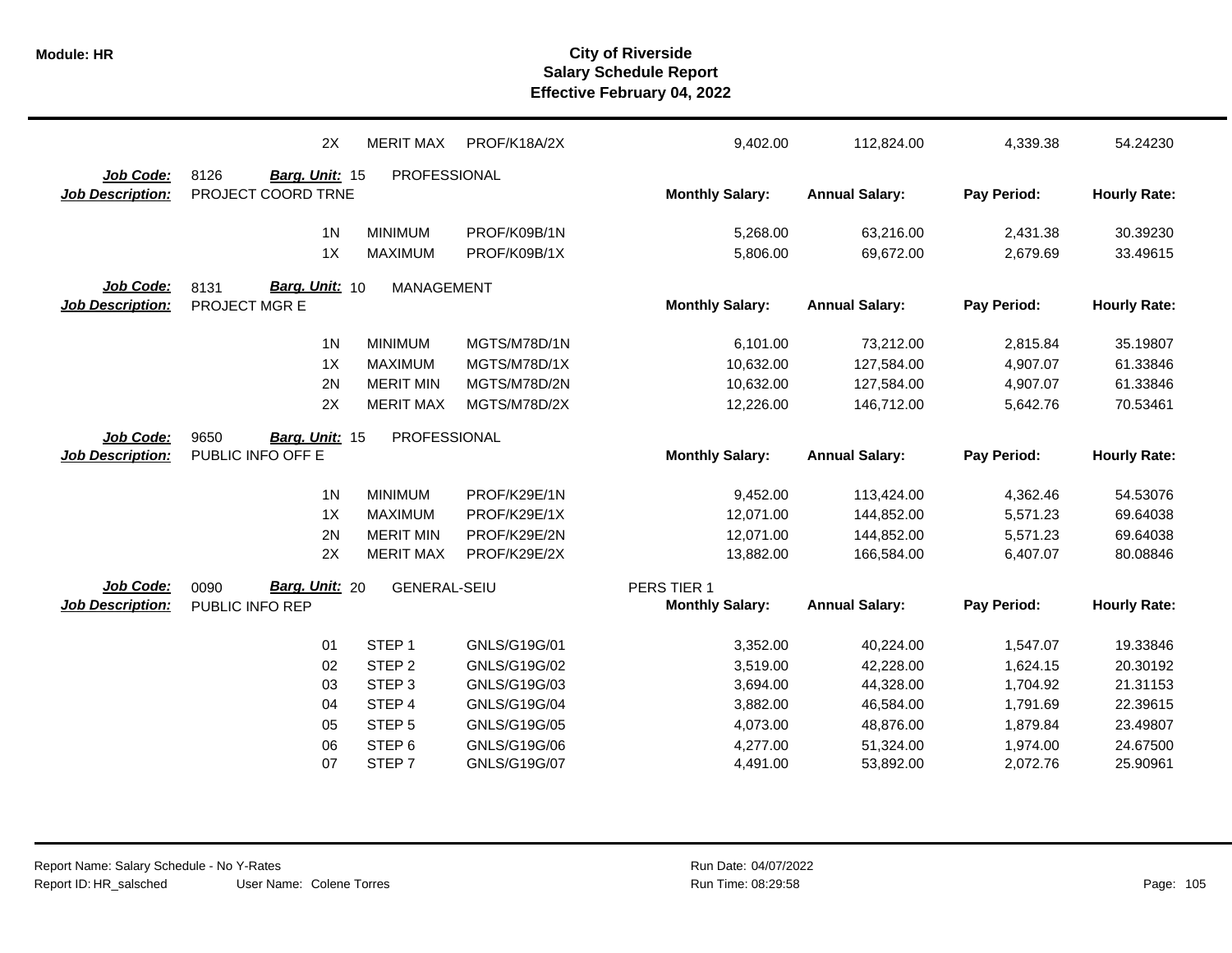| | 2X | MERIT MAX | PROF/K18A/2X | 9,402.00 | 112,824.00 | 4,339.38 | 54.24230 |
|---|---|---|---|---|---|---|---|

**Job Code:** 8126 **Barg. Unit:** 15 PROFESSIONAL
**Job Description:** PROJECT COORD TRNE

| | | | Monthly Salary: | Annual Salary: | Pay Period: | Hourly Rate: |
|---|---|---|---|---|---|---|
| 1N | MINIMUM | PROF/K09B/1N | 5,268.00 | 63,216.00 | 2,431.38 | 30.39230 |
| 1X | MAXIMUM | PROF/K09B/1X | 5,806.00 | 69,672.00 | 2,679.69 | 33.49615 |

**Job Code:** 8131 **Barg. Unit:** 10 MANAGEMENT
**Job Description:** PROJECT MGR E

| | | | Monthly Salary: | Annual Salary: | Pay Period: | Hourly Rate: |
|---|---|---|---|---|---|---|
| 1N | MINIMUM | MGTS/M78D/1N | 6,101.00 | 73,212.00 | 2,815.84 | 35.19807 |
| 1X | MAXIMUM | MGTS/M78D/1X | 10,632.00 | 127,584.00 | 4,907.07 | 61.33846 |
| 2N | MERIT MIN | MGTS/M78D/2N | 10,632.00 | 127,584.00 | 4,907.07 | 61.33846 |
| 2X | MERIT MAX | MGTS/M78D/2X | 12,226.00 | 146,712.00 | 5,642.76 | 70.53461 |

**Job Code:** 9650 **Barg. Unit:** 15 PROFESSIONAL
**Job Description:** PUBLIC INFO OFF E

| | | | Monthly Salary: | Annual Salary: | Pay Period: | Hourly Rate: |
|---|---|---|---|---|---|---|
| 1N | MINIMUM | PROF/K29E/1N | 9,452.00 | 113,424.00 | 4,362.46 | 54.53076 |
| 1X | MAXIMUM | PROF/K29E/1X | 12,071.00 | 144,852.00 | 5,571.23 | 69.64038 |
| 2N | MERIT MIN | PROF/K29E/2N | 12,071.00 | 144,852.00 | 5,571.23 | 69.64038 |
| 2X | MERIT MAX | PROF/K29E/2X | 13,882.00 | 166,584.00 | 6,407.07 | 80.08846 |

**Job Code:** 0090 **Barg. Unit:** 20 GENERAL-SEIU PERS TIER 1
**Job Description:** PUBLIC INFO REP

| | | | Monthly Salary: | Annual Salary: | Pay Period: | Hourly Rate: |
|---|---|---|---|---|---|---|
| 01 | STEP 1 | GNLS/G19G/01 | 3,352.00 | 40,224.00 | 1,547.07 | 19.33846 |
| 02 | STEP 2 | GNLS/G19G/02 | 3,519.00 | 42,228.00 | 1,624.15 | 20.30192 |
| 03 | STEP 3 | GNLS/G19G/03 | 3,694.00 | 44,328.00 | 1,704.92 | 21.31153 |
| 04 | STEP 4 | GNLS/G19G/04 | 3,882.00 | 46,584.00 | 1,791.69 | 22.39615 |
| 05 | STEP 5 | GNLS/G19G/05 | 4,073.00 | 48,876.00 | 1,879.84 | 23.49807 |
| 06 | STEP 6 | GNLS/G19G/06 | 4,277.00 | 51,324.00 | 1,974.00 | 24.67500 |
| 07 | STEP 7 | GNLS/G19G/07 | 4,491.00 | 53,892.00 | 2,072.76 | 25.90961 |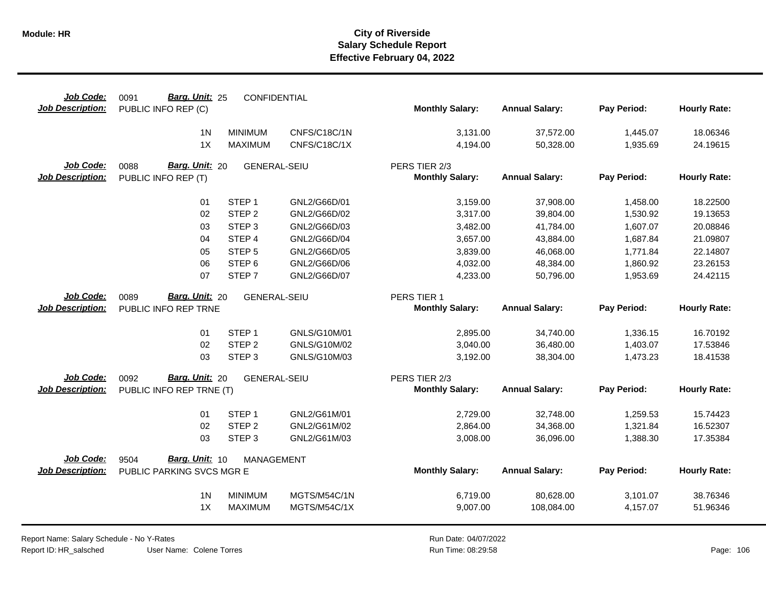# City of Riverside
## Salary Schedule Report
### Effective February 04, 2022

**Job Code:** 0091 **Barg. Unit:** 25 CONFIDENTIAL
**Job Description:** PUBLIC INFO REP (C)

| | | | Monthly Salary: | Annual Salary: | Pay Period: | Hourly Rate: |
|---|---|---|---|---|---|---|
| 1N | MINIMUM | CNFS/C18C/1N | 3,131.00 | 37,572.00 | 1,445.07 | 18.06346 |
| 1X | MAXIMUM | CNFS/C18C/1X | 4,194.00 | 50,328.00 | 1,935.69 | 24.19615 |

**Job Code:** 0088 **Barg. Unit:** 20 GENERAL-SEIU
**Job Description:** PUBLIC INFO REP (T)
PERS TIER 2/3

| | | | Monthly Salary: | Annual Salary: | Pay Period: | Hourly Rate: |
|---|---|---|---|---|---|---|
| 01 | STEP 1 | GNL2/G66D/01 | 3,159.00 | 37,908.00 | 1,458.00 | 18.22500 |
| 02 | STEP 2 | GNL2/G66D/02 | 3,317.00 | 39,804.00 | 1,530.92 | 19.13653 |
| 03 | STEP 3 | GNL2/G66D/03 | 3,482.00 | 41,784.00 | 1,607.07 | 20.08846 |
| 04 | STEP 4 | GNL2/G66D/04 | 3,657.00 | 43,884.00 | 1,687.84 | 21.09807 |
| 05 | STEP 5 | GNL2/G66D/05 | 3,839.00 | 46,068.00 | 1,771.84 | 22.14807 |
| 06 | STEP 6 | GNL2/G66D/06 | 4,032.00 | 48,384.00 | 1,860.92 | 23.26153 |
| 07 | STEP 7 | GNL2/G66D/07 | 4,233.00 | 50,796.00 | 1,953.69 | 24.42115 |

**Job Code:** 0089 **Barg. Unit:** 20 GENERAL-SEIU
**Job Description:** PUBLIC INFO REP TRNE
PERS TIER 1

| | | | Monthly Salary: | Annual Salary: | Pay Period: | Hourly Rate: |
|---|---|---|---|---|---|---|
| 01 | STEP 1 | GNLS/G10M/01 | 2,895.00 | 34,740.00 | 1,336.15 | 16.70192 |
| 02 | STEP 2 | GNLS/G10M/02 | 3,040.00 | 36,480.00 | 1,403.07 | 17.53846 |
| 03 | STEP 3 | GNLS/G10M/03 | 3,192.00 | 38,304.00 | 1,473.23 | 18.41538 |

**Job Code:** 0092 **Barg. Unit:** 20 GENERAL-SEIU
**Job Description:** PUBLIC INFO REP TRNE (T)
PERS TIER 2/3

| | | | Monthly Salary: | Annual Salary: | Pay Period: | Hourly Rate: |
|---|---|---|---|---|---|---|
| 01 | STEP 1 | GNL2/G61M/01 | 2,729.00 | 32,748.00 | 1,259.53 | 15.74423 |
| 02 | STEP 2 | GNL2/G61M/02 | 2,864.00 | 34,368.00 | 1,321.84 | 16.52307 |
| 03 | STEP 3 | GNL2/G61M/03 | 3,008.00 | 36,096.00 | 1,388.30 | 17.35384 |

**Job Code:** 9504 **Barg. Unit:** 10 MANAGEMENT
**Job Description:** PUBLIC PARKING SVCS MGR E

| | | | Monthly Salary: | Annual Salary: | Pay Period: | Hourly Rate: |
|---|---|---|---|---|---|---|
| 1N | MINIMUM | MGTS/M54C/1N | 6,719.00 | 80,628.00 | 3,101.07 | 38.76346 |
| 1X | MAXIMUM | MGTS/M54C/1X | 9,007.00 | 108,084.00 | 4,157.07 | 51.96346 |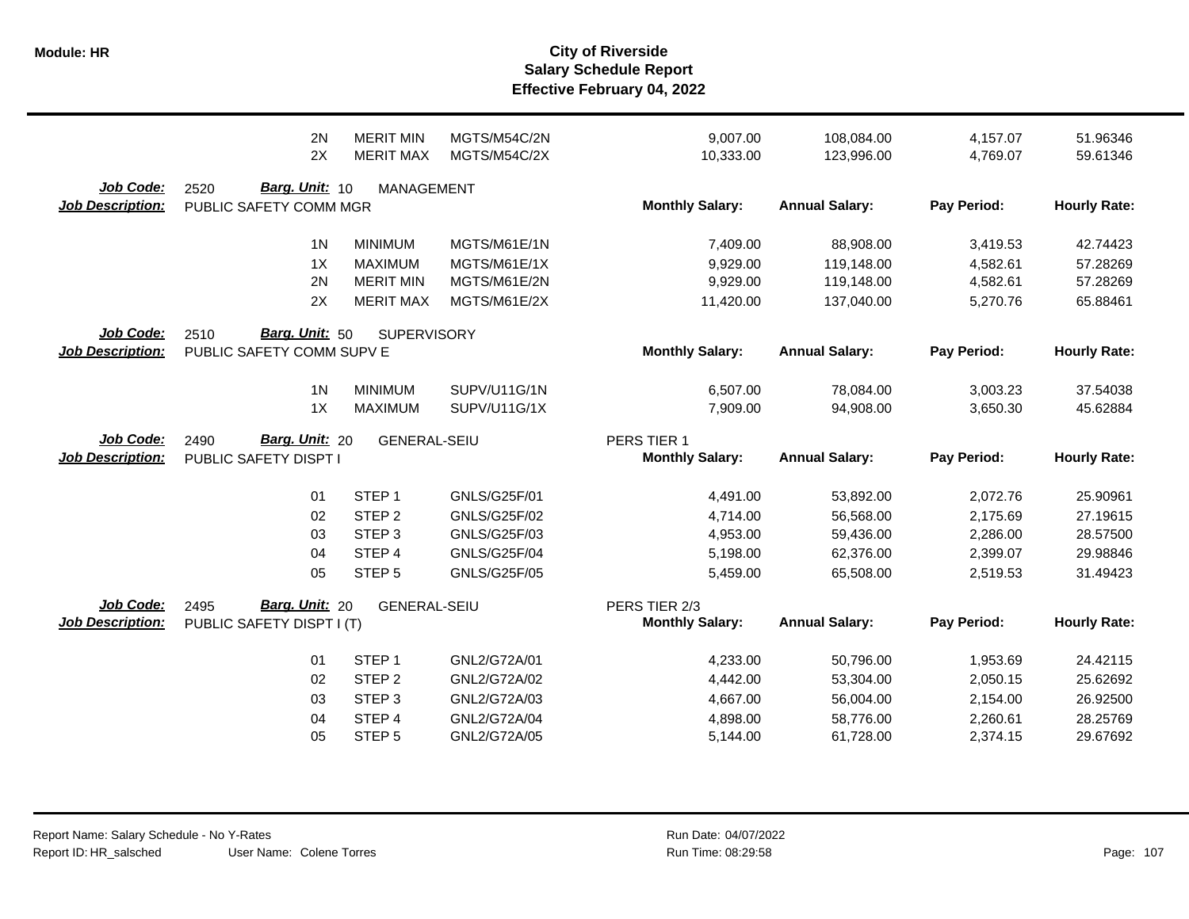| | | | | Monthly Salary: | Annual Salary: | Pay Period: | Hourly Rate: |
|---|---|---|---|---|---|---|---|
| | 2N | MERIT MIN | MGTS/M54C/2N | 9,007.00 | 108,084.00 | 4,157.07 | 51.96346 |
| | 2X | MERIT MAX | MGTS/M54C/2X | 10,333.00 | 123,996.00 | 4,769.07 | 59.61346 |

**Job Code:** 2520 **Barg. Unit:** 10 MANAGEMENT
**Job Description:** PUBLIC SAFETY COMM MGR

| | | | Monthly Salary: | Annual Salary: | Pay Period: | Hourly Rate: |
|---|---|---|---|---|---|---|
| 1N | MINIMUM | MGTS/M61E/1N | 7,409.00 | 88,908.00 | 3,419.53 | 42.74423 |
| 1X | MAXIMUM | MGTS/M61E/1X | 9,929.00 | 119,148.00 | 4,582.61 | 57.28269 |
| 2N | MERIT MIN | MGTS/M61E/2N | 9,929.00 | 119,148.00 | 4,582.61 | 57.28269 |
| 2X | MERIT MAX | MGTS/M61E/2X | 11,420.00 | 137,040.00 | 5,270.76 | 65.88461 |

**Job Code:** 2510 **Barg. Unit:** 50 SUPERVISORY
**Job Description:** PUBLIC SAFETY COMM SUPV E

| | | | Monthly Salary: | Annual Salary: | Pay Period: | Hourly Rate: |
|---|---|---|---|---|---|---|
| 1N | MINIMUM | SUPV/U11G/1N | 6,507.00 | 78,084.00 | 3,003.23 | 37.54038 |
| 1X | MAXIMUM | SUPV/U11G/1X | 7,909.00 | 94,908.00 | 3,650.30 | 45.62884 |

**Job Code:** 2490 **Barg. Unit:** 20 GENERAL-SEIU PERS TIER 1
**Job Description:** PUBLIC SAFETY DISPT I

| | | | Monthly Salary: | Annual Salary: | Pay Period: | Hourly Rate: |
|---|---|---|---|---|---|---|
| 01 | STEP 1 | GNLS/G25F/01 | 4,491.00 | 53,892.00 | 2,072.76 | 25.90961 |
| 02 | STEP 2 | GNLS/G25F/02 | 4,714.00 | 56,568.00 | 2,175.69 | 27.19615 |
| 03 | STEP 3 | GNLS/G25F/03 | 4,953.00 | 59,436.00 | 2,286.00 | 28.57500 |
| 04 | STEP 4 | GNLS/G25F/04 | 5,198.00 | 62,376.00 | 2,399.07 | 29.98846 |
| 05 | STEP 5 | GNLS/G25F/05 | 5,459.00 | 65,508.00 | 2,519.53 | 31.49423 |

**Job Code:** 2495 **Barg. Unit:** 20 GENERAL-SEIU PERS TIER 2/3
**Job Description:** PUBLIC SAFETY DISPT I (T)

| | | | Monthly Salary: | Annual Salary: | Pay Period: | Hourly Rate: |
|---|---|---|---|---|---|---|
| 01 | STEP 1 | GNL2/G72A/01 | 4,233.00 | 50,796.00 | 1,953.69 | 24.42115 |
| 02 | STEP 2 | GNL2/G72A/02 | 4,442.00 | 53,304.00 | 2,050.15 | 25.62692 |
| 03 | STEP 3 | GNL2/G72A/03 | 4,667.00 | 56,004.00 | 2,154.00 | 26.92500 |
| 04 | STEP 4 | GNL2/G72A/04 | 4,898.00 | 58,776.00 | 2,260.61 | 28.25769 |
| 05 | STEP 5 | GNL2/G72A/05 | 5,144.00 | 61,728.00 | 2,374.15 | 29.67692 |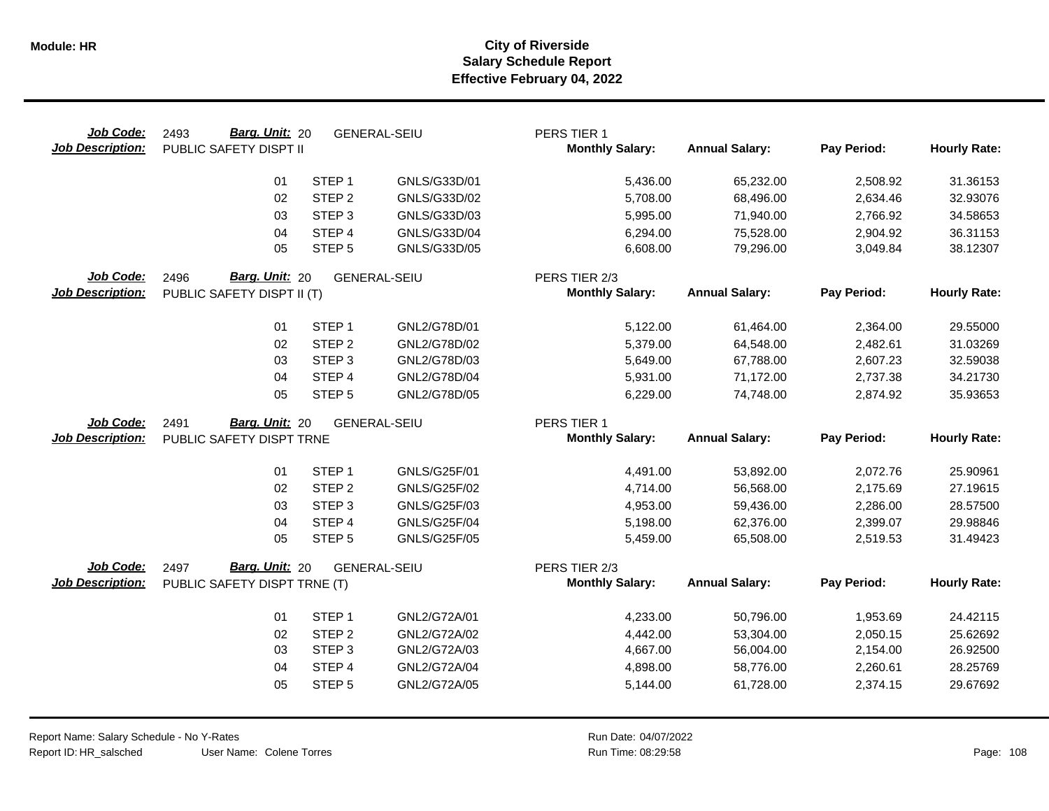# City of Riverside
## Salary Schedule Report
### Effective February 04, 2022

**Module: HR**

**Job Code:** 2493 **Barg. Unit:** 20 GENERAL-SEIU PERS TIER 1
**Job Description:** PUBLIC SAFETY DISPT II

| | | | Monthly Salary: | Annual Salary: | Pay Period: | Hourly Rate: |
|---|---|---|---|---|---|---|
| 01 | STEP 1 | GNLS/G33D/01 | 5,436.00 | 65,232.00 | 2,508.92 | 31.36153 |
| 02 | STEP 2 | GNLS/G33D/02 | 5,708.00 | 68,496.00 | 2,634.46 | 32.93076 |
| 03 | STEP 3 | GNLS/G33D/03 | 5,995.00 | 71,940.00 | 2,766.92 | 34.58653 |
| 04 | STEP 4 | GNLS/G33D/04 | 6,294.00 | 75,528.00 | 2,904.92 | 36.31153 |
| 05 | STEP 5 | GNLS/G33D/05 | 6,608.00 | 79,296.00 | 3,049.84 | 38.12307 |

**Job Code:** 2496 **Barg. Unit:** 20 GENERAL-SEIU PERS TIER 2/3
**Job Description:** PUBLIC SAFETY DISPT II (T)

| | | | Monthly Salary: | Annual Salary: | Pay Period: | Hourly Rate: |
|---|---|---|---|---|---|---|
| 01 | STEP 1 | GNL2/G78D/01 | 5,122.00 | 61,464.00 | 2,364.00 | 29.55000 |
| 02 | STEP 2 | GNL2/G78D/02 | 5,379.00 | 64,548.00 | 2,482.61 | 31.03269 |
| 03 | STEP 3 | GNL2/G78D/03 | 5,649.00 | 67,788.00 | 2,607.23 | 32.59038 |
| 04 | STEP 4 | GNL2/G78D/04 | 5,931.00 | 71,172.00 | 2,737.38 | 34.21730 |
| 05 | STEP 5 | GNL2/G78D/05 | 6,229.00 | 74,748.00 | 2,874.92 | 35.93653 |

**Job Code:** 2491 **Barg. Unit:** 20 GENERAL-SEIU PERS TIER 1
**Job Description:** PUBLIC SAFETY DISPT TRNE

| | | | Monthly Salary: | Annual Salary: | Pay Period: | Hourly Rate: |
|---|---|---|---|---|---|---|
| 01 | STEP 1 | GNLS/G25F/01 | 4,491.00 | 53,892.00 | 2,072.76 | 25.90961 |
| 02 | STEP 2 | GNLS/G25F/02 | 4,714.00 | 56,568.00 | 2,175.69 | 27.19615 |
| 03 | STEP 3 | GNLS/G25F/03 | 4,953.00 | 59,436.00 | 2,286.00 | 28.57500 |
| 04 | STEP 4 | GNLS/G25F/04 | 5,198.00 | 62,376.00 | 2,399.07 | 29.98846 |
| 05 | STEP 5 | GNLS/G25F/05 | 5,459.00 | 65,508.00 | 2,519.53 | 31.49423 |

**Job Code:** 2497 **Barg. Unit:** 20 GENERAL-SEIU PERS TIER 2/3
**Job Description:** PUBLIC SAFETY DISPT TRNE (T)

| | | | Monthly Salary: | Annual Salary: | Pay Period: | Hourly Rate: |
|---|---|---|---|---|---|---|
| 01 | STEP 1 | GNL2/G72A/01 | 4,233.00 | 50,796.00 | 1,953.69 | 24.42115 |
| 02 | STEP 2 | GNL2/G72A/02 | 4,442.00 | 53,304.00 | 2,050.15 | 25.62692 |
| 03 | STEP 3 | GNL2/G72A/03 | 4,667.00 | 56,004.00 | 2,154.00 | 26.92500 |
| 04 | STEP 4 | GNL2/G72A/04 | 4,898.00 | 58,776.00 | 2,260.61 | 28.25769 |
| 05 | STEP 5 | GNL2/G72A/05 | 5,144.00 | 61,728.00 | 2,374.15 | 29.67692 |

Report Name: Salary Schedule - No Y-Rates
Report ID: HR_salsched User Name: Colene Torres
Run Date: 04/07/2022
Run Time: 08:29:58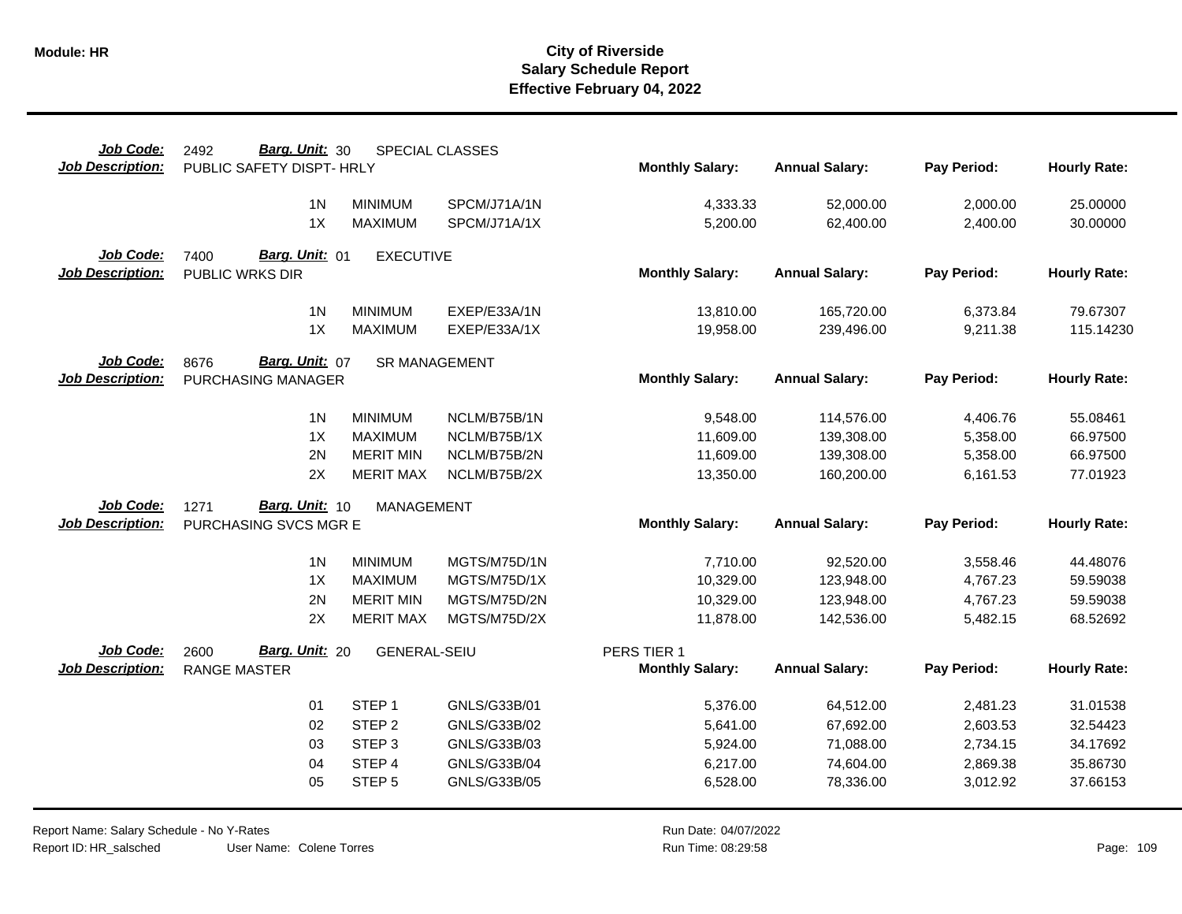# City of Riverside
## Salary Schedule Report
### Effective February 04, 2022

**Job Code:** 2492 **Barg. Unit:** 30 SPECIAL CLASSES
**Job Description:** PUBLIC SAFETY DISPT- HRLY

| | | | Monthly Salary: | Annual Salary: | Pay Period: | Hourly Rate: |
|---|---|---|---|---|---|---|
| 1N | MINIMUM | SPCM/J71A/1N | 4,333.33 | 52,000.00 | 2,000.00 | 25.00000 |
| 1X | MAXIMUM | SPCM/J71A/1X | 5,200.00 | 62,400.00 | 2,400.00 | 30.00000 |

**Job Code:** 7400 **Barg. Unit:** 01 EXECUTIVE
**Job Description:** PUBLIC WRKS DIR

| | | | Monthly Salary: | Annual Salary: | Pay Period: | Hourly Rate: |
|---|---|---|---|---|---|---|
| 1N | MINIMUM | EXEP/E33A/1N | 13,810.00 | 165,720.00 | 6,373.84 | 79.67307 |
| 1X | MAXIMUM | EXEP/E33A/1X | 19,958.00 | 239,496.00 | 9,211.38 | 115.14230 |

**Job Code:** 8676 **Barg. Unit:** 07 SR MANAGEMENT
**Job Description:** PURCHASING MANAGER

| | | | Monthly Salary: | Annual Salary: | Pay Period: | Hourly Rate: |
|---|---|---|---|---|---|---|
| 1N | MINIMUM | NCLM/B75B/1N | 9,548.00 | 114,576.00 | 4,406.76 | 55.08461 |
| 1X | MAXIMUM | NCLM/B75B/1X | 11,609.00 | 139,308.00 | 5,358.00 | 66.97500 |
| 2N | MERIT MIN | NCLM/B75B/2N | 11,609.00 | 139,308.00 | 5,358.00 | 66.97500 |
| 2X | MERIT MAX | NCLM/B75B/2X | 13,350.00 | 160,200.00 | 6,161.53 | 77.01923 |

**Job Code:** 1271 **Barg. Unit:** 10 MANAGEMENT
**Job Description:** PURCHASING SVCS MGR E

| | | | Monthly Salary: | Annual Salary: | Pay Period: | Hourly Rate: |
|---|---|---|---|---|---|---|
| 1N | MINIMUM | MGTS/M75D/1N | 7,710.00 | 92,520.00 | 3,558.46 | 44.48076 |
| 1X | MAXIMUM | MGTS/M75D/1X | 10,329.00 | 123,948.00 | 4,767.23 | 59.59038 |
| 2N | MERIT MIN | MGTS/M75D/2N | 10,329.00 | 123,948.00 | 4,767.23 | 59.59038 |
| 2X | MERIT MAX | MGTS/M75D/2X | 11,878.00 | 142,536.00 | 5,482.15 | 68.52692 |

**Job Code:** 2600 **Barg. Unit:** 20 GENERAL-SEIU PERS TIER 1
**Job Description:** RANGE MASTER

| | | | Monthly Salary: | Annual Salary: | Pay Period: | Hourly Rate: |
|---|---|---|---|---|---|---|
| 01 | STEP 1 | GNLS/G33B/01 | 5,376.00 | 64,512.00 | 2,481.23 | 31.01538 |
| 02 | STEP 2 | GNLS/G33B/02 | 5,641.00 | 67,692.00 | 2,603.53 | 32.54423 |
| 03 | STEP 3 | GNLS/G33B/03 | 5,924.00 | 71,088.00 | 2,734.15 | 34.17692 |
| 04 | STEP 4 | GNLS/G33B/04 | 6,217.00 | 74,604.00 | 2,869.38 | 35.86730 |
| 05 | STEP 5 | GNLS/G33B/05 | 6,528.00 | 78,336.00 | 3,012.92 | 37.66153 |

Report Name: Salary Schedule - No Y-Rates
Report ID: HR_salsched User Name: Colene Torres
Run Date: 04/07/2022
Run Time: 08:29:58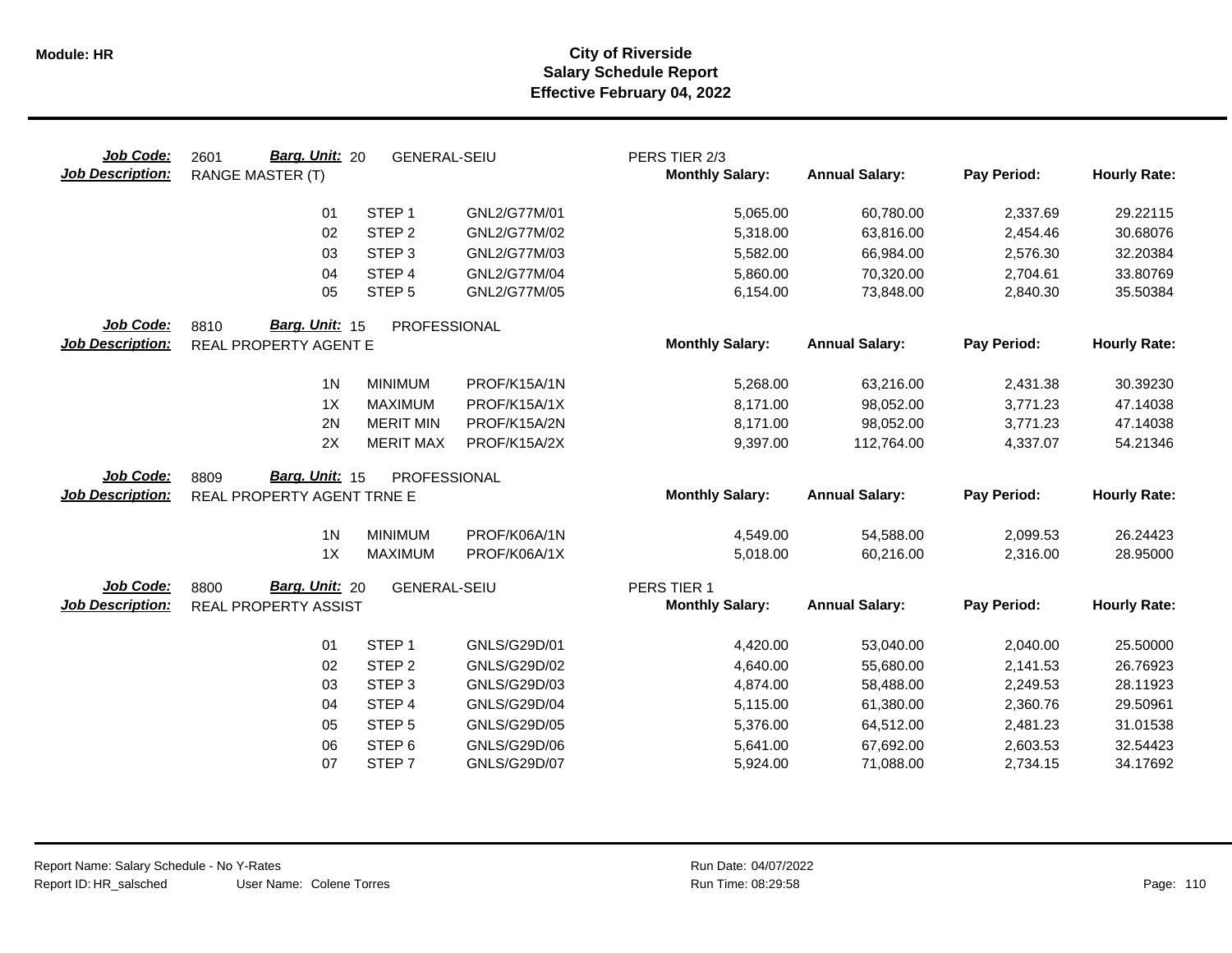# City of Riverside
## Salary Schedule Report
### Effective February 04, 2022

**Module: HR**

**Job Code:** 2601 **Barg. Unit:** 20 GENERAL-SEIU PERS TIER 2/3
**Job Description:** RANGE MASTER (T)

| | | | Monthly Salary: | Annual Salary: | Pay Period: | Hourly Rate: |
|---|---|---|---|---|---|---|
| 01 | STEP 1 | GNL2/G77M/01 | 5,065.00 | 60,780.00 | 2,337.69 | 29.22115 |
| 02 | STEP 2 | GNL2/G77M/02 | 5,318.00 | 63,816.00 | 2,454.46 | 30.68076 |
| 03 | STEP 3 | GNL2/G77M/03 | 5,582.00 | 66,984.00 | 2,576.30 | 32.20384 |
| 04 | STEP 4 | GNL2/G77M/04 | 5,860.00 | 70,320.00 | 2,704.61 | 33.80769 |
| 05 | STEP 5 | GNL2/G77M/05 | 6,154.00 | 73,848.00 | 2,840.30 | 35.50384 |

**Job Code:** 8810 **Barg. Unit:** 15 PROFESSIONAL
**Job Description:** REAL PROPERTY AGENT E

| | | | Monthly Salary: | Annual Salary: | Pay Period: | Hourly Rate: |
|---|---|---|---|---|---|---|
| 1N | MINIMUM | PROF/K15A/1N | 5,268.00 | 63,216.00 | 2,431.38 | 30.39230 |
| 1X | MAXIMUM | PROF/K15A/1X | 8,171.00 | 98,052.00 | 3,771.23 | 47.14038 |
| 2N | MERIT MIN | PROF/K15A/2N | 8,171.00 | 98,052.00 | 3,771.23 | 47.14038 |
| 2X | MERIT MAX | PROF/K15A/2X | 9,397.00 | 112,764.00 | 4,337.07 | 54.21346 |

**Job Code:** 8809 **Barg. Unit:** 15 PROFESSIONAL
**Job Description:** REAL PROPERTY AGENT TRNE E

| | | | Monthly Salary: | Annual Salary: | Pay Period: | Hourly Rate: |
|---|---|---|---|---|---|---|
| 1N | MINIMUM | PROF/K06A/1N | 4,549.00 | 54,588.00 | 2,099.53 | 26.24423 |
| 1X | MAXIMUM | PROF/K06A/1X | 5,018.00 | 60,216.00 | 2,316.00 | 28.95000 |

**Job Code:** 8800 **Barg. Unit:** 20 GENERAL-SEIU PERS TIER 1
**Job Description:** REAL PROPERTY ASSIST

| | | | Monthly Salary: | Annual Salary: | Pay Period: | Hourly Rate: |
|---|---|---|---|---|---|---|
| 01 | STEP 1 | GNLS/G29D/01 | 4,420.00 | 53,040.00 | 2,040.00 | 25.50000 |
| 02 | STEP 2 | GNLS/G29D/02 | 4,640.00 | 55,680.00 | 2,141.53 | 26.76923 |
| 03 | STEP 3 | GNLS/G29D/03 | 4,874.00 | 58,488.00 | 2,249.53 | 28.11923 |
| 04 | STEP 4 | GNLS/G29D/04 | 5,115.00 | 61,380.00 | 2,360.76 | 29.50961 |
| 05 | STEP 5 | GNLS/G29D/05 | 5,376.00 | 64,512.00 | 2,481.23 | 31.01538 |
| 06 | STEP 6 | GNLS/G29D/06 | 5,641.00 | 67,692.00 | 2,603.53 | 32.54423 |
| 07 | STEP 7 | GNLS/G29D/07 | 5,924.00 | 71,088.00 | 2,734.15 | 34.17692 |

Report Name: Salary Schedule - No Y-Rates
Report ID: HR_salsched User Name: Colene Torres
Run Date: 04/07/2022
Run Time: 08:29:58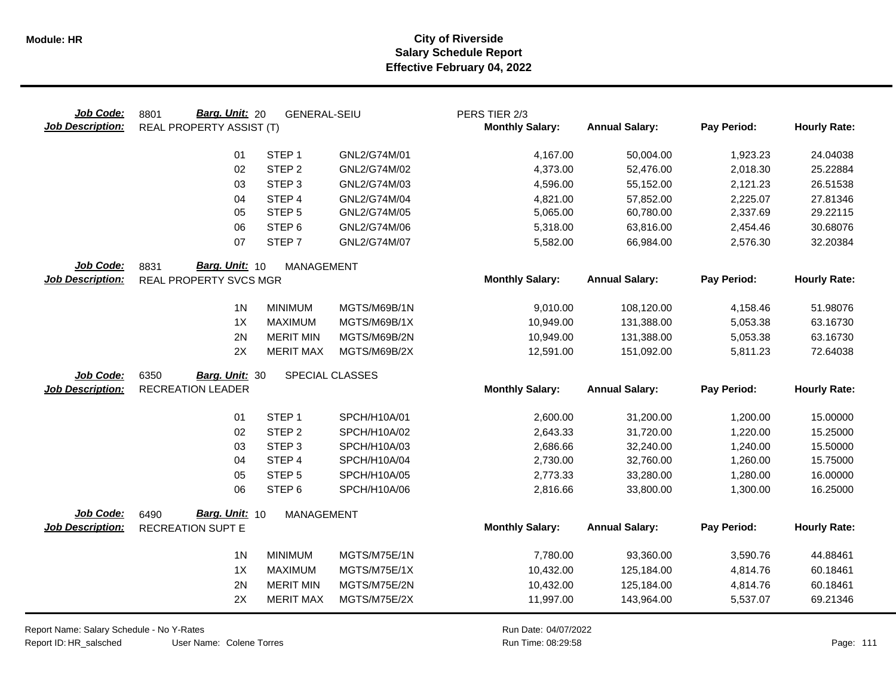# City of Riverside
## Salary Schedule Report
### Effective February 04, 2022

**Job Code:** 8801 **Barg. Unit:** 20 GENERAL-SEIU PERS TIER 2/3
**Job Description:** REAL PROPERTY ASSIST (T)

| | | | Monthly Salary | Annual Salary | Pay Period | Hourly Rate |
|---|---|---|---|---|---|---|
| 01 | STEP 1 | GNL2/G74M/01 | 4,167.00 | 50,004.00 | 1,923.23 | 24.04038 |
| 02 | STEP 2 | GNL2/G74M/02 | 4,373.00 | 52,476.00 | 2,018.30 | 25.22884 |
| 03 | STEP 3 | GNL2/G74M/03 | 4,596.00 | 55,152.00 | 2,121.23 | 26.51538 |
| 04 | STEP 4 | GNL2/G74M/04 | 4,821.00 | 57,852.00 | 2,225.07 | 27.81346 |
| 05 | STEP 5 | GNL2/G74M/05 | 5,065.00 | 60,780.00 | 2,337.69 | 29.22115 |
| 06 | STEP 6 | GNL2/G74M/06 | 5,318.00 | 63,816.00 | 2,454.46 | 30.68076 |
| 07 | STEP 7 | GNL2/G74M/07 | 5,582.00 | 66,984.00 | 2,576.30 | 32.20384 |

**Job Code:** 8831 **Barg. Unit:** 10 MANAGEMENT
**Job Description:** REAL PROPERTY SVCS MGR

| | | | Monthly Salary | Annual Salary | Pay Period | Hourly Rate |
|---|---|---|---|---|---|---|
| 1N | MINIMUM | MGTS/M69B/1N | 9,010.00 | 108,120.00 | 4,158.46 | 51.98076 |
| 1X | MAXIMUM | MGTS/M69B/1X | 10,949.00 | 131,388.00 | 5,053.38 | 63.16730 |
| 2N | MERIT MIN | MGTS/M69B/2N | 10,949.00 | 131,388.00 | 5,053.38 | 63.16730 |
| 2X | MERIT MAX | MGTS/M69B/2X | 12,591.00 | 151,092.00 | 5,811.23 | 72.64038 |

**Job Code:** 6350 **Barg. Unit:** 30 SPECIAL CLASSES
**Job Description:** RECREATION LEADER

| | | | Monthly Salary | Annual Salary | Pay Period | Hourly Rate |
|---|---|---|---|---|---|---|
| 01 | STEP 1 | SPCH/H10A/01 | 2,600.00 | 31,200.00 | 1,200.00 | 15.00000 |
| 02 | STEP 2 | SPCH/H10A/02 | 2,643.33 | 31,720.00 | 1,220.00 | 15.25000 |
| 03 | STEP 3 | SPCH/H10A/03 | 2,686.66 | 32,240.00 | 1,240.00 | 15.50000 |
| 04 | STEP 4 | SPCH/H10A/04 | 2,730.00 | 32,760.00 | 1,260.00 | 15.75000 |
| 05 | STEP 5 | SPCH/H10A/05 | 2,773.33 | 33,280.00 | 1,280.00 | 16.00000 |
| 06 | STEP 6 | SPCH/H10A/06 | 2,816.66 | 33,800.00 | 1,300.00 | 16.25000 |

**Job Code:** 6490 **Barg. Unit:** 10 MANAGEMENT
**Job Description:** RECREATION SUPT E

| | | | Monthly Salary | Annual Salary | Pay Period | Hourly Rate |
|---|---|---|---|---|---|---|
| 1N | MINIMUM | MGTS/M75E/1N | 7,780.00 | 93,360.00 | 3,590.76 | 44.88461 |
| 1X | MAXIMUM | MGTS/M75E/1X | 10,432.00 | 125,184.00 | 4,814.76 | 60.18461 |
| 2N | MERIT MIN | MGTS/M75E/2N | 10,432.00 | 125,184.00 | 4,814.76 | 60.18461 |
| 2X | MERIT MAX | MGTS/M75E/2X | 11,997.00 | 143,964.00 | 5,537.07 | 69.21346 |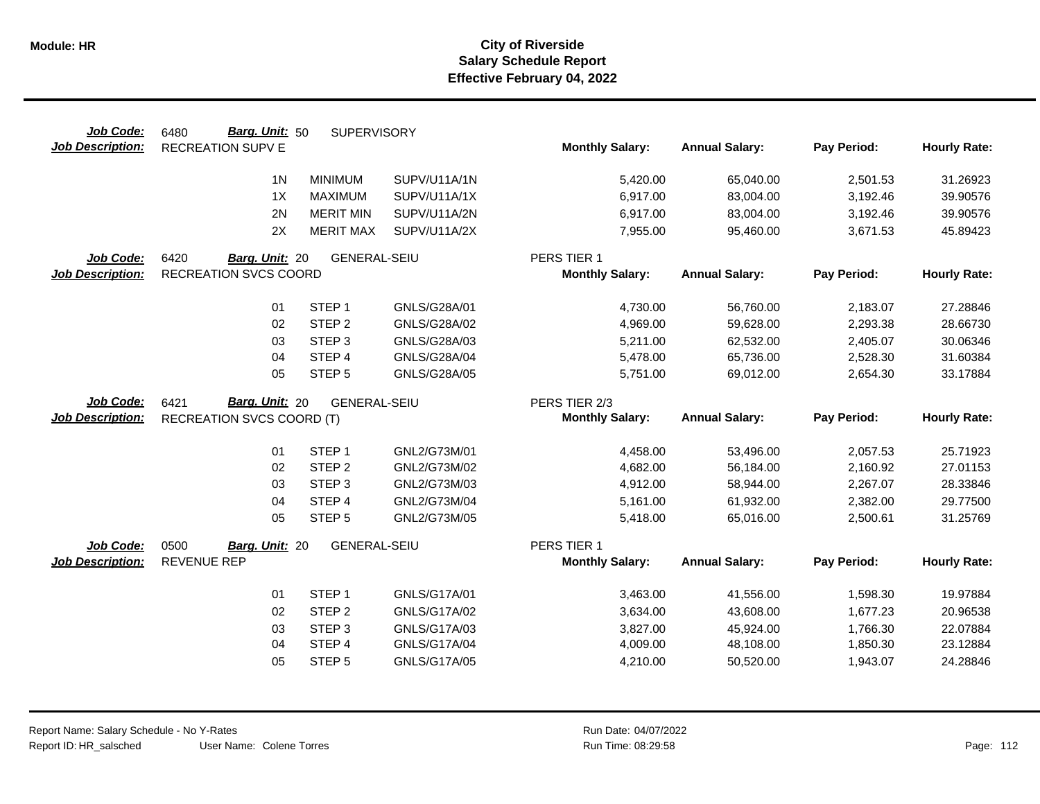# City of Riverside
## Salary Schedule Report
### Effective February 04, 2022

**Module: HR**

**Job Code:** 6480 **Barg. Unit:** 50 SUPERVISORY
**Job Description:** RECREATION SUPV E

| | | | Monthly Salary: | Annual Salary: | Pay Period: | Hourly Rate: |
|---|---|---|---|---|---|---|
| 1N | MINIMUM | SUPV/U11A/1N | 5,420.00 | 65,040.00 | 2,501.53 | 31.26923 |
| 1X | MAXIMUM | SUPV/U11A/1X | 6,917.00 | 83,004.00 | 3,192.46 | 39.90576 |
| 2N | MERIT MIN | SUPV/U11A/2N | 6,917.00 | 83,004.00 | 3,192.46 | 39.90576 |
| 2X | MERIT MAX | SUPV/U11A/2X | 7,955.00 | 95,460.00 | 3,671.53 | 45.89423 |

**Job Code:** 6420 **Barg. Unit:** 20 GENERAL-SEIU — PERS TIER 1
**Job Description:** RECREATION SVCS COORD

| | | | Monthly Salary: | Annual Salary: | Pay Period: | Hourly Rate: |
|---|---|---|---|---|---|---|
| 01 | STEP 1 | GNLS/G28A/01 | 4,730.00 | 56,760.00 | 2,183.07 | 27.28846 |
| 02 | STEP 2 | GNLS/G28A/02 | 4,969.00 | 59,628.00 | 2,293.38 | 28.66730 |
| 03 | STEP 3 | GNLS/G28A/03 | 5,211.00 | 62,532.00 | 2,405.07 | 30.06346 |
| 04 | STEP 4 | GNLS/G28A/04 | 5,478.00 | 65,736.00 | 2,528.30 | 31.60384 |
| 05 | STEP 5 | GNLS/G28A/05 | 5,751.00 | 69,012.00 | 2,654.30 | 33.17884 |

**Job Code:** 6421 **Barg. Unit:** 20 GENERAL-SEIU — PERS TIER 2/3
**Job Description:** RECREATION SVCS COORD (T)

| | | | Monthly Salary: | Annual Salary: | Pay Period: | Hourly Rate: |
|---|---|---|---|---|---|---|
| 01 | STEP 1 | GNL2/G73M/01 | 4,458.00 | 53,496.00 | 2,057.53 | 25.71923 |
| 02 | STEP 2 | GNL2/G73M/02 | 4,682.00 | 56,184.00 | 2,160.92 | 27.01153 |
| 03 | STEP 3 | GNL2/G73M/03 | 4,912.00 | 58,944.00 | 2,267.07 | 28.33846 |
| 04 | STEP 4 | GNL2/G73M/04 | 5,161.00 | 61,932.00 | 2,382.00 | 29.77500 |
| 05 | STEP 5 | GNL2/G73M/05 | 5,418.00 | 65,016.00 | 2,500.61 | 31.25769 |

**Job Code:** 0500 **Barg. Unit:** 20 GENERAL-SEIU — PERS TIER 1
**Job Description:** REVENUE REP

| | | | Monthly Salary: | Annual Salary: | Pay Period: | Hourly Rate: |
|---|---|---|---|---|---|---|
| 01 | STEP 1 | GNLS/G17A/01 | 3,463.00 | 41,556.00 | 1,598.30 | 19.97884 |
| 02 | STEP 2 | GNLS/G17A/02 | 3,634.00 | 43,608.00 | 1,677.23 | 20.96538 |
| 03 | STEP 3 | GNLS/G17A/03 | 3,827.00 | 45,924.00 | 1,766.30 | 22.07884 |
| 04 | STEP 4 | GNLS/G17A/04 | 4,009.00 | 48,108.00 | 1,850.30 | 23.12884 |
| 05 | STEP 5 | GNLS/G17A/05 | 4,210.00 | 50,520.00 | 1,943.07 | 24.28846 |

Report Name: Salary Schedule - No Y-Rates
Report ID: HR_salsched User Name: Colene Torres
Run Date: 04/07/2022
Run Time: 08:29:58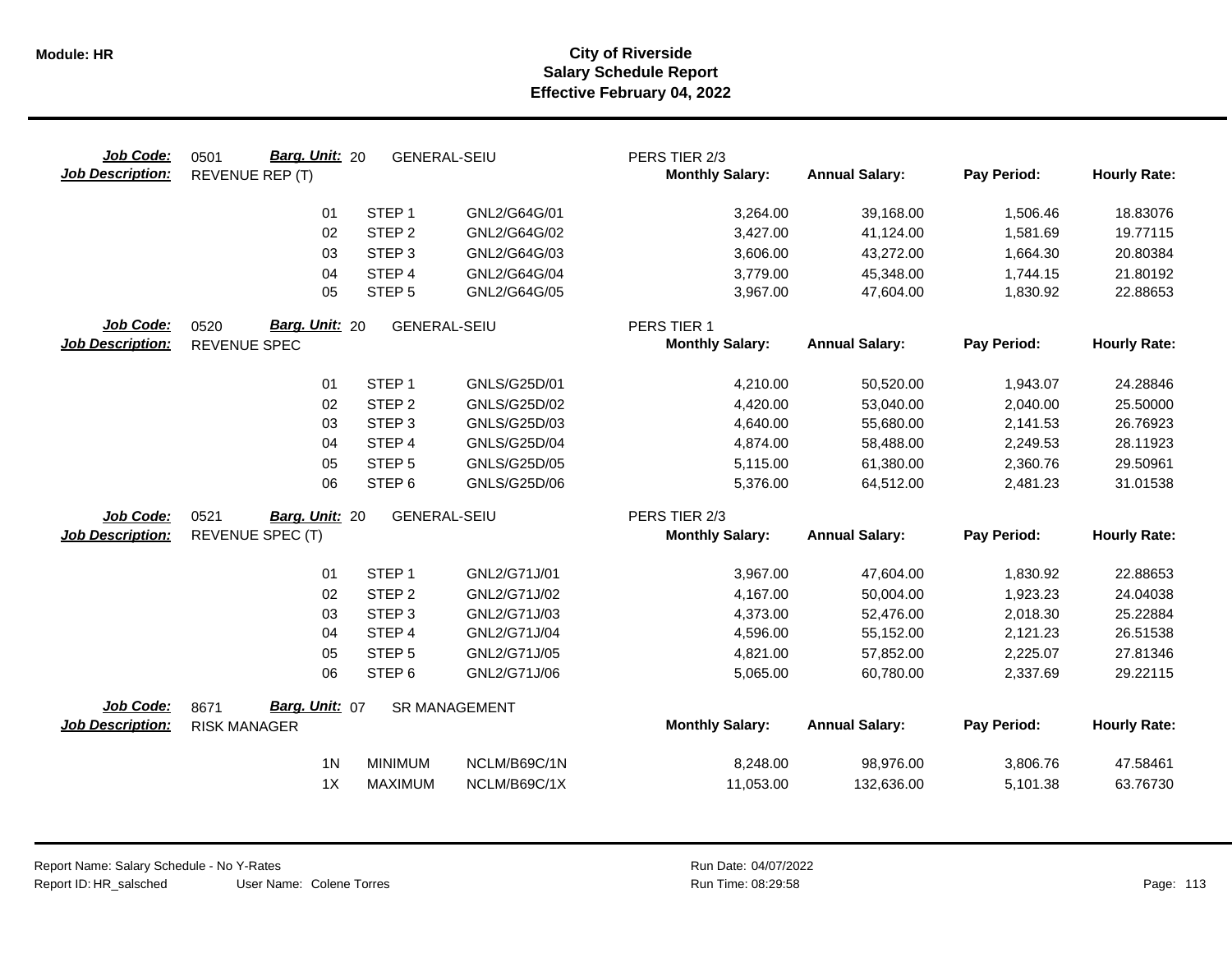**Module: HR**

# City of Riverside
## Salary Schedule Report
### Effective February 04, 2022

**Job Code:** 0501 **Barg. Unit:** 20 GENERAL-SEIU PERS TIER 2/3
**Job Description:** REVENUE REP (T)

| Step | Step Name | Code | Monthly Salary | Annual Salary | Pay Period | Hourly Rate |
|---|---|---|---|---|---|---|
| 01 | STEP 1 | GNL2/G64G/01 | 3,264.00 | 39,168.00 | 1,506.46 | 18.83076 |
| 02 | STEP 2 | GNL2/G64G/02 | 3,427.00 | 41,124.00 | 1,581.69 | 19.77115 |
| 03 | STEP 3 | GNL2/G64G/03 | 3,606.00 | 43,272.00 | 1,664.30 | 20.80384 |
| 04 | STEP 4 | GNL2/G64G/04 | 3,779.00 | 45,348.00 | 1,744.15 | 21.80192 |
| 05 | STEP 5 | GNL2/G64G/05 | 3,967.00 | 47,604.00 | 1,830.92 | 22.88653 |

**Job Code:** 0520 **Barg. Unit:** 20 GENERAL-SEIU PERS TIER 1
**Job Description:** REVENUE SPEC

| Step | Step Name | Code | Monthly Salary | Annual Salary | Pay Period | Hourly Rate |
|---|---|---|---|---|---|---|
| 01 | STEP 1 | GNLS/G25D/01 | 4,210.00 | 50,520.00 | 1,943.07 | 24.28846 |
| 02 | STEP 2 | GNLS/G25D/02 | 4,420.00 | 53,040.00 | 2,040.00 | 25.50000 |
| 03 | STEP 3 | GNLS/G25D/03 | 4,640.00 | 55,680.00 | 2,141.53 | 26.76923 |
| 04 | STEP 4 | GNLS/G25D/04 | 4,874.00 | 58,488.00 | 2,249.53 | 28.11923 |
| 05 | STEP 5 | GNLS/G25D/05 | 5,115.00 | 61,380.00 | 2,360.76 | 29.50961 |
| 06 | STEP 6 | GNLS/G25D/06 | 5,376.00 | 64,512.00 | 2,481.23 | 31.01538 |

**Job Code:** 0521 **Barg. Unit:** 20 GENERAL-SEIU PERS TIER 2/3
**Job Description:** REVENUE SPEC (T)

| Step | Step Name | Code | Monthly Salary | Annual Salary | Pay Period | Hourly Rate |
|---|---|---|---|---|---|---|
| 01 | STEP 1 | GNL2/G71J/01 | 3,967.00 | 47,604.00 | 1,830.92 | 22.88653 |
| 02 | STEP 2 | GNL2/G71J/02 | 4,167.00 | 50,004.00 | 1,923.23 | 24.04038 |
| 03 | STEP 3 | GNL2/G71J/03 | 4,373.00 | 52,476.00 | 2,018.30 | 25.22884 |
| 04 | STEP 4 | GNL2/G71J/04 | 4,596.00 | 55,152.00 | 2,121.23 | 26.51538 |
| 05 | STEP 5 | GNL2/G71J/05 | 4,821.00 | 57,852.00 | 2,225.07 | 27.81346 |
| 06 | STEP 6 | GNL2/G71J/06 | 5,065.00 | 60,780.00 | 2,337.69 | 29.22115 |

**Job Code:** 8671 **Barg. Unit:** 07 SR MANAGEMENT
**Job Description:** RISK MANAGER

| Step | Step Name | Code | Monthly Salary | Annual Salary | Pay Period | Hourly Rate |
|---|---|---|---|---|---|---|
| 1N | MINIMUM | NCLM/B69C/1N | 8,248.00 | 98,976.00 | 3,806.76 | 47.58461 |
| 1X | MAXIMUM | NCLM/B69C/1X | 11,053.00 | 132,636.00 | 5,101.38 | 63.76730 |

Report Name: Salary Schedule - No Y-Rates
Report ID: HR_salsched User Name: Colene Torres
Run Date: 04/07/2022
Run Time: 08:29:58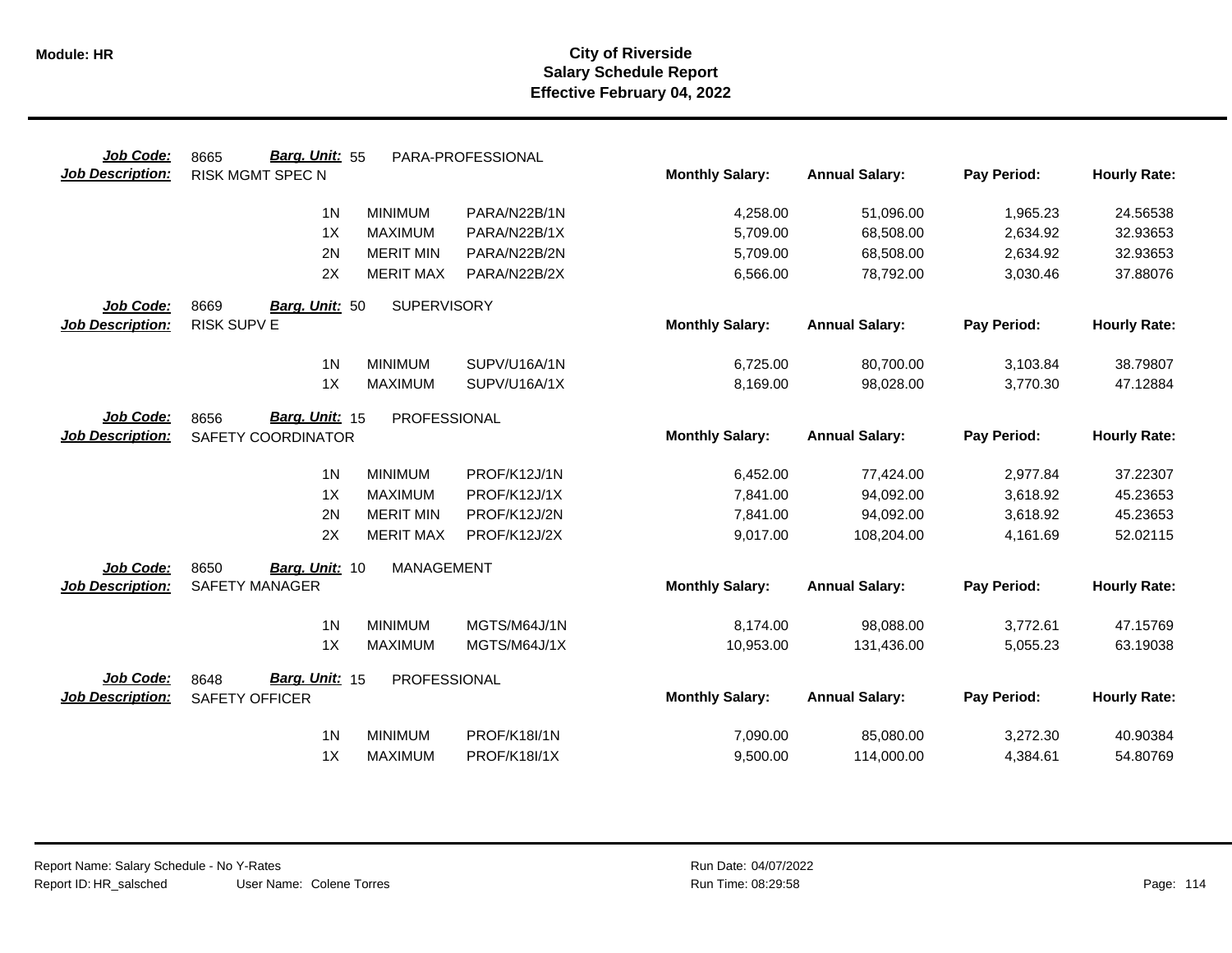**Module: HR**

# City of Riverside
## Salary Schedule Report
### Effective February 04, 2022

**Job Code:** 8665 **Barg. Unit:** 55 PARA-PROFESSIONAL
**Job Description:** RISK MGMT SPEC N

| Step | Level | Code | Monthly Salary: | Annual Salary: | Pay Period: | Hourly Rate: |
|---|---|---|---|---|---|---|
| 1N | MINIMUM | PARA/N22B/1N | 4,258.00 | 51,096.00 | 1,965.23 | 24.56538 |
| 1X | MAXIMUM | PARA/N22B/1X | 5,709.00 | 68,508.00 | 2,634.92 | 32.93653 |
| 2N | MERIT MIN | PARA/N22B/2N | 5,709.00 | 68,508.00 | 2,634.92 | 32.93653 |
| 2X | MERIT MAX | PARA/N22B/2X | 6,566.00 | 78,792.00 | 3,030.46 | 37.88076 |

**Job Code:** 8669 **Barg. Unit:** 50 SUPERVISORY
**Job Description:** RISK SUPV E

| Step | Level | Code | Monthly Salary: | Annual Salary: | Pay Period: | Hourly Rate: |
|---|---|---|---|---|---|---|
| 1N | MINIMUM | SUPV/U16A/1N | 6,725.00 | 80,700.00 | 3,103.84 | 38.79807 |
| 1X | MAXIMUM | SUPV/U16A/1X | 8,169.00 | 98,028.00 | 3,770.30 | 47.12884 |

**Job Code:** 8656 **Barg. Unit:** 15 PROFESSIONAL
**Job Description:** SAFETY COORDINATOR

| Step | Level | Code | Monthly Salary: | Annual Salary: | Pay Period: | Hourly Rate: |
|---|---|---|---|---|---|---|
| 1N | MINIMUM | PROF/K12J/1N | 6,452.00 | 77,424.00 | 2,977.84 | 37.22307 |
| 1X | MAXIMUM | PROF/K12J/1X | 7,841.00 | 94,092.00 | 3,618.92 | 45.23653 |
| 2N | MERIT MIN | PROF/K12J/2N | 7,841.00 | 94,092.00 | 3,618.92 | 45.23653 |
| 2X | MERIT MAX | PROF/K12J/2X | 9,017.00 | 108,204.00 | 4,161.69 | 52.02115 |

**Job Code:** 8650 **Barg. Unit:** 10 MANAGEMENT
**Job Description:** SAFETY MANAGER

| Step | Level | Code | Monthly Salary: | Annual Salary: | Pay Period: | Hourly Rate: |
|---|---|---|---|---|---|---|
| 1N | MINIMUM | MGTS/M64J/1N | 8,174.00 | 98,088.00 | 3,772.61 | 47.15769 |
| 1X | MAXIMUM | MGTS/M64J/1X | 10,953.00 | 131,436.00 | 5,055.23 | 63.19038 |

**Job Code:** 8648 **Barg. Unit:** 15 PROFESSIONAL
**Job Description:** SAFETY OFFICER

| Step | Level | Code | Monthly Salary: | Annual Salary: | Pay Period: | Hourly Rate: |
|---|---|---|---|---|---|---|
| 1N | MINIMUM | PROF/K18I/1N | 7,090.00 | 85,080.00 | 3,272.30 | 40.90384 |
| 1X | MAXIMUM | PROF/K18I/1X | 9,500.00 | 114,000.00 | 4,384.61 | 54.80769 |

Report Name: Salary Schedule - No Y-Rates
Report ID: HR_salsched
User Name: Colene Torres
Run Date: 04/07/2022
Run Time: 08:29:58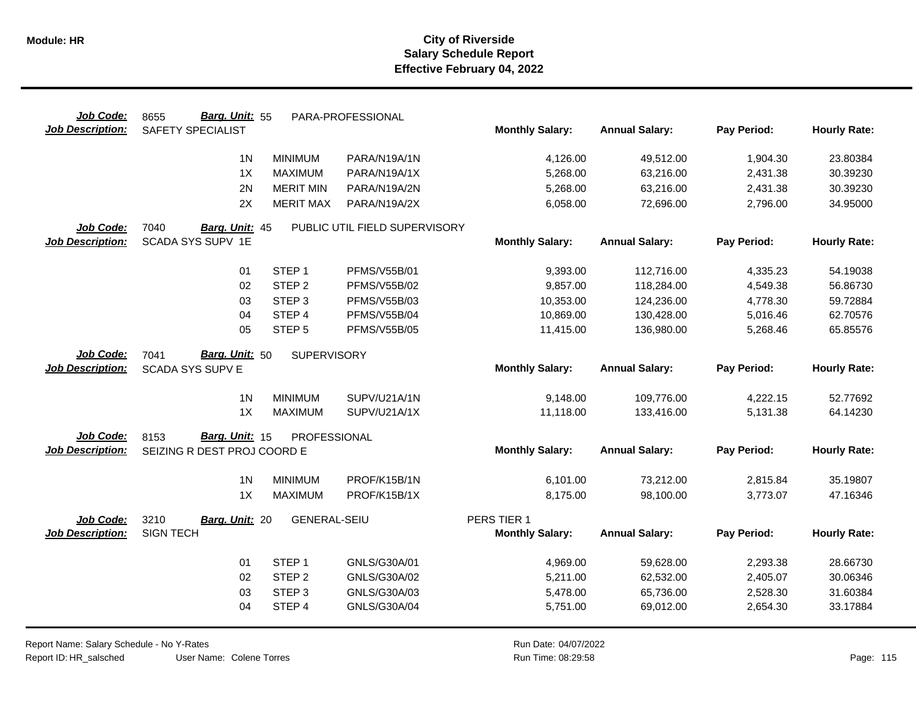**Module: HR**

# City of Riverside
## Salary Schedule Report
### Effective February 04, 2022

**Job Code:** 8655 **Barg. Unit:** 55 PARA-PROFESSIONAL
**Job Description:** SAFETY SPECIALIST

| | | | Monthly Salary: | Annual Salary: | Pay Period: | Hourly Rate: |
|---|---|---|---|---|---|---|
| 1N | MINIMUM | PARA/N19A/1N | 4,126.00 | 49,512.00 | 1,904.30 | 23.80384 |
| 1X | MAXIMUM | PARA/N19A/1X | 5,268.00 | 63,216.00 | 2,431.38 | 30.39230 |
| 2N | MERIT MIN | PARA/N19A/2N | 5,268.00 | 63,216.00 | 2,431.38 | 30.39230 |
| 2X | MERIT MAX | PARA/N19A/2X | 6,058.00 | 72,696.00 | 2,796.00 | 34.95000 |

**Job Code:** 7040 **Barg. Unit:** 45 PUBLIC UTIL FIELD SUPERVISORY
**Job Description:** SCADA SYS SUPV 1E

| | | | Monthly Salary: | Annual Salary: | Pay Period: | Hourly Rate: |
|---|---|---|---|---|---|---|
| 01 | STEP 1 | PFMS/V55B/01 | 9,393.00 | 112,716.00 | 4,335.23 | 54.19038 |
| 02 | STEP 2 | PFMS/V55B/02 | 9,857.00 | 118,284.00 | 4,549.38 | 56.86730 |
| 03 | STEP 3 | PFMS/V55B/03 | 10,353.00 | 124,236.00 | 4,778.30 | 59.72884 |
| 04 | STEP 4 | PFMS/V55B/04 | 10,869.00 | 130,428.00 | 5,016.46 | 62.70576 |
| 05 | STEP 5 | PFMS/V55B/05 | 11,415.00 | 136,980.00 | 5,268.46 | 65.85576 |

**Job Code:** 7041 **Barg. Unit:** 50 SUPERVISORY
**Job Description:** SCADA SYS SUPV E

| | | | Monthly Salary: | Annual Salary: | Pay Period: | Hourly Rate: |
|---|---|---|---|---|---|---|
| 1N | MINIMUM | SUPV/U21A/1N | 9,148.00 | 109,776.00 | 4,222.15 | 52.77692 |
| 1X | MAXIMUM | SUPV/U21A/1X | 11,118.00 | 133,416.00 | 5,131.38 | 64.14230 |

**Job Code:** 8153 **Barg. Unit:** 15 PROFESSIONAL
**Job Description:** SEIZING R DEST PROJ COORD E

| | | | Monthly Salary: | Annual Salary: | Pay Period: | Hourly Rate: |
|---|---|---|---|---|---|---|
| 1N | MINIMUM | PROF/K15B/1N | 6,101.00 | 73,212.00 | 2,815.84 | 35.19807 |
| 1X | MAXIMUM | PROF/K15B/1X | 8,175.00 | 98,100.00 | 3,773.07 | 47.16346 |

**Job Code:** 3210 **Barg. Unit:** 20 GENERAL-SEIU PERS TIER 1
**Job Description:** SIGN TECH

| | | | Monthly Salary: | Annual Salary: | Pay Period: | Hourly Rate: |
|---|---|---|---|---|---|---|
| 01 | STEP 1 | GNLS/G30A/01 | 4,969.00 | 59,628.00 | 2,293.38 | 28.66730 |
| 02 | STEP 2 | GNLS/G30A/02 | 5,211.00 | 62,532.00 | 2,405.07 | 30.06346 |
| 03 | STEP 3 | GNLS/G30A/03 | 5,478.00 | 65,736.00 | 2,528.30 | 31.60384 |
| 04 | STEP 4 | GNLS/G30A/04 | 5,751.00 | 69,012.00 | 2,654.30 | 33.17884 |

Report Name: Salary Schedule - No Y-Rates
Report ID: HR_salsched User Name: Colene Torres
Run Date: 04/07/2022
Run Time: 08:29:58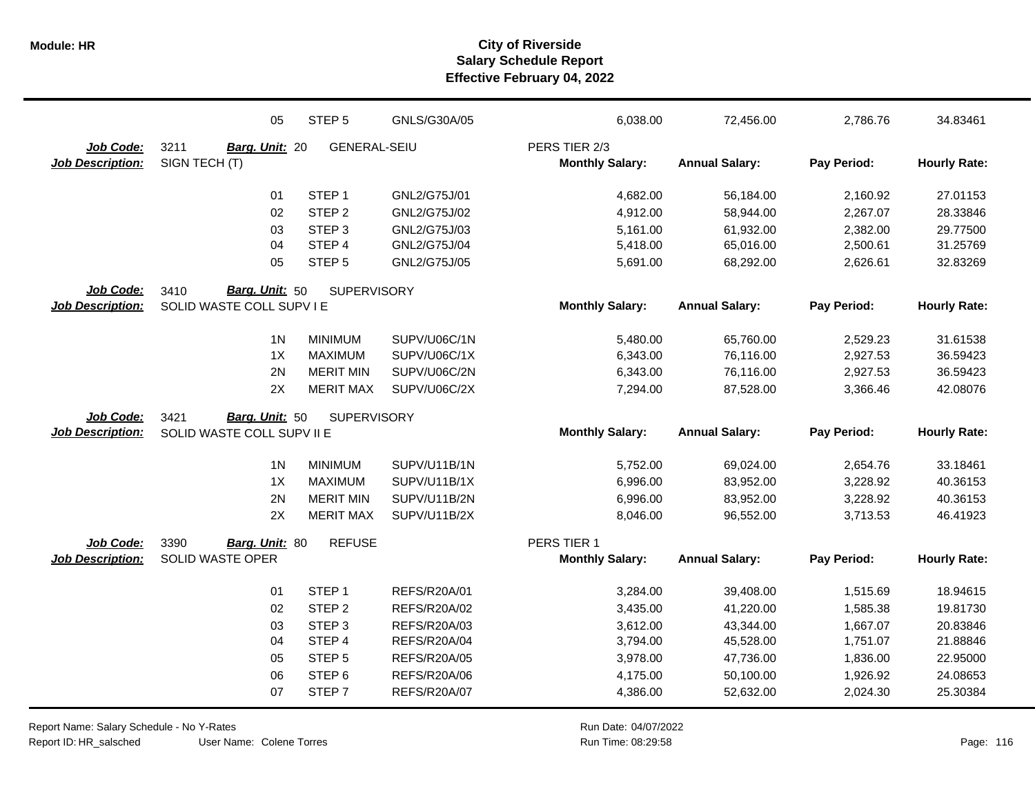| | | | | | | | |
|---|---|---|---|---|---|---|---|
| 05 | STEP 5 | GNLS/G30A/05 | 6,038.00 | 72,456.00 | 2,786.76 | 34.83461 |

**Job Code:** 3211 **Barg. Unit:** 20 GENERAL-SEIU PERS TIER 2/3
**Job Description:** SIGN TECH (T)

| | | | Monthly Salary: | Annual Salary: | Pay Period: | Hourly Rate: |
|---|---|---|---|---|---|---|
| 01 | STEP 1 | GNL2/G75J/01 | 4,682.00 | 56,184.00 | 2,160.92 | 27.01153 |
| 02 | STEP 2 | GNL2/G75J/02 | 4,912.00 | 58,944.00 | 2,267.07 | 28.33846 |
| 03 | STEP 3 | GNL2/G75J/03 | 5,161.00 | 61,932.00 | 2,382.00 | 29.77500 |
| 04 | STEP 4 | GNL2/G75J/04 | 5,418.00 | 65,016.00 | 2,500.61 | 31.25769 |
| 05 | STEP 5 | GNL2/G75J/05 | 5,691.00 | 68,292.00 | 2,626.61 | 32.83269 |

**Job Code:** 3410 **Barg. Unit:** 50 SUPERVISORY
**Job Description:** SOLID WASTE COLL SUPV I E

| | | | Monthly Salary: | Annual Salary: | Pay Period: | Hourly Rate: |
|---|---|---|---|---|---|---|
| 1N | MINIMUM | SUPV/U06C/1N | 5,480.00 | 65,760.00 | 2,529.23 | 31.61538 |
| 1X | MAXIMUM | SUPV/U06C/1X | 6,343.00 | 76,116.00 | 2,927.53 | 36.59423 |
| 2N | MERIT MIN | SUPV/U06C/2N | 6,343.00 | 76,116.00 | 2,927.53 | 36.59423 |
| 2X | MERIT MAX | SUPV/U06C/2X | 7,294.00 | 87,528.00 | 3,366.46 | 42.08076 |

**Job Code:** 3421 **Barg. Unit:** 50 SUPERVISORY
**Job Description:** SOLID WASTE COLL SUPV II E

| | | | Monthly Salary: | Annual Salary: | Pay Period: | Hourly Rate: |
|---|---|---|---|---|---|---|
| 1N | MINIMUM | SUPV/U11B/1N | 5,752.00 | 69,024.00 | 2,654.76 | 33.18461 |
| 1X | MAXIMUM | SUPV/U11B/1X | 6,996.00 | 83,952.00 | 3,228.92 | 40.36153 |
| 2N | MERIT MIN | SUPV/U11B/2N | 6,996.00 | 83,952.00 | 3,228.92 | 40.36153 |
| 2X | MERIT MAX | SUPV/U11B/2X | 8,046.00 | 96,552.00 | 3,713.53 | 46.41923 |

**Job Code:** 3390 **Barg. Unit:** 80 REFUSE PERS TIER 1
**Job Description:** SOLID WASTE OPER

| | | | Monthly Salary: | Annual Salary: | Pay Period: | Hourly Rate: |
|---|---|---|---|---|---|---|
| 01 | STEP 1 | REFS/R20A/01 | 3,284.00 | 39,408.00 | 1,515.69 | 18.94615 |
| 02 | STEP 2 | REFS/R20A/02 | 3,435.00 | 41,220.00 | 1,585.38 | 19.81730 |
| 03 | STEP 3 | REFS/R20A/03 | 3,612.00 | 43,344.00 | 1,667.07 | 20.83846 |
| 04 | STEP 4 | REFS/R20A/04 | 3,794.00 | 45,528.00 | 1,751.07 | 21.88846 |
| 05 | STEP 5 | REFS/R20A/05 | 3,978.00 | 47,736.00 | 1,836.00 | 22.95000 |
| 06 | STEP 6 | REFS/R20A/06 | 4,175.00 | 50,100.00 | 1,926.92 | 24.08653 |
| 07 | STEP 7 | REFS/R20A/07 | 4,386.00 | 52,632.00 | 2,024.30 | 25.30384 |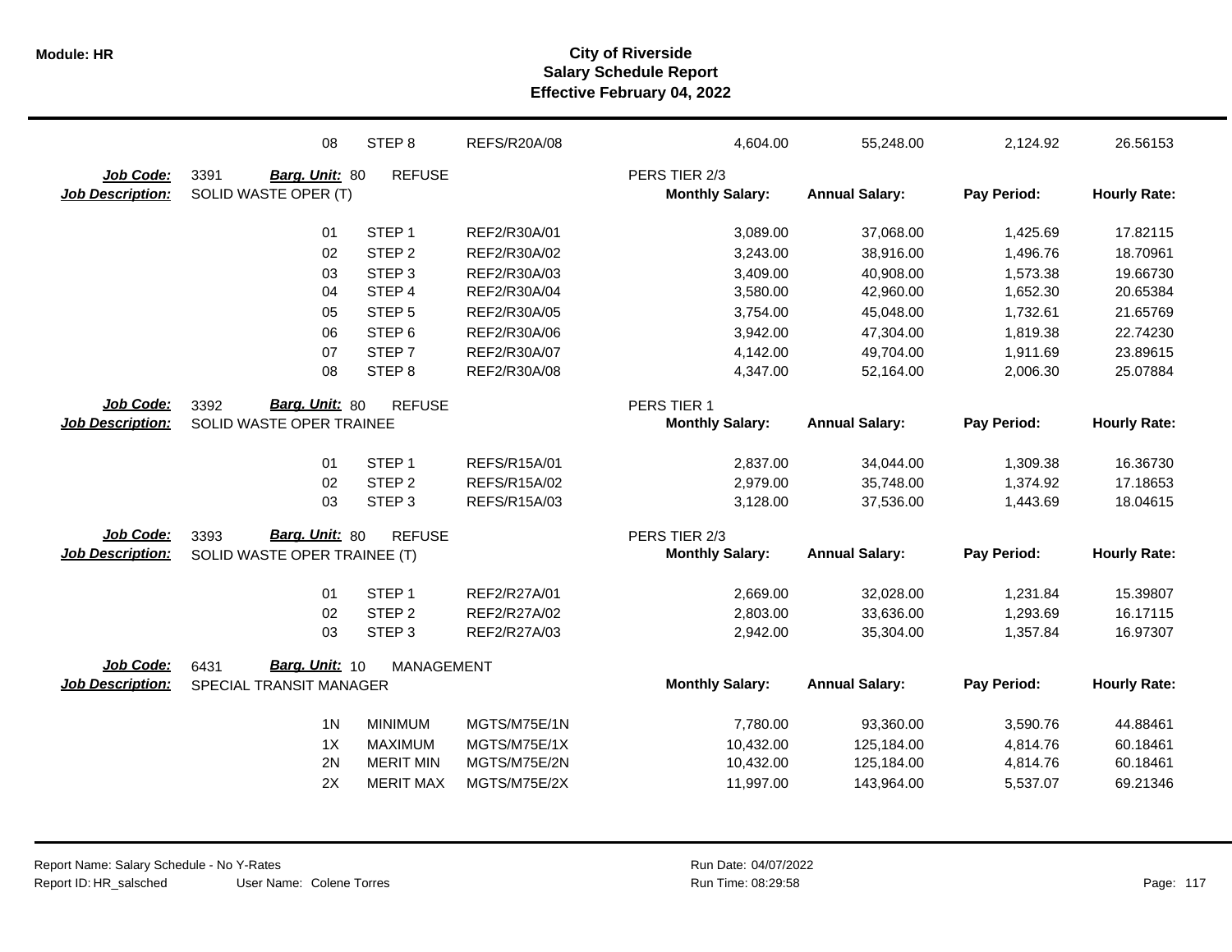**City of Riverside**
**Salary Schedule Report**
**Effective February 04, 2022**

| | | | | | | | |
|---|---|---|---|---|---|---|---|
| 08 | STEP 8 | REFS/R20A/08 | | 4,604.00 | 55,248.00 | 2,124.92 | 26.56153 |

**Job Code:** 3391 **Barg. Unit:** 80 REFUSE — PERS TIER 2/3
**Job Description:** SOLID WASTE OPER (T)

| | | | Monthly Salary: | Annual Salary: | Pay Period: | Hourly Rate: |
|---|---|---|---|---|---|---|
| 01 | STEP 1 | REF2/R30A/01 | 3,089.00 | 37,068.00 | 1,425.69 | 17.82115 |
| 02 | STEP 2 | REF2/R30A/02 | 3,243.00 | 38,916.00 | 1,496.76 | 18.70961 |
| 03 | STEP 3 | REF2/R30A/03 | 3,409.00 | 40,908.00 | 1,573.38 | 19.66730 |
| 04 | STEP 4 | REF2/R30A/04 | 3,580.00 | 42,960.00 | 1,652.30 | 20.65384 |
| 05 | STEP 5 | REF2/R30A/05 | 3,754.00 | 45,048.00 | 1,732.61 | 21.65769 |
| 06 | STEP 6 | REF2/R30A/06 | 3,942.00 | 47,304.00 | 1,819.38 | 22.74230 |
| 07 | STEP 7 | REF2/R30A/07 | 4,142.00 | 49,704.00 | 1,911.69 | 23.89615 |
| 08 | STEP 8 | REF2/R30A/08 | 4,347.00 | 52,164.00 | 2,006.30 | 25.07884 |

**Job Code:** 3392 **Barg. Unit:** 80 REFUSE — PERS TIER 1
**Job Description:** SOLID WASTE OPER TRAINEE

| | | | Monthly Salary: | Annual Salary: | Pay Period: | Hourly Rate: |
|---|---|---|---|---|---|---|
| 01 | STEP 1 | REFS/R15A/01 | 2,837.00 | 34,044.00 | 1,309.38 | 16.36730 |
| 02 | STEP 2 | REFS/R15A/02 | 2,979.00 | 35,748.00 | 1,374.92 | 17.18653 |
| 03 | STEP 3 | REFS/R15A/03 | 3,128.00 | 37,536.00 | 1,443.69 | 18.04615 |

**Job Code:** 3393 **Barg. Unit:** 80 REFUSE — PERS TIER 2/3
**Job Description:** SOLID WASTE OPER TRAINEE (T)

| | | | Monthly Salary: | Annual Salary: | Pay Period: | Hourly Rate: |
|---|---|---|---|---|---|---|
| 01 | STEP 1 | REF2/R27A/01 | 2,669.00 | 32,028.00 | 1,231.84 | 15.39807 |
| 02 | STEP 2 | REF2/R27A/02 | 2,803.00 | 33,636.00 | 1,293.69 | 16.17115 |
| 03 | STEP 3 | REF2/R27A/03 | 2,942.00 | 35,304.00 | 1,357.84 | 16.97307 |

**Job Code:** 6431 **Barg. Unit:** 10 MANAGEMENT
**Job Description:** SPECIAL TRANSIT MANAGER

| | | | Monthly Salary: | Annual Salary: | Pay Period: | Hourly Rate: |
|---|---|---|---|---|---|---|
| 1N | MINIMUM | MGTS/M75E/1N | 7,780.00 | 93,360.00 | 3,590.76 | 44.88461 |
| 1X | MAXIMUM | MGTS/M75E/1X | 10,432.00 | 125,184.00 | 4,814.76 | 60.18461 |
| 2N | MERIT MIN | MGTS/M75E/2N | 10,432.00 | 125,184.00 | 4,814.76 | 60.18461 |
| 2X | MERIT MAX | MGTS/M75E/2X | 11,997.00 | 143,964.00 | 5,537.07 | 69.21346 |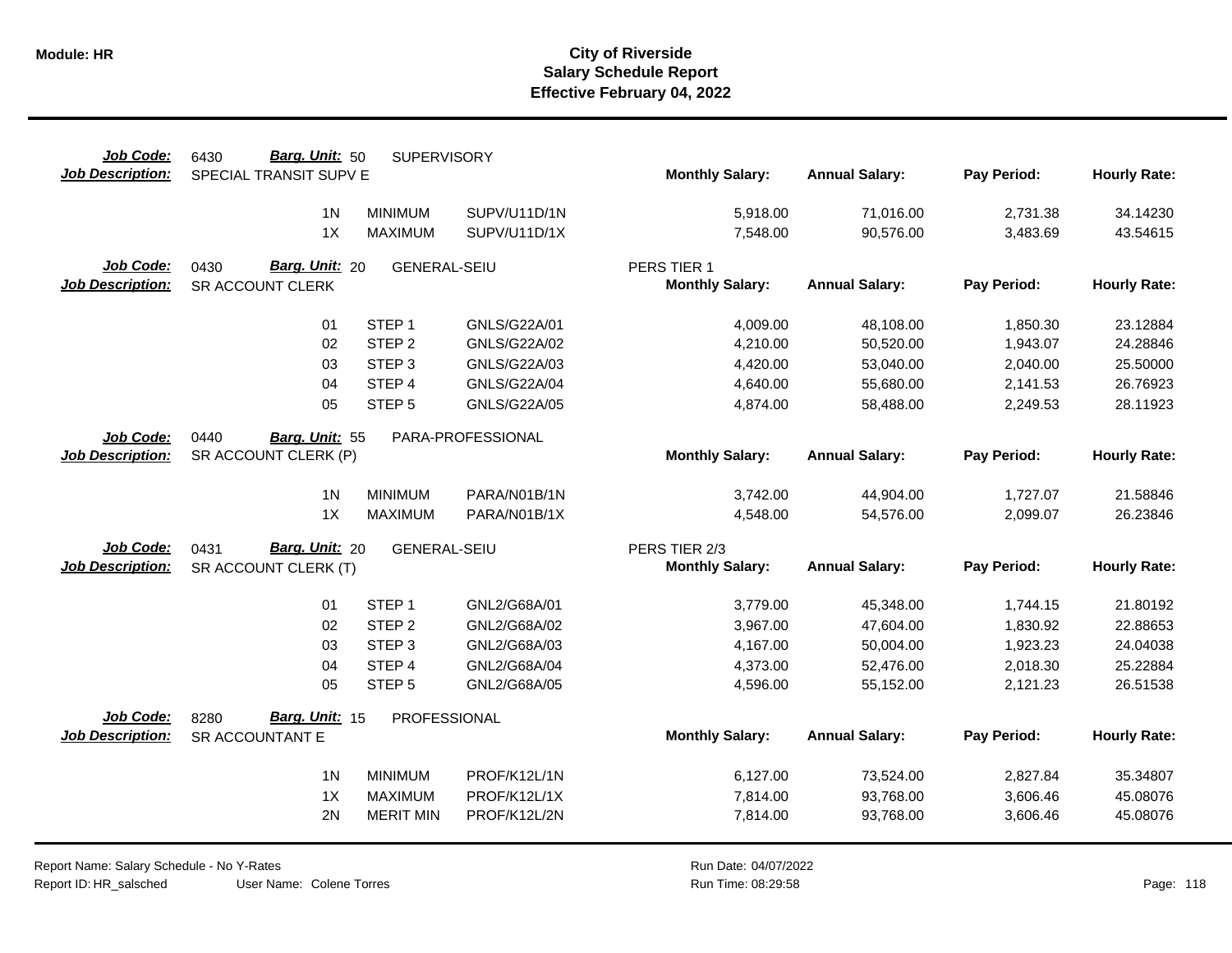# City of Riverside
## Salary Schedule Report
### Effective February 04, 2022

| Job Code: | 6430 | Barg. Unit: 50 | SUPERVISORY | | | | |
|---|---|---|---|---|---|---|---|
| **Job Description:** | SPECIAL TRANSIT SUPV E | | | **Monthly Salary:** | **Annual Salary:** | **Pay Period:** | **Hourly Rate:** |
| | 1N | MINIMUM | SUPV/U11D/1N | 5,918.00 | 71,016.00 | 2,731.38 | 34.14230 |
| | 1X | MAXIMUM | SUPV/U11D/1X | 7,548.00 | 90,576.00 | 3,483.69 | 43.54615 |

| Job Code: | 0430 | Barg. Unit: 20 | GENERAL-SEIU | PERS TIER 1 | | | |
|---|---|---|---|---|---|---|---|
| **Job Description:** | SR ACCOUNT CLERK | | | **Monthly Salary:** | **Annual Salary:** | **Pay Period:** | **Hourly Rate:** |
| | 01 | STEP 1 | GNLS/G22A/01 | 4,009.00 | 48,108.00 | 1,850.30 | 23.12884 |
| | 02 | STEP 2 | GNLS/G22A/02 | 4,210.00 | 50,520.00 | 1,943.07 | 24.28846 |
| | 03 | STEP 3 | GNLS/G22A/03 | 4,420.00 | 53,040.00 | 2,040.00 | 25.50000 |
| | 04 | STEP 4 | GNLS/G22A/04 | 4,640.00 | 55,680.00 | 2,141.53 | 26.76923 |
| | 05 | STEP 5 | GNLS/G22A/05 | 4,874.00 | 58,488.00 | 2,249.53 | 28.11923 |

| Job Code: | 0440 | Barg. Unit: 55 | PARA-PROFESSIONAL | | | | |
|---|---|---|---|---|---|---|---|
| **Job Description:** | SR ACCOUNT CLERK (P) | | | **Monthly Salary:** | **Annual Salary:** | **Pay Period:** | **Hourly Rate:** |
| | 1N | MINIMUM | PARA/N01B/1N | 3,742.00 | 44,904.00 | 1,727.07 | 21.58846 |
| | 1X | MAXIMUM | PARA/N01B/1X | 4,548.00 | 54,576.00 | 2,099.07 | 26.23846 |

| Job Code: | 0431 | Barg. Unit: 20 | GENERAL-SEIU | PERS TIER 2/3 | | | |
|---|---|---|---|---|---|---|---|
| **Job Description:** | SR ACCOUNT CLERK (T) | | | **Monthly Salary:** | **Annual Salary:** | **Pay Period:** | **Hourly Rate:** |
| | 01 | STEP 1 | GNL2/G68A/01 | 3,779.00 | 45,348.00 | 1,744.15 | 21.80192 |
| | 02 | STEP 2 | GNL2/G68A/02 | 3,967.00 | 47,604.00 | 1,830.92 | 22.88653 |
| | 03 | STEP 3 | GNL2/G68A/03 | 4,167.00 | 50,004.00 | 1,923.23 | 24.04038 |
| | 04 | STEP 4 | GNL2/G68A/04 | 4,373.00 | 52,476.00 | 2,018.30 | 25.22884 |
| | 05 | STEP 5 | GNL2/G68A/05 | 4,596.00 | 55,152.00 | 2,121.23 | 26.51538 |

| Job Code: | 8280 | Barg. Unit: 15 | PROFESSIONAL | | | | |
|---|---|---|---|---|---|---|---|
| **Job Description:** | SR ACCOUNTANT E | | | **Monthly Salary:** | **Annual Salary:** | **Pay Period:** | **Hourly Rate:** |
| | 1N | MINIMUM | PROF/K12L/1N | 6,127.00 | 73,524.00 | 2,827.84 | 35.34807 |
| | 1X | MAXIMUM | PROF/K12L/1X | 7,814.00 | 93,768.00 | 3,606.46 | 45.08076 |
| | 2N | MERIT MIN | PROF/K12L/2N | 7,814.00 | 93,768.00 | 3,606.46 | 45.08076 |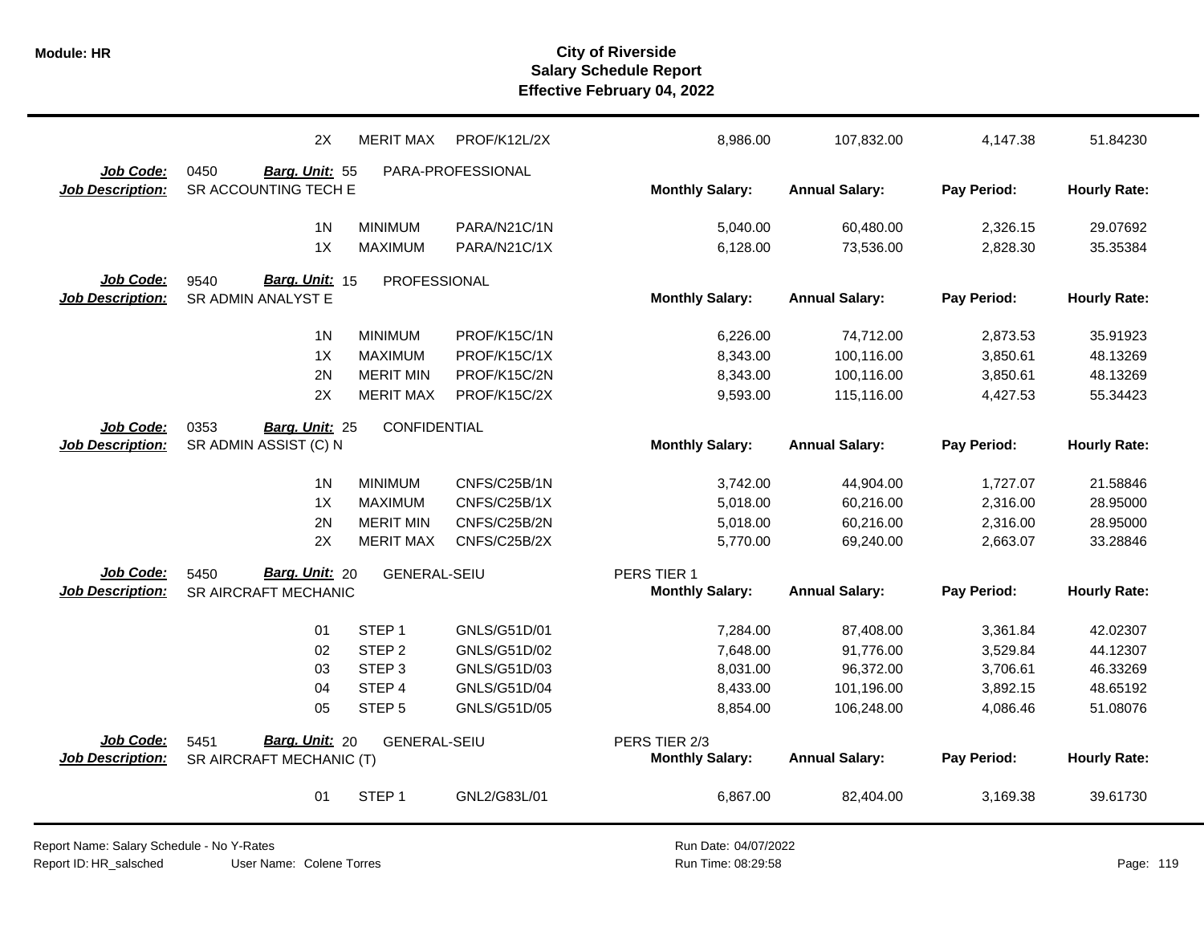| | | | | | | | |
|---|---|---|---|---|---|---|---|
| 2X | MERIT MAX | PROF/K12L/2X | | 8,986.00 | 107,832.00 | 4,147.38 | 51.84230 |

**Job Code:** 0450 **Barg. Unit:** 55 PARA-PROFESSIONAL
**Job Description:** SR ACCOUNTING TECH E

| Step | Description | Code | Monthly Salary | Annual Salary | Pay Period | Hourly Rate |
|---|---|---|---|---|---|---|
| 1N | MINIMUM | PARA/N21C/1N | 5,040.00 | 60,480.00 | 2,326.15 | 29.07692 |
| 1X | MAXIMUM | PARA/N21C/1X | 6,128.00 | 73,536.00 | 2,828.30 | 35.35384 |

**Job Code:** 9540 **Barg. Unit:** 15 PROFESSIONAL
**Job Description:** SR ADMIN ANALYST E

| Step | Description | Code | Monthly Salary | Annual Salary | Pay Period | Hourly Rate |
|---|---|---|---|---|---|---|
| 1N | MINIMUM | PROF/K15C/1N | 6,226.00 | 74,712.00 | 2,873.53 | 35.91923 |
| 1X | MAXIMUM | PROF/K15C/1X | 8,343.00 | 100,116.00 | 3,850.61 | 48.13269 |
| 2N | MERIT MIN | PROF/K15C/2N | 8,343.00 | 100,116.00 | 3,850.61 | 48.13269 |
| 2X | MERIT MAX | PROF/K15C/2X | 9,593.00 | 115,116.00 | 4,427.53 | 55.34423 |

**Job Code:** 0353 **Barg. Unit:** 25 CONFIDENTIAL
**Job Description:** SR ADMIN ASSIST (C) N

| Step | Description | Code | Monthly Salary | Annual Salary | Pay Period | Hourly Rate |
|---|---|---|---|---|---|---|
| 1N | MINIMUM | CNFS/C25B/1N | 3,742.00 | 44,904.00 | 1,727.07 | 21.58846 |
| 1X | MAXIMUM | CNFS/C25B/1X | 5,018.00 | 60,216.00 | 2,316.00 | 28.95000 |
| 2N | MERIT MIN | CNFS/C25B/2N | 5,018.00 | 60,216.00 | 2,316.00 | 28.95000 |
| 2X | MERIT MAX | CNFS/C25B/2X | 5,770.00 | 69,240.00 | 2,663.07 | 33.28846 |

**Job Code:** 5450 **Barg. Unit:** 20 GENERAL-SEIU PERS TIER 1
**Job Description:** SR AIRCRAFT MECHANIC

| Step | Description | Code | Monthly Salary | Annual Salary | Pay Period | Hourly Rate |
|---|---|---|---|---|---|---|
| 01 | STEP 1 | GNLS/G51D/01 | 7,284.00 | 87,408.00 | 3,361.84 | 42.02307 |
| 02 | STEP 2 | GNLS/G51D/02 | 7,648.00 | 91,776.00 | 3,529.84 | 44.12307 |
| 03 | STEP 3 | GNLS/G51D/03 | 8,031.00 | 96,372.00 | 3,706.61 | 46.33269 |
| 04 | STEP 4 | GNLS/G51D/04 | 8,433.00 | 101,196.00 | 3,892.15 | 48.65192 |
| 05 | STEP 5 | GNLS/G51D/05 | 8,854.00 | 106,248.00 | 4,086.46 | 51.08076 |

**Job Code:** 5451 **Barg. Unit:** 20 GENERAL-SEIU PERS TIER 2/3
**Job Description:** SR AIRCRAFT MECHANIC (T)

| Step | Description | Code | Monthly Salary | Annual Salary | Pay Period | Hourly Rate |
|---|---|---|---|---|---|---|
| 01 | STEP 1 | GNL2/G83L/01 | 6,867.00 | 82,404.00 | 3,169.38 | 39.61730 |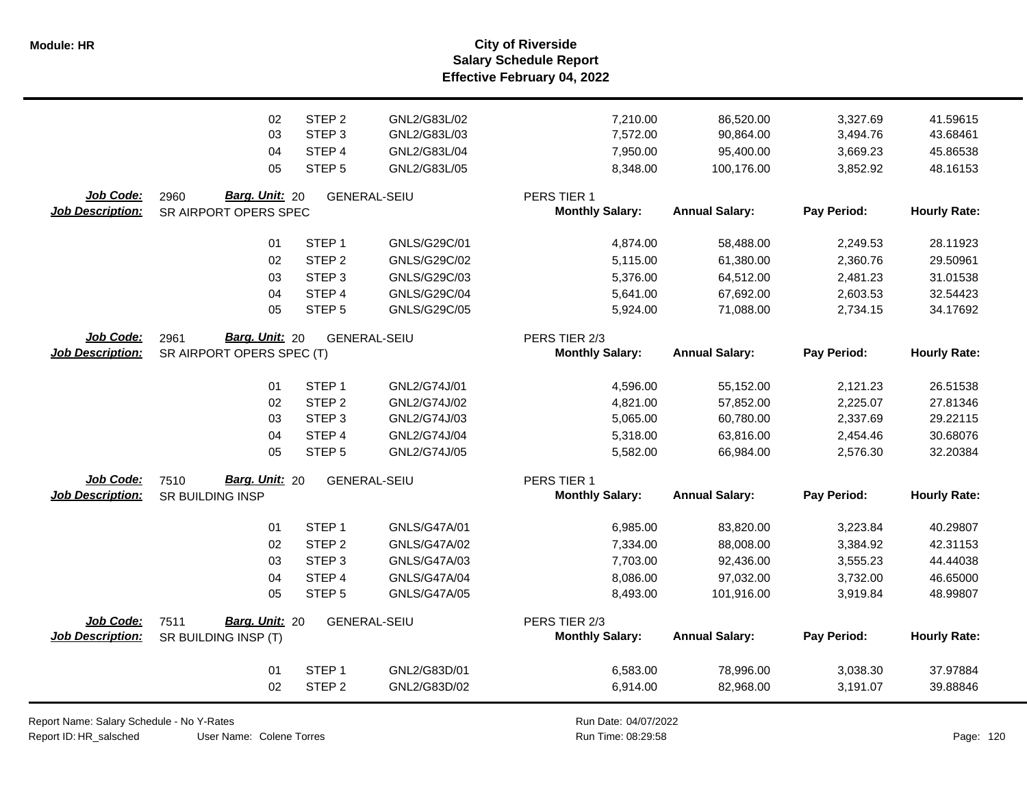# City of Riverside
## Salary Schedule Report
### Effective February 04, 2022

| | | | | Monthly Salary | Annual Salary | Pay Period | Hourly Rate |
|---|---|---|---|---|---|---|---|
| | 02 | STEP 2 | GNL2/G83L/02 | 7,210.00 | 86,520.00 | 3,327.69 | 41.59615 |
| | 03 | STEP 3 | GNL2/G83L/03 | 7,572.00 | 90,864.00 | 3,494.76 | 43.68461 |
| | 04 | STEP 4 | GNL2/G83L/04 | 7,950.00 | 95,400.00 | 3,669.23 | 45.86538 |
| | 05 | STEP 5 | GNL2/G83L/05 | 8,348.00 | 100,176.00 | 3,852.92 | 48.16153 |

**Job Code:** 2960 **Barg. Unit:** 20 GENERAL-SEIU PERS TIER 1
**Job Description:** SR AIRPORT OPERS SPEC

| | | | Monthly Salary: | Annual Salary: | Pay Period: | Hourly Rate: |
|---|---|---|---|---|---|---|
| 01 | STEP 1 | GNLS/G29C/01 | 4,874.00 | 58,488.00 | 2,249.53 | 28.11923 |
| 02 | STEP 2 | GNLS/G29C/02 | 5,115.00 | 61,380.00 | 2,360.76 | 29.50961 |
| 03 | STEP 3 | GNLS/G29C/03 | 5,376.00 | 64,512.00 | 2,481.23 | 31.01538 |
| 04 | STEP 4 | GNLS/G29C/04 | 5,641.00 | 67,692.00 | 2,603.53 | 32.54423 |
| 05 | STEP 5 | GNLS/G29C/05 | 5,924.00 | 71,088.00 | 2,734.15 | 34.17692 |

**Job Code:** 2961 **Barg. Unit:** 20 GENERAL-SEIU PERS TIER 2/3
**Job Description:** SR AIRPORT OPERS SPEC (T)

| | | | Monthly Salary: | Annual Salary: | Pay Period: | Hourly Rate: |
|---|---|---|---|---|---|---|
| 01 | STEP 1 | GNL2/G74J/01 | 4,596.00 | 55,152.00 | 2,121.23 | 26.51538 |
| 02 | STEP 2 | GNL2/G74J/02 | 4,821.00 | 57,852.00 | 2,225.07 | 27.81346 |
| 03 | STEP 3 | GNL2/G74J/03 | 5,065.00 | 60,780.00 | 2,337.69 | 29.22115 |
| 04 | STEP 4 | GNL2/G74J/04 | 5,318.00 | 63,816.00 | 2,454.46 | 30.68076 |
| 05 | STEP 5 | GNL2/G74J/05 | 5,582.00 | 66,984.00 | 2,576.30 | 32.20384 |

**Job Code:** 7510 **Barg. Unit:** 20 GENERAL-SEIU PERS TIER 1
**Job Description:** SR BUILDING INSP

| | | | Monthly Salary: | Annual Salary: | Pay Period: | Hourly Rate: |
|---|---|---|---|---|---|---|
| 01 | STEP 1 | GNLS/G47A/01 | 6,985.00 | 83,820.00 | 3,223.84 | 40.29807 |
| 02 | STEP 2 | GNLS/G47A/02 | 7,334.00 | 88,008.00 | 3,384.92 | 42.31153 |
| 03 | STEP 3 | GNLS/G47A/03 | 7,703.00 | 92,436.00 | 3,555.23 | 44.44038 |
| 04 | STEP 4 | GNLS/G47A/04 | 8,086.00 | 97,032.00 | 3,732.00 | 46.65000 |
| 05 | STEP 5 | GNLS/G47A/05 | 8,493.00 | 101,916.00 | 3,919.84 | 48.99807 |

**Job Code:** 7511 **Barg. Unit:** 20 GENERAL-SEIU PERS TIER 2/3
**Job Description:** SR BUILDING INSP (T)

| | | | Monthly Salary: | Annual Salary: | Pay Period: | Hourly Rate: |
|---|---|---|---|---|---|---|
| 01 | STEP 1 | GNL2/G83D/01 | 6,583.00 | 78,996.00 | 3,038.30 | 37.97884 |
| 02 | STEP 2 | GNL2/G83D/02 | 6,914.00 | 82,968.00 | 3,191.07 | 39.88846 |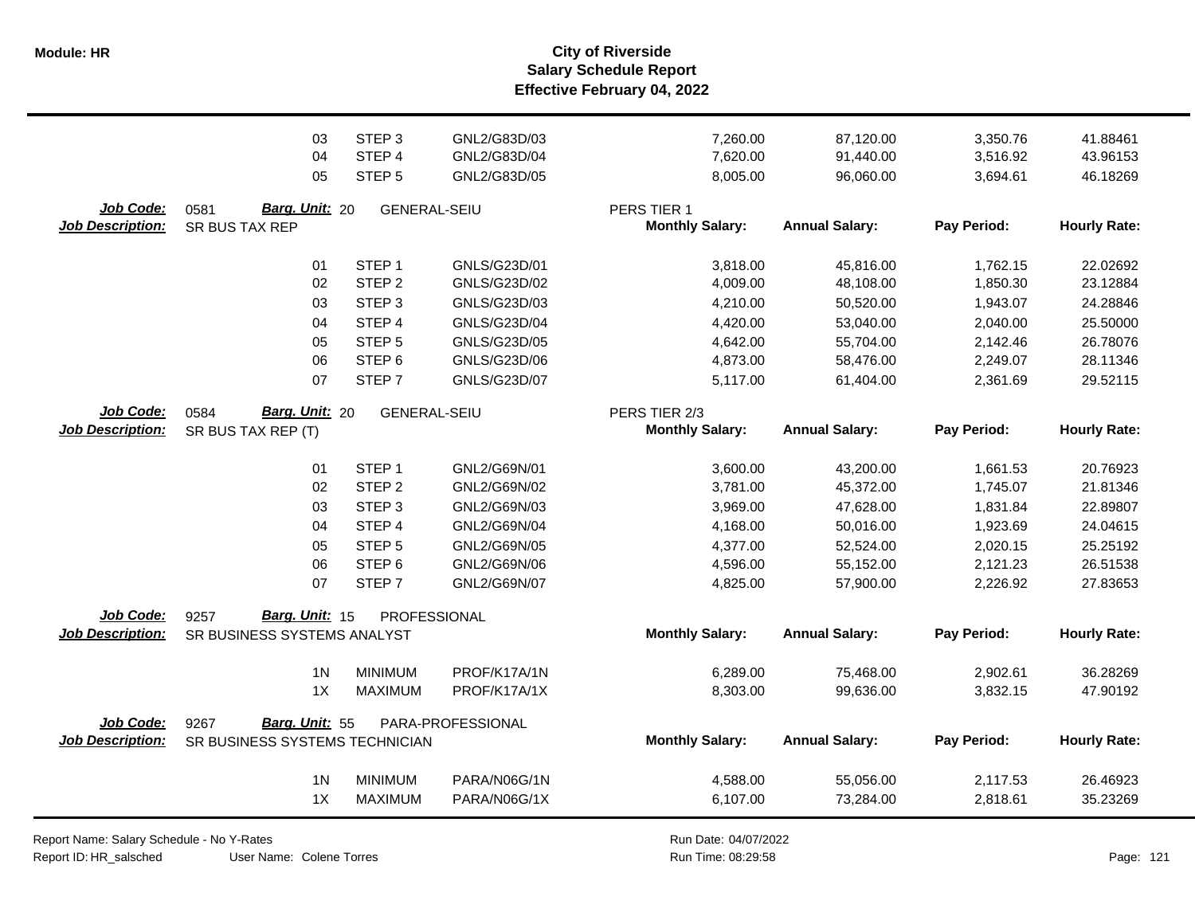# City of Riverside
## Salary Schedule Report
### Effective February 04, 2022

| | | | | | | | |
|---|---|---|---|---|---|---|---|
| 03 | STEP 3 | GNL2/G83D/03 | | 7,260.00 | 87,120.00 | 3,350.76 | 41.88461 |
| 04 | STEP 4 | GNL2/G83D/04 | | 7,620.00 | 91,440.00 | 3,516.92 | 43.96153 |
| 05 | STEP 5 | GNL2/G83D/05 | | 8,005.00 | 96,060.00 | 3,694.61 | 46.18269 |

**Job Code:** 0581 **Barg. Unit:** 20 GENERAL-SEIU PERS TIER 1
**Job Description:** SR BUS TAX REP

| | | | Monthly Salary: | Annual Salary: | Pay Period: | Hourly Rate: |
|---|---|---|---|---|---|---|
| 01 | STEP 1 | GNLS/G23D/01 | 3,818.00 | 45,816.00 | 1,762.15 | 22.02692 |
| 02 | STEP 2 | GNLS/G23D/02 | 4,009.00 | 48,108.00 | 1,850.30 | 23.12884 |
| 03 | STEP 3 | GNLS/G23D/03 | 4,210.00 | 50,520.00 | 1,943.07 | 24.28846 |
| 04 | STEP 4 | GNLS/G23D/04 | 4,420.00 | 53,040.00 | 2,040.00 | 25.50000 |
| 05 | STEP 5 | GNLS/G23D/05 | 4,642.00 | 55,704.00 | 2,142.46 | 26.78076 |
| 06 | STEP 6 | GNLS/G23D/06 | 4,873.00 | 58,476.00 | 2,249.07 | 28.11346 |
| 07 | STEP 7 | GNLS/G23D/07 | 5,117.00 | 61,404.00 | 2,361.69 | 29.52115 |

**Job Code:** 0584 **Barg. Unit:** 20 GENERAL-SEIU PERS TIER 2/3
**Job Description:** SR BUS TAX REP (T)

| | | | Monthly Salary: | Annual Salary: | Pay Period: | Hourly Rate: |
|---|---|---|---|---|---|---|
| 01 | STEP 1 | GNL2/G69N/01 | 3,600.00 | 43,200.00 | 1,661.53 | 20.76923 |
| 02 | STEP 2 | GNL2/G69N/02 | 3,781.00 | 45,372.00 | 1,745.07 | 21.81346 |
| 03 | STEP 3 | GNL2/G69N/03 | 3,969.00 | 47,628.00 | 1,831.84 | 22.89807 |
| 04 | STEP 4 | GNL2/G69N/04 | 4,168.00 | 50,016.00 | 1,923.69 | 24.04615 |
| 05 | STEP 5 | GNL2/G69N/05 | 4,377.00 | 52,524.00 | 2,020.15 | 25.25192 |
| 06 | STEP 6 | GNL2/G69N/06 | 4,596.00 | 55,152.00 | 2,121.23 | 26.51538 |
| 07 | STEP 7 | GNL2/G69N/07 | 4,825.00 | 57,900.00 | 2,226.92 | 27.83653 |

**Job Code:** 9257 **Barg. Unit:** 15 PROFESSIONAL
**Job Description:** SR BUSINESS SYSTEMS ANALYST

| | | | Monthly Salary: | Annual Salary: | Pay Period: | Hourly Rate: |
|---|---|---|---|---|---|---|
| 1N | MINIMUM | PROF/K17A/1N | 6,289.00 | 75,468.00 | 2,902.61 | 36.28269 |
| 1X | MAXIMUM | PROF/K17A/1X | 8,303.00 | 99,636.00 | 3,832.15 | 47.90192 |

**Job Code:** 9267 **Barg. Unit:** 55 PARA-PROFESSIONAL
**Job Description:** SR BUSINESS SYSTEMS TECHNICIAN

| | | | Monthly Salary: | Annual Salary: | Pay Period: | Hourly Rate: |
|---|---|---|---|---|---|---|
| 1N | MINIMUM | PARA/N06G/1N | 4,588.00 | 55,056.00 | 2,117.53 | 26.46923 |
| 1X | MAXIMUM | PARA/N06G/1X | 6,107.00 | 73,284.00 | 2,818.61 | 35.23269 |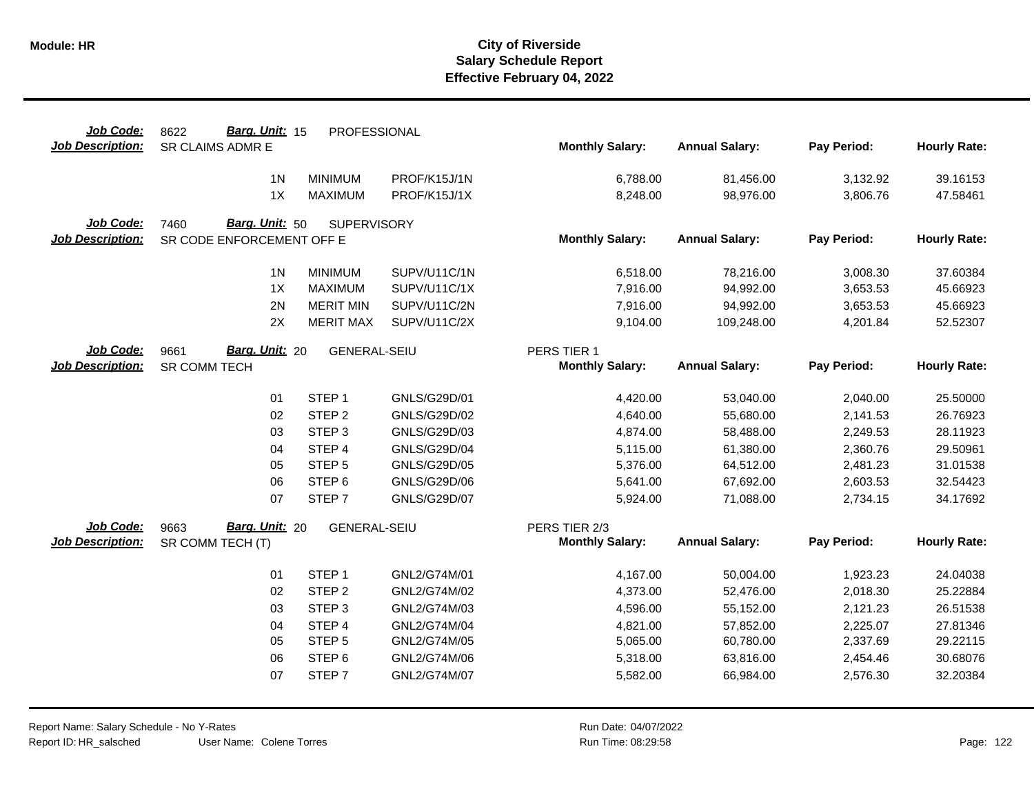# City of Riverside
## Salary Schedule Report
### Effective February 04, 2022

Module: HR

**Job Code:** 8622 **Barg. Unit:** 15 PROFESSIONAL
**Job Description:** SR CLAIMS ADMR E

| | | | Monthly Salary: | Annual Salary: | Pay Period: | Hourly Rate: |
|---|---|---|---|---|---|---|
| 1N | MINIMUM | PROF/K15J/1N | 6,788.00 | 81,456.00 | 3,132.92 | 39.16153 |
| 1X | MAXIMUM | PROF/K15J/1X | 8,248.00 | 98,976.00 | 3,806.76 | 47.58461 |

**Job Code:** 7460 **Barg. Unit:** 50 SUPERVISORY
**Job Description:** SR CODE ENFORCEMENT OFF E

| | | | Monthly Salary: | Annual Salary: | Pay Period: | Hourly Rate: |
|---|---|---|---|---|---|---|
| 1N | MINIMUM | SUPV/U11C/1N | 6,518.00 | 78,216.00 | 3,008.30 | 37.60384 |
| 1X | MAXIMUM | SUPV/U11C/1X | 7,916.00 | 94,992.00 | 3,653.53 | 45.66923 |
| 2N | MERIT MIN | SUPV/U11C/2N | 7,916.00 | 94,992.00 | 3,653.53 | 45.66923 |
| 2X | MERIT MAX | SUPV/U11C/2X | 9,104.00 | 109,248.00 | 4,201.84 | 52.52307 |

**Job Code:** 9661 **Barg. Unit:** 20 GENERAL-SEIU PERS TIER 1
**Job Description:** SR COMM TECH

| | | | Monthly Salary: | Annual Salary: | Pay Period: | Hourly Rate: |
|---|---|---|---|---|---|---|
| 01 | STEP 1 | GNLS/G29D/01 | 4,420.00 | 53,040.00 | 2,040.00 | 25.50000 |
| 02 | STEP 2 | GNLS/G29D/02 | 4,640.00 | 55,680.00 | 2,141.53 | 26.76923 |
| 03 | STEP 3 | GNLS/G29D/03 | 4,874.00 | 58,488.00 | 2,249.53 | 28.11923 |
| 04 | STEP 4 | GNLS/G29D/04 | 5,115.00 | 61,380.00 | 2,360.76 | 29.50961 |
| 05 | STEP 5 | GNLS/G29D/05 | 5,376.00 | 64,512.00 | 2,481.23 | 31.01538 |
| 06 | STEP 6 | GNLS/G29D/06 | 5,641.00 | 67,692.00 | 2,603.53 | 32.54423 |
| 07 | STEP 7 | GNLS/G29D/07 | 5,924.00 | 71,088.00 | 2,734.15 | 34.17692 |

**Job Code:** 9663 **Barg. Unit:** 20 GENERAL-SEIU PERS TIER 2/3
**Job Description:** SR COMM TECH (T)

| | | | Monthly Salary: | Annual Salary: | Pay Period: | Hourly Rate: |
|---|---|---|---|---|---|---|
| 01 | STEP 1 | GNL2/G74M/01 | 4,167.00 | 50,004.00 | 1,923.23 | 24.04038 |
| 02 | STEP 2 | GNL2/G74M/02 | 4,373.00 | 52,476.00 | 2,018.30 | 25.22884 |
| 03 | STEP 3 | GNL2/G74M/03 | 4,596.00 | 55,152.00 | 2,121.23 | 26.51538 |
| 04 | STEP 4 | GNL2/G74M/04 | 4,821.00 | 57,852.00 | 2,225.07 | 27.81346 |
| 05 | STEP 5 | GNL2/G74M/05 | 5,065.00 | 60,780.00 | 2,337.69 | 29.22115 |
| 06 | STEP 6 | GNL2/G74M/06 | 5,318.00 | 63,816.00 | 2,454.46 | 30.68076 |
| 07 | STEP 7 | GNL2/G74M/07 | 5,582.00 | 66,984.00 | 2,576.30 | 32.20384 |

Report Name: Salary Schedule - No Y-Rates
Report ID: HR_salsched
User Name: Colene Torres
Run Date: 04/07/2022
Run Time: 08:29:58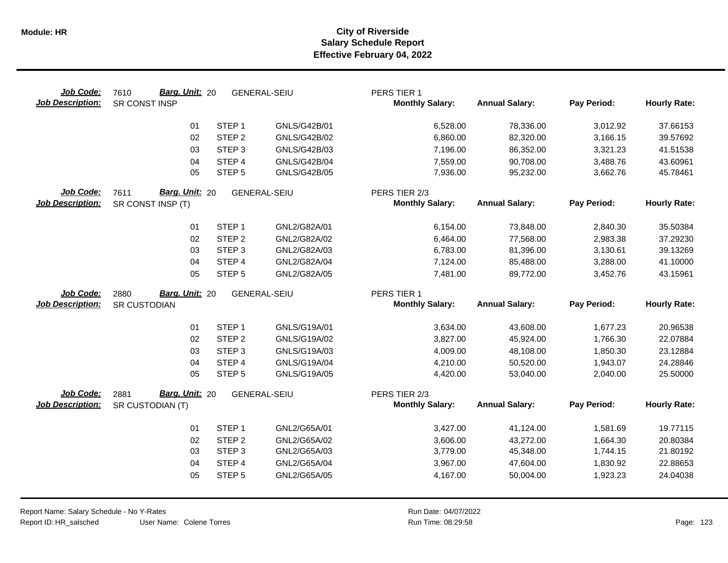Module: HR

# City of Riverside
## Salary Schedule Report
### Effective February 04, 2022

**Job Code:** 7610 **Barg. Unit:** 20 GENERAL-SEIU PERS TIER 1
**Job Description:** SR CONST INSP

| | | | Monthly Salary: | Annual Salary: | Pay Period: | Hourly Rate: |
|---|---|---|---|---|---|---|
| 01 | STEP 1 | GNLS/G42B/01 | 6,528.00 | 78,336.00 | 3,012.92 | 37.66153 |
| 02 | STEP 2 | GNLS/G42B/02 | 6,860.00 | 82,320.00 | 3,166.15 | 39.57692 |
| 03 | STEP 3 | GNLS/G42B/03 | 7,196.00 | 86,352.00 | 3,321.23 | 41.51538 |
| 04 | STEP 4 | GNLS/G42B/04 | 7,559.00 | 90,708.00 | 3,488.76 | 43.60961 |
| 05 | STEP 5 | GNLS/G42B/05 | 7,936.00 | 95,232.00 | 3,662.76 | 45.78461 |

**Job Code:** 7611 **Barg. Unit:** 20 GENERAL-SEIU PERS TIER 2/3
**Job Description:** SR CONST INSP (T)

| | | | Monthly Salary: | Annual Salary: | Pay Period: | Hourly Rate: |
|---|---|---|---|---|---|---|
| 01 | STEP 1 | GNL2/G82A/01 | 6,154.00 | 73,848.00 | 2,840.30 | 35.50384 |
| 02 | STEP 2 | GNL2/G82A/02 | 6,464.00 | 77,568.00 | 2,983.38 | 37.29230 |
| 03 | STEP 3 | GNL2/G82A/03 | 6,783.00 | 81,396.00 | 3,130.61 | 39.13269 |
| 04 | STEP 4 | GNL2/G82A/04 | 7,124.00 | 85,488.00 | 3,288.00 | 41.10000 |
| 05 | STEP 5 | GNL2/G82A/05 | 7,481.00 | 89,772.00 | 3,452.76 | 43.15961 |

**Job Code:** 2880 **Barg. Unit:** 20 GENERAL-SEIU PERS TIER 1
**Job Description:** SR CUSTODIAN

| | | | Monthly Salary: | Annual Salary: | Pay Period: | Hourly Rate: |
|---|---|---|---|---|---|---|
| 01 | STEP 1 | GNLS/G19A/01 | 3,634.00 | 43,608.00 | 1,677.23 | 20.96538 |
| 02 | STEP 2 | GNLS/G19A/02 | 3,827.00 | 45,924.00 | 1,766.30 | 22.07884 |
| 03 | STEP 3 | GNLS/G19A/03 | 4,009.00 | 48,108.00 | 1,850.30 | 23.12884 |
| 04 | STEP 4 | GNLS/G19A/04 | 4,210.00 | 50,520.00 | 1,943.07 | 24.28846 |
| 05 | STEP 5 | GNLS/G19A/05 | 4,420.00 | 53,040.00 | 2,040.00 | 25.50000 |

**Job Code:** 2881 **Barg. Unit:** 20 GENERAL-SEIU PERS TIER 2/3
**Job Description:** SR CUSTODIAN (T)

| | | | Monthly Salary: | Annual Salary: | Pay Period: | Hourly Rate: |
|---|---|---|---|---|---|---|
| 01 | STEP 1 | GNL2/G65A/01 | 3,427.00 | 41,124.00 | 1,581.69 | 19.77115 |
| 02 | STEP 2 | GNL2/G65A/02 | 3,606.00 | 43,272.00 | 1,664.30 | 20.80384 |
| 03 | STEP 3 | GNL2/G65A/03 | 3,779.00 | 45,348.00 | 1,744.15 | 21.80192 |
| 04 | STEP 4 | GNL2/G65A/04 | 3,967.00 | 47,604.00 | 1,830.92 | 22.88653 |
| 05 | STEP 5 | GNL2/G65A/05 | 4,167.00 | 50,004.00 | 1,923.23 | 24.04038 |

Report Name: Salary Schedule - No Y-Rates
Report ID: HR_salsched User Name: Colene Torres
Run Date: 04/07/2022
Run Time: 08:29:58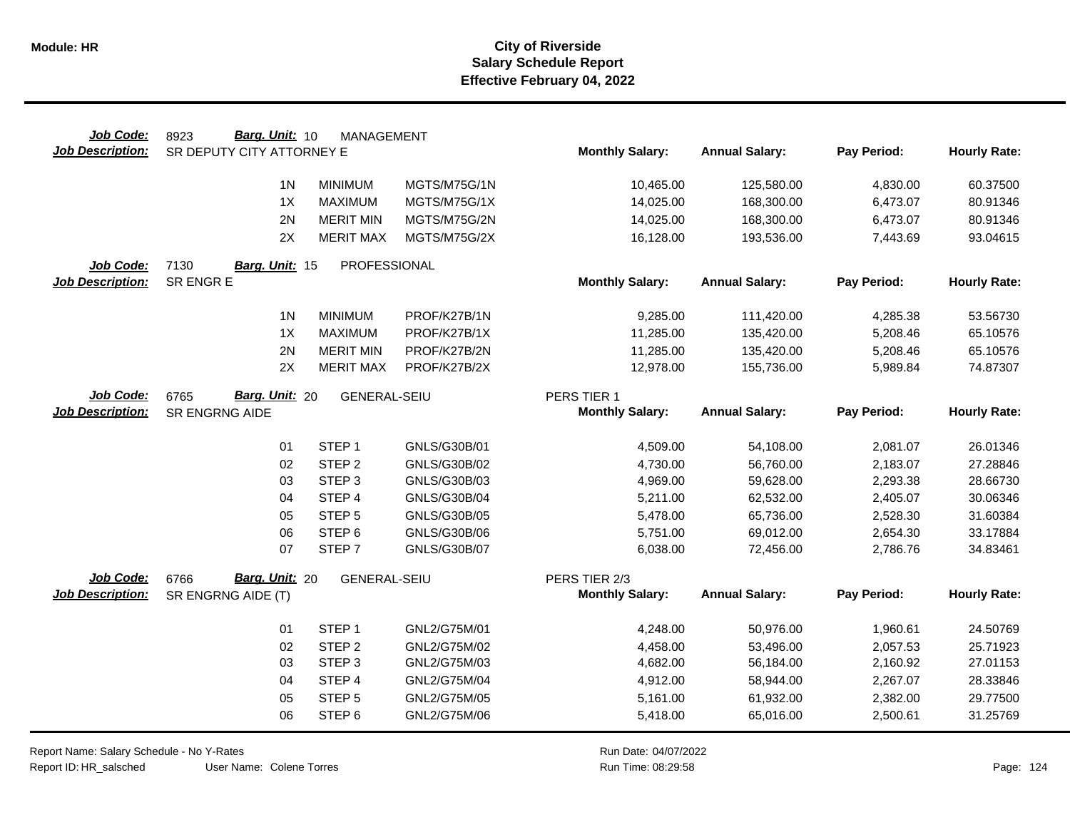# City of Riverside
## Salary Schedule Report
### Effective February 04, 2022

**Job Code:** 8923 **Barg. Unit:** 10 MANAGEMENT
**Job Description:** SR DEPUTY CITY ATTORNEY E

| | | | Monthly Salary: | Annual Salary: | Pay Period: | Hourly Rate: |
|---|---|---|---|---|---|---|
| 1N | MINIMUM | MGTS/M75G/1N | 10,465.00 | 125,580.00 | 4,830.00 | 60.37500 |
| 1X | MAXIMUM | MGTS/M75G/1X | 14,025.00 | 168,300.00 | 6,473.07 | 80.91346 |
| 2N | MERIT MIN | MGTS/M75G/2N | 14,025.00 | 168,300.00 | 6,473.07 | 80.91346 |
| 2X | MERIT MAX | MGTS/M75G/2X | 16,128.00 | 193,536.00 | 7,443.69 | 93.04615 |

**Job Code:** 7130 **Barg. Unit:** 15 PROFESSIONAL
**Job Description:** SR ENGR E

| | | | Monthly Salary: | Annual Salary: | Pay Period: | Hourly Rate: |
|---|---|---|---|---|---|---|
| 1N | MINIMUM | PROF/K27B/1N | 9,285.00 | 111,420.00 | 4,285.38 | 53.56730 |
| 1X | MAXIMUM | PROF/K27B/1X | 11,285.00 | 135,420.00 | 5,208.46 | 65.10576 |
| 2N | MERIT MIN | PROF/K27B/2N | 11,285.00 | 135,420.00 | 5,208.46 | 65.10576 |
| 2X | MERIT MAX | PROF/K27B/2X | 12,978.00 | 155,736.00 | 5,989.84 | 74.87307 |

**Job Code:** 6765 **Barg. Unit:** 20 GENERAL-SEIU
**Job Description:** SR ENGRNG AIDE
PERS TIER 1

| | | | Monthly Salary: | Annual Salary: | Pay Period: | Hourly Rate: |
|---|---|---|---|---|---|---|
| 01 | STEP 1 | GNLS/G30B/01 | 4,509.00 | 54,108.00 | 2,081.07 | 26.01346 |
| 02 | STEP 2 | GNLS/G30B/02 | 4,730.00 | 56,760.00 | 2,183.07 | 27.28846 |
| 03 | STEP 3 | GNLS/G30B/03 | 4,969.00 | 59,628.00 | 2,293.38 | 28.66730 |
| 04 | STEP 4 | GNLS/G30B/04 | 5,211.00 | 62,532.00 | 2,405.07 | 30.06346 |
| 05 | STEP 5 | GNLS/G30B/05 | 5,478.00 | 65,736.00 | 2,528.30 | 31.60384 |
| 06 | STEP 6 | GNLS/G30B/06 | 5,751.00 | 69,012.00 | 2,654.30 | 33.17884 |
| 07 | STEP 7 | GNLS/G30B/07 | 6,038.00 | 72,456.00 | 2,786.76 | 34.83461 |

**Job Code:** 6766 **Barg. Unit:** 20 GENERAL-SEIU
**Job Description:** SR ENGRNG AIDE (T)
PERS TIER 2/3

| | | | Monthly Salary: | Annual Salary: | Pay Period: | Hourly Rate: |
|---|---|---|---|---|---|---|
| 01 | STEP 1 | GNL2/G75M/01 | 4,248.00 | 50,976.00 | 1,960.61 | 24.50769 |
| 02 | STEP 2 | GNL2/G75M/02 | 4,458.00 | 53,496.00 | 2,057.53 | 25.71923 |
| 03 | STEP 3 | GNL2/G75M/03 | 4,682.00 | 56,184.00 | 2,160.92 | 27.01153 |
| 04 | STEP 4 | GNL2/G75M/04 | 4,912.00 | 58,944.00 | 2,267.07 | 28.33846 |
| 05 | STEP 5 | GNL2/G75M/05 | 5,161.00 | 61,932.00 | 2,382.00 | 29.77500 |
| 06 | STEP 6 | GNL2/G75M/06 | 5,418.00 | 65,016.00 | 2,500.61 | 31.25769 |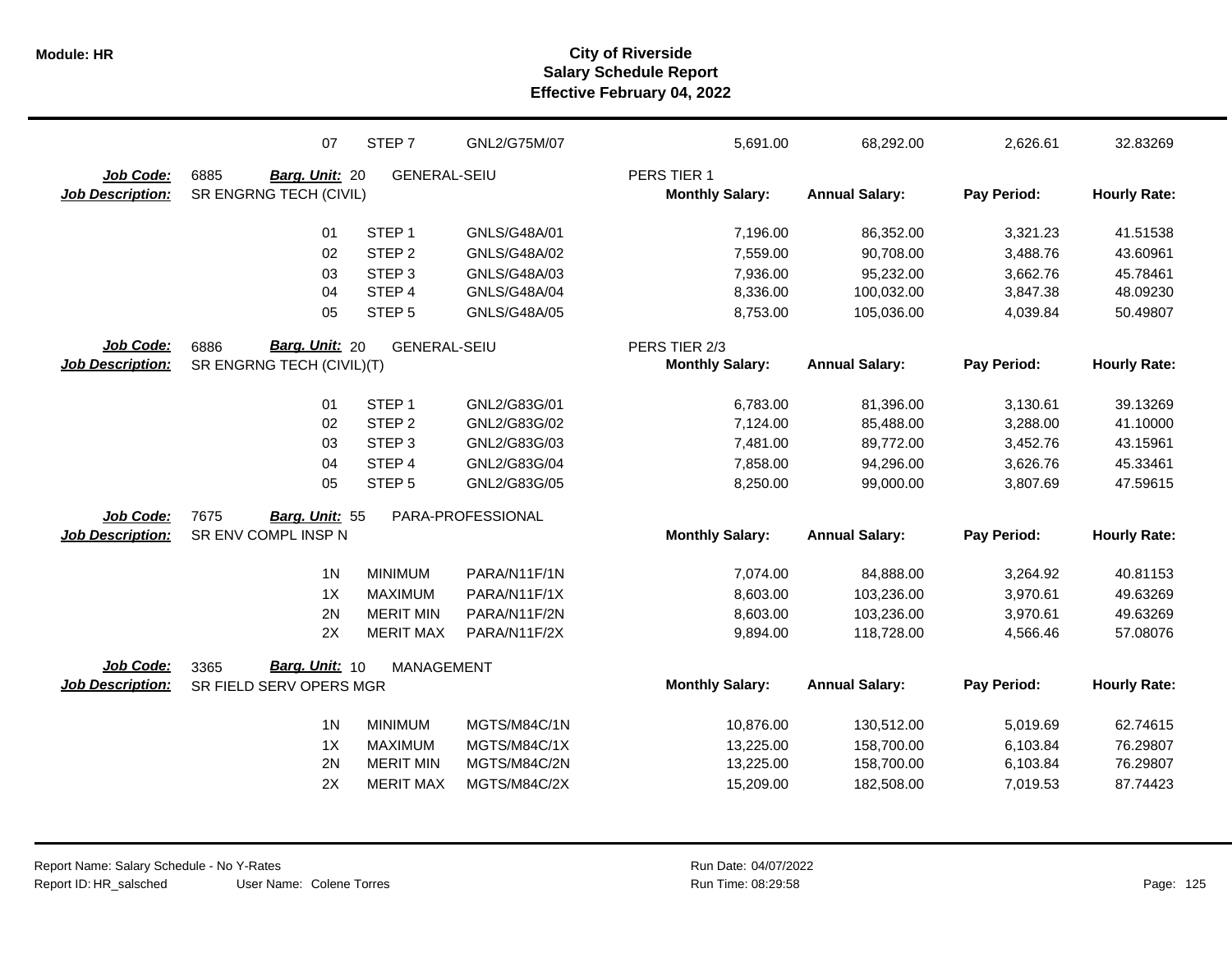# City of Riverside
## Salary Schedule Report
### Effective February 04, 2022

| | | | | | | | |
|---|---|---|---|---|---|---|---|
| 07 | STEP 7 | GNL2/G75M/07 | | 5,691.00 | 68,292.00 | 2,626.61 | 32.83269 |

**Job Code:** 6885 **Barg. Unit:** 20 GENERAL-SEIU — PERS TIER 1
**Job Description:** SR ENGRNG TECH (CIVIL)

| | | | Monthly Salary: | Annual Salary: | Pay Period: | Hourly Rate: |
|---|---|---|---|---|---|---|
| 01 | STEP 1 | GNLS/G48A/01 | 7,196.00 | 86,352.00 | 3,321.23 | 41.51538 |
| 02 | STEP 2 | GNLS/G48A/02 | 7,559.00 | 90,708.00 | 3,488.76 | 43.60961 |
| 03 | STEP 3 | GNLS/G48A/03 | 7,936.00 | 95,232.00 | 3,662.76 | 45.78461 |
| 04 | STEP 4 | GNLS/G48A/04 | 8,336.00 | 100,032.00 | 3,847.38 | 48.09230 |
| 05 | STEP 5 | GNLS/G48A/05 | 8,753.00 | 105,036.00 | 4,039.84 | 50.49807 |

**Job Code:** 6886 **Barg. Unit:** 20 GENERAL-SEIU — PERS TIER 2/3
**Job Description:** SR ENGRNG TECH (CIVIL)(T)

| | | | Monthly Salary: | Annual Salary: | Pay Period: | Hourly Rate: |
|---|---|---|---|---|---|---|
| 01 | STEP 1 | GNL2/G83G/01 | 6,783.00 | 81,396.00 | 3,130.61 | 39.13269 |
| 02 | STEP 2 | GNL2/G83G/02 | 7,124.00 | 85,488.00 | 3,288.00 | 41.10000 |
| 03 | STEP 3 | GNL2/G83G/03 | 7,481.00 | 89,772.00 | 3,452.76 | 43.15961 |
| 04 | STEP 4 | GNL2/G83G/04 | 7,858.00 | 94,296.00 | 3,626.76 | 45.33461 |
| 05 | STEP 5 | GNL2/G83G/05 | 8,250.00 | 99,000.00 | 3,807.69 | 47.59615 |

**Job Code:** 7675 **Barg. Unit:** 55 PARA-PROFESSIONAL
**Job Description:** SR ENV COMPL INSP N

| | | | Monthly Salary: | Annual Salary: | Pay Period: | Hourly Rate: |
|---|---|---|---|---|---|---|
| 1N | MINIMUM | PARA/N11F/1N | 7,074.00 | 84,888.00 | 3,264.92 | 40.81153 |
| 1X | MAXIMUM | PARA/N11F/1X | 8,603.00 | 103,236.00 | 3,970.61 | 49.63269 |
| 2N | MERIT MIN | PARA/N11F/2N | 8,603.00 | 103,236.00 | 3,970.61 | 49.63269 |
| 2X | MERIT MAX | PARA/N11F/2X | 9,894.00 | 118,728.00 | 4,566.46 | 57.08076 |

**Job Code:** 3365 **Barg. Unit:** 10 MANAGEMENT
**Job Description:** SR FIELD SERV OPERS MGR

| | | | Monthly Salary: | Annual Salary: | Pay Period: | Hourly Rate: |
|---|---|---|---|---|---|---|
| 1N | MINIMUM | MGTS/M84C/1N | 10,876.00 | 130,512.00 | 5,019.69 | 62.74615 |
| 1X | MAXIMUM | MGTS/M84C/1X | 13,225.00 | 158,700.00 | 6,103.84 | 76.29807 |
| 2N | MERIT MIN | MGTS/M84C/2N | 13,225.00 | 158,700.00 | 6,103.84 | 76.29807 |
| 2X | MERIT MAX | MGTS/M84C/2X | 15,209.00 | 182,508.00 | 7,019.53 | 87.74423 |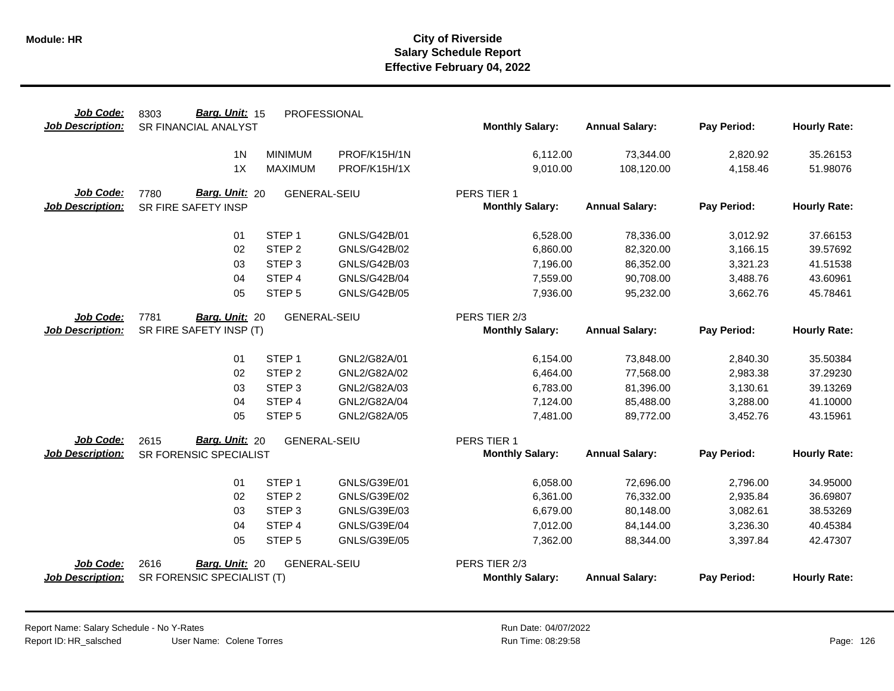# City of Riverside
## Salary Schedule Report
### Effective February 04, 2022

**Job Code:** 8303 **Barg. Unit:** 15 PROFESSIONAL
**Job Description:** SR FINANCIAL ANALYST

| | | | Monthly Salary: | Annual Salary: | Pay Period: | Hourly Rate: |
|---|---|---|---|---|---|---|
| 1N | MINIMUM | PROF/K15H/1N | 6,112.00 | 73,344.00 | 2,820.92 | 35.26153 |
| 1X | MAXIMUM | PROF/K15H/1X | 9,010.00 | 108,120.00 | 4,158.46 | 51.98076 |

**Job Code:** 7780 **Barg. Unit:** 20 GENERAL-SEIU PERS TIER 1
**Job Description:** SR FIRE SAFETY INSP

| | | | Monthly Salary: | Annual Salary: | Pay Period: | Hourly Rate: |
|---|---|---|---|---|---|---|
| 01 | STEP 1 | GNLS/G42B/01 | 6,528.00 | 78,336.00 | 3,012.92 | 37.66153 |
| 02 | STEP 2 | GNLS/G42B/02 | 6,860.00 | 82,320.00 | 3,166.15 | 39.57692 |
| 03 | STEP 3 | GNLS/G42B/03 | 7,196.00 | 86,352.00 | 3,321.23 | 41.51538 |
| 04 | STEP 4 | GNLS/G42B/04 | 7,559.00 | 90,708.00 | 3,488.76 | 43.60961 |
| 05 | STEP 5 | GNLS/G42B/05 | 7,936.00 | 95,232.00 | 3,662.76 | 45.78461 |

**Job Code:** 7781 **Barg. Unit:** 20 GENERAL-SEIU PERS TIER 2/3
**Job Description:** SR FIRE SAFETY INSP (T)

| | | | Monthly Salary: | Annual Salary: | Pay Period: | Hourly Rate: |
|---|---|---|---|---|---|---|
| 01 | STEP 1 | GNL2/G82A/01 | 6,154.00 | 73,848.00 | 2,840.30 | 35.50384 |
| 02 | STEP 2 | GNL2/G82A/02 | 6,464.00 | 77,568.00 | 2,983.38 | 37.29230 |
| 03 | STEP 3 | GNL2/G82A/03 | 6,783.00 | 81,396.00 | 3,130.61 | 39.13269 |
| 04 | STEP 4 | GNL2/G82A/04 | 7,124.00 | 85,488.00 | 3,288.00 | 41.10000 |
| 05 | STEP 5 | GNL2/G82A/05 | 7,481.00 | 89,772.00 | 3,452.76 | 43.15961 |

**Job Code:** 2615 **Barg. Unit:** 20 GENERAL-SEIU PERS TIER 1
**Job Description:** SR FORENSIC SPECIALIST

| | | | Monthly Salary: | Annual Salary: | Pay Period: | Hourly Rate: |
|---|---|---|---|---|---|---|
| 01 | STEP 1 | GNLS/G39E/01 | 6,058.00 | 72,696.00 | 2,796.00 | 34.95000 |
| 02 | STEP 2 | GNLS/G39E/02 | 6,361.00 | 76,332.00 | 2,935.84 | 36.69807 |
| 03 | STEP 3 | GNLS/G39E/03 | 6,679.00 | 80,148.00 | 3,082.61 | 38.53269 |
| 04 | STEP 4 | GNLS/G39E/04 | 7,012.00 | 84,144.00 | 3,236.30 | 40.45384 |
| 05 | STEP 5 | GNLS/G39E/05 | 7,362.00 | 88,344.00 | 3,397.84 | 42.47307 |

**Job Code:** 2616 **Barg. Unit:** 20 GENERAL-SEIU PERS TIER 2/3
**Job Description:** SR FORENSIC SPECIALIST (T)

| | | | Monthly Salary: | Annual Salary: | Pay Period: | Hourly Rate: |
|---|---|---|---|---|---|---|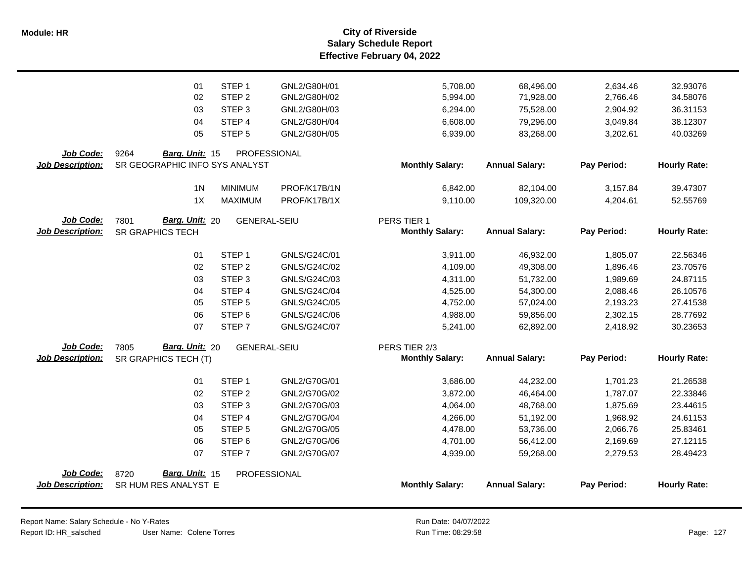# City of Riverside
## Salary Schedule Report
### Effective February 04, 2022

| | | | Monthly Salary | Annual Salary | Pay Period | Hourly Rate |
|---|---|---|---|---|---|---|
| 01 | STEP 1 | GNL2/G80H/01 | 5,708.00 | 68,496.00 | 2,634.46 | 32.93076 |
| 02 | STEP 2 | GNL2/G80H/02 | 5,994.00 | 71,928.00 | 2,766.46 | 34.58076 |
| 03 | STEP 3 | GNL2/G80H/03 | 6,294.00 | 75,528.00 | 2,904.92 | 36.31153 |
| 04 | STEP 4 | GNL2/G80H/04 | 6,608.00 | 79,296.00 | 3,049.84 | 38.12307 |
| 05 | STEP 5 | GNL2/G80H/05 | 6,939.00 | 83,268.00 | 3,202.61 | 40.03269 |

**Job Code:** 9264 **Barg. Unit:** 15 PROFESSIONAL
**Job Description:** SR GEOGRAPHIC INFO SYS ANALYST

| | | | Monthly Salary: | Annual Salary: | Pay Period: | Hourly Rate: |
|---|---|---|---|---|---|---|
| 1N | MINIMUM | PROF/K17B/1N | 6,842.00 | 82,104.00 | 3,157.84 | 39.47307 |
| 1X | MAXIMUM | PROF/K17B/1X | 9,110.00 | 109,320.00 | 4,204.61 | 52.55769 |

**Job Code:** 7801 **Barg. Unit:** 20 GENERAL-SEIU PERS TIER 1
**Job Description:** SR GRAPHICS TECH

| | | | Monthly Salary: | Annual Salary: | Pay Period: | Hourly Rate: |
|---|---|---|---|---|---|---|
| 01 | STEP 1 | GNLS/G24C/01 | 3,911.00 | 46,932.00 | 1,805.07 | 22.56346 |
| 02 | STEP 2 | GNLS/G24C/02 | 4,109.00 | 49,308.00 | 1,896.46 | 23.70576 |
| 03 | STEP 3 | GNLS/G24C/03 | 4,311.00 | 51,732.00 | 1,989.69 | 24.87115 |
| 04 | STEP 4 | GNLS/G24C/04 | 4,525.00 | 54,300.00 | 2,088.46 | 26.10576 |
| 05 | STEP 5 | GNLS/G24C/05 | 4,752.00 | 57,024.00 | 2,193.23 | 27.41538 |
| 06 | STEP 6 | GNLS/G24C/06 | 4,988.00 | 59,856.00 | 2,302.15 | 28.77692 |
| 07 | STEP 7 | GNLS/G24C/07 | 5,241.00 | 62,892.00 | 2,418.92 | 30.23653 |

**Job Code:** 7805 **Barg. Unit:** 20 GENERAL-SEIU PERS TIER 2/3
**Job Description:** SR GRAPHICS TECH (T)

| | | | Monthly Salary: | Annual Salary: | Pay Period: | Hourly Rate: |
|---|---|---|---|---|---|---|
| 01 | STEP 1 | GNL2/G70G/01 | 3,686.00 | 44,232.00 | 1,701.23 | 21.26538 |
| 02 | STEP 2 | GNL2/G70G/02 | 3,872.00 | 46,464.00 | 1,787.07 | 22.33846 |
| 03 | STEP 3 | GNL2/G70G/03 | 4,064.00 | 48,768.00 | 1,875.69 | 23.44615 |
| 04 | STEP 4 | GNL2/G70G/04 | 4,266.00 | 51,192.00 | 1,968.92 | 24.61153 |
| 05 | STEP 5 | GNL2/G70G/05 | 4,478.00 | 53,736.00 | 2,066.76 | 25.83461 |
| 06 | STEP 6 | GNL2/G70G/06 | 4,701.00 | 56,412.00 | 2,169.69 | 27.12115 |
| 07 | STEP 7 | GNL2/G70G/07 | 4,939.00 | 59,268.00 | 2,279.53 | 28.49423 |

**Job Code:** 8720 **Barg. Unit:** 15 PROFESSIONAL
**Job Description:** SR HUM RES ANALYST E

| | | | Monthly Salary: | Annual Salary: | Pay Period: | Hourly Rate: |
|---|---|---|---|---|---|---|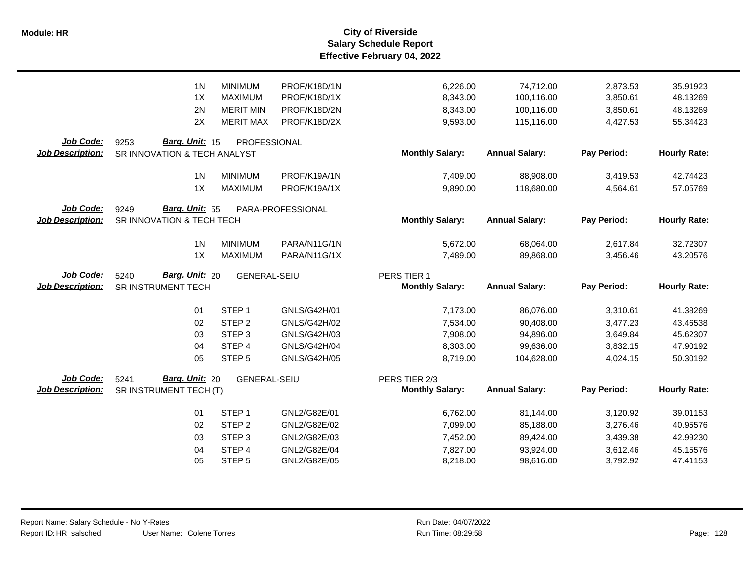| | | | | | | | |
|---|---|---|---|---|---|---|---|
| 1N | MINIMUM | PROF/K18D/1N | | 6,226.00 | 74,712.00 | 2,873.53 | 35.91923 |
| 1X | MAXIMUM | PROF/K18D/1X | | 8,343.00 | 100,116.00 | 3,850.61 | 48.13269 |
| 2N | MERIT MIN | PROF/K18D/2N | | 8,343.00 | 100,116.00 | 3,850.61 | 48.13269 |
| 2X | MERIT MAX | PROF/K18D/2X | | 9,593.00 | 115,116.00 | 4,427.53 | 55.34423 |

**Job Code:** 9253 **Barg. Unit:** 15 PROFESSIONAL
**Job Description:** SR INNOVATION & TECH ANALYST

| | | | Monthly Salary: | Annual Salary: | Pay Period: | Hourly Rate: |
|---|---|---|---|---|---|---|
| 1N | MINIMUM | PROF/K19A/1N | 7,409.00 | 88,908.00 | 3,419.53 | 42.74423 |
| 1X | MAXIMUM | PROF/K19A/1X | 9,890.00 | 118,680.00 | 4,564.61 | 57.05769 |

**Job Code:** 9249 **Barg. Unit:** 55 PARA-PROFESSIONAL
**Job Description:** SR INNOVATION & TECH TECH

| | | | Monthly Salary: | Annual Salary: | Pay Period: | Hourly Rate: |
|---|---|---|---|---|---|---|
| 1N | MINIMUM | PARA/N11G/1N | 5,672.00 | 68,064.00 | 2,617.84 | 32.72307 |
| 1X | MAXIMUM | PARA/N11G/1X | 7,489.00 | 89,868.00 | 3,456.46 | 43.20576 |

**Job Code:** 5240 **Barg. Unit:** 20 GENERAL-SEIU
**Job Description:** SR INSTRUMENT TECH

PERS TIER 1

| | | | Monthly Salary: | Annual Salary: | Pay Period: | Hourly Rate: |
|---|---|---|---|---|---|---|
| 01 | STEP 1 | GNLS/G42H/01 | 7,173.00 | 86,076.00 | 3,310.61 | 41.38269 |
| 02 | STEP 2 | GNLS/G42H/02 | 7,534.00 | 90,408.00 | 3,477.23 | 43.46538 |
| 03 | STEP 3 | GNLS/G42H/03 | 7,908.00 | 94,896.00 | 3,649.84 | 45.62307 |
| 04 | STEP 4 | GNLS/G42H/04 | 8,303.00 | 99,636.00 | 3,832.15 | 47.90192 |
| 05 | STEP 5 | GNLS/G42H/05 | 8,719.00 | 104,628.00 | 4,024.15 | 50.30192 |

**Job Code:** 5241 **Barg. Unit:** 20 GENERAL-SEIU
**Job Description:** SR INSTRUMENT TECH (T)

PERS TIER 2/3

| | | | Monthly Salary: | Annual Salary: | Pay Period: | Hourly Rate: |
|---|---|---|---|---|---|---|
| 01 | STEP 1 | GNL2/G82E/01 | 6,762.00 | 81,144.00 | 3,120.92 | 39.01153 |
| 02 | STEP 2 | GNL2/G82E/02 | 7,099.00 | 85,188.00 | 3,276.46 | 40.95576 |
| 03 | STEP 3 | GNL2/G82E/03 | 7,452.00 | 89,424.00 | 3,439.38 | 42.99230 |
| 04 | STEP 4 | GNL2/G82E/04 | 7,827.00 | 93,924.00 | 3,612.46 | 45.15576 |
| 05 | STEP 5 | GNL2/G82E/05 | 8,218.00 | 98,616.00 | 3,792.92 | 47.41153 |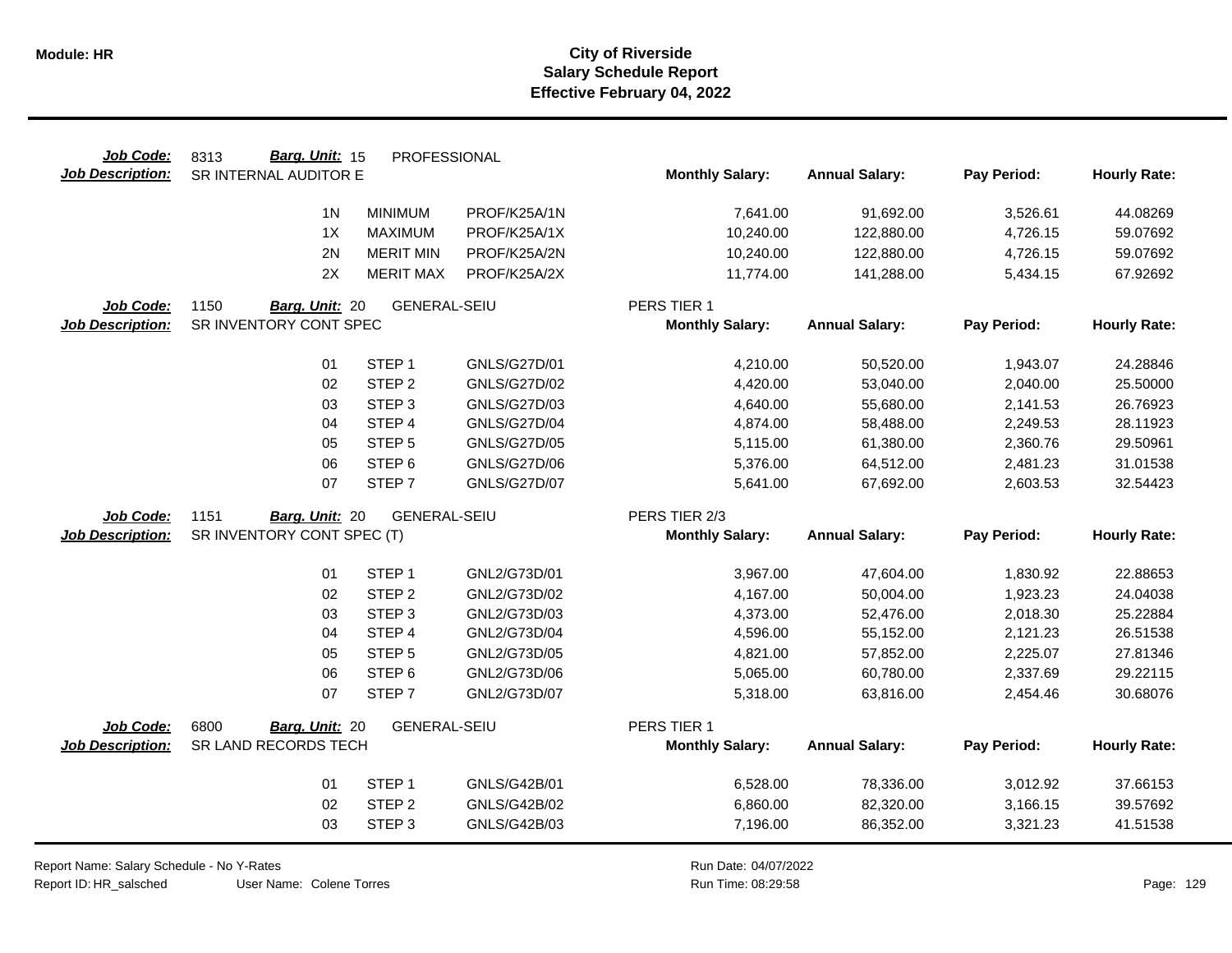**Module: HR**

# City of Riverside
## Salary Schedule Report
### Effective February 04, 2022

**Job Code:** 8313 **Barg. Unit:** 15 PROFESSIONAL
**Job Description:** SR INTERNAL AUDITOR E

| | | | Monthly Salary: | Annual Salary: | Pay Period: | Hourly Rate: |
|---|---|---|---|---|---|---|
| 1N | MINIMUM | PROF/K25A/1N | 7,641.00 | 91,692.00 | 3,526.61 | 44.08269 |
| 1X | MAXIMUM | PROF/K25A/1X | 10,240.00 | 122,880.00 | 4,726.15 | 59.07692 |
| 2N | MERIT MIN | PROF/K25A/2N | 10,240.00 | 122,880.00 | 4,726.15 | 59.07692 |
| 2X | MERIT MAX | PROF/K25A/2X | 11,774.00 | 141,288.00 | 5,434.15 | 67.92692 |

**Job Code:** 1150 **Barg. Unit:** 20 GENERAL-SEIU PERS TIER 1
**Job Description:** SR INVENTORY CONT SPEC

| | | | Monthly Salary: | Annual Salary: | Pay Period: | Hourly Rate: |
|---|---|---|---|---|---|---|
| 01 | STEP 1 | GNLS/G27D/01 | 4,210.00 | 50,520.00 | 1,943.07 | 24.28846 |
| 02 | STEP 2 | GNLS/G27D/02 | 4,420.00 | 53,040.00 | 2,040.00 | 25.50000 |
| 03 | STEP 3 | GNLS/G27D/03 | 4,640.00 | 55,680.00 | 2,141.53 | 26.76923 |
| 04 | STEP 4 | GNLS/G27D/04 | 4,874.00 | 58,488.00 | 2,249.53 | 28.11923 |
| 05 | STEP 5 | GNLS/G27D/05 | 5,115.00 | 61,380.00 | 2,360.76 | 29.50961 |
| 06 | STEP 6 | GNLS/G27D/06 | 5,376.00 | 64,512.00 | 2,481.23 | 31.01538 |
| 07 | STEP 7 | GNLS/G27D/07 | 5,641.00 | 67,692.00 | 2,603.53 | 32.54423 |

**Job Code:** 1151 **Barg. Unit:** 20 GENERAL-SEIU PERS TIER 2/3
**Job Description:** SR INVENTORY CONT SPEC (T)

| | | | Monthly Salary: | Annual Salary: | Pay Period: | Hourly Rate: |
|---|---|---|---|---|---|---|
| 01 | STEP 1 | GNL2/G73D/01 | 3,967.00 | 47,604.00 | 1,830.92 | 22.88653 |
| 02 | STEP 2 | GNL2/G73D/02 | 4,167.00 | 50,004.00 | 1,923.23 | 24.04038 |
| 03 | STEP 3 | GNL2/G73D/03 | 4,373.00 | 52,476.00 | 2,018.30 | 25.22884 |
| 04 | STEP 4 | GNL2/G73D/04 | 4,596.00 | 55,152.00 | 2,121.23 | 26.51538 |
| 05 | STEP 5 | GNL2/G73D/05 | 4,821.00 | 57,852.00 | 2,225.07 | 27.81346 |
| 06 | STEP 6 | GNL2/G73D/06 | 5,065.00 | 60,780.00 | 2,337.69 | 29.22115 |
| 07 | STEP 7 | GNL2/G73D/07 | 5,318.00 | 63,816.00 | 2,454.46 | 30.68076 |

**Job Code:** 6800 **Barg. Unit:** 20 GENERAL-SEIU PERS TIER 1
**Job Description:** SR LAND RECORDS TECH

| | | | Monthly Salary: | Annual Salary: | Pay Period: | Hourly Rate: |
|---|---|---|---|---|---|---|
| 01 | STEP 1 | GNLS/G42B/01 | 6,528.00 | 78,336.00 | 3,012.92 | 37.66153 |
| 02 | STEP 2 | GNLS/G42B/02 | 6,860.00 | 82,320.00 | 3,166.15 | 39.57692 |
| 03 | STEP 3 | GNLS/G42B/03 | 7,196.00 | 86,352.00 | 3,321.23 | 41.51538 |

Report Name: Salary Schedule - No Y-Rates
Report ID: HR_salsched User Name: Colene Torres
Run Date: 04/07/2022
Run Time: 08:29:58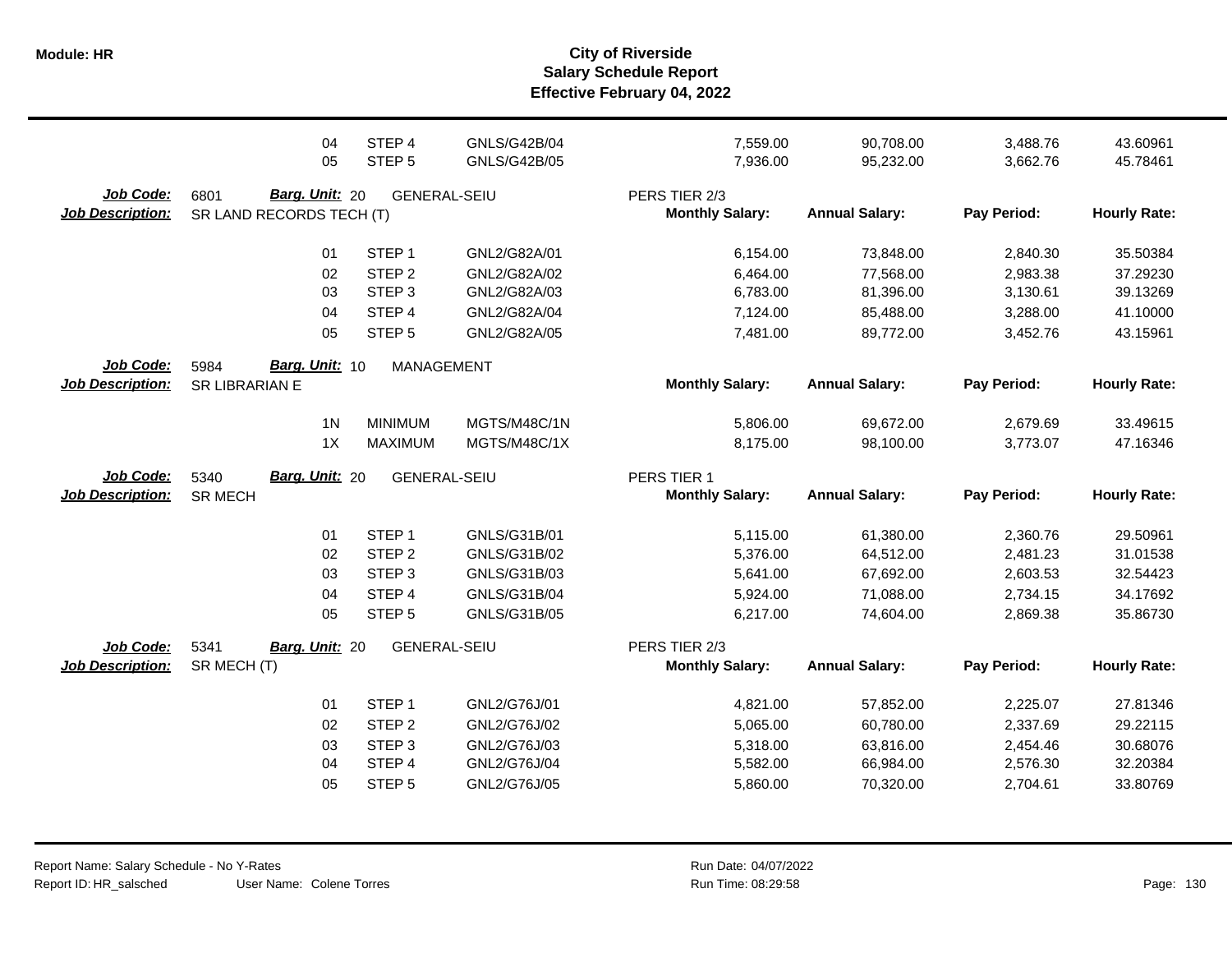# City of Riverside
## Salary Schedule Report
### Effective February 04, 2022

| | | | | Monthly Salary | Annual Salary | Pay Period | Hourly Rate |
|---|---|---|---|---|---|---|---|
| | 04 | STEP 4 | GNLS/G42B/04 | 7,559.00 | 90,708.00 | 3,488.76 | 43.60961 |
| | 05 | STEP 5 | GNLS/G42B/05 | 7,936.00 | 95,232.00 | 3,662.76 | 45.78461 |

**Job Code:** 6801 **Barg. Unit:** 20 GENERAL-SEIU PERS TIER 2/3
**Job Description:** SR LAND RECORDS TECH (T)

| | | | Monthly Salary: | Annual Salary: | Pay Period: | Hourly Rate: |
|---|---|---|---|---|---|---|
| 01 | STEP 1 | GNL2/G82A/01 | 6,154.00 | 73,848.00 | 2,840.30 | 35.50384 |
| 02 | STEP 2 | GNL2/G82A/02 | 6,464.00 | 77,568.00 | 2,983.38 | 37.29230 |
| 03 | STEP 3 | GNL2/G82A/03 | 6,783.00 | 81,396.00 | 3,130.61 | 39.13269 |
| 04 | STEP 4 | GNL2/G82A/04 | 7,124.00 | 85,488.00 | 3,288.00 | 41.10000 |
| 05 | STEP 5 | GNL2/G82A/05 | 7,481.00 | 89,772.00 | 3,452.76 | 43.15961 |

**Job Code:** 5984 **Barg. Unit:** 10 MANAGEMENT
**Job Description:** SR LIBRARIAN E

| | | | Monthly Salary: | Annual Salary: | Pay Period: | Hourly Rate: |
|---|---|---|---|---|---|---|
| 1N | MINIMUM | MGTS/M48C/1N | 5,806.00 | 69,672.00 | 2,679.69 | 33.49615 |
| 1X | MAXIMUM | MGTS/M48C/1X | 8,175.00 | 98,100.00 | 3,773.07 | 47.16346 |

**Job Code:** 5340 **Barg. Unit:** 20 GENERAL-SEIU PERS TIER 1
**Job Description:** SR MECH

| | | | Monthly Salary: | Annual Salary: | Pay Period: | Hourly Rate: |
|---|---|---|---|---|---|---|
| 01 | STEP 1 | GNLS/G31B/01 | 5,115.00 | 61,380.00 | 2,360.76 | 29.50961 |
| 02 | STEP 2 | GNLS/G31B/02 | 5,376.00 | 64,512.00 | 2,481.23 | 31.01538 |
| 03 | STEP 3 | GNLS/G31B/03 | 5,641.00 | 67,692.00 | 2,603.53 | 32.54423 |
| 04 | STEP 4 | GNLS/G31B/04 | 5,924.00 | 71,088.00 | 2,734.15 | 34.17692 |
| 05 | STEP 5 | GNLS/G31B/05 | 6,217.00 | 74,604.00 | 2,869.38 | 35.86730 |

**Job Code:** 5341 **Barg. Unit:** 20 GENERAL-SEIU PERS TIER 2/3
**Job Description:** SR MECH (T)

| | | | Monthly Salary: | Annual Salary: | Pay Period: | Hourly Rate: |
|---|---|---|---|---|---|---|
| 01 | STEP 1 | GNL2/G76J/01 | 4,821.00 | 57,852.00 | 2,225.07 | 27.81346 |
| 02 | STEP 2 | GNL2/G76J/02 | 5,065.00 | 60,780.00 | 2,337.69 | 29.22115 |
| 03 | STEP 3 | GNL2/G76J/03 | 5,318.00 | 63,816.00 | 2,454.46 | 30.68076 |
| 04 | STEP 4 | GNL2/G76J/04 | 5,582.00 | 66,984.00 | 2,576.30 | 32.20384 |
| 05 | STEP 5 | GNL2/G76J/05 | 5,860.00 | 70,320.00 | 2,704.61 | 33.80769 |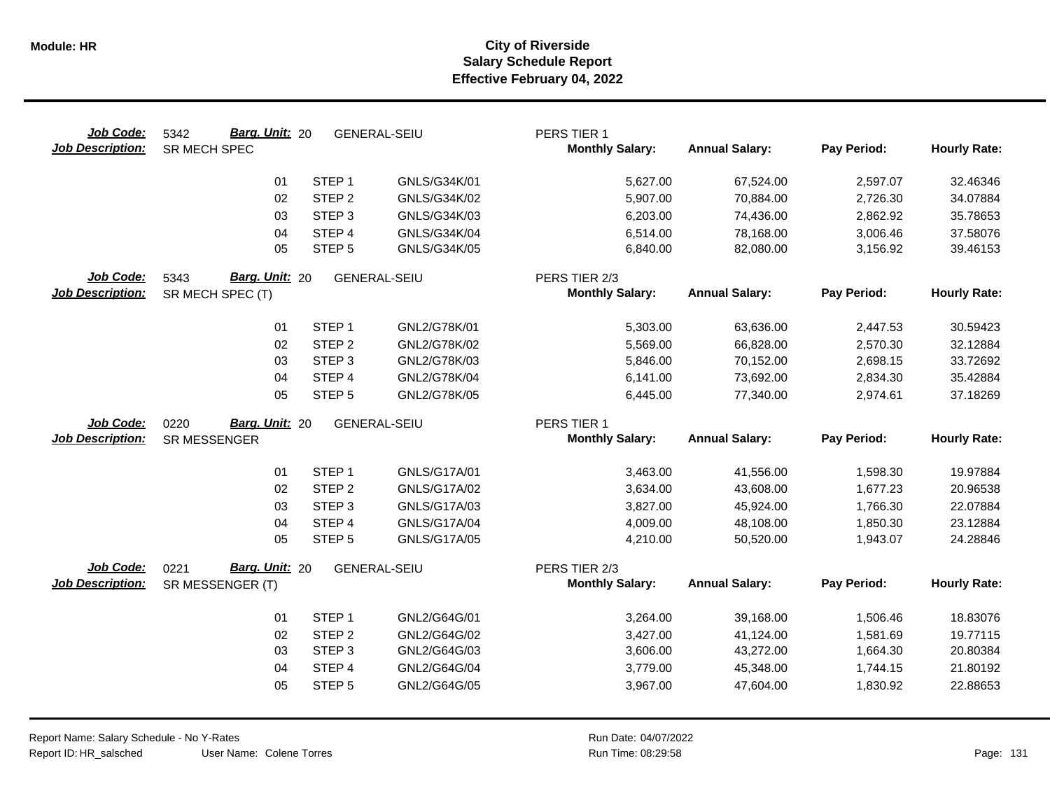**Module: HR**

# City of Riverside
## Salary Schedule Report
### Effective February 04, 2022

**Job Code:** 5342 **Barg. Unit:** 20 GENERAL-SEIU PERS TIER 1
**Job Description:** SR MECH SPEC

| | | | Monthly Salary: | Annual Salary: | Pay Period: | Hourly Rate: |
|---|---|---|---|---|---|---|
| 01 | STEP 1 | GNLS/G34K/01 | 5,627.00 | 67,524.00 | 2,597.07 | 32.46346 |
| 02 | STEP 2 | GNLS/G34K/02 | 5,907.00 | 70,884.00 | 2,726.30 | 34.07884 |
| 03 | STEP 3 | GNLS/G34K/03 | 6,203.00 | 74,436.00 | 2,862.92 | 35.78653 |
| 04 | STEP 4 | GNLS/G34K/04 | 6,514.00 | 78,168.00 | 3,006.46 | 37.58076 |
| 05 | STEP 5 | GNLS/G34K/05 | 6,840.00 | 82,080.00 | 3,156.92 | 39.46153 |

**Job Code:** 5343 **Barg. Unit:** 20 GENERAL-SEIU PERS TIER 2/3
**Job Description:** SR MECH SPEC (T)

| | | | Monthly Salary: | Annual Salary: | Pay Period: | Hourly Rate: |
|---|---|---|---|---|---|---|
| 01 | STEP 1 | GNL2/G78K/01 | 5,303.00 | 63,636.00 | 2,447.53 | 30.59423 |
| 02 | STEP 2 | GNL2/G78K/02 | 5,569.00 | 66,828.00 | 2,570.30 | 32.12884 |
| 03 | STEP 3 | GNL2/G78K/03 | 5,846.00 | 70,152.00 | 2,698.15 | 33.72692 |
| 04 | STEP 4 | GNL2/G78K/04 | 6,141.00 | 73,692.00 | 2,834.30 | 35.42884 |
| 05 | STEP 5 | GNL2/G78K/05 | 6,445.00 | 77,340.00 | 2,974.61 | 37.18269 |

**Job Code:** 0220 **Barg. Unit:** 20 GENERAL-SEIU PERS TIER 1
**Job Description:** SR MESSENGER

| | | | Monthly Salary: | Annual Salary: | Pay Period: | Hourly Rate: |
|---|---|---|---|---|---|---|
| 01 | STEP 1 | GNLS/G17A/01 | 3,463.00 | 41,556.00 | 1,598.30 | 19.97884 |
| 02 | STEP 2 | GNLS/G17A/02 | 3,634.00 | 43,608.00 | 1,677.23 | 20.96538 |
| 03 | STEP 3 | GNLS/G17A/03 | 3,827.00 | 45,924.00 | 1,766.30 | 22.07884 |
| 04 | STEP 4 | GNLS/G17A/04 | 4,009.00 | 48,108.00 | 1,850.30 | 23.12884 |
| 05 | STEP 5 | GNLS/G17A/05 | 4,210.00 | 50,520.00 | 1,943.07 | 24.28846 |

**Job Code:** 0221 **Barg. Unit:** 20 GENERAL-SEIU PERS TIER 2/3
**Job Description:** SR MESSENGER (T)

| | | | Monthly Salary: | Annual Salary: | Pay Period: | Hourly Rate: |
|---|---|---|---|---|---|---|
| 01 | STEP 1 | GNL2/G64G/01 | 3,264.00 | 39,168.00 | 1,506.46 | 18.83076 |
| 02 | STEP 2 | GNL2/G64G/02 | 3,427.00 | 41,124.00 | 1,581.69 | 19.77115 |
| 03 | STEP 3 | GNL2/G64G/03 | 3,606.00 | 43,272.00 | 1,664.30 | 20.80384 |
| 04 | STEP 4 | GNL2/G64G/04 | 3,779.00 | 45,348.00 | 1,744.15 | 21.80192 |
| 05 | STEP 5 | GNL2/G64G/05 | 3,967.00 | 47,604.00 | 1,830.92 | 22.88653 |

Report Name: Salary Schedule - No Y-Rates
Report ID: HR_salsched User Name: Colene Torres
Run Date: 04/07/2022
Run Time: 08:29:58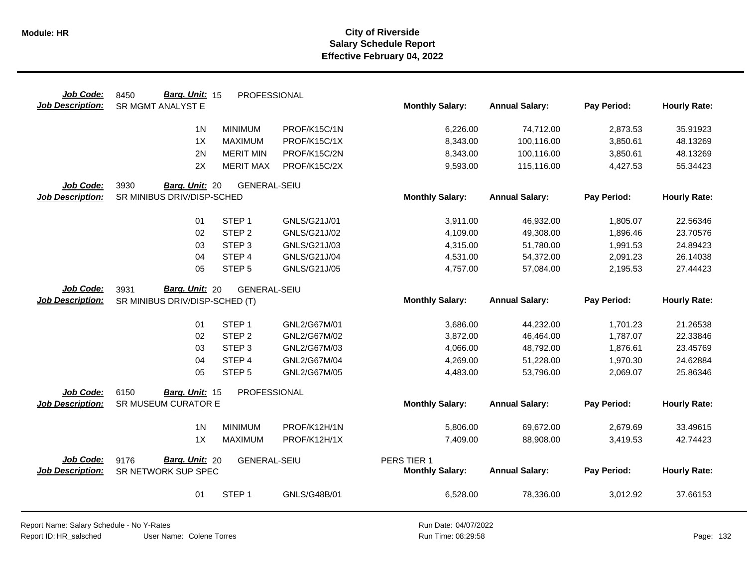**Module: HR**

# City of Riverside
## Salary Schedule Report
### Effective February 04, 2022

**Job Code:** 8450 **Barg. Unit:** 15 PROFESSIONAL
**Job Description:** SR MGMT ANALYST E

| | | | Monthly Salary: | Annual Salary: | Pay Period: | Hourly Rate: |
|---|---|---|---|---|---|---|
| 1N | MINIMUM | PROF/K15C/1N | 6,226.00 | 74,712.00 | 2,873.53 | 35.91923 |
| 1X | MAXIMUM | PROF/K15C/1X | 8,343.00 | 100,116.00 | 3,850.61 | 48.13269 |
| 2N | MERIT MIN | PROF/K15C/2N | 8,343.00 | 100,116.00 | 3,850.61 | 48.13269 |
| 2X | MERIT MAX | PROF/K15C/2X | 9,593.00 | 115,116.00 | 4,427.53 | 55.34423 |

**Job Code:** 3930 **Barg. Unit:** 20 GENERAL-SEIU
**Job Description:** SR MINIBUS DRIV/DISP-SCHED

| | | | Monthly Salary: | Annual Salary: | Pay Period: | Hourly Rate: |
|---|---|---|---|---|---|---|
| 01 | STEP 1 | GNLS/G21J/01 | 3,911.00 | 46,932.00 | 1,805.07 | 22.56346 |
| 02 | STEP 2 | GNLS/G21J/02 | 4,109.00 | 49,308.00 | 1,896.46 | 23.70576 |
| 03 | STEP 3 | GNLS/G21J/03 | 4,315.00 | 51,780.00 | 1,991.53 | 24.89423 |
| 04 | STEP 4 | GNLS/G21J/04 | 4,531.00 | 54,372.00 | 2,091.23 | 26.14038 |
| 05 | STEP 5 | GNLS/G21J/05 | 4,757.00 | 57,084.00 | 2,195.53 | 27.44423 |

**Job Code:** 3931 **Barg. Unit:** 20 GENERAL-SEIU
**Job Description:** SR MINIBUS DRIV/DISP-SCHED (T)

| | | | Monthly Salary: | Annual Salary: | Pay Period: | Hourly Rate: |
|---|---|---|---|---|---|---|
| 01 | STEP 1 | GNL2/G67M/01 | 3,686.00 | 44,232.00 | 1,701.23 | 21.26538 |
| 02 | STEP 2 | GNL2/G67M/02 | 3,872.00 | 46,464.00 | 1,787.07 | 22.33846 |
| 03 | STEP 3 | GNL2/G67M/03 | 4,066.00 | 48,792.00 | 1,876.61 | 23.45769 |
| 04 | STEP 4 | GNL2/G67M/04 | 4,269.00 | 51,228.00 | 1,970.30 | 24.62884 |
| 05 | STEP 5 | GNL2/G67M/05 | 4,483.00 | 53,796.00 | 2,069.07 | 25.86346 |

**Job Code:** 6150 **Barg. Unit:** 15 PROFESSIONAL
**Job Description:** SR MUSEUM CURATOR E

| | | | Monthly Salary: | Annual Salary: | Pay Period: | Hourly Rate: |
|---|---|---|---|---|---|---|
| 1N | MINIMUM | PROF/K12H/1N | 5,806.00 | 69,672.00 | 2,679.69 | 33.49615 |
| 1X | MAXIMUM | PROF/K12H/1X | 7,409.00 | 88,908.00 | 3,419.53 | 42.74423 |

**Job Code:** 9176 **Barg. Unit:** 20 GENERAL-SEIU PERS TIER 1
**Job Description:** SR NETWORK SUP SPEC

| | | | Monthly Salary: | Annual Salary: | Pay Period: | Hourly Rate: |
|---|---|---|---|---|---|---|
| 01 | STEP 1 | GNLS/G48B/01 | 6,528.00 | 78,336.00 | 3,012.92 | 37.66153 |

Report Name: Salary Schedule - No Y-Rates
Report ID: HR_salsched User Name: Colene Torres
Run Date: 04/07/2022
Run Time: 08:29:58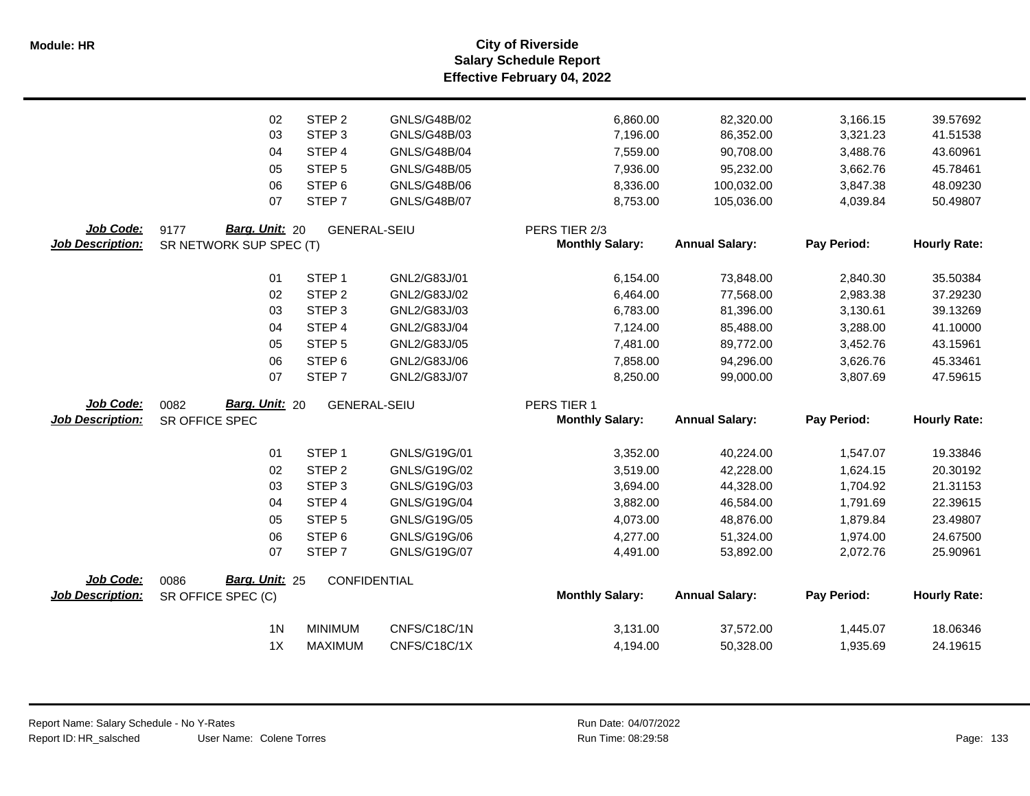**City of Riverside**
**Salary Schedule Report**
**Effective February 04, 2022**

Module: HR

| | | | | | | | |
|---|---|---|---|---|---|---|---|
| 02 | STEP 2 | GNLS/G48B/02 | 6,860.00 | 82,320.00 | 3,166.15 | 39.57692 |
| 03 | STEP 3 | GNLS/G48B/03 | 7,196.00 | 86,352.00 | 3,321.23 | 41.51538 |
| 04 | STEP 4 | GNLS/G48B/04 | 7,559.00 | 90,708.00 | 3,488.76 | 43.60961 |
| 05 | STEP 5 | GNLS/G48B/05 | 7,936.00 | 95,232.00 | 3,662.76 | 45.78461 |
| 06 | STEP 6 | GNLS/G48B/06 | 8,336.00 | 100,032.00 | 3,847.38 | 48.09230 |
| 07 | STEP 7 | GNLS/G48B/07 | 8,753.00 | 105,036.00 | 4,039.84 | 50.49807 |

**Job Code:** 9177 **Barg. Unit:** 20 GENERAL-SEIU PERS TIER 2/3
**Job Description:** SR NETWORK SUP SPEC (T)

| | | | Monthly Salary: | Annual Salary: | Pay Period: | Hourly Rate: |
|---|---|---|---|---|---|---|
| 01 | STEP 1 | GNL2/G83J/01 | 6,154.00 | 73,848.00 | 2,840.30 | 35.50384 |
| 02 | STEP 2 | GNL2/G83J/02 | 6,464.00 | 77,568.00 | 2,983.38 | 37.29230 |
| 03 | STEP 3 | GNL2/G83J/03 | 6,783.00 | 81,396.00 | 3,130.61 | 39.13269 |
| 04 | STEP 4 | GNL2/G83J/04 | 7,124.00 | 85,488.00 | 3,288.00 | 41.10000 |
| 05 | STEP 5 | GNL2/G83J/05 | 7,481.00 | 89,772.00 | 3,452.76 | 43.15961 |
| 06 | STEP 6 | GNL2/G83J/06 | 7,858.00 | 94,296.00 | 3,626.76 | 45.33461 |
| 07 | STEP 7 | GNL2/G83J/07 | 8,250.00 | 99,000.00 | 3,807.69 | 47.59615 |

**Job Code:** 0082 **Barg. Unit:** 20 GENERAL-SEIU PERS TIER 1
**Job Description:** SR OFFICE SPEC

| | | | Monthly Salary: | Annual Salary: | Pay Period: | Hourly Rate: |
|---|---|---|---|---|---|---|
| 01 | STEP 1 | GNLS/G19G/01 | 3,352.00 | 40,224.00 | 1,547.07 | 19.33846 |
| 02 | STEP 2 | GNLS/G19G/02 | 3,519.00 | 42,228.00 | 1,624.15 | 20.30192 |
| 03 | STEP 3 | GNLS/G19G/03 | 3,694.00 | 44,328.00 | 1,704.92 | 21.31153 |
| 04 | STEP 4 | GNLS/G19G/04 | 3,882.00 | 46,584.00 | 1,791.69 | 22.39615 |
| 05 | STEP 5 | GNLS/G19G/05 | 4,073.00 | 48,876.00 | 1,879.84 | 23.49807 |
| 06 | STEP 6 | GNLS/G19G/06 | 4,277.00 | 51,324.00 | 1,974.00 | 24.67500 |
| 07 | STEP 7 | GNLS/G19G/07 | 4,491.00 | 53,892.00 | 2,072.76 | 25.90961 |

**Job Code:** 0086 **Barg. Unit:** 25 CONFIDENTIAL
**Job Description:** SR OFFICE SPEC (C)

| | | | Monthly Salary: | Annual Salary: | Pay Period: | Hourly Rate: |
|---|---|---|---|---|---|---|
| 1N | MINIMUM | CNFS/C18C/1N | 3,131.00 | 37,572.00 | 1,445.07 | 18.06346 |
| 1X | MAXIMUM | CNFS/C18C/1X | 4,194.00 | 50,328.00 | 1,935.69 | 24.19615 |

Report Name: Salary Schedule - No Y-Rates
Report ID: HR_salsched User Name: Colene Torres
Run Date: 04/07/2022
Run Time: 08:29:58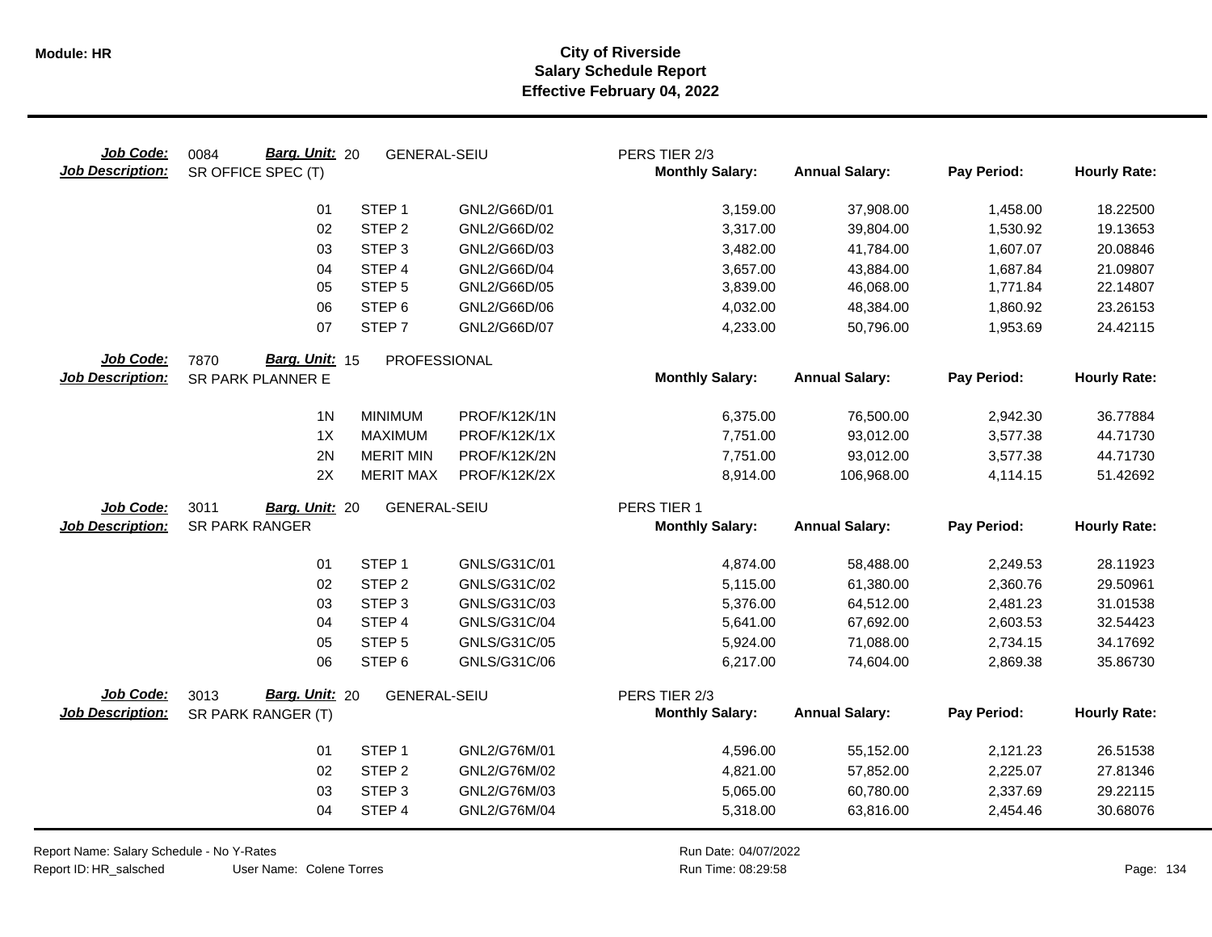# City of Riverside
## Salary Schedule Report
### Effective February 04, 2022

| Job Code: | 0084 | Barg. Unit: 20 | GENERAL-SEIU | PERS TIER 2/3 | | | |
|---|---|---|---|---|---|---|---|
| **Job Description:** | SR OFFICE SPEC (T) | | | **Monthly Salary:** | **Annual Salary:** | **Pay Period:** | **Hourly Rate:** |
| | 01 | STEP 1 | GNL2/G66D/01 | 3,159.00 | 37,908.00 | 1,458.00 | 18.22500 |
| | 02 | STEP 2 | GNL2/G66D/02 | 3,317.00 | 39,804.00 | 1,530.92 | 19.13653 |
| | 03 | STEP 3 | GNL2/G66D/03 | 3,482.00 | 41,784.00 | 1,607.07 | 20.08846 |
| | 04 | STEP 4 | GNL2/G66D/04 | 3,657.00 | 43,884.00 | 1,687.84 | 21.09807 |
| | 05 | STEP 5 | GNL2/G66D/05 | 3,839.00 | 46,068.00 | 1,771.84 | 22.14807 |
| | 06 | STEP 6 | GNL2/G66D/06 | 4,032.00 | 48,384.00 | 1,860.92 | 23.26153 |
| | 07 | STEP 7 | GNL2/G66D/07 | 4,233.00 | 50,796.00 | 1,953.69 | 24.42115 |

| Job Code: | 7870 | Barg. Unit: 15 | PROFESSIONAL | | | | |
|---|---|---|---|---|---|---|---|
| **Job Description:** | SR PARK PLANNER E | | | **Monthly Salary:** | **Annual Salary:** | **Pay Period:** | **Hourly Rate:** |
| | 1N | MINIMUM | PROF/K12K/1N | 6,375.00 | 76,500.00 | 2,942.30 | 36.77884 |
| | 1X | MAXIMUM | PROF/K12K/1X | 7,751.00 | 93,012.00 | 3,577.38 | 44.71730 |
| | 2N | MERIT MIN | PROF/K12K/2N | 7,751.00 | 93,012.00 | 3,577.38 | 44.71730 |
| | 2X | MERIT MAX | PROF/K12K/2X | 8,914.00 | 106,968.00 | 4,114.15 | 51.42692 |

| Job Code: | 3011 | Barg. Unit: 20 | GENERAL-SEIU | PERS TIER 1 | | | |
|---|---|---|---|---|---|---|---|
| **Job Description:** | SR PARK RANGER | | | **Monthly Salary:** | **Annual Salary:** | **Pay Period:** | **Hourly Rate:** |
| | 01 | STEP 1 | GNLS/G31C/01 | 4,874.00 | 58,488.00 | 2,249.53 | 28.11923 |
| | 02 | STEP 2 | GNLS/G31C/02 | 5,115.00 | 61,380.00 | 2,360.76 | 29.50961 |
| | 03 | STEP 3 | GNLS/G31C/03 | 5,376.00 | 64,512.00 | 2,481.23 | 31.01538 |
| | 04 | STEP 4 | GNLS/G31C/04 | 5,641.00 | 67,692.00 | 2,603.53 | 32.54423 |
| | 05 | STEP 5 | GNLS/G31C/05 | 5,924.00 | 71,088.00 | 2,734.15 | 34.17692 |
| | 06 | STEP 6 | GNLS/G31C/06 | 6,217.00 | 74,604.00 | 2,869.38 | 35.86730 |

| Job Code: | 3013 | Barg. Unit: 20 | GENERAL-SEIU | PERS TIER 2/3 | | | |
|---|---|---|---|---|---|---|---|
| **Job Description:** | SR PARK RANGER (T) | | | **Monthly Salary:** | **Annual Salary:** | **Pay Period:** | **Hourly Rate:** |
| | 01 | STEP 1 | GNL2/G76M/01 | 4,596.00 | 55,152.00 | 2,121.23 | 26.51538 |
| | 02 | STEP 2 | GNL2/G76M/02 | 4,821.00 | 57,852.00 | 2,225.07 | 27.81346 |
| | 03 | STEP 3 | GNL2/G76M/03 | 5,065.00 | 60,780.00 | 2,337.69 | 29.22115 |
| | 04 | STEP 4 | GNL2/G76M/04 | 5,318.00 | 63,816.00 | 2,454.46 | 30.68076 |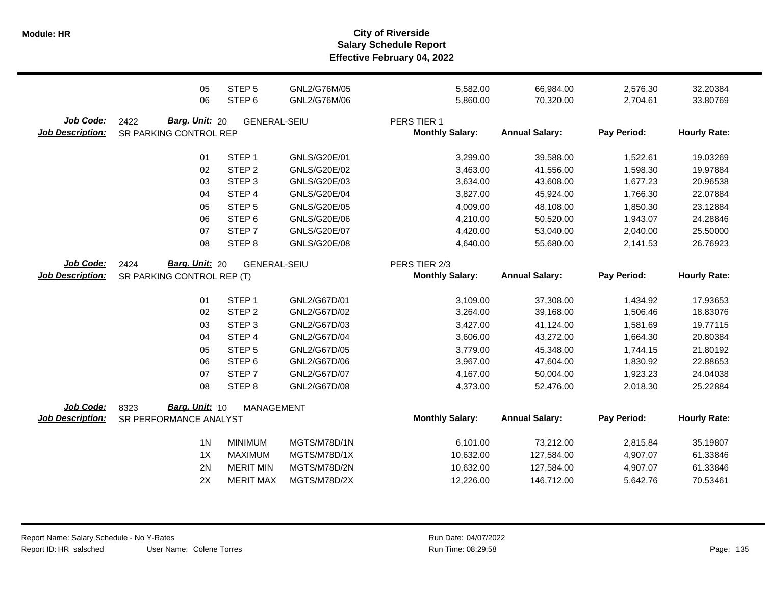# City of Riverside
## Salary Schedule Report
### Effective February 04, 2022

| | | | | Monthly Salary | Annual Salary | Pay Period | Hourly Rate |
|---|---|---|---|---|---|---|---|
| | 05 | STEP 5 | GNL2/G76M/05 | 5,582.00 | 66,984.00 | 2,576.30 | 32.20384 |
| | 06 | STEP 6 | GNL2/G76M/06 | 5,860.00 | 70,320.00 | 2,704.61 | 33.80769 |

**Job Code:** 2422 **Barg. Unit:** 20 GENERAL-SEIU PERS TIER 1
**Job Description:** SR PARKING CONTROL REP

| | | | Monthly Salary: | Annual Salary: | Pay Period: | Hourly Rate: |
|---|---|---|---|---|---|---|
| 01 | STEP 1 | GNLS/G20E/01 | 3,299.00 | 39,588.00 | 1,522.61 | 19.03269 |
| 02 | STEP 2 | GNLS/G20E/02 | 3,463.00 | 41,556.00 | 1,598.30 | 19.97884 |
| 03 | STEP 3 | GNLS/G20E/03 | 3,634.00 | 43,608.00 | 1,677.23 | 20.96538 |
| 04 | STEP 4 | GNLS/G20E/04 | 3,827.00 | 45,924.00 | 1,766.30 | 22.07884 |
| 05 | STEP 5 | GNLS/G20E/05 | 4,009.00 | 48,108.00 | 1,850.30 | 23.12884 |
| 06 | STEP 6 | GNLS/G20E/06 | 4,210.00 | 50,520.00 | 1,943.07 | 24.28846 |
| 07 | STEP 7 | GNLS/G20E/07 | 4,420.00 | 53,040.00 | 2,040.00 | 25.50000 |
| 08 | STEP 8 | GNLS/G20E/08 | 4,640.00 | 55,680.00 | 2,141.53 | 26.76923 |

**Job Code:** 2424 **Barg. Unit:** 20 GENERAL-SEIU PERS TIER 2/3
**Job Description:** SR PARKING CONTROL REP (T)

| | | | Monthly Salary: | Annual Salary: | Pay Period: | Hourly Rate: |
|---|---|---|---|---|---|---|
| 01 | STEP 1 | GNL2/G67D/01 | 3,109.00 | 37,308.00 | 1,434.92 | 17.93653 |
| 02 | STEP 2 | GNL2/G67D/02 | 3,264.00 | 39,168.00 | 1,506.46 | 18.83076 |
| 03 | STEP 3 | GNL2/G67D/03 | 3,427.00 | 41,124.00 | 1,581.69 | 19.77115 |
| 04 | STEP 4 | GNL2/G67D/04 | 3,606.00 | 43,272.00 | 1,664.30 | 20.80384 |
| 05 | STEP 5 | GNL2/G67D/05 | 3,779.00 | 45,348.00 | 1,744.15 | 21.80192 |
| 06 | STEP 6 | GNL2/G67D/06 | 3,967.00 | 47,604.00 | 1,830.92 | 22.88653 |
| 07 | STEP 7 | GNL2/G67D/07 | 4,167.00 | 50,004.00 | 1,923.23 | 24.04038 |
| 08 | STEP 8 | GNL2/G67D/08 | 4,373.00 | 52,476.00 | 2,018.30 | 25.22884 |

**Job Code:** 8323 **Barg. Unit:** 10 MANAGEMENT
**Job Description:** SR PERFORMANCE ANALYST

| | | | Monthly Salary: | Annual Salary: | Pay Period: | Hourly Rate: |
|---|---|---|---|---|---|---|
| 1N | MINIMUM | MGTS/M78D/1N | 6,101.00 | 73,212.00 | 2,815.84 | 35.19807 |
| 1X | MAXIMUM | MGTS/M78D/1X | 10,632.00 | 127,584.00 | 4,907.07 | 61.33846 |
| 2N | MERIT MIN | MGTS/M78D/2N | 10,632.00 | 127,584.00 | 4,907.07 | 61.33846 |
| 2X | MERIT MAX | MGTS/M78D/2X | 12,226.00 | 146,712.00 | 5,642.76 | 70.53461 |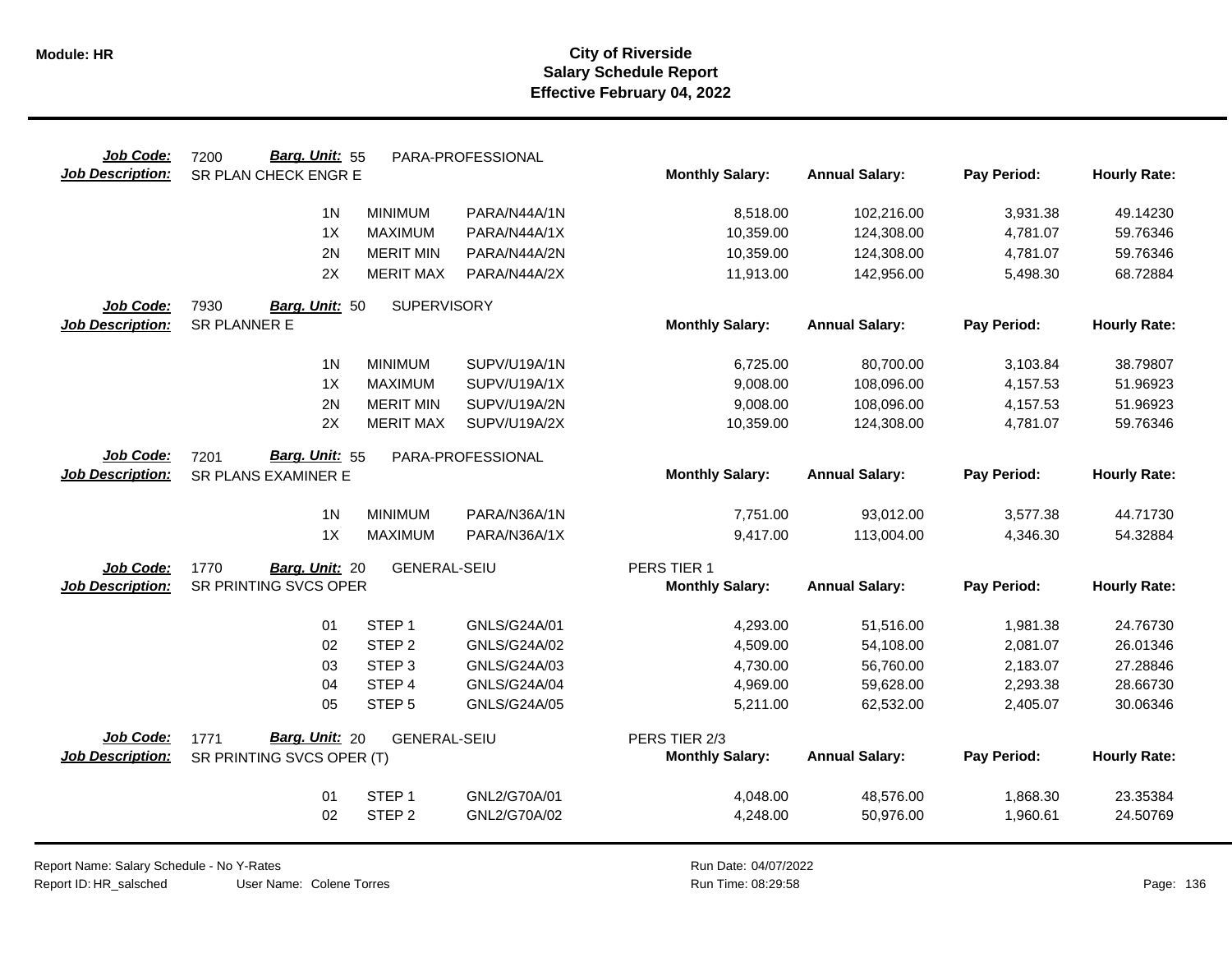# City of Riverside
## Salary Schedule Report
### Effective February 04, 2022

**Module: HR**

---

**Job Code:** 7200 **Barg. Unit:** 55 PARA-PROFESSIONAL
**Job Description:** SR PLAN CHECK ENGR E

| Step | Step Name | Code | Monthly Salary: | Annual Salary: | Pay Period: | Hourly Rate: |
|---|---|---|---|---|---|---|
| 1N | MINIMUM | PARA/N44A/1N | 8,518.00 | 102,216.00 | 3,931.38 | 49.14230 |
| 1X | MAXIMUM | PARA/N44A/1X | 10,359.00 | 124,308.00 | 4,781.07 | 59.76346 |
| 2N | MERIT MIN | PARA/N44A/2N | 10,359.00 | 124,308.00 | 4,781.07 | 59.76346 |
| 2X | MERIT MAX | PARA/N44A/2X | 11,913.00 | 142,956.00 | 5,498.30 | 68.72884 |

**Job Code:** 7930 **Barg. Unit:** 50 SUPERVISORY
**Job Description:** SR PLANNER E

| Step | Step Name | Code | Monthly Salary: | Annual Salary: | Pay Period: | Hourly Rate: |
|---|---|---|---|---|---|---|
| 1N | MINIMUM | SUPV/U19A/1N | 6,725.00 | 80,700.00 | 3,103.84 | 38.79807 |
| 1X | MAXIMUM | SUPV/U19A/1X | 9,008.00 | 108,096.00 | 4,157.53 | 51.96923 |
| 2N | MERIT MIN | SUPV/U19A/2N | 9,008.00 | 108,096.00 | 4,157.53 | 51.96923 |
| 2X | MERIT MAX | SUPV/U19A/2X | 10,359.00 | 124,308.00 | 4,781.07 | 59.76346 |

**Job Code:** 7201 **Barg. Unit:** 55 PARA-PROFESSIONAL
**Job Description:** SR PLANS EXAMINER E

| Step | Step Name | Code | Monthly Salary: | Annual Salary: | Pay Period: | Hourly Rate: |
|---|---|---|---|---|---|---|
| 1N | MINIMUM | PARA/N36A/1N | 7,751.00 | 93,012.00 | 3,577.38 | 44.71730 |
| 1X | MAXIMUM | PARA/N36A/1X | 9,417.00 | 113,004.00 | 4,346.30 | 54.32884 |

**Job Code:** 1770 **Barg. Unit:** 20 GENERAL-SEIU — PERS TIER 1
**Job Description:** SR PRINTING SVCS OPER

| Step | Step Name | Code | Monthly Salary: | Annual Salary: | Pay Period: | Hourly Rate: |
|---|---|---|---|---|---|---|
| 01 | STEP 1 | GNLS/G24A/01 | 4,293.00 | 51,516.00 | 1,981.38 | 24.76730 |
| 02 | STEP 2 | GNLS/G24A/02 | 4,509.00 | 54,108.00 | 2,081.07 | 26.01346 |
| 03 | STEP 3 | GNLS/G24A/03 | 4,730.00 | 56,760.00 | 2,183.07 | 27.28846 |
| 04 | STEP 4 | GNLS/G24A/04 | 4,969.00 | 59,628.00 | 2,293.38 | 28.66730 |
| 05 | STEP 5 | GNLS/G24A/05 | 5,211.00 | 62,532.00 | 2,405.07 | 30.06346 |

**Job Code:** 1771 **Barg. Unit:** 20 GENERAL-SEIU — PERS TIER 2/3
**Job Description:** SR PRINTING SVCS OPER (T)

| Step | Step Name | Code | Monthly Salary: | Annual Salary: | Pay Period: | Hourly Rate: |
|---|---|---|---|---|---|---|
| 01 | STEP 1 | GNL2/G70A/01 | 4,048.00 | 48,576.00 | 1,868.30 | 23.35384 |
| 02 | STEP 2 | GNL2/G70A/02 | 4,248.00 | 50,976.00 | 1,960.61 | 24.50769 |

Report Name: Salary Schedule - No Y-Rates
Report ID: HR_salsched
User Name: Colene Torres
Run Date: 04/07/2022
Run Time: 08:29:58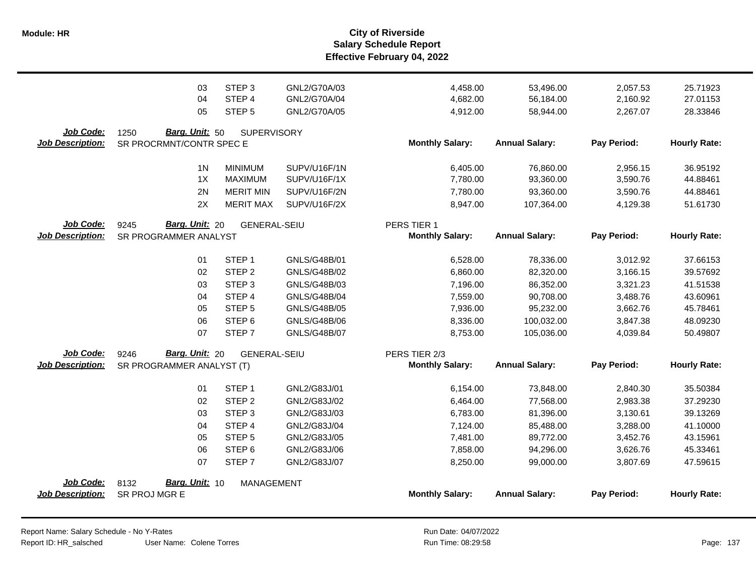| | | | | Monthly Salary: | Annual Salary: | Pay Period: | Hourly Rate: |
|---|---|---|---|---|---|---|---|
| | 03 | STEP 3 | GNL2/G70A/03 | 4,458.00 | 53,496.00 | 2,057.53 | 25.71923 |
| | 04 | STEP 4 | GNL2/G70A/04 | 4,682.00 | 56,184.00 | 2,160.92 | 27.01153 |
| | 05 | STEP 5 | GNL2/G70A/05 | 4,912.00 | 58,944.00 | 2,267.07 | 28.33846 |

**Job Code:** 1250 **Barg. Unit:** 50 SUPERVISORY
**Job Description:** SR PROCRMNT/CONTR SPEC E

| | | | Monthly Salary: | Annual Salary: | Pay Period: | Hourly Rate: |
|---|---|---|---|---|---|---|
| 1N | MINIMUM | SUPV/U16F/1N | 6,405.00 | 76,860.00 | 2,956.15 | 36.95192 |
| 1X | MAXIMUM | SUPV/U16F/1X | 7,780.00 | 93,360.00 | 3,590.76 | 44.88461 |
| 2N | MERIT MIN | SUPV/U16F/2N | 7,780.00 | 93,360.00 | 3,590.76 | 44.88461 |
| 2X | MERIT MAX | SUPV/U16F/2X | 8,947.00 | 107,364.00 | 4,129.38 | 51.61730 |

**Job Code:** 9245 **Barg. Unit:** 20 GENERAL-SEIU PERS TIER 1
**Job Description:** SR PROGRAMMER ANALYST

| | | | Monthly Salary: | Annual Salary: | Pay Period: | Hourly Rate: |
|---|---|---|---|---|---|---|
| 01 | STEP 1 | GNLS/G48B/01 | 6,528.00 | 78,336.00 | 3,012.92 | 37.66153 |
| 02 | STEP 2 | GNLS/G48B/02 | 6,860.00 | 82,320.00 | 3,166.15 | 39.57692 |
| 03 | STEP 3 | GNLS/G48B/03 | 7,196.00 | 86,352.00 | 3,321.23 | 41.51538 |
| 04 | STEP 4 | GNLS/G48B/04 | 7,559.00 | 90,708.00 | 3,488.76 | 43.60961 |
| 05 | STEP 5 | GNLS/G48B/05 | 7,936.00 | 95,232.00 | 3,662.76 | 45.78461 |
| 06 | STEP 6 | GNLS/G48B/06 | 8,336.00 | 100,032.00 | 3,847.38 | 48.09230 |
| 07 | STEP 7 | GNLS/G48B/07 | 8,753.00 | 105,036.00 | 4,039.84 | 50.49807 |

**Job Code:** 9246 **Barg. Unit:** 20 GENERAL-SEIU PERS TIER 2/3
**Job Description:** SR PROGRAMMER ANALYST (T)

| | | | Monthly Salary: | Annual Salary: | Pay Period: | Hourly Rate: |
|---|---|---|---|---|---|---|
| 01 | STEP 1 | GNL2/G83J/01 | 6,154.00 | 73,848.00 | 2,840.30 | 35.50384 |
| 02 | STEP 2 | GNL2/G83J/02 | 6,464.00 | 77,568.00 | 2,983.38 | 37.29230 |
| 03 | STEP 3 | GNL2/G83J/03 | 6,783.00 | 81,396.00 | 3,130.61 | 39.13269 |
| 04 | STEP 4 | GNL2/G83J/04 | 7,124.00 | 85,488.00 | 3,288.00 | 41.10000 |
| 05 | STEP 5 | GNL2/G83J/05 | 7,481.00 | 89,772.00 | 3,452.76 | 43.15961 |
| 06 | STEP 6 | GNL2/G83J/06 | 7,858.00 | 94,296.00 | 3,626.76 | 45.33461 |
| 07 | STEP 7 | GNL2/G83J/07 | 8,250.00 | 99,000.00 | 3,807.69 | 47.59615 |

**Job Code:** 8132 **Barg. Unit:** 10 MANAGEMENT
**Job Description:** SR PROJ MGR E

| Monthly Salary: | Annual Salary: | Pay Period: | Hourly Rate: |
|---|---|---|---|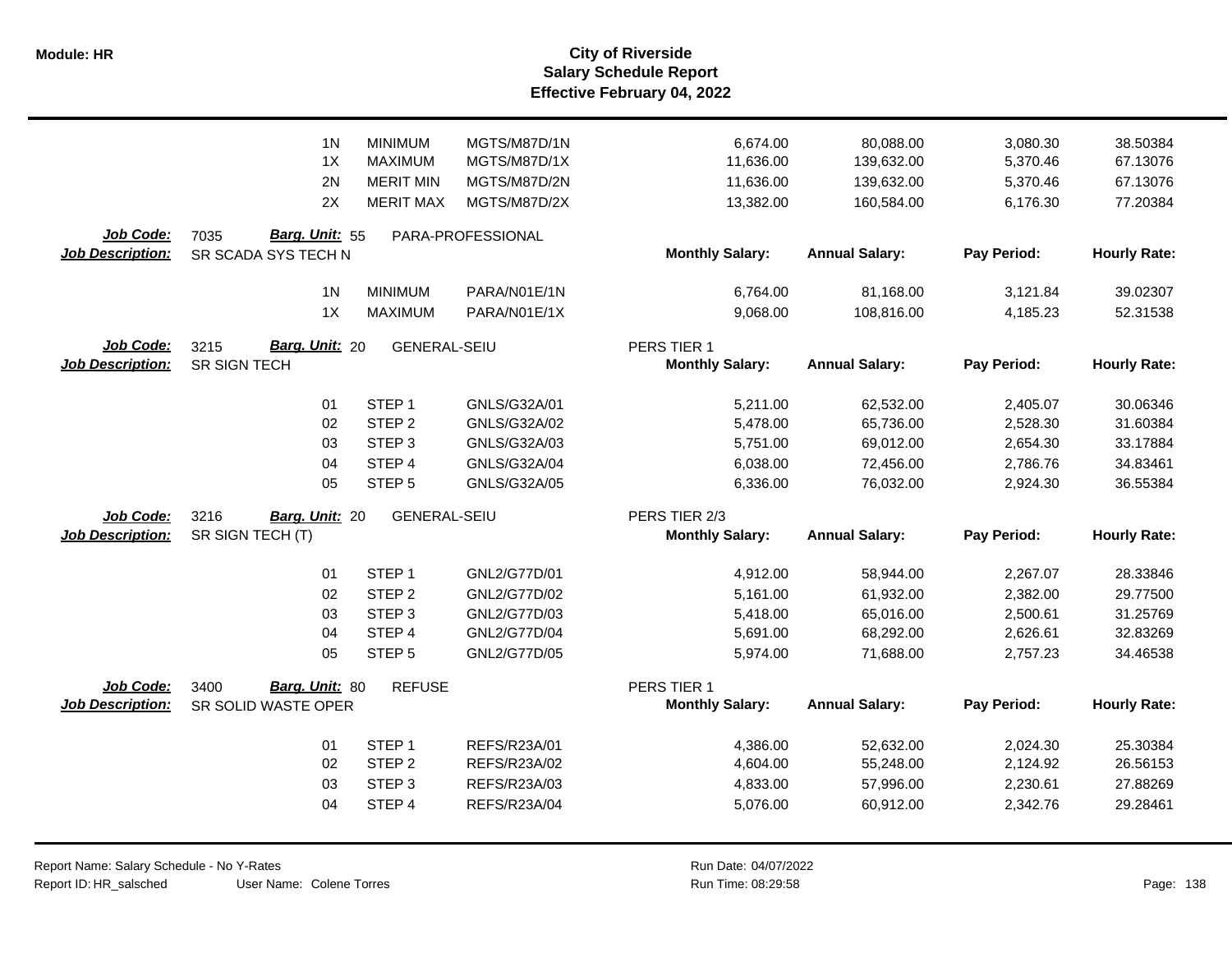| | | | | | Monthly Salary | Annual Salary | Pay Period | Hourly Rate |
|---|---|---|---|---|---|---|---|---|
| | 1N | MINIMUM | MGTS/M87D/1N | | 6,674.00 | 80,088.00 | 3,080.30 | 38.50384 |
| | 1X | MAXIMUM | MGTS/M87D/1X | | 11,636.00 | 139,632.00 | 5,370.46 | 67.13076 |
| | 2N | MERIT MIN | MGTS/M87D/2N | | 11,636.00 | 139,632.00 | 5,370.46 | 67.13076 |
| | 2X | MERIT MAX | MGTS/M87D/2X | | 13,382.00 | 160,584.00 | 6,176.30 | 77.20384 |

**Job Code:** 7035 **Barg. Unit:** 55 PARA-PROFESSIONAL
**Job Description:** SR SCADA SYS TECH N

| | Monthly Salary: | Annual Salary: | Pay Period: | Hourly Rate: |
|---|---|---|---|---|
| 1N MINIMUM PARA/N01E/1N | 6,764.00 | 81,168.00 | 3,121.84 | 39.02307 |
| 1X MAXIMUM PARA/N01E/1X | 9,068.00 | 108,816.00 | 4,185.23 | 52.31538 |

**Job Code:** 3215 **Barg. Unit:** 20 GENERAL-SEIU — PERS TIER 1
**Job Description:** SR SIGN TECH

| | Monthly Salary: | Annual Salary: | Pay Period: | Hourly Rate: |
|---|---|---|---|---|
| 01 STEP 1 GNLS/G32A/01 | 5,211.00 | 62,532.00 | 2,405.07 | 30.06346 |
| 02 STEP 2 GNLS/G32A/02 | 5,478.00 | 65,736.00 | 2,528.30 | 31.60384 |
| 03 STEP 3 GNLS/G32A/03 | 5,751.00 | 69,012.00 | 2,654.30 | 33.17884 |
| 04 STEP 4 GNLS/G32A/04 | 6,038.00 | 72,456.00 | 2,786.76 | 34.83461 |
| 05 STEP 5 GNLS/G32A/05 | 6,336.00 | 76,032.00 | 2,924.30 | 36.55384 |

**Job Code:** 3216 **Barg. Unit:** 20 GENERAL-SEIU — PERS TIER 2/3
**Job Description:** SR SIGN TECH (T)

| | Monthly Salary: | Annual Salary: | Pay Period: | Hourly Rate: |
|---|---|---|---|---|
| 01 STEP 1 GNL2/G77D/01 | 4,912.00 | 58,944.00 | 2,267.07 | 28.33846 |
| 02 STEP 2 GNL2/G77D/02 | 5,161.00 | 61,932.00 | 2,382.00 | 29.77500 |
| 03 STEP 3 GNL2/G77D/03 | 5,418.00 | 65,016.00 | 2,500.61 | 31.25769 |
| 04 STEP 4 GNL2/G77D/04 | 5,691.00 | 68,292.00 | 2,626.61 | 32.83269 |
| 05 STEP 5 GNL2/G77D/05 | 5,974.00 | 71,688.00 | 2,757.23 | 34.46538 |

**Job Code:** 3400 **Barg. Unit:** 80 REFUSE — PERS TIER 1
**Job Description:** SR SOLID WASTE OPER

| | Monthly Salary: | Annual Salary: | Pay Period: | Hourly Rate: |
|---|---|---|---|---|
| 01 STEP 1 REFS/R23A/01 | 4,386.00 | 52,632.00 | 2,024.30 | 25.30384 |
| 02 STEP 2 REFS/R23A/02 | 4,604.00 | 55,248.00 | 2,124.92 | 26.56153 |
| 03 STEP 3 REFS/R23A/03 | 4,833.00 | 57,996.00 | 2,230.61 | 27.88269 |
| 04 STEP 4 REFS/R23A/04 | 5,076.00 | 60,912.00 | 2,342.76 | 29.28461 |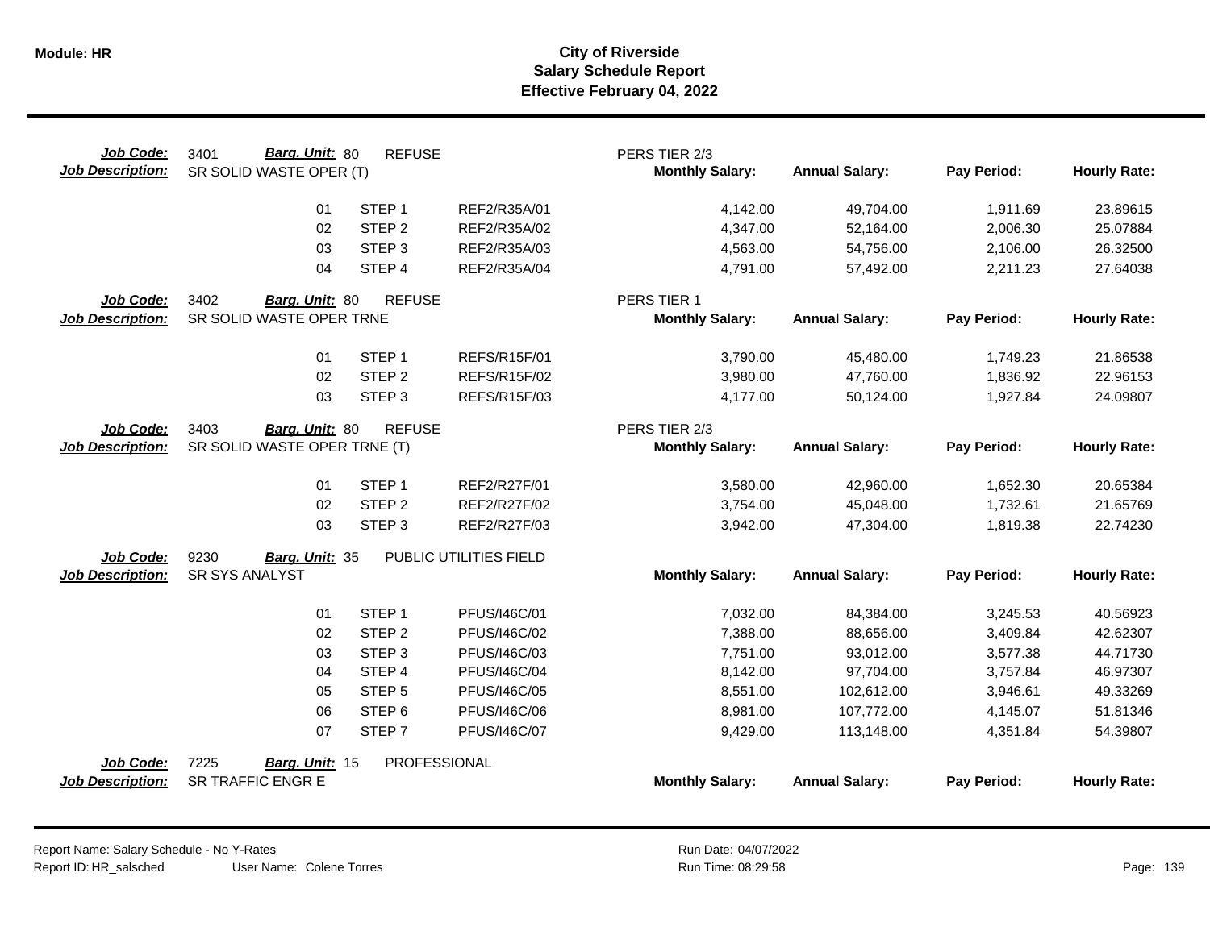**Module: HR**

# City of Riverside
## Salary Schedule Report
### Effective February 04, 2022

**Job Code:** 3401 **Barg. Unit:** 80 REFUSE — PERS TIER 2/3
**Job Description:** SR SOLID WASTE OPER (T)

| Step | Step Name | Code | Monthly Salary | Annual Salary | Pay Period | Hourly Rate |
|---|---|---|---|---|---|---|
| 01 | STEP 1 | REF2/R35A/01 | 4,142.00 | 49,704.00 | 1,911.69 | 23.89615 |
| 02 | STEP 2 | REF2/R35A/02 | 4,347.00 | 52,164.00 | 2,006.30 | 25.07884 |
| 03 | STEP 3 | REF2/R35A/03 | 4,563.00 | 54,756.00 | 2,106.00 | 26.32500 |
| 04 | STEP 4 | REF2/R35A/04 | 4,791.00 | 57,492.00 | 2,211.23 | 27.64038 |

**Job Code:** 3402 **Barg. Unit:** 80 REFUSE — PERS TIER 1
**Job Description:** SR SOLID WASTE OPER TRNE

| Step | Step Name | Code | Monthly Salary | Annual Salary | Pay Period | Hourly Rate |
|---|---|---|---|---|---|---|
| 01 | STEP 1 | REFS/R15F/01 | 3,790.00 | 45,480.00 | 1,749.23 | 21.86538 |
| 02 | STEP 2 | REFS/R15F/02 | 3,980.00 | 47,760.00 | 1,836.92 | 22.96153 |
| 03 | STEP 3 | REFS/R15F/03 | 4,177.00 | 50,124.00 | 1,927.84 | 24.09807 |

**Job Code:** 3403 **Barg. Unit:** 80 REFUSE — PERS TIER 2/3
**Job Description:** SR SOLID WASTE OPER TRNE (T)

| Step | Step Name | Code | Monthly Salary | Annual Salary | Pay Period | Hourly Rate |
|---|---|---|---|---|---|---|
| 01 | STEP 1 | REF2/R27F/01 | 3,580.00 | 42,960.00 | 1,652.30 | 20.65384 |
| 02 | STEP 2 | REF2/R27F/02 | 3,754.00 | 45,048.00 | 1,732.61 | 21.65769 |
| 03 | STEP 3 | REF2/R27F/03 | 3,942.00 | 47,304.00 | 1,819.38 | 22.74230 |

**Job Code:** 9230 **Barg. Unit:** 35 PUBLIC UTILITIES FIELD
**Job Description:** SR SYS ANALYST

| Step | Step Name | Code | Monthly Salary | Annual Salary | Pay Period | Hourly Rate |
|---|---|---|---|---|---|---|
| 01 | STEP 1 | PFUS/I46C/01 | 7,032.00 | 84,384.00 | 3,245.53 | 40.56923 |
| 02 | STEP 2 | PFUS/I46C/02 | 7,388.00 | 88,656.00 | 3,409.84 | 42.62307 |
| 03 | STEP 3 | PFUS/I46C/03 | 7,751.00 | 93,012.00 | 3,577.38 | 44.71730 |
| 04 | STEP 4 | PFUS/I46C/04 | 8,142.00 | 97,704.00 | 3,757.84 | 46.97307 |
| 05 | STEP 5 | PFUS/I46C/05 | 8,551.00 | 102,612.00 | 3,946.61 | 49.33269 |
| 06 | STEP 6 | PFUS/I46C/06 | 8,981.00 | 107,772.00 | 4,145.07 | 51.81346 |
| 07 | STEP 7 | PFUS/I46C/07 | 9,429.00 | 113,148.00 | 4,351.84 | 54.39807 |

**Job Code:** 7225 **Barg. Unit:** 15 PROFESSIONAL
**Job Description:** SR TRAFFIC ENGR E

| Step | Step Name | Code | Monthly Salary | Annual Salary | Pay Period | Hourly Rate |
|---|---|---|---|---|---|---|

Report Name: Salary Schedule - No Y-Rates
Report ID: HR_salsched
User Name: Colene Torres
Run Date: 04/07/2022
Run Time: 08:29:58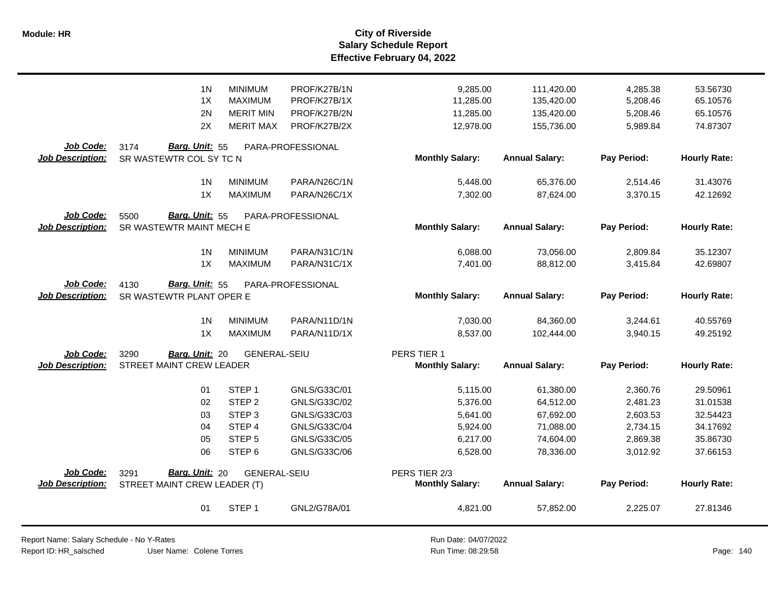| | | | | | | | |
|---|---|---|---|---|---|---|---|
| 1N | MINIMUM | PROF/K27B/1N | | 9,285.00 | 111,420.00 | 4,285.38 | 53.56730 |
| 1X | MAXIMUM | PROF/K27B/1X | | 11,285.00 | 135,420.00 | 5,208.46 | 65.10576 |
| 2N | MERIT MIN | PROF/K27B/2N | | 11,285.00 | 135,420.00 | 5,208.46 | 65.10576 |
| 2X | MERIT MAX | PROF/K27B/2X | | 12,978.00 | 155,736.00 | 5,989.84 | 74.87307 |

**Job Code:** 3174 **Barg. Unit:** 55 PARA-PROFESSIONAL
**Job Description:** SR WASTEWTR COL SY TC N

| | | | Monthly Salary: | Annual Salary: | Pay Period: | Hourly Rate: |
|---|---|---|---|---|---|---|
| 1N | MINIMUM | PARA/N26C/1N | 5,448.00 | 65,376.00 | 2,514.46 | 31.43076 |
| 1X | MAXIMUM | PARA/N26C/1X | 7,302.00 | 87,624.00 | 3,370.15 | 42.12692 |

**Job Code:** 5500 **Barg. Unit:** 55 PARA-PROFESSIONAL
**Job Description:** SR WASTEWTR MAINT MECH E

| | | | Monthly Salary: | Annual Salary: | Pay Period: | Hourly Rate: |
|---|---|---|---|---|---|---|
| 1N | MINIMUM | PARA/N31C/1N | 6,088.00 | 73,056.00 | 2,809.84 | 35.12307 |
| 1X | MAXIMUM | PARA/N31C/1X | 7,401.00 | 88,812.00 | 3,415.84 | 42.69807 |

**Job Code:** 4130 **Barg. Unit:** 55 PARA-PROFESSIONAL
**Job Description:** SR WASTEWTR PLANT OPER E

| | | | Monthly Salary: | Annual Salary: | Pay Period: | Hourly Rate: |
|---|---|---|---|---|---|---|
| 1N | MINIMUM | PARA/N11D/1N | 7,030.00 | 84,360.00 | 3,244.61 | 40.55769 |
| 1X | MAXIMUM | PARA/N11D/1X | 8,537.00 | 102,444.00 | 3,940.15 | 49.25192 |

**Job Code:** 3290 **Barg. Unit:** 20 GENERAL-SEIU PERS TIER 1
**Job Description:** STREET MAINT CREW LEADER

| | | | Monthly Salary: | Annual Salary: | Pay Period: | Hourly Rate: |
|---|---|---|---|---|---|---|
| 01 | STEP 1 | GNLS/G33C/01 | 5,115.00 | 61,380.00 | 2,360.76 | 29.50961 |
| 02 | STEP 2 | GNLS/G33C/02 | 5,376.00 | 64,512.00 | 2,481.23 | 31.01538 |
| 03 | STEP 3 | GNLS/G33C/03 | 5,641.00 | 67,692.00 | 2,603.53 | 32.54423 |
| 04 | STEP 4 | GNLS/G33C/04 | 5,924.00 | 71,088.00 | 2,734.15 | 34.17692 |
| 05 | STEP 5 | GNLS/G33C/05 | 6,217.00 | 74,604.00 | 2,869.38 | 35.86730 |
| 06 | STEP 6 | GNLS/G33C/06 | 6,528.00 | 78,336.00 | 3,012.92 | 37.66153 |

**Job Code:** 3291 **Barg. Unit:** 20 GENERAL-SEIU PERS TIER 2/3
**Job Description:** STREET MAINT CREW LEADER (T)

| | | | Monthly Salary: | Annual Salary: | Pay Period: | Hourly Rate: |
|---|---|---|---|---|---|---|
| 01 | STEP 1 | GNL2/G78A/01 | 4,821.00 | 57,852.00 | 2,225.07 | 27.81346 |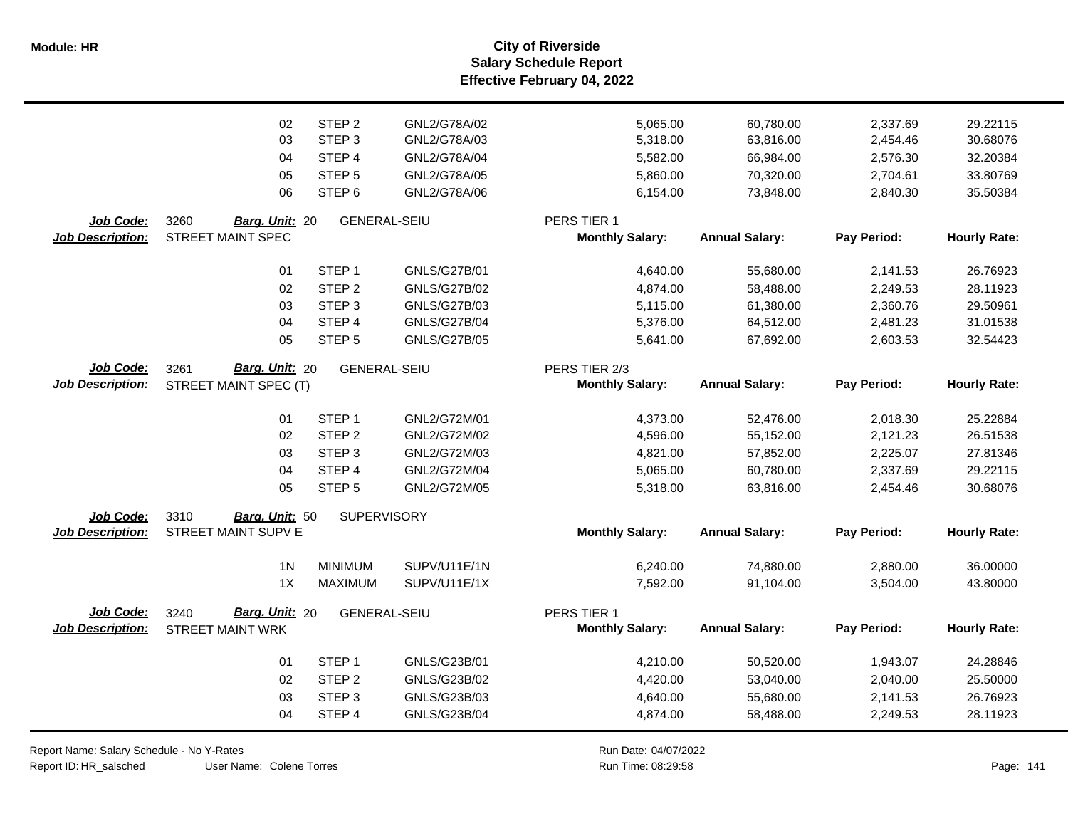# City of Riverside
## Salary Schedule Report
### Effective February 04, 2022

| | | | | Monthly Salary | Annual Salary | Pay Period | Hourly Rate |
|---|---|---|---|---|---|---|---|
| | 02 | STEP 2 | GNL2/G78A/02 | 5,065.00 | 60,780.00 | 2,337.69 | 29.22115 |
| | 03 | STEP 3 | GNL2/G78A/03 | 5,318.00 | 63,816.00 | 2,454.46 | 30.68076 |
| | 04 | STEP 4 | GNL2/G78A/04 | 5,582.00 | 66,984.00 | 2,576.30 | 32.20384 |
| | 05 | STEP 5 | GNL2/G78A/05 | 5,860.00 | 70,320.00 | 2,704.61 | 33.80769 |
| | 06 | STEP 6 | GNL2/G78A/06 | 6,154.00 | 73,848.00 | 2,840.30 | 35.50384 |

**Job Code:** 3260 **Barg. Unit:** 20 GENERAL-SEIU PERS TIER 1
**Job Description:** STREET MAINT SPEC

| | | | Monthly Salary | Annual Salary | Pay Period | Hourly Rate |
|---|---|---|---|---|---|---|
| 01 | STEP 1 | GNLS/G27B/01 | 4,640.00 | 55,680.00 | 2,141.53 | 26.76923 |
| 02 | STEP 2 | GNLS/G27B/02 | 4,874.00 | 58,488.00 | 2,249.53 | 28.11923 |
| 03 | STEP 3 | GNLS/G27B/03 | 5,115.00 | 61,380.00 | 2,360.76 | 29.50961 |
| 04 | STEP 4 | GNLS/G27B/04 | 5,376.00 | 64,512.00 | 2,481.23 | 31.01538 |
| 05 | STEP 5 | GNLS/G27B/05 | 5,641.00 | 67,692.00 | 2,603.53 | 32.54423 |

**Job Code:** 3261 **Barg. Unit:** 20 GENERAL-SEIU PERS TIER 2/3
**Job Description:** STREET MAINT SPEC (T)

| | | | Monthly Salary | Annual Salary | Pay Period | Hourly Rate |
|---|---|---|---|---|---|---|
| 01 | STEP 1 | GNL2/G72M/01 | 4,373.00 | 52,476.00 | 2,018.30 | 25.22884 |
| 02 | STEP 2 | GNL2/G72M/02 | 4,596.00 | 55,152.00 | 2,121.23 | 26.51538 |
| 03 | STEP 3 | GNL2/G72M/03 | 4,821.00 | 57,852.00 | 2,225.07 | 27.81346 |
| 04 | STEP 4 | GNL2/G72M/04 | 5,065.00 | 60,780.00 | 2,337.69 | 29.22115 |
| 05 | STEP 5 | GNL2/G72M/05 | 5,318.00 | 63,816.00 | 2,454.46 | 30.68076 |

**Job Code:** 3310 **Barg. Unit:** 50 SUPERVISORY
**Job Description:** STREET MAINT SUPV E

| | | | Monthly Salary | Annual Salary | Pay Period | Hourly Rate |
|---|---|---|---|---|---|---|
| 1N | MINIMUM | SUPV/U11E/1N | 6,240.00 | 74,880.00 | 2,880.00 | 36.00000 |
| 1X | MAXIMUM | SUPV/U11E/1X | 7,592.00 | 91,104.00 | 3,504.00 | 43.80000 |

**Job Code:** 3240 **Barg. Unit:** 20 GENERAL-SEIU PERS TIER 1
**Job Description:** STREET MAINT WRK

| | | | Monthly Salary | Annual Salary | Pay Period | Hourly Rate |
|---|---|---|---|---|---|---|
| 01 | STEP 1 | GNLS/G23B/01 | 4,210.00 | 50,520.00 | 1,943.07 | 24.28846 |
| 02 | STEP 2 | GNLS/G23B/02 | 4,420.00 | 53,040.00 | 2,040.00 | 25.50000 |
| 03 | STEP 3 | GNLS/G23B/03 | 4,640.00 | 55,680.00 | 2,141.53 | 26.76923 |
| 04 | STEP 4 | GNLS/G23B/04 | 4,874.00 | 58,488.00 | 2,249.53 | 28.11923 |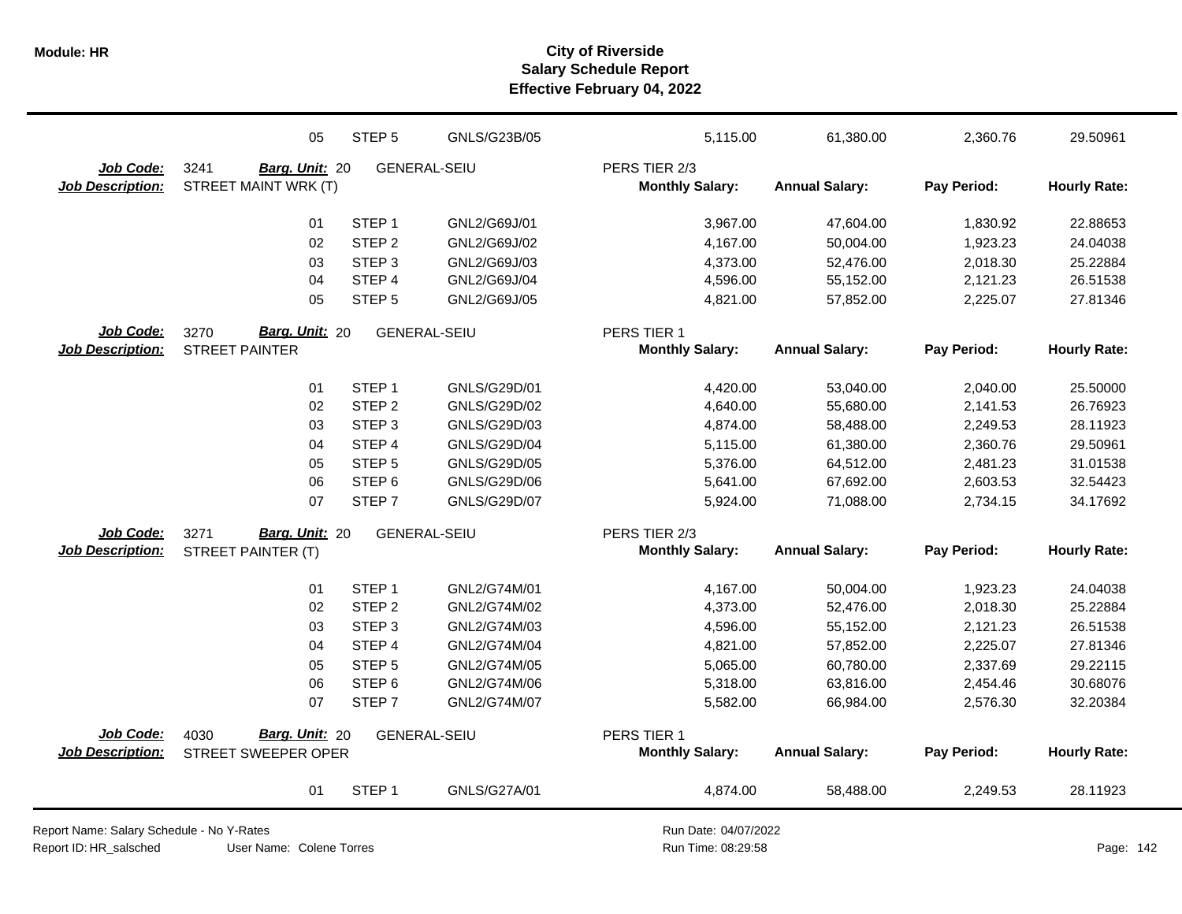**City of Riverside**
**Salary Schedule Report**
**Effective February 04, 2022**

| | | | | | | | |
|---|---|---|---|---|---|---|---|
| 05 | STEP 5 | GNLS/G23B/05 | 5,115.00 | 61,380.00 | 2,360.76 | 29.50961 | |

**Job Code:** 3241 **Barg. Unit:** 20 GENERAL-SEIU PERS TIER 2/3
**Job Description:** STREET MAINT WRK (T)

| | | | Monthly Salary: | Annual Salary: | Pay Period: | Hourly Rate: |
|---|---|---|---|---|---|---|
| 01 | STEP 1 | GNL2/G69J/01 | 3,967.00 | 47,604.00 | 1,830.92 | 22.88653 |
| 02 | STEP 2 | GNL2/G69J/02 | 4,167.00 | 50,004.00 | 1,923.23 | 24.04038 |
| 03 | STEP 3 | GNL2/G69J/03 | 4,373.00 | 52,476.00 | 2,018.30 | 25.22884 |
| 04 | STEP 4 | GNL2/G69J/04 | 4,596.00 | 55,152.00 | 2,121.23 | 26.51538 |
| 05 | STEP 5 | GNL2/G69J/05 | 4,821.00 | 57,852.00 | 2,225.07 | 27.81346 |

**Job Code:** 3270 **Barg. Unit:** 20 GENERAL-SEIU PERS TIER 1
**Job Description:** STREET PAINTER

| | | | Monthly Salary: | Annual Salary: | Pay Period: | Hourly Rate: |
|---|---|---|---|---|---|---|
| 01 | STEP 1 | GNLS/G29D/01 | 4,420.00 | 53,040.00 | 2,040.00 | 25.50000 |
| 02 | STEP 2 | GNLS/G29D/02 | 4,640.00 | 55,680.00 | 2,141.53 | 26.76923 |
| 03 | STEP 3 | GNLS/G29D/03 | 4,874.00 | 58,488.00 | 2,249.53 | 28.11923 |
| 04 | STEP 4 | GNLS/G29D/04 | 5,115.00 | 61,380.00 | 2,360.76 | 29.50961 |
| 05 | STEP 5 | GNLS/G29D/05 | 5,376.00 | 64,512.00 | 2,481.23 | 31.01538 |
| 06 | STEP 6 | GNLS/G29D/06 | 5,641.00 | 67,692.00 | 2,603.53 | 32.54423 |
| 07 | STEP 7 | GNLS/G29D/07 | 5,924.00 | 71,088.00 | 2,734.15 | 34.17692 |

**Job Code:** 3271 **Barg. Unit:** 20 GENERAL-SEIU PERS TIER 2/3
**Job Description:** STREET PAINTER (T)

| | | | Monthly Salary: | Annual Salary: | Pay Period: | Hourly Rate: |
|---|---|---|---|---|---|---|
| 01 | STEP 1 | GNL2/G74M/01 | 4,167.00 | 50,004.00 | 1,923.23 | 24.04038 |
| 02 | STEP 2 | GNL2/G74M/02 | 4,373.00 | 52,476.00 | 2,018.30 | 25.22884 |
| 03 | STEP 3 | GNL2/G74M/03 | 4,596.00 | 55,152.00 | 2,121.23 | 26.51538 |
| 04 | STEP 4 | GNL2/G74M/04 | 4,821.00 | 57,852.00 | 2,225.07 | 27.81346 |
| 05 | STEP 5 | GNL2/G74M/05 | 5,065.00 | 60,780.00 | 2,337.69 | 29.22115 |
| 06 | STEP 6 | GNL2/G74M/06 | 5,318.00 | 63,816.00 | 2,454.46 | 30.68076 |
| 07 | STEP 7 | GNL2/G74M/07 | 5,582.00 | 66,984.00 | 2,576.30 | 32.20384 |

**Job Code:** 4030 **Barg. Unit:** 20 GENERAL-SEIU PERS TIER 1
**Job Description:** STREET SWEEPER OPER

| | | | Monthly Salary: | Annual Salary: | Pay Period: | Hourly Rate: |
|---|---|---|---|---|---|---|
| 01 | STEP 1 | GNLS/G27A/01 | 4,874.00 | 58,488.00 | 2,249.53 | 28.11923 |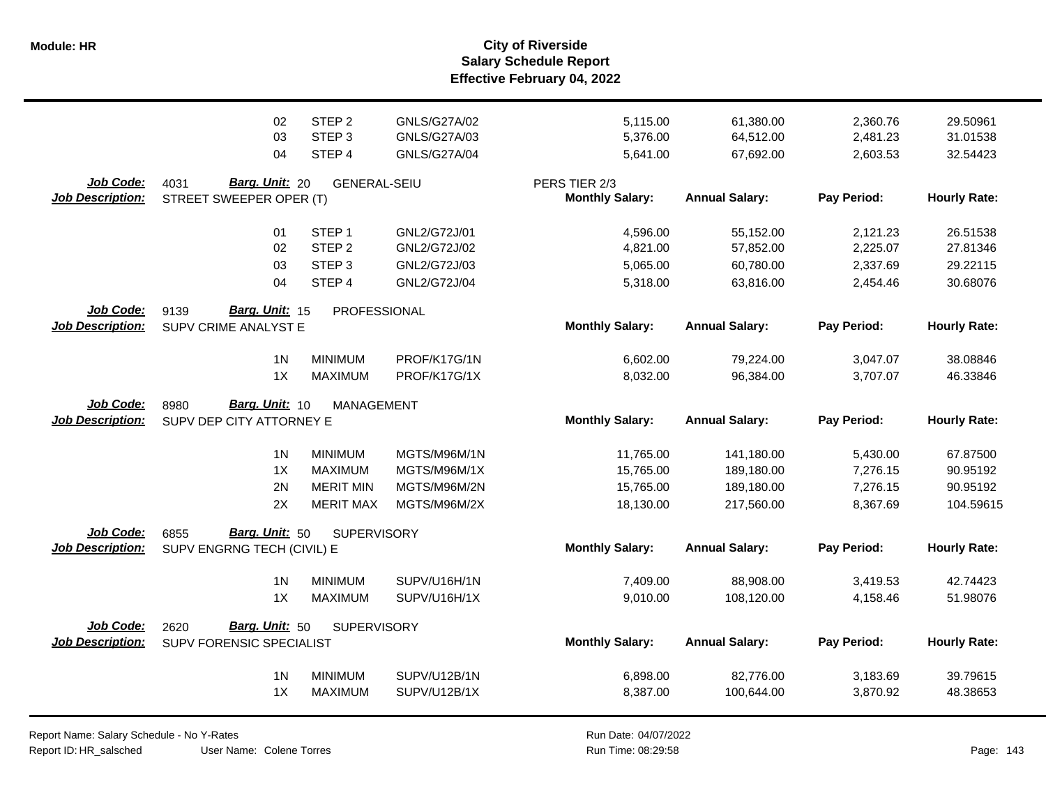| | | | | | | | |
|---|---|---|---|---|---|---|---|
| 02 | STEP 2 | GNLS/G27A/02 | | 5,115.00 | 61,380.00 | 2,360.76 | 29.50961 |
| 03 | STEP 3 | GNLS/G27A/03 | | 5,376.00 | 64,512.00 | 2,481.23 | 31.01538 |
| 04 | STEP 4 | GNLS/G27A/04 | | 5,641.00 | 67,692.00 | 2,603.53 | 32.54423 |

**Job Code:** 4031 **Barg. Unit:** 20 GENERAL-SEIU PERS TIER 2/3
**Job Description:** STREET SWEEPER OPER (T)

| | | | Monthly Salary: | Annual Salary: | Pay Period: | Hourly Rate: |
|---|---|---|---|---|---|---|
| 01 | STEP 1 | GNL2/G72J/01 | 4,596.00 | 55,152.00 | 2,121.23 | 26.51538 |
| 02 | STEP 2 | GNL2/G72J/02 | 4,821.00 | 57,852.00 | 2,225.07 | 27.81346 |
| 03 | STEP 3 | GNL2/G72J/03 | 5,065.00 | 60,780.00 | 2,337.69 | 29.22115 |
| 04 | STEP 4 | GNL2/G72J/04 | 5,318.00 | 63,816.00 | 2,454.46 | 30.68076 |

**Job Code:** 9139 **Barg. Unit:** 15 PROFESSIONAL
**Job Description:** SUPV CRIME ANALYST E

| | | | Monthly Salary: | Annual Salary: | Pay Period: | Hourly Rate: |
|---|---|---|---|---|---|---|
| 1N | MINIMUM | PROF/K17G/1N | 6,602.00 | 79,224.00 | 3,047.07 | 38.08846 |
| 1X | MAXIMUM | PROF/K17G/1X | 8,032.00 | 96,384.00 | 3,707.07 | 46.33846 |

**Job Code:** 8980 **Barg. Unit:** 10 MANAGEMENT
**Job Description:** SUPV DEP CITY ATTORNEY E

| | | | Monthly Salary: | Annual Salary: | Pay Period: | Hourly Rate: |
|---|---|---|---|---|---|---|
| 1N | MINIMUM | MGTS/M96M/1N | 11,765.00 | 141,180.00 | 5,430.00 | 67.87500 |
| 1X | MAXIMUM | MGTS/M96M/1X | 15,765.00 | 189,180.00 | 7,276.15 | 90.95192 |
| 2N | MERIT MIN | MGTS/M96M/2N | 15,765.00 | 189,180.00 | 7,276.15 | 90.95192 |
| 2X | MERIT MAX | MGTS/M96M/2X | 18,130.00 | 217,560.00 | 8,367.69 | 104.59615 |

**Job Code:** 6855 **Barg. Unit:** 50 SUPERVISORY
**Job Description:** SUPV ENGRNG TECH (CIVIL) E

| | | | Monthly Salary: | Annual Salary: | Pay Period: | Hourly Rate: |
|---|---|---|---|---|---|---|
| 1N | MINIMUM | SUPV/U16H/1N | 7,409.00 | 88,908.00 | 3,419.53 | 42.74423 |
| 1X | MAXIMUM | SUPV/U16H/1X | 9,010.00 | 108,120.00 | 4,158.46 | 51.98076 |

**Job Code:** 2620 **Barg. Unit:** 50 SUPERVISORY
**Job Description:** SUPV FORENSIC SPECIALIST

| | | | Monthly Salary: | Annual Salary: | Pay Period: | Hourly Rate: |
|---|---|---|---|---|---|---|
| 1N | MINIMUM | SUPV/U12B/1N | 6,898.00 | 82,776.00 | 3,183.69 | 39.79615 |
| 1X | MAXIMUM | SUPV/U12B/1X | 8,387.00 | 100,644.00 | 3,870.92 | 48.38653 |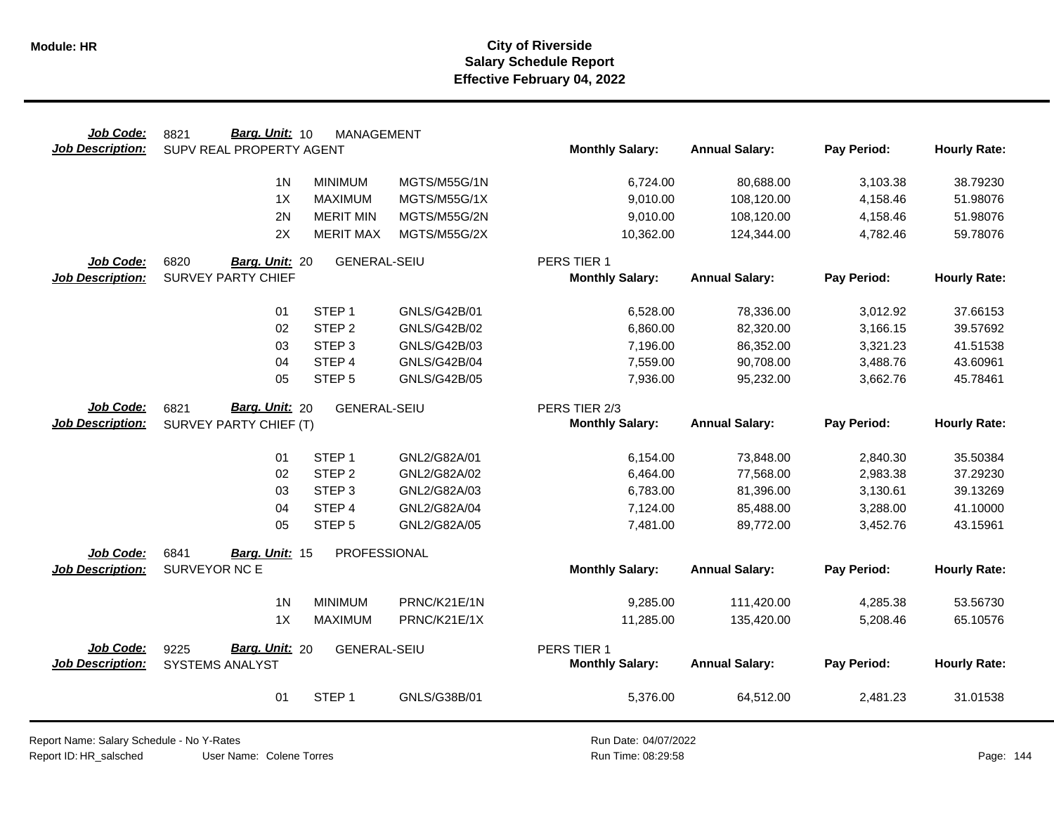# City of Riverside
## Salary Schedule Report
### Effective February 04, 2022

**Job Code:** 8821 **Barg. Unit:** 10 MANAGEMENT
**Job Description:** SUPV REAL PROPERTY AGENT

| | | | Monthly Salary: | Annual Salary: | Pay Period: | Hourly Rate: |
|---|---|---|---|---|---|---|
| 1N | MINIMUM | MGTS/M55G/1N | 6,724.00 | 80,688.00 | 3,103.38 | 38.79230 |
| 1X | MAXIMUM | MGTS/M55G/1X | 9,010.00 | 108,120.00 | 4,158.46 | 51.98076 |
| 2N | MERIT MIN | MGTS/M55G/2N | 9,010.00 | 108,120.00 | 4,158.46 | 51.98076 |
| 2X | MERIT MAX | MGTS/M55G/2X | 10,362.00 | 124,344.00 | 4,782.46 | 59.78076 |

**Job Code:** 6820 **Barg. Unit:** 20 GENERAL-SEIU PERS TIER 1
**Job Description:** SURVEY PARTY CHIEF

| | | | Monthly Salary: | Annual Salary: | Pay Period: | Hourly Rate: |
|---|---|---|---|---|---|---|
| 01 | STEP 1 | GNLS/G42B/01 | 6,528.00 | 78,336.00 | 3,012.92 | 37.66153 |
| 02 | STEP 2 | GNLS/G42B/02 | 6,860.00 | 82,320.00 | 3,166.15 | 39.57692 |
| 03 | STEP 3 | GNLS/G42B/03 | 7,196.00 | 86,352.00 | 3,321.23 | 41.51538 |
| 04 | STEP 4 | GNLS/G42B/04 | 7,559.00 | 90,708.00 | 3,488.76 | 43.60961 |
| 05 | STEP 5 | GNLS/G42B/05 | 7,936.00 | 95,232.00 | 3,662.76 | 45.78461 |

**Job Code:** 6821 **Barg. Unit:** 20 GENERAL-SEIU PERS TIER 2/3
**Job Description:** SURVEY PARTY CHIEF (T)

| | | | Monthly Salary: | Annual Salary: | Pay Period: | Hourly Rate: |
|---|---|---|---|---|---|---|
| 01 | STEP 1 | GNL2/G82A/01 | 6,154.00 | 73,848.00 | 2,840.30 | 35.50384 |
| 02 | STEP 2 | GNL2/G82A/02 | 6,464.00 | 77,568.00 | 2,983.38 | 37.29230 |
| 03 | STEP 3 | GNL2/G82A/03 | 6,783.00 | 81,396.00 | 3,130.61 | 39.13269 |
| 04 | STEP 4 | GNL2/G82A/04 | 7,124.00 | 85,488.00 | 3,288.00 | 41.10000 |
| 05 | STEP 5 | GNL2/G82A/05 | 7,481.00 | 89,772.00 | 3,452.76 | 43.15961 |

**Job Code:** 6841 **Barg. Unit:** 15 PROFESSIONAL
**Job Description:** SURVEYOR NC E

| | | | Monthly Salary: | Annual Salary: | Pay Period: | Hourly Rate: |
|---|---|---|---|---|---|---|
| 1N | MINIMUM | PRNC/K21E/1N | 9,285.00 | 111,420.00 | 4,285.38 | 53.56730 |
| 1X | MAXIMUM | PRNC/K21E/1X | 11,285.00 | 135,420.00 | 5,208.46 | 65.10576 |

**Job Code:** 9225 **Barg. Unit:** 20 GENERAL-SEIU PERS TIER 1
**Job Description:** SYSTEMS ANALYST

| | | | Monthly Salary: | Annual Salary: | Pay Period: | Hourly Rate: |
|---|---|---|---|---|---|---|
| 01 | STEP 1 | GNLS/G38B/01 | 5,376.00 | 64,512.00 | 2,481.23 | 31.01538 |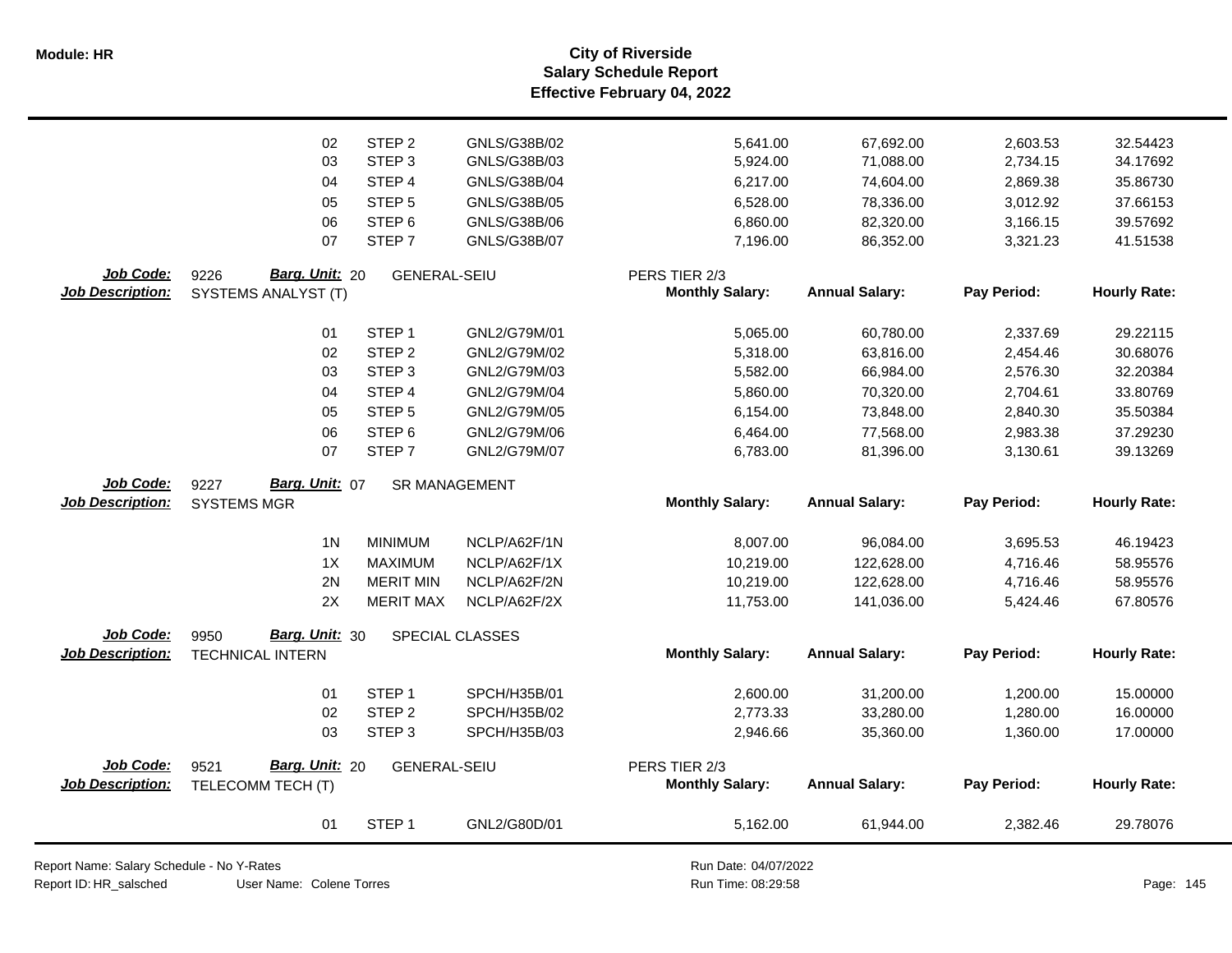| | | | | | | | |
|---|---|---|---|---|---|---|---|
| 02 | STEP 2 | GNLS/G38B/02 | | 5,641.00 | 67,692.00 | 2,603.53 | 32.54423 |
| 03 | STEP 3 | GNLS/G38B/03 | | 5,924.00 | 71,088.00 | 2,734.15 | 34.17692 |
| 04 | STEP 4 | GNLS/G38B/04 | | 6,217.00 | 74,604.00 | 2,869.38 | 35.86730 |
| 05 | STEP 5 | GNLS/G38B/05 | | 6,528.00 | 78,336.00 | 3,012.92 | 37.66153 |
| 06 | STEP 6 | GNLS/G38B/06 | | 6,860.00 | 82,320.00 | 3,166.15 | 39.57692 |
| 07 | STEP 7 | GNLS/G38B/07 | | 7,196.00 | 86,352.00 | 3,321.23 | 41.51538 |

**Job Code:** 9226 **Barg. Unit:** 20 GENERAL-SEIU PERS TIER 2/3
**Job Description:** SYSTEMS ANALYST (T)

| | | | Monthly Salary: | Annual Salary: | Pay Period: | Hourly Rate: |
|---|---|---|---|---|---|---|
| 01 | STEP 1 | GNL2/G79M/01 | 5,065.00 | 60,780.00 | 2,337.69 | 29.22115 |
| 02 | STEP 2 | GNL2/G79M/02 | 5,318.00 | 63,816.00 | 2,454.46 | 30.68076 |
| 03 | STEP 3 | GNL2/G79M/03 | 5,582.00 | 66,984.00 | 2,576.30 | 32.20384 |
| 04 | STEP 4 | GNL2/G79M/04 | 5,860.00 | 70,320.00 | 2,704.61 | 33.80769 |
| 05 | STEP 5 | GNL2/G79M/05 | 6,154.00 | 73,848.00 | 2,840.30 | 35.50384 |
| 06 | STEP 6 | GNL2/G79M/06 | 6,464.00 | 77,568.00 | 2,983.38 | 37.29230 |
| 07 | STEP 7 | GNL2/G79M/07 | 6,783.00 | 81,396.00 | 3,130.61 | 39.13269 |

**Job Code:** 9227 **Barg. Unit:** 07 SR MANAGEMENT
**Job Description:** SYSTEMS MGR

| | | | Monthly Salary: | Annual Salary: | Pay Period: | Hourly Rate: |
|---|---|---|---|---|---|---|
| 1N | MINIMUM | NCLP/A62F/1N | 8,007.00 | 96,084.00 | 3,695.53 | 46.19423 |
| 1X | MAXIMUM | NCLP/A62F/1X | 10,219.00 | 122,628.00 | 4,716.46 | 58.95576 |
| 2N | MERIT MIN | NCLP/A62F/2N | 10,219.00 | 122,628.00 | 4,716.46 | 58.95576 |
| 2X | MERIT MAX | NCLP/A62F/2X | 11,753.00 | 141,036.00 | 5,424.46 | 67.80576 |

**Job Code:** 9950 **Barg. Unit:** 30 SPECIAL CLASSES
**Job Description:** TECHNICAL INTERN

| | | | Monthly Salary: | Annual Salary: | Pay Period: | Hourly Rate: |
|---|---|---|---|---|---|---|
| 01 | STEP 1 | SPCH/H35B/01 | 2,600.00 | 31,200.00 | 1,200.00 | 15.00000 |
| 02 | STEP 2 | SPCH/H35B/02 | 2,773.33 | 33,280.00 | 1,280.00 | 16.00000 |
| 03 | STEP 3 | SPCH/H35B/03 | 2,946.66 | 35,360.00 | 1,360.00 | 17.00000 |

**Job Code:** 9521 **Barg. Unit:** 20 GENERAL-SEIU PERS TIER 2/3
**Job Description:** TELECOMM TECH (T)

| | | | Monthly Salary: | Annual Salary: | Pay Period: | Hourly Rate: |
|---|---|---|---|---|---|---|
| 01 | STEP 1 | GNL2/G80D/01 | 5,162.00 | 61,944.00 | 2,382.46 | 29.78076 |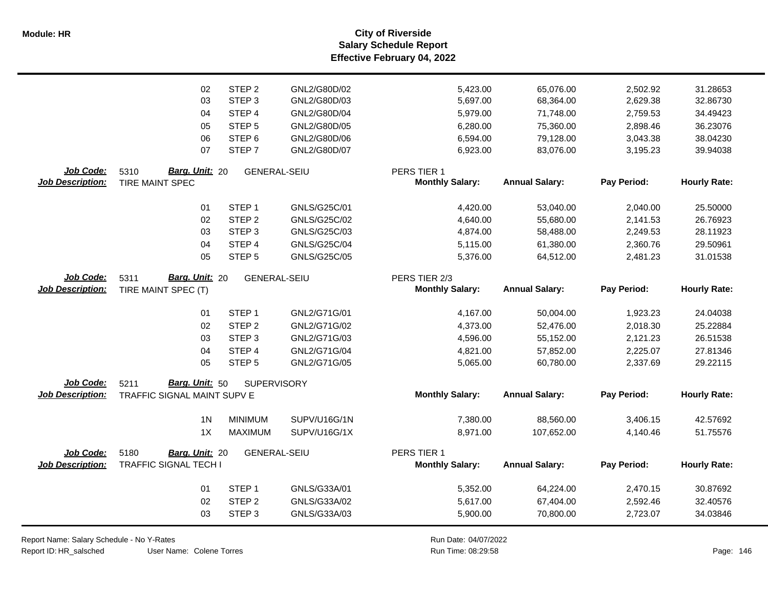# City of Riverside
## Salary Schedule Report
### Effective February 04, 2022

| | Step | Step Name | Code | Monthly Salary | Annual Salary | Pay Period | Hourly Rate |
|---|---|---|---|---|---|---|---|
| | 02 | STEP 2 | GNL2/G80D/02 | 5,423.00 | 65,076.00 | 2,502.92 | 31.28653 |
| | 03 | STEP 3 | GNL2/G80D/03 | 5,697.00 | 68,364.00 | 2,629.38 | 32.86730 |
| | 04 | STEP 4 | GNL2/G80D/04 | 5,979.00 | 71,748.00 | 2,759.53 | 34.49423 |
| | 05 | STEP 5 | GNL2/G80D/05 | 6,280.00 | 75,360.00 | 2,898.46 | 36.23076 |
| | 06 | STEP 6 | GNL2/G80D/06 | 6,594.00 | 79,128.00 | 3,043.38 | 38.04230 |
| | 07 | STEP 7 | GNL2/G80D/07 | 6,923.00 | 83,076.00 | 3,195.23 | 39.94038 |

**Job Code:** 5310 **Barg. Unit:** 20 GENERAL-SEIU PERS TIER 1
**Job Description:** TIRE MAINT SPEC

| Step | Step Name | Code | Monthly Salary | Annual Salary | Pay Period | Hourly Rate |
|---|---|---|---|---|---|---|
| 01 | STEP 1 | GNLS/G25C/01 | 4,420.00 | 53,040.00 | 2,040.00 | 25.50000 |
| 02 | STEP 2 | GNLS/G25C/02 | 4,640.00 | 55,680.00 | 2,141.53 | 26.76923 |
| 03 | STEP 3 | GNLS/G25C/03 | 4,874.00 | 58,488.00 | 2,249.53 | 28.11923 |
| 04 | STEP 4 | GNLS/G25C/04 | 5,115.00 | 61,380.00 | 2,360.76 | 29.50961 |
| 05 | STEP 5 | GNLS/G25C/05 | 5,376.00 | 64,512.00 | 2,481.23 | 31.01538 |

**Job Code:** 5311 **Barg. Unit:** 20 GENERAL-SEIU PERS TIER 2/3
**Job Description:** TIRE MAINT SPEC (T)

| Step | Step Name | Code | Monthly Salary | Annual Salary | Pay Period | Hourly Rate |
|---|---|---|---|---|---|---|
| 01 | STEP 1 | GNL2/G71G/01 | 4,167.00 | 50,004.00 | 1,923.23 | 24.04038 |
| 02 | STEP 2 | GNL2/G71G/02 | 4,373.00 | 52,476.00 | 2,018.30 | 25.22884 |
| 03 | STEP 3 | GNL2/G71G/03 | 4,596.00 | 55,152.00 | 2,121.23 | 26.51538 |
| 04 | STEP 4 | GNL2/G71G/04 | 4,821.00 | 57,852.00 | 2,225.07 | 27.81346 |
| 05 | STEP 5 | GNL2/G71G/05 | 5,065.00 | 60,780.00 | 2,337.69 | 29.22115 |

**Job Code:** 5211 **Barg. Unit:** 50 SUPERVISORY
**Job Description:** TRAFFIC SIGNAL MAINT SUPV E

| Step | Step Name | Code | Monthly Salary | Annual Salary | Pay Period | Hourly Rate |
|---|---|---|---|---|---|---|
| 1N | MINIMUM | SUPV/U16G/1N | 7,380.00 | 88,560.00 | 3,406.15 | 42.57692 |
| 1X | MAXIMUM | SUPV/U16G/1X | 8,971.00 | 107,652.00 | 4,140.46 | 51.75576 |

**Job Code:** 5180 **Barg. Unit:** 20 GENERAL-SEIU PERS TIER 1
**Job Description:** TRAFFIC SIGNAL TECH I

| Step | Step Name | Code | Monthly Salary | Annual Salary | Pay Period | Hourly Rate |
|---|---|---|---|---|---|---|
| 01 | STEP 1 | GNLS/G33A/01 | 5,352.00 | 64,224.00 | 2,470.15 | 30.87692 |
| 02 | STEP 2 | GNLS/G33A/02 | 5,617.00 | 67,404.00 | 2,592.46 | 32.40576 |
| 03 | STEP 3 | GNLS/G33A/03 | 5,900.00 | 70,800.00 | 2,723.07 | 34.03846 |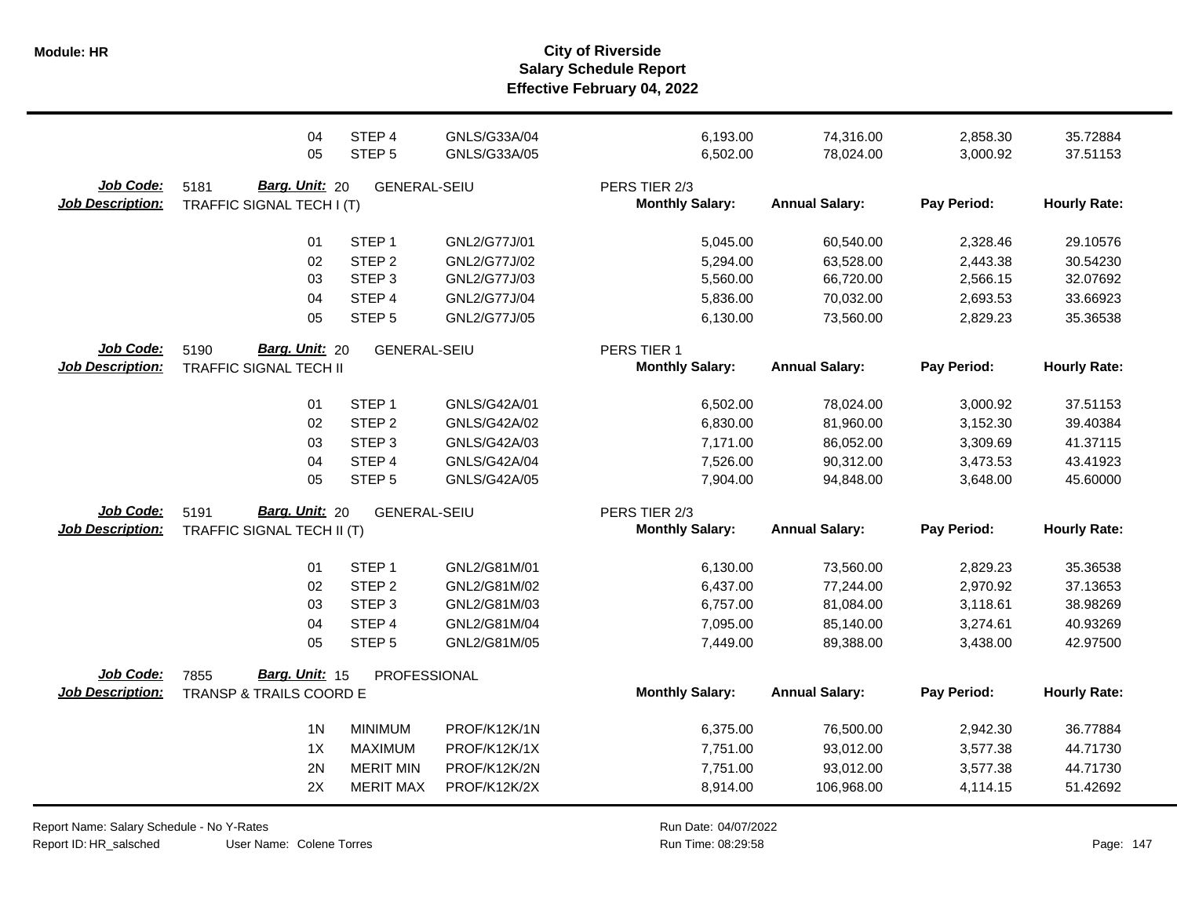# City of Riverside
## Salary Schedule Report
### Effective February 04, 2022

| | | | | | | | |
|---|---|---|---|---|---|---|---|
| 04 | STEP 4 | GNLS/G33A/04 | | 6,193.00 | 74,316.00 | 2,858.30 | 35.72884 |
| 05 | STEP 5 | GNLS/G33A/05 | | 6,502.00 | 78,024.00 | 3,000.92 | 37.51153 |

**Job Code:** 5181 **Barg. Unit:** 20 GENERAL-SEIU PERS TIER 2/3
**Job Description:** TRAFFIC SIGNAL TECH I (T)

| | | | Monthly Salary: | Annual Salary: | Pay Period: | Hourly Rate: |
|---|---|---|---|---|---|---|
| 01 | STEP 1 | GNL2/G77J/01 | 5,045.00 | 60,540.00 | 2,328.46 | 29.10576 |
| 02 | STEP 2 | GNL2/G77J/02 | 5,294.00 | 63,528.00 | 2,443.38 | 30.54230 |
| 03 | STEP 3 | GNL2/G77J/03 | 5,560.00 | 66,720.00 | 2,566.15 | 32.07692 |
| 04 | STEP 4 | GNL2/G77J/04 | 5,836.00 | 70,032.00 | 2,693.53 | 33.66923 |
| 05 | STEP 5 | GNL2/G77J/05 | 6,130.00 | 73,560.00 | 2,829.23 | 35.36538 |

**Job Code:** 5190 **Barg. Unit:** 20 GENERAL-SEIU PERS TIER 1
**Job Description:** TRAFFIC SIGNAL TECH II

| | | | Monthly Salary: | Annual Salary: | Pay Period: | Hourly Rate: |
|---|---|---|---|---|---|---|
| 01 | STEP 1 | GNLS/G42A/01 | 6,502.00 | 78,024.00 | 3,000.92 | 37.51153 |
| 02 | STEP 2 | GNLS/G42A/02 | 6,830.00 | 81,960.00 | 3,152.30 | 39.40384 |
| 03 | STEP 3 | GNLS/G42A/03 | 7,171.00 | 86,052.00 | 3,309.69 | 41.37115 |
| 04 | STEP 4 | GNLS/G42A/04 | 7,526.00 | 90,312.00 | 3,473.53 | 43.41923 |
| 05 | STEP 5 | GNLS/G42A/05 | 7,904.00 | 94,848.00 | 3,648.00 | 45.60000 |

**Job Code:** 5191 **Barg. Unit:** 20 GENERAL-SEIU PERS TIER 2/3
**Job Description:** TRAFFIC SIGNAL TECH II (T)

| | | | Monthly Salary: | Annual Salary: | Pay Period: | Hourly Rate: |
|---|---|---|---|---|---|---|
| 01 | STEP 1 | GNL2/G81M/01 | 6,130.00 | 73,560.00 | 2,829.23 | 35.36538 |
| 02 | STEP 2 | GNL2/G81M/02 | 6,437.00 | 77,244.00 | 2,970.92 | 37.13653 |
| 03 | STEP 3 | GNL2/G81M/03 | 6,757.00 | 81,084.00 | 3,118.61 | 38.98269 |
| 04 | STEP 4 | GNL2/G81M/04 | 7,095.00 | 85,140.00 | 3,274.61 | 40.93269 |
| 05 | STEP 5 | GNL2/G81M/05 | 7,449.00 | 89,388.00 | 3,438.00 | 42.97500 |

**Job Code:** 7855 **Barg. Unit:** 15 PROFESSIONAL
**Job Description:** TRANSP & TRAILS COORD E

| | | | Monthly Salary: | Annual Salary: | Pay Period: | Hourly Rate: |
|---|---|---|---|---|---|---|
| 1N | MINIMUM | PROF/K12K/1N | 6,375.00 | 76,500.00 | 2,942.30 | 36.77884 |
| 1X | MAXIMUM | PROF/K12K/1X | 7,751.00 | 93,012.00 | 3,577.38 | 44.71730 |
| 2N | MERIT MIN | PROF/K12K/2N | 7,751.00 | 93,012.00 | 3,577.38 | 44.71730 |
| 2X | MERIT MAX | PROF/K12K/2X | 8,914.00 | 106,968.00 | 4,114.15 | 51.42692 |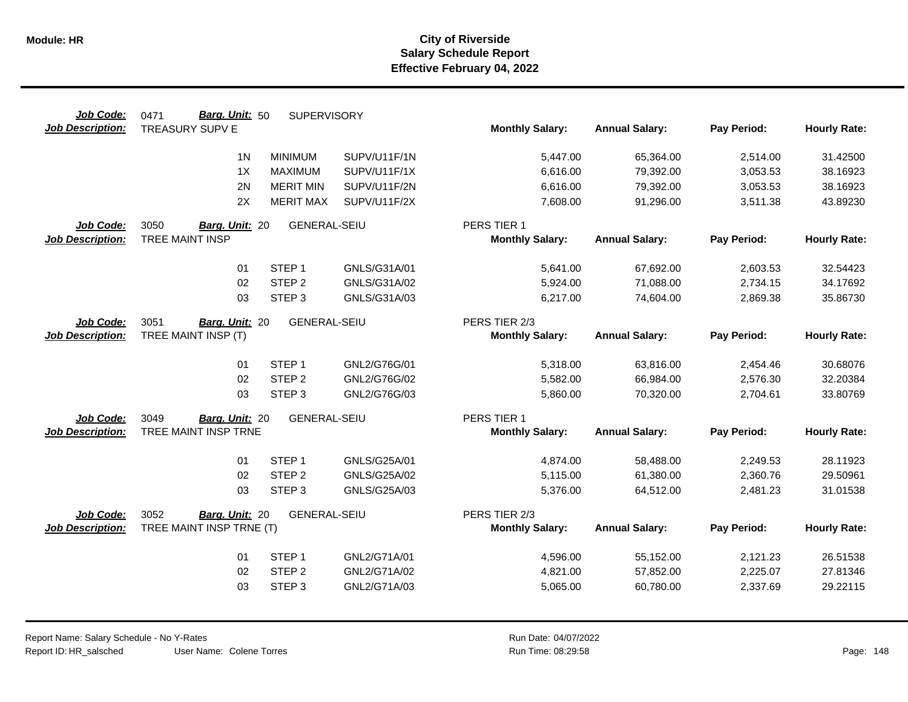**Module: HR**

# City of Riverside
## Salary Schedule Report
### Effective February 04, 2022

**Job Code:** 0471 **Barg. Unit:** 50 SUPERVISORY
**Job Description:** TREASURY SUPV E

| | | | Monthly Salary: | Annual Salary: | Pay Period: | Hourly Rate: |
|---|---|---|---|---|---|---|
| 1N | MINIMUM | SUPV/U11F/1N | 5,447.00 | 65,364.00 | 2,514.00 | 31.42500 |
| 1X | MAXIMUM | SUPV/U11F/1X | 6,616.00 | 79,392.00 | 3,053.53 | 38.16923 |
| 2N | MERIT MIN | SUPV/U11F/2N | 6,616.00 | 79,392.00 | 3,053.53 | 38.16923 |
| 2X | MERIT MAX | SUPV/U11F/2X | 7,608.00 | 91,296.00 | 3,511.38 | 43.89230 |

**Job Code:** 3050 **Barg. Unit:** 20 GENERAL-SEIU PERS TIER 1
**Job Description:** TREE MAINT INSP

| | | | Monthly Salary: | Annual Salary: | Pay Period: | Hourly Rate: |
|---|---|---|---|---|---|---|
| 01 | STEP 1 | GNLS/G31A/01 | 5,641.00 | 67,692.00 | 2,603.53 | 32.54423 |
| 02 | STEP 2 | GNLS/G31A/02 | 5,924.00 | 71,088.00 | 2,734.15 | 34.17692 |
| 03 | STEP 3 | GNLS/G31A/03 | 6,217.00 | 74,604.00 | 2,869.38 | 35.86730 |

**Job Code:** 3051 **Barg. Unit:** 20 GENERAL-SEIU PERS TIER 2/3
**Job Description:** TREE MAINT INSP (T)

| | | | Monthly Salary: | Annual Salary: | Pay Period: | Hourly Rate: |
|---|---|---|---|---|---|---|
| 01 | STEP 1 | GNL2/G76G/01 | 5,318.00 | 63,816.00 | 2,454.46 | 30.68076 |
| 02 | STEP 2 | GNL2/G76G/02 | 5,582.00 | 66,984.00 | 2,576.30 | 32.20384 |
| 03 | STEP 3 | GNL2/G76G/03 | 5,860.00 | 70,320.00 | 2,704.61 | 33.80769 |

**Job Code:** 3049 **Barg. Unit:** 20 GENERAL-SEIU PERS TIER 1
**Job Description:** TREE MAINT INSP TRNE

| | | | Monthly Salary: | Annual Salary: | Pay Period: | Hourly Rate: |
|---|---|---|---|---|---|---|
| 01 | STEP 1 | GNLS/G25A/01 | 4,874.00 | 58,488.00 | 2,249.53 | 28.11923 |
| 02 | STEP 2 | GNLS/G25A/02 | 5,115.00 | 61,380.00 | 2,360.76 | 29.50961 |
| 03 | STEP 3 | GNLS/G25A/03 | 5,376.00 | 64,512.00 | 2,481.23 | 31.01538 |

**Job Code:** 3052 **Barg. Unit:** 20 GENERAL-SEIU PERS TIER 2/3
**Job Description:** TREE MAINT INSP TRNE (T)

| | | | Monthly Salary: | Annual Salary: | Pay Period: | Hourly Rate: |
|---|---|---|---|---|---|---|
| 01 | STEP 1 | GNL2/G71A/01 | 4,596.00 | 55,152.00 | 2,121.23 | 26.51538 |
| 02 | STEP 2 | GNL2/G71A/02 | 4,821.00 | 57,852.00 | 2,225.07 | 27.81346 |
| 03 | STEP 3 | GNL2/G71A/03 | 5,065.00 | 60,780.00 | 2,337.69 | 29.22115 |

Report Name: Salary Schedule - No Y-Rates
Report ID: HR_salsched
User Name: Colene Torres
Run Date: 04/07/2022
Run Time: 08:29:58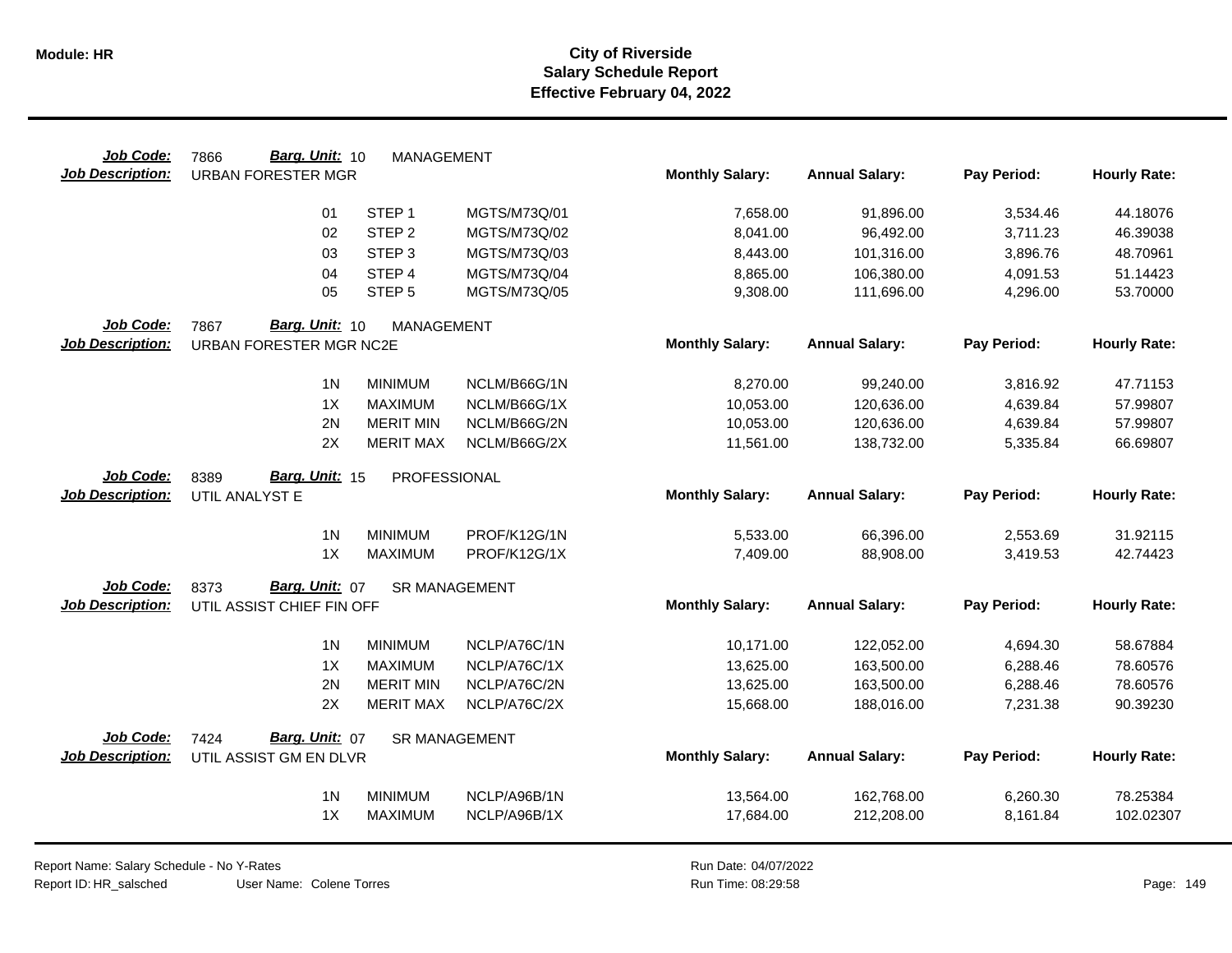# City of Riverside
## Salary Schedule Report
### Effective February 04, 2022

**Job Code:** 7866 **Barg. Unit:** 10 MANAGEMENT
**Job Description:** URBAN FORESTER MGR

| | | | Monthly Salary: | Annual Salary: | Pay Period: | Hourly Rate: |
|---|---|---|---|---|---|---|
| 01 | STEP 1 | MGTS/M73Q/01 | 7,658.00 | 91,896.00 | 3,534.46 | 44.18076 |
| 02 | STEP 2 | MGTS/M73Q/02 | 8,041.00 | 96,492.00 | 3,711.23 | 46.39038 |
| 03 | STEP 3 | MGTS/M73Q/03 | 8,443.00 | 101,316.00 | 3,896.76 | 48.70961 |
| 04 | STEP 4 | MGTS/M73Q/04 | 8,865.00 | 106,380.00 | 4,091.53 | 51.14423 |
| 05 | STEP 5 | MGTS/M73Q/05 | 9,308.00 | 111,696.00 | 4,296.00 | 53.70000 |

**Job Code:** 7867 **Barg. Unit:** 10 MANAGEMENT
**Job Description:** URBAN FORESTER MGR NC2E

| | | | Monthly Salary: | Annual Salary: | Pay Period: | Hourly Rate: |
|---|---|---|---|---|---|---|
| 1N | MINIMUM | NCLM/B66G/1N | 8,270.00 | 99,240.00 | 3,816.92 | 47.71153 |
| 1X | MAXIMUM | NCLM/B66G/1X | 10,053.00 | 120,636.00 | 4,639.84 | 57.99807 |
| 2N | MERIT MIN | NCLM/B66G/2N | 10,053.00 | 120,636.00 | 4,639.84 | 57.99807 |
| 2X | MERIT MAX | NCLM/B66G/2X | 11,561.00 | 138,732.00 | 5,335.84 | 66.69807 |

**Job Code:** 8389 **Barg. Unit:** 15 PROFESSIONAL
**Job Description:** UTIL ANALYST E

| | | | Monthly Salary: | Annual Salary: | Pay Period: | Hourly Rate: |
|---|---|---|---|---|---|---|
| 1N | MINIMUM | PROF/K12G/1N | 5,533.00 | 66,396.00 | 2,553.69 | 31.92115 |
| 1X | MAXIMUM | PROF/K12G/1X | 7,409.00 | 88,908.00 | 3,419.53 | 42.74423 |

**Job Code:** 8373 **Barg. Unit:** 07 SR MANAGEMENT
**Job Description:** UTIL ASSIST CHIEF FIN OFF

| | | | Monthly Salary: | Annual Salary: | Pay Period: | Hourly Rate: |
|---|---|---|---|---|---|---|
| 1N | MINIMUM | NCLP/A76C/1N | 10,171.00 | 122,052.00 | 4,694.30 | 58.67884 |
| 1X | MAXIMUM | NCLP/A76C/1X | 13,625.00 | 163,500.00 | 6,288.46 | 78.60576 |
| 2N | MERIT MIN | NCLP/A76C/2N | 13,625.00 | 163,500.00 | 6,288.46 | 78.60576 |
| 2X | MERIT MAX | NCLP/A76C/2X | 15,668.00 | 188,016.00 | 7,231.38 | 90.39230 |

**Job Code:** 7424 **Barg. Unit:** 07 SR MANAGEMENT
**Job Description:** UTIL ASSIST GM EN DLVR

| | | | Monthly Salary: | Annual Salary: | Pay Period: | Hourly Rate: |
|---|---|---|---|---|---|---|
| 1N | MINIMUM | NCLP/A96B/1N | 13,564.00 | 162,768.00 | 6,260.30 | 78.25384 |
| 1X | MAXIMUM | NCLP/A96B/1X | 17,684.00 | 212,208.00 | 8,161.84 | 102.02307 |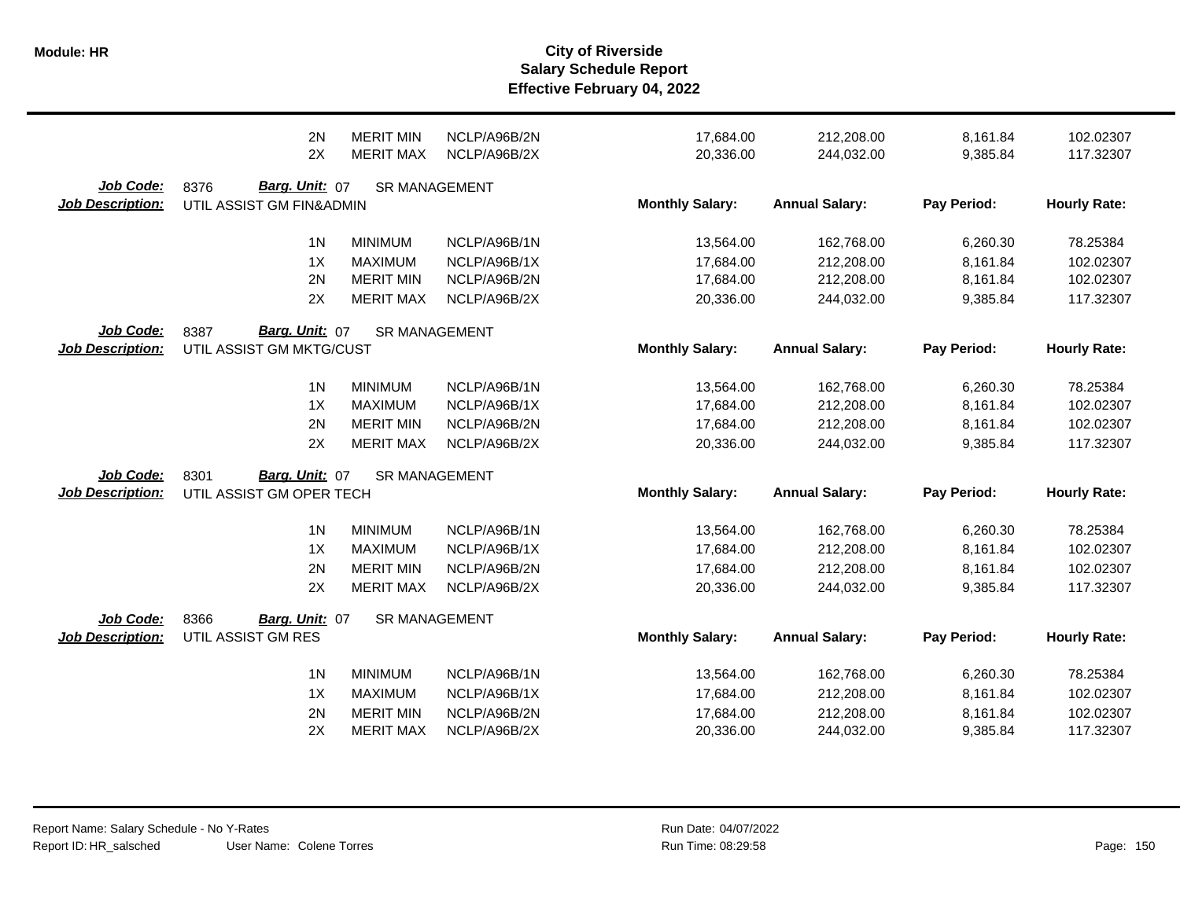# City of Riverside
## Salary Schedule Report
### Effective February 04, 2022

| | | | | Monthly Salary | Annual Salary | Pay Period | Hourly Rate |
|---|---|---|---|---|---|---|---|
| | 2N | MERIT MIN | NCLP/A96B/2N | 17,684.00 | 212,208.00 | 8,161.84 | 102.02307 |
| | 2X | MERIT MAX | NCLP/A96B/2X | 20,336.00 | 244,032.00 | 9,385.84 | 117.32307 |

**Job Code:** 8376 **Barg. Unit:** 07 SR MANAGEMENT
**Job Description:** UTIL ASSIST GM FIN&ADMIN

| | | | Monthly Salary: | Annual Salary: | Pay Period: | Hourly Rate: |
|---|---|---|---|---|---|---|
| 1N | MINIMUM | NCLP/A96B/1N | 13,564.00 | 162,768.00 | 6,260.30 | 78.25384 |
| 1X | MAXIMUM | NCLP/A96B/1X | 17,684.00 | 212,208.00 | 8,161.84 | 102.02307 |
| 2N | MERIT MIN | NCLP/A96B/2N | 17,684.00 | 212,208.00 | 8,161.84 | 102.02307 |
| 2X | MERIT MAX | NCLP/A96B/2X | 20,336.00 | 244,032.00 | 9,385.84 | 117.32307 |

**Job Code:** 8387 **Barg. Unit:** 07 SR MANAGEMENT
**Job Description:** UTIL ASSIST GM MKTG/CUST

| | | | Monthly Salary: | Annual Salary: | Pay Period: | Hourly Rate: |
|---|---|---|---|---|---|---|
| 1N | MINIMUM | NCLP/A96B/1N | 13,564.00 | 162,768.00 | 6,260.30 | 78.25384 |
| 1X | MAXIMUM | NCLP/A96B/1X | 17,684.00 | 212,208.00 | 8,161.84 | 102.02307 |
| 2N | MERIT MIN | NCLP/A96B/2N | 17,684.00 | 212,208.00 | 8,161.84 | 102.02307 |
| 2X | MERIT MAX | NCLP/A96B/2X | 20,336.00 | 244,032.00 | 9,385.84 | 117.32307 |

**Job Code:** 8301 **Barg. Unit:** 07 SR MANAGEMENT
**Job Description:** UTIL ASSIST GM OPER TECH

| | | | Monthly Salary: | Annual Salary: | Pay Period: | Hourly Rate: |
|---|---|---|---|---|---|---|
| 1N | MINIMUM | NCLP/A96B/1N | 13,564.00 | 162,768.00 | 6,260.30 | 78.25384 |
| 1X | MAXIMUM | NCLP/A96B/1X | 17,684.00 | 212,208.00 | 8,161.84 | 102.02307 |
| 2N | MERIT MIN | NCLP/A96B/2N | 17,684.00 | 212,208.00 | 8,161.84 | 102.02307 |
| 2X | MERIT MAX | NCLP/A96B/2X | 20,336.00 | 244,032.00 | 9,385.84 | 117.32307 |

**Job Code:** 8366 **Barg. Unit:** 07 SR MANAGEMENT
**Job Description:** UTIL ASSIST GM RES

| | | | Monthly Salary: | Annual Salary: | Pay Period: | Hourly Rate: |
|---|---|---|---|---|---|---|
| 1N | MINIMUM | NCLP/A96B/1N | 13,564.00 | 162,768.00 | 6,260.30 | 78.25384 |
| 1X | MAXIMUM | NCLP/A96B/1X | 17,684.00 | 212,208.00 | 8,161.84 | 102.02307 |
| 2N | MERIT MIN | NCLP/A96B/2N | 17,684.00 | 212,208.00 | 8,161.84 | 102.02307 |
| 2X | MERIT MAX | NCLP/A96B/2X | 20,336.00 | 244,032.00 | 9,385.84 | 117.32307 |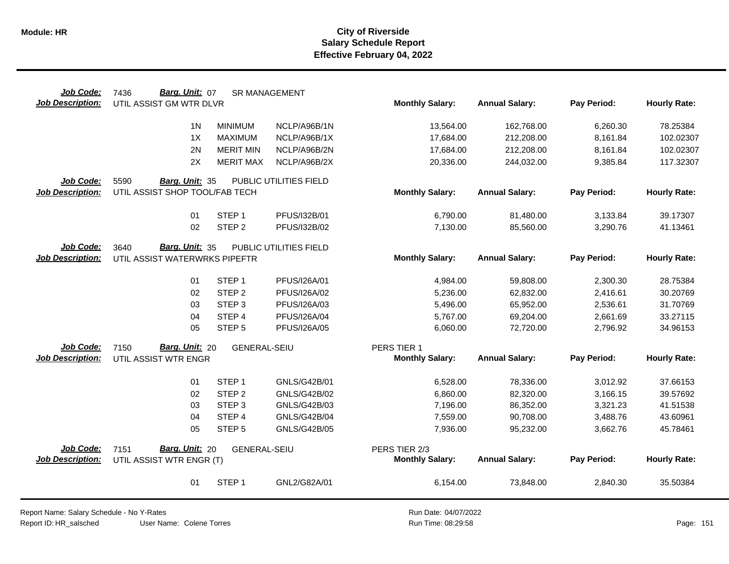# City of Riverside
## Salary Schedule Report
### Effective February 04, 2022

**Job Code:** 7436 **Barg. Unit:** 07 SR MANAGEMENT
**Job Description:** UTIL ASSIST GM WTR DLVR

| Step | Description | Code | Monthly Salary | Annual Salary | Pay Period | Hourly Rate |
|---|---|---|---|---|---|---|
| 1N | MINIMUM | NCLP/A96B/1N | 13,564.00 | 162,768.00 | 6,260.30 | 78.25384 |
| 1X | MAXIMUM | NCLP/A96B/1X | 17,684.00 | 212,208.00 | 8,161.84 | 102.02307 |
| 2N | MERIT MIN | NCLP/A96B/2N | 17,684.00 | 212,208.00 | 8,161.84 | 102.02307 |
| 2X | MERIT MAX | NCLP/A96B/2X | 20,336.00 | 244,032.00 | 9,385.84 | 117.32307 |

**Job Code:** 5590 **Barg. Unit:** 35 PUBLIC UTILITIES FIELD
**Job Description:** UTIL ASSIST SHOP TOOL/FAB TECH

| Step | Description | Code | Monthly Salary | Annual Salary | Pay Period | Hourly Rate |
|---|---|---|---|---|---|---|
| 01 | STEP 1 | PFUS/I32B/01 | 6,790.00 | 81,480.00 | 3,133.84 | 39.17307 |
| 02 | STEP 2 | PFUS/I32B/02 | 7,130.00 | 85,560.00 | 3,290.76 | 41.13461 |

**Job Code:** 3640 **Barg. Unit:** 35 PUBLIC UTILITIES FIELD
**Job Description:** UTIL ASSIST WATERWRKS PIPEFTR

| Step | Description | Code | Monthly Salary | Annual Salary | Pay Period | Hourly Rate |
|---|---|---|---|---|---|---|
| 01 | STEP 1 | PFUS/I26A/01 | 4,984.00 | 59,808.00 | 2,300.30 | 28.75384 |
| 02 | STEP 2 | PFUS/I26A/02 | 5,236.00 | 62,832.00 | 2,416.61 | 30.20769 |
| 03 | STEP 3 | PFUS/I26A/03 | 5,496.00 | 65,952.00 | 2,536.61 | 31.70769 |
| 04 | STEP 4 | PFUS/I26A/04 | 5,767.00 | 69,204.00 | 2,661.69 | 33.27115 |
| 05 | STEP 5 | PFUS/I26A/05 | 6,060.00 | 72,720.00 | 2,796.92 | 34.96153 |

**Job Code:** 7150 **Barg. Unit:** 20 GENERAL-SEIU PERS TIER 1
**Job Description:** UTIL ASSIST WTR ENGR

| Step | Description | Code | Monthly Salary | Annual Salary | Pay Period | Hourly Rate |
|---|---|---|---|---|---|---|
| 01 | STEP 1 | GNLS/G42B/01 | 6,528.00 | 78,336.00 | 3,012.92 | 37.66153 |
| 02 | STEP 2 | GNLS/G42B/02 | 6,860.00 | 82,320.00 | 3,166.15 | 39.57692 |
| 03 | STEP 3 | GNLS/G42B/03 | 7,196.00 | 86,352.00 | 3,321.23 | 41.51538 |
| 04 | STEP 4 | GNLS/G42B/04 | 7,559.00 | 90,708.00 | 3,488.76 | 43.60961 |
| 05 | STEP 5 | GNLS/G42B/05 | 7,936.00 | 95,232.00 | 3,662.76 | 45.78461 |

**Job Code:** 7151 **Barg. Unit:** 20 GENERAL-SEIU PERS TIER 2/3
**Job Description:** UTIL ASSIST WTR ENGR (T)

| Step | Description | Code | Monthly Salary | Annual Salary | Pay Period | Hourly Rate |
|---|---|---|---|---|---|---|
| 01 | STEP 1 | GNL2/G82A/01 | 6,154.00 | 73,848.00 | 2,840.30 | 35.50384 |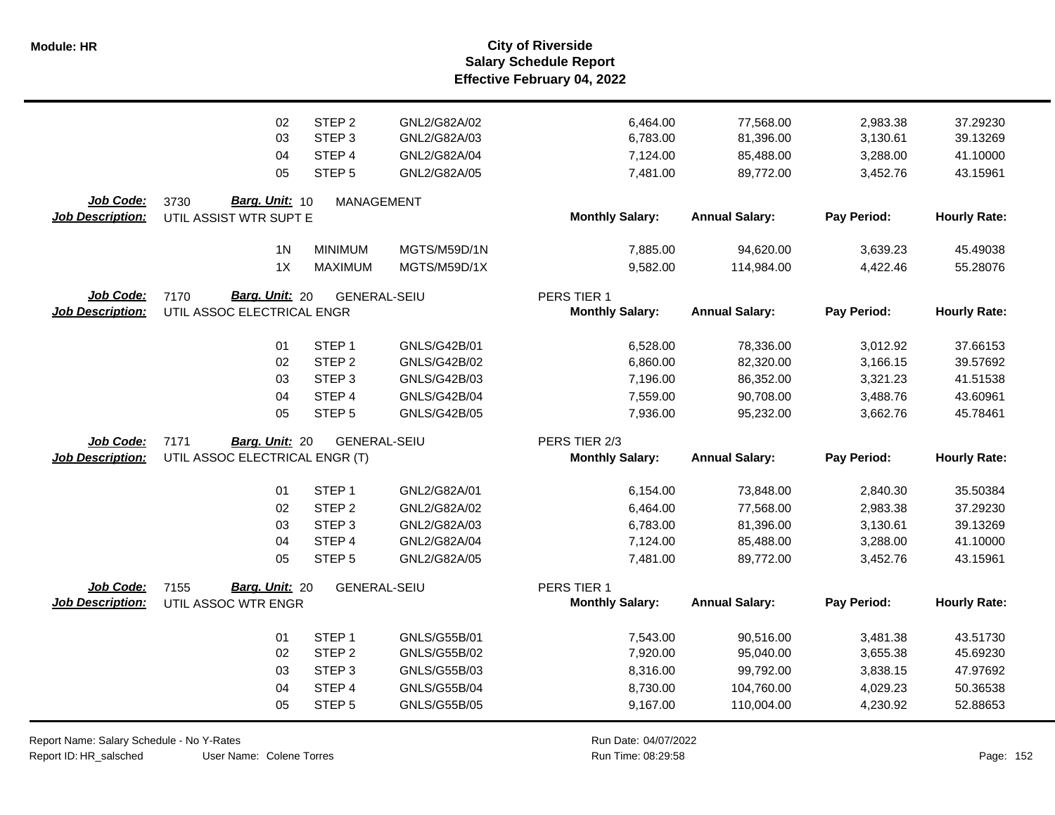| | | | | | | | |
|---|---|---|---|---|---|---|---|
| 02 | STEP 2 | GNL2/G82A/02 | | 6,464.00 | 77,568.00 | 2,983.38 | 37.29230 |
| 03 | STEP 3 | GNL2/G82A/03 | | 6,783.00 | 81,396.00 | 3,130.61 | 39.13269 |
| 04 | STEP 4 | GNL2/G82A/04 | | 7,124.00 | 85,488.00 | 3,288.00 | 41.10000 |
| 05 | STEP 5 | GNL2/G82A/05 | | 7,481.00 | 89,772.00 | 3,452.76 | 43.15961 |

**Job Code:** 3730 **Barg. Unit:** 10 MANAGEMENT
**Job Description:** UTIL ASSIST WTR SUPT E

| | | | Monthly Salary: | Annual Salary: | Pay Period: | Hourly Rate: |
|---|---|---|---|---|---|---|
| 1N | MINIMUM | MGTS/M59D/1N | 7,885.00 | 94,620.00 | 3,639.23 | 45.49038 |
| 1X | MAXIMUM | MGTS/M59D/1X | 9,582.00 | 114,984.00 | 4,422.46 | 55.28076 |

**Job Code:** 7170 **Barg. Unit:** 20 GENERAL-SEIU PERS TIER 1
**Job Description:** UTIL ASSOC ELECTRICAL ENGR

| | | | Monthly Salary: | Annual Salary: | Pay Period: | Hourly Rate: |
|---|---|---|---|---|---|---|
| 01 | STEP 1 | GNLS/G42B/01 | 6,528.00 | 78,336.00 | 3,012.92 | 37.66153 |
| 02 | STEP 2 | GNLS/G42B/02 | 6,860.00 | 82,320.00 | 3,166.15 | 39.57692 |
| 03 | STEP 3 | GNLS/G42B/03 | 7,196.00 | 86,352.00 | 3,321.23 | 41.51538 |
| 04 | STEP 4 | GNLS/G42B/04 | 7,559.00 | 90,708.00 | 3,488.76 | 43.60961 |
| 05 | STEP 5 | GNLS/G42B/05 | 7,936.00 | 95,232.00 | 3,662.76 | 45.78461 |

**Job Code:** 7171 **Barg. Unit:** 20 GENERAL-SEIU PERS TIER 2/3
**Job Description:** UTIL ASSOC ELECTRICAL ENGR (T)

| | | | Monthly Salary: | Annual Salary: | Pay Period: | Hourly Rate: |
|---|---|---|---|---|---|---|
| 01 | STEP 1 | GNL2/G82A/01 | 6,154.00 | 73,848.00 | 2,840.30 | 35.50384 |
| 02 | STEP 2 | GNL2/G82A/02 | 6,464.00 | 77,568.00 | 2,983.38 | 37.29230 |
| 03 | STEP 3 | GNL2/G82A/03 | 6,783.00 | 81,396.00 | 3,130.61 | 39.13269 |
| 04 | STEP 4 | GNL2/G82A/04 | 7,124.00 | 85,488.00 | 3,288.00 | 41.10000 |
| 05 | STEP 5 | GNL2/G82A/05 | 7,481.00 | 89,772.00 | 3,452.76 | 43.15961 |

**Job Code:** 7155 **Barg. Unit:** 20 GENERAL-SEIU PERS TIER 1
**Job Description:** UTIL ASSOC WTR ENGR

| | | | Monthly Salary: | Annual Salary: | Pay Period: | Hourly Rate: |
|---|---|---|---|---|---|---|
| 01 | STEP 1 | GNLS/G55B/01 | 7,543.00 | 90,516.00 | 3,481.38 | 43.51730 |
| 02 | STEP 2 | GNLS/G55B/02 | 7,920.00 | 95,040.00 | 3,655.38 | 45.69230 |
| 03 | STEP 3 | GNLS/G55B/03 | 8,316.00 | 99,792.00 | 3,838.15 | 47.97692 |
| 04 | STEP 4 | GNLS/G55B/04 | 8,730.00 | 104,760.00 | 4,029.23 | 50.36538 |
| 05 | STEP 5 | GNLS/G55B/05 | 9,167.00 | 110,004.00 | 4,230.92 | 52.88653 |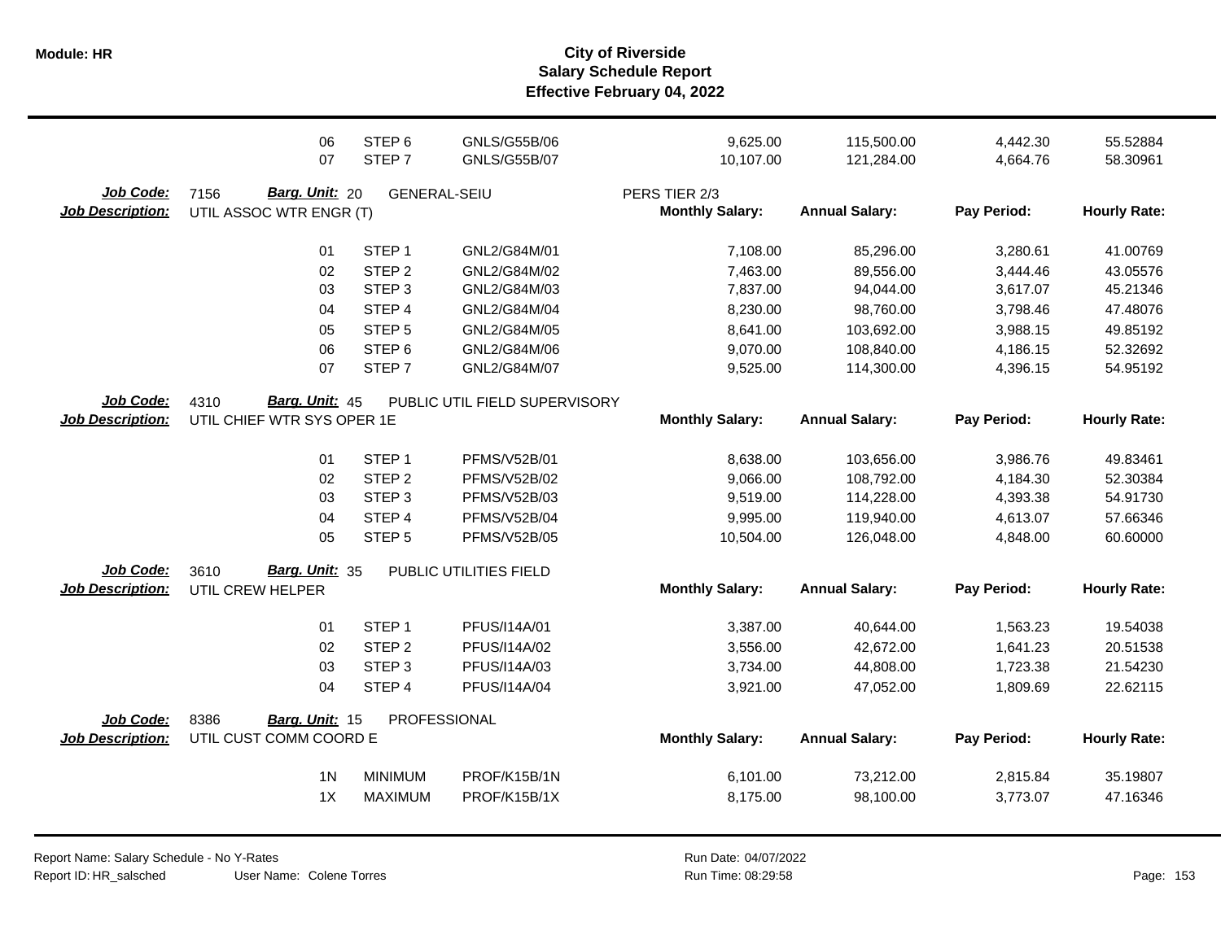**City of Riverside**
**Salary Schedule Report**
**Effective February 04, 2022**

| | | | | | | | |
|---|---|---|---|---|---|---|---|
| 06 | STEP 6 | GNLS/G55B/06 | 9,625.00 | 115,500.00 | 4,442.30 | 55.52884 |
| 07 | STEP 7 | GNLS/G55B/07 | 10,107.00 | 121,284.00 | 4,664.76 | 58.30961 |

**Job Code:** 7156 **Barg. Unit:** 20 GENERAL-SEIU PERS TIER 2/3
**Job Description:** UTIL ASSOC WTR ENGR (T)

| | | | Monthly Salary: | Annual Salary: | Pay Period: | Hourly Rate: |
|---|---|---|---|---|---|---|
| 01 | STEP 1 | GNL2/G84M/01 | 7,108.00 | 85,296.00 | 3,280.61 | 41.00769 |
| 02 | STEP 2 | GNL2/G84M/02 | 7,463.00 | 89,556.00 | 3,444.46 | 43.05576 |
| 03 | STEP 3 | GNL2/G84M/03 | 7,837.00 | 94,044.00 | 3,617.07 | 45.21346 |
| 04 | STEP 4 | GNL2/G84M/04 | 8,230.00 | 98,760.00 | 3,798.46 | 47.48076 |
| 05 | STEP 5 | GNL2/G84M/05 | 8,641.00 | 103,692.00 | 3,988.15 | 49.85192 |
| 06 | STEP 6 | GNL2/G84M/06 | 9,070.00 | 108,840.00 | 4,186.15 | 52.32692 |
| 07 | STEP 7 | GNL2/G84M/07 | 9,525.00 | 114,300.00 | 4,396.15 | 54.95192 |

**Job Code:** 4310 **Barg. Unit:** 45 PUBLIC UTIL FIELD SUPERVISORY
**Job Description:** UTIL CHIEF WTR SYS OPER 1E

| | | | Monthly Salary: | Annual Salary: | Pay Period: | Hourly Rate: |
|---|---|---|---|---|---|---|
| 01 | STEP 1 | PFMS/V52B/01 | 8,638.00 | 103,656.00 | 3,986.76 | 49.83461 |
| 02 | STEP 2 | PFMS/V52B/02 | 9,066.00 | 108,792.00 | 4,184.30 | 52.30384 |
| 03 | STEP 3 | PFMS/V52B/03 | 9,519.00 | 114,228.00 | 4,393.38 | 54.91730 |
| 04 | STEP 4 | PFMS/V52B/04 | 9,995.00 | 119,940.00 | 4,613.07 | 57.66346 |
| 05 | STEP 5 | PFMS/V52B/05 | 10,504.00 | 126,048.00 | 4,848.00 | 60.60000 |

**Job Code:** 3610 **Barg. Unit:** 35 PUBLIC UTILITIES FIELD
**Job Description:** UTIL CREW HELPER

| | | | Monthly Salary: | Annual Salary: | Pay Period: | Hourly Rate: |
|---|---|---|---|---|---|---|
| 01 | STEP 1 | PFUS/I14A/01 | 3,387.00 | 40,644.00 | 1,563.23 | 19.54038 |
| 02 | STEP 2 | PFUS/I14A/02 | 3,556.00 | 42,672.00 | 1,641.23 | 20.51538 |
| 03 | STEP 3 | PFUS/I14A/03 | 3,734.00 | 44,808.00 | 1,723.38 | 21.54230 |
| 04 | STEP 4 | PFUS/I14A/04 | 3,921.00 | 47,052.00 | 1,809.69 | 22.62115 |

**Job Code:** 8386 **Barg. Unit:** 15 PROFESSIONAL
**Job Description:** UTIL CUST COMM COORD E

| | | | Monthly Salary: | Annual Salary: | Pay Period: | Hourly Rate: |
|---|---|---|---|---|---|---|
| 1N | MINIMUM | PROF/K15B/1N | 6,101.00 | 73,212.00 | 2,815.84 | 35.19807 |
| 1X | MAXIMUM | PROF/K15B/1X | 8,175.00 | 98,100.00 | 3,773.07 | 47.16346 |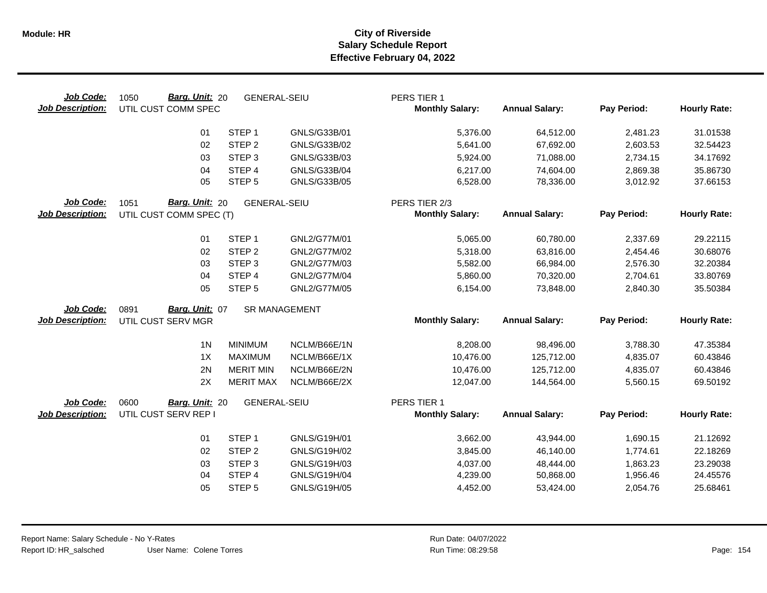# City of Riverside
## Salary Schedule Report
### Effective February 04, 2022

**Module: HR**

| Job Code: | 1050 | Barg. Unit: 20 | GENERAL-SEIU | PERS TIER 1 | | | |
|---|---|---|---|---|---|---|---|
| **Job Description:** | UTIL CUST COMM SPEC | | | **Monthly Salary:** | **Annual Salary:** | **Pay Period:** | **Hourly Rate:** |
| | 01 | STEP 1 | GNLS/G33B/01 | 5,376.00 | 64,512.00 | 2,481.23 | 31.01538 |
| | 02 | STEP 2 | GNLS/G33B/02 | 5,641.00 | 67,692.00 | 2,603.53 | 32.54423 |
| | 03 | STEP 3 | GNLS/G33B/03 | 5,924.00 | 71,088.00 | 2,734.15 | 34.17692 |
| | 04 | STEP 4 | GNLS/G33B/04 | 6,217.00 | 74,604.00 | 2,869.38 | 35.86730 |
| | 05 | STEP 5 | GNLS/G33B/05 | 6,528.00 | 78,336.00 | 3,012.92 | 37.66153 |

| Job Code: | 1051 | Barg. Unit: 20 | GENERAL-SEIU | PERS TIER 2/3 | | | |
|---|---|---|---|---|---|---|---|
| **Job Description:** | UTIL CUST COMM SPEC (T) | | | **Monthly Salary:** | **Annual Salary:** | **Pay Period:** | **Hourly Rate:** |
| | 01 | STEP 1 | GNL2/G77M/01 | 5,065.00 | 60,780.00 | 2,337.69 | 29.22115 |
| | 02 | STEP 2 | GNL2/G77M/02 | 5,318.00 | 63,816.00 | 2,454.46 | 30.68076 |
| | 03 | STEP 3 | GNL2/G77M/03 | 5,582.00 | 66,984.00 | 2,576.30 | 32.20384 |
| | 04 | STEP 4 | GNL2/G77M/04 | 5,860.00 | 70,320.00 | 2,704.61 | 33.80769 |
| | 05 | STEP 5 | GNL2/G77M/05 | 6,154.00 | 73,848.00 | 2,840.30 | 35.50384 |

| Job Code: | 0891 | Barg. Unit: 07 | SR MANAGEMENT | | | | |
|---|---|---|---|---|---|---|---|
| **Job Description:** | UTIL CUST SERV MGR | | | **Monthly Salary:** | **Annual Salary:** | **Pay Period:** | **Hourly Rate:** |
| | 1N | MINIMUM | NCLM/B66E/1N | 8,208.00 | 98,496.00 | 3,788.30 | 47.35384 |
| | 1X | MAXIMUM | NCLM/B66E/1X | 10,476.00 | 125,712.00 | 4,835.07 | 60.43846 |
| | 2N | MERIT MIN | NCLM/B66E/2N | 10,476.00 | 125,712.00 | 4,835.07 | 60.43846 |
| | 2X | MERIT MAX | NCLM/B66E/2X | 12,047.00 | 144,564.00 | 5,560.15 | 69.50192 |

| Job Code: | 0600 | Barg. Unit: 20 | GENERAL-SEIU | PERS TIER 1 | | | |
|---|---|---|---|---|---|---|---|
| **Job Description:** | UTIL CUST SERV REP I | | | **Monthly Salary:** | **Annual Salary:** | **Pay Period:** | **Hourly Rate:** |
| | 01 | STEP 1 | GNLS/G19H/01 | 3,662.00 | 43,944.00 | 1,690.15 | 21.12692 |
| | 02 | STEP 2 | GNLS/G19H/02 | 3,845.00 | 46,140.00 | 1,774.61 | 22.18269 |
| | 03 | STEP 3 | GNLS/G19H/03 | 4,037.00 | 48,444.00 | 1,863.23 | 23.29038 |
| | 04 | STEP 4 | GNLS/G19H/04 | 4,239.00 | 50,868.00 | 1,956.46 | 24.45576 |
| | 05 | STEP 5 | GNLS/G19H/05 | 4,452.00 | 53,424.00 | 2,054.76 | 25.68461 |

Report Name: Salary Schedule - No Y-Rates
Report ID: HR_salsched
User Name: Colene Torres
Run Date: 04/07/2022
Run Time: 08:29:58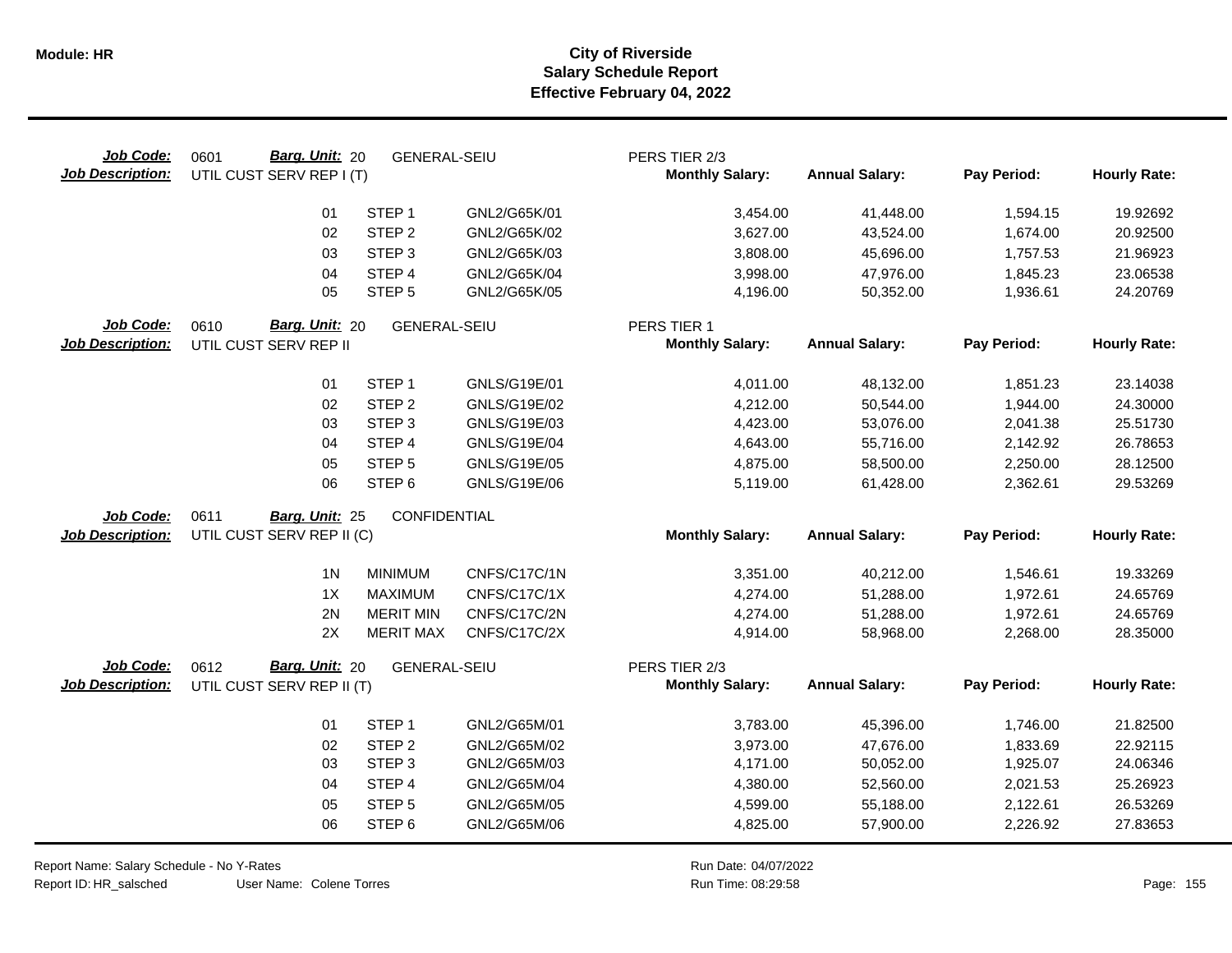**Module: HR**

# City of Riverside
## Salary Schedule Report
### Effective February 04, 2022

**Job Code:** 0601 **Barg. Unit:** 20 GENERAL-SEIU PERS TIER 2/3
**Job Description:** UTIL CUST SERV REP I (T)

| | | | Monthly Salary: | Annual Salary: | Pay Period: | Hourly Rate: |
|---|---|---|---|---|---|---|
| 01 | STEP 1 | GNL2/G65K/01 | 3,454.00 | 41,448.00 | 1,594.15 | 19.92692 |
| 02 | STEP 2 | GNL2/G65K/02 | 3,627.00 | 43,524.00 | 1,674.00 | 20.92500 |
| 03 | STEP 3 | GNL2/G65K/03 | 3,808.00 | 45,696.00 | 1,757.53 | 21.96923 |
| 04 | STEP 4 | GNL2/G65K/04 | 3,998.00 | 47,976.00 | 1,845.23 | 23.06538 |
| 05 | STEP 5 | GNL2/G65K/05 | 4,196.00 | 50,352.00 | 1,936.61 | 24.20769 |

**Job Code:** 0610 **Barg. Unit:** 20 GENERAL-SEIU PERS TIER 1
**Job Description:** UTIL CUST SERV REP II

| | | | Monthly Salary: | Annual Salary: | Pay Period: | Hourly Rate: |
|---|---|---|---|---|---|---|
| 01 | STEP 1 | GNLS/G19E/01 | 4,011.00 | 48,132.00 | 1,851.23 | 23.14038 |
| 02 | STEP 2 | GNLS/G19E/02 | 4,212.00 | 50,544.00 | 1,944.00 | 24.30000 |
| 03 | STEP 3 | GNLS/G19E/03 | 4,423.00 | 53,076.00 | 2,041.38 | 25.51730 |
| 04 | STEP 4 | GNLS/G19E/04 | 4,643.00 | 55,716.00 | 2,142.92 | 26.78653 |
| 05 | STEP 5 | GNLS/G19E/05 | 4,875.00 | 58,500.00 | 2,250.00 | 28.12500 |
| 06 | STEP 6 | GNLS/G19E/06 | 5,119.00 | 61,428.00 | 2,362.61 | 29.53269 |

**Job Code:** 0611 **Barg. Unit:** 25 CONFIDENTIAL
**Job Description:** UTIL CUST SERV REP II (C)

| | | | Monthly Salary: | Annual Salary: | Pay Period: | Hourly Rate: |
|---|---|---|---|---|---|---|
| 1N | MINIMUM | CNFS/C17C/1N | 3,351.00 | 40,212.00 | 1,546.61 | 19.33269 |
| 1X | MAXIMUM | CNFS/C17C/1X | 4,274.00 | 51,288.00 | 1,972.61 | 24.65769 |
| 2N | MERIT MIN | CNFS/C17C/2N | 4,274.00 | 51,288.00 | 1,972.61 | 24.65769 |
| 2X | MERIT MAX | CNFS/C17C/2X | 4,914.00 | 58,968.00 | 2,268.00 | 28.35000 |

**Job Code:** 0612 **Barg. Unit:** 20 GENERAL-SEIU PERS TIER 2/3
**Job Description:** UTIL CUST SERV REP II (T)

| | | | Monthly Salary: | Annual Salary: | Pay Period: | Hourly Rate: |
|---|---|---|---|---|---|---|
| 01 | STEP 1 | GNL2/G65M/01 | 3,783.00 | 45,396.00 | 1,746.00 | 21.82500 |
| 02 | STEP 2 | GNL2/G65M/02 | 3,973.00 | 47,676.00 | 1,833.69 | 22.92115 |
| 03 | STEP 3 | GNL2/G65M/03 | 4,171.00 | 50,052.00 | 1,925.07 | 24.06346 |
| 04 | STEP 4 | GNL2/G65M/04 | 4,380.00 | 52,560.00 | 2,021.53 | 25.26923 |
| 05 | STEP 5 | GNL2/G65M/05 | 4,599.00 | 55,188.00 | 2,122.61 | 26.53269 |
| 06 | STEP 6 | GNL2/G65M/06 | 4,825.00 | 57,900.00 | 2,226.92 | 27.83653 |

Report Name: Salary Schedule - No Y-Rates
Report ID: HR_salsched User Name: Colene Torres
Run Date: 04/07/2022
Run Time: 08:29:58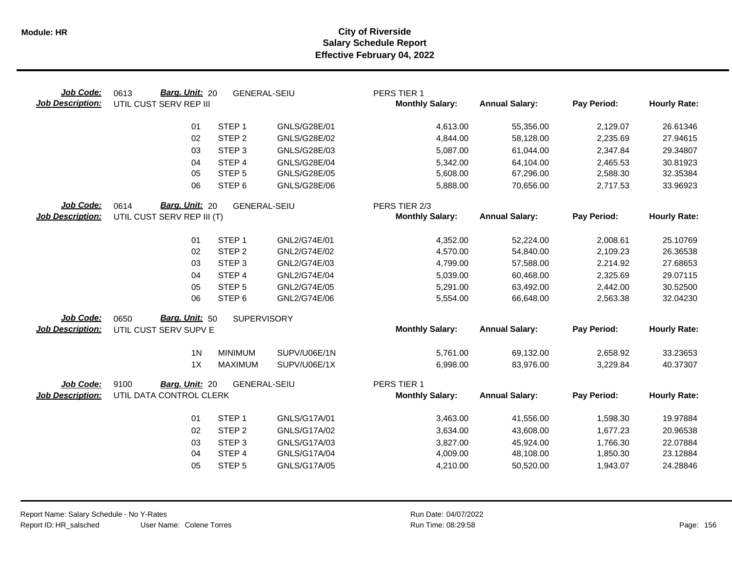# City of Riverside
## Salary Schedule Report
### Effective February 04, 2022

**Job Code:** 0613 **Barg. Unit:** 20 GENERAL-SEIU PERS TIER 1
**Job Description:** UTIL CUST SERV REP III

| | | | Monthly Salary: | Annual Salary: | Pay Period: | Hourly Rate: |
|---|---|---|---|---|---|---|
| 01 | STEP 1 | GNLS/G28E/01 | 4,613.00 | 55,356.00 | 2,129.07 | 26.61346 |
| 02 | STEP 2 | GNLS/G28E/02 | 4,844.00 | 58,128.00 | 2,235.69 | 27.94615 |
| 03 | STEP 3 | GNLS/G28E/03 | 5,087.00 | 61,044.00 | 2,347.84 | 29.34807 |
| 04 | STEP 4 | GNLS/G28E/04 | 5,342.00 | 64,104.00 | 2,465.53 | 30.81923 |
| 05 | STEP 5 | GNLS/G28E/05 | 5,608.00 | 67,296.00 | 2,588.30 | 32.35384 |
| 06 | STEP 6 | GNLS/G28E/06 | 5,888.00 | 70,656.00 | 2,717.53 | 33.96923 |

**Job Code:** 0614 **Barg. Unit:** 20 GENERAL-SEIU PERS TIER 2/3
**Job Description:** UTIL CUST SERV REP III (T)

| | | | Monthly Salary: | Annual Salary: | Pay Period: | Hourly Rate: |
|---|---|---|---|---|---|---|
| 01 | STEP 1 | GNL2/G74E/01 | 4,352.00 | 52,224.00 | 2,008.61 | 25.10769 |
| 02 | STEP 2 | GNL2/G74E/02 | 4,570.00 | 54,840.00 | 2,109.23 | 26.36538 |
| 03 | STEP 3 | GNL2/G74E/03 | 4,799.00 | 57,588.00 | 2,214.92 | 27.68653 |
| 04 | STEP 4 | GNL2/G74E/04 | 5,039.00 | 60,468.00 | 2,325.69 | 29.07115 |
| 05 | STEP 5 | GNL2/G74E/05 | 5,291.00 | 63,492.00 | 2,442.00 | 30.52500 |
| 06 | STEP 6 | GNL2/G74E/06 | 5,554.00 | 66,648.00 | 2,563.38 | 32.04230 |

**Job Code:** 0650 **Barg. Unit:** 50 SUPERVISORY
**Job Description:** UTIL CUST SERV SUPV E

| | | | Monthly Salary: | Annual Salary: | Pay Period: | Hourly Rate: |
|---|---|---|---|---|---|---|
| 1N | MINIMUM | SUPV/U06E/1N | 5,761.00 | 69,132.00 | 2,658.92 | 33.23653 |
| 1X | MAXIMUM | SUPV/U06E/1X | 6,998.00 | 83,976.00 | 3,229.84 | 40.37307 |

**Job Code:** 9100 **Barg. Unit:** 20 GENERAL-SEIU PERS TIER 1
**Job Description:** UTIL DATA CONTROL CLERK

| | | | Monthly Salary: | Annual Salary: | Pay Period: | Hourly Rate: |
|---|---|---|---|---|---|---|
| 01 | STEP 1 | GNLS/G17A/01 | 3,463.00 | 41,556.00 | 1,598.30 | 19.97884 |
| 02 | STEP 2 | GNLS/G17A/02 | 3,634.00 | 43,608.00 | 1,677.23 | 20.96538 |
| 03 | STEP 3 | GNLS/G17A/03 | 3,827.00 | 45,924.00 | 1,766.30 | 22.07884 |
| 04 | STEP 4 | GNLS/G17A/04 | 4,009.00 | 48,108.00 | 1,850.30 | 23.12884 |
| 05 | STEP 5 | GNLS/G17A/05 | 4,210.00 | 50,520.00 | 1,943.07 | 24.28846 |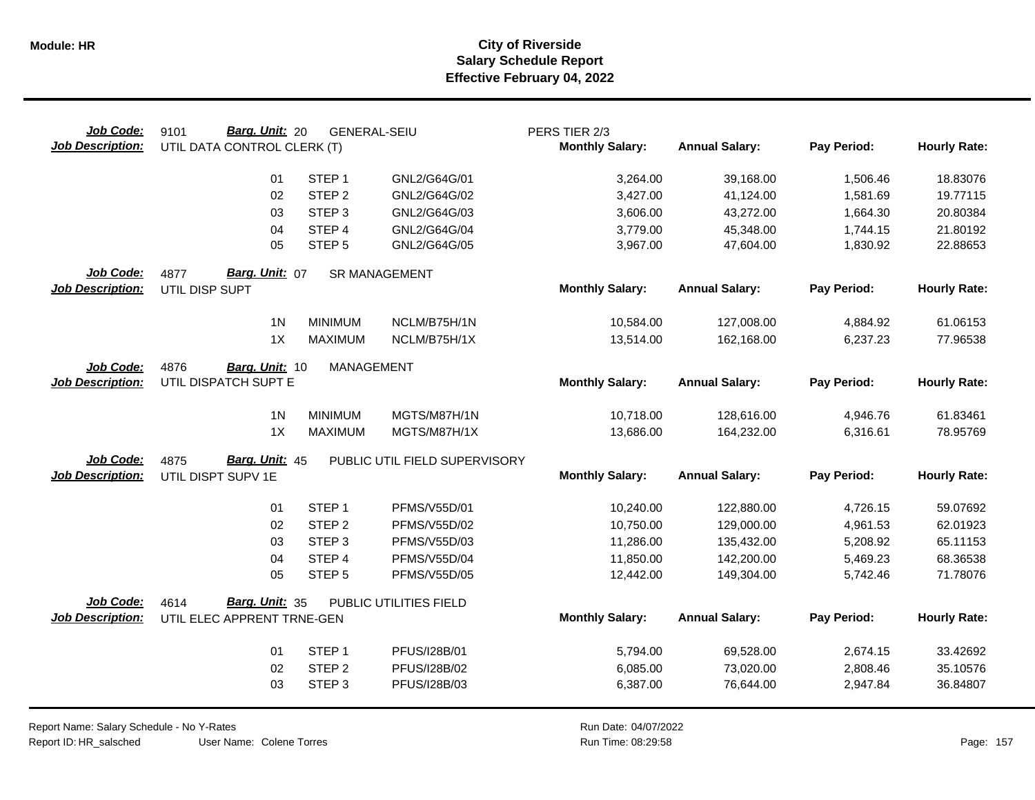# City of Riverside
## Salary Schedule Report
### Effective February 04, 2022

**Job Code:** 9101 **Barg. Unit:** 20 GENERAL-SEIU PERS TIER 2/3
**Job Description:** UTIL DATA CONTROL CLERK (T)

| | | | Monthly Salary: | Annual Salary: | Pay Period: | Hourly Rate: |
|---|---|---|---|---|---|---|
| 01 | STEP 1 | GNL2/G64G/01 | 3,264.00 | 39,168.00 | 1,506.46 | 18.83076 |
| 02 | STEP 2 | GNL2/G64G/02 | 3,427.00 | 41,124.00 | 1,581.69 | 19.77115 |
| 03 | STEP 3 | GNL2/G64G/03 | 3,606.00 | 43,272.00 | 1,664.30 | 20.80384 |
| 04 | STEP 4 | GNL2/G64G/04 | 3,779.00 | 45,348.00 | 1,744.15 | 21.80192 |
| 05 | STEP 5 | GNL2/G64G/05 | 3,967.00 | 47,604.00 | 1,830.92 | 22.88653 |

**Job Code:** 4877 **Barg. Unit:** 07 SR MANAGEMENT
**Job Description:** UTIL DISP SUPT

| | | | Monthly Salary: | Annual Salary: | Pay Period: | Hourly Rate: |
|---|---|---|---|---|---|---|
| 1N | MINIMUM | NCLM/B75H/1N | 10,584.00 | 127,008.00 | 4,884.92 | 61.06153 |
| 1X | MAXIMUM | NCLM/B75H/1X | 13,514.00 | 162,168.00 | 6,237.23 | 77.96538 |

**Job Code:** 4876 **Barg. Unit:** 10 MANAGEMENT
**Job Description:** UTIL DISPATCH SUPT E

| | | | Monthly Salary: | Annual Salary: | Pay Period: | Hourly Rate: |
|---|---|---|---|---|---|---|
| 1N | MINIMUM | MGTS/M87H/1N | 10,718.00 | 128,616.00 | 4,946.76 | 61.83461 |
| 1X | MAXIMUM | MGTS/M87H/1X | 13,686.00 | 164,232.00 | 6,316.61 | 78.95769 |

**Job Code:** 4875 **Barg. Unit:** 45 PUBLIC UTIL FIELD SUPERVISORY
**Job Description:** UTIL DISPT SUPV 1E

| | | | Monthly Salary: | Annual Salary: | Pay Period: | Hourly Rate: |
|---|---|---|---|---|---|---|
| 01 | STEP 1 | PFMS/V55D/01 | 10,240.00 | 122,880.00 | 4,726.15 | 59.07692 |
| 02 | STEP 2 | PFMS/V55D/02 | 10,750.00 | 129,000.00 | 4,961.53 | 62.01923 |
| 03 | STEP 3 | PFMS/V55D/03 | 11,286.00 | 135,432.00 | 5,208.92 | 65.11153 |
| 04 | STEP 4 | PFMS/V55D/04 | 11,850.00 | 142,200.00 | 5,469.23 | 68.36538 |
| 05 | STEP 5 | PFMS/V55D/05 | 12,442.00 | 149,304.00 | 5,742.46 | 71.78076 |

**Job Code:** 4614 **Barg. Unit:** 35 PUBLIC UTILITIES FIELD
**Job Description:** UTIL ELEC APPRENT TRNE-GEN

| | | | Monthly Salary: | Annual Salary: | Pay Period: | Hourly Rate: |
|---|---|---|---|---|---|---|
| 01 | STEP 1 | PFUS/I28B/01 | 5,794.00 | 69,528.00 | 2,674.15 | 33.42692 |
| 02 | STEP 2 | PFUS/I28B/02 | 6,085.00 | 73,020.00 | 2,808.46 | 35.10576 |
| 03 | STEP 3 | PFUS/I28B/03 | 6,387.00 | 76,644.00 | 2,947.84 | 36.84807 |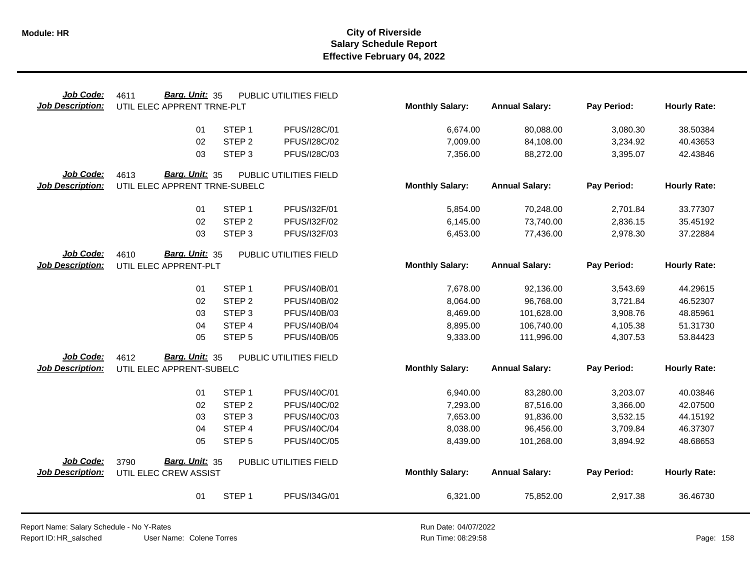# City of Riverside
## Salary Schedule Report
### Effective February 04, 2022

**Job Code:** 4611 **Barg. Unit:** 35 PUBLIC UTILITIES FIELD
**Job Description:** UTIL ELEC APPRENT TRNE-PLT

| Step | Step Name | Code | Monthly Salary | Annual Salary | Pay Period | Hourly Rate |
|---|---|---|---|---|---|---|
| 01 | STEP 1 | PFUS/I28C/01 | 6,674.00 | 80,088.00 | 3,080.30 | 38.50384 |
| 02 | STEP 2 | PFUS/I28C/02 | 7,009.00 | 84,108.00 | 3,234.92 | 40.43653 |
| 03 | STEP 3 | PFUS/I28C/03 | 7,356.00 | 88,272.00 | 3,395.07 | 42.43846 |

**Job Code:** 4613 **Barg. Unit:** 35 PUBLIC UTILITIES FIELD
**Job Description:** UTIL ELEC APPRENT TRNE-SUBELC

| Step | Step Name | Code | Monthly Salary | Annual Salary | Pay Period | Hourly Rate |
|---|---|---|---|---|---|---|
| 01 | STEP 1 | PFUS/I32F/01 | 5,854.00 | 70,248.00 | 2,701.84 | 33.77307 |
| 02 | STEP 2 | PFUS/I32F/02 | 6,145.00 | 73,740.00 | 2,836.15 | 35.45192 |
| 03 | STEP 3 | PFUS/I32F/03 | 6,453.00 | 77,436.00 | 2,978.30 | 37.22884 |

**Job Code:** 4610 **Barg. Unit:** 35 PUBLIC UTILITIES FIELD
**Job Description:** UTIL ELEC APPRENT-PLT

| Step | Step Name | Code | Monthly Salary | Annual Salary | Pay Period | Hourly Rate |
|---|---|---|---|---|---|---|
| 01 | STEP 1 | PFUS/I40B/01 | 7,678.00 | 92,136.00 | 3,543.69 | 44.29615 |
| 02 | STEP 2 | PFUS/I40B/02 | 8,064.00 | 96,768.00 | 3,721.84 | 46.52307 |
| 03 | STEP 3 | PFUS/I40B/03 | 8,469.00 | 101,628.00 | 3,908.76 | 48.85961 |
| 04 | STEP 4 | PFUS/I40B/04 | 8,895.00 | 106,740.00 | 4,105.38 | 51.31730 |
| 05 | STEP 5 | PFUS/I40B/05 | 9,333.00 | 111,996.00 | 4,307.53 | 53.84423 |

**Job Code:** 4612 **Barg. Unit:** 35 PUBLIC UTILITIES FIELD
**Job Description:** UTIL ELEC APPRENT-SUBELC

| Step | Step Name | Code | Monthly Salary | Annual Salary | Pay Period | Hourly Rate |
|---|---|---|---|---|---|---|
| 01 | STEP 1 | PFUS/I40C/01 | 6,940.00 | 83,280.00 | 3,203.07 | 40.03846 |
| 02 | STEP 2 | PFUS/I40C/02 | 7,293.00 | 87,516.00 | 3,366.00 | 42.07500 |
| 03 | STEP 3 | PFUS/I40C/03 | 7,653.00 | 91,836.00 | 3,532.15 | 44.15192 |
| 04 | STEP 4 | PFUS/I40C/04 | 8,038.00 | 96,456.00 | 3,709.84 | 46.37307 |
| 05 | STEP 5 | PFUS/I40C/05 | 8,439.00 | 101,268.00 | 3,894.92 | 48.68653 |

**Job Code:** 3790 **Barg. Unit:** 35 PUBLIC UTILITIES FIELD
**Job Description:** UTIL ELEC CREW ASSIST

| Step | Step Name | Code | Monthly Salary | Annual Salary | Pay Period | Hourly Rate |
|---|---|---|---|---|---|---|
| 01 | STEP 1 | PFUS/I34G/01 | 6,321.00 | 75,852.00 | 2,917.38 | 36.46730 |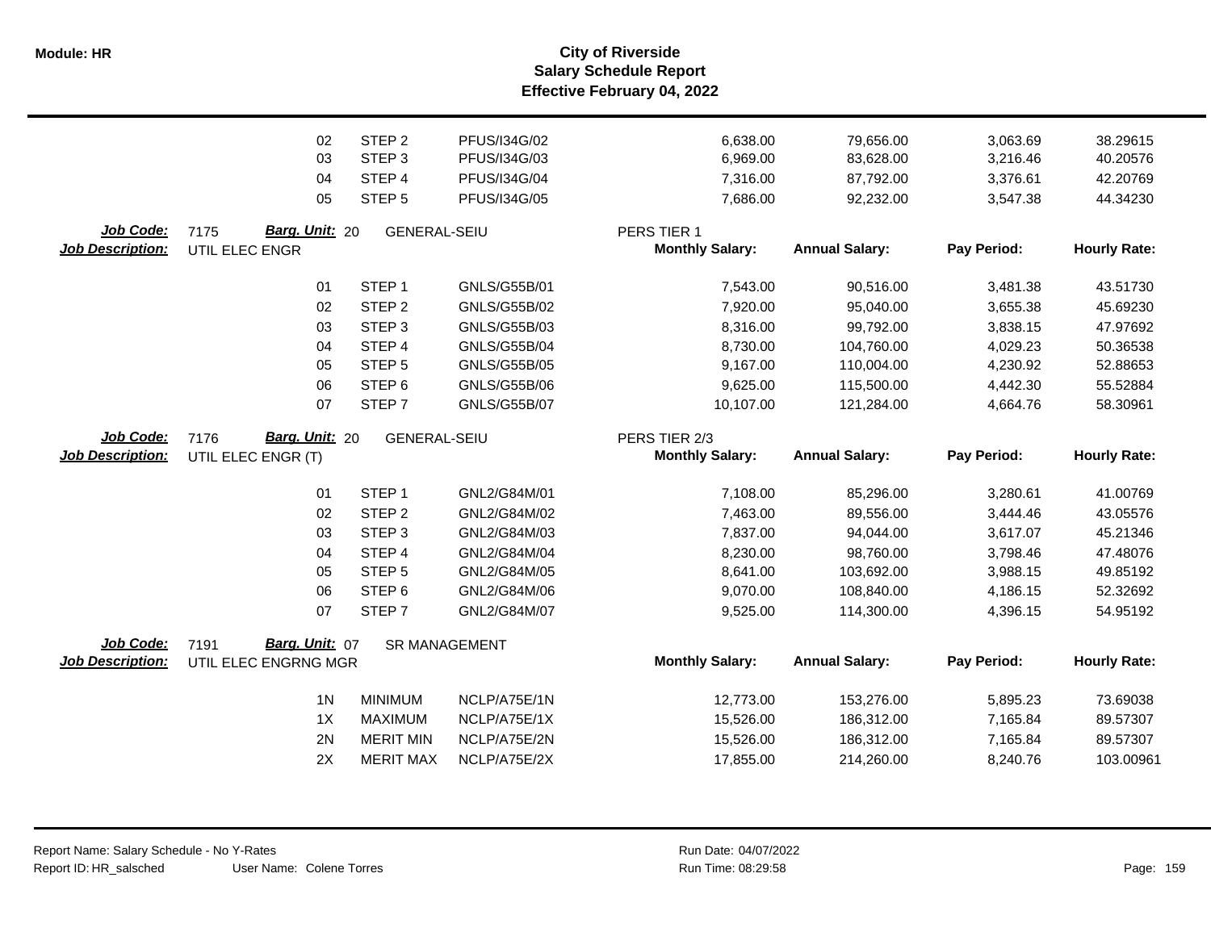# City of Riverside
## Salary Schedule Report
### Effective February 04, 2022

| | | | | | | | |
|---|---|---|---|---|---|---|---|
| 02 | STEP 2 | PFUS/I34G/02 | 6,638.00 | 79,656.00 | 3,063.69 | 38.29615 |
| 03 | STEP 3 | PFUS/I34G/03 | 6,969.00 | 83,628.00 | 3,216.46 | 40.20576 |
| 04 | STEP 4 | PFUS/I34G/04 | 7,316.00 | 87,792.00 | 3,376.61 | 42.20769 |
| 05 | STEP 5 | PFUS/I34G/05 | 7,686.00 | 92,232.00 | 3,547.38 | 44.34230 |

**Job Code:** 7175 **Barg. Unit:** 20 GENERAL-SEIU PERS TIER 1
**Job Description:** UTIL ELEC ENGR

| | | | Monthly Salary: | Annual Salary: | Pay Period: | Hourly Rate: |
|---|---|---|---|---|---|---|
| 01 | STEP 1 | GNLS/G55B/01 | 7,543.00 | 90,516.00 | 3,481.38 | 43.51730 |
| 02 | STEP 2 | GNLS/G55B/02 | 7,920.00 | 95,040.00 | 3,655.38 | 45.69230 |
| 03 | STEP 3 | GNLS/G55B/03 | 8,316.00 | 99,792.00 | 3,838.15 | 47.97692 |
| 04 | STEP 4 | GNLS/G55B/04 | 8,730.00 | 104,760.00 | 4,029.23 | 50.36538 |
| 05 | STEP 5 | GNLS/G55B/05 | 9,167.00 | 110,004.00 | 4,230.92 | 52.88653 |
| 06 | STEP 6 | GNLS/G55B/06 | 9,625.00 | 115,500.00 | 4,442.30 | 55.52884 |
| 07 | STEP 7 | GNLS/G55B/07 | 10,107.00 | 121,284.00 | 4,664.76 | 58.30961 |

**Job Code:** 7176 **Barg. Unit:** 20 GENERAL-SEIU PERS TIER 2/3
**Job Description:** UTIL ELEC ENGR (T)

| | | | Monthly Salary: | Annual Salary: | Pay Period: | Hourly Rate: |
|---|---|---|---|---|---|---|
| 01 | STEP 1 | GNL2/G84M/01 | 7,108.00 | 85,296.00 | 3,280.61 | 41.00769 |
| 02 | STEP 2 | GNL2/G84M/02 | 7,463.00 | 89,556.00 | 3,444.46 | 43.05576 |
| 03 | STEP 3 | GNL2/G84M/03 | 7,837.00 | 94,044.00 | 3,617.07 | 45.21346 |
| 04 | STEP 4 | GNL2/G84M/04 | 8,230.00 | 98,760.00 | 3,798.46 | 47.48076 |
| 05 | STEP 5 | GNL2/G84M/05 | 8,641.00 | 103,692.00 | 3,988.15 | 49.85192 |
| 06 | STEP 6 | GNL2/G84M/06 | 9,070.00 | 108,840.00 | 4,186.15 | 52.32692 |
| 07 | STEP 7 | GNL2/G84M/07 | 9,525.00 | 114,300.00 | 4,396.15 | 54.95192 |

**Job Code:** 7191 **Barg. Unit:** 07 SR MANAGEMENT
**Job Description:** UTIL ELEC ENGRNG MGR

| | | | Monthly Salary: | Annual Salary: | Pay Period: | Hourly Rate: |
|---|---|---|---|---|---|---|
| 1N | MINIMUM | NCLP/A75E/1N | 12,773.00 | 153,276.00 | 5,895.23 | 73.69038 |
| 1X | MAXIMUM | NCLP/A75E/1X | 15,526.00 | 186,312.00 | 7,165.84 | 89.57307 |
| 2N | MERIT MIN | NCLP/A75E/2N | 15,526.00 | 186,312.00 | 7,165.84 | 89.57307 |
| 2X | MERIT MAX | NCLP/A75E/2X | 17,855.00 | 214,260.00 | 8,240.76 | 103.00961 |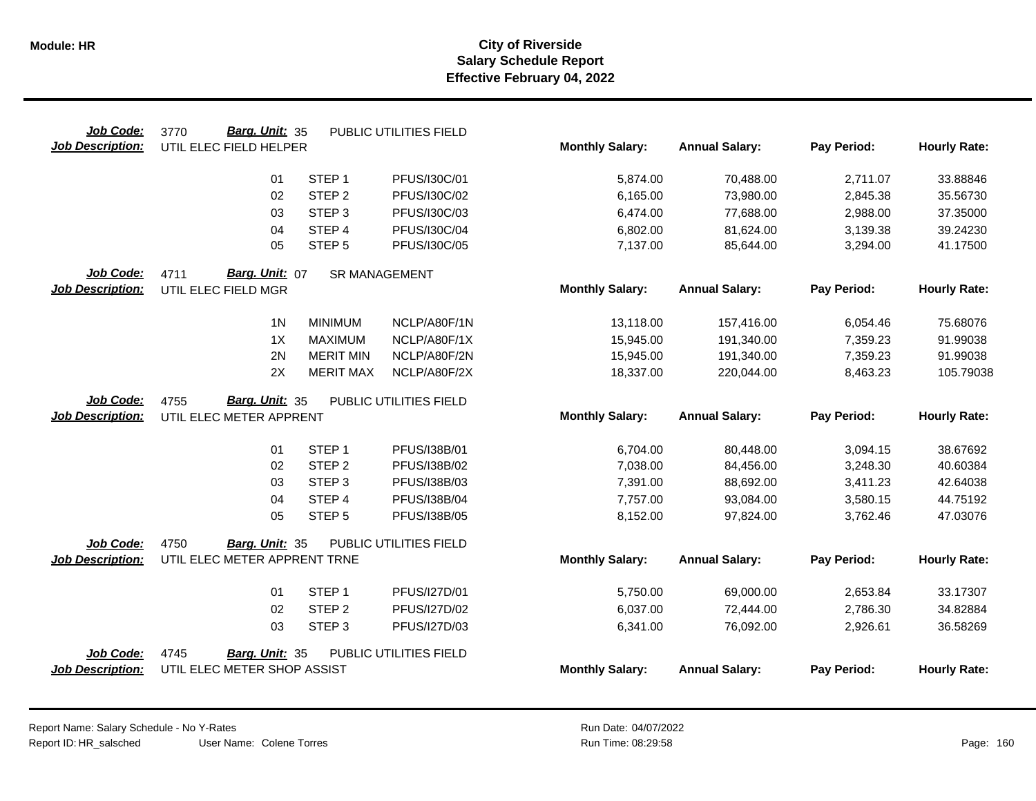**Module: HR**

# City of Riverside
## Salary Schedule Report
### Effective February 04, 2022

**Job Code:** 3770 **Barg. Unit:** 35 PUBLIC UTILITIES FIELD
**Job Description:** UTIL ELEC FIELD HELPER

| | | | Monthly Salary: | Annual Salary: | Pay Period: | Hourly Rate: |
|---|---|---|---|---|---|---|
| 01 | STEP 1 | PFUS/I30C/01 | 5,874.00 | 70,488.00 | 2,711.07 | 33.88846 |
| 02 | STEP 2 | PFUS/I30C/02 | 6,165.00 | 73,980.00 | 2,845.38 | 35.56730 |
| 03 | STEP 3 | PFUS/I30C/03 | 6,474.00 | 77,688.00 | 2,988.00 | 37.35000 |
| 04 | STEP 4 | PFUS/I30C/04 | 6,802.00 | 81,624.00 | 3,139.38 | 39.24230 |
| 05 | STEP 5 | PFUS/I30C/05 | 7,137.00 | 85,644.00 | 3,294.00 | 41.17500 |

**Job Code:** 4711 **Barg. Unit:** 07 SR MANAGEMENT
**Job Description:** UTIL ELEC FIELD MGR

| | | | Monthly Salary: | Annual Salary: | Pay Period: | Hourly Rate: |
|---|---|---|---|---|---|---|
| 1N | MINIMUM | NCLP/A80F/1N | 13,118.00 | 157,416.00 | 6,054.46 | 75.68076 |
| 1X | MAXIMUM | NCLP/A80F/1X | 15,945.00 | 191,340.00 | 7,359.23 | 91.99038 |
| 2N | MERIT MIN | NCLP/A80F/2N | 15,945.00 | 191,340.00 | 7,359.23 | 91.99038 |
| 2X | MERIT MAX | NCLP/A80F/2X | 18,337.00 | 220,044.00 | 8,463.23 | 105.79038 |

**Job Code:** 4755 **Barg. Unit:** 35 PUBLIC UTILITIES FIELD
**Job Description:** UTIL ELEC METER APPRENT

| | | | Monthly Salary: | Annual Salary: | Pay Period: | Hourly Rate: |
|---|---|---|---|---|---|---|
| 01 | STEP 1 | PFUS/I38B/01 | 6,704.00 | 80,448.00 | 3,094.15 | 38.67692 |
| 02 | STEP 2 | PFUS/I38B/02 | 7,038.00 | 84,456.00 | 3,248.30 | 40.60384 |
| 03 | STEP 3 | PFUS/I38B/03 | 7,391.00 | 88,692.00 | 3,411.23 | 42.64038 |
| 04 | STEP 4 | PFUS/I38B/04 | 7,757.00 | 93,084.00 | 3,580.15 | 44.75192 |
| 05 | STEP 5 | PFUS/I38B/05 | 8,152.00 | 97,824.00 | 3,762.46 | 47.03076 |

**Job Code:** 4750 **Barg. Unit:** 35 PUBLIC UTILITIES FIELD
**Job Description:** UTIL ELEC METER APPRENT TRNE

| | | | Monthly Salary: | Annual Salary: | Pay Period: | Hourly Rate: |
|---|---|---|---|---|---|---|
| 01 | STEP 1 | PFUS/I27D/01 | 5,750.00 | 69,000.00 | 2,653.84 | 33.17307 |
| 02 | STEP 2 | PFUS/I27D/02 | 6,037.00 | 72,444.00 | 2,786.30 | 34.82884 |
| 03 | STEP 3 | PFUS/I27D/03 | 6,341.00 | 76,092.00 | 2,926.61 | 36.58269 |

**Job Code:** 4745 **Barg. Unit:** 35 PUBLIC UTILITIES FIELD
**Job Description:** UTIL ELEC METER SHOP ASSIST

| | | | Monthly Salary: | Annual Salary: | Pay Period: | Hourly Rate: |
|---|---|---|---|---|---|---|

Report Name: Salary Schedule - No Y-Rates
Report ID: HR_salsched User Name: Colene Torres
Run Date: 04/07/2022
Run Time: 08:29:58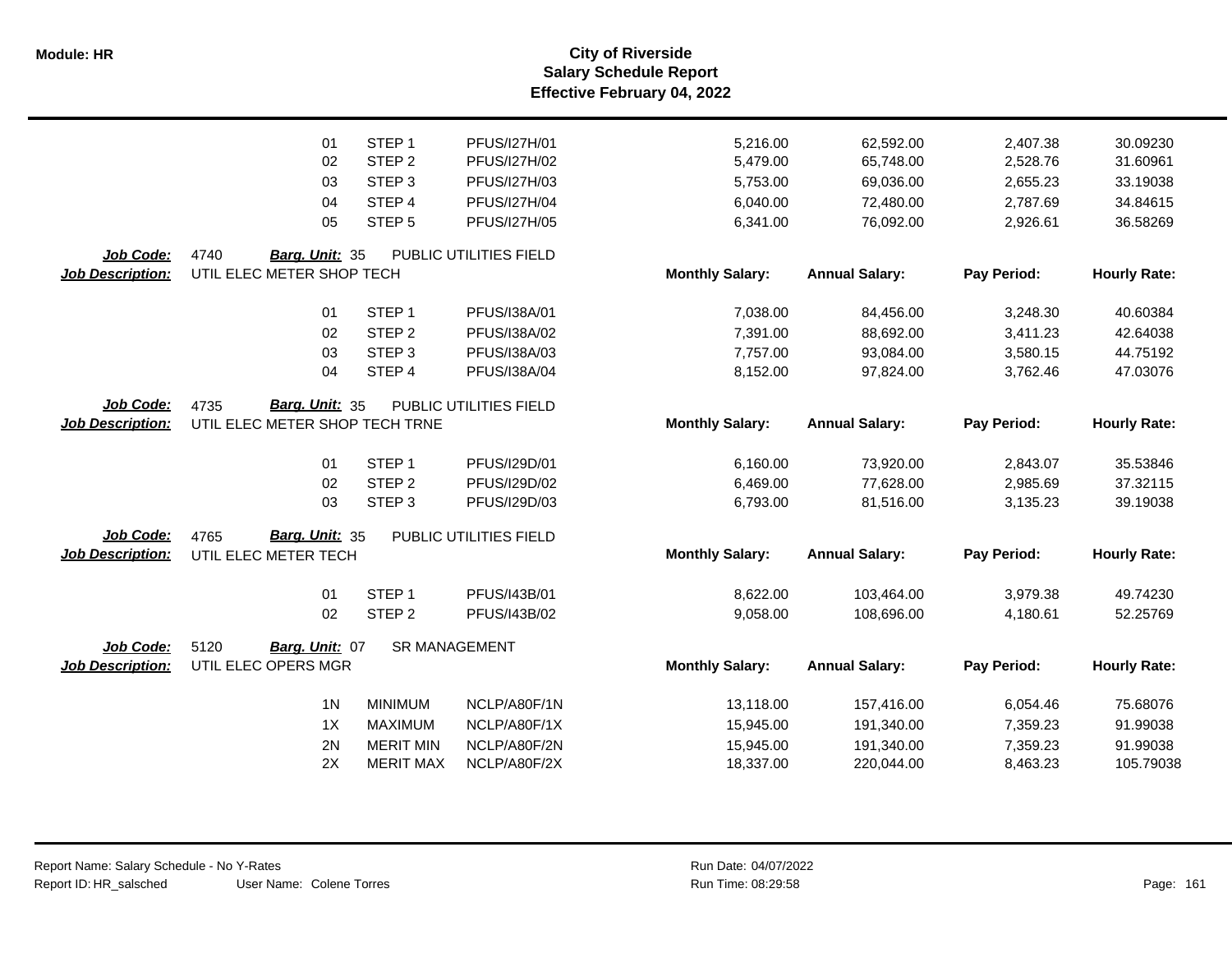# City of Riverside
## Salary Schedule Report
### Effective February 04, 2022

| | | | Monthly Salary | Annual Salary | Pay Period | Hourly Rate |
|---|---|---|---|---|---|---|
| 01 | STEP 1 | PFUS/I27H/01 | 5,216.00 | 62,592.00 | 2,407.38 | 30.09230 |
| 02 | STEP 2 | PFUS/I27H/02 | 5,479.00 | 65,748.00 | 2,528.76 | 31.60961 |
| 03 | STEP 3 | PFUS/I27H/03 | 5,753.00 | 69,036.00 | 2,655.23 | 33.19038 |
| 04 | STEP 4 | PFUS/I27H/04 | 6,040.00 | 72,480.00 | 2,787.69 | 34.84615 |
| 05 | STEP 5 | PFUS/I27H/05 | 6,341.00 | 76,092.00 | 2,926.61 | 36.58269 |

**Job Code:** 4740 **Barg. Unit:** 35 PUBLIC UTILITIES FIELD
**Job Description:** UTIL ELEC METER SHOP TECH

| | | | Monthly Salary: | Annual Salary: | Pay Period: | Hourly Rate: |
|---|---|---|---|---|---|---|
| 01 | STEP 1 | PFUS/I38A/01 | 7,038.00 | 84,456.00 | 3,248.30 | 40.60384 |
| 02 | STEP 2 | PFUS/I38A/02 | 7,391.00 | 88,692.00 | 3,411.23 | 42.64038 |
| 03 | STEP 3 | PFUS/I38A/03 | 7,757.00 | 93,084.00 | 3,580.15 | 44.75192 |
| 04 | STEP 4 | PFUS/I38A/04 | 8,152.00 | 97,824.00 | 3,762.46 | 47.03076 |

**Job Code:** 4735 **Barg. Unit:** 35 PUBLIC UTILITIES FIELD
**Job Description:** UTIL ELEC METER SHOP TECH TRNE

| | | | Monthly Salary: | Annual Salary: | Pay Period: | Hourly Rate: |
|---|---|---|---|---|---|---|
| 01 | STEP 1 | PFUS/I29D/01 | 6,160.00 | 73,920.00 | 2,843.07 | 35.53846 |
| 02 | STEP 2 | PFUS/I29D/02 | 6,469.00 | 77,628.00 | 2,985.69 | 37.32115 |
| 03 | STEP 3 | PFUS/I29D/03 | 6,793.00 | 81,516.00 | 3,135.23 | 39.19038 |

**Job Code:** 4765 **Barg. Unit:** 35 PUBLIC UTILITIES FIELD
**Job Description:** UTIL ELEC METER TECH

| | | | Monthly Salary: | Annual Salary: | Pay Period: | Hourly Rate: |
|---|---|---|---|---|---|---|
| 01 | STEP 1 | PFUS/I43B/01 | 8,622.00 | 103,464.00 | 3,979.38 | 49.74230 |
| 02 | STEP 2 | PFUS/I43B/02 | 9,058.00 | 108,696.00 | 4,180.61 | 52.25769 |

**Job Code:** 5120 **Barg. Unit:** 07 SR MANAGEMENT
**Job Description:** UTIL ELEC OPERS MGR

| | | | Monthly Salary: | Annual Salary: | Pay Period: | Hourly Rate: |
|---|---|---|---|---|---|---|
| 1N | MINIMUM | NCLP/A80F/1N | 13,118.00 | 157,416.00 | 6,054.46 | 75.68076 |
| 1X | MAXIMUM | NCLP/A80F/1X | 15,945.00 | 191,340.00 | 7,359.23 | 91.99038 |
| 2N | MERIT MIN | NCLP/A80F/2N | 15,945.00 | 191,340.00 | 7,359.23 | 91.99038 |
| 2X | MERIT MAX | NCLP/A80F/2X | 18,337.00 | 220,044.00 | 8,463.23 | 105.79038 |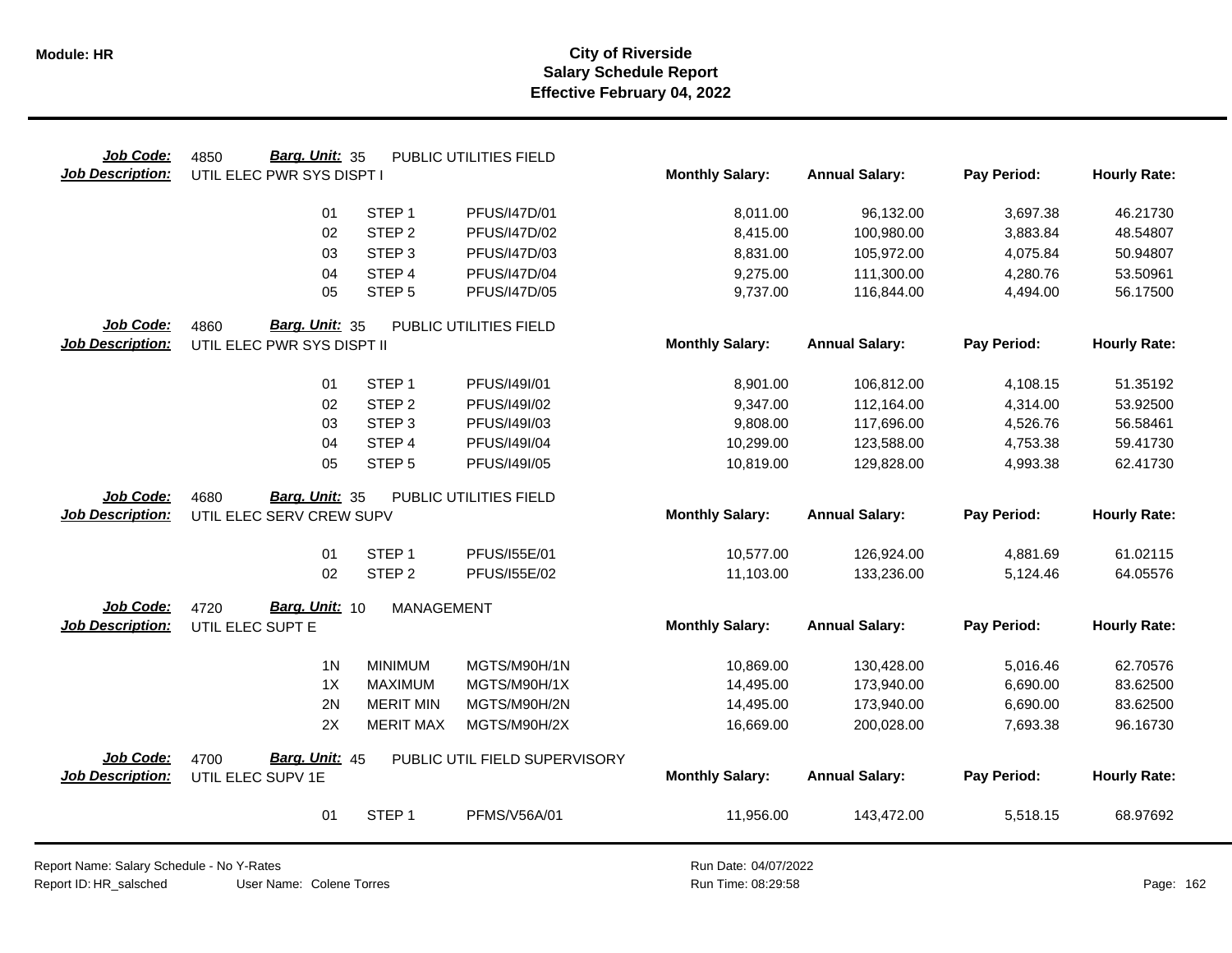# City of Riverside
## Salary Schedule Report
### Effective February 04, 2022

**Job Code:** 4850 **Barg. Unit:** 35 PUBLIC UTILITIES FIELD
**Job Description:** UTIL ELEC PWR SYS DISPT I

| | | | Monthly Salary: | Annual Salary: | Pay Period: | Hourly Rate: |
|---|---|---|---|---|---|---|
| 01 | STEP 1 | PFUS/I47D/01 | 8,011.00 | 96,132.00 | 3,697.38 | 46.21730 |
| 02 | STEP 2 | PFUS/I47D/02 | 8,415.00 | 100,980.00 | 3,883.84 | 48.54807 |
| 03 | STEP 3 | PFUS/I47D/03 | 8,831.00 | 105,972.00 | 4,075.84 | 50.94807 |
| 04 | STEP 4 | PFUS/I47D/04 | 9,275.00 | 111,300.00 | 4,280.76 | 53.50961 |
| 05 | STEP 5 | PFUS/I47D/05 | 9,737.00 | 116,844.00 | 4,494.00 | 56.17500 |

**Job Code:** 4860 **Barg. Unit:** 35 PUBLIC UTILITIES FIELD
**Job Description:** UTIL ELEC PWR SYS DISPT II

| | | | Monthly Salary: | Annual Salary: | Pay Period: | Hourly Rate: |
|---|---|---|---|---|---|---|
| 01 | STEP 1 | PFUS/I49I/01 | 8,901.00 | 106,812.00 | 4,108.15 | 51.35192 |
| 02 | STEP 2 | PFUS/I49I/02 | 9,347.00 | 112,164.00 | 4,314.00 | 53.92500 |
| 03 | STEP 3 | PFUS/I49I/03 | 9,808.00 | 117,696.00 | 4,526.76 | 56.58461 |
| 04 | STEP 4 | PFUS/I49I/04 | 10,299.00 | 123,588.00 | 4,753.38 | 59.41730 |
| 05 | STEP 5 | PFUS/I49I/05 | 10,819.00 | 129,828.00 | 4,993.38 | 62.41730 |

**Job Code:** 4680 **Barg. Unit:** 35 PUBLIC UTILITIES FIELD
**Job Description:** UTIL ELEC SERV CREW SUPV

| | | | Monthly Salary: | Annual Salary: | Pay Period: | Hourly Rate: |
|---|---|---|---|---|---|---|
| 01 | STEP 1 | PFUS/I55E/01 | 10,577.00 | 126,924.00 | 4,881.69 | 61.02115 |
| 02 | STEP 2 | PFUS/I55E/02 | 11,103.00 | 133,236.00 | 5,124.46 | 64.05576 |

**Job Code:** 4720 **Barg. Unit:** 10 MANAGEMENT
**Job Description:** UTIL ELEC SUPT E

| | | | Monthly Salary: | Annual Salary: | Pay Period: | Hourly Rate: |
|---|---|---|---|---|---|---|
| 1N | MINIMUM | MGTS/M90H/1N | 10,869.00 | 130,428.00 | 5,016.46 | 62.70576 |
| 1X | MAXIMUM | MGTS/M90H/1X | 14,495.00 | 173,940.00 | 6,690.00 | 83.62500 |
| 2N | MERIT MIN | MGTS/M90H/2N | 14,495.00 | 173,940.00 | 6,690.00 | 83.62500 |
| 2X | MERIT MAX | MGTS/M90H/2X | 16,669.00 | 200,028.00 | 7,693.38 | 96.16730 |

**Job Code:** 4700 **Barg. Unit:** 45 PUBLIC UTIL FIELD SUPERVISORY
**Job Description:** UTIL ELEC SUPV 1E

| | | | Monthly Salary: | Annual Salary: | Pay Period: | Hourly Rate: |
|---|---|---|---|---|---|---|
| 01 | STEP 1 | PFMS/V56A/01 | 11,956.00 | 143,472.00 | 5,518.15 | 68.97692 |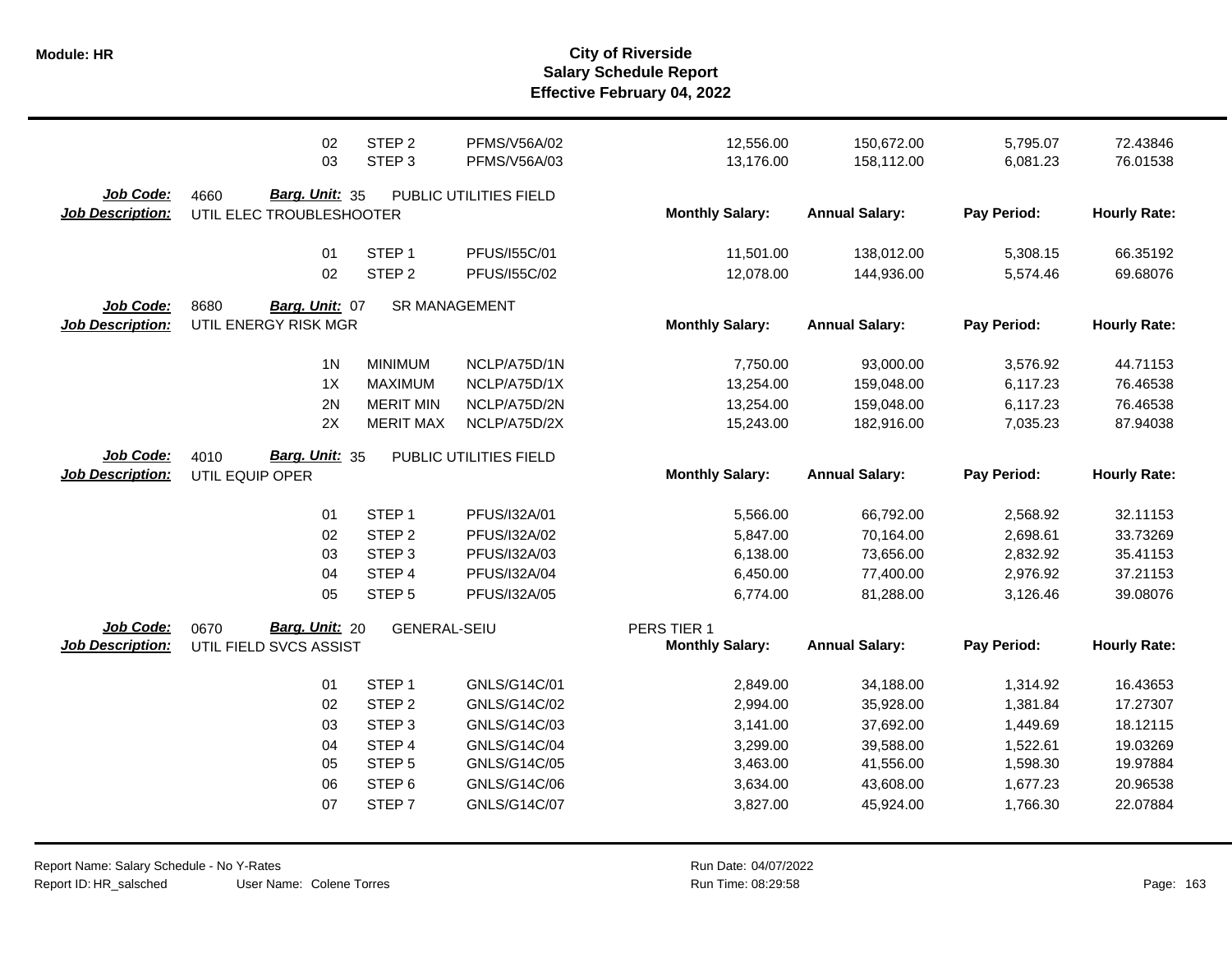# City of Riverside
## Salary Schedule Report
### Effective February 04, 2022

| | | | | Monthly Salary | Annual Salary | Pay Period | Hourly Rate |
|---|---|---|---|---|---|---|---|
| | 02 | STEP 2 | PFMS/V56A/02 | 12,556.00 | 150,672.00 | 5,795.07 | 72.43846 |
| | 03 | STEP 3 | PFMS/V56A/03 | 13,176.00 | 158,112.00 | 6,081.23 | 76.01538 |

**Job Code:** 4660 **Barg. Unit:** 35 PUBLIC UTILITIES FIELD
**Job Description:** UTIL ELEC TROUBLESHOOTER

| | | | Monthly Salary: | Annual Salary: | Pay Period: | Hourly Rate: |
|---|---|---|---|---|---|---|
| 01 | STEP 1 | PFUS/I55C/01 | 11,501.00 | 138,012.00 | 5,308.15 | 66.35192 |
| 02 | STEP 2 | PFUS/I55C/02 | 12,078.00 | 144,936.00 | 5,574.46 | 69.68076 |

**Job Code:** 8680 **Barg. Unit:** 07 SR MANAGEMENT
**Job Description:** UTIL ENERGY RISK MGR

| | | | Monthly Salary: | Annual Salary: | Pay Period: | Hourly Rate: |
|---|---|---|---|---|---|---|
| 1N | MINIMUM | NCLP/A75D/1N | 7,750.00 | 93,000.00 | 3,576.92 | 44.71153 |
| 1X | MAXIMUM | NCLP/A75D/1X | 13,254.00 | 159,048.00 | 6,117.23 | 76.46538 |
| 2N | MERIT MIN | NCLP/A75D/2N | 13,254.00 | 159,048.00 | 6,117.23 | 76.46538 |
| 2X | MERIT MAX | NCLP/A75D/2X | 15,243.00 | 182,916.00 | 7,035.23 | 87.94038 |

**Job Code:** 4010 **Barg. Unit:** 35 PUBLIC UTILITIES FIELD
**Job Description:** UTIL EQUIP OPER

| | | | Monthly Salary: | Annual Salary: | Pay Period: | Hourly Rate: |
|---|---|---|---|---|---|---|
| 01 | STEP 1 | PFUS/I32A/01 | 5,566.00 | 66,792.00 | 2,568.92 | 32.11153 |
| 02 | STEP 2 | PFUS/I32A/02 | 5,847.00 | 70,164.00 | 2,698.61 | 33.73269 |
| 03 | STEP 3 | PFUS/I32A/03 | 6,138.00 | 73,656.00 | 2,832.92 | 35.41153 |
| 04 | STEP 4 | PFUS/I32A/04 | 6,450.00 | 77,400.00 | 2,976.92 | 37.21153 |
| 05 | STEP 5 | PFUS/I32A/05 | 6,774.00 | 81,288.00 | 3,126.46 | 39.08076 |

**Job Code:** 0670 **Barg. Unit:** 20 GENERAL-SEIU PERS TIER 1
**Job Description:** UTIL FIELD SVCS ASSIST

| | | | Monthly Salary: | Annual Salary: | Pay Period: | Hourly Rate: |
|---|---|---|---|---|---|---|
| 01 | STEP 1 | GNLS/G14C/01 | 2,849.00 | 34,188.00 | 1,314.92 | 16.43653 |
| 02 | STEP 2 | GNLS/G14C/02 | 2,994.00 | 35,928.00 | 1,381.84 | 17.27307 |
| 03 | STEP 3 | GNLS/G14C/03 | 3,141.00 | 37,692.00 | 1,449.69 | 18.12115 |
| 04 | STEP 4 | GNLS/G14C/04 | 3,299.00 | 39,588.00 | 1,522.61 | 19.03269 |
| 05 | STEP 5 | GNLS/G14C/05 | 3,463.00 | 41,556.00 | 1,598.30 | 19.97884 |
| 06 | STEP 6 | GNLS/G14C/06 | 3,634.00 | 43,608.00 | 1,677.23 | 20.96538 |
| 07 | STEP 7 | GNLS/G14C/07 | 3,827.00 | 45,924.00 | 1,766.30 | 22.07884 |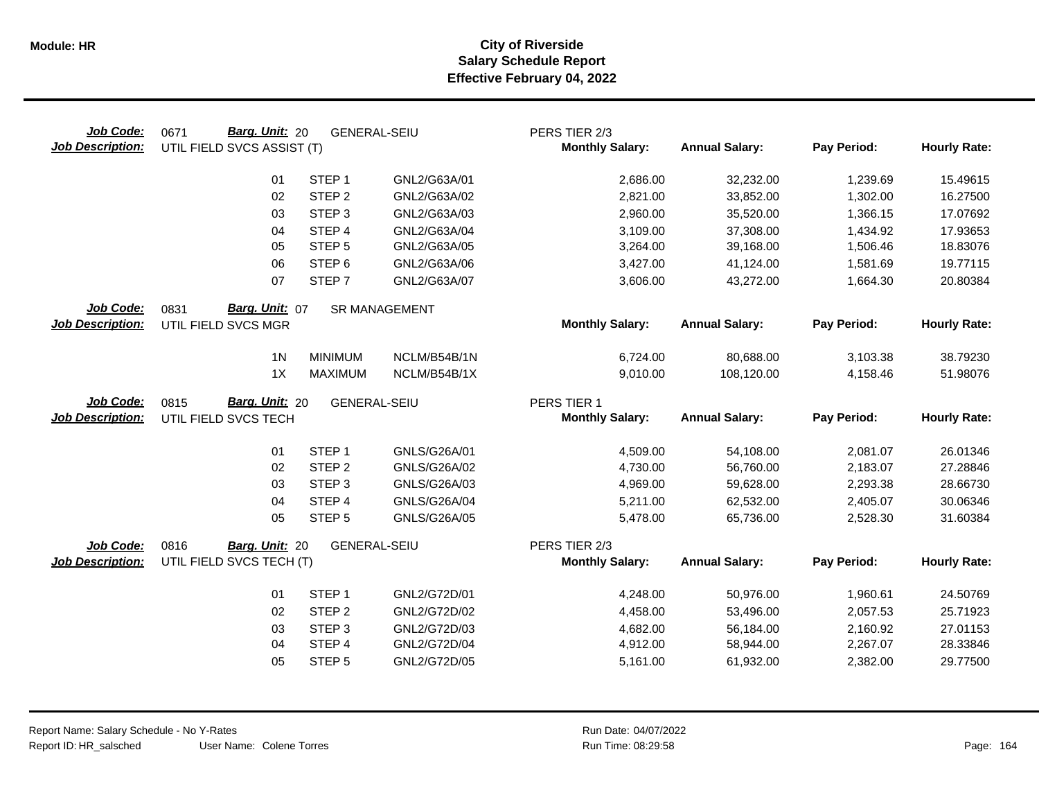**Module: HR**

# City of Riverside
## Salary Schedule Report
### Effective February 04, 2022

**Job Code:** 0671 **Barg. Unit:** 20 GENERAL-SEIU PERS TIER 2/3
**Job Description:** UTIL FIELD SVCS ASSIST (T)

| | | | Monthly Salary: | Annual Salary: | Pay Period: | Hourly Rate: |
|---|---|---|---|---|---|---|
| 01 | STEP 1 | GNL2/G63A/01 | 2,686.00 | 32,232.00 | 1,239.69 | 15.49615 |
| 02 | STEP 2 | GNL2/G63A/02 | 2,821.00 | 33,852.00 | 1,302.00 | 16.27500 |
| 03 | STEP 3 | GNL2/G63A/03 | 2,960.00 | 35,520.00 | 1,366.15 | 17.07692 |
| 04 | STEP 4 | GNL2/G63A/04 | 3,109.00 | 37,308.00 | 1,434.92 | 17.93653 |
| 05 | STEP 5 | GNL2/G63A/05 | 3,264.00 | 39,168.00 | 1,506.46 | 18.83076 |
| 06 | STEP 6 | GNL2/G63A/06 | 3,427.00 | 41,124.00 | 1,581.69 | 19.77115 |
| 07 | STEP 7 | GNL2/G63A/07 | 3,606.00 | 43,272.00 | 1,664.30 | 20.80384 |

**Job Code:** 0831 **Barg. Unit:** 07 SR MANAGEMENT
**Job Description:** UTIL FIELD SVCS MGR

| | | | Monthly Salary: | Annual Salary: | Pay Period: | Hourly Rate: |
|---|---|---|---|---|---|---|
| 1N | MINIMUM | NCLM/B54B/1N | 6,724.00 | 80,688.00 | 3,103.38 | 38.79230 |
| 1X | MAXIMUM | NCLM/B54B/1X | 9,010.00 | 108,120.00 | 4,158.46 | 51.98076 |

**Job Code:** 0815 **Barg. Unit:** 20 GENERAL-SEIU PERS TIER 1
**Job Description:** UTIL FIELD SVCS TECH

| | | | Monthly Salary: | Annual Salary: | Pay Period: | Hourly Rate: |
|---|---|---|---|---|---|---|
| 01 | STEP 1 | GNLS/G26A/01 | 4,509.00 | 54,108.00 | 2,081.07 | 26.01346 |
| 02 | STEP 2 | GNLS/G26A/02 | 4,730.00 | 56,760.00 | 2,183.07 | 27.28846 |
| 03 | STEP 3 | GNLS/G26A/03 | 4,969.00 | 59,628.00 | 2,293.38 | 28.66730 |
| 04 | STEP 4 | GNLS/G26A/04 | 5,211.00 | 62,532.00 | 2,405.07 | 30.06346 |
| 05 | STEP 5 | GNLS/G26A/05 | 5,478.00 | 65,736.00 | 2,528.30 | 31.60384 |

**Job Code:** 0816 **Barg. Unit:** 20 GENERAL-SEIU PERS TIER 2/3
**Job Description:** UTIL FIELD SVCS TECH (T)

| | | | Monthly Salary: | Annual Salary: | Pay Period: | Hourly Rate: |
|---|---|---|---|---|---|---|
| 01 | STEP 1 | GNL2/G72D/01 | 4,248.00 | 50,976.00 | 1,960.61 | 24.50769 |
| 02 | STEP 2 | GNL2/G72D/02 | 4,458.00 | 53,496.00 | 2,057.53 | 25.71923 |
| 03 | STEP 3 | GNL2/G72D/03 | 4,682.00 | 56,184.00 | 2,160.92 | 27.01153 |
| 04 | STEP 4 | GNL2/G72D/04 | 4,912.00 | 58,944.00 | 2,267.07 | 28.33846 |
| 05 | STEP 5 | GNL2/G72D/05 | 5,161.00 | 61,932.00 | 2,382.00 | 29.77500 |

Report Name: Salary Schedule - No Y-Rates
Report ID: HR_salsched User Name: Colene Torres
Run Date: 04/07/2022
Run Time: 08:29:58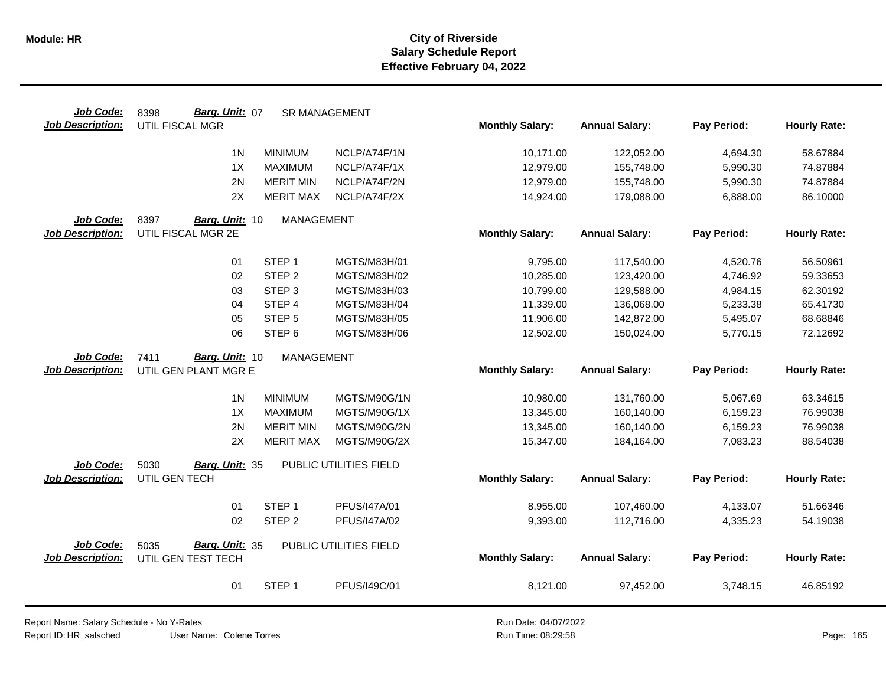**Module: HR**

# City of Riverside
## Salary Schedule Report
### Effective February 04, 2022

**Job Code:** 8398 **Barg. Unit:** 07 SR MANAGEMENT
**Job Description:** UTIL FISCAL MGR

| | | | Monthly Salary: | Annual Salary: | Pay Period: | Hourly Rate: |
|---|---|---|---|---|---|---|
| 1N | MINIMUM | NCLP/A74F/1N | 10,171.00 | 122,052.00 | 4,694.30 | 58.67884 |
| 1X | MAXIMUM | NCLP/A74F/1X | 12,979.00 | 155,748.00 | 5,990.30 | 74.87884 |
| 2N | MERIT MIN | NCLP/A74F/2N | 12,979.00 | 155,748.00 | 5,990.30 | 74.87884 |
| 2X | MERIT MAX | NCLP/A74F/2X | 14,924.00 | 179,088.00 | 6,888.00 | 86.10000 |

**Job Code:** 8397 **Barg. Unit:** 10 MANAGEMENT
**Job Description:** UTIL FISCAL MGR 2E

| | | | Monthly Salary: | Annual Salary: | Pay Period: | Hourly Rate: |
|---|---|---|---|---|---|---|
| 01 | STEP 1 | MGTS/M83H/01 | 9,795.00 | 117,540.00 | 4,520.76 | 56.50961 |
| 02 | STEP 2 | MGTS/M83H/02 | 10,285.00 | 123,420.00 | 4,746.92 | 59.33653 |
| 03 | STEP 3 | MGTS/M83H/03 | 10,799.00 | 129,588.00 | 4,984.15 | 62.30192 |
| 04 | STEP 4 | MGTS/M83H/04 | 11,339.00 | 136,068.00 | 5,233.38 | 65.41730 |
| 05 | STEP 5 | MGTS/M83H/05 | 11,906.00 | 142,872.00 | 5,495.07 | 68.68846 |
| 06 | STEP 6 | MGTS/M83H/06 | 12,502.00 | 150,024.00 | 5,770.15 | 72.12692 |

**Job Code:** 7411 **Barg. Unit:** 10 MANAGEMENT
**Job Description:** UTIL GEN PLANT MGR E

| | | | Monthly Salary: | Annual Salary: | Pay Period: | Hourly Rate: |
|---|---|---|---|---|---|---|
| 1N | MINIMUM | MGTS/M90G/1N | 10,980.00 | 131,760.00 | 5,067.69 | 63.34615 |
| 1X | MAXIMUM | MGTS/M90G/1X | 13,345.00 | 160,140.00 | 6,159.23 | 76.99038 |
| 2N | MERIT MIN | MGTS/M90G/2N | 13,345.00 | 160,140.00 | 6,159.23 | 76.99038 |
| 2X | MERIT MAX | MGTS/M90G/2X | 15,347.00 | 184,164.00 | 7,083.23 | 88.54038 |

**Job Code:** 5030 **Barg. Unit:** 35 PUBLIC UTILITIES FIELD
**Job Description:** UTIL GEN TECH

| | | | Monthly Salary: | Annual Salary: | Pay Period: | Hourly Rate: |
|---|---|---|---|---|---|---|
| 01 | STEP 1 | PFUS/I47A/01 | 8,955.00 | 107,460.00 | 4,133.07 | 51.66346 |
| 02 | STEP 2 | PFUS/I47A/02 | 9,393.00 | 112,716.00 | 4,335.23 | 54.19038 |

**Job Code:** 5035 **Barg. Unit:** 35 PUBLIC UTILITIES FIELD
**Job Description:** UTIL GEN TEST TECH

| | | | Monthly Salary: | Annual Salary: | Pay Period: | Hourly Rate: |
|---|---|---|---|---|---|---|
| 01 | STEP 1 | PFUS/I49C/01 | 8,121.00 | 97,452.00 | 3,748.15 | 46.85192 |

Report Name: Salary Schedule - No Y-Rates
Report ID: HR_salsched User Name: Colene Torres
Run Date: 04/07/2022
Run Time: 08:29:58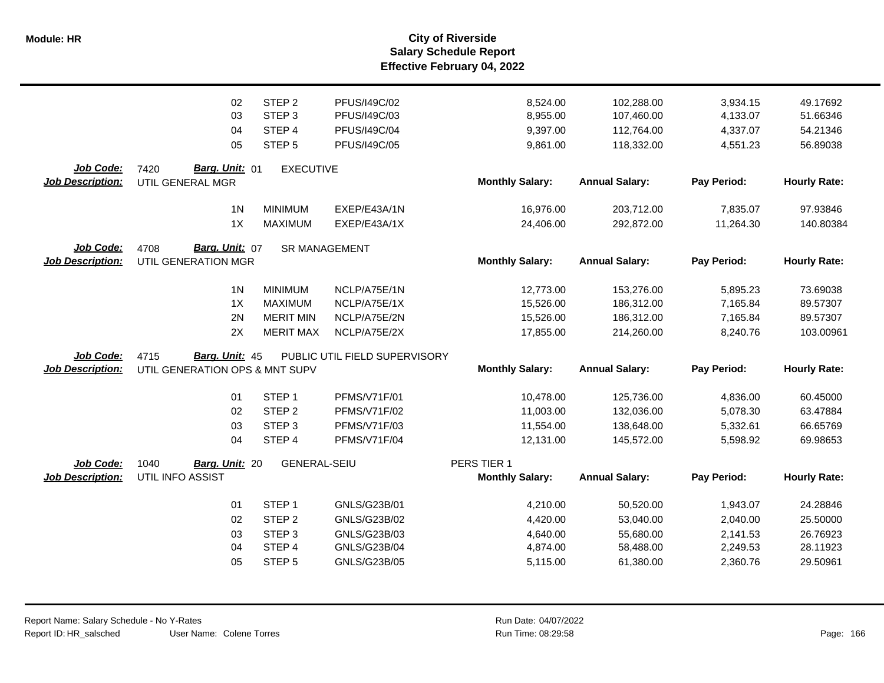# City of Riverside
## Salary Schedule Report
### Effective February 04, 2022

| | | | | Monthly Salary | Annual Salary | Pay Period | Hourly Rate |
|---|---|---|---|---|---|---|---|
| | 02 | STEP 2 | PFUS/I49C/02 | 8,524.00 | 102,288.00 | 3,934.15 | 49.17692 |
| | 03 | STEP 3 | PFUS/I49C/03 | 8,955.00 | 107,460.00 | 4,133.07 | 51.66346 |
| | 04 | STEP 4 | PFUS/I49C/04 | 9,397.00 | 112,764.00 | 4,337.07 | 54.21346 |
| | 05 | STEP 5 | PFUS/I49C/05 | 9,861.00 | 118,332.00 | 4,551.23 | 56.89038 |

**Job Code:** 7420 **Barg. Unit:** 01 EXECUTIVE
**Job Description:** UTIL GENERAL MGR

| | | | Monthly Salary: | Annual Salary: | Pay Period: | Hourly Rate: |
|---|---|---|---|---|---|---|
| 1N | MINIMUM | EXEP/E43A/1N | 16,976.00 | 203,712.00 | 7,835.07 | 97.93846 |
| 1X | MAXIMUM | EXEP/E43A/1X | 24,406.00 | 292,872.00 | 11,264.30 | 140.80384 |

**Job Code:** 4708 **Barg. Unit:** 07 SR MANAGEMENT
**Job Description:** UTIL GENERATION MGR

| | | | Monthly Salary: | Annual Salary: | Pay Period: | Hourly Rate: |
|---|---|---|---|---|---|---|
| 1N | MINIMUM | NCLP/A75E/1N | 12,773.00 | 153,276.00 | 5,895.23 | 73.69038 |
| 1X | MAXIMUM | NCLP/A75E/1X | 15,526.00 | 186,312.00 | 7,165.84 | 89.57307 |
| 2N | MERIT MIN | NCLP/A75E/2N | 15,526.00 | 186,312.00 | 7,165.84 | 89.57307 |
| 2X | MERIT MAX | NCLP/A75E/2X | 17,855.00 | 214,260.00 | 8,240.76 | 103.00961 |

**Job Code:** 4715 **Barg. Unit:** 45 PUBLIC UTIL FIELD SUPERVISORY
**Job Description:** UTIL GENERATION OPS & MNT SUPV

| | | | Monthly Salary: | Annual Salary: | Pay Period: | Hourly Rate: |
|---|---|---|---|---|---|---|
| 01 | STEP 1 | PFMS/V71F/01 | 10,478.00 | 125,736.00 | 4,836.00 | 60.45000 |
| 02 | STEP 2 | PFMS/V71F/02 | 11,003.00 | 132,036.00 | 5,078.30 | 63.47884 |
| 03 | STEP 3 | PFMS/V71F/03 | 11,554.00 | 138,648.00 | 5,332.61 | 66.65769 |
| 04 | STEP 4 | PFMS/V71F/04 | 12,131.00 | 145,572.00 | 5,598.92 | 69.98653 |

**Job Code:** 1040 **Barg. Unit:** 20 GENERAL-SEIU PERS TIER 1
**Job Description:** UTIL INFO ASSIST

| | | | Monthly Salary: | Annual Salary: | Pay Period: | Hourly Rate: |
|---|---|---|---|---|---|---|
| 01 | STEP 1 | GNLS/G23B/01 | 4,210.00 | 50,520.00 | 1,943.07 | 24.28846 |
| 02 | STEP 2 | GNLS/G23B/02 | 4,420.00 | 53,040.00 | 2,040.00 | 25.50000 |
| 03 | STEP 3 | GNLS/G23B/03 | 4,640.00 | 55,680.00 | 2,141.53 | 26.76923 |
| 04 | STEP 4 | GNLS/G23B/04 | 4,874.00 | 58,488.00 | 2,249.53 | 28.11923 |
| 05 | STEP 5 | GNLS/G23B/05 | 5,115.00 | 61,380.00 | 2,360.76 | 29.50961 |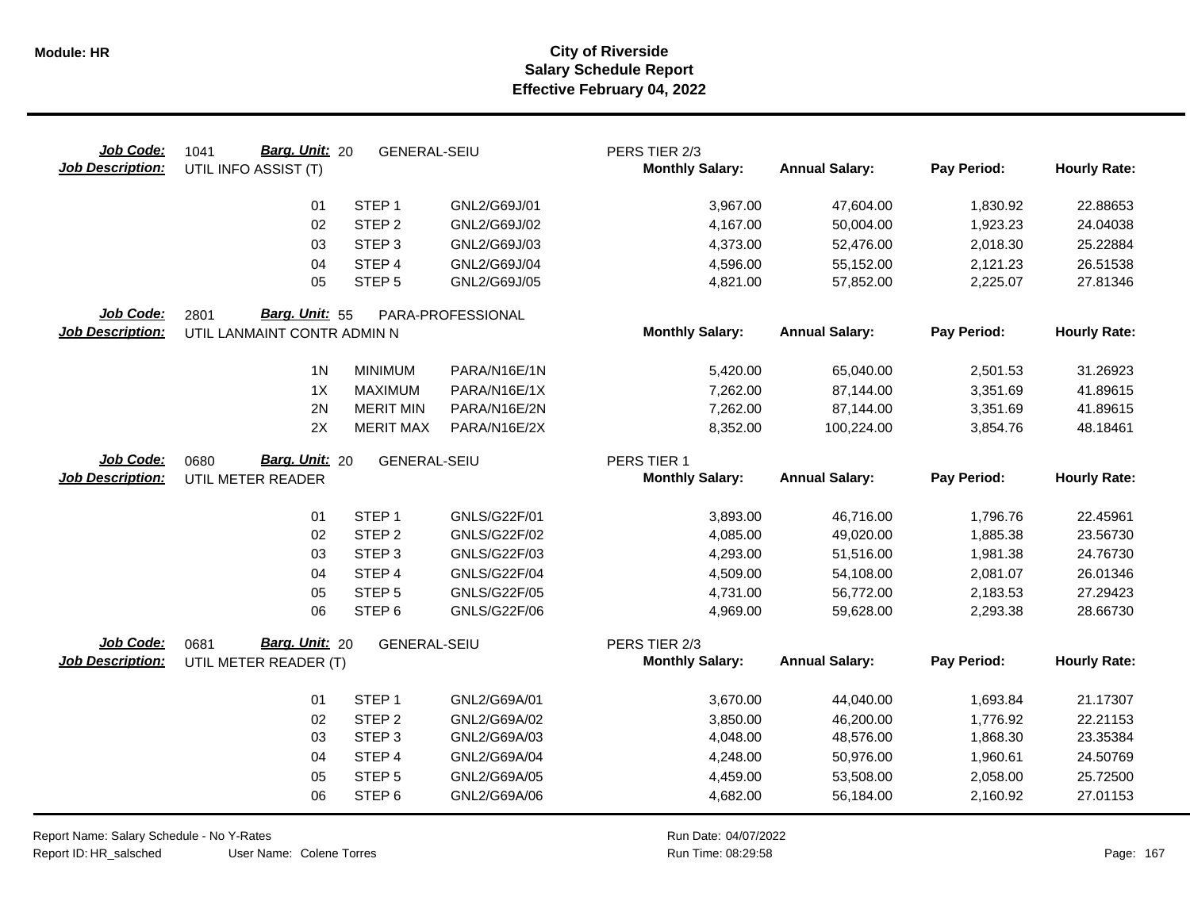# City of Riverside
## Salary Schedule Report
### Effective February 04, 2022

**Job Code:** 1041 **Barg. Unit:** 20 GENERAL-SEIU PERS TIER 2/3
**Job Description:** UTIL INFO ASSIST (T)

| | | | Monthly Salary: | Annual Salary: | Pay Period: | Hourly Rate: |
|---|---|---|---|---|---|---|
| 01 | STEP 1 | GNL2/G69J/01 | 3,967.00 | 47,604.00 | 1,830.92 | 22.88653 |
| 02 | STEP 2 | GNL2/G69J/02 | 4,167.00 | 50,004.00 | 1,923.23 | 24.04038 |
| 03 | STEP 3 | GNL2/G69J/03 | 4,373.00 | 52,476.00 | 2,018.30 | 25.22884 |
| 04 | STEP 4 | GNL2/G69J/04 | 4,596.00 | 55,152.00 | 2,121.23 | 26.51538 |
| 05 | STEP 5 | GNL2/G69J/05 | 4,821.00 | 57,852.00 | 2,225.07 | 27.81346 |

**Job Code:** 2801 **Barg. Unit:** 55 PARA-PROFESSIONAL
**Job Description:** UTIL LANMAINT CONTR ADMIN N

| | | | Monthly Salary: | Annual Salary: | Pay Period: | Hourly Rate: |
|---|---|---|---|---|---|---|
| 1N | MINIMUM | PARA/N16E/1N | 5,420.00 | 65,040.00 | 2,501.53 | 31.26923 |
| 1X | MAXIMUM | PARA/N16E/1X | 7,262.00 | 87,144.00 | 3,351.69 | 41.89615 |
| 2N | MERIT MIN | PARA/N16E/2N | 7,262.00 | 87,144.00 | 3,351.69 | 41.89615 |
| 2X | MERIT MAX | PARA/N16E/2X | 8,352.00 | 100,224.00 | 3,854.76 | 48.18461 |

**Job Code:** 0680 **Barg. Unit:** 20 GENERAL-SEIU PERS TIER 1
**Job Description:** UTIL METER READER

| | | | Monthly Salary: | Annual Salary: | Pay Period: | Hourly Rate: |
|---|---|---|---|---|---|---|
| 01 | STEP 1 | GNLS/G22F/01 | 3,893.00 | 46,716.00 | 1,796.76 | 22.45961 |
| 02 | STEP 2 | GNLS/G22F/02 | 4,085.00 | 49,020.00 | 1,885.38 | 23.56730 |
| 03 | STEP 3 | GNLS/G22F/03 | 4,293.00 | 51,516.00 | 1,981.38 | 24.76730 |
| 04 | STEP 4 | GNLS/G22F/04 | 4,509.00 | 54,108.00 | 2,081.07 | 26.01346 |
| 05 | STEP 5 | GNLS/G22F/05 | 4,731.00 | 56,772.00 | 2,183.53 | 27.29423 |
| 06 | STEP 6 | GNLS/G22F/06 | 4,969.00 | 59,628.00 | 2,293.38 | 28.66730 |

**Job Code:** 0681 **Barg. Unit:** 20 GENERAL-SEIU PERS TIER 2/3
**Job Description:** UTIL METER READER (T)

| | | | Monthly Salary: | Annual Salary: | Pay Period: | Hourly Rate: |
|---|---|---|---|---|---|---|
| 01 | STEP 1 | GNL2/G69A/01 | 3,670.00 | 44,040.00 | 1,693.84 | 21.17307 |
| 02 | STEP 2 | GNL2/G69A/02 | 3,850.00 | 46,200.00 | 1,776.92 | 22.21153 |
| 03 | STEP 3 | GNL2/G69A/03 | 4,048.00 | 48,576.00 | 1,868.30 | 23.35384 |
| 04 | STEP 4 | GNL2/G69A/04 | 4,248.00 | 50,976.00 | 1,960.61 | 24.50769 |
| 05 | STEP 5 | GNL2/G69A/05 | 4,459.00 | 53,508.00 | 2,058.00 | 25.72500 |
| 06 | STEP 6 | GNL2/G69A/06 | 4,682.00 | 56,184.00 | 2,160.92 | 27.01153 |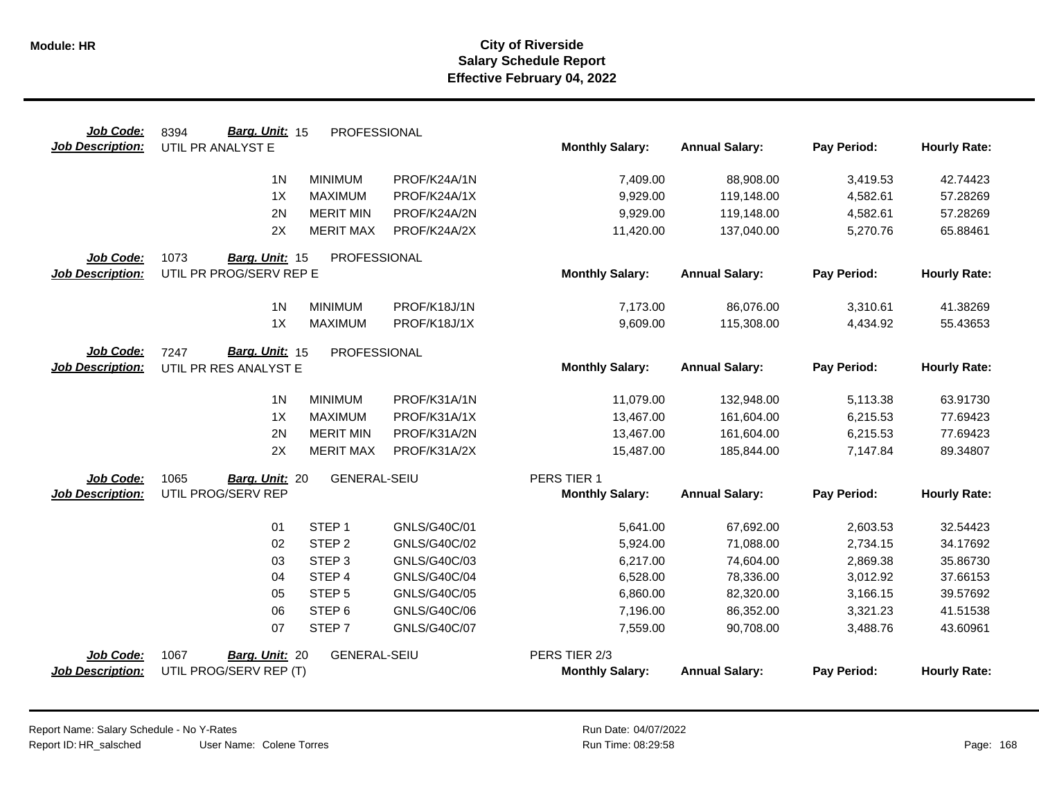# City of Riverside
## Salary Schedule Report
### Effective February 04, 2022

**Job Code:** 8394 **Barg. Unit:** 15 PROFESSIONAL
**Job Description:** UTIL PR ANALYST E

| | | | Monthly Salary: | Annual Salary: | Pay Period: | Hourly Rate: |
|---|---|---|---|---|---|---|
| 1N | MINIMUM | PROF/K24A/1N | 7,409.00 | 88,908.00 | 3,419.53 | 42.74423 |
| 1X | MAXIMUM | PROF/K24A/1X | 9,929.00 | 119,148.00 | 4,582.61 | 57.28269 |
| 2N | MERIT MIN | PROF/K24A/2N | 9,929.00 | 119,148.00 | 4,582.61 | 57.28269 |
| 2X | MERIT MAX | PROF/K24A/2X | 11,420.00 | 137,040.00 | 5,270.76 | 65.88461 |

**Job Code:** 1073 **Barg. Unit:** 15 PROFESSIONAL
**Job Description:** UTIL PR PROG/SERV REP E

| | | | Monthly Salary: | Annual Salary: | Pay Period: | Hourly Rate: |
|---|---|---|---|---|---|---|
| 1N | MINIMUM | PROF/K18J/1N | 7,173.00 | 86,076.00 | 3,310.61 | 41.38269 |
| 1X | MAXIMUM | PROF/K18J/1X | 9,609.00 | 115,308.00 | 4,434.92 | 55.43653 |

**Job Code:** 7247 **Barg. Unit:** 15 PROFESSIONAL
**Job Description:** UTIL PR RES ANALYST E

| | | | Monthly Salary: | Annual Salary: | Pay Period: | Hourly Rate: |
|---|---|---|---|---|---|---|
| 1N | MINIMUM | PROF/K31A/1N | 11,079.00 | 132,948.00 | 5,113.38 | 63.91730 |
| 1X | MAXIMUM | PROF/K31A/1X | 13,467.00 | 161,604.00 | 6,215.53 | 77.69423 |
| 2N | MERIT MIN | PROF/K31A/2N | 13,467.00 | 161,604.00 | 6,215.53 | 77.69423 |
| 2X | MERIT MAX | PROF/K31A/2X | 15,487.00 | 185,844.00 | 7,147.84 | 89.34807 |

**Job Code:** 1065 **Barg. Unit:** 20 GENERAL-SEIU
**Job Description:** UTIL PROG/SERV REP
PERS TIER 1

| | | | Monthly Salary: | Annual Salary: | Pay Period: | Hourly Rate: |
|---|---|---|---|---|---|---|
| 01 | STEP 1 | GNLS/G40C/01 | 5,641.00 | 67,692.00 | 2,603.53 | 32.54423 |
| 02 | STEP 2 | GNLS/G40C/02 | 5,924.00 | 71,088.00 | 2,734.15 | 34.17692 |
| 03 | STEP 3 | GNLS/G40C/03 | 6,217.00 | 74,604.00 | 2,869.38 | 35.86730 |
| 04 | STEP 4 | GNLS/G40C/04 | 6,528.00 | 78,336.00 | 3,012.92 | 37.66153 |
| 05 | STEP 5 | GNLS/G40C/05 | 6,860.00 | 82,320.00 | 3,166.15 | 39.57692 |
| 06 | STEP 6 | GNLS/G40C/06 | 7,196.00 | 86,352.00 | 3,321.23 | 41.51538 |
| 07 | STEP 7 | GNLS/G40C/07 | 7,559.00 | 90,708.00 | 3,488.76 | 43.60961 |

**Job Code:** 1067 **Barg. Unit:** 20 GENERAL-SEIU
**Job Description:** UTIL PROG/SERV REP (T)
PERS TIER 2/3

| | | | Monthly Salary: | Annual Salary: | Pay Period: | Hourly Rate: |
|---|---|---|---|---|---|---|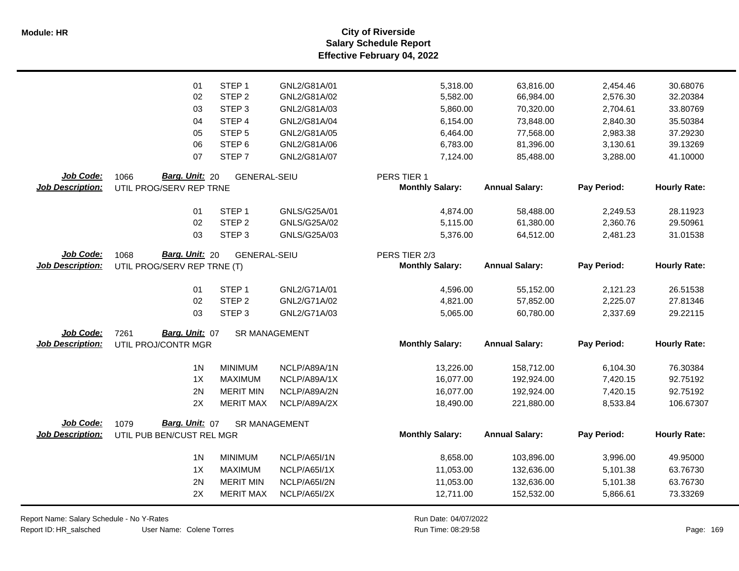# City of Riverside
## Salary Schedule Report
### Effective February 04, 2022

| | | | | Monthly Salary | Annual Salary | Pay Period | Hourly Rate |
|---|---|---|---|---|---|---|---|
| | 01 | STEP 1 | GNL2/G81A/01 | 5,318.00 | 63,816.00 | 2,454.46 | 30.68076 |
| | 02 | STEP 2 | GNL2/G81A/02 | 5,582.00 | 66,984.00 | 2,576.30 | 32.20384 |
| | 03 | STEP 3 | GNL2/G81A/03 | 5,860.00 | 70,320.00 | 2,704.61 | 33.80769 |
| | 04 | STEP 4 | GNL2/G81A/04 | 6,154.00 | 73,848.00 | 2,840.30 | 35.50384 |
| | 05 | STEP 5 | GNL2/G81A/05 | 6,464.00 | 77,568.00 | 2,983.38 | 37.29230 |
| | 06 | STEP 6 | GNL2/G81A/06 | 6,783.00 | 81,396.00 | 3,130.61 | 39.13269 |
| | 07 | STEP 7 | GNL2/G81A/07 | 7,124.00 | 85,488.00 | 3,288.00 | 41.10000 |

**Job Code:** 1066 **Barg. Unit:** 20 GENERAL-SEIU — PERS TIER 1
**Job Description:** UTIL PROG/SERV REP TRNE

| | | | Monthly Salary: | Annual Salary: | Pay Period: | Hourly Rate: |
|---|---|---|---|---|---|---|
| 01 | STEP 1 | GNLS/G25A/01 | 4,874.00 | 58,488.00 | 2,249.53 | 28.11923 |
| 02 | STEP 2 | GNLS/G25A/02 | 5,115.00 | 61,380.00 | 2,360.76 | 29.50961 |
| 03 | STEP 3 | GNLS/G25A/03 | 5,376.00 | 64,512.00 | 2,481.23 | 31.01538 |

**Job Code:** 1068 **Barg. Unit:** 20 GENERAL-SEIU — PERS TIER 2/3
**Job Description:** UTIL PROG/SERV REP TRNE (T)

| | | | Monthly Salary: | Annual Salary: | Pay Period: | Hourly Rate: |
|---|---|---|---|---|---|---|
| 01 | STEP 1 | GNL2/G71A/01 | 4,596.00 | 55,152.00 | 2,121.23 | 26.51538 |
| 02 | STEP 2 | GNL2/G71A/02 | 4,821.00 | 57,852.00 | 2,225.07 | 27.81346 |
| 03 | STEP 3 | GNL2/G71A/03 | 5,065.00 | 60,780.00 | 2,337.69 | 29.22115 |

**Job Code:** 7261 **Barg. Unit:** 07 SR MANAGEMENT
**Job Description:** UTIL PROJ/CONTR MGR

| | | | Monthly Salary: | Annual Salary: | Pay Period: | Hourly Rate: |
|---|---|---|---|---|---|---|
| 1N | MINIMUM | NCLP/A89A/1N | 13,226.00 | 158,712.00 | 6,104.30 | 76.30384 |
| 1X | MAXIMUM | NCLP/A89A/1X | 16,077.00 | 192,924.00 | 7,420.15 | 92.75192 |
| 2N | MERIT MIN | NCLP/A89A/2N | 16,077.00 | 192,924.00 | 7,420.15 | 92.75192 |
| 2X | MERIT MAX | NCLP/A89A/2X | 18,490.00 | 221,880.00 | 8,533.84 | 106.67307 |

**Job Code:** 1079 **Barg. Unit:** 07 SR MANAGEMENT
**Job Description:** UTIL PUB BEN/CUST REL MGR

| | | | Monthly Salary: | Annual Salary: | Pay Period: | Hourly Rate: |
|---|---|---|---|---|---|---|
| 1N | MINIMUM | NCLP/A65I/1N | 8,658.00 | 103,896.00 | 3,996.00 | 49.95000 |
| 1X | MAXIMUM | NCLP/A65I/1X | 11,053.00 | 132,636.00 | 5,101.38 | 63.76730 |
| 2N | MERIT MIN | NCLP/A65I/2N | 11,053.00 | 132,636.00 | 5,101.38 | 63.76730 |
| 2X | MERIT MAX | NCLP/A65I/2X | 12,711.00 | 152,532.00 | 5,866.61 | 73.33269 |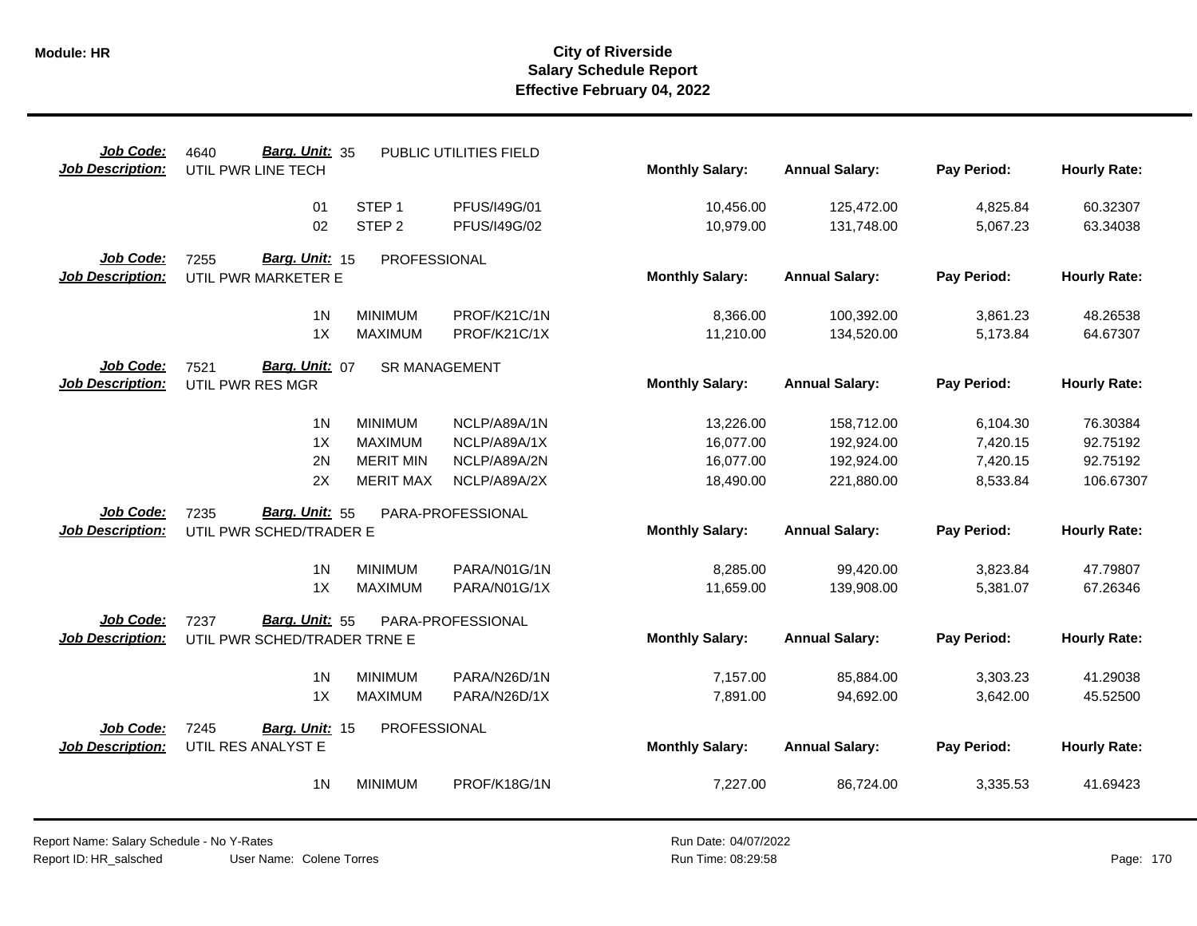**Module: HR**

# City of Riverside
## Salary Schedule Report
### Effective February 04, 2022

**Job Code:** 4640 **Barg. Unit:** 35 PUBLIC UTILITIES FIELD
**Job Description:** UTIL PWR LINE TECH

| Step | Description | Code | Monthly Salary | Annual Salary | Pay Period | Hourly Rate |
|---|---|---|---|---|---|---|
| 01 | STEP 1 | PFUS/I49G/01 | 10,456.00 | 125,472.00 | 4,825.84 | 60.32307 |
| 02 | STEP 2 | PFUS/I49G/02 | 10,979.00 | 131,748.00 | 5,067.23 | 63.34038 |

**Job Code:** 7255 **Barg. Unit:** 15 PROFESSIONAL
**Job Description:** UTIL PWR MARKETER E

| Step | Description | Code | Monthly Salary | Annual Salary | Pay Period | Hourly Rate |
|---|---|---|---|---|---|---|
| 1N | MINIMUM | PROF/K21C/1N | 8,366.00 | 100,392.00 | 3,861.23 | 48.26538 |
| 1X | MAXIMUM | PROF/K21C/1X | 11,210.00 | 134,520.00 | 5,173.84 | 64.67307 |

**Job Code:** 7521 **Barg. Unit:** 07 SR MANAGEMENT
**Job Description:** UTIL PWR RES MGR

| Step | Description | Code | Monthly Salary | Annual Salary | Pay Period | Hourly Rate |
|---|---|---|---|---|---|---|
| 1N | MINIMUM | NCLP/A89A/1N | 13,226.00 | 158,712.00 | 6,104.30 | 76.30384 |
| 1X | MAXIMUM | NCLP/A89A/1X | 16,077.00 | 192,924.00 | 7,420.15 | 92.75192 |
| 2N | MERIT MIN | NCLP/A89A/2N | 16,077.00 | 192,924.00 | 7,420.15 | 92.75192 |
| 2X | MERIT MAX | NCLP/A89A/2X | 18,490.00 | 221,880.00 | 8,533.84 | 106.67307 |

**Job Code:** 7235 **Barg. Unit:** 55 PARA-PROFESSIONAL
**Job Description:** UTIL PWR SCHED/TRADER E

| Step | Description | Code | Monthly Salary | Annual Salary | Pay Period | Hourly Rate |
|---|---|---|---|---|---|---|
| 1N | MINIMUM | PARA/N01G/1N | 8,285.00 | 99,420.00 | 3,823.84 | 47.79807 |
| 1X | MAXIMUM | PARA/N01G/1X | 11,659.00 | 139,908.00 | 5,381.07 | 67.26346 |

**Job Code:** 7237 **Barg. Unit:** 55 PARA-PROFESSIONAL
**Job Description:** UTIL PWR SCHED/TRADER TRNE E

| Step | Description | Code | Monthly Salary | Annual Salary | Pay Period | Hourly Rate |
|---|---|---|---|---|---|---|
| 1N | MINIMUM | PARA/N26D/1N | 7,157.00 | 85,884.00 | 3,303.23 | 41.29038 |
| 1X | MAXIMUM | PARA/N26D/1X | 7,891.00 | 94,692.00 | 3,642.00 | 45.52500 |

**Job Code:** 7245 **Barg. Unit:** 15 PROFESSIONAL
**Job Description:** UTIL RES ANALYST E

| Step | Description | Code | Monthly Salary | Annual Salary | Pay Period | Hourly Rate |
|---|---|---|---|---|---|---|
| 1N | MINIMUM | PROF/K18G/1N | 7,227.00 | 86,724.00 | 3,335.53 | 41.69423 |

Report Name: Salary Schedule - No Y-Rates
Report ID: HR_salsched User Name: Colene Torres
Run Date: 04/07/2022
Run Time: 08:29:58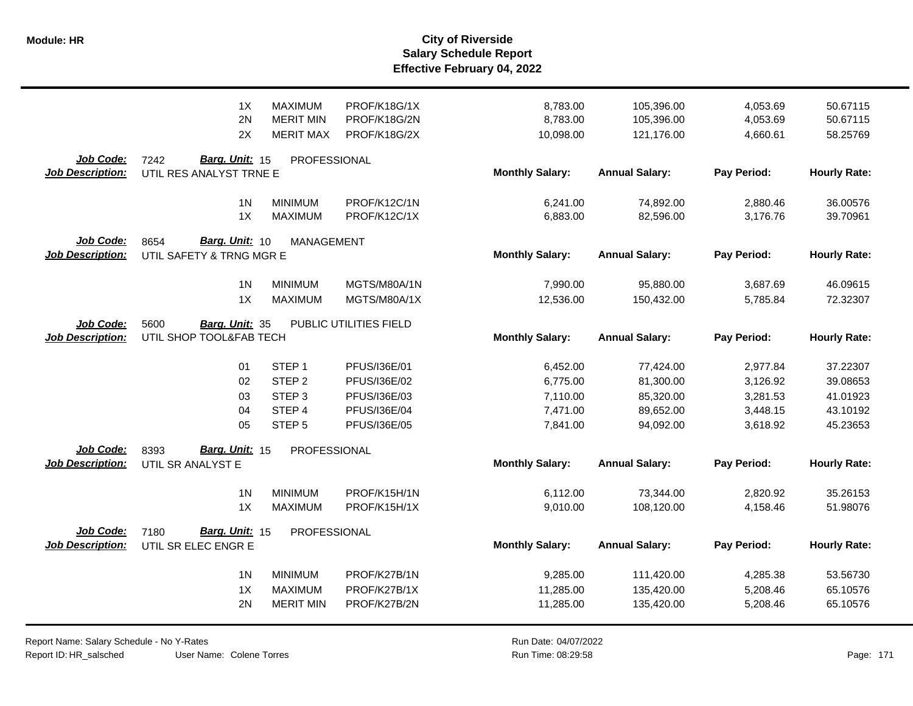| | | | | Monthly Salary: | Annual Salary: | Pay Period: | Hourly Rate: |
|---|---|---|---|---|---|---|---|
| | 1X | MAXIMUM | PROF/K18G/1X | 8,783.00 | 105,396.00 | 4,053.69 | 50.67115 |
| | 2N | MERIT MIN | PROF/K18G/2N | 8,783.00 | 105,396.00 | 4,053.69 | 50.67115 |
| | 2X | MERIT MAX | PROF/K18G/2X | 10,098.00 | 121,176.00 | 4,660.61 | 58.25769 |

**Job Code:** 7242 **Barg. Unit:** 15 PROFESSIONAL
**Job Description:** UTIL RES ANALYST TRNE E

| | | | Monthly Salary: | Annual Salary: | Pay Period: | Hourly Rate: |
|---|---|---|---|---|---|---|
| 1N | MINIMUM | PROF/K12C/1N | 6,241.00 | 74,892.00 | 2,880.46 | 36.00576 |
| 1X | MAXIMUM | PROF/K12C/1X | 6,883.00 | 82,596.00 | 3,176.76 | 39.70961 |

**Job Code:** 8654 **Barg. Unit:** 10 MANAGEMENT
**Job Description:** UTIL SAFETY & TRNG MGR E

| | | | Monthly Salary: | Annual Salary: | Pay Period: | Hourly Rate: |
|---|---|---|---|---|---|---|
| 1N | MINIMUM | MGTS/M80A/1N | 7,990.00 | 95,880.00 | 3,687.69 | 46.09615 |
| 1X | MAXIMUM | MGTS/M80A/1X | 12,536.00 | 150,432.00 | 5,785.84 | 72.32307 |

**Job Code:** 5600 **Barg. Unit:** 35 PUBLIC UTILITIES FIELD
**Job Description:** UTIL SHOP TOOL&FAB TECH

| | | | Monthly Salary: | Annual Salary: | Pay Period: | Hourly Rate: |
|---|---|---|---|---|---|---|
| 01 | STEP 1 | PFUS/I36E/01 | 6,452.00 | 77,424.00 | 2,977.84 | 37.22307 |
| 02 | STEP 2 | PFUS/I36E/02 | 6,775.00 | 81,300.00 | 3,126.92 | 39.08653 |
| 03 | STEP 3 | PFUS/I36E/03 | 7,110.00 | 85,320.00 | 3,281.53 | 41.01923 |
| 04 | STEP 4 | PFUS/I36E/04 | 7,471.00 | 89,652.00 | 3,448.15 | 43.10192 |
| 05 | STEP 5 | PFUS/I36E/05 | 7,841.00 | 94,092.00 | 3,618.92 | 45.23653 |

**Job Code:** 8393 **Barg. Unit:** 15 PROFESSIONAL
**Job Description:** UTIL SR ANALYST E

| | | | Monthly Salary: | Annual Salary: | Pay Period: | Hourly Rate: |
|---|---|---|---|---|---|---|
| 1N | MINIMUM | PROF/K15H/1N | 6,112.00 | 73,344.00 | 2,820.92 | 35.26153 |
| 1X | MAXIMUM | PROF/K15H/1X | 9,010.00 | 108,120.00 | 4,158.46 | 51.98076 |

**Job Code:** 7180 **Barg. Unit:** 15 PROFESSIONAL
**Job Description:** UTIL SR ELEC ENGR E

| | | | Monthly Salary: | Annual Salary: | Pay Period: | Hourly Rate: |
|---|---|---|---|---|---|---|
| 1N | MINIMUM | PROF/K27B/1N | 9,285.00 | 111,420.00 | 4,285.38 | 53.56730 |
| 1X | MAXIMUM | PROF/K27B/1X | 11,285.00 | 135,420.00 | 5,208.46 | 65.10576 |
| 2N | MERIT MIN | PROF/K27B/2N | 11,285.00 | 135,420.00 | 5,208.46 | 65.10576 |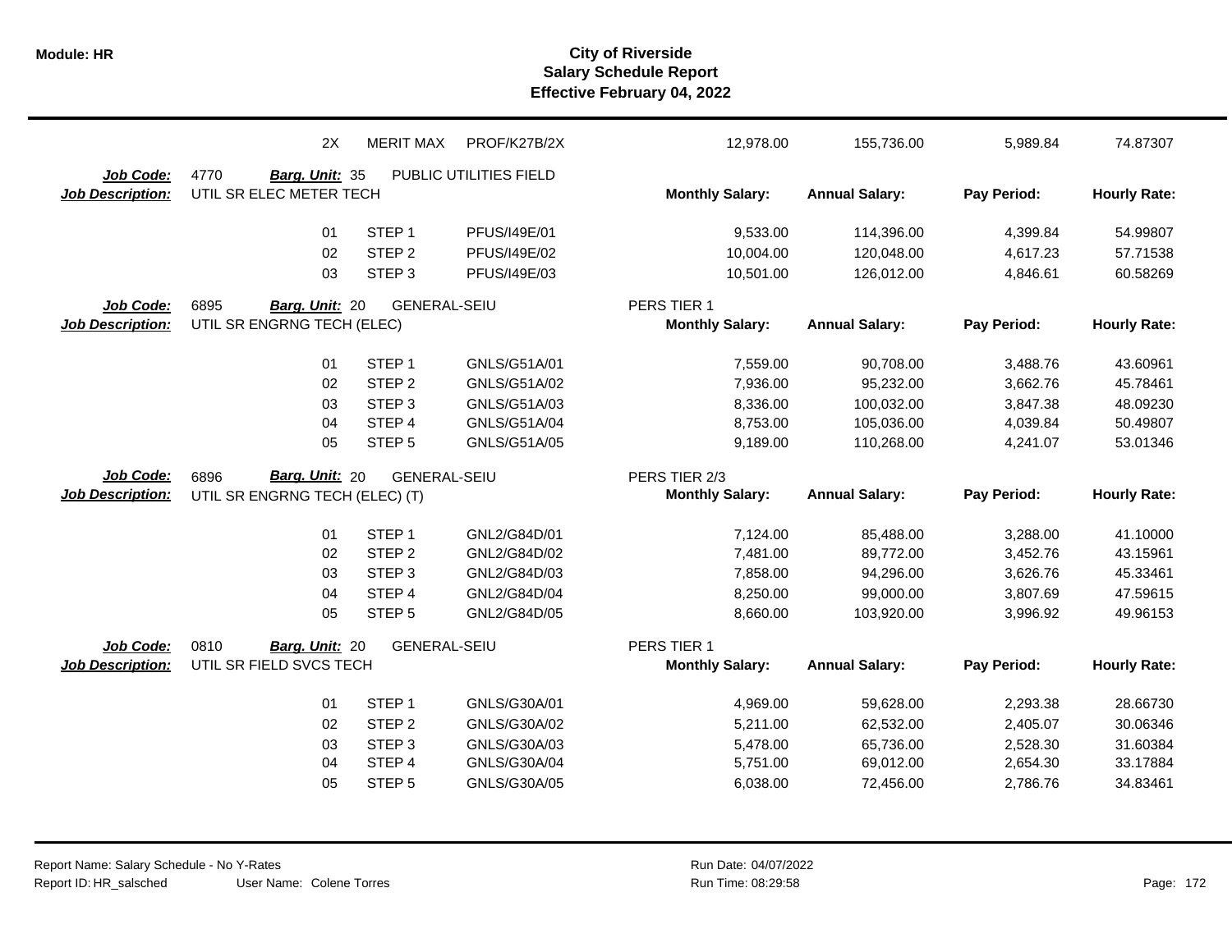# City of Riverside
## Salary Schedule Report
### Effective February 04, 2022

| | | | | | | | | |
|---|---|---|---|---|---|---|---|---|
| | 2X | MERIT MAX | PROF/K27B/2X | | 12,978.00 | 155,736.00 | 5,989.84 | 74.87307 |

**Job Code:** 4770 **Barg. Unit:** 35 PUBLIC UTILITIES FIELD
**Job Description:** UTIL SR ELEC METER TECH

| Step | | Code | Monthly Salary: | Annual Salary: | Pay Period: | Hourly Rate: |
|---|---|---|---|---|---|---|
| 01 | STEP 1 | PFUS/I49E/01 | 9,533.00 | 114,396.00 | 4,399.84 | 54.99807 |
| 02 | STEP 2 | PFUS/I49E/02 | 10,004.00 | 120,048.00 | 4,617.23 | 57.71538 |
| 03 | STEP 3 | PFUS/I49E/03 | 10,501.00 | 126,012.00 | 4,846.61 | 60.58269 |

**Job Code:** 6895 **Barg. Unit:** 20 GENERAL-SEIU PERS TIER 1
**Job Description:** UTIL SR ENGRNG TECH (ELEC)

| Step | | Code | Monthly Salary: | Annual Salary: | Pay Period: | Hourly Rate: |
|---|---|---|---|---|---|---|
| 01 | STEP 1 | GNLS/G51A/01 | 7,559.00 | 90,708.00 | 3,488.76 | 43.60961 |
| 02 | STEP 2 | GNLS/G51A/02 | 7,936.00 | 95,232.00 | 3,662.76 | 45.78461 |
| 03 | STEP 3 | GNLS/G51A/03 | 8,336.00 | 100,032.00 | 3,847.38 | 48.09230 |
| 04 | STEP 4 | GNLS/G51A/04 | 8,753.00 | 105,036.00 | 4,039.84 | 50.49807 |
| 05 | STEP 5 | GNLS/G51A/05 | 9,189.00 | 110,268.00 | 4,241.07 | 53.01346 |

**Job Code:** 6896 **Barg. Unit:** 20 GENERAL-SEIU PERS TIER 2/3
**Job Description:** UTIL SR ENGRNG TECH (ELEC) (T)

| Step | | Code | Monthly Salary: | Annual Salary: | Pay Period: | Hourly Rate: |
|---|---|---|---|---|---|---|
| 01 | STEP 1 | GNL2/G84D/01 | 7,124.00 | 85,488.00 | 3,288.00 | 41.10000 |
| 02 | STEP 2 | GNL2/G84D/02 | 7,481.00 | 89,772.00 | 3,452.76 | 43.15961 |
| 03 | STEP 3 | GNL2/G84D/03 | 7,858.00 | 94,296.00 | 3,626.76 | 45.33461 |
| 04 | STEP 4 | GNL2/G84D/04 | 8,250.00 | 99,000.00 | 3,807.69 | 47.59615 |
| 05 | STEP 5 | GNL2/G84D/05 | 8,660.00 | 103,920.00 | 3,996.92 | 49.96153 |

**Job Code:** 0810 **Barg. Unit:** 20 GENERAL-SEIU PERS TIER 1
**Job Description:** UTIL SR FIELD SVCS TECH

| Step | | Code | Monthly Salary: | Annual Salary: | Pay Period: | Hourly Rate: |
|---|---|---|---|---|---|---|
| 01 | STEP 1 | GNLS/G30A/01 | 4,969.00 | 59,628.00 | 2,293.38 | 28.66730 |
| 02 | STEP 2 | GNLS/G30A/02 | 5,211.00 | 62,532.00 | 2,405.07 | 30.06346 |
| 03 | STEP 3 | GNLS/G30A/03 | 5,478.00 | 65,736.00 | 2,528.30 | 31.60384 |
| 04 | STEP 4 | GNLS/G30A/04 | 5,751.00 | 69,012.00 | 2,654.30 | 33.17884 |
| 05 | STEP 5 | GNLS/G30A/05 | 6,038.00 | 72,456.00 | 2,786.76 | 34.83461 |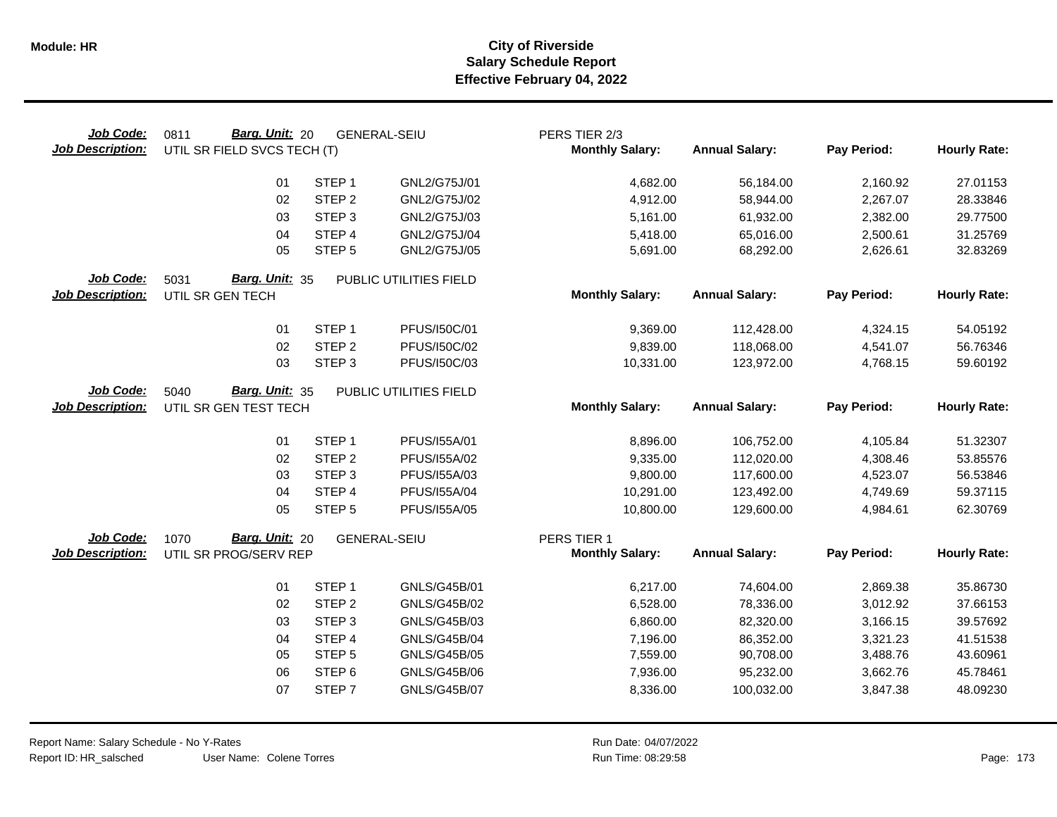# City of Riverside
## Salary Schedule Report
### Effective February 04, 2022

**Module: HR**

**Job Code:** 0811 **Barg. Unit:** 20 GENERAL-SEIU PERS TIER 2/3
**Job Description:** UTIL SR FIELD SVCS TECH (T)

| | | | Monthly Salary: | Annual Salary: | Pay Period: | Hourly Rate: |
|---|---|---|---|---|---|---|
| 01 | STEP 1 | GNL2/G75J/01 | 4,682.00 | 56,184.00 | 2,160.92 | 27.01153 |
| 02 | STEP 2 | GNL2/G75J/02 | 4,912.00 | 58,944.00 | 2,267.07 | 28.33846 |
| 03 | STEP 3 | GNL2/G75J/03 | 5,161.00 | 61,932.00 | 2,382.00 | 29.77500 |
| 04 | STEP 4 | GNL2/G75J/04 | 5,418.00 | 65,016.00 | 2,500.61 | 31.25769 |
| 05 | STEP 5 | GNL2/G75J/05 | 5,691.00 | 68,292.00 | 2,626.61 | 32.83269 |

**Job Code:** 5031 **Barg. Unit:** 35 PUBLIC UTILITIES FIELD
**Job Description:** UTIL SR GEN TECH

| | | | Monthly Salary: | Annual Salary: | Pay Period: | Hourly Rate: |
|---|---|---|---|---|---|---|
| 01 | STEP 1 | PFUS/I50C/01 | 9,369.00 | 112,428.00 | 4,324.15 | 54.05192 |
| 02 | STEP 2 | PFUS/I50C/02 | 9,839.00 | 118,068.00 | 4,541.07 | 56.76346 |
| 03 | STEP 3 | PFUS/I50C/03 | 10,331.00 | 123,972.00 | 4,768.15 | 59.60192 |

**Job Code:** 5040 **Barg. Unit:** 35 PUBLIC UTILITIES FIELD
**Job Description:** UTIL SR GEN TEST TECH

| | | | Monthly Salary: | Annual Salary: | Pay Period: | Hourly Rate: |
|---|---|---|---|---|---|---|
| 01 | STEP 1 | PFUS/I55A/01 | 8,896.00 | 106,752.00 | 4,105.84 | 51.32307 |
| 02 | STEP 2 | PFUS/I55A/02 | 9,335.00 | 112,020.00 | 4,308.46 | 53.85576 |
| 03 | STEP 3 | PFUS/I55A/03 | 9,800.00 | 117,600.00 | 4,523.07 | 56.53846 |
| 04 | STEP 4 | PFUS/I55A/04 | 10,291.00 | 123,492.00 | 4,749.69 | 59.37115 |
| 05 | STEP 5 | PFUS/I55A/05 | 10,800.00 | 129,600.00 | 4,984.61 | 62.30769 |

**Job Code:** 1070 **Barg. Unit:** 20 GENERAL-SEIU PERS TIER 1
**Job Description:** UTIL SR PROG/SERV REP

| | | | Monthly Salary: | Annual Salary: | Pay Period: | Hourly Rate: |
|---|---|---|---|---|---|---|
| 01 | STEP 1 | GNLS/G45B/01 | 6,217.00 | 74,604.00 | 2,869.38 | 35.86730 |
| 02 | STEP 2 | GNLS/G45B/02 | 6,528.00 | 78,336.00 | 3,012.92 | 37.66153 |
| 03 | STEP 3 | GNLS/G45B/03 | 6,860.00 | 82,320.00 | 3,166.15 | 39.57692 |
| 04 | STEP 4 | GNLS/G45B/04 | 7,196.00 | 86,352.00 | 3,321.23 | 41.51538 |
| 05 | STEP 5 | GNLS/G45B/05 | 7,559.00 | 90,708.00 | 3,488.76 | 43.60961 |
| 06 | STEP 6 | GNLS/G45B/06 | 7,936.00 | 95,232.00 | 3,662.76 | 45.78461 |
| 07 | STEP 7 | GNLS/G45B/07 | 8,336.00 | 100,032.00 | 3,847.38 | 48.09230 |

Report Name: Salary Schedule - No Y-Rates
Report ID: HR_salsched
User Name: Colene Torres
Run Date: 04/07/2022
Run Time: 08:29:58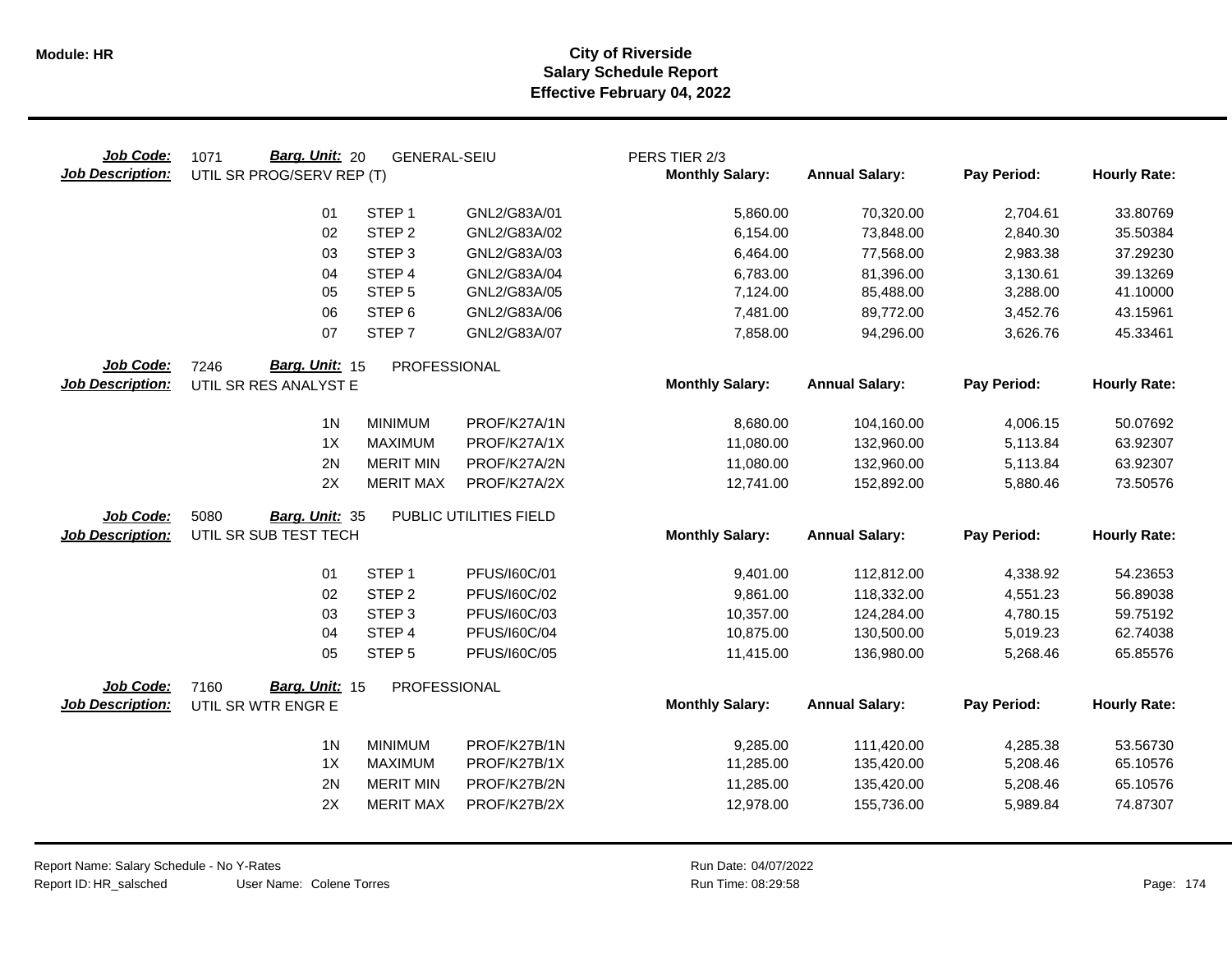**Module: HR**

# City of Riverside
## Salary Schedule Report
### Effective February 04, 2022

| Job Code: | 1071 | Barg. Unit: 20 | GENERAL-SEIU | PERS TIER 2/3 | | | |
|---|---|---|---|---|---|---|---|
| **Job Description:** | UTIL SR PROG/SERV REP (T) | | | **Monthly Salary:** | **Annual Salary:** | **Pay Period:** | **Hourly Rate:** |
| | 01 | STEP 1 | GNL2/G83A/01 | 5,860.00 | 70,320.00 | 2,704.61 | 33.80769 |
| | 02 | STEP 2 | GNL2/G83A/02 | 6,154.00 | 73,848.00 | 2,840.30 | 35.50384 |
| | 03 | STEP 3 | GNL2/G83A/03 | 6,464.00 | 77,568.00 | 2,983.38 | 37.29230 |
| | 04 | STEP 4 | GNL2/G83A/04 | 6,783.00 | 81,396.00 | 3,130.61 | 39.13269 |
| | 05 | STEP 5 | GNL2/G83A/05 | 7,124.00 | 85,488.00 | 3,288.00 | 41.10000 |
| | 06 | STEP 6 | GNL2/G83A/06 | 7,481.00 | 89,772.00 | 3,452.76 | 43.15961 |
| | 07 | STEP 7 | GNL2/G83A/07 | 7,858.00 | 94,296.00 | 3,626.76 | 45.33461 |

| Job Code: | 7246 | Barg. Unit: 15 | PROFESSIONAL | | | | |
|---|---|---|---|---|---|---|---|
| **Job Description:** | UTIL SR RES ANALYST E | | | **Monthly Salary:** | **Annual Salary:** | **Pay Period:** | **Hourly Rate:** |
| | 1N | MINIMUM | PROF/K27A/1N | 8,680.00 | 104,160.00 | 4,006.15 | 50.07692 |
| | 1X | MAXIMUM | PROF/K27A/1X | 11,080.00 | 132,960.00 | 5,113.84 | 63.92307 |
| | 2N | MERIT MIN | PROF/K27A/2N | 11,080.00 | 132,960.00 | 5,113.84 | 63.92307 |
| | 2X | MERIT MAX | PROF/K27A/2X | 12,741.00 | 152,892.00 | 5,880.46 | 73.50576 |

| Job Code: | 5080 | Barg. Unit: 35 | PUBLIC UTILITIES FIELD | | | | |
|---|---|---|---|---|---|---|---|
| **Job Description:** | UTIL SR SUB TEST TECH | | | **Monthly Salary:** | **Annual Salary:** | **Pay Period:** | **Hourly Rate:** |
| | 01 | STEP 1 | PFUS/I60C/01 | 9,401.00 | 112,812.00 | 4,338.92 | 54.23653 |
| | 02 | STEP 2 | PFUS/I60C/02 | 9,861.00 | 118,332.00 | 4,551.23 | 56.89038 |
| | 03 | STEP 3 | PFUS/I60C/03 | 10,357.00 | 124,284.00 | 4,780.15 | 59.75192 |
| | 04 | STEP 4 | PFUS/I60C/04 | 10,875.00 | 130,500.00 | 5,019.23 | 62.74038 |
| | 05 | STEP 5 | PFUS/I60C/05 | 11,415.00 | 136,980.00 | 5,268.46 | 65.85576 |

| Job Code: | 7160 | Barg. Unit: 15 | PROFESSIONAL | | | | |
|---|---|---|---|---|---|---|---|
| **Job Description:** | UTIL SR WTR ENGR E | | | **Monthly Salary:** | **Annual Salary:** | **Pay Period:** | **Hourly Rate:** |
| | 1N | MINIMUM | PROF/K27B/1N | 9,285.00 | 111,420.00 | 4,285.38 | 53.56730 |
| | 1X | MAXIMUM | PROF/K27B/1X | 11,285.00 | 135,420.00 | 5,208.46 | 65.10576 |
| | 2N | MERIT MIN | PROF/K27B/2N | 11,285.00 | 135,420.00 | 5,208.46 | 65.10576 |
| | 2X | MERIT MAX | PROF/K27B/2X | 12,978.00 | 155,736.00 | 5,989.84 | 74.87307 |

Report Name: Salary Schedule - No Y-Rates
Report ID: HR_salsched User Name: Colene Torres
Run Date: 04/07/2022
Run Time: 08:29:58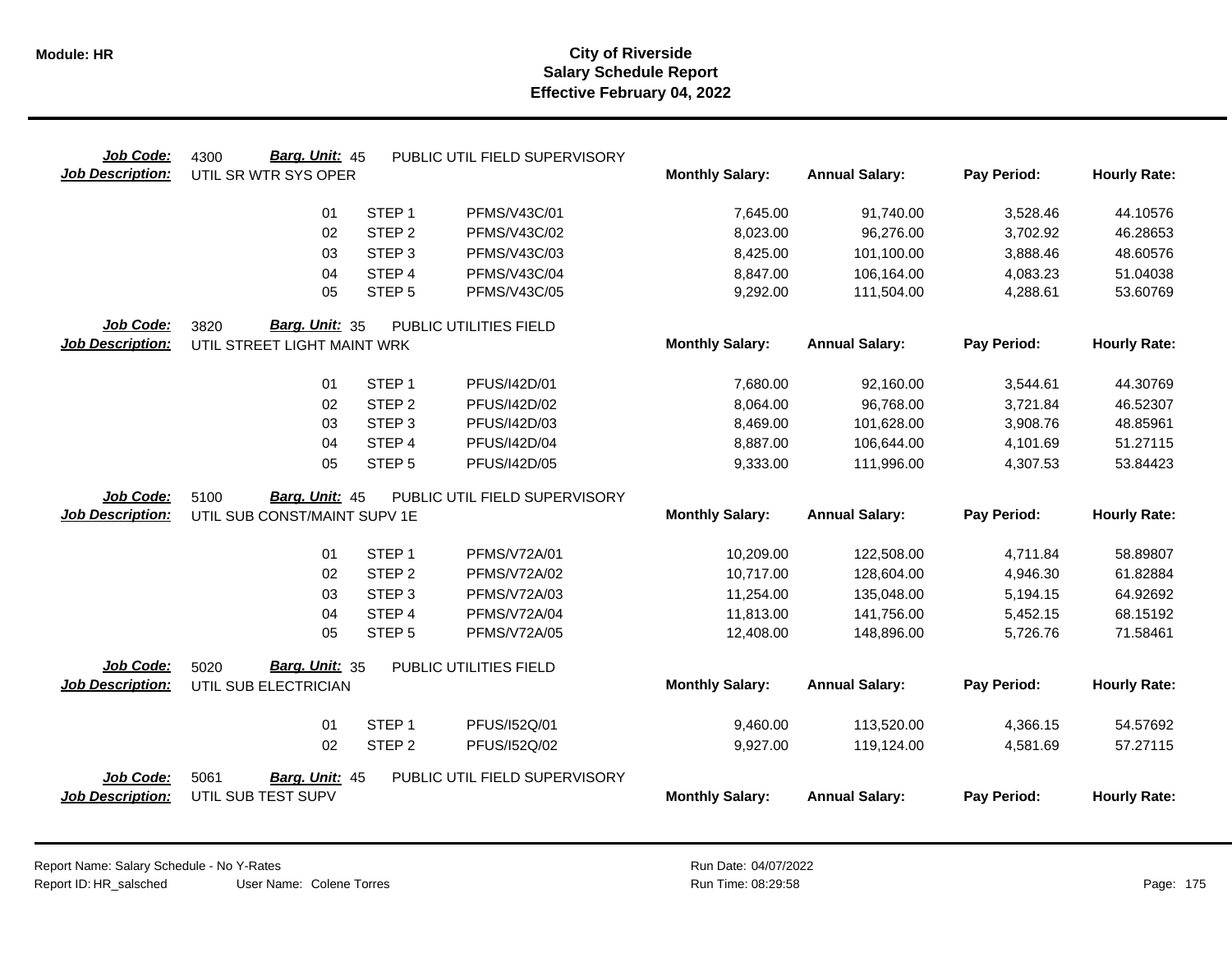**Module: HR**

# City of Riverside
## Salary Schedule Report
### Effective February 04, 2022

**Job Code:** 4300 **Barg. Unit:** 45 PUBLIC UTIL FIELD SUPERVISORY
**Job Description:** UTIL SR WTR SYS OPER

| | | | Monthly Salary: | Annual Salary: | Pay Period: | Hourly Rate: |
|---|---|---|---|---|---|---|
| 01 | STEP 1 | PFMS/V43C/01 | 7,645.00 | 91,740.00 | 3,528.46 | 44.10576 |
| 02 | STEP 2 | PFMS/V43C/02 | 8,023.00 | 96,276.00 | 3,702.92 | 46.28653 |
| 03 | STEP 3 | PFMS/V43C/03 | 8,425.00 | 101,100.00 | 3,888.46 | 48.60576 |
| 04 | STEP 4 | PFMS/V43C/04 | 8,847.00 | 106,164.00 | 4,083.23 | 51.04038 |
| 05 | STEP 5 | PFMS/V43C/05 | 9,292.00 | 111,504.00 | 4,288.61 | 53.60769 |

**Job Code:** 3820 **Barg. Unit:** 35 PUBLIC UTILITIES FIELD
**Job Description:** UTIL STREET LIGHT MAINT WRK

| | | | Monthly Salary: | Annual Salary: | Pay Period: | Hourly Rate: |
|---|---|---|---|---|---|---|
| 01 | STEP 1 | PFUS/I42D/01 | 7,680.00 | 92,160.00 | 3,544.61 | 44.30769 |
| 02 | STEP 2 | PFUS/I42D/02 | 8,064.00 | 96,768.00 | 3,721.84 | 46.52307 |
| 03 | STEP 3 | PFUS/I42D/03 | 8,469.00 | 101,628.00 | 3,908.76 | 48.85961 |
| 04 | STEP 4 | PFUS/I42D/04 | 8,887.00 | 106,644.00 | 4,101.69 | 51.27115 |
| 05 | STEP 5 | PFUS/I42D/05 | 9,333.00 | 111,996.00 | 4,307.53 | 53.84423 |

**Job Code:** 5100 **Barg. Unit:** 45 PUBLIC UTIL FIELD SUPERVISORY
**Job Description:** UTIL SUB CONST/MAINT SUPV 1E

| | | | Monthly Salary: | Annual Salary: | Pay Period: | Hourly Rate: |
|---|---|---|---|---|---|---|
| 01 | STEP 1 | PFMS/V72A/01 | 10,209.00 | 122,508.00 | 4,711.84 | 58.89807 |
| 02 | STEP 2 | PFMS/V72A/02 | 10,717.00 | 128,604.00 | 4,946.30 | 61.82884 |
| 03 | STEP 3 | PFMS/V72A/03 | 11,254.00 | 135,048.00 | 5,194.15 | 64.92692 |
| 04 | STEP 4 | PFMS/V72A/04 | 11,813.00 | 141,756.00 | 5,452.15 | 68.15192 |
| 05 | STEP 5 | PFMS/V72A/05 | 12,408.00 | 148,896.00 | 5,726.76 | 71.58461 |

**Job Code:** 5020 **Barg. Unit:** 35 PUBLIC UTILITIES FIELD
**Job Description:** UTIL SUB ELECTRICIAN

| | | | Monthly Salary: | Annual Salary: | Pay Period: | Hourly Rate: |
|---|---|---|---|---|---|---|
| 01 | STEP 1 | PFUS/I52Q/01 | 9,460.00 | 113,520.00 | 4,366.15 | 54.57692 |
| 02 | STEP 2 | PFUS/I52Q/02 | 9,927.00 | 119,124.00 | 4,581.69 | 57.27115 |

**Job Code:** 5061 **Barg. Unit:** 45 PUBLIC UTIL FIELD SUPERVISORY
**Job Description:** UTIL SUB TEST SUPV

| | | | Monthly Salary: | Annual Salary: | Pay Period: | Hourly Rate: |
|---|---|---|---|---|---|---|

Report Name: Salary Schedule - No Y-Rates
Report ID: HR_salsched User Name: Colene Torres
Run Date: 04/07/2022
Run Time: 08:29:58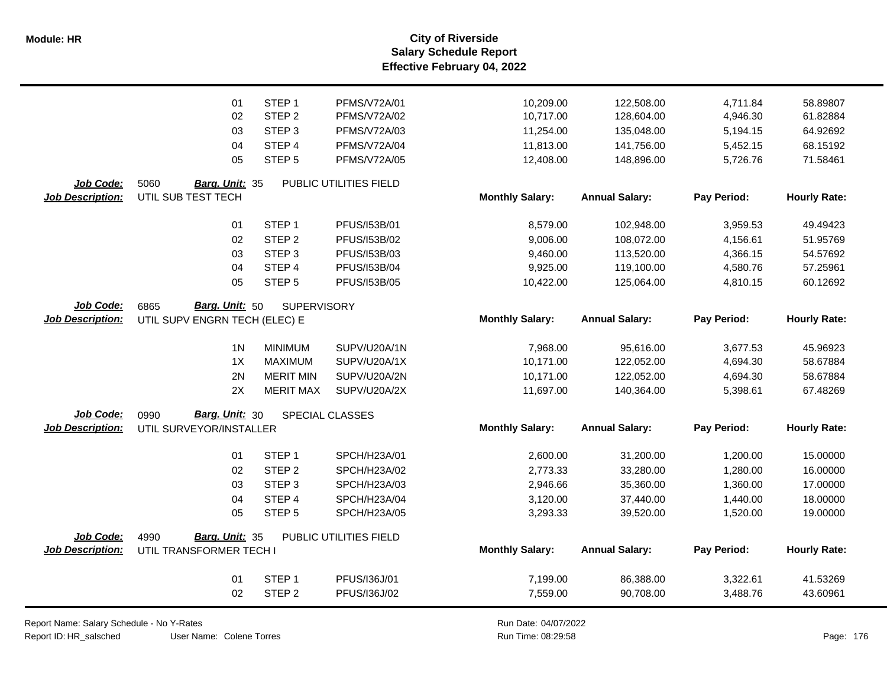# City of Riverside
## Salary Schedule Report
### Effective February 04, 2022

| | | | Monthly Salary | Annual Salary | Pay Period | Hourly Rate |
|---|---|---|---|---|---|---|
| 01 | STEP 1 | PFMS/V72A/01 | 10,209.00 | 122,508.00 | 4,711.84 | 58.89807 |
| 02 | STEP 2 | PFMS/V72A/02 | 10,717.00 | 128,604.00 | 4,946.30 | 61.82884 |
| 03 | STEP 3 | PFMS/V72A/03 | 11,254.00 | 135,048.00 | 5,194.15 | 64.92692 |
| 04 | STEP 4 | PFMS/V72A/04 | 11,813.00 | 141,756.00 | 5,452.15 | 68.15192 |
| 05 | STEP 5 | PFMS/V72A/05 | 12,408.00 | 148,896.00 | 5,726.76 | 71.58461 |

**Job Code:** 5060 **Barg. Unit:** 35 PUBLIC UTILITIES FIELD
**Job Description:** UTIL SUB TEST TECH

| | | | Monthly Salary: | Annual Salary: | Pay Period: | Hourly Rate: |
|---|---|---|---|---|---|---|
| 01 | STEP 1 | PFUS/I53B/01 | 8,579.00 | 102,948.00 | 3,959.53 | 49.49423 |
| 02 | STEP 2 | PFUS/I53B/02 | 9,006.00 | 108,072.00 | 4,156.61 | 51.95769 |
| 03 | STEP 3 | PFUS/I53B/03 | 9,460.00 | 113,520.00 | 4,366.15 | 54.57692 |
| 04 | STEP 4 | PFUS/I53B/04 | 9,925.00 | 119,100.00 | 4,580.76 | 57.25961 |
| 05 | STEP 5 | PFUS/I53B/05 | 10,422.00 | 125,064.00 | 4,810.15 | 60.12692 |

**Job Code:** 6865 **Barg. Unit:** 50 SUPERVISORY
**Job Description:** UTIL SUPV ENGRN TECH (ELEC) E

| | | | Monthly Salary: | Annual Salary: | Pay Period: | Hourly Rate: |
|---|---|---|---|---|---|---|
| 1N | MINIMUM | SUPV/U20A/1N | 7,968.00 | 95,616.00 | 3,677.53 | 45.96923 |
| 1X | MAXIMUM | SUPV/U20A/1X | 10,171.00 | 122,052.00 | 4,694.30 | 58.67884 |
| 2N | MERIT MIN | SUPV/U20A/2N | 10,171.00 | 122,052.00 | 4,694.30 | 58.67884 |
| 2X | MERIT MAX | SUPV/U20A/2X | 11,697.00 | 140,364.00 | 5,398.61 | 67.48269 |

**Job Code:** 0990 **Barg. Unit:** 30 SPECIAL CLASSES
**Job Description:** UTIL SURVEYOR/INSTALLER

| | | | Monthly Salary: | Annual Salary: | Pay Period: | Hourly Rate: |
|---|---|---|---|---|---|---|
| 01 | STEP 1 | SPCH/H23A/01 | 2,600.00 | 31,200.00 | 1,200.00 | 15.00000 |
| 02 | STEP 2 | SPCH/H23A/02 | 2,773.33 | 33,280.00 | 1,280.00 | 16.00000 |
| 03 | STEP 3 | SPCH/H23A/03 | 2,946.66 | 35,360.00 | 1,360.00 | 17.00000 |
| 04 | STEP 4 | SPCH/H23A/04 | 3,120.00 | 37,440.00 | 1,440.00 | 18.00000 |
| 05 | STEP 5 | SPCH/H23A/05 | 3,293.33 | 39,520.00 | 1,520.00 | 19.00000 |

**Job Code:** 4990 **Barg. Unit:** 35 PUBLIC UTILITIES FIELD
**Job Description:** UTIL TRANSFORMER TECH I

| | | | Monthly Salary: | Annual Salary: | Pay Period: | Hourly Rate: |
|---|---|---|---|---|---|---|
| 01 | STEP 1 | PFUS/I36J/01 | 7,199.00 | 86,388.00 | 3,322.61 | 41.53269 |
| 02 | STEP 2 | PFUS/I36J/02 | 7,559.00 | 90,708.00 | 3,488.76 | 43.60961 |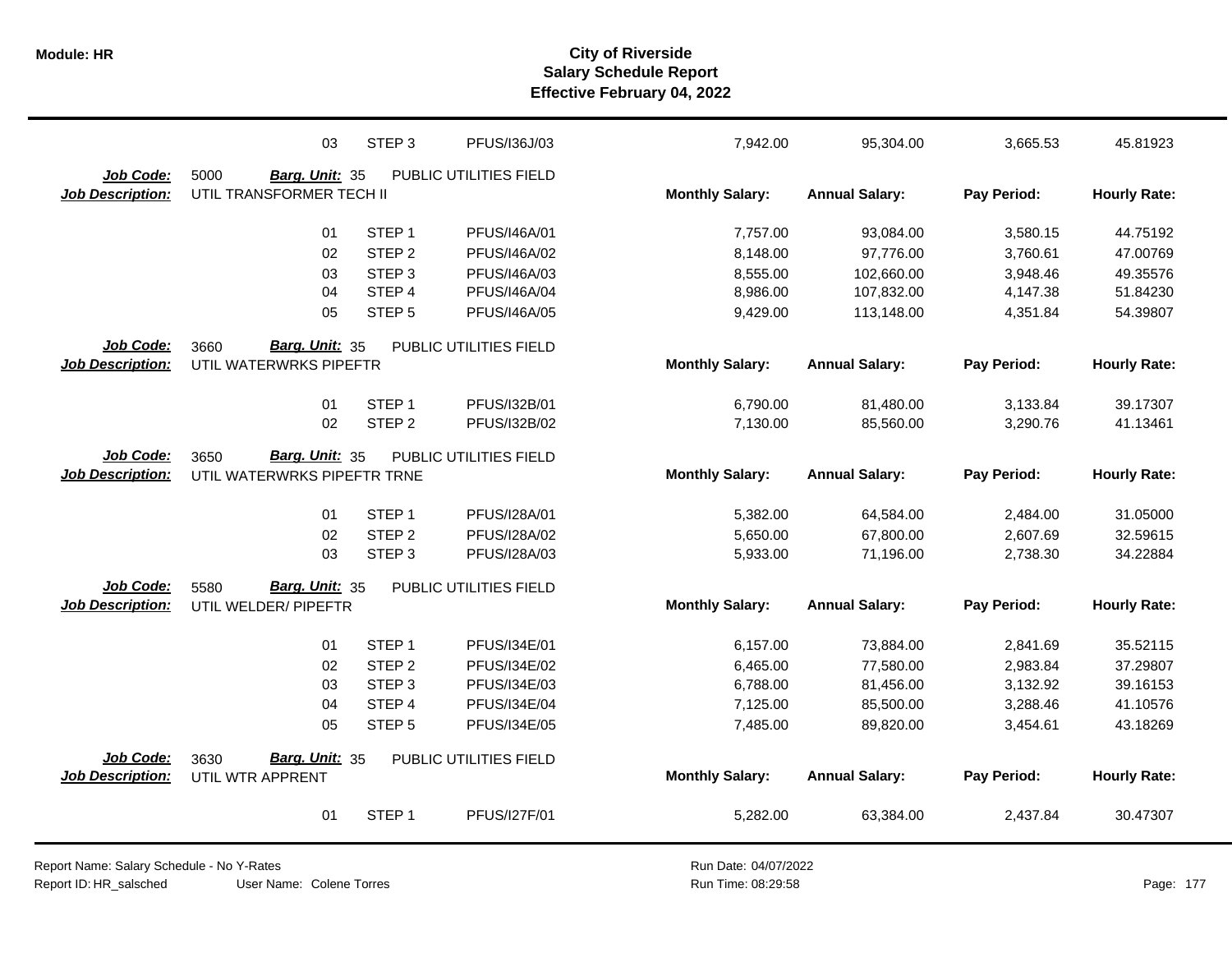| | | | | Monthly Salary: | Annual Salary: | Pay Period: | Hourly Rate: |
|---|---|---|---|---|---|---|---|
| | 03 | STEP 3 | PFUS/I36J/03 | 7,942.00 | 95,304.00 | 3,665.53 | 45.81923 |

**Job Code:** 5000 **Barg. Unit:** 35 PUBLIC UTILITIES FIELD
**Job Description:** UTIL TRANSFORMER TECH II

| | | | Monthly Salary: | Annual Salary: | Pay Period: | Hourly Rate: |
|---|---|---|---|---|---|---|
| 01 | STEP 1 | PFUS/I46A/01 | 7,757.00 | 93,084.00 | 3,580.15 | 44.75192 |
| 02 | STEP 2 | PFUS/I46A/02 | 8,148.00 | 97,776.00 | 3,760.61 | 47.00769 |
| 03 | STEP 3 | PFUS/I46A/03 | 8,555.00 | 102,660.00 | 3,948.46 | 49.35576 |
| 04 | STEP 4 | PFUS/I46A/04 | 8,986.00 | 107,832.00 | 4,147.38 | 51.84230 |
| 05 | STEP 5 | PFUS/I46A/05 | 9,429.00 | 113,148.00 | 4,351.84 | 54.39807 |

**Job Code:** 3660 **Barg. Unit:** 35 PUBLIC UTILITIES FIELD
**Job Description:** UTIL WATERWRKS PIPEFTR

| | | | Monthly Salary: | Annual Salary: | Pay Period: | Hourly Rate: |
|---|---|---|---|---|---|---|
| 01 | STEP 1 | PFUS/I32B/01 | 6,790.00 | 81,480.00 | 3,133.84 | 39.17307 |
| 02 | STEP 2 | PFUS/I32B/02 | 7,130.00 | 85,560.00 | 3,290.76 | 41.13461 |

**Job Code:** 3650 **Barg. Unit:** 35 PUBLIC UTILITIES FIELD
**Job Description:** UTIL WATERWRKS PIPEFTR TRNE

| | | | Monthly Salary: | Annual Salary: | Pay Period: | Hourly Rate: |
|---|---|---|---|---|---|---|
| 01 | STEP 1 | PFUS/I28A/01 | 5,382.00 | 64,584.00 | 2,484.00 | 31.05000 |
| 02 | STEP 2 | PFUS/I28A/02 | 5,650.00 | 67,800.00 | 2,607.69 | 32.59615 |
| 03 | STEP 3 | PFUS/I28A/03 | 5,933.00 | 71,196.00 | 2,738.30 | 34.22884 |

**Job Code:** 5580 **Barg. Unit:** 35 PUBLIC UTILITIES FIELD
**Job Description:** UTIL WELDER/ PIPEFTR

| | | | Monthly Salary: | Annual Salary: | Pay Period: | Hourly Rate: |
|---|---|---|---|---|---|---|
| 01 | STEP 1 | PFUS/I34E/01 | 6,157.00 | 73,884.00 | 2,841.69 | 35.52115 |
| 02 | STEP 2 | PFUS/I34E/02 | 6,465.00 | 77,580.00 | 2,983.84 | 37.29807 |
| 03 | STEP 3 | PFUS/I34E/03 | 6,788.00 | 81,456.00 | 3,132.92 | 39.16153 |
| 04 | STEP 4 | PFUS/I34E/04 | 7,125.00 | 85,500.00 | 3,288.46 | 41.10576 |
| 05 | STEP 5 | PFUS/I34E/05 | 7,485.00 | 89,820.00 | 3,454.61 | 43.18269 |

**Job Code:** 3630 **Barg. Unit:** 35 PUBLIC UTILITIES FIELD
**Job Description:** UTIL WTR APPRENT

| | | | Monthly Salary: | Annual Salary: | Pay Period: | Hourly Rate: |
|---|---|---|---|---|---|---|
| 01 | STEP 1 | PFUS/I27F/01 | 5,282.00 | 63,384.00 | 2,437.84 | 30.47307 |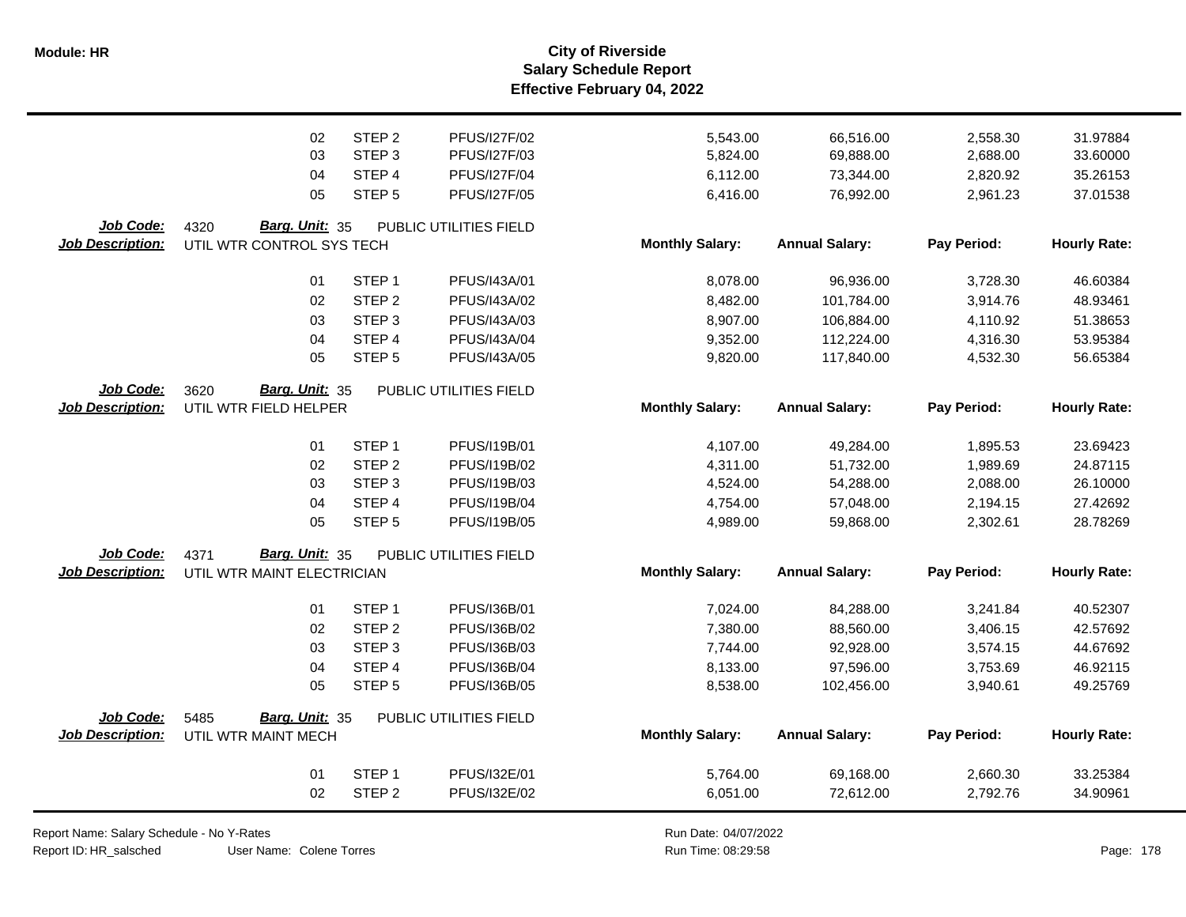| | | | | Monthly Salary: | Annual Salary: | Pay Period: | Hourly Rate: |
|---|---|---|---|---|---|---|---|
| | 02 | STEP 2 | PFUS/I27F/02 | 5,543.00 | 66,516.00 | 2,558.30 | 31.97884 |
| | 03 | STEP 3 | PFUS/I27F/03 | 5,824.00 | 69,888.00 | 2,688.00 | 33.60000 |
| | 04 | STEP 4 | PFUS/I27F/04 | 6,112.00 | 73,344.00 | 2,820.92 | 35.26153 |
| | 05 | STEP 5 | PFUS/I27F/05 | 6,416.00 | 76,992.00 | 2,961.23 | 37.01538 |

**Job Code:** 4320 **Barg. Unit:** 35 PUBLIC UTILITIES FIELD
**Job Description:** UTIL WTR CONTROL SYS TECH

| | Step | Code | Monthly Salary: | Annual Salary: | Pay Period: | Hourly Rate: |
|---|---|---|---|---|---|---|
| 01 | STEP 1 | PFUS/I43A/01 | 8,078.00 | 96,936.00 | 3,728.30 | 46.60384 |
| 02 | STEP 2 | PFUS/I43A/02 | 8,482.00 | 101,784.00 | 3,914.76 | 48.93461 |
| 03 | STEP 3 | PFUS/I43A/03 | 8,907.00 | 106,884.00 | 4,110.92 | 51.38653 |
| 04 | STEP 4 | PFUS/I43A/04 | 9,352.00 | 112,224.00 | 4,316.30 | 53.95384 |
| 05 | STEP 5 | PFUS/I43A/05 | 9,820.00 | 117,840.00 | 4,532.30 | 56.65384 |

**Job Code:** 3620 **Barg. Unit:** 35 PUBLIC UTILITIES FIELD
**Job Description:** UTIL WTR FIELD HELPER

| | Step | Code | Monthly Salary: | Annual Salary: | Pay Period: | Hourly Rate: |
|---|---|---|---|---|---|---|
| 01 | STEP 1 | PFUS/I19B/01 | 4,107.00 | 49,284.00 | 1,895.53 | 23.69423 |
| 02 | STEP 2 | PFUS/I19B/02 | 4,311.00 | 51,732.00 | 1,989.69 | 24.87115 |
| 03 | STEP 3 | PFUS/I19B/03 | 4,524.00 | 54,288.00 | 2,088.00 | 26.10000 |
| 04 | STEP 4 | PFUS/I19B/04 | 4,754.00 | 57,048.00 | 2,194.15 | 27.42692 |
| 05 | STEP 5 | PFUS/I19B/05 | 4,989.00 | 59,868.00 | 2,302.61 | 28.78269 |

**Job Code:** 4371 **Barg. Unit:** 35 PUBLIC UTILITIES FIELD
**Job Description:** UTIL WTR MAINT ELECTRICIAN

| | Step | Code | Monthly Salary: | Annual Salary: | Pay Period: | Hourly Rate: |
|---|---|---|---|---|---|---|
| 01 | STEP 1 | PFUS/I36B/01 | 7,024.00 | 84,288.00 | 3,241.84 | 40.52307 |
| 02 | STEP 2 | PFUS/I36B/02 | 7,380.00 | 88,560.00 | 3,406.15 | 42.57692 |
| 03 | STEP 3 | PFUS/I36B/03 | 7,744.00 | 92,928.00 | 3,574.15 | 44.67692 |
| 04 | STEP 4 | PFUS/I36B/04 | 8,133.00 | 97,596.00 | 3,753.69 | 46.92115 |
| 05 | STEP 5 | PFUS/I36B/05 | 8,538.00 | 102,456.00 | 3,940.61 | 49.25769 |

**Job Code:** 5485 **Barg. Unit:** 35 PUBLIC UTILITIES FIELD
**Job Description:** UTIL WTR MAINT MECH

| | Step | Code | Monthly Salary: | Annual Salary: | Pay Period: | Hourly Rate: |
|---|---|---|---|---|---|---|
| 01 | STEP 1 | PFUS/I32E/01 | 5,764.00 | 69,168.00 | 2,660.30 | 33.25384 |
| 02 | STEP 2 | PFUS/I32E/02 | 6,051.00 | 72,612.00 | 2,792.76 | 34.90961 |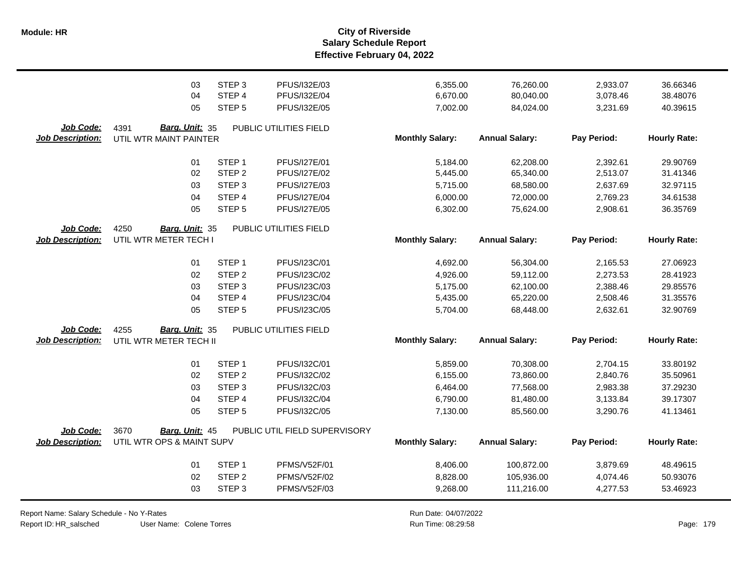| | | | | Monthly Salary: | Annual Salary: | Pay Period: | Hourly Rate: |
|---|---|---|---|---|---|---|---|
| | 03 | STEP 3 | PFUS/I32E/03 | 6,355.00 | 76,260.00 | 2,933.07 | 36.66346 |
| | 04 | STEP 4 | PFUS/I32E/04 | 6,670.00 | 80,040.00 | 3,078.46 | 38.48076 |
| | 05 | STEP 5 | PFUS/I32E/05 | 7,002.00 | 84,024.00 | 3,231.69 | 40.39615 |

**Job Code:** 4391 **Barg. Unit:** 35 PUBLIC UTILITIES FIELD
**Job Description:** UTIL WTR MAINT PAINTER

| | | | Monthly Salary: | Annual Salary: | Pay Period: | Hourly Rate: |
|---|---|---|---|---|---|---|
| 01 | STEP 1 | PFUS/I27E/01 | 5,184.00 | 62,208.00 | 2,392.61 | 29.90769 |
| 02 | STEP 2 | PFUS/I27E/02 | 5,445.00 | 65,340.00 | 2,513.07 | 31.41346 |
| 03 | STEP 3 | PFUS/I27E/03 | 5,715.00 | 68,580.00 | 2,637.69 | 32.97115 |
| 04 | STEP 4 | PFUS/I27E/04 | 6,000.00 | 72,000.00 | 2,769.23 | 34.61538 |
| 05 | STEP 5 | PFUS/I27E/05 | 6,302.00 | 75,624.00 | 2,908.61 | 36.35769 |

**Job Code:** 4250 **Barg. Unit:** 35 PUBLIC UTILITIES FIELD
**Job Description:** UTIL WTR METER TECH I

| | | | Monthly Salary: | Annual Salary: | Pay Period: | Hourly Rate: |
|---|---|---|---|---|---|---|
| 01 | STEP 1 | PFUS/I23C/01 | 4,692.00 | 56,304.00 | 2,165.53 | 27.06923 |
| 02 | STEP 2 | PFUS/I23C/02 | 4,926.00 | 59,112.00 | 2,273.53 | 28.41923 |
| 03 | STEP 3 | PFUS/I23C/03 | 5,175.00 | 62,100.00 | 2,388.46 | 29.85576 |
| 04 | STEP 4 | PFUS/I23C/04 | 5,435.00 | 65,220.00 | 2,508.46 | 31.35576 |
| 05 | STEP 5 | PFUS/I23C/05 | 5,704.00 | 68,448.00 | 2,632.61 | 32.90769 |

**Job Code:** 4255 **Barg. Unit:** 35 PUBLIC UTILITIES FIELD
**Job Description:** UTIL WTR METER TECH II

| | | | Monthly Salary: | Annual Salary: | Pay Period: | Hourly Rate: |
|---|---|---|---|---|---|---|
| 01 | STEP 1 | PFUS/I32C/01 | 5,859.00 | 70,308.00 | 2,704.15 | 33.80192 |
| 02 | STEP 2 | PFUS/I32C/02 | 6,155.00 | 73,860.00 | 2,840.76 | 35.50961 |
| 03 | STEP 3 | PFUS/I32C/03 | 6,464.00 | 77,568.00 | 2,983.38 | 37.29230 |
| 04 | STEP 4 | PFUS/I32C/04 | 6,790.00 | 81,480.00 | 3,133.84 | 39.17307 |
| 05 | STEP 5 | PFUS/I32C/05 | 7,130.00 | 85,560.00 | 3,290.76 | 41.13461 |

**Job Code:** 3670 **Barg. Unit:** 45 PUBLIC UTIL FIELD SUPERVISORY
**Job Description:** UTIL WTR OPS & MAINT SUPV

| | | | Monthly Salary: | Annual Salary: | Pay Period: | Hourly Rate: |
|---|---|---|---|---|---|---|
| 01 | STEP 1 | PFMS/V52F/01 | 8,406.00 | 100,872.00 | 3,879.69 | 48.49615 |
| 02 | STEP 2 | PFMS/V52F/02 | 8,828.00 | 105,936.00 | 4,074.46 | 50.93076 |
| 03 | STEP 3 | PFMS/V52F/03 | 9,268.00 | 111,216.00 | 4,277.53 | 53.46923 |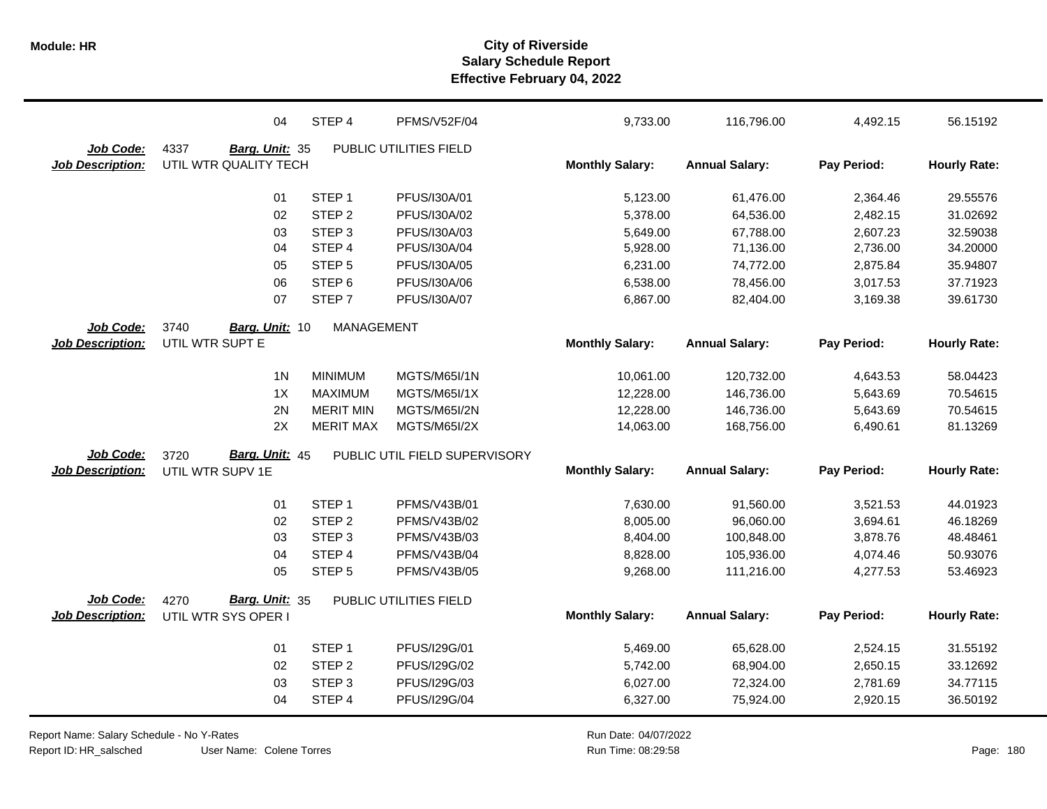| | | | | Monthly Salary: | Annual Salary: | Pay Period: | Hourly Rate: |
|---|---|---|---|---|---|---|---|
| | 04 | STEP 4 | PFMS/V52F/04 | 9,733.00 | 116,796.00 | 4,492.15 | 56.15192 |

**Job Code:** 4337 **Barg. Unit:** 35 PUBLIC UTILITIES FIELD
**Job Description:** UTIL WTR QUALITY TECH

| | | | Monthly Salary: | Annual Salary: | Pay Period: | Hourly Rate: |
|---|---|---|---|---|---|---|
| 01 | STEP 1 | PFUS/I30A/01 | 5,123.00 | 61,476.00 | 2,364.46 | 29.55576 |
| 02 | STEP 2 | PFUS/I30A/02 | 5,378.00 | 64,536.00 | 2,482.15 | 31.02692 |
| 03 | STEP 3 | PFUS/I30A/03 | 5,649.00 | 67,788.00 | 2,607.23 | 32.59038 |
| 04 | STEP 4 | PFUS/I30A/04 | 5,928.00 | 71,136.00 | 2,736.00 | 34.20000 |
| 05 | STEP 5 | PFUS/I30A/05 | 6,231.00 | 74,772.00 | 2,875.84 | 35.94807 |
| 06 | STEP 6 | PFUS/I30A/06 | 6,538.00 | 78,456.00 | 3,017.53 | 37.71923 |
| 07 | STEP 7 | PFUS/I30A/07 | 6,867.00 | 82,404.00 | 3,169.38 | 39.61730 |

**Job Code:** 3740 **Barg. Unit:** 10 MANAGEMENT
**Job Description:** UTIL WTR SUPT E

| | | | Monthly Salary: | Annual Salary: | Pay Period: | Hourly Rate: |
|---|---|---|---|---|---|---|
| 1N | MINIMUM | MGTS/M65I/1N | 10,061.00 | 120,732.00 | 4,643.53 | 58.04423 |
| 1X | MAXIMUM | MGTS/M65I/1X | 12,228.00 | 146,736.00 | 5,643.69 | 70.54615 |
| 2N | MERIT MIN | MGTS/M65I/2N | 12,228.00 | 146,736.00 | 5,643.69 | 70.54615 |
| 2X | MERIT MAX | MGTS/M65I/2X | 14,063.00 | 168,756.00 | 6,490.61 | 81.13269 |

**Job Code:** 3720 **Barg. Unit:** 45 PUBLIC UTIL FIELD SUPERVISORY
**Job Description:** UTIL WTR SUPV 1E

| | | | Monthly Salary: | Annual Salary: | Pay Period: | Hourly Rate: |
|---|---|---|---|---|---|---|
| 01 | STEP 1 | PFMS/V43B/01 | 7,630.00 | 91,560.00 | 3,521.53 | 44.01923 |
| 02 | STEP 2 | PFMS/V43B/02 | 8,005.00 | 96,060.00 | 3,694.61 | 46.18269 |
| 03 | STEP 3 | PFMS/V43B/03 | 8,404.00 | 100,848.00 | 3,878.76 | 48.48461 |
| 04 | STEP 4 | PFMS/V43B/04 | 8,828.00 | 105,936.00 | 4,074.46 | 50.93076 |
| 05 | STEP 5 | PFMS/V43B/05 | 9,268.00 | 111,216.00 | 4,277.53 | 53.46923 |

**Job Code:** 4270 **Barg. Unit:** 35 PUBLIC UTILITIES FIELD
**Job Description:** UTIL WTR SYS OPER I

| | | | Monthly Salary: | Annual Salary: | Pay Period: | Hourly Rate: |
|---|---|---|---|---|---|---|
| 01 | STEP 1 | PFUS/I29G/01 | 5,469.00 | 65,628.00 | 2,524.15 | 31.55192 |
| 02 | STEP 2 | PFUS/I29G/02 | 5,742.00 | 68,904.00 | 2,650.15 | 33.12692 |
| 03 | STEP 3 | PFUS/I29G/03 | 6,027.00 | 72,324.00 | 2,781.69 | 34.77115 |
| 04 | STEP 4 | PFUS/I29G/04 | 6,327.00 | 75,924.00 | 2,920.15 | 36.50192 |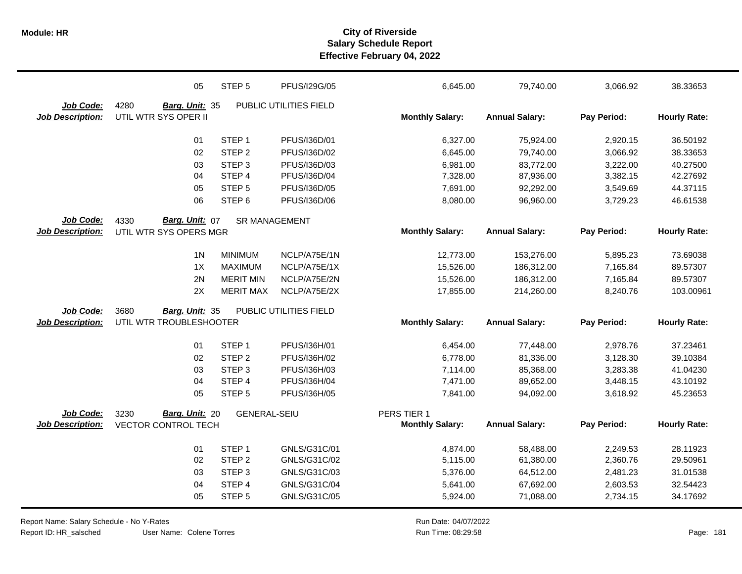| | | | | | | | |
|---|---|---|---|---|---|---|---|
| | 05 | STEP 5 | PFUS/I29G/05 | 6,645.00 | 79,740.00 | 3,066.92 | 38.33653 |

**Job Code:** 4280 **Barg. Unit:** 35 PUBLIC UTILITIES FIELD
**Job Description:** UTIL WTR SYS OPER II

| | | | Monthly Salary: | Annual Salary: | Pay Period: | Hourly Rate: |
|---|---|---|---|---|---|---|
| 01 | STEP 1 | PFUS/I36D/01 | 6,327.00 | 75,924.00 | 2,920.15 | 36.50192 |
| 02 | STEP 2 | PFUS/I36D/02 | 6,645.00 | 79,740.00 | 3,066.92 | 38.33653 |
| 03 | STEP 3 | PFUS/I36D/03 | 6,981.00 | 83,772.00 | 3,222.00 | 40.27500 |
| 04 | STEP 4 | PFUS/I36D/04 | 7,328.00 | 87,936.00 | 3,382.15 | 42.27692 |
| 05 | STEP 5 | PFUS/I36D/05 | 7,691.00 | 92,292.00 | 3,549.69 | 44.37115 |
| 06 | STEP 6 | PFUS/I36D/06 | 8,080.00 | 96,960.00 | 3,729.23 | 46.61538 |

**Job Code:** 4330 **Barg. Unit:** 07 SR MANAGEMENT
**Job Description:** UTIL WTR SYS OPERS MGR

| | | | Monthly Salary: | Annual Salary: | Pay Period: | Hourly Rate: |
|---|---|---|---|---|---|---|
| 1N | MINIMUM | NCLP/A75E/1N | 12,773.00 | 153,276.00 | 5,895.23 | 73.69038 |
| 1X | MAXIMUM | NCLP/A75E/1X | 15,526.00 | 186,312.00 | 7,165.84 | 89.57307 |
| 2N | MERIT MIN | NCLP/A75E/2N | 15,526.00 | 186,312.00 | 7,165.84 | 89.57307 |
| 2X | MERIT MAX | NCLP/A75E/2X | 17,855.00 | 214,260.00 | 8,240.76 | 103.00961 |

**Job Code:** 3680 **Barg. Unit:** 35 PUBLIC UTILITIES FIELD
**Job Description:** UTIL WTR TROUBLESHOOTER

| | | | Monthly Salary: | Annual Salary: | Pay Period: | Hourly Rate: |
|---|---|---|---|---|---|---|
| 01 | STEP 1 | PFUS/I36H/01 | 6,454.00 | 77,448.00 | 2,978.76 | 37.23461 |
| 02 | STEP 2 | PFUS/I36H/02 | 6,778.00 | 81,336.00 | 3,128.30 | 39.10384 |
| 03 | STEP 3 | PFUS/I36H/03 | 7,114.00 | 85,368.00 | 3,283.38 | 41.04230 |
| 04 | STEP 4 | PFUS/I36H/04 | 7,471.00 | 89,652.00 | 3,448.15 | 43.10192 |
| 05 | STEP 5 | PFUS/I36H/05 | 7,841.00 | 94,092.00 | 3,618.92 | 45.23653 |

**Job Code:** 3230 **Barg. Unit:** 20 GENERAL-SEIU PERS TIER 1
**Job Description:** VECTOR CONTROL TECH

| | | | Monthly Salary: | Annual Salary: | Pay Period: | Hourly Rate: |
|---|---|---|---|---|---|---|
| 01 | STEP 1 | GNLS/G31C/01 | 4,874.00 | 58,488.00 | 2,249.53 | 28.11923 |
| 02 | STEP 2 | GNLS/G31C/02 | 5,115.00 | 61,380.00 | 2,360.76 | 29.50961 |
| 03 | STEP 3 | GNLS/G31C/03 | 5,376.00 | 64,512.00 | 2,481.23 | 31.01538 |
| 04 | STEP 4 | GNLS/G31C/04 | 5,641.00 | 67,692.00 | 2,603.53 | 32.54423 |
| 05 | STEP 5 | GNLS/G31C/05 | 5,924.00 | 71,088.00 | 2,734.15 | 34.17692 |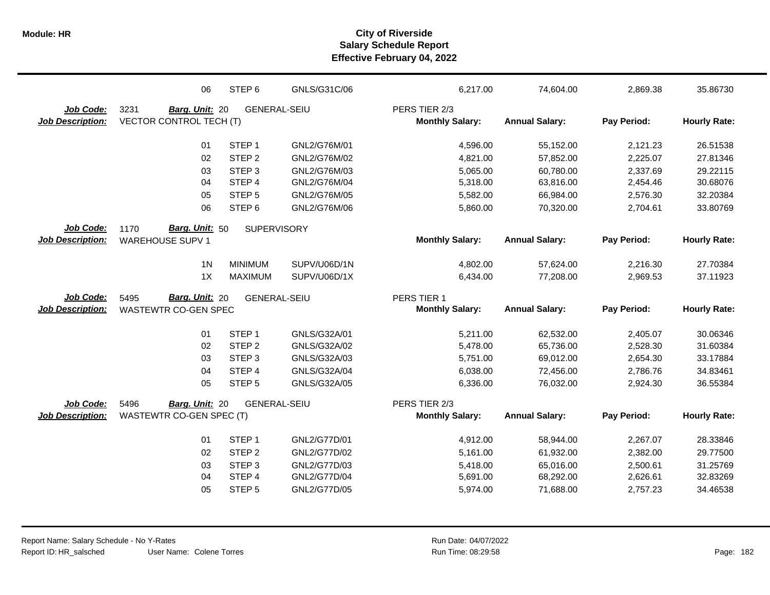# City of Riverside
## Salary Schedule Report
### Effective February 04, 2022

| | | | | Monthly Salary | Annual Salary | Pay Period | Hourly Rate |
|---|---|---|---|---|---|---|---|
| | 06 | STEP 6 | GNLS/G31C/06 | 6,217.00 | 74,604.00 | 2,869.38 | 35.86730 |

**Job Code:** 3231 **Barg. Unit:** 20 GENERAL-SEIU PERS TIER 2/3
**Job Description:** VECTOR CONTROL TECH (T)

| | | | Monthly Salary: | Annual Salary: | Pay Period: | Hourly Rate: |
|---|---|---|---|---|---|---|
| 01 | STEP 1 | GNL2/G76M/01 | 4,596.00 | 55,152.00 | 2,121.23 | 26.51538 |
| 02 | STEP 2 | GNL2/G76M/02 | 4,821.00 | 57,852.00 | 2,225.07 | 27.81346 |
| 03 | STEP 3 | GNL2/G76M/03 | 5,065.00 | 60,780.00 | 2,337.69 | 29.22115 |
| 04 | STEP 4 | GNL2/G76M/04 | 5,318.00 | 63,816.00 | 2,454.46 | 30.68076 |
| 05 | STEP 5 | GNL2/G76M/05 | 5,582.00 | 66,984.00 | 2,576.30 | 32.20384 |
| 06 | STEP 6 | GNL2/G76M/06 | 5,860.00 | 70,320.00 | 2,704.61 | 33.80769 |

**Job Code:** 1170 **Barg. Unit:** 50 SUPERVISORY
**Job Description:** WAREHOUSE SUPV 1

| | | | Monthly Salary: | Annual Salary: | Pay Period: | Hourly Rate: |
|---|---|---|---|---|---|---|
| 1N | MINIMUM | SUPV/U06D/1N | 4,802.00 | 57,624.00 | 2,216.30 | 27.70384 |
| 1X | MAXIMUM | SUPV/U06D/1X | 6,434.00 | 77,208.00 | 2,969.53 | 37.11923 |

**Job Code:** 5495 **Barg. Unit:** 20 GENERAL-SEIU PERS TIER 1
**Job Description:** WASTEWTR CO-GEN SPEC

| | | | Monthly Salary: | Annual Salary: | Pay Period: | Hourly Rate: |
|---|---|---|---|---|---|---|
| 01 | STEP 1 | GNLS/G32A/01 | 5,211.00 | 62,532.00 | 2,405.07 | 30.06346 |
| 02 | STEP 2 | GNLS/G32A/02 | 5,478.00 | 65,736.00 | 2,528.30 | 31.60384 |
| 03 | STEP 3 | GNLS/G32A/03 | 5,751.00 | 69,012.00 | 2,654.30 | 33.17884 |
| 04 | STEP 4 | GNLS/G32A/04 | 6,038.00 | 72,456.00 | 2,786.76 | 34.83461 |
| 05 | STEP 5 | GNLS/G32A/05 | 6,336.00 | 76,032.00 | 2,924.30 | 36.55384 |

**Job Code:** 5496 **Barg. Unit:** 20 GENERAL-SEIU PERS TIER 2/3
**Job Description:** WASTEWTR CO-GEN SPEC (T)

| | | | Monthly Salary: | Annual Salary: | Pay Period: | Hourly Rate: |
|---|---|---|---|---|---|---|
| 01 | STEP 1 | GNL2/G77D/01 | 4,912.00 | 58,944.00 | 2,267.07 | 28.33846 |
| 02 | STEP 2 | GNL2/G77D/02 | 5,161.00 | 61,932.00 | 2,382.00 | 29.77500 |
| 03 | STEP 3 | GNL2/G77D/03 | 5,418.00 | 65,016.00 | 2,500.61 | 31.25769 |
| 04 | STEP 4 | GNL2/G77D/04 | 5,691.00 | 68,292.00 | 2,626.61 | 32.83269 |
| 05 | STEP 5 | GNL2/G77D/05 | 5,974.00 | 71,688.00 | 2,757.23 | 34.46538 |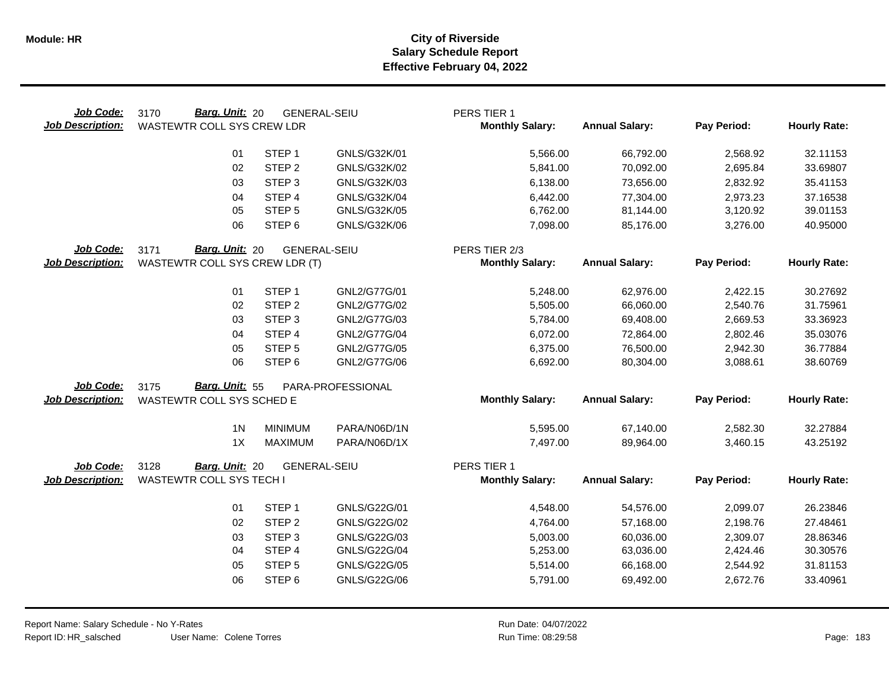**Module: HR**

# City of Riverside
## Salary Schedule Report
### Effective February 04, 2022

**Job Code:** 3170 **Barg. Unit:** 20 GENERAL-SEIU PERS TIER 1
**Job Description:** WASTEWTR COLL SYS CREW LDR

| Step | | Code | Monthly Salary | Annual Salary | Pay Period | Hourly Rate |
|---|---|---|---|---|---|---|
| 01 | STEP 1 | GNLS/G32K/01 | 5,566.00 | 66,792.00 | 2,568.92 | 32.11153 |
| 02 | STEP 2 | GNLS/G32K/02 | 5,841.00 | 70,092.00 | 2,695.84 | 33.69807 |
| 03 | STEP 3 | GNLS/G32K/03 | 6,138.00 | 73,656.00 | 2,832.92 | 35.41153 |
| 04 | STEP 4 | GNLS/G32K/04 | 6,442.00 | 77,304.00 | 2,973.23 | 37.16538 |
| 05 | STEP 5 | GNLS/G32K/05 | 6,762.00 | 81,144.00 | 3,120.92 | 39.01153 |
| 06 | STEP 6 | GNLS/G32K/06 | 7,098.00 | 85,176.00 | 3,276.00 | 40.95000 |

**Job Code:** 3171 **Barg. Unit:** 20 GENERAL-SEIU PERS TIER 2/3
**Job Description:** WASTEWTR COLL SYS CREW LDR (T)

| Step | | Code | Monthly Salary | Annual Salary | Pay Period | Hourly Rate |
|---|---|---|---|---|---|---|
| 01 | STEP 1 | GNL2/G77G/01 | 5,248.00 | 62,976.00 | 2,422.15 | 30.27692 |
| 02 | STEP 2 | GNL2/G77G/02 | 5,505.00 | 66,060.00 | 2,540.76 | 31.75961 |
| 03 | STEP 3 | GNL2/G77G/03 | 5,784.00 | 69,408.00 | 2,669.53 | 33.36923 |
| 04 | STEP 4 | GNL2/G77G/04 | 6,072.00 | 72,864.00 | 2,802.46 | 35.03076 |
| 05 | STEP 5 | GNL2/G77G/05 | 6,375.00 | 76,500.00 | 2,942.30 | 36.77884 |
| 06 | STEP 6 | GNL2/G77G/06 | 6,692.00 | 80,304.00 | 3,088.61 | 38.60769 |

**Job Code:** 3175 **Barg. Unit:** 55 PARA-PROFESSIONAL
**Job Description:** WASTEWTR COLL SYS SCHED E

| Step | | Code | Monthly Salary | Annual Salary | Pay Period | Hourly Rate |
|---|---|---|---|---|---|---|
| 1N | MINIMUM | PARA/N06D/1N | 5,595.00 | 67,140.00 | 2,582.30 | 32.27884 |
| 1X | MAXIMUM | PARA/N06D/1X | 7,497.00 | 89,964.00 | 3,460.15 | 43.25192 |

**Job Code:** 3128 **Barg. Unit:** 20 GENERAL-SEIU PERS TIER 1
**Job Description:** WASTEWTR COLL SYS TECH I

| Step | | Code | Monthly Salary | Annual Salary | Pay Period | Hourly Rate |
|---|---|---|---|---|---|---|
| 01 | STEP 1 | GNLS/G22G/01 | 4,548.00 | 54,576.00 | 2,099.07 | 26.23846 |
| 02 | STEP 2 | GNLS/G22G/02 | 4,764.00 | 57,168.00 | 2,198.76 | 27.48461 |
| 03 | STEP 3 | GNLS/G22G/03 | 5,003.00 | 60,036.00 | 2,309.07 | 28.86346 |
| 04 | STEP 4 | GNLS/G22G/04 | 5,253.00 | 63,036.00 | 2,424.46 | 30.30576 |
| 05 | STEP 5 | GNLS/G22G/05 | 5,514.00 | 66,168.00 | 2,544.92 | 31.81153 |
| 06 | STEP 6 | GNLS/G22G/06 | 5,791.00 | 69,492.00 | 2,672.76 | 33.40961 |

Report Name: Salary Schedule - No Y-Rates
Report ID: HR_salsched User Name: Colene Torres
Run Date: 04/07/2022
Run Time: 08:29:58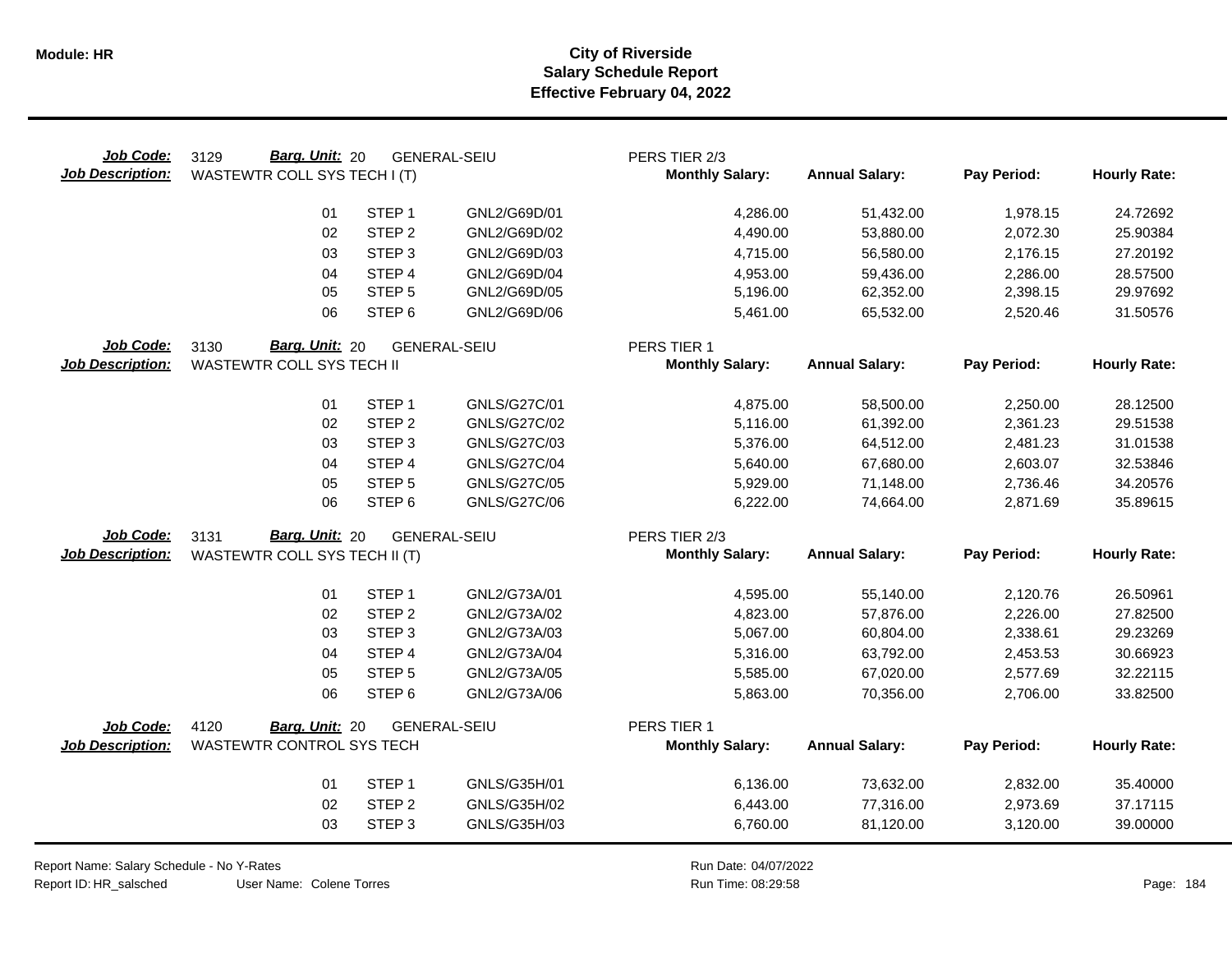**Module: HR**

# City of Riverside
## Salary Schedule Report
### Effective February 04, 2022

**Job Code:** 3129 **Barg. Unit:** 20 GENERAL-SEIU PERS TIER 2/3
**Job Description:** WASTEWTR COLL SYS TECH I (T)

| | | | Monthly Salary: | Annual Salary: | Pay Period: | Hourly Rate: |
|---|---|---|---|---|---|---|
| 01 | STEP 1 | GNL2/G69D/01 | 4,286.00 | 51,432.00 | 1,978.15 | 24.72692 |
| 02 | STEP 2 | GNL2/G69D/02 | 4,490.00 | 53,880.00 | 2,072.30 | 25.90384 |
| 03 | STEP 3 | GNL2/G69D/03 | 4,715.00 | 56,580.00 | 2,176.15 | 27.20192 |
| 04 | STEP 4 | GNL2/G69D/04 | 4,953.00 | 59,436.00 | 2,286.00 | 28.57500 |
| 05 | STEP 5 | GNL2/G69D/05 | 5,196.00 | 62,352.00 | 2,398.15 | 29.97692 |
| 06 | STEP 6 | GNL2/G69D/06 | 5,461.00 | 65,532.00 | 2,520.46 | 31.50576 |

**Job Code:** 3130 **Barg. Unit:** 20 GENERAL-SEIU PERS TIER 1
**Job Description:** WASTEWTR COLL SYS TECH II

| | | | Monthly Salary: | Annual Salary: | Pay Period: | Hourly Rate: |
|---|---|---|---|---|---|---|
| 01 | STEP 1 | GNLS/G27C/01 | 4,875.00 | 58,500.00 | 2,250.00 | 28.12500 |
| 02 | STEP 2 | GNLS/G27C/02 | 5,116.00 | 61,392.00 | 2,361.23 | 29.51538 |
| 03 | STEP 3 | GNLS/G27C/03 | 5,376.00 | 64,512.00 | 2,481.23 | 31.01538 |
| 04 | STEP 4 | GNLS/G27C/04 | 5,640.00 | 67,680.00 | 2,603.07 | 32.53846 |
| 05 | STEP 5 | GNLS/G27C/05 | 5,929.00 | 71,148.00 | 2,736.46 | 34.20576 |
| 06 | STEP 6 | GNLS/G27C/06 | 6,222.00 | 74,664.00 | 2,871.69 | 35.89615 |

**Job Code:** 3131 **Barg. Unit:** 20 GENERAL-SEIU PERS TIER 2/3
**Job Description:** WASTEWTR COLL SYS TECH II (T)

| | | | Monthly Salary: | Annual Salary: | Pay Period: | Hourly Rate: |
|---|---|---|---|---|---|---|
| 01 | STEP 1 | GNL2/G73A/01 | 4,595.00 | 55,140.00 | 2,120.76 | 26.50961 |
| 02 | STEP 2 | GNL2/G73A/02 | 4,823.00 | 57,876.00 | 2,226.00 | 27.82500 |
| 03 | STEP 3 | GNL2/G73A/03 | 5,067.00 | 60,804.00 | 2,338.61 | 29.23269 |
| 04 | STEP 4 | GNL2/G73A/04 | 5,316.00 | 63,792.00 | 2,453.53 | 30.66923 |
| 05 | STEP 5 | GNL2/G73A/05 | 5,585.00 | 67,020.00 | 2,577.69 | 32.22115 |
| 06 | STEP 6 | GNL2/G73A/06 | 5,863.00 | 70,356.00 | 2,706.00 | 33.82500 |

**Job Code:** 4120 **Barg. Unit:** 20 GENERAL-SEIU PERS TIER 1
**Job Description:** WASTEWTR CONTROL SYS TECH

| | | | Monthly Salary: | Annual Salary: | Pay Period: | Hourly Rate: |
|---|---|---|---|---|---|---|
| 01 | STEP 1 | GNLS/G35H/01 | 6,136.00 | 73,632.00 | 2,832.00 | 35.40000 |
| 02 | STEP 2 | GNLS/G35H/02 | 6,443.00 | 77,316.00 | 2,973.69 | 37.17115 |
| 03 | STEP 3 | GNLS/G35H/03 | 6,760.00 | 81,120.00 | 3,120.00 | 39.00000 |

Report Name: Salary Schedule - No Y-Rates
Report ID: HR_salsched User Name: Colene Torres
Run Date: 04/07/2022
Run Time: 08:29:58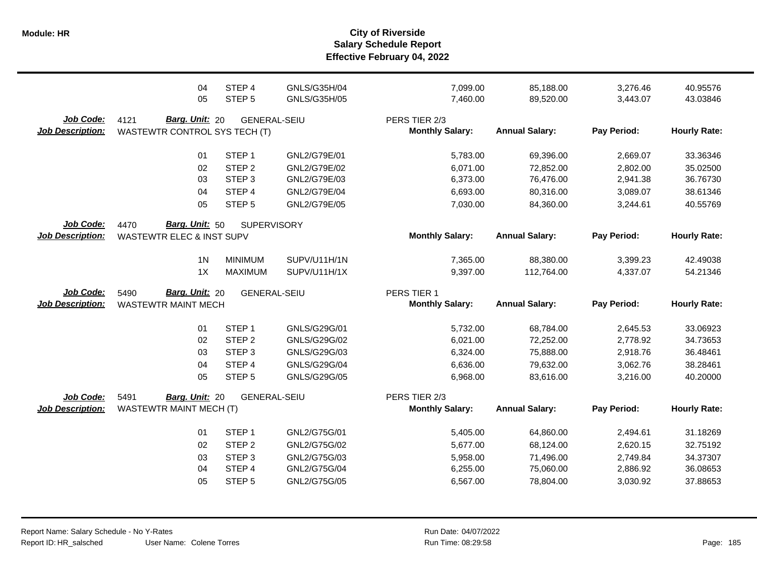| | | | | | | | |
|---|---|---|---|---|---|---|---|
| 04 | STEP 4 | GNLS/G35H/04 | | 7,099.00 | 85,188.00 | 3,276.46 | 40.95576 |
| 05 | STEP 5 | GNLS/G35H/05 | | 7,460.00 | 89,520.00 | 3,443.07 | 43.03846 |

**Job Code:** 4121 **Barg. Unit:** 20 GENERAL-SEIU PERS TIER 2/3
**Job Description:** WASTEWTR CONTROL SYS TECH (T)

| | | | Monthly Salary: | Annual Salary: | Pay Period: | Hourly Rate: |
|---|---|---|---|---|---|---|
| 01 | STEP 1 | GNL2/G79E/01 | 5,783.00 | 69,396.00 | 2,669.07 | 33.36346 |
| 02 | STEP 2 | GNL2/G79E/02 | 6,071.00 | 72,852.00 | 2,802.00 | 35.02500 |
| 03 | STEP 3 | GNL2/G79E/03 | 6,373.00 | 76,476.00 | 2,941.38 | 36.76730 |
| 04 | STEP 4 | GNL2/G79E/04 | 6,693.00 | 80,316.00 | 3,089.07 | 38.61346 |
| 05 | STEP 5 | GNL2/G79E/05 | 7,030.00 | 84,360.00 | 3,244.61 | 40.55769 |

**Job Code:** 4470 **Barg. Unit:** 50 SUPERVISORY
**Job Description:** WASTEWTR ELEC & INST SUPV

| | | | Monthly Salary: | Annual Salary: | Pay Period: | Hourly Rate: |
|---|---|---|---|---|---|---|
| 1N | MINIMUM | SUPV/U11H/1N | 7,365.00 | 88,380.00 | 3,399.23 | 42.49038 |
| 1X | MAXIMUM | SUPV/U11H/1X | 9,397.00 | 112,764.00 | 4,337.07 | 54.21346 |

**Job Code:** 5490 **Barg. Unit:** 20 GENERAL-SEIU PERS TIER 1
**Job Description:** WASTEWTR MAINT MECH

| | | | Monthly Salary: | Annual Salary: | Pay Period: | Hourly Rate: |
|---|---|---|---|---|---|---|
| 01 | STEP 1 | GNLS/G29G/01 | 5,732.00 | 68,784.00 | 2,645.53 | 33.06923 |
| 02 | STEP 2 | GNLS/G29G/02 | 6,021.00 | 72,252.00 | 2,778.92 | 34.73653 |
| 03 | STEP 3 | GNLS/G29G/03 | 6,324.00 | 75,888.00 | 2,918.76 | 36.48461 |
| 04 | STEP 4 | GNLS/G29G/04 | 6,636.00 | 79,632.00 | 3,062.76 | 38.28461 |
| 05 | STEP 5 | GNLS/G29G/05 | 6,968.00 | 83,616.00 | 3,216.00 | 40.20000 |

**Job Code:** 5491 **Barg. Unit:** 20 GENERAL-SEIU PERS TIER 2/3
**Job Description:** WASTEWTR MAINT MECH (T)

| | | | Monthly Salary: | Annual Salary: | Pay Period: | Hourly Rate: |
|---|---|---|---|---|---|---|
| 01 | STEP 1 | GNL2/G75G/01 | 5,405.00 | 64,860.00 | 2,494.61 | 31.18269 |
| 02 | STEP 2 | GNL2/G75G/02 | 5,677.00 | 68,124.00 | 2,620.15 | 32.75192 |
| 03 | STEP 3 | GNL2/G75G/03 | 5,958.00 | 71,496.00 | 2,749.84 | 34.37307 |
| 04 | STEP 4 | GNL2/G75G/04 | 6,255.00 | 75,060.00 | 2,886.92 | 36.08653 |
| 05 | STEP 5 | GNL2/G75G/05 | 6,567.00 | 78,804.00 | 3,030.92 | 37.88653 |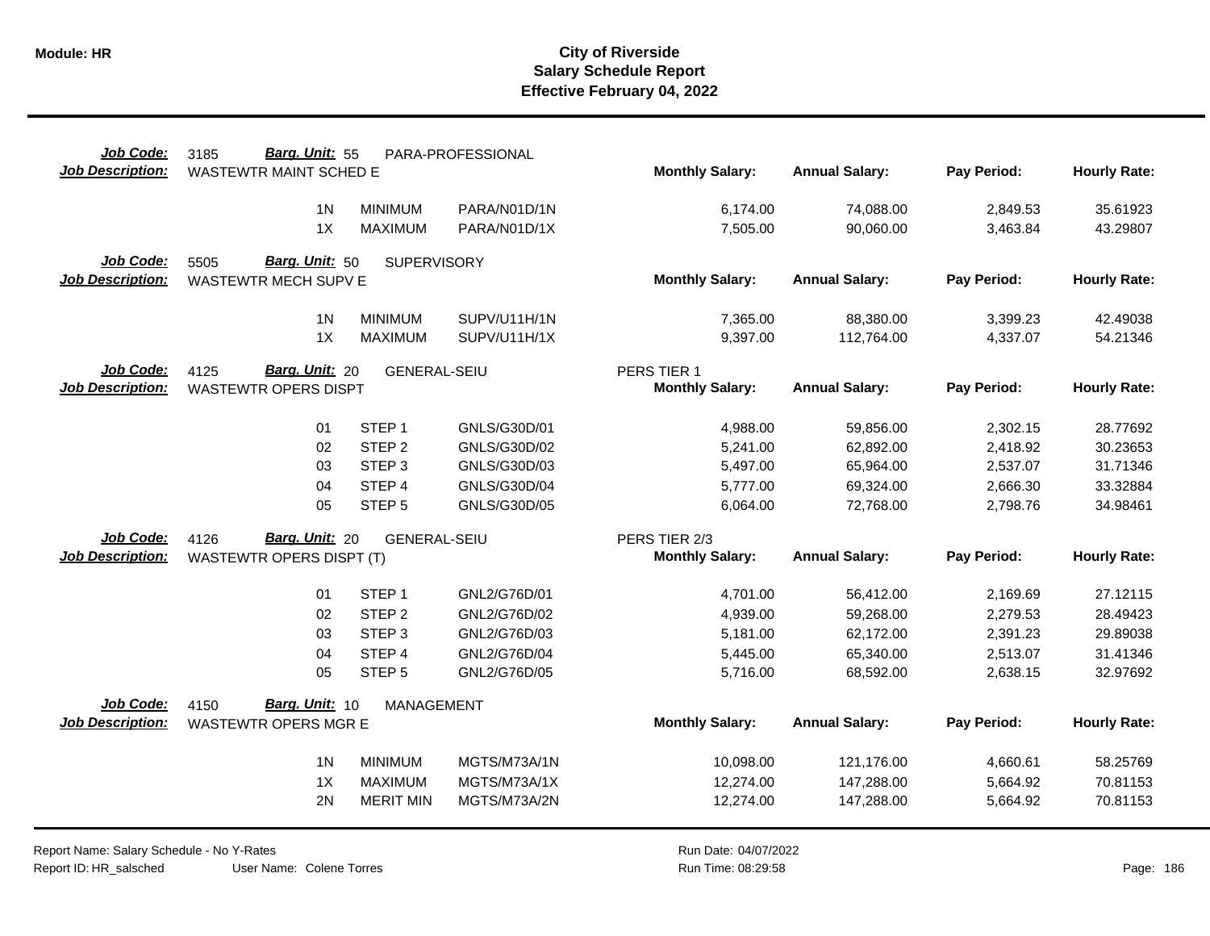| Job Code: | 3185 | Barg. Unit: 55 | PARA-PROFESSIONAL | | | | |
|---|---|---|---|---|---|---|---|
| **Job Description:** | WASTEWTR MAINT SCHED E | | | **Monthly Salary:** | **Annual Salary:** | **Pay Period:** | **Hourly Rate:** |
| | 1N | MINIMUM | PARA/N01D/1N | 6,174.00 | 74,088.00 | 2,849.53 | 35.61923 |
| | 1X | MAXIMUM | PARA/N01D/1X | 7,505.00 | 90,060.00 | 3,463.84 | 43.29807 |

| Job Code: | 5505 | Barg. Unit: 50 | SUPERVISORY | | | | |
|---|---|---|---|---|---|---|---|
| **Job Description:** | WASTEWTR MECH SUPV E | | | **Monthly Salary:** | **Annual Salary:** | **Pay Period:** | **Hourly Rate:** |
| | 1N | MINIMUM | SUPV/U11H/1N | 7,365.00 | 88,380.00 | 3,399.23 | 42.49038 |
| | 1X | MAXIMUM | SUPV/U11H/1X | 9,397.00 | 112,764.00 | 4,337.07 | 54.21346 |

| Job Code: | 4125 | Barg. Unit: 20 | GENERAL-SEIU | PERS TIER 1 | | | |
|---|---|---|---|---|---|---|---|
| **Job Description:** | WASTEWTR OPERS DISPT | | | **Monthly Salary:** | **Annual Salary:** | **Pay Period:** | **Hourly Rate:** |
| | 01 | STEP 1 | GNLS/G30D/01 | 4,988.00 | 59,856.00 | 2,302.15 | 28.77692 |
| | 02 | STEP 2 | GNLS/G30D/02 | 5,241.00 | 62,892.00 | 2,418.92 | 30.23653 |
| | 03 | STEP 3 | GNLS/G30D/03 | 5,497.00 | 65,964.00 | 2,537.07 | 31.71346 |
| | 04 | STEP 4 | GNLS/G30D/04 | 5,777.00 | 69,324.00 | 2,666.30 | 33.32884 |
| | 05 | STEP 5 | GNLS/G30D/05 | 6,064.00 | 72,768.00 | 2,798.76 | 34.98461 |

| Job Code: | 4126 | Barg. Unit: 20 | GENERAL-SEIU | PERS TIER 2/3 | | | |
|---|---|---|---|---|---|---|---|
| **Job Description:** | WASTEWTR OPERS DISPT (T) | | | **Monthly Salary:** | **Annual Salary:** | **Pay Period:** | **Hourly Rate:** |
| | 01 | STEP 1 | GNL2/G76D/01 | 4,701.00 | 56,412.00 | 2,169.69 | 27.12115 |
| | 02 | STEP 2 | GNL2/G76D/02 | 4,939.00 | 59,268.00 | 2,279.53 | 28.49423 |
| | 03 | STEP 3 | GNL2/G76D/03 | 5,181.00 | 62,172.00 | 2,391.23 | 29.89038 |
| | 04 | STEP 4 | GNL2/G76D/04 | 5,445.00 | 65,340.00 | 2,513.07 | 31.41346 |
| | 05 | STEP 5 | GNL2/G76D/05 | 5,716.00 | 68,592.00 | 2,638.15 | 32.97692 |

| Job Code: | 4150 | Barg. Unit: 10 | MANAGEMENT | | | | |
|---|---|---|---|---|---|---|---|
| **Job Description:** | WASTEWTR OPERS MGR E | | | **Monthly Salary:** | **Annual Salary:** | **Pay Period:** | **Hourly Rate:** |
| | 1N | MINIMUM | MGTS/M73A/1N | 10,098.00 | 121,176.00 | 4,660.61 | 58.25769 |
| | 1X | MAXIMUM | MGTS/M73A/1X | 12,274.00 | 147,288.00 | 5,664.92 | 70.81153 |
| | 2N | MERIT MIN | MGTS/M73A/2N | 12,274.00 | 147,288.00 | 5,664.92 | 70.81153 |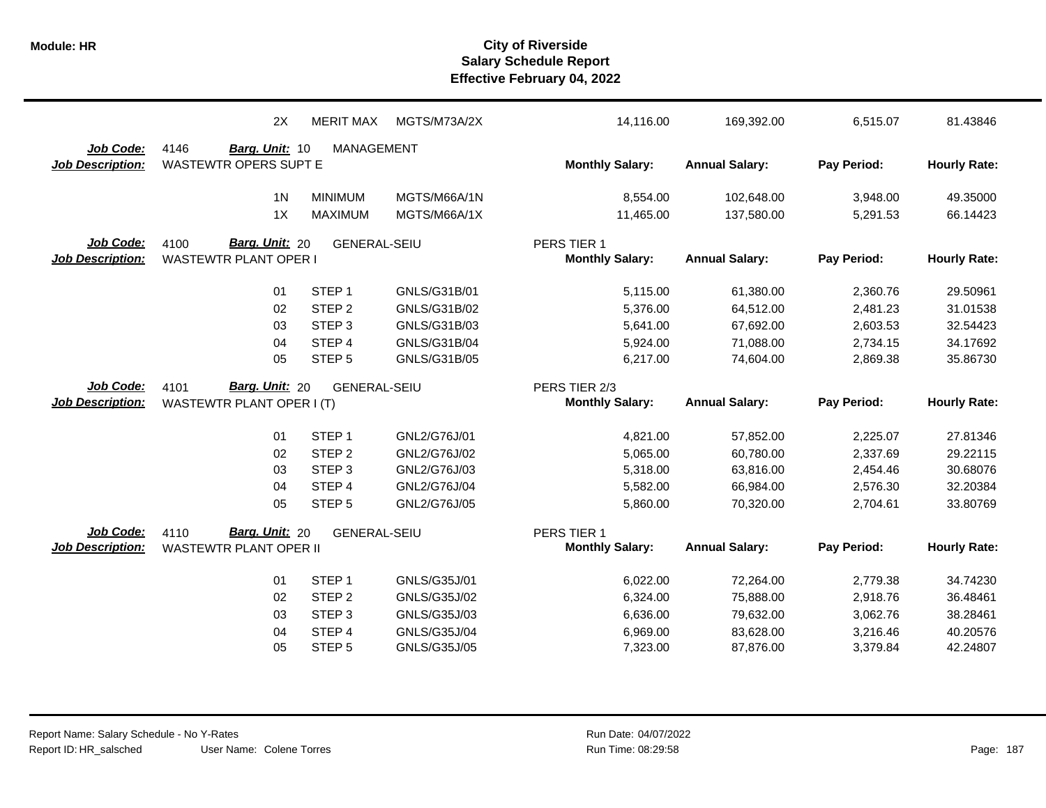| | | | | | | | | |
|---|---|---|---|---|---|---|---|---|
| | 2X | MERIT MAX | MGTS/M73A/2X | | 14,116.00 | 169,392.00 | 6,515.07 | 81.43846 |

**Job Code:** 4146 **Barg. Unit:** 10 MANAGEMENT
**Job Description:** WASTEWTR OPERS SUPT E

| | | | Monthly Salary: | Annual Salary: | Pay Period: | Hourly Rate: |
|---|---|---|---|---|---|---|
| 1N | MINIMUM | MGTS/M66A/1N | 8,554.00 | 102,648.00 | 3,948.00 | 49.35000 |
| 1X | MAXIMUM | MGTS/M66A/1X | 11,465.00 | 137,580.00 | 5,291.53 | 66.14423 |

**Job Code:** 4100 **Barg. Unit:** 20 GENERAL-SEIU PERS TIER 1
**Job Description:** WASTEWTR PLANT OPER I

| | | | Monthly Salary: | Annual Salary: | Pay Period: | Hourly Rate: |
|---|---|---|---|---|---|---|
| 01 | STEP 1 | GNLS/G31B/01 | 5,115.00 | 61,380.00 | 2,360.76 | 29.50961 |
| 02 | STEP 2 | GNLS/G31B/02 | 5,376.00 | 64,512.00 | 2,481.23 | 31.01538 |
| 03 | STEP 3 | GNLS/G31B/03 | 5,641.00 | 67,692.00 | 2,603.53 | 32.54423 |
| 04 | STEP 4 | GNLS/G31B/04 | 5,924.00 | 71,088.00 | 2,734.15 | 34.17692 |
| 05 | STEP 5 | GNLS/G31B/05 | 6,217.00 | 74,604.00 | 2,869.38 | 35.86730 |

**Job Code:** 4101 **Barg. Unit:** 20 GENERAL-SEIU PERS TIER 2/3
**Job Description:** WASTEWTR PLANT OPER I (T)

| | | | Monthly Salary: | Annual Salary: | Pay Period: | Hourly Rate: |
|---|---|---|---|---|---|---|
| 01 | STEP 1 | GNL2/G76J/01 | 4,821.00 | 57,852.00 | 2,225.07 | 27.81346 |
| 02 | STEP 2 | GNL2/G76J/02 | 5,065.00 | 60,780.00 | 2,337.69 | 29.22115 |
| 03 | STEP 3 | GNL2/G76J/03 | 5,318.00 | 63,816.00 | 2,454.46 | 30.68076 |
| 04 | STEP 4 | GNL2/G76J/04 | 5,582.00 | 66,984.00 | 2,576.30 | 32.20384 |
| 05 | STEP 5 | GNL2/G76J/05 | 5,860.00 | 70,320.00 | 2,704.61 | 33.80769 |

**Job Code:** 4110 **Barg. Unit:** 20 GENERAL-SEIU PERS TIER 1
**Job Description:** WASTEWTR PLANT OPER II

| | | | Monthly Salary: | Annual Salary: | Pay Period: | Hourly Rate: |
|---|---|---|---|---|---|---|
| 01 | STEP 1 | GNLS/G35J/01 | 6,022.00 | 72,264.00 | 2,779.38 | 34.74230 |
| 02 | STEP 2 | GNLS/G35J/02 | 6,324.00 | 75,888.00 | 2,918.76 | 36.48461 |
| 03 | STEP 3 | GNLS/G35J/03 | 6,636.00 | 79,632.00 | 3,062.76 | 38.28461 |
| 04 | STEP 4 | GNLS/G35J/04 | 6,969.00 | 83,628.00 | 3,216.46 | 40.20576 |
| 05 | STEP 5 | GNLS/G35J/05 | 7,323.00 | 87,876.00 | 3,379.84 | 42.24807 |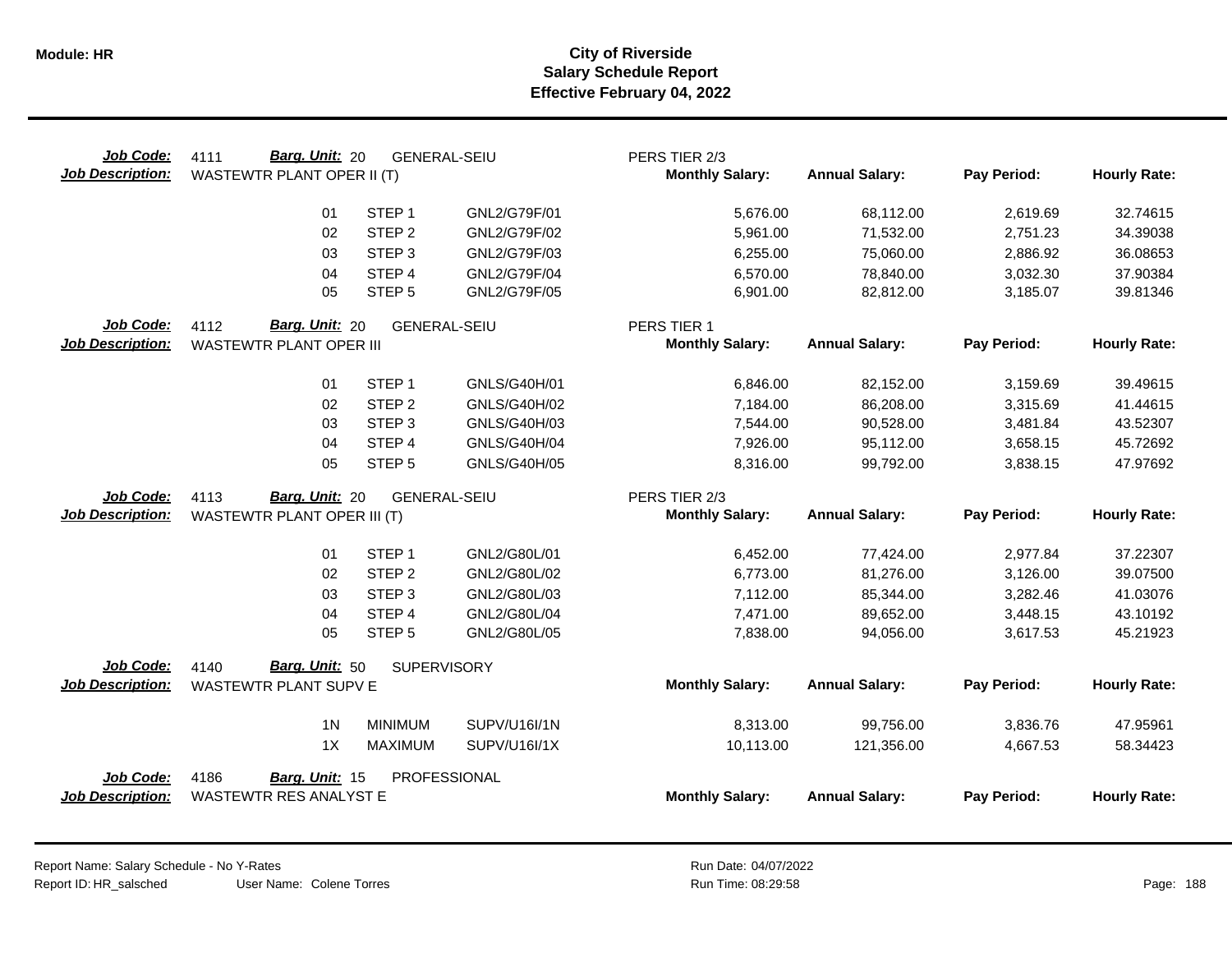# City of Riverside
## Salary Schedule Report
### Effective February 04, 2022

**Job Code:** 4111 **Barg. Unit:** 20 GENERAL-SEIU — PERS TIER 2/3
**Job Description:** WASTEWTR PLANT OPER II (T)

| | | | Monthly Salary: | Annual Salary: | Pay Period: | Hourly Rate: |
|---|---|---|---|---|---|---|
| 01 | STEP 1 | GNL2/G79F/01 | 5,676.00 | 68,112.00 | 2,619.69 | 32.74615 |
| 02 | STEP 2 | GNL2/G79F/02 | 5,961.00 | 71,532.00 | 2,751.23 | 34.39038 |
| 03 | STEP 3 | GNL2/G79F/03 | 6,255.00 | 75,060.00 | 2,886.92 | 36.08653 |
| 04 | STEP 4 | GNL2/G79F/04 | 6,570.00 | 78,840.00 | 3,032.30 | 37.90384 |
| 05 | STEP 5 | GNL2/G79F/05 | 6,901.00 | 82,812.00 | 3,185.07 | 39.81346 |

**Job Code:** 4112 **Barg. Unit:** 20 GENERAL-SEIU — PERS TIER 1
**Job Description:** WASTEWTR PLANT OPER III

| | | | Monthly Salary: | Annual Salary: | Pay Period: | Hourly Rate: |
|---|---|---|---|---|---|---|
| 01 | STEP 1 | GNLS/G40H/01 | 6,846.00 | 82,152.00 | 3,159.69 | 39.49615 |
| 02 | STEP 2 | GNLS/G40H/02 | 7,184.00 | 86,208.00 | 3,315.69 | 41.44615 |
| 03 | STEP 3 | GNLS/G40H/03 | 7,544.00 | 90,528.00 | 3,481.84 | 43.52307 |
| 04 | STEP 4 | GNLS/G40H/04 | 7,926.00 | 95,112.00 | 3,658.15 | 45.72692 |
| 05 | STEP 5 | GNLS/G40H/05 | 8,316.00 | 99,792.00 | 3,838.15 | 47.97692 |

**Job Code:** 4113 **Barg. Unit:** 20 GENERAL-SEIU — PERS TIER 2/3
**Job Description:** WASTEWTR PLANT OPER III (T)

| | | | Monthly Salary: | Annual Salary: | Pay Period: | Hourly Rate: |
|---|---|---|---|---|---|---|
| 01 | STEP 1 | GNL2/G80L/01 | 6,452.00 | 77,424.00 | 2,977.84 | 37.22307 |
| 02 | STEP 2 | GNL2/G80L/02 | 6,773.00 | 81,276.00 | 3,126.00 | 39.07500 |
| 03 | STEP 3 | GNL2/G80L/03 | 7,112.00 | 85,344.00 | 3,282.46 | 41.03076 |
| 04 | STEP 4 | GNL2/G80L/04 | 7,471.00 | 89,652.00 | 3,448.15 | 43.10192 |
| 05 | STEP 5 | GNL2/G80L/05 | 7,838.00 | 94,056.00 | 3,617.53 | 45.21923 |

**Job Code:** 4140 **Barg. Unit:** 50 SUPERVISORY
**Job Description:** WASTEWTR PLANT SUPV E

| | | | Monthly Salary: | Annual Salary: | Pay Period: | Hourly Rate: |
|---|---|---|---|---|---|---|
| 1N | MINIMUM | SUPV/U16I/1N | 8,313.00 | 99,756.00 | 3,836.76 | 47.95961 |
| 1X | MAXIMUM | SUPV/U16I/1X | 10,113.00 | 121,356.00 | 4,667.53 | 58.34423 |

**Job Code:** 4186 **Barg. Unit:** 15 PROFESSIONAL
**Job Description:** WASTEWTR RES ANALYST E

| | | | Monthly Salary: | Annual Salary: | Pay Period: | Hourly Rate: |
|---|---|---|---|---|---|---|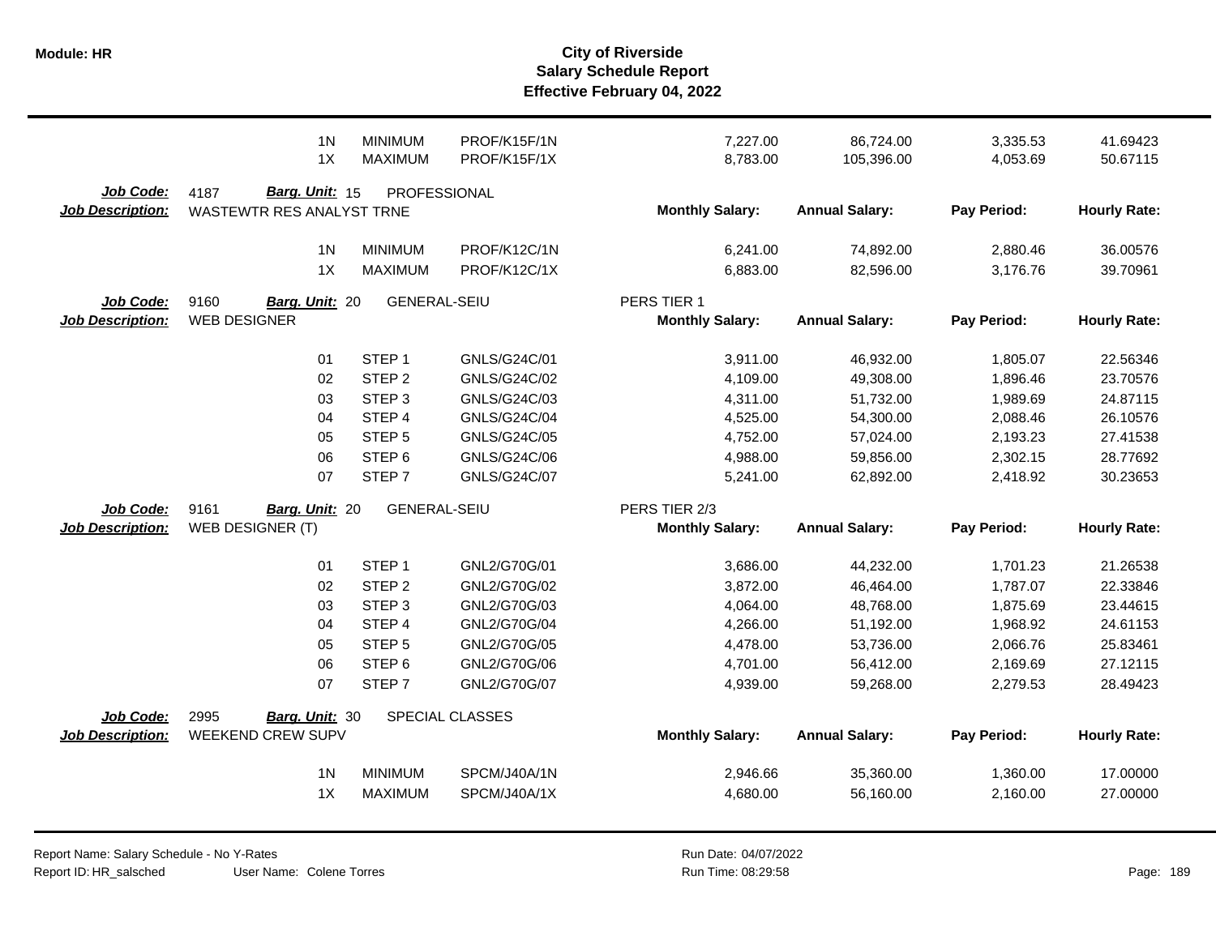| | | | | | | | |
|---|---|---|---|---|---|---|---|
| 1N | MINIMUM | PROF/K15F/1N | | 7,227.00 | 86,724.00 | 3,335.53 | 41.69423 |
| 1X | MAXIMUM | PROF/K15F/1X | | 8,783.00 | 105,396.00 | 4,053.69 | 50.67115 |

**Job Code:** 4187 **Barg. Unit:** 15 PROFESSIONAL
**Job Description:** WASTEWTR RES ANALYST TRNE

| | | | Monthly Salary: | Annual Salary: | Pay Period: | Hourly Rate: |
|---|---|---|---|---|---|---|
| 1N | MINIMUM | PROF/K12C/1N | 6,241.00 | 74,892.00 | 2,880.46 | 36.00576 |
| 1X | MAXIMUM | PROF/K12C/1X | 6,883.00 | 82,596.00 | 3,176.76 | 39.70961 |

**Job Code:** 9160 **Barg. Unit:** 20 GENERAL-SEIU PERS TIER 1
**Job Description:** WEB DESIGNER

| | | | Monthly Salary: | Annual Salary: | Pay Period: | Hourly Rate: |
|---|---|---|---|---|---|---|
| 01 | STEP 1 | GNLS/G24C/01 | 3,911.00 | 46,932.00 | 1,805.07 | 22.56346 |
| 02 | STEP 2 | GNLS/G24C/02 | 4,109.00 | 49,308.00 | 1,896.46 | 23.70576 |
| 03 | STEP 3 | GNLS/G24C/03 | 4,311.00 | 51,732.00 | 1,989.69 | 24.87115 |
| 04 | STEP 4 | GNLS/G24C/04 | 4,525.00 | 54,300.00 | 2,088.46 | 26.10576 |
| 05 | STEP 5 | GNLS/G24C/05 | 4,752.00 | 57,024.00 | 2,193.23 | 27.41538 |
| 06 | STEP 6 | GNLS/G24C/06 | 4,988.00 | 59,856.00 | 2,302.15 | 28.77692 |
| 07 | STEP 7 | GNLS/G24C/07 | 5,241.00 | 62,892.00 | 2,418.92 | 30.23653 |

**Job Code:** 9161 **Barg. Unit:** 20 GENERAL-SEIU PERS TIER 2/3
**Job Description:** WEB DESIGNER (T)

| | | | Monthly Salary: | Annual Salary: | Pay Period: | Hourly Rate: |
|---|---|---|---|---|---|---|
| 01 | STEP 1 | GNL2/G70G/01 | 3,686.00 | 44,232.00 | 1,701.23 | 21.26538 |
| 02 | STEP 2 | GNL2/G70G/02 | 3,872.00 | 46,464.00 | 1,787.07 | 22.33846 |
| 03 | STEP 3 | GNL2/G70G/03 | 4,064.00 | 48,768.00 | 1,875.69 | 23.44615 |
| 04 | STEP 4 | GNL2/G70G/04 | 4,266.00 | 51,192.00 | 1,968.92 | 24.61153 |
| 05 | STEP 5 | GNL2/G70G/05 | 4,478.00 | 53,736.00 | 2,066.76 | 25.83461 |
| 06 | STEP 6 | GNL2/G70G/06 | 4,701.00 | 56,412.00 | 2,169.69 | 27.12115 |
| 07 | STEP 7 | GNL2/G70G/07 | 4,939.00 | 59,268.00 | 2,279.53 | 28.49423 |

**Job Code:** 2995 **Barg. Unit:** 30 SPECIAL CLASSES
**Job Description:** WEEKEND CREW SUPV

| | | | Monthly Salary: | Annual Salary: | Pay Period: | Hourly Rate: |
|---|---|---|---|---|---|---|
| 1N | MINIMUM | SPCM/J40A/1N | 2,946.66 | 35,360.00 | 1,360.00 | 17.00000 |
| 1X | MAXIMUM | SPCM/J40A/1X | 4,680.00 | 56,160.00 | 2,160.00 | 27.00000 |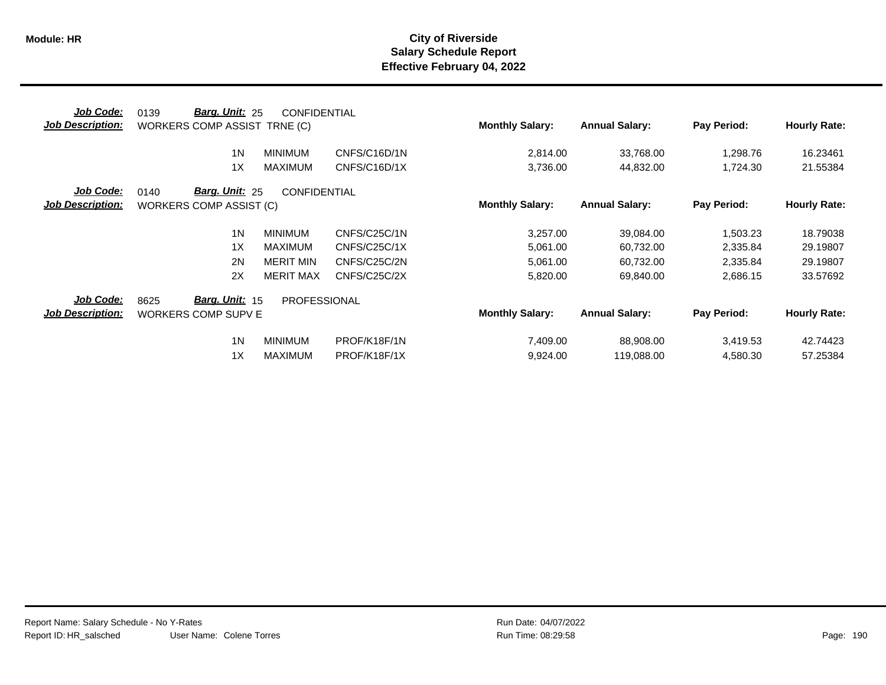| Job Code: | 0139 | Barg. Unit: 25 | CONFIDENTIAL | | | | |
|---|---|---|---|---|---|---|---|
| Job Description: | WORKERS COMP ASSIST TRNE (C) | | | Monthly Salary: | Annual Salary: | Pay Period: | Hourly Rate: |
| | 1N | MINIMUM | CNFS/C16D/1N | 2,814.00 | 33,768.00 | 1,298.76 | 16.23461 |
| | 1X | MAXIMUM | CNFS/C16D/1X | 3,736.00 | 44,832.00 | 1,724.30 | 21.55384 |

| Job Code: | 0140 | Barg. Unit: 25 | CONFIDENTIAL | | | | |
|---|---|---|---|---|---|---|---|
| Job Description: | WORKERS COMP ASSIST (C) | | | Monthly Salary: | Annual Salary: | Pay Period: | Hourly Rate: |
| | 1N | MINIMUM | CNFS/C25C/1N | 3,257.00 | 39,084.00 | 1,503.23 | 18.79038 |
| | 1X | MAXIMUM | CNFS/C25C/1X | 5,061.00 | 60,732.00 | 2,335.84 | 29.19807 |
| | 2N | MERIT MIN | CNFS/C25C/2N | 5,061.00 | 60,732.00 | 2,335.84 | 29.19807 |
| | 2X | MERIT MAX | CNFS/C25C/2X | 5,820.00 | 69,840.00 | 2,686.15 | 33.57692 |

| Job Code: | 8625 | Barg. Unit: 15 | PROFESSIONAL | | | | |
|---|---|---|---|---|---|---|---|
| Job Description: | WORKERS COMP SUPV E | | | Monthly Salary: | Annual Salary: | Pay Period: | Hourly Rate: |
| | 1N | MINIMUM | PROF/K18F/1N | 7,409.00 | 88,908.00 | 3,419.53 | 42.74423 |
| | 1X | MAXIMUM | PROF/K18F/1X | 9,924.00 | 119,088.00 | 4,580.30 | 57.25384 |